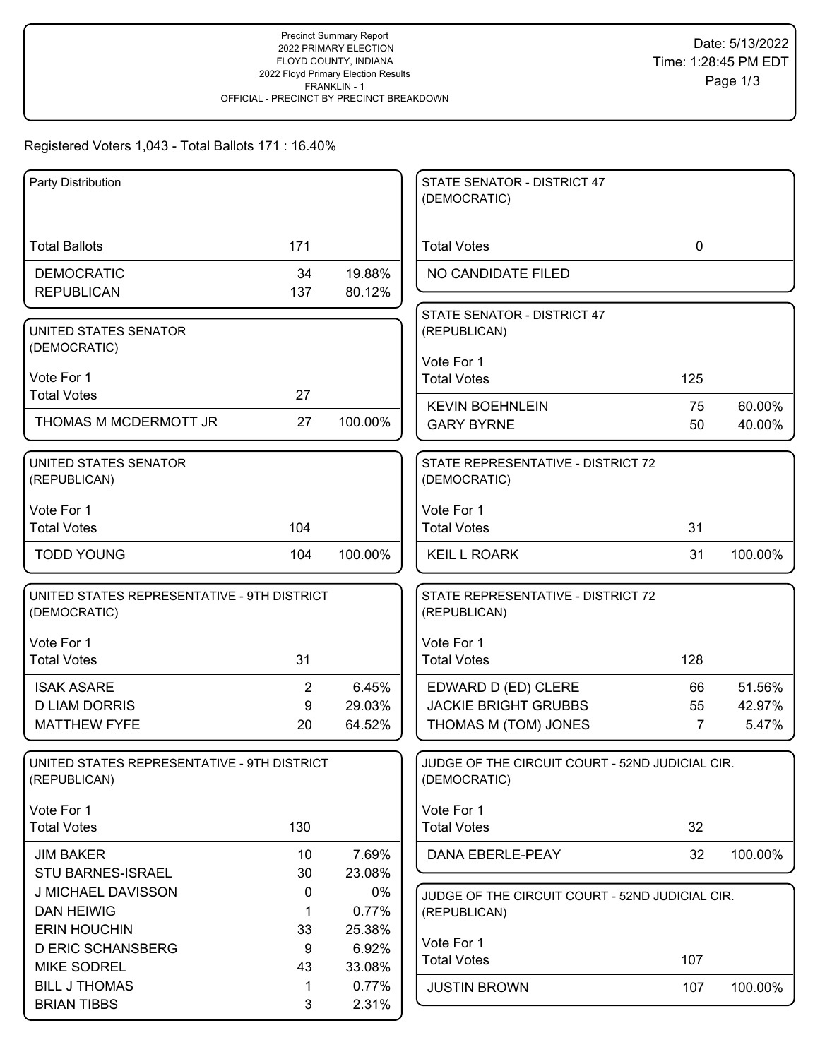Precinct Summary Report
2022 PRIMARY ELECTION
FLOYD COUNTY, INDIANA
2022 Floyd Primary Election Results
FRANKLIN - 1
OFFICIAL - PRECINCT BY PRECINCT BREAKDOWN

Date: 5/13/2022
Time: 1:28:45 PM EDT

Registered Voters 1,043 - Total Ballots 171 : 16.40%

### Party Distribution

| | | |
|---|---|---|
| Total Ballots | 171 | |
| DEMOCRATIC | 34 | 19.88% |
| REPUBLICAN | 137 | 80.12% |

### UNITED STATES SENATOR (DEMOCRATIC)

Vote For 1

| | | |
|---|---|---|
| Total Votes | 27 | |
| THOMAS M MCDERMOTT JR | 27 | 100.00% |

### UNITED STATES SENATOR (REPUBLICAN)

Vote For 1

| | | |
|---|---|---|
| Total Votes | 104 | |
| TODD YOUNG | 104 | 100.00% |

### UNITED STATES REPRESENTATIVE - 9TH DISTRICT (DEMOCRATIC)

Vote For 1

| | | |
|---|---|---|
| Total Votes | 31 | |
| ISAK ASARE | 2 | 6.45% |
| D LIAM DORRIS | 9 | 29.03% |
| MATTHEW FYFE | 20 | 64.52% |

### UNITED STATES REPRESENTATIVE - 9TH DISTRICT (REPUBLICAN)

Vote For 1

| | | |
|---|---|---|
| Total Votes | 130 | |
| JIM BAKER | 10 | 7.69% |
| STU BARNES-ISRAEL | 30 | 23.08% |
| J MICHAEL DAVISSON | 0 | 0% |
| DAN HEIWIG | 1 | 0.77% |
| ERIN HOUCHIN | 33 | 25.38% |
| D ERIC SCHANSBERG | 9 | 6.92% |
| MIKE SODREL | 43 | 33.08% |
| BILL J THOMAS | 1 | 0.77% |
| BRIAN TIBBS | 3 | 2.31% |

### STATE SENATOR - DISTRICT 47 (DEMOCRATIC)

| | | |
|---|---|---|
| Total Votes | 0 | |
| NO CANDIDATE FILED | | |

### STATE SENATOR - DISTRICT 47 (REPUBLICAN)

Vote For 1

| | | |
|---|---|---|
| Total Votes | 125 | |
| KEVIN BOEHNLEIN | 75 | 60.00% |
| GARY BYRNE | 50 | 40.00% |

### STATE REPRESENTATIVE - DISTRICT 72 (DEMOCRATIC)

Vote For 1

| | | |
|---|---|---|
| Total Votes | 31 | |
| KEIL L ROARK | 31 | 100.00% |

### STATE REPRESENTATIVE - DISTRICT 72 (REPUBLICAN)

Vote For 1

| | | |
|---|---|---|
| Total Votes | 128 | |
| EDWARD D (ED) CLERE | 66 | 51.56% |
| JACKIE BRIGHT GRUBBS | 55 | 42.97% |
| THOMAS M (TOM) JONES | 7 | 5.47% |

### JUDGE OF THE CIRCUIT COURT - 52ND JUDICIAL CIR. (DEMOCRATIC)

Vote For 1

| | | |
|---|---|---|
| Total Votes | 32 | |
| DANA EBERLE-PEAY | 32 | 100.00% |

### JUDGE OF THE CIRCUIT COURT - 52ND JUDICIAL CIR. (REPUBLICAN)

Vote For 1

| | | |
|---|---|---|
| Total Votes | 107 | |
| JUSTIN BROWN | 107 | 100.00% |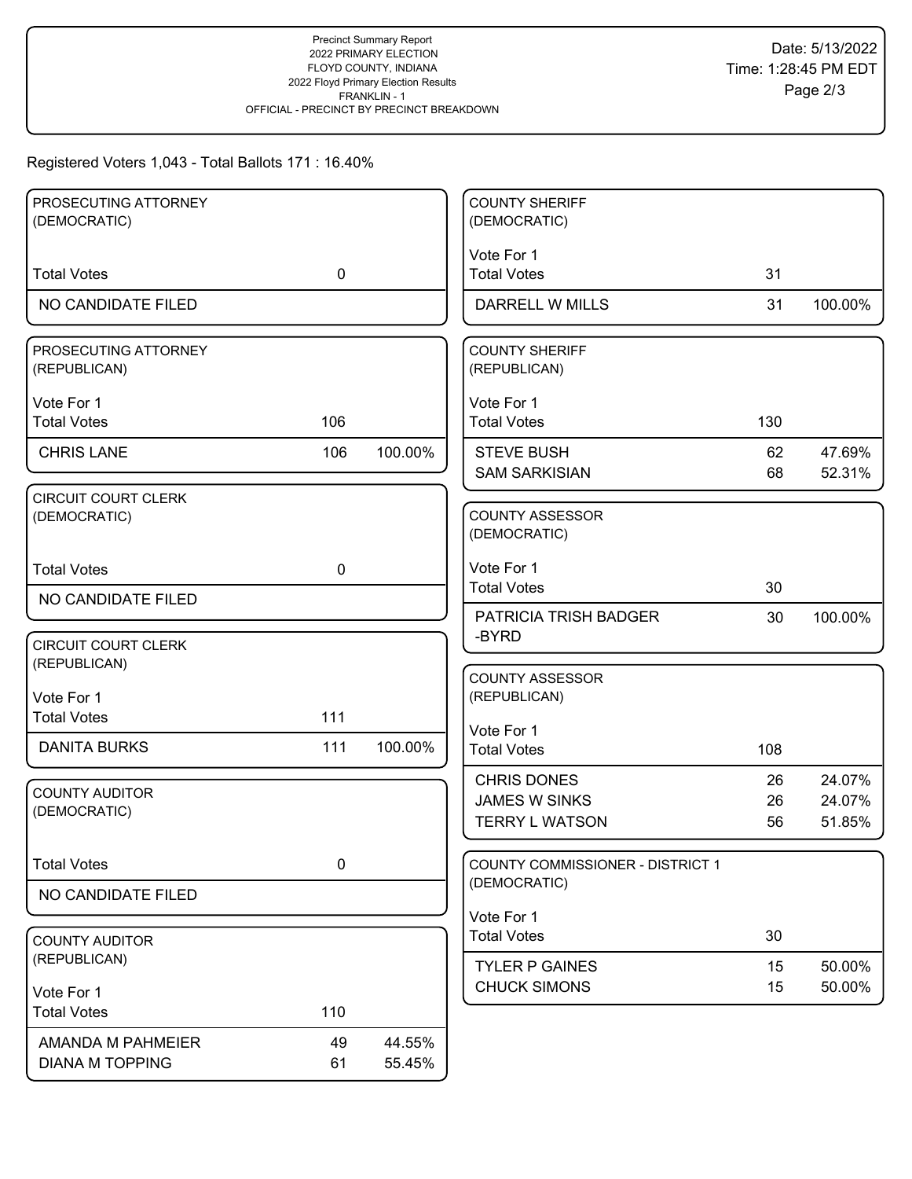Precinct Summary Report
2022 PRIMARY ELECTION
FLOYD COUNTY, INDIANA
2022 Floyd Primary Election Results
FRANKLIN - 1
OFFICIAL - PRECINCT BY PRECINCT BREAKDOWN

Date: 5/13/2022
Time: 1:28:45 PM EDT

Registered Voters 1,043 - Total Ballots 171 : 16.40%

### PROSECUTING ATTORNEY (DEMOCRATIC)

| | | |
|---|---|---|
| Total Votes | 0 | |
| NO CANDIDATE FILED | | |

### PROSECUTING ATTORNEY (REPUBLICAN)

Vote For 1

| | | |
|---|---|---|
| Total Votes | 106 | |
| CHRIS LANE | 106 | 100.00% |

### CIRCUIT COURT CLERK (DEMOCRATIC)

| | | |
|---|---|---|
| Total Votes | 0 | |
| NO CANDIDATE FILED | | |

### CIRCUIT COURT CLERK (REPUBLICAN)

Vote For 1

| | | |
|---|---|---|
| Total Votes | 111 | |
| DANITA BURKS | 111 | 100.00% |

### COUNTY AUDITOR (DEMOCRATIC)

| | | |
|---|---|---|
| Total Votes | 0 | |
| NO CANDIDATE FILED | | |

### COUNTY AUDITOR (REPUBLICAN)

Vote For 1

| | | |
|---|---|---|
| Total Votes | 110 | |
| AMANDA M PAHMEIER | 49 | 44.55% |
| DIANA M TOPPING | 61 | 55.45% |

### COUNTY SHERIFF (DEMOCRATIC)

Vote For 1

| | | |
|---|---|---|
| Total Votes | 31 | |
| DARRELL W MILLS | 31 | 100.00% |

### COUNTY SHERIFF (REPUBLICAN)

Vote For 1

| | | |
|---|---|---|
| Total Votes | 130 | |
| STEVE BUSH | 62 | 47.69% |
| SAM SARKISIAN | 68 | 52.31% |

### COUNTY ASSESSOR (DEMOCRATIC)

Vote For 1

| | | |
|---|---|---|
| Total Votes | 30 | |
| PATRICIA TRISH BADGER -BYRD | 30 | 100.00% |

### COUNTY ASSESSOR (REPUBLICAN)

Vote For 1

| | | |
|---|---|---|
| Total Votes | 108 | |
| CHRIS DONES | 26 | 24.07% |
| JAMES W SINKS | 26 | 24.07% |
| TERRY L WATSON | 56 | 51.85% |

### COUNTY COMMISSIONER - DISTRICT 1 (DEMOCRATIC)

Vote For 1

| | | |
|---|---|---|
| Total Votes | 30 | |
| TYLER P GAINES | 15 | 50.00% |
| CHUCK SIMONS | 15 | 50.00% |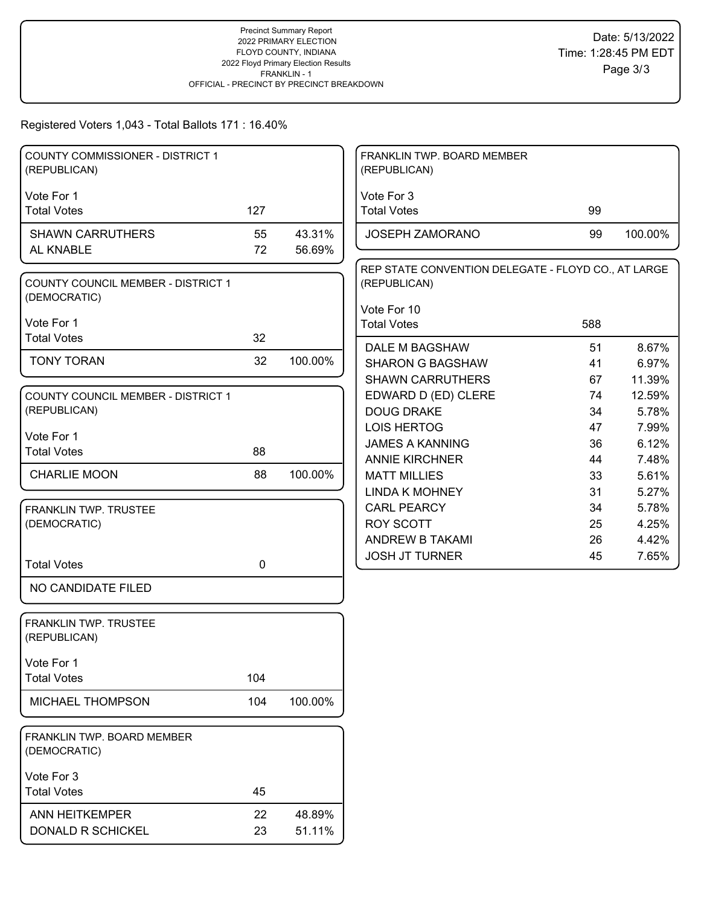Precinct Summary Report
2022 PRIMARY ELECTION
FLOYD COUNTY, INDIANA
2022 Floyd Primary Election Results
FRANKLIN - 1
OFFICIAL - PRECINCT BY PRECINCT BREAKDOWN

Date: 5/13/2022
Time: 1:28:45 PM EDT

Registered Voters 1,043 - Total Ballots 171 : 16.40%

### COUNTY COMMISSIONER - DISTRICT 1 (REPUBLICAN)

Vote For 1

| Total Votes | 127 | |
|---|---|---|
| SHAWN CARRUTHERS | 55 | 43.31% |
| AL KNABLE | 72 | 56.69% |

### COUNTY COUNCIL MEMBER - DISTRICT 1 (DEMOCRATIC)

Vote For 1

| Total Votes | 32 | |
|---|---|---|
| TONY TORAN | 32 | 100.00% |

### COUNTY COUNCIL MEMBER - DISTRICT 1 (REPUBLICAN)

Vote For 1

| Total Votes | 88 | |
|---|---|---|
| CHARLIE MOON | 88 | 100.00% |

### FRANKLIN TWP. TRUSTEE (DEMOCRATIC)

| Total Votes | 0 |
|---|---|
| NO CANDIDATE FILED | |

### FRANKLIN TWP. TRUSTEE (REPUBLICAN)

Vote For 1

| Total Votes | 104 | |
|---|---|---|
| MICHAEL THOMPSON | 104 | 100.00% |

### FRANKLIN TWP. BOARD MEMBER (DEMOCRATIC)

Vote For 3

| Total Votes | 45 | |
|---|---|---|
| ANN HEITKEMPER | 22 | 48.89% |
| DONALD R SCHICKEL | 23 | 51.11% |

### FRANKLIN TWP. BOARD MEMBER (REPUBLICAN)

Vote For 3

| Total Votes | 99 | |
|---|---|---|
| JOSEPH ZAMORANO | 99 | 100.00% |

### REP STATE CONVENTION DELEGATE - FLOYD CO., AT LARGE (REPUBLICAN)

Vote For 10

| Total Votes | 588 | |
|---|---|---|
| DALE M BAGSHAW | 51 | 8.67% |
| SHARON G BAGSHAW | 41 | 6.97% |
| SHAWN CARRUTHERS | 67 | 11.39% |
| EDWARD D (ED) CLERE | 74 | 12.59% |
| DOUG DRAKE | 34 | 5.78% |
| LOIS HERTOG | 47 | 7.99% |
| JAMES A KANNING | 36 | 6.12% |
| ANNIE KIRCHNER | 44 | 7.48% |
| MATT MILLIES | 33 | 5.61% |
| LINDA K MOHNEY | 31 | 5.27% |
| CARL PEARCY | 34 | 5.78% |
| ROY SCOTT | 25 | 4.25% |
| ANDREW B TAKAMI | 26 | 4.42% |
| JOSH JT TURNER | 45 | 7.65% |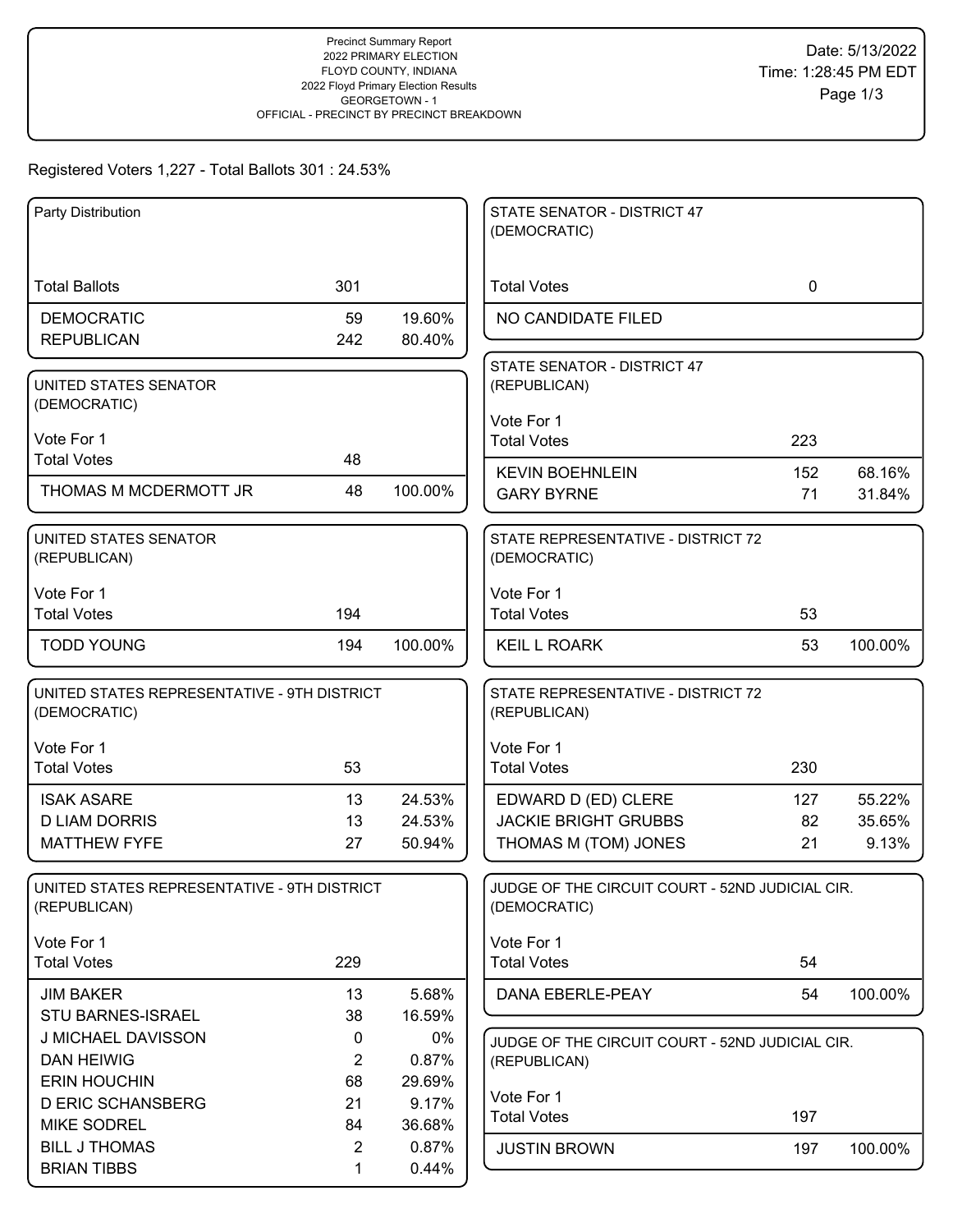Precinct Summary Report
2022 PRIMARY ELECTION
FLOYD COUNTY, INDIANA
2022 Floyd Primary Election Results
GEORGETOWN - 1
OFFICIAL - PRECINCT BY PRECINCT BREAKDOWN

Date: 5/13/2022
Time: 1:28:45 PM EDT

Registered Voters 1,227 - Total Ballots 301 : 24.53%

### Party Distribution

| | | |
|---|---|---|
| Total Ballots | 301 | |
| DEMOCRATIC | 59 | 19.60% |
| REPUBLICAN | 242 | 80.40% |

### UNITED STATES SENATOR (DEMOCRATIC)

Vote For 1

| | | |
|---|---|---|
| Total Votes | 48 | |
| THOMAS M MCDERMOTT JR | 48 | 100.00% |

### UNITED STATES SENATOR (REPUBLICAN)

Vote For 1

| | | |
|---|---|---|
| Total Votes | 194 | |
| TODD YOUNG | 194 | 100.00% |

### UNITED STATES REPRESENTATIVE - 9TH DISTRICT (DEMOCRATIC)

Vote For 1

| | | |
|---|---|---|
| Total Votes | 53 | |
| ISAK ASARE | 13 | 24.53% |
| D LIAM DORRIS | 13 | 24.53% |
| MATTHEW FYFE | 27 | 50.94% |

### UNITED STATES REPRESENTATIVE - 9TH DISTRICT (REPUBLICAN)

Vote For 1

| | | |
|---|---|---|
| Total Votes | 229 | |
| JIM BAKER | 13 | 5.68% |
| STU BARNES-ISRAEL | 38 | 16.59% |
| J MICHAEL DAVISSON | 0 | 0% |
| DAN HEIWIG | 2 | 0.87% |
| ERIN HOUCHIN | 68 | 29.69% |
| D ERIC SCHANSBERG | 21 | 9.17% |
| MIKE SODREL | 84 | 36.68% |
| BILL J THOMAS | 2 | 0.87% |
| BRIAN TIBBS | 1 | 0.44% |

### STATE SENATOR - DISTRICT 47 (DEMOCRATIC)

| | | |
|---|---|---|
| Total Votes | 0 | |
| NO CANDIDATE FILED | | |

### STATE SENATOR - DISTRICT 47 (REPUBLICAN)

Vote For 1

| | | |
|---|---|---|
| Total Votes | 223 | |
| KEVIN BOEHNLEIN | 152 | 68.16% |
| GARY BYRNE | 71 | 31.84% |

### STATE REPRESENTATIVE - DISTRICT 72 (DEMOCRATIC)

Vote For 1

| | | |
|---|---|---|
| Total Votes | 53 | |
| KEIL L ROARK | 53 | 100.00% |

### STATE REPRESENTATIVE - DISTRICT 72 (REPUBLICAN)

Vote For 1

| | | |
|---|---|---|
| Total Votes | 230 | |
| EDWARD D (ED) CLERE | 127 | 55.22% |
| JACKIE BRIGHT GRUBBS | 82 | 35.65% |
| THOMAS M (TOM) JONES | 21 | 9.13% |

### JUDGE OF THE CIRCUIT COURT - 52ND JUDICIAL CIR. (DEMOCRATIC)

Vote For 1

| | | |
|---|---|---|
| Total Votes | 54 | |
| DANA EBERLE-PEAY | 54 | 100.00% |

### JUDGE OF THE CIRCUIT COURT - 52ND JUDICIAL CIR. (REPUBLICAN)

Vote For 1

| | | |
|---|---|---|
| Total Votes | 197 | |
| JUSTIN BROWN | 197 | 100.00% |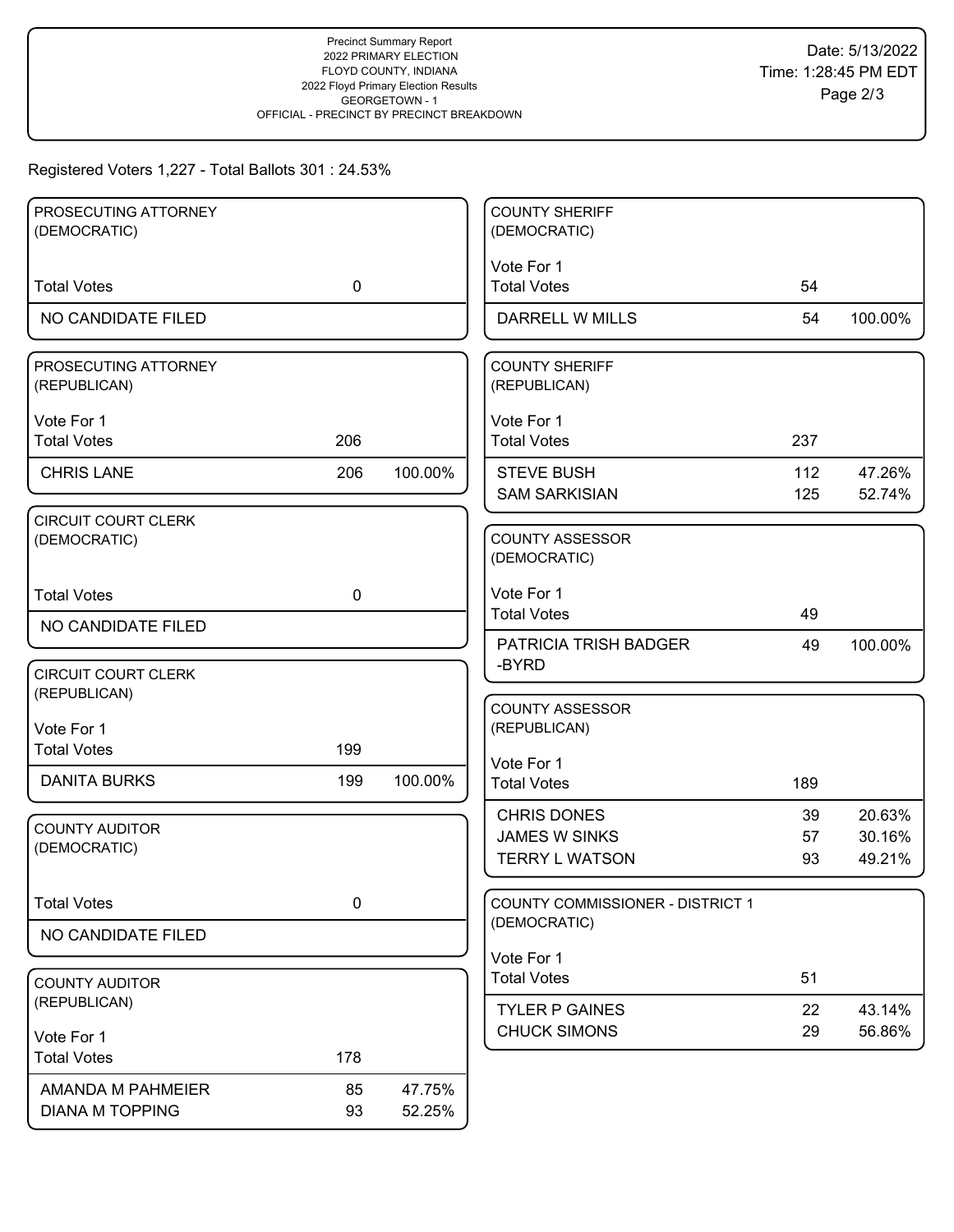Precinct Summary Report
2022 PRIMARY ELECTION
FLOYD COUNTY, INDIANA
2022 Floyd Primary Election Results
GEORGETOWN - 1
OFFICIAL - PRECINCT BY PRECINCT BREAKDOWN

Date: 5/13/2022
Time: 1:28:45 PM EDT

Registered Voters 1,227 - Total Ballots 301 : 24.53%

**PROSECUTING ATTORNEY (DEMOCRATIC)**

| | | |
|---|---|---|
| Total Votes | 0 | |
| NO CANDIDATE FILED | | |

**PROSECUTING ATTORNEY (REPUBLICAN)**

Vote For 1

| | | |
|---|---|---|
| Total Votes | 206 | |
| CHRIS LANE | 206 | 100.00% |

**CIRCUIT COURT CLERK (DEMOCRATIC)**

| | | |
|---|---|---|
| Total Votes | 0 | |
| NO CANDIDATE FILED | | |

**CIRCUIT COURT CLERK (REPUBLICAN)**

Vote For 1

| | | |
|---|---|---|
| Total Votes | 199 | |
| DANITA BURKS | 199 | 100.00% |

**COUNTY AUDITOR (DEMOCRATIC)**

| | | |
|---|---|---|
| Total Votes | 0 | |
| NO CANDIDATE FILED | | |

**COUNTY AUDITOR (REPUBLICAN)**

Vote For 1

| | | |
|---|---|---|
| Total Votes | 178 | |
| AMANDA M PAHMEIER | 85 | 47.75% |
| DIANA M TOPPING | 93 | 52.25% |

**COUNTY SHERIFF (DEMOCRATIC)**

Vote For 1

| | | |
|---|---|---|
| Total Votes | 54 | |
| DARRELL W MILLS | 54 | 100.00% |

**COUNTY SHERIFF (REPUBLICAN)**

Vote For 1

| | | |
|---|---|---|
| Total Votes | 237 | |
| STEVE BUSH | 112 | 47.26% |
| SAM SARKISIAN | 125 | 52.74% |

**COUNTY ASSESSOR (DEMOCRATIC)**

Vote For 1

| | | |
|---|---|---|
| Total Votes | 49 | |
| PATRICIA TRISH BADGER -BYRD | 49 | 100.00% |

**COUNTY ASSESSOR (REPUBLICAN)**

Vote For 1

| | | |
|---|---|---|
| Total Votes | 189 | |
| CHRIS DONES | 39 | 20.63% |
| JAMES W SINKS | 57 | 30.16% |
| TERRY L WATSON | 93 | 49.21% |

**COUNTY COMMISSIONER - DISTRICT 1 (DEMOCRATIC)**

Vote For 1

| | | |
|---|---|---|
| Total Votes | 51 | |
| TYLER P GAINES | 22 | 43.14% |
| CHUCK SIMONS | 29 | 56.86% |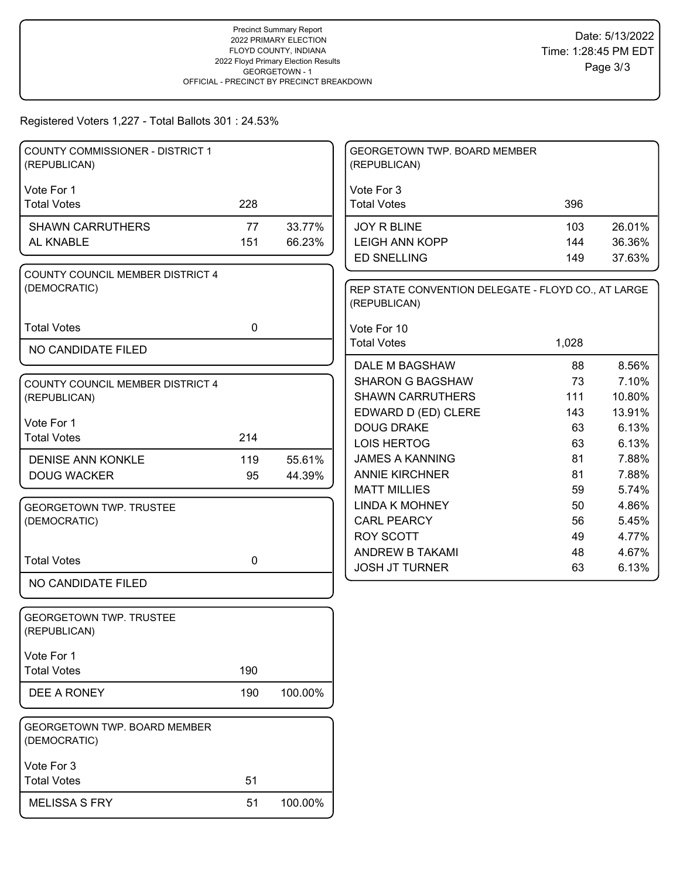Precinct Summary Report
2022 PRIMARY ELECTION
FLOYD COUNTY, INDIANA
2022 Floyd Primary Election Results
GEORGETOWN - 1
OFFICIAL - PRECINCT BY PRECINCT BREAKDOWN

Date: 5/13/2022
Time: 1:28:45 PM EDT

Registered Voters 1,227 - Total Ballots 301 : 24.53%

### COUNTY COMMISSIONER - DISTRICT 1 (REPUBLICAN)

Vote For 1

| Total Votes | 228 | |
|---|---|---|
| SHAWN CARRUTHERS | 77 | 33.77% |
| AL KNABLE | 151 | 66.23% |

### COUNTY COUNCIL MEMBER DISTRICT 4 (DEMOCRATIC)

| Total Votes | 0 |
|---|---|
| NO CANDIDATE FILED | |

### COUNTY COUNCIL MEMBER DISTRICT 4 (REPUBLICAN)

Vote For 1

| Total Votes | 214 | |
|---|---|---|
| DENISE ANN KONKLE | 119 | 55.61% |
| DOUG WACKER | 95 | 44.39% |

### GEORGETOWN TWP. TRUSTEE (DEMOCRATIC)

| Total Votes | 0 |
|---|---|
| NO CANDIDATE FILED | |

### GEORGETOWN TWP. TRUSTEE (REPUBLICAN)

Vote For 1

| Total Votes | 190 | |
|---|---|---|
| DEE A RONEY | 190 | 100.00% |

### GEORGETOWN TWP. BOARD MEMBER (DEMOCRATIC)

Vote For 3

| Total Votes | 51 | |
|---|---|---|
| MELISSA S FRY | 51 | 100.00% |

### GEORGETOWN TWP. BOARD MEMBER (REPUBLICAN)

Vote For 3

| Total Votes | 396 | |
|---|---|---|
| JOY R BLINE | 103 | 26.01% |
| LEIGH ANN KOPP | 144 | 36.36% |
| ED SNELLING | 149 | 37.63% |

### REP STATE CONVENTION DELEGATE - FLOYD CO., AT LARGE (REPUBLICAN)

Vote For 10

| Total Votes | 1,028 | |
|---|---|---|
| DALE M BAGSHAW | 88 | 8.56% |
| SHARON G BAGSHAW | 73 | 7.10% |
| SHAWN CARRUTHERS | 111 | 10.80% |
| EDWARD D (ED) CLERE | 143 | 13.91% |
| DOUG DRAKE | 63 | 6.13% |
| LOIS HERTOG | 63 | 6.13% |
| JAMES A KANNING | 81 | 7.88% |
| ANNIE KIRCHNER | 81 | 7.88% |
| MATT MILLIES | 59 | 5.74% |
| LINDA K MOHNEY | 50 | 4.86% |
| CARL PEARCY | 56 | 5.45% |
| ROY SCOTT | 49 | 4.77% |
| ANDREW B TAKAMI | 48 | 4.67% |
| JOSH JT TURNER | 63 | 6.13% |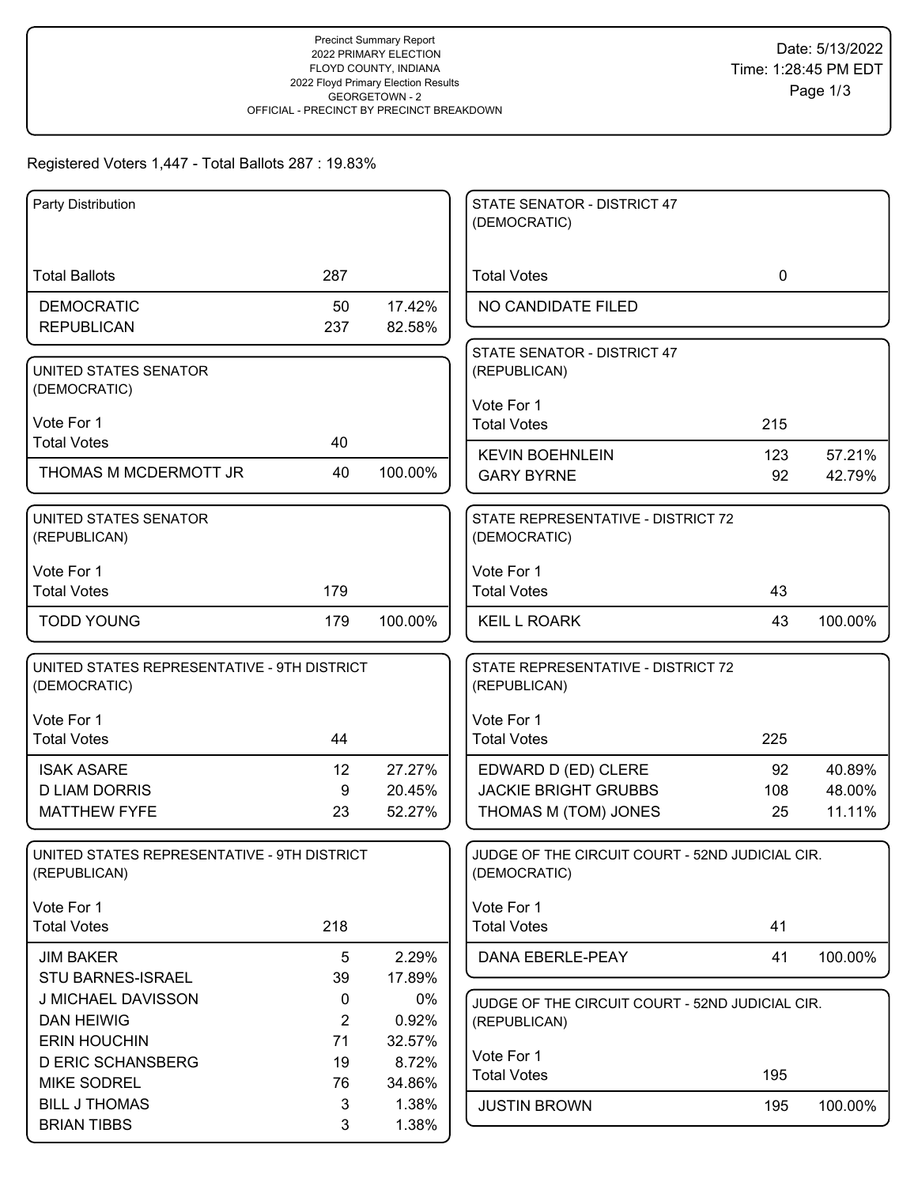Precinct Summary Report
2022 PRIMARY ELECTION
FLOYD COUNTY, INDIANA
2022 Floyd Primary Election Results
GEORGETOWN - 2
OFFICIAL - PRECINCT BY PRECINCT BREAKDOWN

Date: 5/13/2022
Time: 1:28:45 PM EDT

Registered Voters 1,447 - Total Ballots 287 : 19.83%

### Party Distribution

| Total Ballots | 287 | |
|---|---|---|
| DEMOCRATIC | 50 | 17.42% |
| REPUBLICAN | 237 | 82.58% |

### UNITED STATES SENATOR (DEMOCRATIC)

Vote For 1

| Total Votes | 40 | |
|---|---|---|
| THOMAS M MCDERMOTT JR | 40 | 100.00% |

### UNITED STATES SENATOR (REPUBLICAN)

Vote For 1

| Total Votes | 179 | |
|---|---|---|
| TODD YOUNG | 179 | 100.00% |

### UNITED STATES REPRESENTATIVE - 9TH DISTRICT (DEMOCRATIC)

Vote For 1

| Total Votes | 44 | |
|---|---|---|
| ISAK ASARE | 12 | 27.27% |
| D LIAM DORRIS | 9 | 20.45% |
| MATTHEW FYFE | 23 | 52.27% |

### UNITED STATES REPRESENTATIVE - 9TH DISTRICT (REPUBLICAN)

Vote For 1

| Total Votes | 218 | |
|---|---|---|
| JIM BAKER | 5 | 2.29% |
| STU BARNES-ISRAEL | 39 | 17.89% |
| J MICHAEL DAVISSON | 0 | 0% |
| DAN HEIWIG | 2 | 0.92% |
| ERIN HOUCHIN | 71 | 32.57% |
| D ERIC SCHANSBERG | 19 | 8.72% |
| MIKE SODREL | 76 | 34.86% |
| BILL J THOMAS | 3 | 1.38% |
| BRIAN TIBBS | 3 | 1.38% |

### STATE SENATOR - DISTRICT 47 (DEMOCRATIC)

| Total Votes | 0 |
|---|---|
| NO CANDIDATE FILED | |

### STATE SENATOR - DISTRICT 47 (REPUBLICAN)

Vote For 1

| Total Votes | 215 | |
|---|---|---|
| KEVIN BOEHNLEIN | 123 | 57.21% |
| GARY BYRNE | 92 | 42.79% |

### STATE REPRESENTATIVE - DISTRICT 72 (DEMOCRATIC)

Vote For 1

| Total Votes | 43 | |
|---|---|---|
| KEIL L ROARK | 43 | 100.00% |

### STATE REPRESENTATIVE - DISTRICT 72 (REPUBLICAN)

Vote For 1

| Total Votes | 225 | |
|---|---|---|
| EDWARD D (ED) CLERE | 92 | 40.89% |
| JACKIE BRIGHT GRUBBS | 108 | 48.00% |
| THOMAS M (TOM) JONES | 25 | 11.11% |

### JUDGE OF THE CIRCUIT COURT - 52ND JUDICIAL CIR. (DEMOCRATIC)

Vote For 1

| Total Votes | 41 | |
|---|---|---|
| DANA EBERLE-PEAY | 41 | 100.00% |

### JUDGE OF THE CIRCUIT COURT - 52ND JUDICIAL CIR. (REPUBLICAN)

Vote For 1

| Total Votes | 195 | |
|---|---|---|
| JUSTIN BROWN | 195 | 100.00% |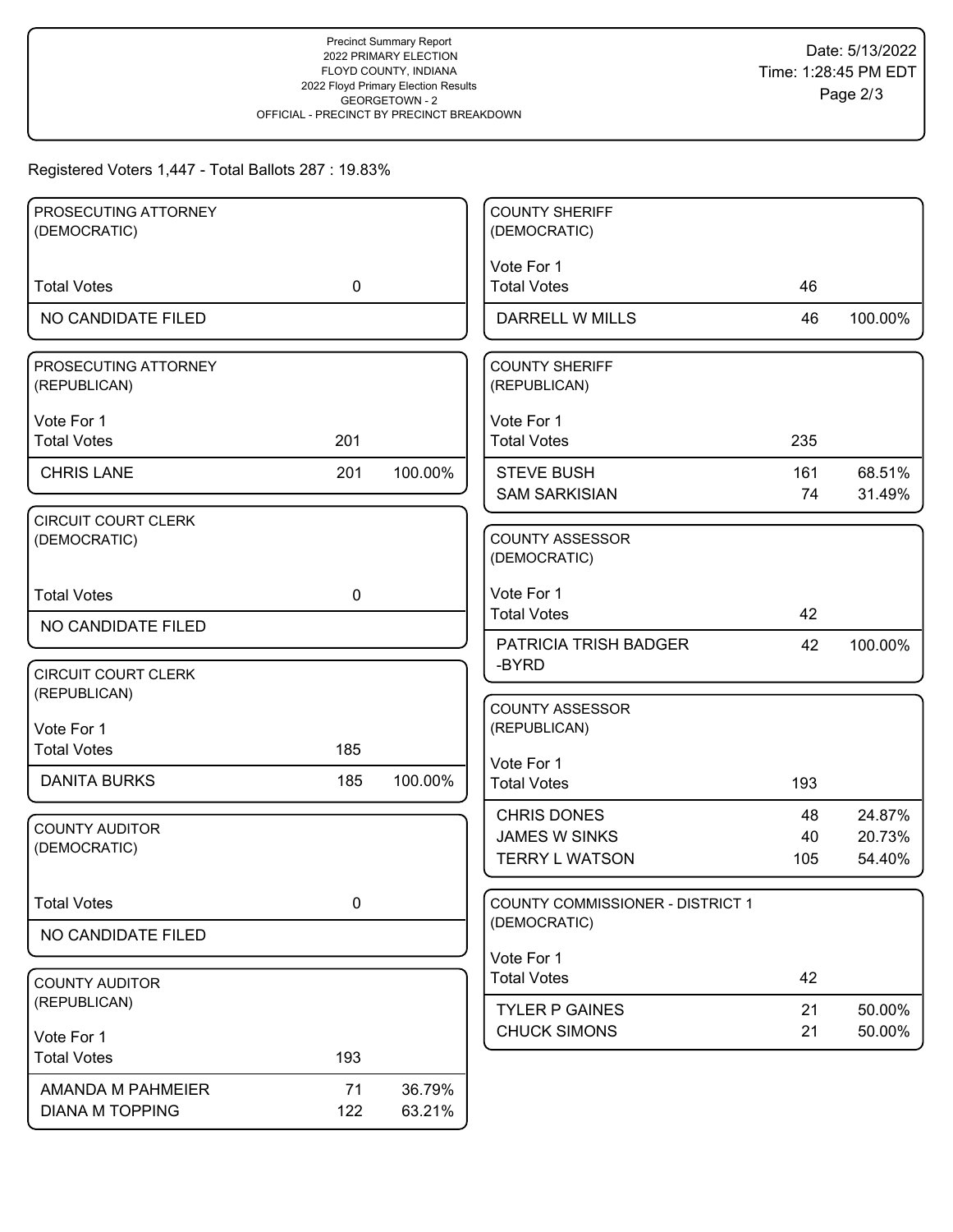Precinct Summary Report
2022 PRIMARY ELECTION
FLOYD COUNTY, INDIANA
2022 Floyd Primary Election Results
GEORGETOWN - 2
OFFICIAL - PRECINCT BY PRECINCT BREAKDOWN

Date: 5/13/2022
Time: 1:28:45 PM EDT

Registered Voters 1,447 - Total Ballots 287 : 19.83%

### PROSECUTING ATTORNEY (DEMOCRATIC)

| | | |
|---|---|---|
| Total Votes | 0 | |
| NO CANDIDATE FILED | | |

### PROSECUTING ATTORNEY (REPUBLICAN)

Vote For 1

| | | |
|---|---|---|
| Total Votes | 201 | |
| CHRIS LANE | 201 | 100.00% |

### CIRCUIT COURT CLERK (DEMOCRATIC)

| | | |
|---|---|---|
| Total Votes | 0 | |
| NO CANDIDATE FILED | | |

### CIRCUIT COURT CLERK (REPUBLICAN)

Vote For 1

| | | |
|---|---|---|
| Total Votes | 185 | |
| DANITA BURKS | 185 | 100.00% |

### COUNTY AUDITOR (DEMOCRATIC)

| | | |
|---|---|---|
| Total Votes | 0 | |
| NO CANDIDATE FILED | | |

### COUNTY AUDITOR (REPUBLICAN)

Vote For 1

| | | |
|---|---|---|
| Total Votes | 193 | |
| AMANDA M PAHMEIER | 71 | 36.79% |
| DIANA M TOPPING | 122 | 63.21% |

### COUNTY SHERIFF (DEMOCRATIC)

Vote For 1

| | | |
|---|---|---|
| Total Votes | 46 | |
| DARRELL W MILLS | 46 | 100.00% |

### COUNTY SHERIFF (REPUBLICAN)

Vote For 1

| | | |
|---|---|---|
| Total Votes | 235 | |
| STEVE BUSH | 161 | 68.51% |
| SAM SARKISIAN | 74 | 31.49% |

### COUNTY ASSESSOR (DEMOCRATIC)

Vote For 1

| | | |
|---|---|---|
| Total Votes | 42 | |
| PATRICIA TRISH BADGER -BYRD | 42 | 100.00% |

### COUNTY ASSESSOR (REPUBLICAN)

Vote For 1

| | | |
|---|---|---|
| Total Votes | 193 | |
| CHRIS DONES | 48 | 24.87% |
| JAMES W SINKS | 40 | 20.73% |
| TERRY L WATSON | 105 | 54.40% |

### COUNTY COMMISSIONER - DISTRICT 1 (DEMOCRATIC)

Vote For 1

| | | |
|---|---|---|
| Total Votes | 42 | |
| TYLER P GAINES | 21 | 50.00% |
| CHUCK SIMONS | 21 | 50.00% |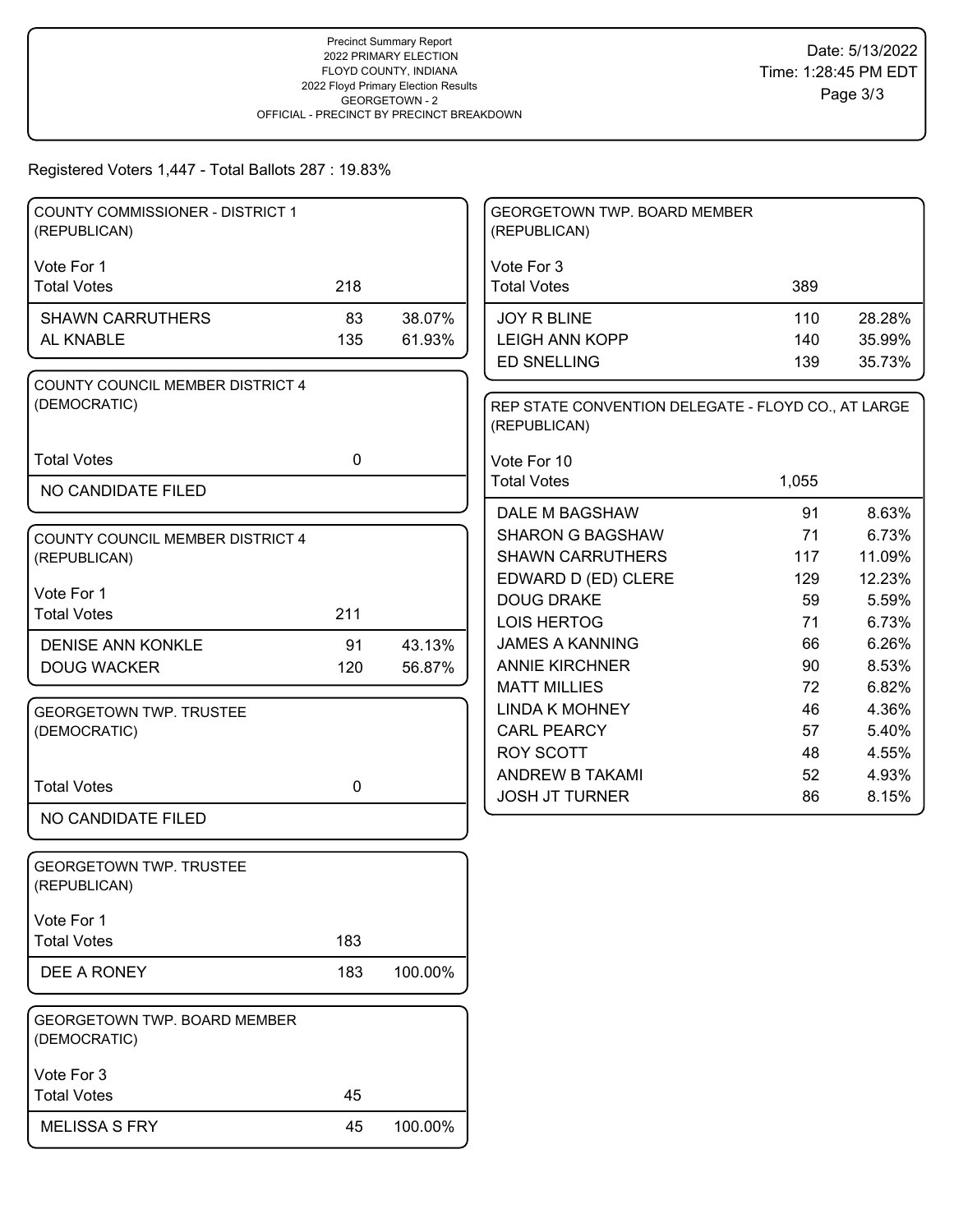Precinct Summary Report
2022 PRIMARY ELECTION
FLOYD COUNTY, INDIANA
2022 Floyd Primary Election Results
GEORGETOWN - 2
OFFICIAL - PRECINCT BY PRECINCT BREAKDOWN

Date: 5/13/2022
Time: 1:28:45 PM EDT

Registered Voters 1,447 - Total Ballots 287 : 19.83%

### COUNTY COMMISSIONER - DISTRICT 1 (REPUBLICAN)

Vote For 1

| Total Votes | 218 | |
|---|---|---|
| SHAWN CARRUTHERS | 83 | 38.07% |
| AL KNABLE | 135 | 61.93% |

### COUNTY COUNCIL MEMBER DISTRICT 4 (DEMOCRATIC)

| Total Votes | 0 |
|---|---|
| NO CANDIDATE FILED | |

### COUNTY COUNCIL MEMBER DISTRICT 4 (REPUBLICAN)

Vote For 1

| Total Votes | 211 | |
|---|---|---|
| DENISE ANN KONKLE | 91 | 43.13% |
| DOUG WACKER | 120 | 56.87% |

### GEORGETOWN TWP. TRUSTEE (DEMOCRATIC)

| Total Votes | 0 |
|---|---|
| NO CANDIDATE FILED | |

### GEORGETOWN TWP. TRUSTEE (REPUBLICAN)

Vote For 1

| Total Votes | 183 | |
|---|---|---|
| DEE A RONEY | 183 | 100.00% |

### GEORGETOWN TWP. BOARD MEMBER (DEMOCRATIC)

Vote For 3

| Total Votes | 45 | |
|---|---|---|
| MELISSA S FRY | 45 | 100.00% |

### GEORGETOWN TWP. BOARD MEMBER (REPUBLICAN)

Vote For 3

| Total Votes | 389 | |
|---|---|---|
| JOY R BLINE | 110 | 28.28% |
| LEIGH ANN KOPP | 140 | 35.99% |
| ED SNELLING | 139 | 35.73% |

### REP STATE CONVENTION DELEGATE - FLOYD CO., AT LARGE (REPUBLICAN)

Vote For 10

| Total Votes | 1,055 | |
|---|---|---|
| DALE M BAGSHAW | 91 | 8.63% |
| SHARON G BAGSHAW | 71 | 6.73% |
| SHAWN CARRUTHERS | 117 | 11.09% |
| EDWARD D (ED) CLERE | 129 | 12.23% |
| DOUG DRAKE | 59 | 5.59% |
| LOIS HERTOG | 71 | 6.73% |
| JAMES A KANNING | 66 | 6.26% |
| ANNIE KIRCHNER | 90 | 8.53% |
| MATT MILLIES | 72 | 6.82% |
| LINDA K MOHNEY | 46 | 4.36% |
| CARL PEARCY | 57 | 5.40% |
| ROY SCOTT | 48 | 4.55% |
| ANDREW B TAKAMI | 52 | 4.93% |
| JOSH JT TURNER | 86 | 8.15% |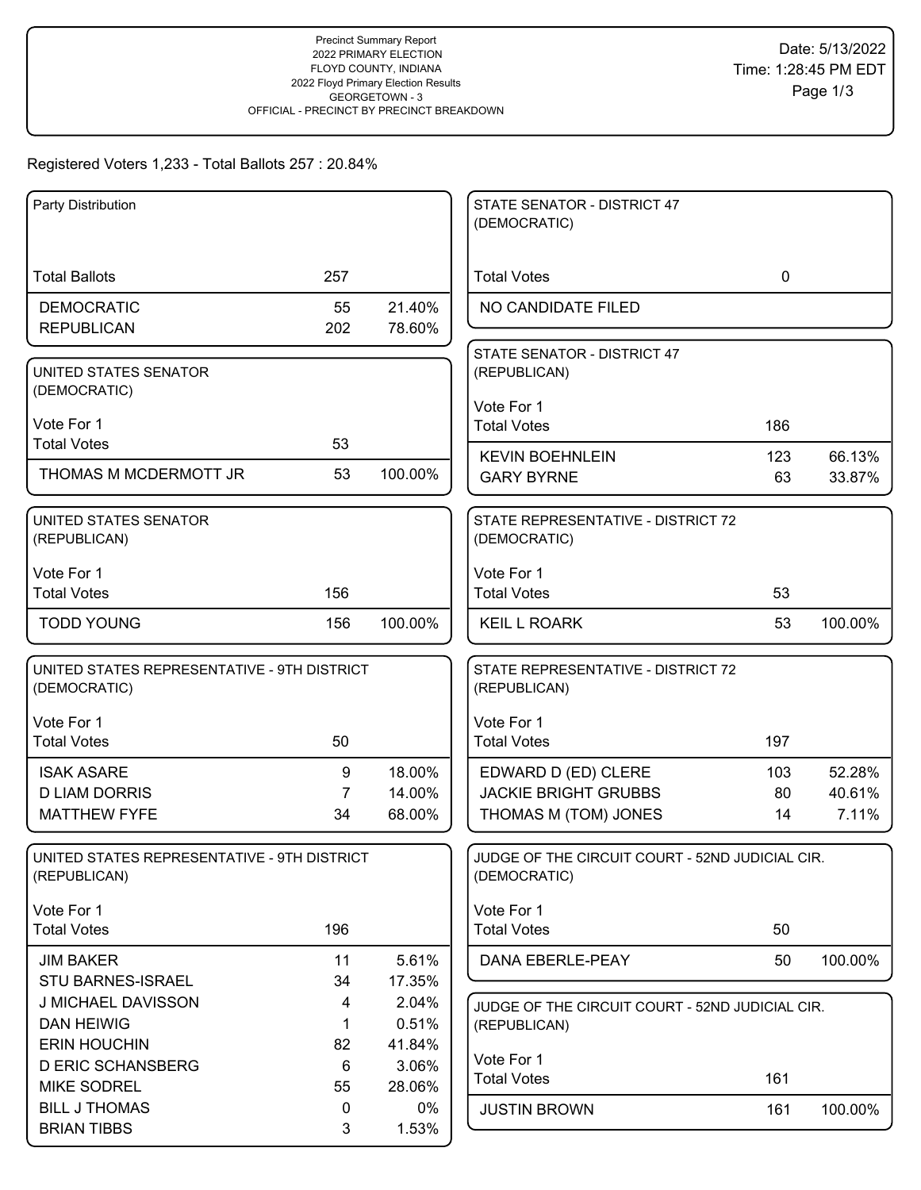Precinct Summary Report
2022 PRIMARY ELECTION
FLOYD COUNTY, INDIANA
2022 Floyd Primary Election Results
GEORGETOWN - 3
OFFICIAL - PRECINCT BY PRECINCT BREAKDOWN

Date: 5/13/2022
Time: 1:28:45 PM EDT

Registered Voters 1,233 - Total Ballots 257 : 20.84%

### Party Distribution

| | | |
|---|---|---|
| Total Ballots | 257 | |
| DEMOCRATIC | 55 | 21.40% |
| REPUBLICAN | 202 | 78.60% |

### UNITED STATES SENATOR (DEMOCRATIC)

Vote For 1

| | | |
|---|---|---|
| Total Votes | 53 | |
| THOMAS M MCDERMOTT JR | 53 | 100.00% |

### UNITED STATES SENATOR (REPUBLICAN)

Vote For 1

| | | |
|---|---|---|
| Total Votes | 156 | |
| TODD YOUNG | 156 | 100.00% |

### UNITED STATES REPRESENTATIVE - 9TH DISTRICT (DEMOCRATIC)

Vote For 1

| | | |
|---|---|---|
| Total Votes | 50 | |
| ISAK ASARE | 9 | 18.00% |
| D LIAM DORRIS | 7 | 14.00% |
| MATTHEW FYFE | 34 | 68.00% |

### UNITED STATES REPRESENTATIVE - 9TH DISTRICT (REPUBLICAN)

Vote For 1

| | | |
|---|---|---|
| Total Votes | 196 | |
| JIM BAKER | 11 | 5.61% |
| STU BARNES-ISRAEL | 34 | 17.35% |
| J MICHAEL DAVISSON | 4 | 2.04% |
| DAN HEIWIG | 1 | 0.51% |
| ERIN HOUCHIN | 82 | 41.84% |
| D ERIC SCHANSBERG | 6 | 3.06% |
| MIKE SODREL | 55 | 28.06% |
| BILL J THOMAS | 0 | 0% |
| BRIAN TIBBS | 3 | 1.53% |

### STATE SENATOR - DISTRICT 47 (DEMOCRATIC)

| | | |
|---|---|---|
| Total Votes | 0 | |
| NO CANDIDATE FILED | | |

### STATE SENATOR - DISTRICT 47 (REPUBLICAN)

Vote For 1

| | | |
|---|---|---|
| Total Votes | 186 | |
| KEVIN BOEHNLEIN | 123 | 66.13% |
| GARY BYRNE | 63 | 33.87% |

### STATE REPRESENTATIVE - DISTRICT 72 (DEMOCRATIC)

Vote For 1

| | | |
|---|---|---|
| Total Votes | 53 | |
| KEIL L ROARK | 53 | 100.00% |

### STATE REPRESENTATIVE - DISTRICT 72 (REPUBLICAN)

Vote For 1

| | | |
|---|---|---|
| Total Votes | 197 | |
| EDWARD D (ED) CLERE | 103 | 52.28% |
| JACKIE BRIGHT GRUBBS | 80 | 40.61% |
| THOMAS M (TOM) JONES | 14 | 7.11% |

### JUDGE OF THE CIRCUIT COURT - 52ND JUDICIAL CIR. (DEMOCRATIC)

Vote For 1

| | | |
|---|---|---|
| Total Votes | 50 | |
| DANA EBERLE-PEAY | 50 | 100.00% |

### JUDGE OF THE CIRCUIT COURT - 52ND JUDICIAL CIR. (REPUBLICAN)

Vote For 1

| | | |
|---|---|---|
| Total Votes | 161 | |
| JUSTIN BROWN | 161 | 100.00% |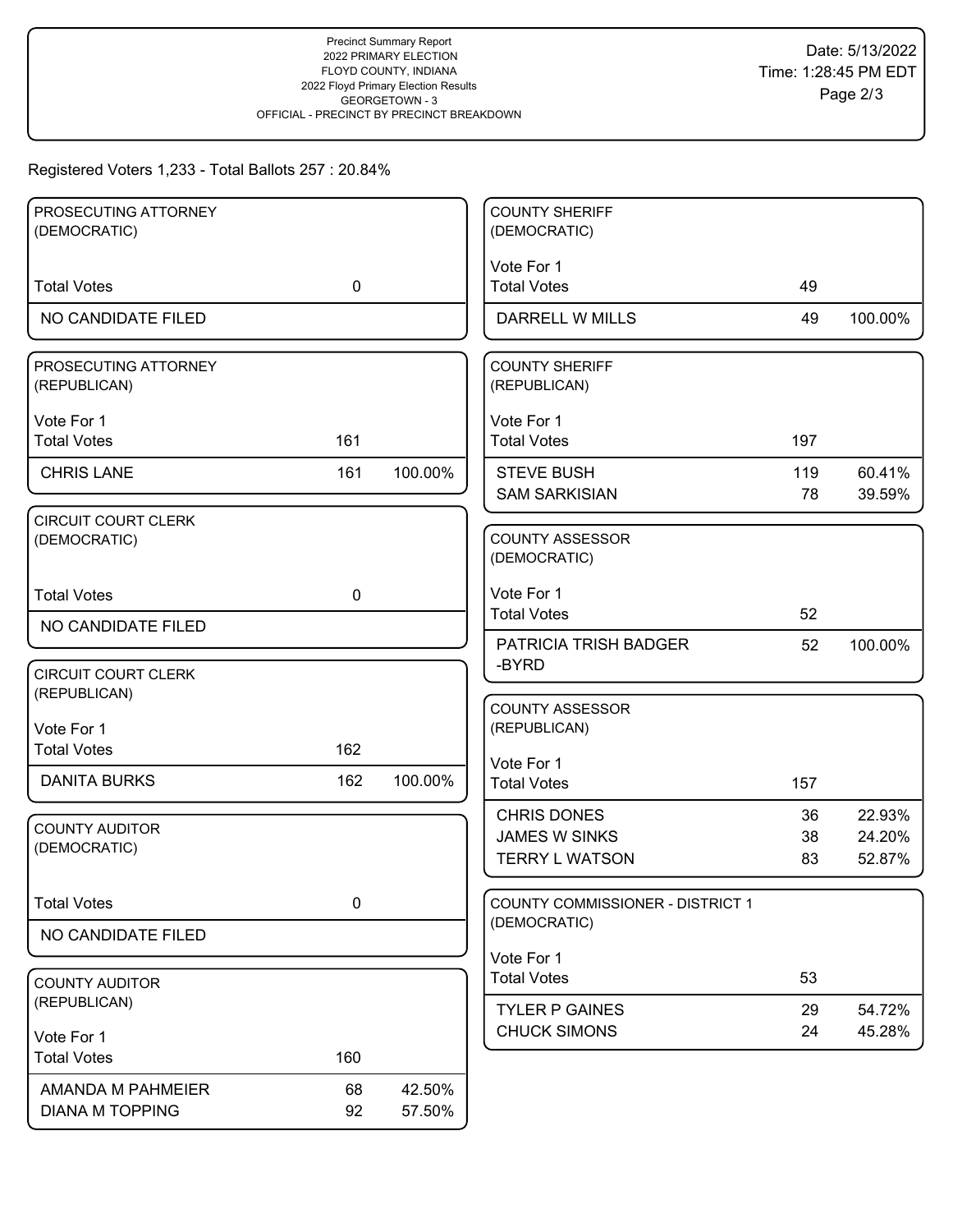Precinct Summary Report
2022 PRIMARY ELECTION
FLOYD COUNTY, INDIANA
2022 Floyd Primary Election Results
GEORGETOWN - 3
OFFICIAL - PRECINCT BY PRECINCT BREAKDOWN

Date: 5/13/2022
Time: 1:28:45 PM EDT

Registered Voters 1,233 - Total Ballots 257 : 20.84%

### PROSECUTING ATTORNEY (DEMOCRATIC)

| | | |
|---|---|---|
| Total Votes | 0 | |
| NO CANDIDATE FILED | | |

### PROSECUTING ATTORNEY (REPUBLICAN)

Vote For 1

| | | |
|---|---|---|
| Total Votes | 161 | |
| CHRIS LANE | 161 | 100.00% |

### CIRCUIT COURT CLERK (DEMOCRATIC)

| | | |
|---|---|---|
| Total Votes | 0 | |
| NO CANDIDATE FILED | | |

### CIRCUIT COURT CLERK (REPUBLICAN)

Vote For 1

| | | |
|---|---|---|
| Total Votes | 162 | |
| DANITA BURKS | 162 | 100.00% |

### COUNTY AUDITOR (DEMOCRATIC)

| | | |
|---|---|---|
| Total Votes | 0 | |
| NO CANDIDATE FILED | | |

### COUNTY AUDITOR (REPUBLICAN)

Vote For 1

| | | |
|---|---|---|
| Total Votes | 160 | |
| AMANDA M PAHMEIER | 68 | 42.50% |
| DIANA M TOPPING | 92 | 57.50% |

### COUNTY SHERIFF (DEMOCRATIC)

Vote For 1

| | | |
|---|---|---|
| Total Votes | 49 | |
| DARRELL W MILLS | 49 | 100.00% |

### COUNTY SHERIFF (REPUBLICAN)

Vote For 1

| | | |
|---|---|---|
| Total Votes | 197 | |
| STEVE BUSH | 119 | 60.41% |
| SAM SARKISIAN | 78 | 39.59% |

### COUNTY ASSESSOR (DEMOCRATIC)

Vote For 1

| | | |
|---|---|---|
| Total Votes | 52 | |
| PATRICIA TRISH BADGER -BYRD | 52 | 100.00% |

### COUNTY ASSESSOR (REPUBLICAN)

Vote For 1

| | | |
|---|---|---|
| Total Votes | 157 | |
| CHRIS DONES | 36 | 22.93% |
| JAMES W SINKS | 38 | 24.20% |
| TERRY L WATSON | 83 | 52.87% |

### COUNTY COMMISSIONER - DISTRICT 1 (DEMOCRATIC)

Vote For 1

| | | |
|---|---|---|
| Total Votes | 53 | |
| TYLER P GAINES | 29 | 54.72% |
| CHUCK SIMONS | 24 | 45.28% |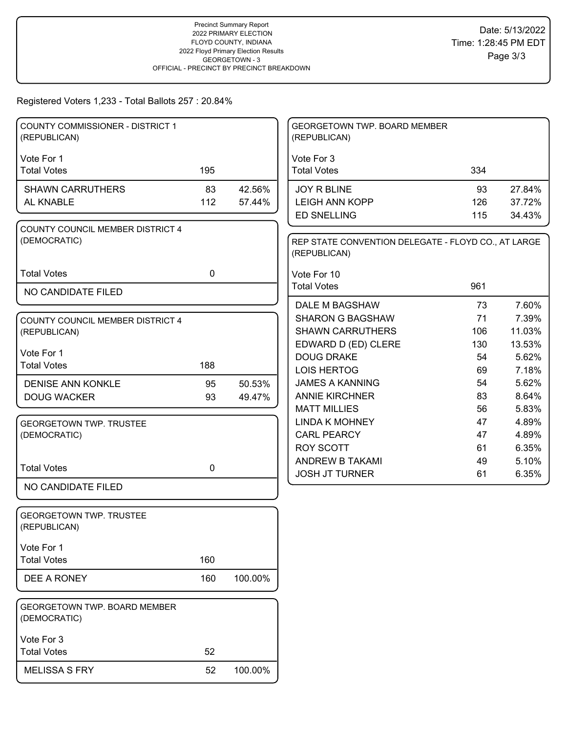Precinct Summary Report
2022 PRIMARY ELECTION
FLOYD COUNTY, INDIANA
2022 Floyd Primary Election Results
GEORGETOWN - 3
OFFICIAL - PRECINCT BY PRECINCT BREAKDOWN

Date: 5/13/2022
Time: 1:28:45 PM EDT

Registered Voters 1,233 - Total Ballots 257 : 20.84%

### COUNTY COMMISSIONER - DISTRICT 1 (REPUBLICAN)

Vote For 1

| Total Votes | 195 | |
|---|---|---|
| SHAWN CARRUTHERS | 83 | 42.56% |
| AL KNABLE | 112 | 57.44% |

### COUNTY COUNCIL MEMBER DISTRICT 4 (DEMOCRATIC)

| Total Votes | 0 |
|---|---|
| NO CANDIDATE FILED | |

### COUNTY COUNCIL MEMBER DISTRICT 4 (REPUBLICAN)

Vote For 1

| Total Votes | 188 | |
|---|---|---|
| DENISE ANN KONKLE | 95 | 50.53% |
| DOUG WACKER | 93 | 49.47% |

### GEORGETOWN TWP. TRUSTEE (DEMOCRATIC)

| Total Votes | 0 |
|---|---|
| NO CANDIDATE FILED | |

### GEORGETOWN TWP. TRUSTEE (REPUBLICAN)

Vote For 1

| Total Votes | 160 | |
|---|---|---|
| DEE A RONEY | 160 | 100.00% |

### GEORGETOWN TWP. BOARD MEMBER (DEMOCRATIC)

Vote For 3

| Total Votes | 52 | |
|---|---|---|
| MELISSA S FRY | 52 | 100.00% |

### GEORGETOWN TWP. BOARD MEMBER (REPUBLICAN)

Vote For 3

| Total Votes | 334 | |
|---|---|---|
| JOY R BLINE | 93 | 27.84% |
| LEIGH ANN KOPP | 126 | 37.72% |
| ED SNELLING | 115 | 34.43% |

### REP STATE CONVENTION DELEGATE - FLOYD CO., AT LARGE (REPUBLICAN)

Vote For 10

| Total Votes | 961 | |
|---|---|---|
| DALE M BAGSHAW | 73 | 7.60% |
| SHARON G BAGSHAW | 71 | 7.39% |
| SHAWN CARRUTHERS | 106 | 11.03% |
| EDWARD D (ED) CLERE | 130 | 13.53% |
| DOUG DRAKE | 54 | 5.62% |
| LOIS HERTOG | 69 | 7.18% |
| JAMES A KANNING | 54 | 5.62% |
| ANNIE KIRCHNER | 83 | 8.64% |
| MATT MILLIES | 56 | 5.83% |
| LINDA K MOHNEY | 47 | 4.89% |
| CARL PEARCY | 47 | 4.89% |
| ROY SCOTT | 61 | 6.35% |
| ANDREW B TAKAMI | 49 | 5.10% |
| JOSH JT TURNER | 61 | 6.35% |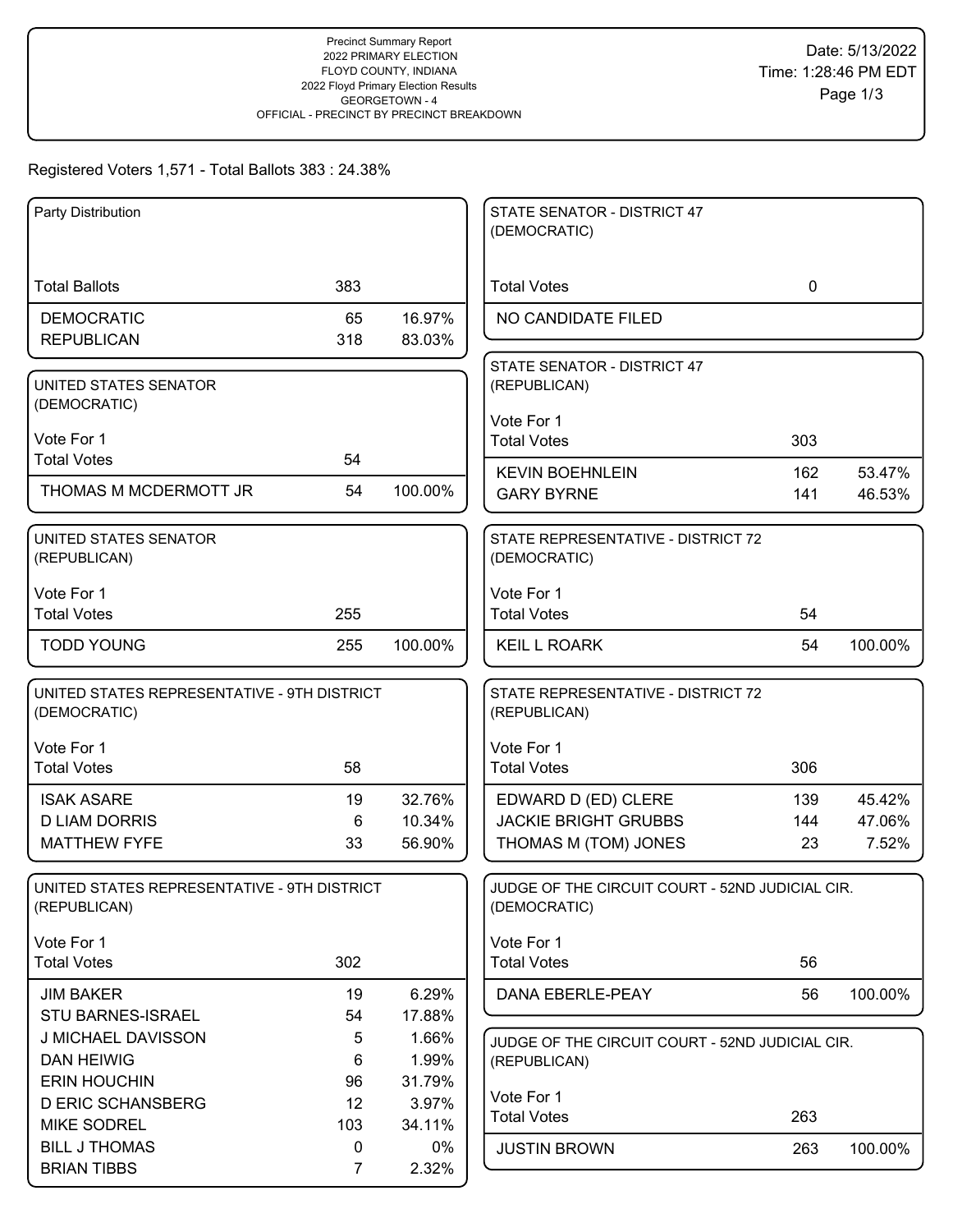Precinct Summary Report
2022 PRIMARY ELECTION
FLOYD COUNTY, INDIANA
2022 Floyd Primary Election Results
GEORGETOWN - 4
OFFICIAL - PRECINCT BY PRECINCT BREAKDOWN

Date: 5/13/2022
Time: 1:28:46 PM EDT

Registered Voters 1,571 - Total Ballots 383 : 24.38%

### Party Distribution

| | | |
|---|---|---|
| Total Ballots | 383 | |
| DEMOCRATIC | 65 | 16.97% |
| REPUBLICAN | 318 | 83.03% |

### UNITED STATES SENATOR (DEMOCRATIC)

Vote For 1

| | | |
|---|---|---|
| Total Votes | 54 | |
| THOMAS M MCDERMOTT JR | 54 | 100.00% |

### UNITED STATES SENATOR (REPUBLICAN)

Vote For 1

| | | |
|---|---|---|
| Total Votes | 255 | |
| TODD YOUNG | 255 | 100.00% |

### UNITED STATES REPRESENTATIVE - 9TH DISTRICT (DEMOCRATIC)

Vote For 1

| | | |
|---|---|---|
| Total Votes | 58 | |
| ISAK ASARE | 19 | 32.76% |
| D LIAM DORRIS | 6 | 10.34% |
| MATTHEW FYFE | 33 | 56.90% |

### UNITED STATES REPRESENTATIVE - 9TH DISTRICT (REPUBLICAN)

Vote For 1

| | | |
|---|---|---|
| Total Votes | 302 | |
| JIM BAKER | 19 | 6.29% |
| STU BARNES-ISRAEL | 54 | 17.88% |
| J MICHAEL DAVISSON | 5 | 1.66% |
| DAN HEIWIG | 6 | 1.99% |
| ERIN HOUCHIN | 96 | 31.79% |
| D ERIC SCHANSBERG | 12 | 3.97% |
| MIKE SODREL | 103 | 34.11% |
| BILL J THOMAS | 0 | 0% |
| BRIAN TIBBS | 7 | 2.32% |

### STATE SENATOR - DISTRICT 47 (DEMOCRATIC)

| | | |
|---|---|---|
| Total Votes | 0 | |
| NO CANDIDATE FILED | | |

### STATE SENATOR - DISTRICT 47 (REPUBLICAN)

Vote For 1

| | | |
|---|---|---|
| Total Votes | 303 | |
| KEVIN BOEHNLEIN | 162 | 53.47% |
| GARY BYRNE | 141 | 46.53% |

### STATE REPRESENTATIVE - DISTRICT 72 (DEMOCRATIC)

Vote For 1

| | | |
|---|---|---|
| Total Votes | 54 | |
| KEIL L ROARK | 54 | 100.00% |

### STATE REPRESENTATIVE - DISTRICT 72 (REPUBLICAN)

Vote For 1

| | | |
|---|---|---|
| Total Votes | 306 | |
| EDWARD D (ED) CLERE | 139 | 45.42% |
| JACKIE BRIGHT GRUBBS | 144 | 47.06% |
| THOMAS M (TOM) JONES | 23 | 7.52% |

### JUDGE OF THE CIRCUIT COURT - 52ND JUDICIAL CIR. (DEMOCRATIC)

Vote For 1

| | | |
|---|---|---|
| Total Votes | 56 | |
| DANA EBERLE-PEAY | 56 | 100.00% |

### JUDGE OF THE CIRCUIT COURT - 52ND JUDICIAL CIR. (REPUBLICAN)

Vote For 1

| | | |
|---|---|---|
| Total Votes | 263 | |
| JUSTIN BROWN | 263 | 100.00% |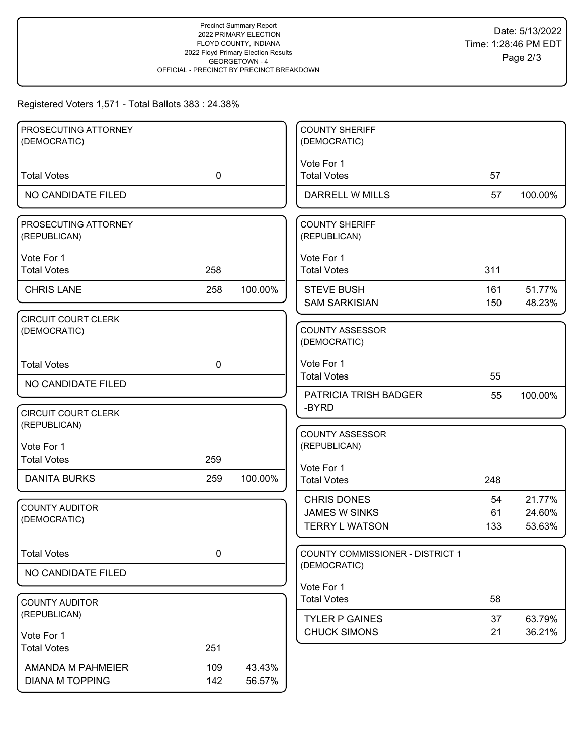Precinct Summary Report
2022 PRIMARY ELECTION
FLOYD COUNTY, INDIANA
2022 Floyd Primary Election Results
GEORGETOWN - 4
OFFICIAL - PRECINCT BY PRECINCT BREAKDOWN

Date: 5/13/2022
Time: 1:28:46 PM EDT

Registered Voters 1,571 - Total Ballots 383 : 24.38%

### PROSECUTING ATTORNEY (DEMOCRATIC)

| | Votes | % |
|---|---|---|
| Total Votes | 0 | |
| NO CANDIDATE FILED | | |

### PROSECUTING ATTORNEY (REPUBLICAN)

Vote For 1

| | Votes | % |
|---|---|---|
| Total Votes | 258 | |
| CHRIS LANE | 258 | 100.00% |

### CIRCUIT COURT CLERK (DEMOCRATIC)

| | Votes | % |
|---|---|---|
| Total Votes | 0 | |
| NO CANDIDATE FILED | | |

### CIRCUIT COURT CLERK (REPUBLICAN)

Vote For 1

| | Votes | % |
|---|---|---|
| Total Votes | 259 | |
| DANITA BURKS | 259 | 100.00% |

### COUNTY AUDITOR (DEMOCRATIC)

| | Votes | % |
|---|---|---|
| Total Votes | 0 | |
| NO CANDIDATE FILED | | |

### COUNTY AUDITOR (REPUBLICAN)

Vote For 1

| | Votes | % |
|---|---|---|
| Total Votes | 251 | |
| AMANDA M PAHMEIER | 109 | 43.43% |
| DIANA M TOPPING | 142 | 56.57% |

### COUNTY SHERIFF (DEMOCRATIC)

Vote For 1

| | Votes | % |
|---|---|---|
| Total Votes | 57 | |
| DARRELL W MILLS | 57 | 100.00% |

### COUNTY SHERIFF (REPUBLICAN)

Vote For 1

| | Votes | % |
|---|---|---|
| Total Votes | 311 | |
| STEVE BUSH | 161 | 51.77% |
| SAM SARKISIAN | 150 | 48.23% |

### COUNTY ASSESSOR (DEMOCRATIC)

Vote For 1

| | Votes | % |
|---|---|---|
| Total Votes | 55 | |
| PATRICIA TRISH BADGER -BYRD | 55 | 100.00% |

### COUNTY ASSESSOR (REPUBLICAN)

Vote For 1

| | Votes | % |
|---|---|---|
| Total Votes | 248 | |
| CHRIS DONES | 54 | 21.77% |
| JAMES W SINKS | 61 | 24.60% |
| TERRY L WATSON | 133 | 53.63% |

### COUNTY COMMISSIONER - DISTRICT 1 (DEMOCRATIC)

Vote For 1

| | Votes | % |
|---|---|---|
| Total Votes | 58 | |
| TYLER P GAINES | 37 | 63.79% |
| CHUCK SIMONS | 21 | 36.21% |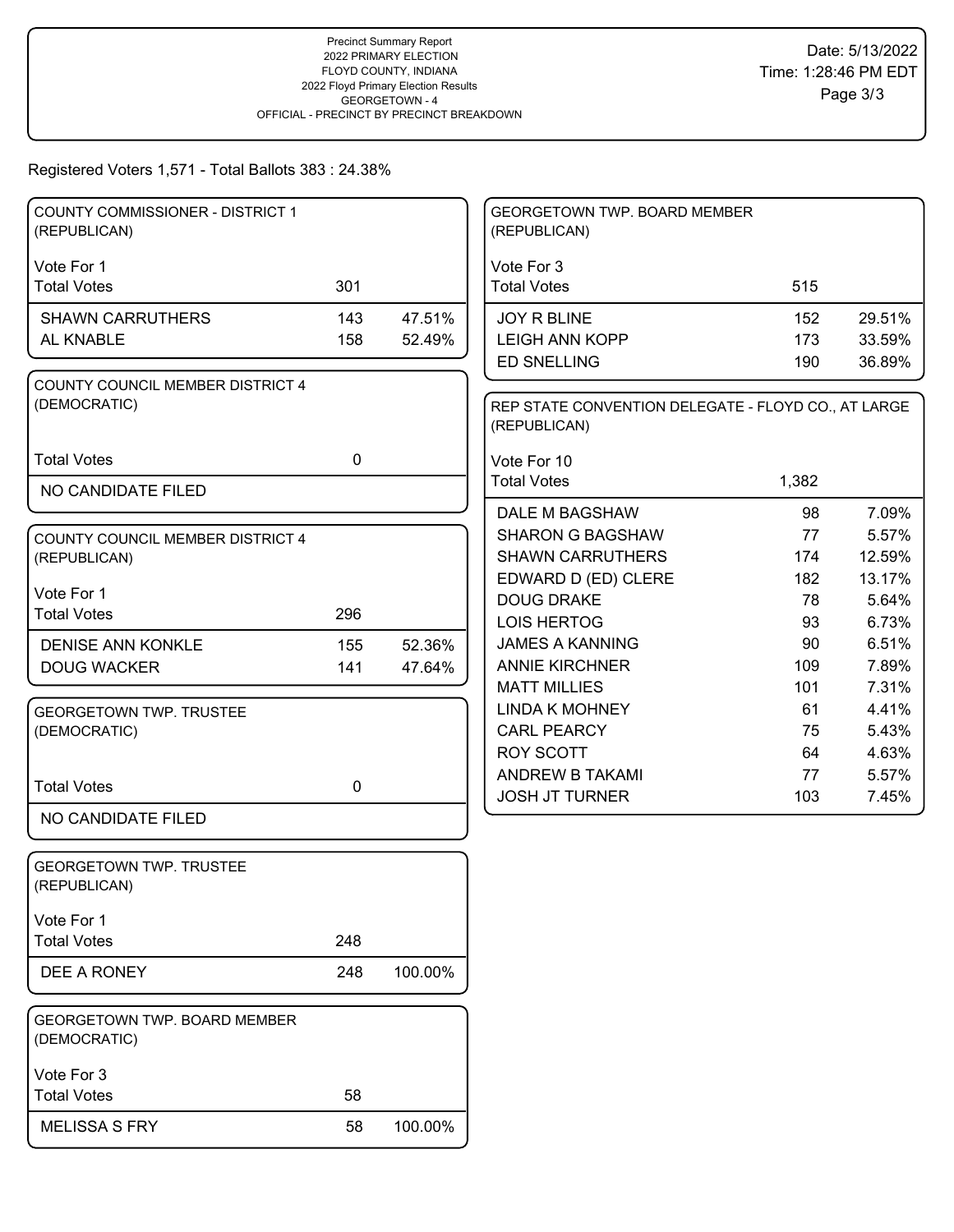Precinct Summary Report
2022 PRIMARY ELECTION
FLOYD COUNTY, INDIANA
2022 Floyd Primary Election Results
GEORGETOWN - 4
OFFICIAL - PRECINCT BY PRECINCT BREAKDOWN

Date: 5/13/2022
Time: 1:28:46 PM EDT

Registered Voters 1,571 - Total Ballots 383 : 24.38%

### COUNTY COMMISSIONER - DISTRICT 1 (REPUBLICAN)

Vote For 1

| | Votes | % |
|---|---|---|
| Total Votes | 301 | |
| SHAWN CARRUTHERS | 143 | 47.51% |
| AL KNABLE | 158 | 52.49% |

### COUNTY COUNCIL MEMBER DISTRICT 4 (DEMOCRATIC)

| | Votes | % |
|---|---|---|
| Total Votes | 0 | |
| NO CANDIDATE FILED | | |

### COUNTY COUNCIL MEMBER DISTRICT 4 (REPUBLICAN)

Vote For 1

| | Votes | % |
|---|---|---|
| Total Votes | 296 | |
| DENISE ANN KONKLE | 155 | 52.36% |
| DOUG WACKER | 141 | 47.64% |

### GEORGETOWN TWP. TRUSTEE (DEMOCRATIC)

| | Votes | % |
|---|---|---|
| Total Votes | 0 | |
| NO CANDIDATE FILED | | |

### GEORGETOWN TWP. TRUSTEE (REPUBLICAN)

Vote For 1

| | Votes | % |
|---|---|---|
| Total Votes | 248 | |
| DEE A RONEY | 248 | 100.00% |

### GEORGETOWN TWP. BOARD MEMBER (DEMOCRATIC)

Vote For 3

| | Votes | % |
|---|---|---|
| Total Votes | 58 | |
| MELISSA S FRY | 58 | 100.00% |

### GEORGETOWN TWP. BOARD MEMBER (REPUBLICAN)

Vote For 3

| | Votes | % |
|---|---|---|
| Total Votes | 515 | |
| JOY R BLINE | 152 | 29.51% |
| LEIGH ANN KOPP | 173 | 33.59% |
| ED SNELLING | 190 | 36.89% |

### REP STATE CONVENTION DELEGATE - FLOYD CO., AT LARGE (REPUBLICAN)

Vote For 10

| | Votes | % |
|---|---|---|
| Total Votes | 1,382 | |
| DALE M BAGSHAW | 98 | 7.09% |
| SHARON G BAGSHAW | 77 | 5.57% |
| SHAWN CARRUTHERS | 174 | 12.59% |
| EDWARD D (ED) CLERE | 182 | 13.17% |
| DOUG DRAKE | 78 | 5.64% |
| LOIS HERTOG | 93 | 6.73% |
| JAMES A KANNING | 90 | 6.51% |
| ANNIE KIRCHNER | 109 | 7.89% |
| MATT MILLIES | 101 | 7.31% |
| LINDA K MOHNEY | 61 | 4.41% |
| CARL PEARCY | 75 | 5.43% |
| ROY SCOTT | 64 | 4.63% |
| ANDREW B TAKAMI | 77 | 5.57% |
| JOSH JT TURNER | 103 | 7.45% |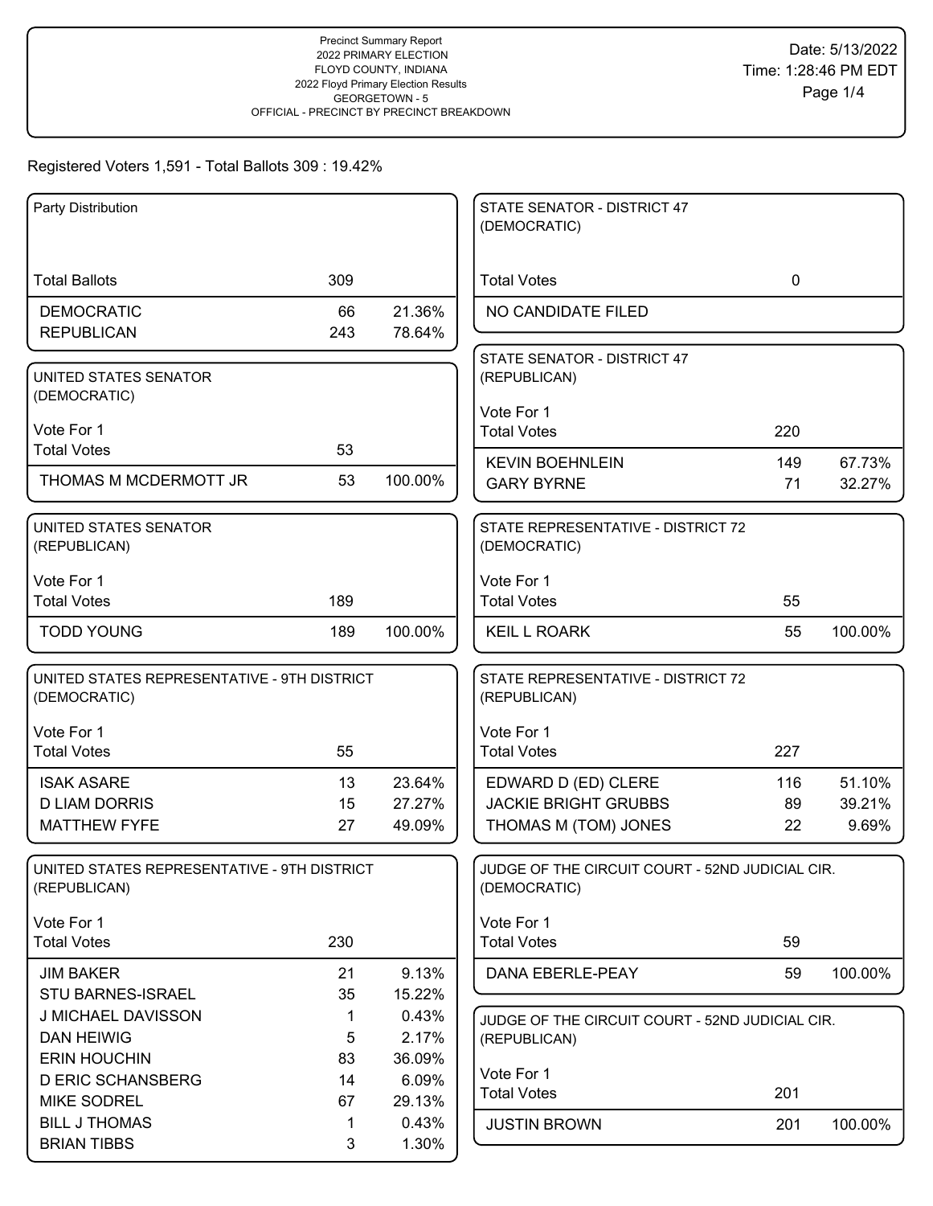Precinct Summary Report
2022 PRIMARY ELECTION
FLOYD COUNTY, INDIANA
2022 Floyd Primary Election Results
GEORGETOWN - 5
OFFICIAL - PRECINCT BY PRECINCT BREAKDOWN

Date: 5/13/2022
Time: 1:28:46 PM EDT

Registered Voters 1,591 - Total Ballots 309 : 19.42%

### Party Distribution

| | | |
|---|---|---|
| Total Ballots | 309 | |
| DEMOCRATIC | 66 | 21.36% |
| REPUBLICAN | 243 | 78.64% |

### UNITED STATES SENATOR (DEMOCRATIC)

Vote For 1

| | | |
|---|---|---|
| Total Votes | 53 | |
| THOMAS M MCDERMOTT JR | 53 | 100.00% |

### UNITED STATES SENATOR (REPUBLICAN)

Vote For 1

| | | |
|---|---|---|
| Total Votes | 189 | |
| TODD YOUNG | 189 | 100.00% |

### UNITED STATES REPRESENTATIVE - 9TH DISTRICT (DEMOCRATIC)

Vote For 1

| | | |
|---|---|---|
| Total Votes | 55 | |
| ISAK ASARE | 13 | 23.64% |
| D LIAM DORRIS | 15 | 27.27% |
| MATTHEW FYFE | 27 | 49.09% |

### UNITED STATES REPRESENTATIVE - 9TH DISTRICT (REPUBLICAN)

Vote For 1

| | | |
|---|---|---|
| Total Votes | 230 | |
| JIM BAKER | 21 | 9.13% |
| STU BARNES-ISRAEL | 35 | 15.22% |
| J MICHAEL DAVISSON | 1 | 0.43% |
| DAN HEIWIG | 5 | 2.17% |
| ERIN HOUCHIN | 83 | 36.09% |
| D ERIC SCHANSBERG | 14 | 6.09% |
| MIKE SODREL | 67 | 29.13% |
| BILL J THOMAS | 1 | 0.43% |
| BRIAN TIBBS | 3 | 1.30% |

### STATE SENATOR - DISTRICT 47 (DEMOCRATIC)

| | | |
|---|---|---|
| Total Votes | 0 | |
| NO CANDIDATE FILED | | |

### STATE SENATOR - DISTRICT 47 (REPUBLICAN)

Vote For 1

| | | |
|---|---|---|
| Total Votes | 220 | |
| KEVIN BOEHNLEIN | 149 | 67.73% |
| GARY BYRNE | 71 | 32.27% |

### STATE REPRESENTATIVE - DISTRICT 72 (DEMOCRATIC)

Vote For 1

| | | |
|---|---|---|
| Total Votes | 55 | |
| KEIL L ROARK | 55 | 100.00% |

### STATE REPRESENTATIVE - DISTRICT 72 (REPUBLICAN)

Vote For 1

| | | |
|---|---|---|
| Total Votes | 227 | |
| EDWARD D (ED) CLERE | 116 | 51.10% |
| JACKIE BRIGHT GRUBBS | 89 | 39.21% |
| THOMAS M (TOM) JONES | 22 | 9.69% |

### JUDGE OF THE CIRCUIT COURT - 52ND JUDICIAL CIR. (DEMOCRATIC)

Vote For 1

| | | |
|---|---|---|
| Total Votes | 59 | |
| DANA EBERLE-PEAY | 59 | 100.00% |

### JUDGE OF THE CIRCUIT COURT - 52ND JUDICIAL CIR. (REPUBLICAN)

Vote For 1

| | | |
|---|---|---|
| Total Votes | 201 | |
| JUSTIN BROWN | 201 | 100.00% |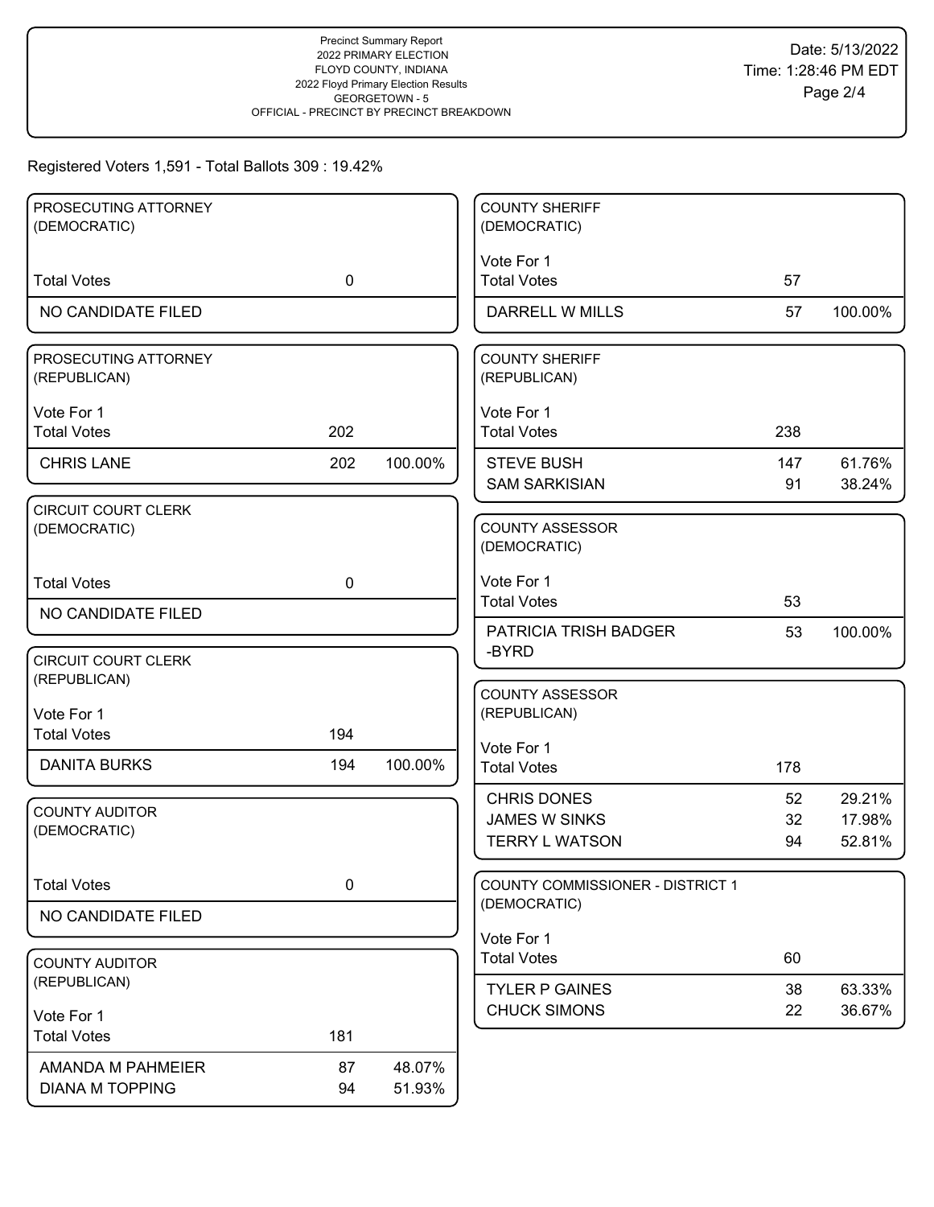Precinct Summary Report
2022 PRIMARY ELECTION
FLOYD COUNTY, INDIANA
2022 Floyd Primary Election Results
GEORGETOWN - 5
OFFICIAL - PRECINCT BY PRECINCT BREAKDOWN

Date: 5/13/2022
Time: 1:28:46 PM EDT

Registered Voters 1,591 - Total Ballots 309 : 19.42%

### PROSECUTING ATTORNEY (DEMOCRATIC)

| | | |
|---|---|---|
| Total Votes | 0 | |
| NO CANDIDATE FILED | | |

### PROSECUTING ATTORNEY (REPUBLICAN)

Vote For 1

| | | |
|---|---|---|
| Total Votes | 202 | |
| CHRIS LANE | 202 | 100.00% |

### CIRCUIT COURT CLERK (DEMOCRATIC)

| | | |
|---|---|---|
| Total Votes | 0 | |
| NO CANDIDATE FILED | | |

### CIRCUIT COURT CLERK (REPUBLICAN)

Vote For 1

| | | |
|---|---|---|
| Total Votes | 194 | |
| DANITA BURKS | 194 | 100.00% |

### COUNTY AUDITOR (DEMOCRATIC)

| | | |
|---|---|---|
| Total Votes | 0 | |
| NO CANDIDATE FILED | | |

### COUNTY AUDITOR (REPUBLICAN)

Vote For 1

| | | |
|---|---|---|
| Total Votes | 181 | |
| AMANDA M PAHMEIER | 87 | 48.07% |
| DIANA M TOPPING | 94 | 51.93% |

### COUNTY SHERIFF (DEMOCRATIC)

Vote For 1

| | | |
|---|---|---|
| Total Votes | 57 | |
| DARRELL W MILLS | 57 | 100.00% |

### COUNTY SHERIFF (REPUBLICAN)

Vote For 1

| | | |
|---|---|---|
| Total Votes | 238 | |
| STEVE BUSH | 147 | 61.76% |
| SAM SARKISIAN | 91 | 38.24% |

### COUNTY ASSESSOR (DEMOCRATIC)

Vote For 1

| | | |
|---|---|---|
| Total Votes | 53 | |
| PATRICIA TRISH BADGER -BYRD | 53 | 100.00% |

### COUNTY ASSESSOR (REPUBLICAN)

Vote For 1

| | | |
|---|---|---|
| Total Votes | 178 | |
| CHRIS DONES | 52 | 29.21% |
| JAMES W SINKS | 32 | 17.98% |
| TERRY L WATSON | 94 | 52.81% |

### COUNTY COMMISSIONER - DISTRICT 1 (DEMOCRATIC)

Vote For 1

| | | |
|---|---|---|
| Total Votes | 60 | |
| TYLER P GAINES | 38 | 63.33% |
| CHUCK SIMONS | 22 | 36.67% |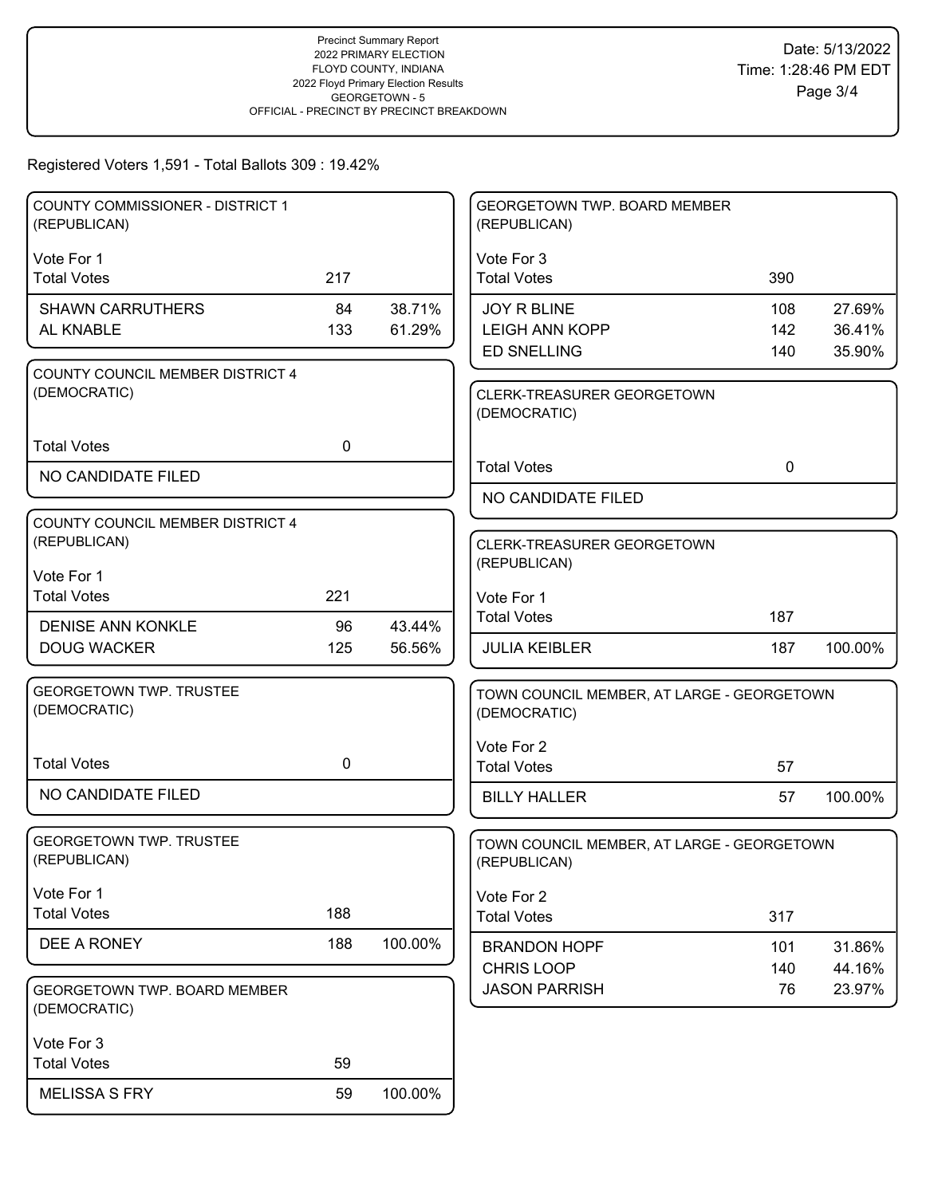Precinct Summary Report
2022 PRIMARY ELECTION
FLOYD COUNTY, INDIANA
2022 Floyd Primary Election Results
GEORGETOWN - 5
OFFICIAL - PRECINCT BY PRECINCT BREAKDOWN

Date: 5/13/2022
Time: 1:28:46 PM EDT

Registered Voters 1,591 - Total Ballots 309 : 19.42%

**COUNTY COMMISSIONER - DISTRICT 1 (REPUBLICAN)**

Vote For 1

| Total Votes | 217 | |
|---|---|---|
| SHAWN CARRUTHERS | 84 | 38.71% |
| AL KNABLE | 133 | 61.29% |

**COUNTY COUNCIL MEMBER DISTRICT 4 (DEMOCRATIC)**

| Total Votes | 0 |
|---|---|
| NO CANDIDATE FILED | |

**COUNTY COUNCIL MEMBER DISTRICT 4 (REPUBLICAN)**

Vote For 1

| Total Votes | 221 | |
|---|---|---|
| DENISE ANN KONKLE | 96 | 43.44% |
| DOUG WACKER | 125 | 56.56% |

**GEORGETOWN TWP. TRUSTEE (DEMOCRATIC)**

| Total Votes | 0 |
|---|---|
| NO CANDIDATE FILED | |

**GEORGETOWN TWP. TRUSTEE (REPUBLICAN)**

Vote For 1

| Total Votes | 188 | |
|---|---|---|
| DEE A RONEY | 188 | 100.00% |

**GEORGETOWN TWP. BOARD MEMBER (DEMOCRATIC)**

Vote For 3

| Total Votes | 59 | |
|---|---|---|
| MELISSA S FRY | 59 | 100.00% |

**GEORGETOWN TWP. BOARD MEMBER (REPUBLICAN)**

Vote For 3

| Total Votes | 390 | |
|---|---|---|
| JOY R BLINE | 108 | 27.69% |
| LEIGH ANN KOPP | 142 | 36.41% |
| ED SNELLING | 140 | 35.90% |

**CLERK-TREASURER GEORGETOWN (DEMOCRATIC)**

| Total Votes | 0 |
|---|---|
| NO CANDIDATE FILED | |

**CLERK-TREASURER GEORGETOWN (REPUBLICAN)**

Vote For 1

| Total Votes | 187 | |
|---|---|---|
| JULIA KEIBLER | 187 | 100.00% |

**TOWN COUNCIL MEMBER, AT LARGE - GEORGETOWN (DEMOCRATIC)**

Vote For 2

| Total Votes | 57 | |
|---|---|---|
| BILLY HALLER | 57 | 100.00% |

**TOWN COUNCIL MEMBER, AT LARGE - GEORGETOWN (REPUBLICAN)**

Vote For 2

| Total Votes | 317 | |
|---|---|---|
| BRANDON HOPF | 101 | 31.86% |
| CHRIS LOOP | 140 | 44.16% |
| JASON PARRISH | 76 | 23.97% |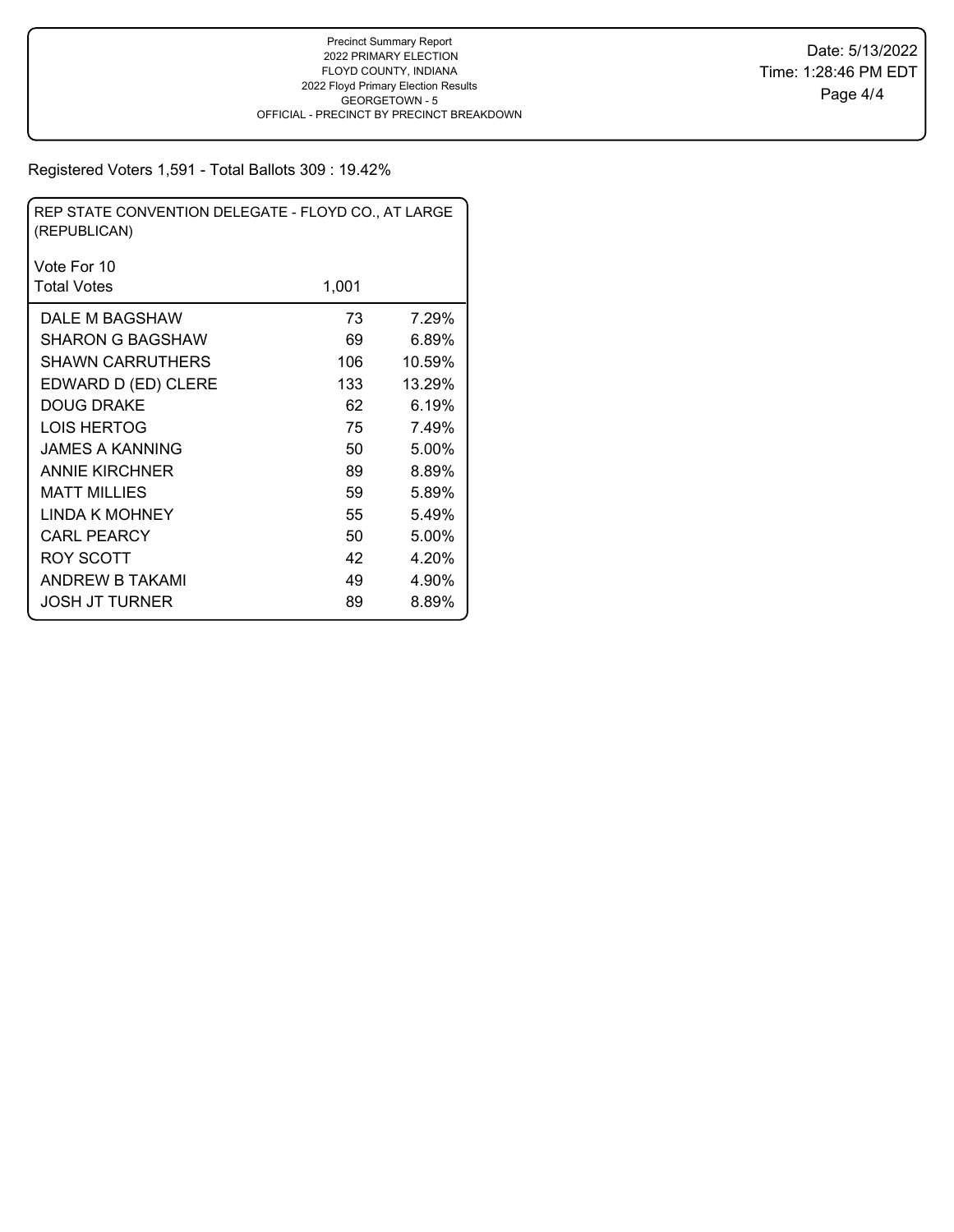Precinct Summary Report
2022 PRIMARY ELECTION
FLOYD COUNTY, INDIANA
2022 Floyd Primary Election Results
GEORGETOWN - 5
OFFICIAL - PRECINCT BY PRECINCT BREAKDOWN

Date: 5/13/2022
Time: 1:28:46 PM EDT

Registered Voters 1,591 - Total Balots 309 : 19.42%

| REP STATE CONVENTION DELEGATE - FLOYD CO., AT LARGE (REPUBLICAN) | | |
|---|---|---|
| Vote For 10 | | |
| Total Votes | 1,001 | |
| DALE M BAGSHAW | 73 | 7.29% |
| SHARON G BAGSHAW | 69 | 6.89% |
| SHAWN CARRUTHERS | 106 | 10.59% |
| EDWARD D (ED) CLERE | 133 | 13.29% |
| DOUG DRAKE | 62 | 6.19% |
| LOIS HERTOG | 75 | 7.49% |
| JAMES A KANNING | 50 | 5.00% |
| ANNIE KIRCHNER | 89 | 8.89% |
| MATT MILLIES | 59 | 5.89% |
| LINDA K MOHNEY | 55 | 5.49% |
| CARL PEARCY | 50 | 5.00% |
| ROY SCOTT | 42 | 4.20% |
| ANDREW B TAKAMI | 49 | 4.90% |
| JOSH JT TURNER | 89 | 8.89% |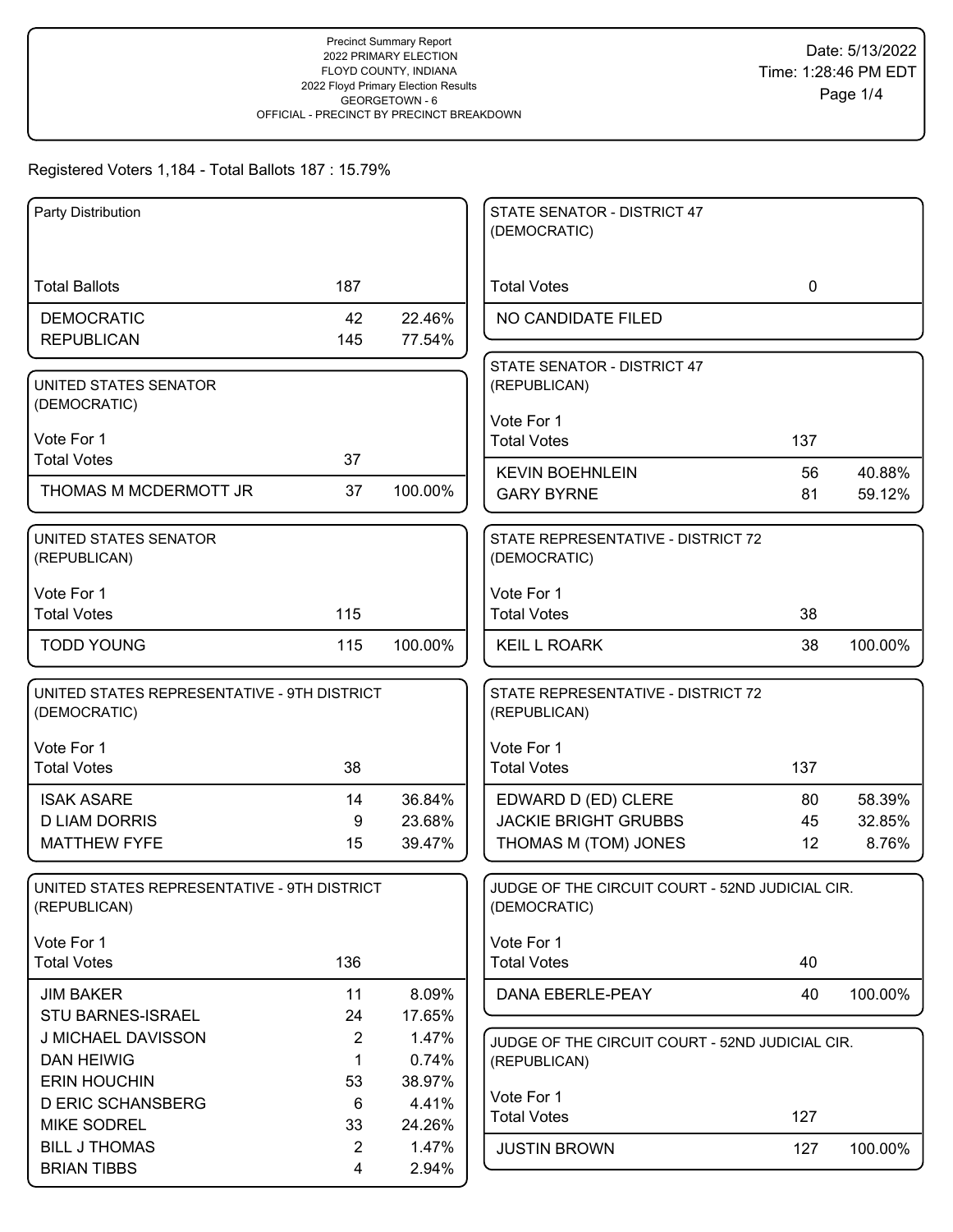Precinct Summary Report
2022 PRIMARY ELECTION
FLOYD COUNTY, INDIANA
2022 Floyd Primary Election Results
GEORGETOWN - 6
OFFICIAL - PRECINCT BY PRECINCT BREAKDOWN

Date: 5/13/2022
Time: 1:28:46 PM EDT

Registered Voters 1,184 - Total Ballots 187 : 15.79%

### Party Distribution

| Total Ballots | 187 | |
|---|---|---|
| DEMOCRATIC | 42 | 22.46% |
| REPUBLICAN | 145 | 77.54% |

### UNITED STATES SENATOR (DEMOCRATIC)

Vote For 1

| Total Votes | 37 | |
|---|---|---|
| THOMAS M MCDERMOTT JR | 37 | 100.00% |

### UNITED STATES SENATOR (REPUBLICAN)

Vote For 1

| Total Votes | 115 | |
|---|---|---|
| TODD YOUNG | 115 | 100.00% |

### UNITED STATES REPRESENTATIVE - 9TH DISTRICT (DEMOCRATIC)

Vote For 1

| Total Votes | 38 | |
|---|---|---|
| ISAK ASARE | 14 | 36.84% |
| D LIAM DORRIS | 9 | 23.68% |
| MATTHEW FYFE | 15 | 39.47% |

### UNITED STATES REPRESENTATIVE - 9TH DISTRICT (REPUBLICAN)

Vote For 1

| Total Votes | 136 | |
|---|---|---|
| JIM BAKER | 11 | 8.09% |
| STU BARNES-ISRAEL | 24 | 17.65% |
| J MICHAEL DAVISSON | 2 | 1.47% |
| DAN HEIWIG | 1 | 0.74% |
| ERIN HOUCHIN | 53 | 38.97% |
| D ERIC SCHANSBERG | 6 | 4.41% |
| MIKE SODREL | 33 | 24.26% |
| BILL J THOMAS | 2 | 1.47% |
| BRIAN TIBBS | 4 | 2.94% |

### STATE SENATOR - DISTRICT 47 (DEMOCRATIC)

| Total Votes | 0 |
|---|---|
| NO CANDIDATE FILED | |

### STATE SENATOR - DISTRICT 47 (REPUBLICAN)

Vote For 1

| Total Votes | 137 | |
|---|---|---|
| KEVIN BOEHNLEIN | 56 | 40.88% |
| GARY BYRNE | 81 | 59.12% |

### STATE REPRESENTATIVE - DISTRICT 72 (DEMOCRATIC)

Vote For 1

| Total Votes | 38 | |
|---|---|---|
| KEIL L ROARK | 38 | 100.00% |

### STATE REPRESENTATIVE - DISTRICT 72 (REPUBLICAN)

Vote For 1

| Total Votes | 137 | |
|---|---|---|
| EDWARD D (ED) CLERE | 80 | 58.39% |
| JACKIE BRIGHT GRUBBS | 45 | 32.85% |
| THOMAS M (TOM) JONES | 12 | 8.76% |

### JUDGE OF THE CIRCUIT COURT - 52ND JUDICIAL CIR. (DEMOCRATIC)

Vote For 1

| Total Votes | 40 | |
|---|---|---|
| DANA EBERLE-PEAY | 40 | 100.00% |

### JUDGE OF THE CIRCUIT COURT - 52ND JUDICIAL CIR. (REPUBLICAN)

Vote For 1

| Total Votes | 127 | |
|---|---|---|
| JUSTIN BROWN | 127 | 100.00% |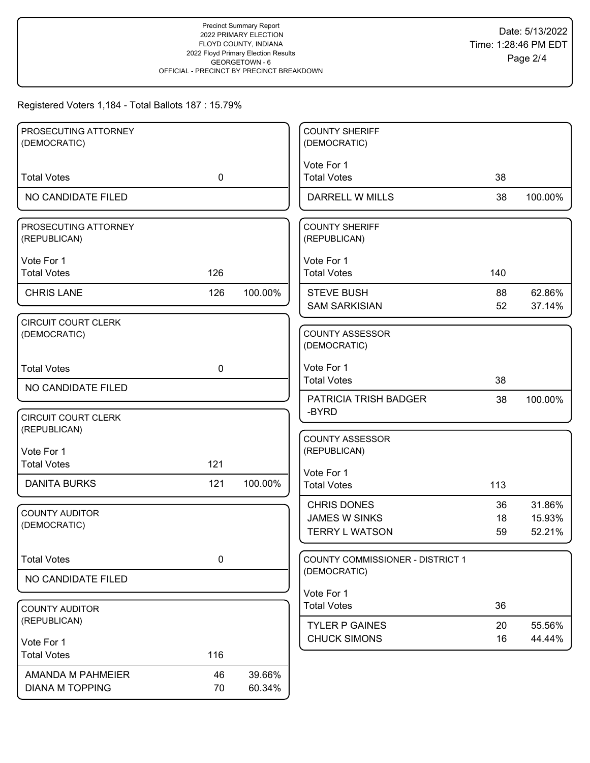Precinct Summary Report
2022 PRIMARY ELECTION
FLOYD COUNTY, INDIANA
2022 Floyd Primary Election Results
GEORGETOWN - 6
OFFICIAL - PRECINCT BY PRECINCT BREAKDOWN

Date: 5/13/2022
Time: 1:28:46 PM EDT

Registered Voters 1,184 - Total Ballots 187 : 15.79%

### PROSECUTING ATTORNEY (DEMOCRATIC)

| | | |
|---|---|---|
| Total Votes | 0 | |
| NO CANDIDATE FILED | | |

### PROSECUTING ATTORNEY (REPUBLICAN)

Vote For 1

| | | |
|---|---|---|
| Total Votes | 126 | |
| CHRIS LANE | 126 | 100.00% |

### CIRCUIT COURT CLERK (DEMOCRATIC)

| | | |
|---|---|---|
| Total Votes | 0 | |
| NO CANDIDATE FILED | | |

### CIRCUIT COURT CLERK (REPUBLICAN)

Vote For 1

| | | |
|---|---|---|
| Total Votes | 121 | |
| DANITA BURKS | 121 | 100.00% |

### COUNTY AUDITOR (DEMOCRATIC)

| | | |
|---|---|---|
| Total Votes | 0 | |
| NO CANDIDATE FILED | | |

### COUNTY AUDITOR (REPUBLICAN)

Vote For 1

| | | |
|---|---|---|
| Total Votes | 116 | |
| AMANDA M PAHMEIER | 46 | 39.66% |
| DIANA M TOPPING | 70 | 60.34% |

### COUNTY SHERIFF (DEMOCRATIC)

Vote For 1

| | | |
|---|---|---|
| Total Votes | 38 | |
| DARRELL W MILLS | 38 | 100.00% |

### COUNTY SHERIFF (REPUBLICAN)

Vote For 1

| | | |
|---|---|---|
| Total Votes | 140 | |
| STEVE BUSH | 88 | 62.86% |
| SAM SARKISIAN | 52 | 37.14% |

### COUNTY ASSESSOR (DEMOCRATIC)

Vote For 1

| | | |
|---|---|---|
| Total Votes | 38 | |
| PATRICIA TRISH BADGER -BYRD | 38 | 100.00% |

### COUNTY ASSESSOR (REPUBLICAN)

Vote For 1

| | | |
|---|---|---|
| Total Votes | 113 | |
| CHRIS DONES | 36 | 31.86% |
| JAMES W SINKS | 18 | 15.93% |
| TERRY L WATSON | 59 | 52.21% |

### COUNTY COMMISSIONER - DISTRICT 1 (DEMOCRATIC)

Vote For 1

| | | |
|---|---|---|
| Total Votes | 36 | |
| TYLER P GAINES | 20 | 55.56% |
| CHUCK SIMONS | 16 | 44.44% |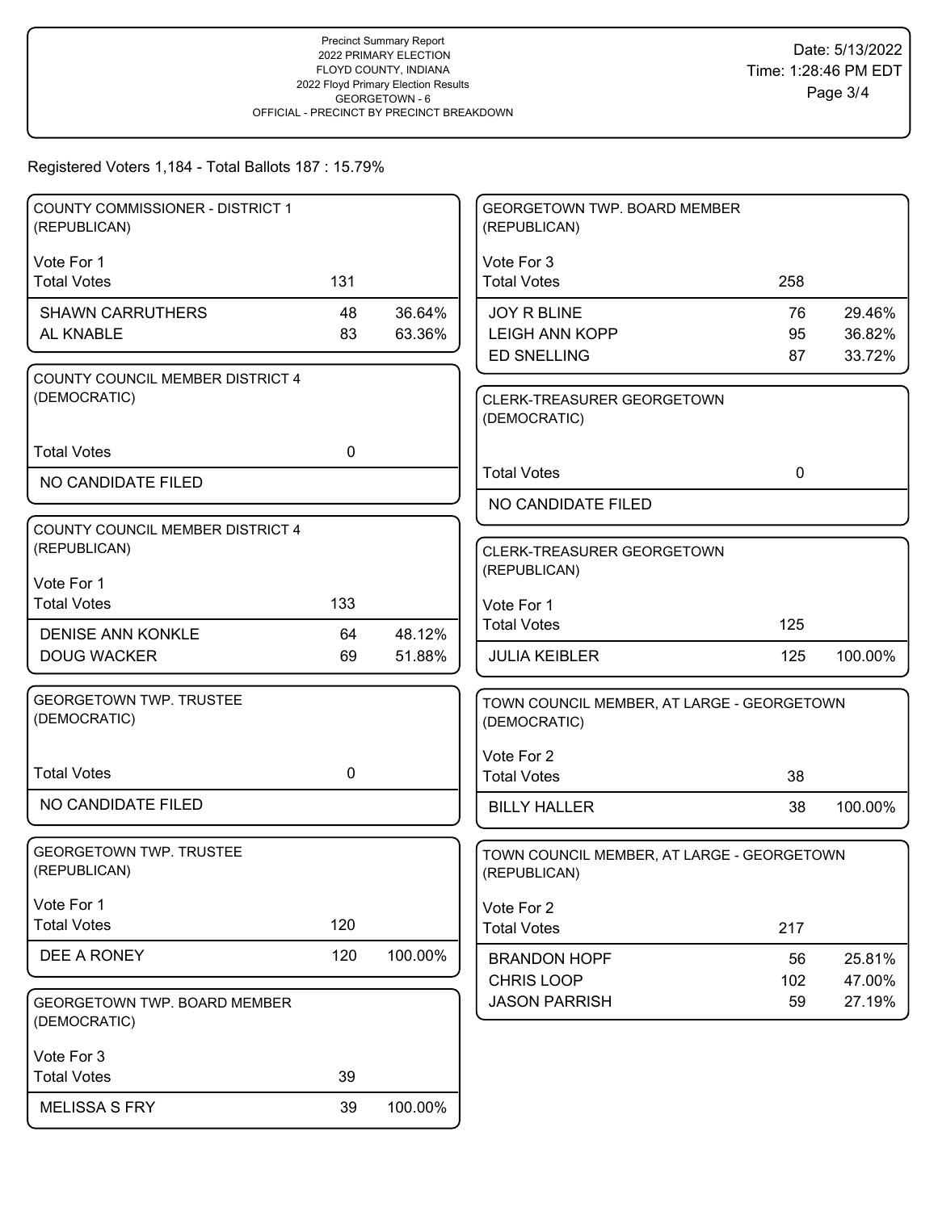Precinct Summary Report
2022 PRIMARY ELECTION
FLOYD COUNTY, INDIANA
2022 Floyd Primary Election Results
GEORGETOWN - 6
OFFICIAL - PRECINCT BY PRECINCT BREAKDOWN

Date: 5/13/2022
Time: 1:28:46 PM EDT

Registered Voters 1,184 - Total Ballots 187 : 15.79%

### COUNTY COMMISSIONER - DISTRICT 1 (REPUBLICAN)

Vote For 1

| Total Votes | 131 | |
|---|---|---|
| SHAWN CARRUTHERS | 48 | 36.64% |
| AL KNABLE | 83 | 63.36% |

### COUNTY COUNCIL MEMBER DISTRICT 4 (DEMOCRATIC)

| Total Votes | 0 |
|---|---|
| NO CANDIDATE FILED | |

### COUNTY COUNCIL MEMBER DISTRICT 4 (REPUBLICAN)

Vote For 1

| Total Votes | 133 | |
|---|---|---|
| DENISE ANN KONKLE | 64 | 48.12% |
| DOUG WACKER | 69 | 51.88% |

### GEORGETOWN TWP. TRUSTEE (DEMOCRATIC)

| Total Votes | 0 |
|---|---|
| NO CANDIDATE FILED | |

### GEORGETOWN TWP. TRUSTEE (REPUBLICAN)

Vote For 1

| Total Votes | 120 | |
|---|---|---|
| DEE A RONEY | 120 | 100.00% |

### GEORGETOWN TWP. BOARD MEMBER (DEMOCRATIC)

Vote For 3

| Total Votes | 39 | |
|---|---|---|
| MELISSA S FRY | 39 | 100.00% |

### GEORGETOWN TWP. BOARD MEMBER (REPUBLICAN)

Vote For 3

| Total Votes | 258 | |
|---|---|---|
| JOY R BLINE | 76 | 29.46% |
| LEIGH ANN KOPP | 95 | 36.82% |
| ED SNELLING | 87 | 33.72% |

### CLERK-TREASURER GEORGETOWN (DEMOCRATIC)

| Total Votes | 0 |
|---|---|
| NO CANDIDATE FILED | |

### CLERK-TREASURER GEORGETOWN (REPUBLICAN)

Vote For 1

| Total Votes | 125 | |
|---|---|---|
| JULIA KEIBLER | 125 | 100.00% |

### TOWN COUNCIL MEMBER, AT LARGE - GEORGETOWN (DEMOCRATIC)

Vote For 2

| Total Votes | 38 | |
|---|---|---|
| BILLY HALLER | 38 | 100.00% |

### TOWN COUNCIL MEMBER, AT LARGE - GEORGETOWN (REPUBLICAN)

Vote For 2

| Total Votes | 217 | |
|---|---|---|
| BRANDON HOPF | 56 | 25.81% |
| CHRIS LOOP | 102 | 47.00% |
| JASON PARRISH | 59 | 27.19% |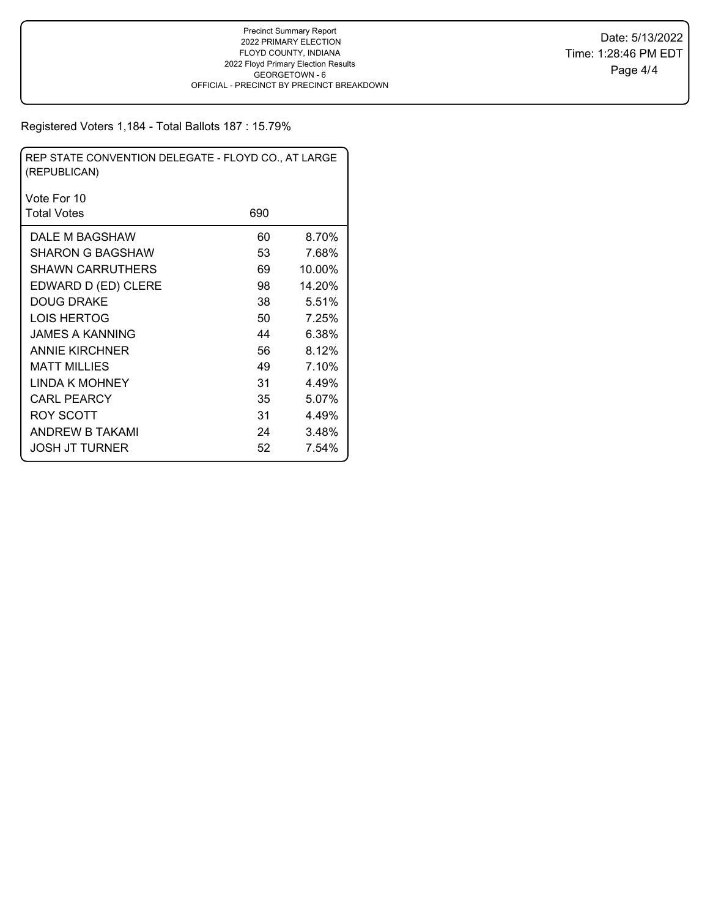Registered Voters 1,184 - Total Ballots 187 : 15.79%

| REP STATE CONVENTION DELEGATE - FLOYD CO., AT LARGE (REPUBLICAN) | | |
|---|---|---|
| Vote For 10 | | |
| Total Votes | 690 | |
| DALE M BAGSHAW | 60 | 8.70% |
| SHARON G BAGSHAW | 53 | 7.68% |
| SHAWN CARRUTHERS | 69 | 10.00% |
| EDWARD D (ED) CLERE | 98 | 14.20% |
| DOUG DRAKE | 38 | 5.51% |
| LOIS HERTOG | 50 | 7.25% |
| JAMES A KANNING | 44 | 6.38% |
| ANNIE KIRCHNER | 56 | 8.12% |
| MATT MILLIES | 49 | 7.10% |
| LINDA K MOHNEY | 31 | 4.49% |
| CARL PEARCY | 35 | 5.07% |
| ROY SCOTT | 31 | 4.49% |
| ANDREW B TAKAMI | 24 | 3.48% |
| JOSH JT TURNER | 52 | 7.54% |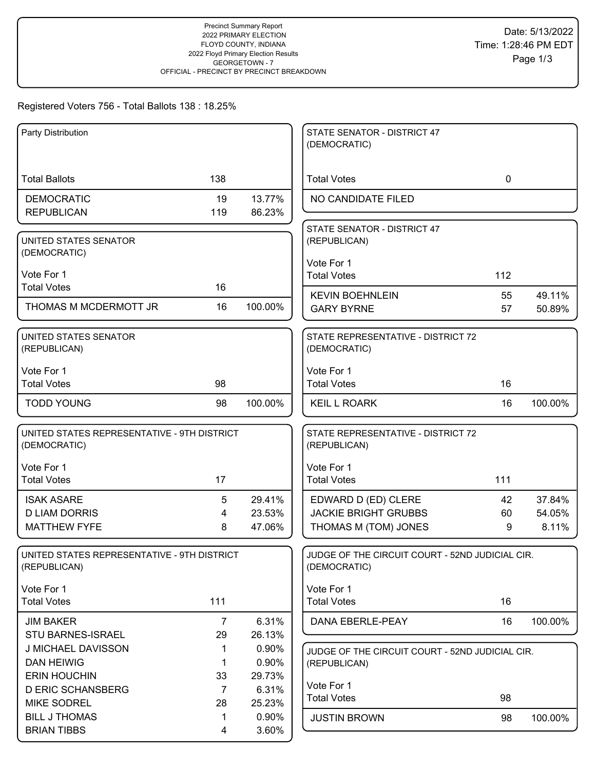Precinct Summary Report
2022 PRIMARY ELECTION
FLOYD COUNTY, INDIANA
2022 Floyd Primary Election Results
GEORGETOWN - 7
OFFICIAL - PRECINCT BY PRECINCT BREAKDOWN

Date: 5/13/2022
Time: 1:28:46 PM EDT

Registered Voters 756 - Total Ballots 138 : 18.25%

## Party Distribution

| | | |
|---|---|---|
| Total Ballots | 138 | |
| DEMOCRATIC | 19 | 13.77% |
| REPUBLICAN | 119 | 86.23% |

## UNITED STATES SENATOR (DEMOCRATIC)

Vote For 1

| | | |
|---|---|---|
| Total Votes | 16 | |
| THOMAS M MCDERMOTT JR | 16 | 100.00% |

## UNITED STATES SENATOR (REPUBLICAN)

Vote For 1

| | | |
|---|---|---|
| Total Votes | 98 | |
| TODD YOUNG | 98 | 100.00% |

## UNITED STATES REPRESENTATIVE - 9TH DISTRICT (DEMOCRATIC)

Vote For 1

| | | |
|---|---|---|
| Total Votes | 17 | |
| ISAK ASARE | 5 | 29.41% |
| D LIAM DORRIS | 4 | 23.53% |
| MATTHEW FYFE | 8 | 47.06% |

## UNITED STATES REPRESENTATIVE - 9TH DISTRICT (REPUBLICAN)

Vote For 1

| | | |
|---|---|---|
| Total Votes | 111 | |
| JIM BAKER | 7 | 6.31% |
| STU BARNES-ISRAEL | 29 | 26.13% |
| J MICHAEL DAVISSON | 1 | 0.90% |
| DAN HEIWIG | 1 | 0.90% |
| ERIN HOUCHIN | 33 | 29.73% |
| D ERIC SCHANSBERG | 7 | 6.31% |
| MIKE SODREL | 28 | 25.23% |
| BILL J THOMAS | 1 | 0.90% |
| BRIAN TIBBS | 4 | 3.60% |

## STATE SENATOR - DISTRICT 47 (DEMOCRATIC)

| | |
|---|---|
| Total Votes | 0 |
| NO CANDIDATE FILED | |

## STATE SENATOR - DISTRICT 47 (REPUBLICAN)

Vote For 1

| | | |
|---|---|---|
| Total Votes | 112 | |
| KEVIN BOEHNLEIN | 55 | 49.11% |
| GARY BYRNE | 57 | 50.89% |

## STATE REPRESENTATIVE - DISTRICT 72 (DEMOCRATIC)

Vote For 1

| | | |
|---|---|---|
| Total Votes | 16 | |
| KEIL L ROARK | 16 | 100.00% |

## STATE REPRESENTATIVE - DISTRICT 72 (REPUBLICAN)

Vote For 1

| | | |
|---|---|---|
| Total Votes | 111 | |
| EDWARD D (ED) CLERE | 42 | 37.84% |
| JACKIE BRIGHT GRUBBS | 60 | 54.05% |
| THOMAS M (TOM) JONES | 9 | 8.11% |

## JUDGE OF THE CIRCUIT COURT - 52ND JUDICIAL CIR. (DEMOCRATIC)

Vote For 1

| | | |
|---|---|---|
| Total Votes | 16 | |
| DANA EBERLE-PEAY | 16 | 100.00% |

## JUDGE OF THE CIRCUIT COURT - 52ND JUDICIAL CIR. (REPUBLICAN)

Vote For 1

| | | |
|---|---|---|
| Total Votes | 98 | |
| JUSTIN BROWN | 98 | 100.00% |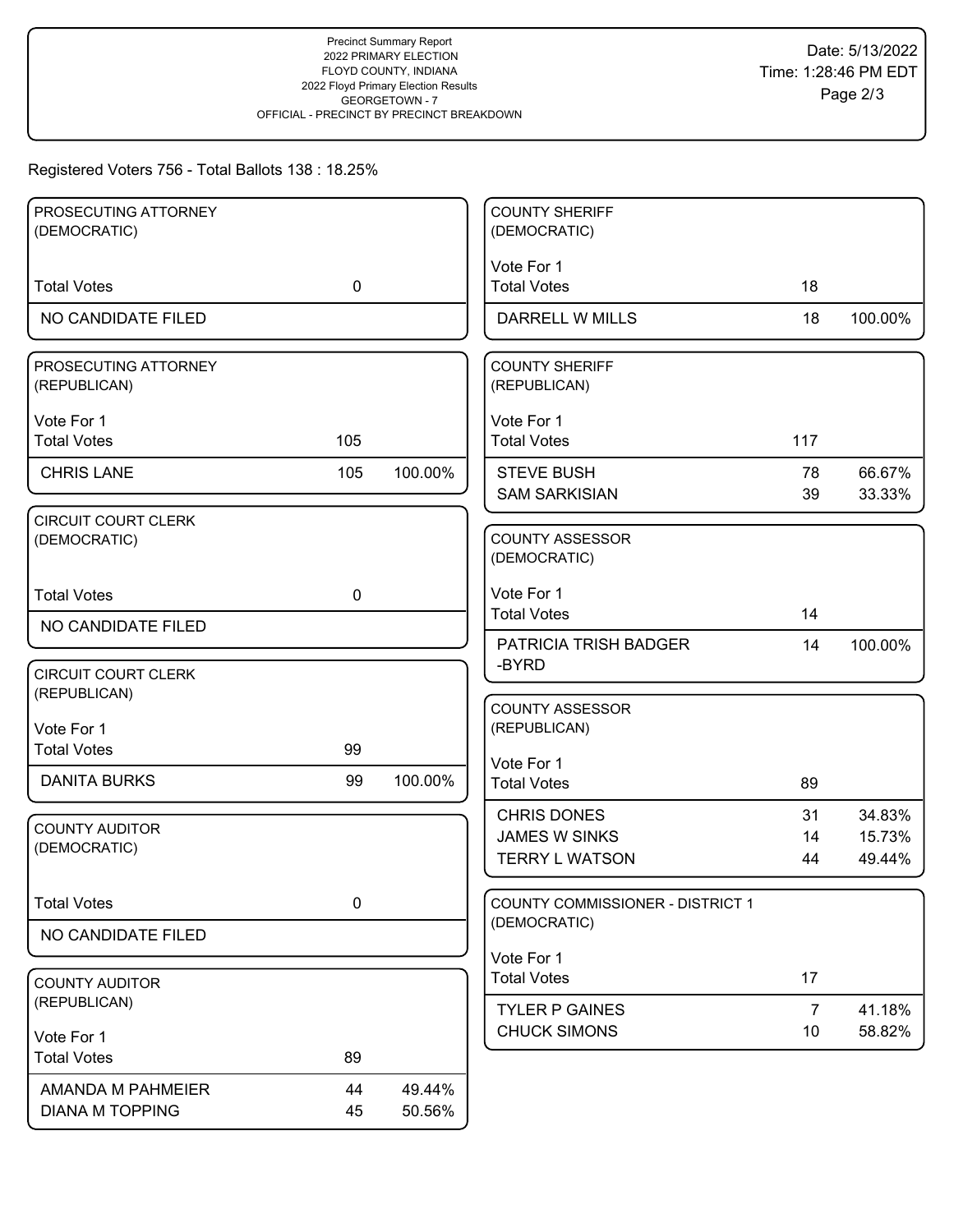Precinct Summary Report
2022 PRIMARY ELECTION
FLOYD COUNTY, INDIANA
2022 Floyd Primary Election Results
GEORGETOWN - 7
OFFICIAL - PRECINCT BY PRECINCT BREAKDOWN

Date: 5/13/2022
Time: 1:28:46 PM EDT

Registered Voters 756 - Total Ballots 138 : 18.25%

### PROSECUTING ATTORNEY (DEMOCRATIC)

| | | |
|---|---|---|
| Total Votes | 0 | |
| NO CANDIDATE FILED | | |

### PROSECUTING ATTORNEY (REPUBLICAN)

Vote For 1

| | | |
|---|---|---|
| Total Votes | 105 | |
| CHRIS LANE | 105 | 100.00% |

### CIRCUIT COURT CLERK (DEMOCRATIC)

| | | |
|---|---|---|
| Total Votes | 0 | |
| NO CANDIDATE FILED | | |

### CIRCUIT COURT CLERK (REPUBLICAN)

Vote For 1

| | | |
|---|---|---|
| Total Votes | 99 | |
| DANITA BURKS | 99 | 100.00% |

### COUNTY AUDITOR (DEMOCRATIC)

| | | |
|---|---|---|
| Total Votes | 0 | |
| NO CANDIDATE FILED | | |

### COUNTY AUDITOR (REPUBLICAN)

Vote For 1

| | | |
|---|---|---|
| Total Votes | 89 | |
| AMANDA M PAHMEIER | 44 | 49.44% |
| DIANA M TOPPING | 45 | 50.56% |

### COUNTY SHERIFF (DEMOCRATIC)

Vote For 1

| | | |
|---|---|---|
| Total Votes | 18 | |
| DARRELL W MILLS | 18 | 100.00% |

### COUNTY SHERIFF (REPUBLICAN)

Vote For 1

| | | |
|---|---|---|
| Total Votes | 117 | |
| STEVE BUSH | 78 | 66.67% |
| SAM SARKISIAN | 39 | 33.33% |

### COUNTY ASSESSOR (DEMOCRATIC)

Vote For 1

| | | |
|---|---|---|
| Total Votes | 14 | |
| PATRICIA TRISH BADGER-BYRD | 14 | 100.00% |

### COUNTY ASSESSOR (REPUBLICAN)

Vote For 1

| | | |
|---|---|---|
| Total Votes | 89 | |
| CHRIS DONES | 31 | 34.83% |
| JAMES W SINKS | 14 | 15.73% |
| TERRY L WATSON | 44 | 49.44% |

### COUNTY COMMISSIONER - DISTRICT 1 (DEMOCRATIC)

Vote For 1

| | | |
|---|---|---|
| Total Votes | 17 | |
| TYLER P GAINES | 7 | 41.18% |
| CHUCK SIMONS | 10 | 58.82% |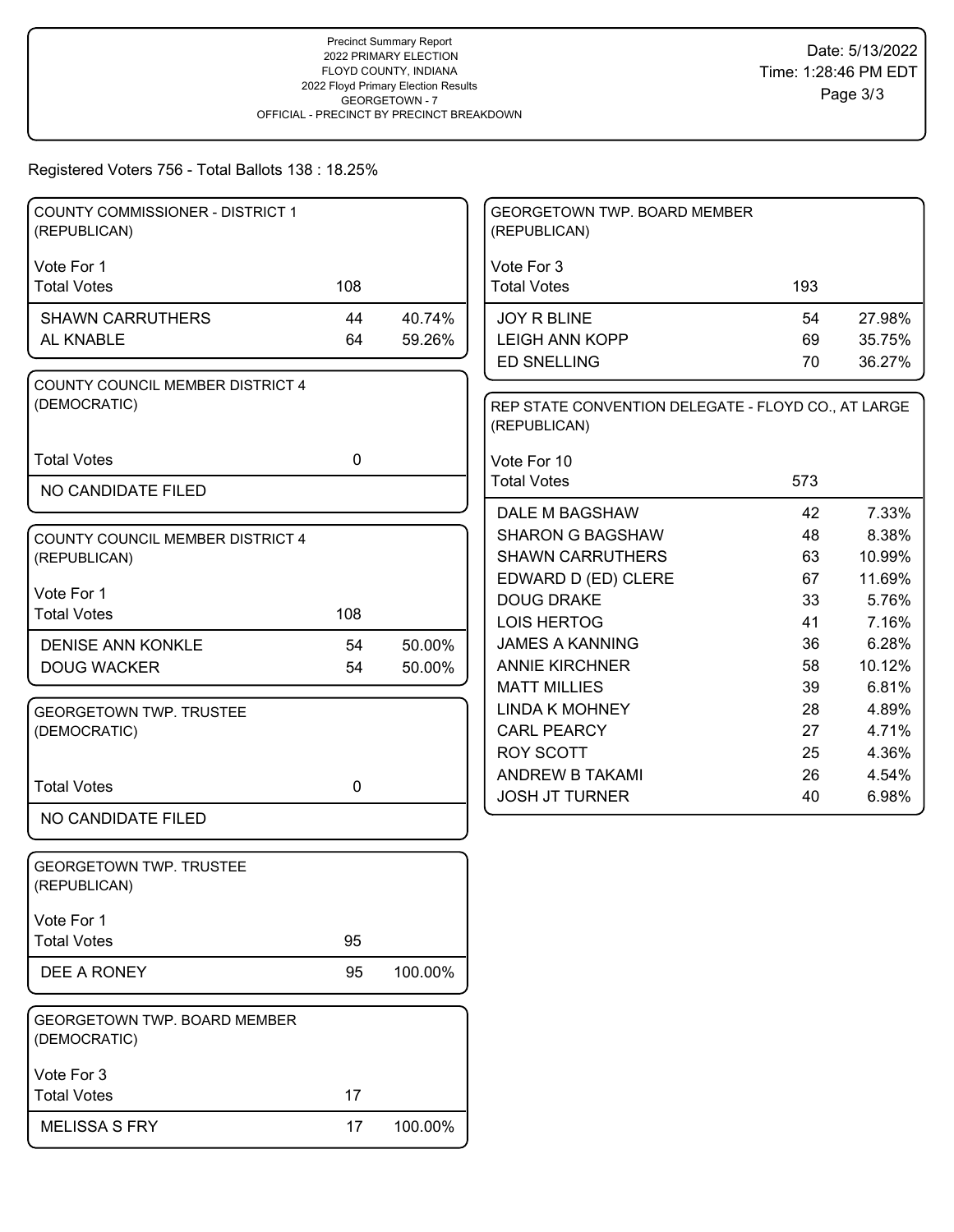Precinct Summary Report
2022 PRIMARY ELECTION
FLOYD COUNTY, INDIANA
2022 Floyd Primary Election Results
GEORGETOWN - 7
OFFICIAL - PRECINCT BY PRECINCT BREAKDOWN

Date: 5/13/2022
Time: 1:28:46 PM EDT

Registered Voters 756 - Total Ballots 138 : 18.25%

### COUNTY COMMISSIONER - DISTRICT 1 (REPUBLICAN)

Vote For 1

| | | |
|---|---|---|
| Total Votes | 108 | |
| SHAWN CARRUTHERS | 44 | 40.74% |
| AL KNABLE | 64 | 59.26% |

### COUNTY COUNCIL MEMBER DISTRICT 4 (DEMOCRATIC)

| | | |
|---|---|---|
| Total Votes | 0 | |
| NO CANDIDATE FILED | | |

### COUNTY COUNCIL MEMBER DISTRICT 4 (REPUBLICAN)

Vote For 1

| | | |
|---|---|---|
| Total Votes | 108 | |
| DENISE ANN KONKLE | 54 | 50.00% |
| DOUG WACKER | 54 | 50.00% |

### GEORGETOWN TWP. TRUSTEE (DEMOCRATIC)

| | | |
|---|---|---|
| Total Votes | 0 | |
| NO CANDIDATE FILED | | |

### GEORGETOWN TWP. TRUSTEE (REPUBLICAN)

Vote For 1

| | | |
|---|---|---|
| Total Votes | 95 | |
| DEE A RONEY | 95 | 100.00% |

### GEORGETOWN TWP. BOARD MEMBER (DEMOCRATIC)

Vote For 3

| | | |
|---|---|---|
| Total Votes | 17 | |
| MELISSA S FRY | 17 | 100.00% |

### GEORGETOWN TWP. BOARD MEMBER (REPUBLICAN)

Vote For 3

| | | |
|---|---|---|
| Total Votes | 193 | |
| JOY R BLINE | 54 | 27.98% |
| LEIGH ANN KOPP | 69 | 35.75% |
| ED SNELLING | 70 | 36.27% |

### REP STATE CONVENTION DELEGATE - FLOYD CO., AT LARGE (REPUBLICAN)

Vote For 10

| | | |
|---|---|---|
| Total Votes | 573 | |
| DALE M BAGSHAW | 42 | 7.33% |
| SHARON G BAGSHAW | 48 | 8.38% |
| SHAWN CARRUTHERS | 63 | 10.99% |
| EDWARD D (ED) CLERE | 67 | 11.69% |
| DOUG DRAKE | 33 | 5.76% |
| LOIS HERTOG | 41 | 7.16% |
| JAMES A KANNING | 36 | 6.28% |
| ANNIE KIRCHNER | 58 | 10.12% |
| MATT MILLIES | 39 | 6.81% |
| LINDA K MOHNEY | 28 | 4.89% |
| CARL PEARCY | 27 | 4.71% |
| ROY SCOTT | 25 | 4.36% |
| ANDREW B TAKAMI | 26 | 4.54% |
| JOSH JT TURNER | 40 | 6.98% |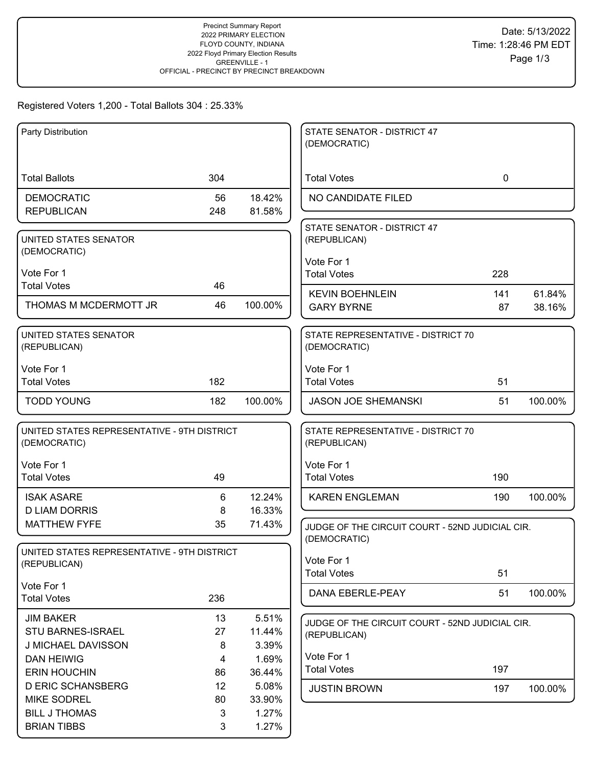Precinct Summary Report
2022 PRIMARY ELECTION
FLOYD COUNTY, INDIANA
2022 Floyd Primary Election Results
GREENVILLE - 1
OFFICIAL - PRECINCT BY PRECINCT BREAKDOWN

Date: 5/13/2022
Time: 1:28:46 PM EDT

Registered Voters 1,200 - Total Ballots 304 : 25.33%

## Party Distribution

| | | |
|---|---|---|
| Total Ballots | 304 | |
| DEMOCRATIC | 56 | 18.42% |
| REPUBLICAN | 248 | 81.58% |

## UNITED STATES SENATOR (DEMOCRATIC)

Vote For 1

| | | |
|---|---|---|
| Total Votes | 46 | |
| THOMAS M MCDERMOTT JR | 46 | 100.00% |

## UNITED STATES SENATOR (REPUBLICAN)

Vote For 1

| | | |
|---|---|---|
| Total Votes | 182 | |
| TODD YOUNG | 182 | 100.00% |

## UNITED STATES REPRESENTATIVE - 9TH DISTRICT (DEMOCRATIC)

Vote For 1

| | | |
|---|---|---|
| Total Votes | 49 | |
| ISAK ASARE | 6 | 12.24% |
| D LIAM DORRIS | 8 | 16.33% |
| MATTHEW FYFE | 35 | 71.43% |

## UNITED STATES REPRESENTATIVE - 9TH DISTRICT (REPUBLICAN)

Vote For 1

| | | |
|---|---|---|
| Total Votes | 236 | |
| JIM BAKER | 13 | 5.51% |
| STU BARNES-ISRAEL | 27 | 11.44% |
| J MICHAEL DAVISSON | 8 | 3.39% |
| DAN HEIWIG | 4 | 1.69% |
| ERIN HOUCHIN | 86 | 36.44% |
| D ERIC SCHANSBERG | 12 | 5.08% |
| MIKE SODREL | 80 | 33.90% |
| BILL J THOMAS | 3 | 1.27% |
| BRIAN TIBBS | 3 | 1.27% |

## STATE SENATOR - DISTRICT 47 (DEMOCRATIC)

| | | |
|---|---|---|
| Total Votes | 0 | |
| NO CANDIDATE FILED | | |

## STATE SENATOR - DISTRICT 47 (REPUBLICAN)

Vote For 1

| | | |
|---|---|---|
| Total Votes | 228 | |
| KEVIN BOEHNLEIN | 141 | 61.84% |
| GARY BYRNE | 87 | 38.16% |

## STATE REPRESENTATIVE - DISTRICT 70 (DEMOCRATIC)

Vote For 1

| | | |
|---|---|---|
| Total Votes | 51 | |
| JASON JOE SHEMANSKI | 51 | 100.00% |

## STATE REPRESENTATIVE - DISTRICT 70 (REPUBLICAN)

Vote For 1

| | | |
|---|---|---|
| Total Votes | 190 | |
| KAREN ENGLEMAN | 190 | 100.00% |

## JUDGE OF THE CIRCUIT COURT - 52ND JUDICIAL CIR. (DEMOCRATIC)

Vote For 1

| | | |
|---|---|---|
| Total Votes | 51 | |
| DANA EBERLE-PEAY | 51 | 100.00% |

## JUDGE OF THE CIRCUIT COURT - 52ND JUDICIAL CIR. (REPUBLICAN)

Vote For 1

| | | |
|---|---|---|
| Total Votes | 197 | |
| JUSTIN BROWN | 197 | 100.00% |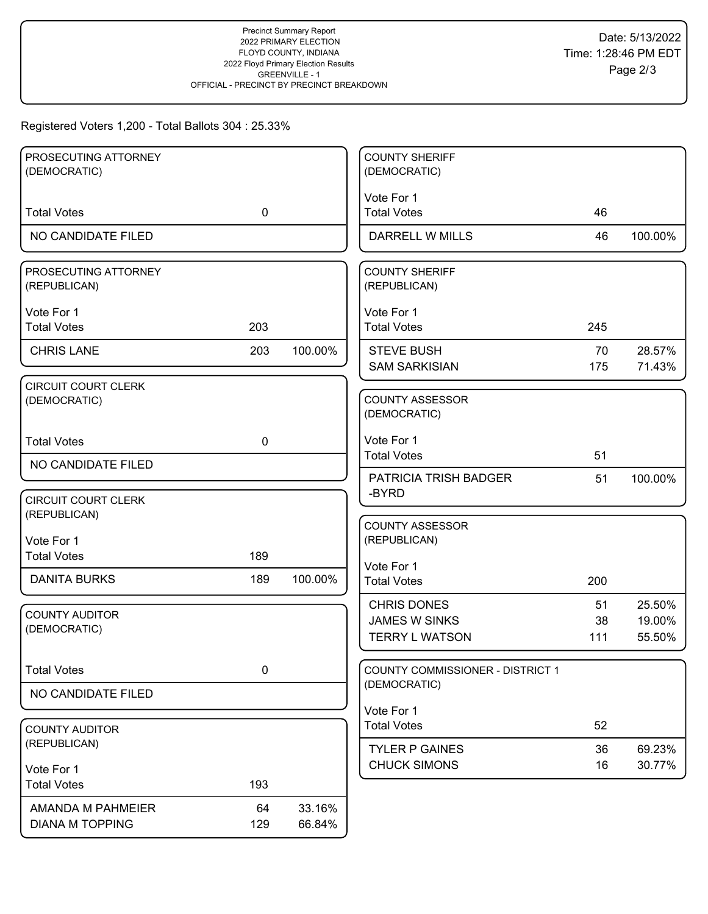Precinct Summary Report
2022 PRIMARY ELECTION
FLOYD COUNTY, INDIANA
2022 Floyd Primary Election Results
GREENVILLE - 1
OFFICIAL - PRECINCT BY PRECINCT BREAKDOWN

Date: 5/13/2022
Time: 1:28:46 PM EDT

Registered Voters 1,200 - Total Ballots 304 : 25.33%

### PROSECUTING ATTORNEY (DEMOCRATIC)

| | | |
|---|---|---|
| Total Votes | 0 | |
| NO CANDIDATE FILED | | |

### PROSECUTING ATTORNEY (REPUBLICAN)

Vote For 1

| | | |
|---|---|---|
| Total Votes | 203 | |
| CHRIS LANE | 203 | 100.00% |

### CIRCUIT COURT CLERK (DEMOCRATIC)

| | | |
|---|---|---|
| Total Votes | 0 | |
| NO CANDIDATE FILED | | |

### CIRCUIT COURT CLERK (REPUBLICAN)

Vote For 1

| | | |
|---|---|---|
| Total Votes | 189 | |
| DANITA BURKS | 189 | 100.00% |

### COUNTY AUDITOR (DEMOCRATIC)

| | | |
|---|---|---|
| Total Votes | 0 | |
| NO CANDIDATE FILED | | |

### COUNTY AUDITOR (REPUBLICAN)

Vote For 1

| | | |
|---|---|---|
| Total Votes | 193 | |
| AMANDA M PAHMEIER | 64 | 33.16% |
| DIANA M TOPPING | 129 | 66.84% |

### COUNTY SHERIFF (DEMOCRATIC)

Vote For 1

| | | |
|---|---|---|
| Total Votes | 46 | |
| DARRELL W MILLS | 46 | 100.00% |

### COUNTY SHERIFF (REPUBLICAN)

Vote For 1

| | | |
|---|---|---|
| Total Votes | 245 | |
| STEVE BUSH | 70 | 28.57% |
| SAM SARKISIAN | 175 | 71.43% |

### COUNTY ASSESSOR (DEMOCRATIC)

Vote For 1

| | | |
|---|---|---|
| Total Votes | 51 | |
| PATRICIA TRISH BADGER -BYRD | 51 | 100.00% |

### COUNTY ASSESSOR (REPUBLICAN)

Vote For 1

| | | |
|---|---|---|
| Total Votes | 200 | |
| CHRIS DONES | 51 | 25.50% |
| JAMES W SINKS | 38 | 19.00% |
| TERRY L WATSON | 111 | 55.50% |

### COUNTY COMMISSIONER - DISTRICT 1 (DEMOCRATIC)

Vote For 1

| | | |
|---|---|---|
| Total Votes | 52 | |
| TYLER P GAINES | 36 | 69.23% |
| CHUCK SIMONS | 16 | 30.77% |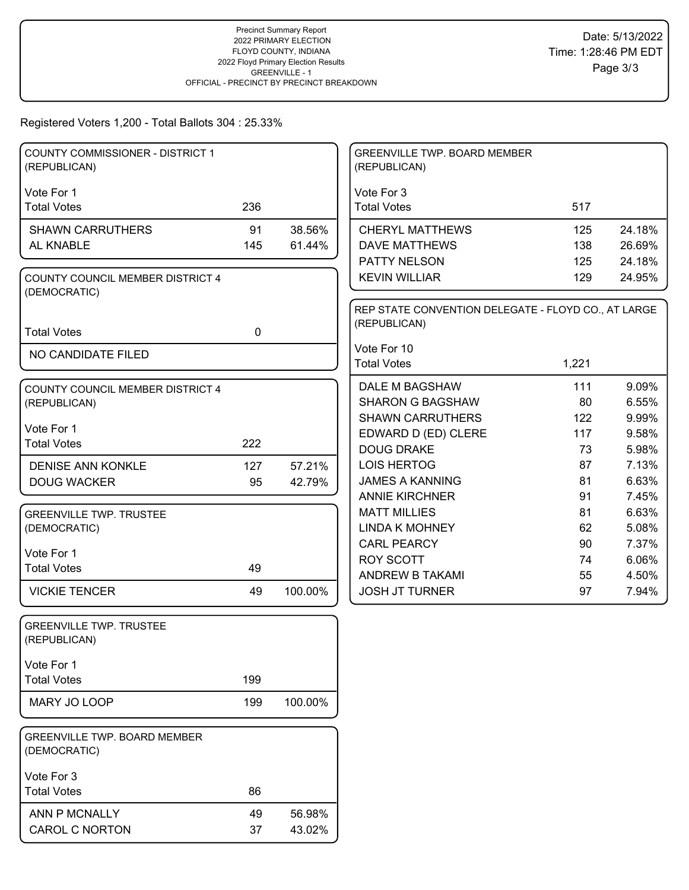Precinct Summary Report
2022 PRIMARY ELECTION
FLOYD COUNTY, INDIANA
2022 Floyd Primary Election Results
GREENVILLE - 1
OFFICIAL - PRECINCT BY PRECINCT BREAKDOWN

Date: 5/13/2022
Time: 1:28:46 PM EDT

Registered Voters 1,200 - Total Ballots 304 : 25.33%

### COUNTY COMMISSIONER - DISTRICT 1 (REPUBLICAN)

Vote For 1

| | | |
|---|---|---|
| Total Votes | 236 | |
| SHAWN CARRUTHERS | 91 | 38.56% |
| AL KNABLE | 145 | 61.44% |

### COUNTY COUNCIL MEMBER DISTRICT 4 (DEMOCRATIC)

| | | |
|---|---|---|
| Total Votes | 0 | |
| NO CANDIDATE FILED | | |

### COUNTY COUNCIL MEMBER DISTRICT 4 (REPUBLICAN)

Vote For 1

| | | |
|---|---|---|
| Total Votes | 222 | |
| DENISE ANN KONKLE | 127 | 57.21% |
| DOUG WACKER | 95 | 42.79% |

### GREENVILLE TWP. TRUSTEE (DEMOCRATIC)

Vote For 1

| | | |
|---|---|---|
| Total Votes | 49 | |
| VICKIE TENCER | 49 | 100.00% |

### GREENVILLE TWP. TRUSTEE (REPUBLICAN)

Vote For 1

| | | |
|---|---|---|
| Total Votes | 199 | |
| MARY JO LOOP | 199 | 100.00% |

### GREENVILLE TWP. BOARD MEMBER (DEMOCRATIC)

Vote For 3

| | | |
|---|---|---|
| Total Votes | 86 | |
| ANN P MCNALLY | 49 | 56.98% |
| CAROL C NORTON | 37 | 43.02% |

### GREENVILLE TWP. BOARD MEMBER (REPUBLICAN)

Vote For 3

| | | |
|---|---|---|
| Total Votes | 517 | |
| CHERYL MATTHEWS | 125 | 24.18% |
| DAVE MATTHEWS | 138 | 26.69% |
| PATTY NELSON | 125 | 24.18% |
| KEVIN WILLIAR | 129 | 24.95% |

### REP STATE CONVENTION DELEGATE - FLOYD CO., AT LARGE (REPUBLICAN)

Vote For 10

| | | |
|---|---|---|
| Total Votes | 1,221 | |
| DALE M BAGSHAW | 111 | 9.09% |
| SHARON G BAGSHAW | 80 | 6.55% |
| SHAWN CARRUTHERS | 122 | 9.99% |
| EDWARD D (ED) CLERE | 117 | 9.58% |
| DOUG DRAKE | 73 | 5.98% |
| LOIS HERTOG | 87 | 7.13% |
| JAMES A KANNING | 81 | 6.63% |
| ANNIE KIRCHNER | 91 | 7.45% |
| MATT MILLIES | 81 | 6.63% |
| LINDA K MOHNEY | 62 | 5.08% |
| CARL PEARCY | 90 | 7.37% |
| ROY SCOTT | 74 | 6.06% |
| ANDREW B TAKAMI | 55 | 4.50% |
| JOSH JT TURNER | 97 | 7.94% |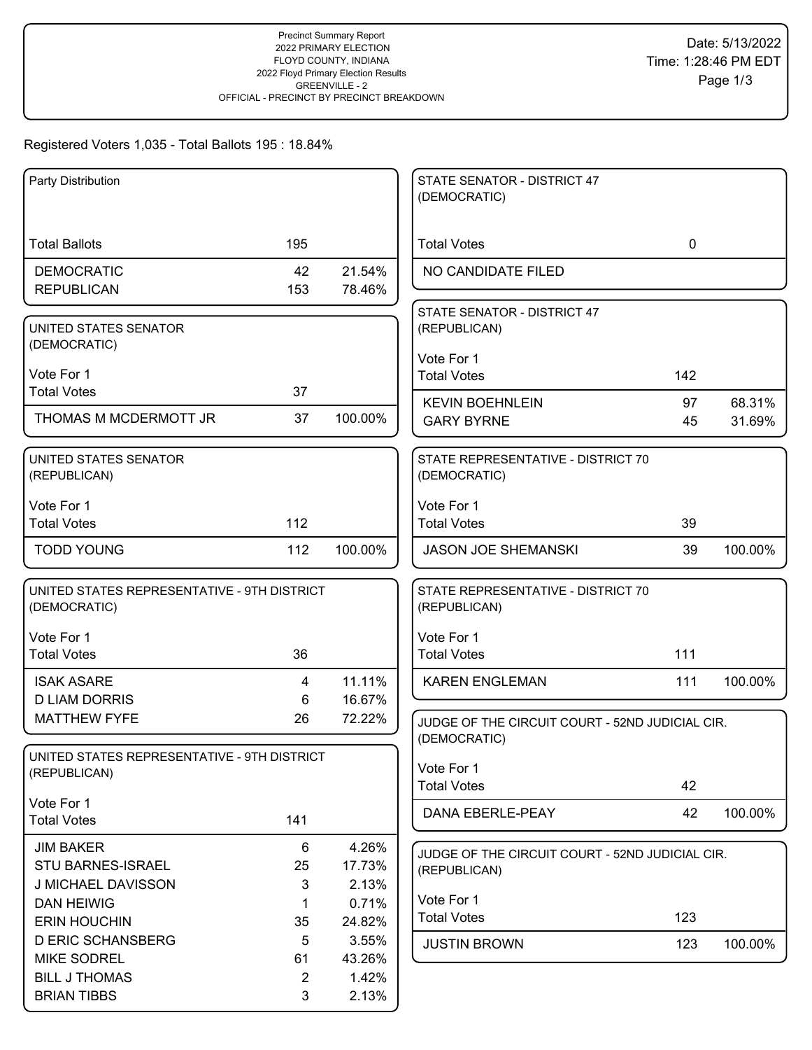Precinct Summary Report
2022 PRIMARY ELECTION
FLOYD COUNTY, INDIANA
2022 Floyd Primary Election Results
GREENVILLE - 2
OFFICIAL - PRECINCT BY PRECINCT BREAKDOWN

Date: 5/13/2022
Time: 1:28:46 PM EDT

Registered Voters 1,035 - Total Ballots 195 : 18.84%

| Party Distribution | | |
|---|---|---|
| Total Ballots | 195 | |
| DEMOCRATIC | 42 | 21.54% |
| REPUBLICAN | 153 | 78.46% |

| UNITED STATES SENATOR (DEMOCRATIC) Vote For 1 | | |
|---|---|---|
| Total Votes | 37 | |
| THOMAS M MCDERMOTT JR | 37 | 100.00% |

| UNITED STATES SENATOR (REPUBLICAN) Vote For 1 | | |
|---|---|---|
| Total Votes | 112 | |
| TODD YOUNG | 112 | 100.00% |

| UNITED STATES REPRESENTATIVE - 9TH DISTRICT (DEMOCRATIC) Vote For 1 | | |
|---|---|---|
| Total Votes | 36 | |
| ISAK ASARE | 4 | 11.11% |
| D LIAM DORRIS | 6 | 16.67% |
| MATTHEW FYFE | 26 | 72.22% |

| UNITED STATES REPRESENTATIVE - 9TH DISTRICT (REPUBLICAN) Vote For 1 | | |
|---|---|---|
| Total Votes | 141 | |
| JIM BAKER | 6 | 4.26% |
| STU BARNES-ISRAEL | 25 | 17.73% |
| J MICHAEL DAVISSON | 3 | 2.13% |
| DAN HEIWIG | 1 | 0.71% |
| ERIN HOUCHIN | 35 | 24.82% |
| D ERIC SCHANSBERG | 5 | 3.55% |
| MIKE SODREL | 61 | 43.26% |
| BILL J THOMAS | 2 | 1.42% |
| BRIAN TIBBS | 3 | 2.13% |

| STATE SENATOR - DISTRICT 47 (DEMOCRATIC) | | |
|---|---|---|
| Total Votes | 0 | |
| NO CANDIDATE FILED | | |

| STATE SENATOR - DISTRICT 47 (REPUBLICAN) Vote For 1 | | |
|---|---|---|
| Total Votes | 142 | |
| KEVIN BOEHNLEIN | 97 | 68.31% |
| GARY BYRNE | 45 | 31.69% |

| STATE REPRESENTATIVE - DISTRICT 70 (DEMOCRATIC) Vote For 1 | | |
|---|---|---|
| Total Votes | 39 | |
| JASON JOE SHEMANSKI | 39 | 100.00% |

| STATE REPRESENTATIVE - DISTRICT 70 (REPUBLICAN) Vote For 1 | | |
|---|---|---|
| Total Votes | 111 | |
| KAREN ENGLEMAN | 111 | 100.00% |

| JUDGE OF THE CIRCUIT COURT - 52ND JUDICIAL CIR. (DEMOCRATIC) Vote For 1 | | |
|---|---|---|
| Total Votes | 42 | |
| DANA EBERLE-PEAY | 42 | 100.00% |

| JUDGE OF THE CIRCUIT COURT - 52ND JUDICIAL CIR. (REPUBLICAN) Vote For 1 | | |
|---|---|---|
| Total Votes | 123 | |
| JUSTIN BROWN | 123 | 100.00% |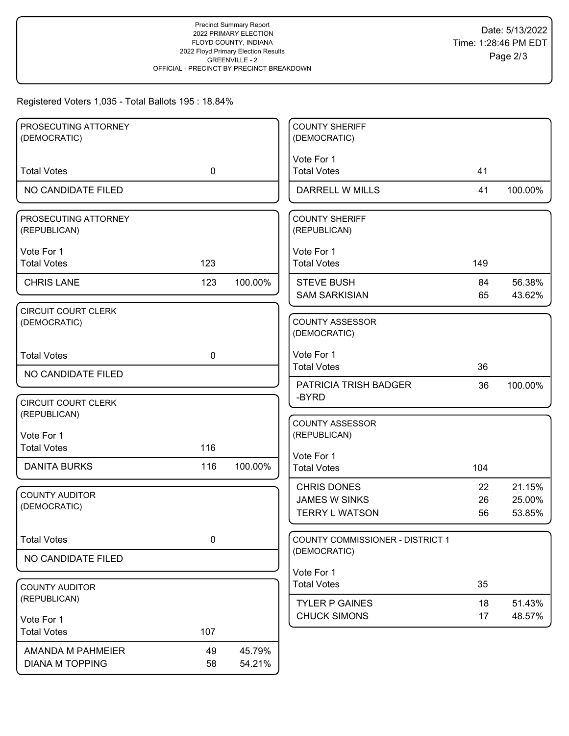Precinct Summary Report
2022 PRIMARY ELECTION
FLOYD COUNTY, INDIANA
2022 Floyd Primary Election Results
GREENVILLE - 2
OFFICIAL - PRECINCT BY PRECINCT BREAKDOWN

Date: 5/13/2022
Time: 1:28:46 PM EDT

Registered Voters 1,035 - Total Ballots 195 : 18.84%

### PROSECUTING ATTORNEY (DEMOCRATIC)

| | | |
|---|---|---|
| Total Votes | 0 | |
| NO CANDIDATE FILED | | |

### PROSECUTING ATTORNEY (REPUBLICAN)

Vote For 1

| | | |
|---|---|---|
| Total Votes | 123 | |
| CHRIS LANE | 123 | 100.00% |

### CIRCUIT COURT CLERK (DEMOCRATIC)

| | | |
|---|---|---|
| Total Votes | 0 | |
| NO CANDIDATE FILED | | |

### CIRCUIT COURT CLERK (REPUBLICAN)

Vote For 1

| | | |
|---|---|---|
| Total Votes | 116 | |
| DANITA BURKS | 116 | 100.00% |

### COUNTY AUDITOR (DEMOCRATIC)

| | | |
|---|---|---|
| Total Votes | 0 | |
| NO CANDIDATE FILED | | |

### COUNTY AUDITOR (REPUBLICAN)

Vote For 1

| | | |
|---|---|---|
| Total Votes | 107 | |
| AMANDA M PAHMEIER | 49 | 45.79% |
| DIANA M TOPPING | 58 | 54.21% |

### COUNTY SHERIFF (DEMOCRATIC)

Vote For 1

| | | |
|---|---|---|
| Total Votes | 41 | |
| DARRELL W MILLS | 41 | 100.00% |

### COUNTY SHERIFF (REPUBLICAN)

Vote For 1

| | | |
|---|---|---|
| Total Votes | 149 | |
| STEVE BUSH | 84 | 56.38% |
| SAM SARKISIAN | 65 | 43.62% |

### COUNTY ASSESSOR (DEMOCRATIC)

Vote For 1

| | | |
|---|---|---|
| Total Votes | 36 | |
| PATRICIA TRISH BADGER -BYRD | 36 | 100.00% |

### COUNTY ASSESSOR (REPUBLICAN)

Vote For 1

| | | |
|---|---|---|
| Total Votes | 104 | |
| CHRIS DONES | 22 | 21.15% |
| JAMES W SINKS | 26 | 25.00% |
| TERRY L WATSON | 56 | 53.85% |

### COUNTY COMMISSIONER - DISTRICT 1 (DEMOCRATIC)

Vote For 1

| | | |
|---|---|---|
| Total Votes | 35 | |
| TYLER P GAINES | 18 | 51.43% |
| CHUCK SIMONS | 17 | 48.57% |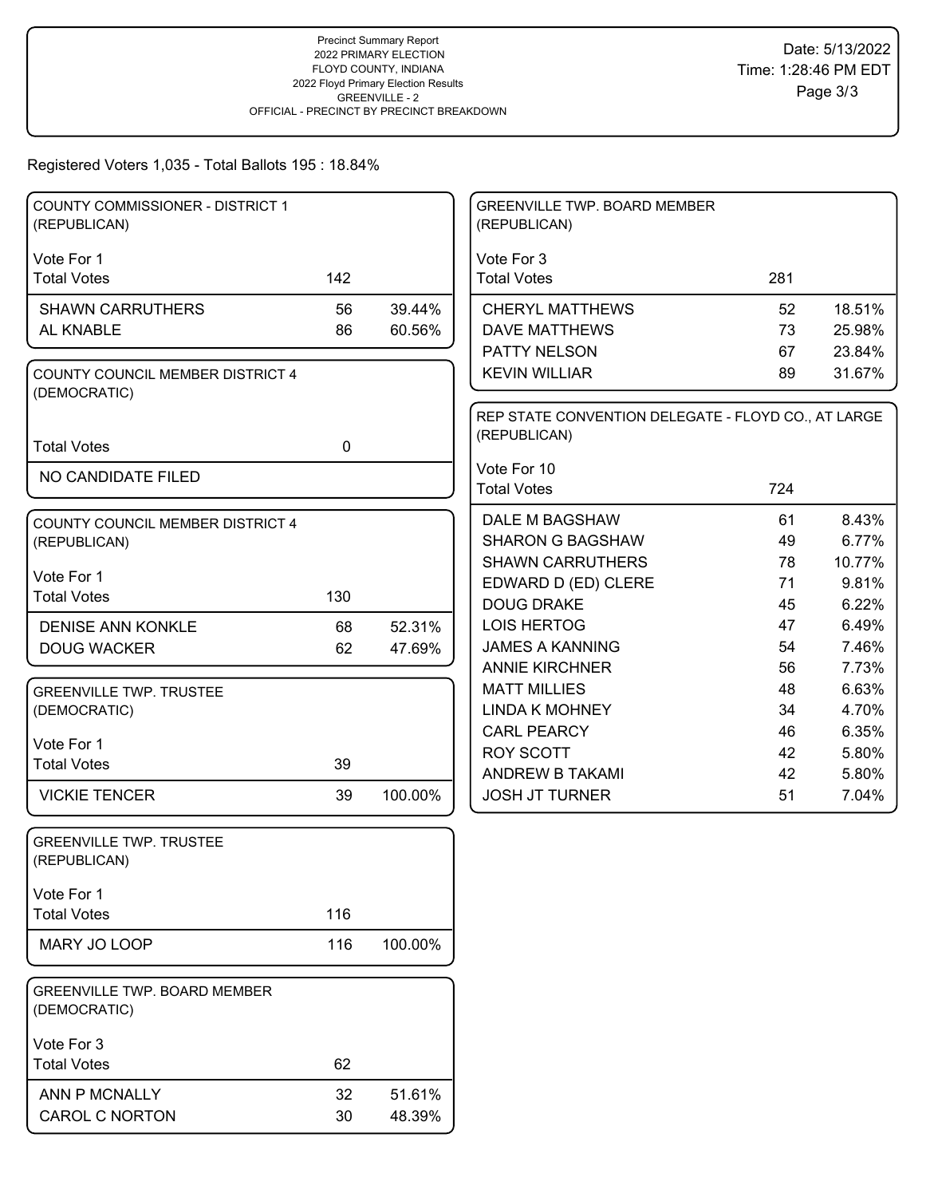Precinct Summary Report
2022 PRIMARY ELECTION
FLOYD COUNTY, INDIANA
2022 Floyd Primary Election Results
GREENVILLE - 2
OFFICIAL - PRECINCT BY PRECINCT BREAKDOWN

Date: 5/13/2022
Time: 1:28:46 PM EDT

Registered Voters 1,035 - Total Ballots 195 : 18.84%

### COUNTY COMMISSIONER - DISTRICT 1 (REPUBLICAN)

Vote For 1

| Total Votes | 142 | |
|---|---|---|
| SHAWN CARRUTHERS | 56 | 39.44% |
| AL KNABLE | 86 | 60.56% |

### COUNTY COUNCIL MEMBER DISTRICT 4 (DEMOCRATIC)

| Total Votes | 0 |
|---|---|
| NO CANDIDATE FILED | |

### COUNTY COUNCIL MEMBER DISTRICT 4 (REPUBLICAN)

Vote For 1

| Total Votes | 130 | |
|---|---|---|
| DENISE ANN KONKLE | 68 | 52.31% |
| DOUG WACKER | 62 | 47.69% |

### GREENVILLE TWP. TRUSTEE (DEMOCRATIC)

Vote For 1

| Total Votes | 39 | |
|---|---|---|
| VICKIE TENCER | 39 | 100.00% |

### GREENVILLE TWP. TRUSTEE (REPUBLICAN)

Vote For 1

| Total Votes | 116 | |
|---|---|---|
| MARY JO LOOP | 116 | 100.00% |

### GREENVILLE TWP. BOARD MEMBER (DEMOCRATIC)

Vote For 3

| Total Votes | 62 | |
|---|---|---|
| ANN P MCNALLY | 32 | 51.61% |
| CAROL C NORTON | 30 | 48.39% |

### GREENVILLE TWP. BOARD MEMBER (REPUBLICAN)

Vote For 3

| Total Votes | 281 | |
|---|---|---|
| CHERYL MATTHEWS | 52 | 18.51% |
| DAVE MATTHEWS | 73 | 25.98% |
| PATTY NELSON | 67 | 23.84% |
| KEVIN WILLIAR | 89 | 31.67% |

### REP STATE CONVENTION DELEGATE - FLOYD CO., AT LARGE (REPUBLICAN)

Vote For 10

| Total Votes | 724 | |
|---|---|---|
| DALE M BAGSHAW | 61 | 8.43% |
| SHARON G BAGSHAW | 49 | 6.77% |
| SHAWN CARRUTHERS | 78 | 10.77% |
| EDWARD D (ED) CLERE | 71 | 9.81% |
| DOUG DRAKE | 45 | 6.22% |
| LOIS HERTOG | 47 | 6.49% |
| JAMES A KANNING | 54 | 7.46% |
| ANNIE KIRCHNER | 56 | 7.73% |
| MATT MILLIES | 48 | 6.63% |
| LINDA K MOHNEY | 34 | 4.70% |
| CARL PEARCY | 46 | 6.35% |
| ROY SCOTT | 42 | 5.80% |
| ANDREW B TAKAMI | 42 | 5.80% |
| JOSH JT TURNER | 51 | 7.04% |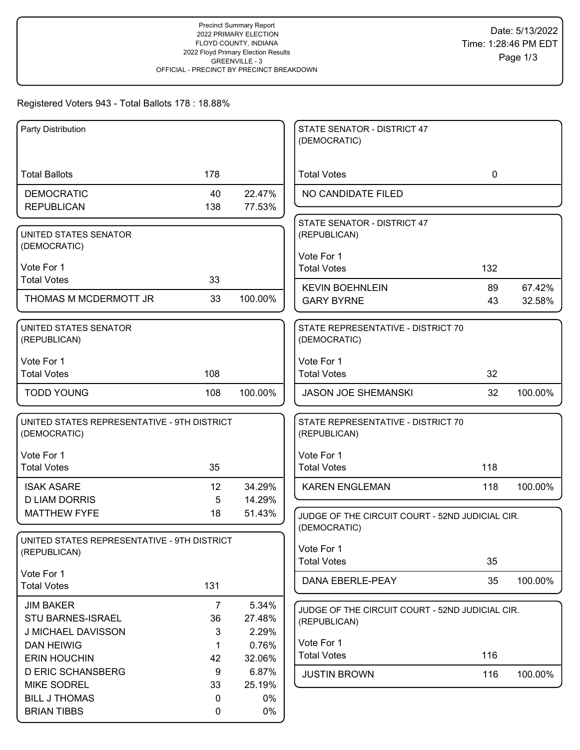Precinct Summary Report
2022 PRIMARY ELECTION
FLOYD COUNTY, INDIANA
2022 Floyd Primary Election Results
GREENVILLE - 3
OFFICIAL - PRECINCT BY PRECINCT BREAKDOWN

Date: 5/13/2022
Time: 1:28:46 PM EDT

Registered Voters 943 - Total Ballots 178 : 18.88%

### Party Distribution

| | | |
|---|---|---|
| Total Ballots | 178 | |
| DEMOCRATIC | 40 | 22.47% |
| REPUBLICAN | 138 | 77.53% |

### UNITED STATES SENATOR (DEMOCRATIC)

Vote For 1

| | | |
|---|---|---|
| Total Votes | 33 | |
| THOMAS M MCDERMOTT JR | 33 | 100.00% |

### UNITED STATES SENATOR (REPUBLICAN)

Vote For 1

| | | |
|---|---|---|
| Total Votes | 108 | |
| TODD YOUNG | 108 | 100.00% |

### UNITED STATES REPRESENTATIVE - 9TH DISTRICT (DEMOCRATIC)

Vote For 1

| | | |
|---|---|---|
| Total Votes | 35 | |
| ISAK ASARE | 12 | 34.29% |
| D LIAM DORRIS | 5 | 14.29% |
| MATTHEW FYFE | 18 | 51.43% |

### UNITED STATES REPRESENTATIVE - 9TH DISTRICT (REPUBLICAN)

Vote For 1

| | | |
|---|---|---|
| Total Votes | 131 | |
| JIM BAKER | 7 | 5.34% |
| STU BARNES-ISRAEL | 36 | 27.48% |
| J MICHAEL DAVISSON | 3 | 2.29% |
| DAN HEIWIG | 1 | 0.76% |
| ERIN HOUCHIN | 42 | 32.06% |
| D ERIC SCHANSBERG | 9 | 6.87% |
| MIKE SODREL | 33 | 25.19% |
| BILL J THOMAS | 0 | 0% |
| BRIAN TIBBS | 0 | 0% |

### STATE SENATOR - DISTRICT 47 (DEMOCRATIC)

| | | |
|---|---|---|
| Total Votes | 0 | |
| NO CANDIDATE FILED | | |

### STATE SENATOR - DISTRICT 47 (REPUBLICAN)

Vote For 1

| | | |
|---|---|---|
| Total Votes | 132 | |
| KEVIN BOEHNLEIN | 89 | 67.42% |
| GARY BYRNE | 43 | 32.58% |

### STATE REPRESENTATIVE - DISTRICT 70 (DEMOCRATIC)

Vote For 1

| | | |
|---|---|---|
| Total Votes | 32 | |
| JASON JOE SHEMANSKI | 32 | 100.00% |

### STATE REPRESENTATIVE - DISTRICT 70 (REPUBLICAN)

Vote For 1

| | | |
|---|---|---|
| Total Votes | 118 | |
| KAREN ENGLEMAN | 118 | 100.00% |

### JUDGE OF THE CIRCUIT COURT - 52ND JUDICIAL CIR. (DEMOCRATIC)

Vote For 1

| | | |
|---|---|---|
| Total Votes | 35 | |
| DANA EBERLE-PEAY | 35 | 100.00% |

### JUDGE OF THE CIRCUIT COURT - 52ND JUDICIAL CIR. (REPUBLICAN)

Vote For 1

| | | |
|---|---|---|
| Total Votes | 116 | |
| JUSTIN BROWN | 116 | 100.00% |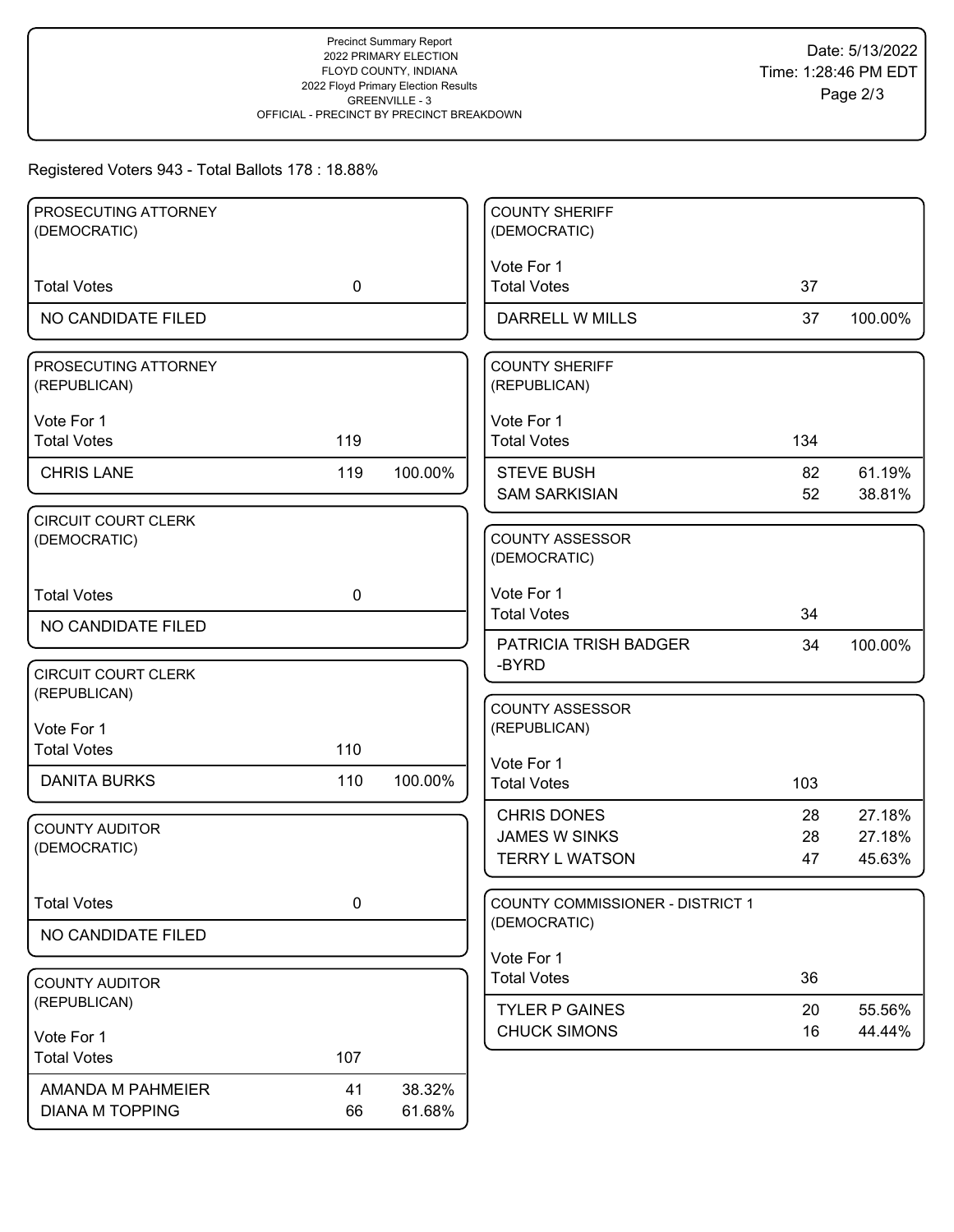Precinct Summary Report
2022 PRIMARY ELECTION
FLOYD COUNTY, INDIANA
2022 Floyd Primary Election Results
GREENVILLE - 3
OFFICIAL - PRECINCT BY PRECINCT BREAKDOWN

Date: 5/13/2022
Time: 1:28:46 PM EDT

Registered Voters 943 - Total Ballots 178 : 18.88%

### PROSECUTING ATTORNEY (DEMOCRATIC)

| | | |
|---|---|---|
| Total Votes | 0 | |
| NO CANDIDATE FILED | | |

### PROSECUTING ATTORNEY (REPUBLICAN)

Vote For 1

| | | |
|---|---|---|
| Total Votes | 119 | |
| CHRIS LANE | 119 | 100.00% |

### CIRCUIT COURT CLERK (DEMOCRATIC)

| | | |
|---|---|---|
| Total Votes | 0 | |
| NO CANDIDATE FILED | | |

### CIRCUIT COURT CLERK (REPUBLICAN)

Vote For 1

| | | |
|---|---|---|
| Total Votes | 110 | |
| DANITA BURKS | 110 | 100.00% |

### COUNTY AUDITOR (DEMOCRATIC)

| | | |
|---|---|---|
| Total Votes | 0 | |
| NO CANDIDATE FILED | | |

### COUNTY AUDITOR (REPUBLICAN)

Vote For 1

| | | |
|---|---|---|
| Total Votes | 107 | |
| AMANDA M PAHMEIER | 41 | 38.32% |
| DIANA M TOPPING | 66 | 61.68% |

### COUNTY SHERIFF (DEMOCRATIC)

Vote For 1

| | | |
|---|---|---|
| Total Votes | 37 | |
| DARRELL W MILLS | 37 | 100.00% |

### COUNTY SHERIFF (REPUBLICAN)

Vote For 1

| | | |
|---|---|---|
| Total Votes | 134 | |
| STEVE BUSH | 82 | 61.19% |
| SAM SARKISIAN | 52 | 38.81% |

### COUNTY ASSESSOR (DEMOCRATIC)

Vote For 1

| | | |
|---|---|---|
| Total Votes | 34 | |
| PATRICIA TRISH BADGER -BYRD | 34 | 100.00% |

### COUNTY ASSESSOR (REPUBLICAN)

Vote For 1

| | | |
|---|---|---|
| Total Votes | 103 | |
| CHRIS DONES | 28 | 27.18% |
| JAMES W SINKS | 28 | 27.18% |
| TERRY L WATSON | 47 | 45.63% |

### COUNTY COMMISSIONER - DISTRICT 1 (DEMOCRATIC)

Vote For 1

| | | |
|---|---|---|
| Total Votes | 36 | |
| TYLER P GAINES | 20 | 55.56% |
| CHUCK SIMONS | 16 | 44.44% |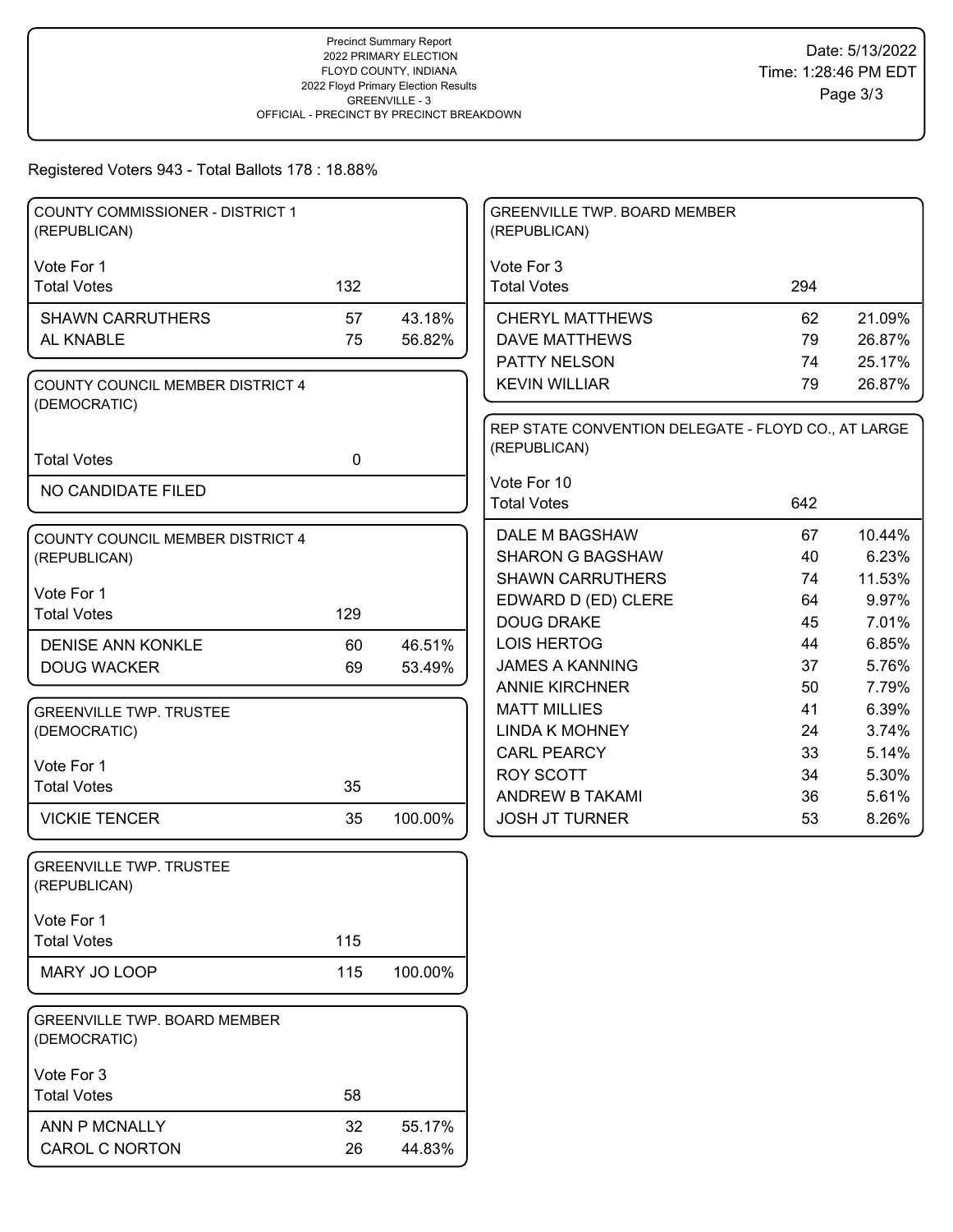Precinct Summary Report
2022 PRIMARY ELECTION
FLOYD COUNTY, INDIANA
2022 Floyd Primary Election Results
GREENVILLE - 3
OFFICIAL - PRECINCT BY PRECINCT BREAKDOWN

Date: 5/13/2022
Time: 1:28:46 PM EDT

Registered Voters 943 - Total Ballots 178 : 18.88%

### COUNTY COMMISSIONER - DISTRICT 1 (REPUBLICAN)

Vote For 1

| Total Votes | 132 | |
|---|---|---|
| SHAWN CARRUTHERS | 57 | 43.18% |
| AL KNABLE | 75 | 56.82% |

### COUNTY COUNCIL MEMBER DISTRICT 4 (DEMOCRATIC)

| Total Votes | 0 | |
|---|---|---|
| NO CANDIDATE FILED | | |

### COUNTY COUNCIL MEMBER DISTRICT 4 (REPUBLICAN)

Vote For 1

| Total Votes | 129 | |
|---|---|---|
| DENISE ANN KONKLE | 60 | 46.51% |
| DOUG WACKER | 69 | 53.49% |

### GREENVILLE TWP. TRUSTEE (DEMOCRATIC)

Vote For 1

| Total Votes | 35 | |
|---|---|---|
| VICKIE TENCER | 35 | 100.00% |

### GREENVILLE TWP. TRUSTEE (REPUBLICAN)

Vote For 1

| Total Votes | 115 | |
|---|---|---|
| MARY JO LOOP | 115 | 100.00% |

### GREENVILLE TWP. BOARD MEMBER (DEMOCRATIC)

Vote For 3

| Total Votes | 58 | |
|---|---|---|
| ANN P MCNALLY | 32 | 55.17% |
| CAROL C NORTON | 26 | 44.83% |

### GREENVILLE TWP. BOARD MEMBER (REPUBLICAN)

Vote For 3

| Total Votes | 294 | |
|---|---|---|
| CHERYL MATTHEWS | 62 | 21.09% |
| DAVE MATTHEWS | 79 | 26.87% |
| PATTY NELSON | 74 | 25.17% |
| KEVIN WILLIAR | 79 | 26.87% |

### REP STATE CONVENTION DELEGATE - FLOYD CO., AT LARGE (REPUBLICAN)

Vote For 10

| Total Votes | 642 | |
|---|---|---|
| DALE M BAGSHAW | 67 | 10.44% |
| SHARON G BAGSHAW | 40 | 6.23% |
| SHAWN CARRUTHERS | 74 | 11.53% |
| EDWARD D (ED) CLERE | 64 | 9.97% |
| DOUG DRAKE | 45 | 7.01% |
| LOIS HERTOG | 44 | 6.85% |
| JAMES A KANNING | 37 | 5.76% |
| ANNIE KIRCHNER | 50 | 7.79% |
| MATT MILLIES | 41 | 6.39% |
| LINDA K MOHNEY | 24 | 3.74% |
| CARL PEARCY | 33 | 5.14% |
| ROY SCOTT | 34 | 5.30% |
| ANDREW B TAKAMI | 36 | 5.61% |
| JOSH JT TURNER | 53 | 8.26% |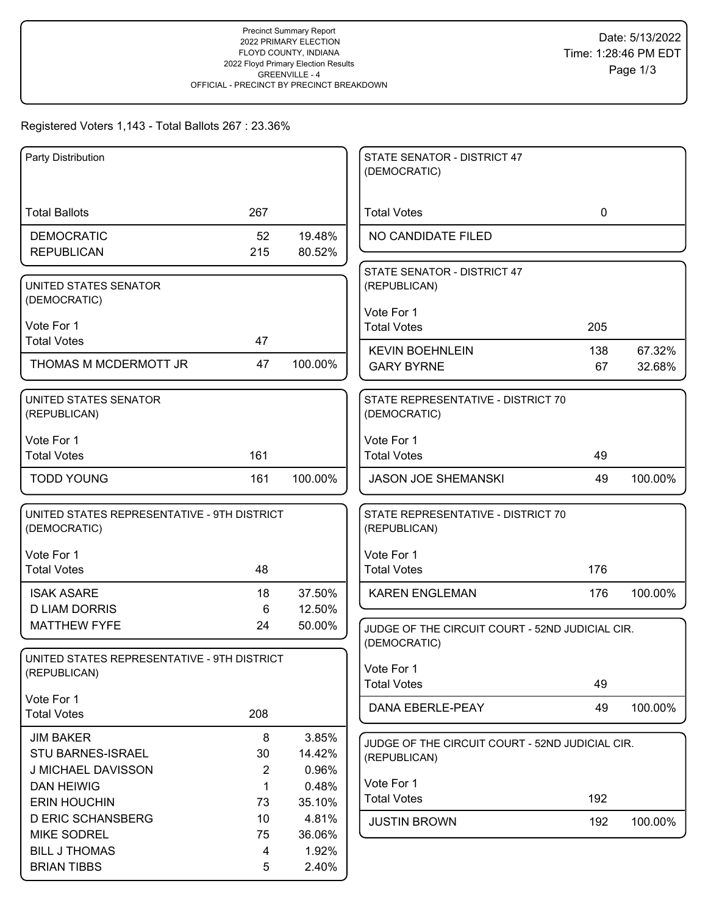Precinct Summary Report
2022 PRIMARY ELECTION
FLOYD COUNTY, INDIANA
2022 Floyd Primary Election Results
GREENVILLE - 4
OFFICIAL - PRECINCT BY PRECINCT BREAKDOWN

Date: 5/13/2022
Time: 1:28:46 PM EDT

Registered Voters 1,143 - Total Ballots 267 : 23.36%

| Party Distribution | | |
|---|---|---|
| Total Ballots | 267 | |
| DEMOCRATIC | 52 | 19.48% |
| REPUBLICAN | 215 | 80.52% |

| UNITED STATES SENATOR (DEMOCRATIC) | | |
|---|---|---|
| Vote For 1 | | |
| Total Votes | 47 | |
| THOMAS M MCDERMOTT JR | 47 | 100.00% |

| UNITED STATES SENATOR (REPUBLICAN) | | |
|---|---|---|
| Vote For 1 | | |
| Total Votes | 161 | |
| TODD YOUNG | 161 | 100.00% |

| UNITED STATES REPRESENTATIVE - 9TH DISTRICT (DEMOCRATIC) | | |
|---|---|---|
| Vote For 1 | | |
| Total Votes | 48 | |
| ISAK ASARE | 18 | 37.50% |
| D LIAM DORRIS | 6 | 12.50% |
| MATTHEW FYFE | 24 | 50.00% |

| UNITED STATES REPRESENTATIVE - 9TH DISTRICT (REPUBLICAN) | | |
|---|---|---|
| Vote For 1 | | |
| Total Votes | 208 | |
| JIM BAKER | 8 | 3.85% |
| STU BARNES-ISRAEL | 30 | 14.42% |
| J MICHAEL DAVISSON | 2 | 0.96% |
| DAN HEIWIG | 1 | 0.48% |
| ERIN HOUCHIN | 73 | 35.10% |
| D ERIC SCHANSBERG | 10 | 4.81% |
| MIKE SODREL | 75 | 36.06% |
| BILL J THOMAS | 4 | 1.92% |
| BRIAN TIBBS | 5 | 2.40% |

| STATE SENATOR - DISTRICT 47 (DEMOCRATIC) | | |
|---|---|---|
| Total Votes | 0 | |
| NO CANDIDATE FILED | | |

| STATE SENATOR - DISTRICT 47 (REPUBLICAN) | | |
|---|---|---|
| Vote For 1 | | |
| Total Votes | 205 | |
| KEVIN BOEHNLEIN | 138 | 67.32% |
| GARY BYRNE | 67 | 32.68% |

| STATE REPRESENTATIVE - DISTRICT 70 (DEMOCRATIC) | | |
|---|---|---|
| Vote For 1 | | |
| Total Votes | 49 | |
| JASON JOE SHEMANSKI | 49 | 100.00% |

| STATE REPRESENTATIVE - DISTRICT 70 (REPUBLICAN) | | |
|---|---|---|
| Vote For 1 | | |
| Total Votes | 176 | |
| KAREN ENGLEMAN | 176 | 100.00% |

| JUDGE OF THE CIRCUIT COURT - 52ND JUDICIAL CIR. (DEMOCRATIC) | | |
|---|---|---|
| Vote For 1 | | |
| Total Votes | 49 | |
| DANA EBERLE-PEAY | 49 | 100.00% |

| JUDGE OF THE CIRCUIT COURT - 52ND JUDICIAL CIR. (REPUBLICAN) | | |
|---|---|---|
| Vote For 1 | | |
| Total Votes | 192 | |
| JUSTIN BROWN | 192 | 100.00% |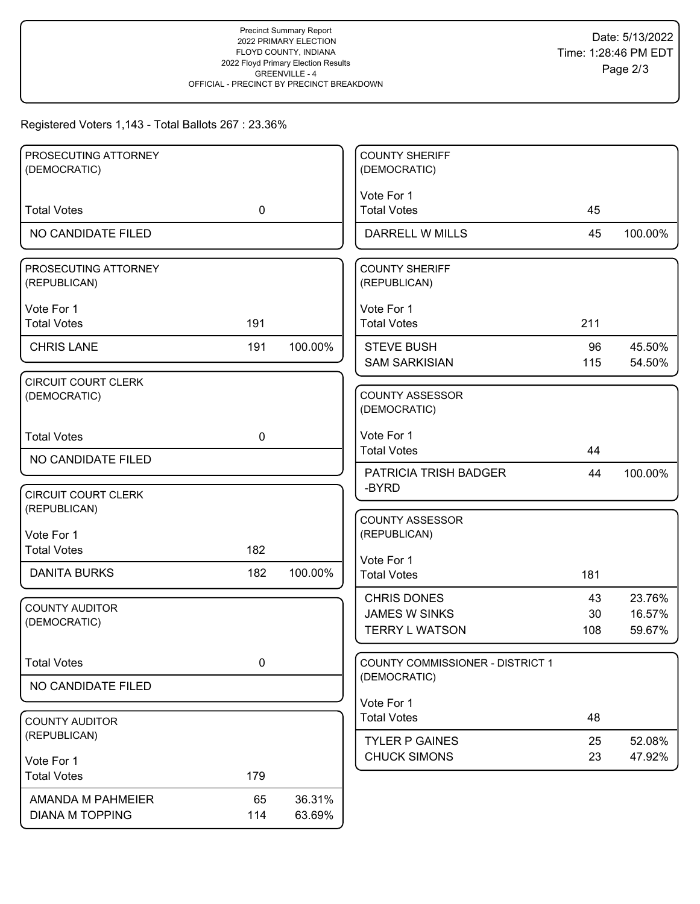Precinct Summary Report
2022 PRIMARY ELECTION
FLOYD COUNTY, INDIANA
2022 Floyd Primary Election Results
GREENVILLE - 4
OFFICIAL - PRECINCT BY PRECINCT BREAKDOWN

Date: 5/13/2022
Time: 1:28:46 PM EDT

Registered Voters 1,143 - Total Ballots 267 : 23.36%

### PROSECUTING ATTORNEY (DEMOCRATIC)

| | | |
|---|---|---|
| Total Votes | 0 | |
| NO CANDIDATE FILED | | |

### PROSECUTING ATTORNEY (REPUBLICAN)

Vote For 1

| | | |
|---|---|---|
| Total Votes | 191 | |
| CHRIS LANE | 191 | 100.00% |

### CIRCUIT COURT CLERK (DEMOCRATIC)

| | | |
|---|---|---|
| Total Votes | 0 | |
| NO CANDIDATE FILED | | |

### CIRCUIT COURT CLERK (REPUBLICAN)

Vote For 1

| | | |
|---|---|---|
| Total Votes | 182 | |
| DANITA BURKS | 182 | 100.00% |

### COUNTY AUDITOR (DEMOCRATIC)

| | | |
|---|---|---|
| Total Votes | 0 | |
| NO CANDIDATE FILED | | |

### COUNTY AUDITOR (REPUBLICAN)

Vote For 1

| | | |
|---|---|---|
| Total Votes | 179 | |
| AMANDA M PAHMEIER | 65 | 36.31% |
| DIANA M TOPPING | 114 | 63.69% |

### COUNTY SHERIFF (DEMOCRATIC)

Vote For 1

| | | |
|---|---|---|
| Total Votes | 45 | |
| DARRELL W MILLS | 45 | 100.00% |

### COUNTY SHERIFF (REPUBLICAN)

Vote For 1

| | | |
|---|---|---|
| Total Votes | 211 | |
| STEVE BUSH | 96 | 45.50% |
| SAM SARKISIAN | 115 | 54.50% |

### COUNTY ASSESSOR (DEMOCRATIC)

Vote For 1

| | | |
|---|---|---|
| Total Votes | 44 | |
| PATRICIA TRISH BADGER -BYRD | 44 | 100.00% |

### COUNTY ASSESSOR (REPUBLICAN)

Vote For 1

| | | |
|---|---|---|
| Total Votes | 181 | |
| CHRIS DONES | 43 | 23.76% |
| JAMES W SINKS | 30 | 16.57% |
| TERRY L WATSON | 108 | 59.67% |

### COUNTY COMMISSIONER - DISTRICT 1 (DEMOCRATIC)

Vote For 1

| | | |
|---|---|---|
| Total Votes | 48 | |
| TYLER P GAINES | 25 | 52.08% |
| CHUCK SIMONS | 23 | 47.92% |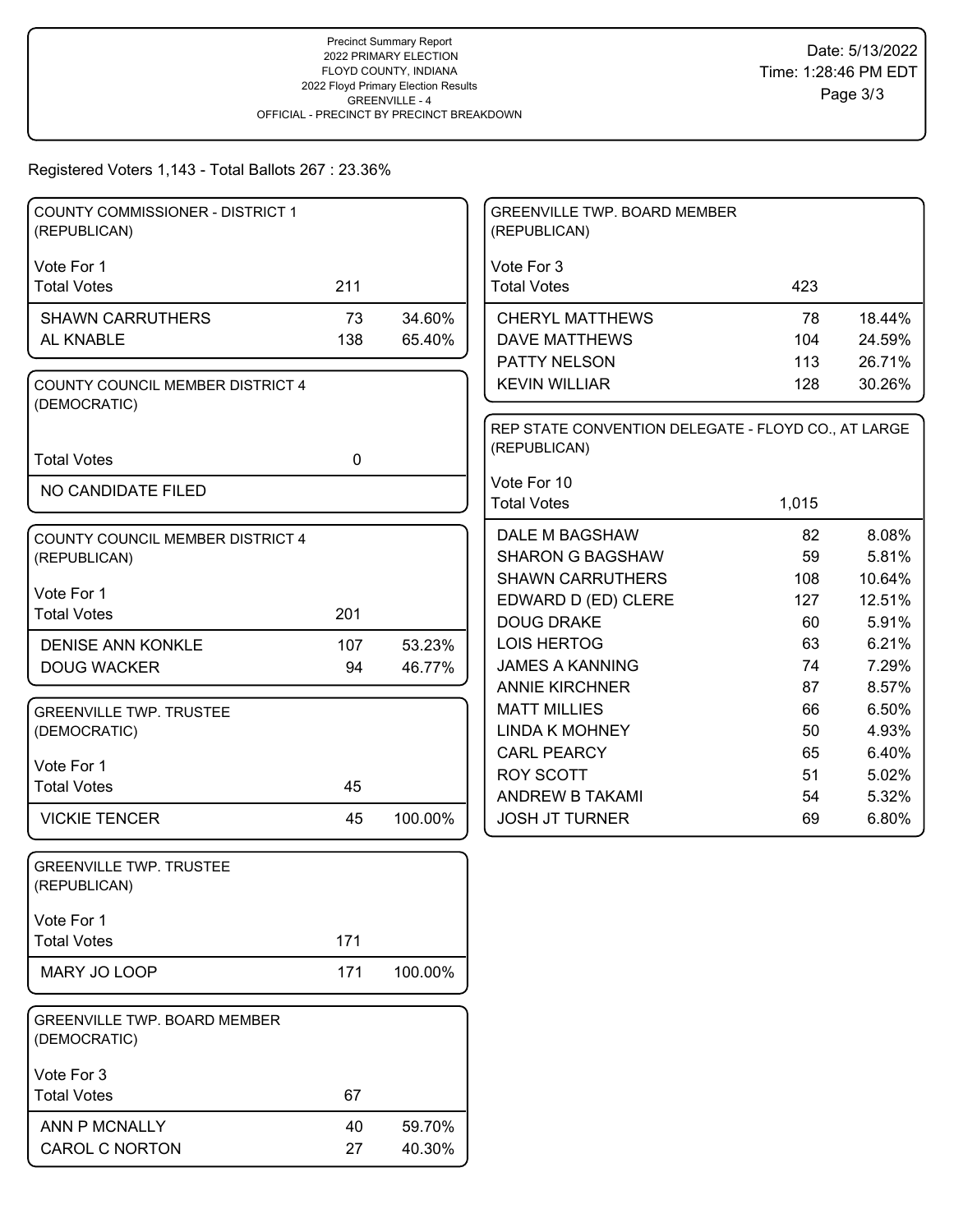Precinct Summary Report
2022 PRIMARY ELECTION
FLOYD COUNTY, INDIANA
2022 Floyd Primary Election Results
GREENVILLE - 4
OFFICIAL - PRECINCT BY PRECINCT BREAKDOWN

Date: 5/13/2022
Time: 1:28:46 PM EDT

Registered Voters 1,143 - Total Ballots 267 : 23.36%

### COUNTY COMMISSIONER - DISTRICT 1 (REPUBLICAN)

Vote For 1

| | Votes | % |
|---|---|---|
| Total Votes | 211 | |
| SHAWN CARRUTHERS | 73 | 34.60% |
| AL KNABLE | 138 | 65.40% |

### COUNTY COUNCIL MEMBER DISTRICT 4 (DEMOCRATIC)

| | Votes | % |
|---|---|---|
| Total Votes | 0 | |
| NO CANDIDATE FILED | | |

### COUNTY COUNCIL MEMBER DISTRICT 4 (REPUBLICAN)

Vote For 1

| | Votes | % |
|---|---|---|
| Total Votes | 201 | |
| DENISE ANN KONKLE | 107 | 53.23% |
| DOUG WACKER | 94 | 46.77% |

### GREENVILLE TWP. TRUSTEE (DEMOCRATIC)

Vote For 1

| | Votes | % |
|---|---|---|
| Total Votes | 45 | |
| VICKIE TENCER | 45 | 100.00% |

### GREENVILLE TWP. TRUSTEE (REPUBLICAN)

Vote For 1

| | Votes | % |
|---|---|---|
| Total Votes | 171 | |
| MARY JO LOOP | 171 | 100.00% |

### GREENVILLE TWP. BOARD MEMBER (DEMOCRATIC)

Vote For 3

| | Votes | % |
|---|---|---|
| Total Votes | 67 | |
| ANN P MCNALLY | 40 | 59.70% |
| CAROL C NORTON | 27 | 40.30% |

### GREENVILLE TWP. BOARD MEMBER (REPUBLICAN)

Vote For 3

| | Votes | % |
|---|---|---|
| Total Votes | 423 | |
| CHERYL MATTHEWS | 78 | 18.44% |
| DAVE MATTHEWS | 104 | 24.59% |
| PATTY NELSON | 113 | 26.71% |
| KEVIN WILLIAR | 128 | 30.26% |

### REP STATE CONVENTION DELEGATE - FLOYD CO., AT LARGE (REPUBLICAN)

Vote For 10

| | Votes | % |
|---|---|---|
| Total Votes | 1,015 | |
| DALE M BAGSHAW | 82 | 8.08% |
| SHARON G BAGSHAW | 59 | 5.81% |
| SHAWN CARRUTHERS | 108 | 10.64% |
| EDWARD D (ED) CLERE | 127 | 12.51% |
| DOUG DRAKE | 60 | 5.91% |
| LOIS HERTOG | 63 | 6.21% |
| JAMES A KANNING | 74 | 7.29% |
| ANNIE KIRCHNER | 87 | 8.57% |
| MATT MILLIES | 66 | 6.50% |
| LINDA K MOHNEY | 50 | 4.93% |
| CARL PEARCY | 65 | 6.40% |
| ROY SCOTT | 51 | 5.02% |
| ANDREW B TAKAMI | 54 | 5.32% |
| JOSH JT TURNER | 69 | 6.80% |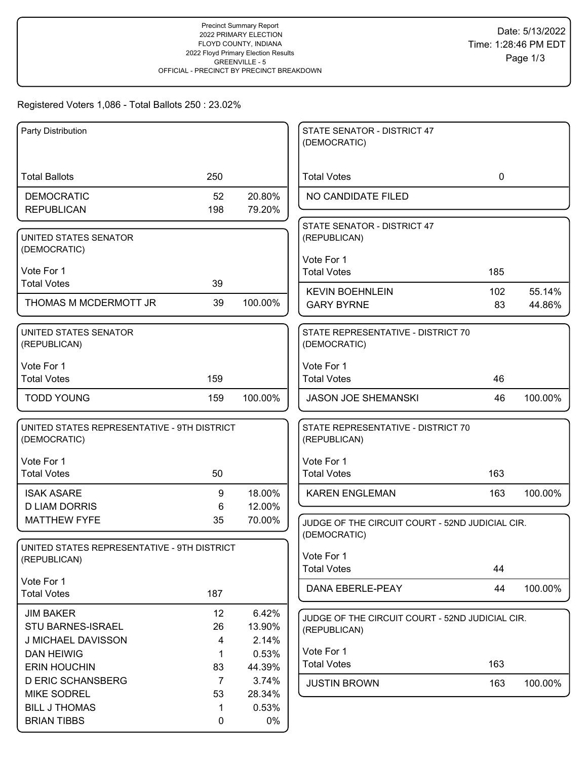Precinct Summary Report
2022 PRIMARY ELECTION
FLOYD COUNTY, INDIANA
2022 Floyd Primary Election Results
GREENVILLE - 5
OFFICIAL - PRECINCT BY PRECINCT BREAKDOWN

Date: 5/13/2022
Time: 1:28:46 PM EDT

Registered Voters 1,086 - Total Ballots 250 : 23.02%

| Party Distribution | | |
|---|---|---|
| Total Ballots | 250 | |
| DEMOCRATIC | 52 | 20.80% |
| REPUBLICAN | 198 | 79.20% |

| UNITED STATES SENATOR (DEMOCRATIC) Vote For 1 | | |
|---|---|---|
| Total Votes | 39 | |
| THOMAS M MCDERMOTT JR | 39 | 100.00% |

| UNITED STATES SENATOR (REPUBLICAN) Vote For 1 | | |
|---|---|---|
| Total Votes | 159 | |
| TODD YOUNG | 159 | 100.00% |

| UNITED STATES REPRESENTATIVE - 9TH DISTRICT (DEMOCRATIC) Vote For 1 | | |
|---|---|---|
| Total Votes | 50 | |
| ISAK ASARE | 9 | 18.00% |
| D LIAM DORRIS | 6 | 12.00% |
| MATTHEW FYFE | 35 | 70.00% |

| UNITED STATES REPRESENTATIVE - 9TH DISTRICT (REPUBLICAN) Vote For 1 | | |
|---|---|---|
| Total Votes | 187 | |
| JIM BAKER | 12 | 6.42% |
| STU BARNES-ISRAEL | 26 | 13.90% |
| J MICHAEL DAVISSON | 4 | 2.14% |
| DAN HEIWIG | 1 | 0.53% |
| ERIN HOUCHIN | 83 | 44.39% |
| D ERIC SCHANSBERG | 7 | 3.74% |
| MIKE SODREL | 53 | 28.34% |
| BILL J THOMAS | 1 | 0.53% |
| BRIAN TIBBS | 0 | 0% |

| STATE SENATOR - DISTRICT 47 (DEMOCRATIC) | | |
|---|---|---|
| Total Votes | 0 | |
| NO CANDIDATE FILED | | |

| STATE SENATOR - DISTRICT 47 (REPUBLICAN) Vote For 1 | | |
|---|---|---|
| Total Votes | 185 | |
| KEVIN BOEHNLEIN | 102 | 55.14% |
| GARY BYRNE | 83 | 44.86% |

| STATE REPRESENTATIVE - DISTRICT 70 (DEMOCRATIC) Vote For 1 | | |
|---|---|---|
| Total Votes | 46 | |
| JASON JOE SHEMANSKI | 46 | 100.00% |

| STATE REPRESENTATIVE - DISTRICT 70 (REPUBLICAN) Vote For 1 | | |
|---|---|---|
| Total Votes | 163 | |
| KAREN ENGLEMAN | 163 | 100.00% |

| JUDGE OF THE CIRCUIT COURT - 52ND JUDICIAL CIR. (DEMOCRATIC) Vote For 1 | | |
|---|---|---|
| Total Votes | 44 | |
| DANA EBERLE-PEAY | 44 | 100.00% |

| JUDGE OF THE CIRCUIT COURT - 52ND JUDICIAL CIR. (REPUBLICAN) Vote For 1 | | |
|---|---|---|
| Total Votes | 163 | |
| JUSTIN BROWN | 163 | 100.00% |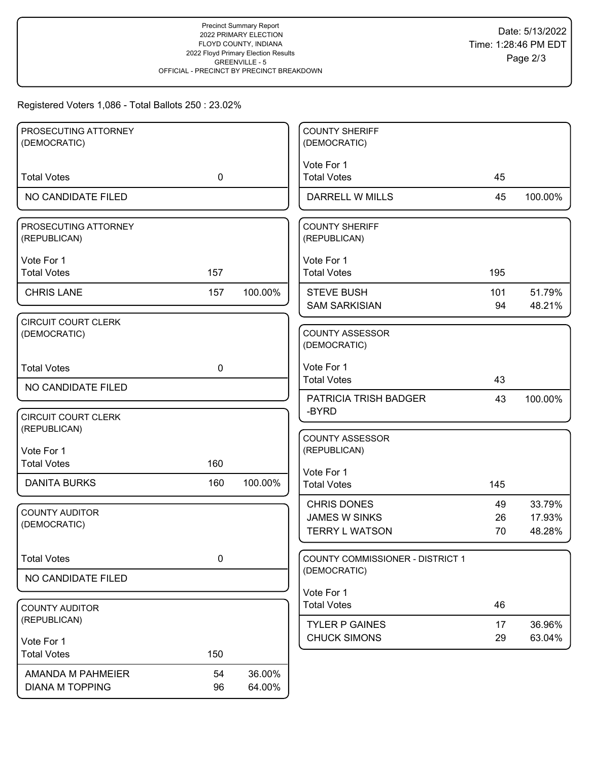Precinct Summary Report
2022 PRIMARY ELECTION
FLOYD COUNTY, INDIANA
2022 Floyd Primary Election Results
GREENVILLE - 5
OFFICIAL - PRECINCT BY PRECINCT BREAKDOWN

Date: 5/13/2022
Time: 1:28:46 PM EDT

Registered Voters 1,086 - Total Ballots 250 : 23.02%

### PROSECUTING ATTORNEY (DEMOCRATIC)

| | | |
|---|---|---|
| Total Votes | 0 | |
| NO CANDIDATE FILED | | |

### PROSECUTING ATTORNEY (REPUBLICAN)

Vote For 1

| | | |
|---|---|---|
| Total Votes | 157 | |
| CHRIS LANE | 157 | 100.00% |

### CIRCUIT COURT CLERK (DEMOCRATIC)

| | | |
|---|---|---|
| Total Votes | 0 | |
| NO CANDIDATE FILED | | |

### CIRCUIT COURT CLERK (REPUBLICAN)

Vote For 1

| | | |
|---|---|---|
| Total Votes | 160 | |
| DANITA BURKS | 160 | 100.00% |

### COUNTY AUDITOR (DEMOCRATIC)

| | | |
|---|---|---|
| Total Votes | 0 | |
| NO CANDIDATE FILED | | |

### COUNTY AUDITOR (REPUBLICAN)

Vote For 1

| | | |
|---|---|---|
| Total Votes | 150 | |
| AMANDA M PAHMEIER | 54 | 36.00% |
| DIANA M TOPPING | 96 | 64.00% |

### COUNTY SHERIFF (DEMOCRATIC)

Vote For 1

| | | |
|---|---|---|
| Total Votes | 45 | |
| DARRELL W MILLS | 45 | 100.00% |

### COUNTY SHERIFF (REPUBLICAN)

Vote For 1

| | | |
|---|---|---|
| Total Votes | 195 | |
| STEVE BUSH | 101 | 51.79% |
| SAM SARKISIAN | 94 | 48.21% |

### COUNTY ASSESSOR (DEMOCRATIC)

Vote For 1

| | | |
|---|---|---|
| Total Votes | 43 | |
| PATRICIA TRISH BADGER -BYRD | 43 | 100.00% |

### COUNTY ASSESSOR (REPUBLICAN)

Vote For 1

| | | |
|---|---|---|
| Total Votes | 145 | |
| CHRIS DONES | 49 | 33.79% |
| JAMES W SINKS | 26 | 17.93% |
| TERRY L WATSON | 70 | 48.28% |

### COUNTY COMMISSIONER - DISTRICT 1 (DEMOCRATIC)

Vote For 1

| | | |
|---|---|---|
| Total Votes | 46 | |
| TYLER P GAINES | 17 | 36.96% |
| CHUCK SIMONS | 29 | 63.04% |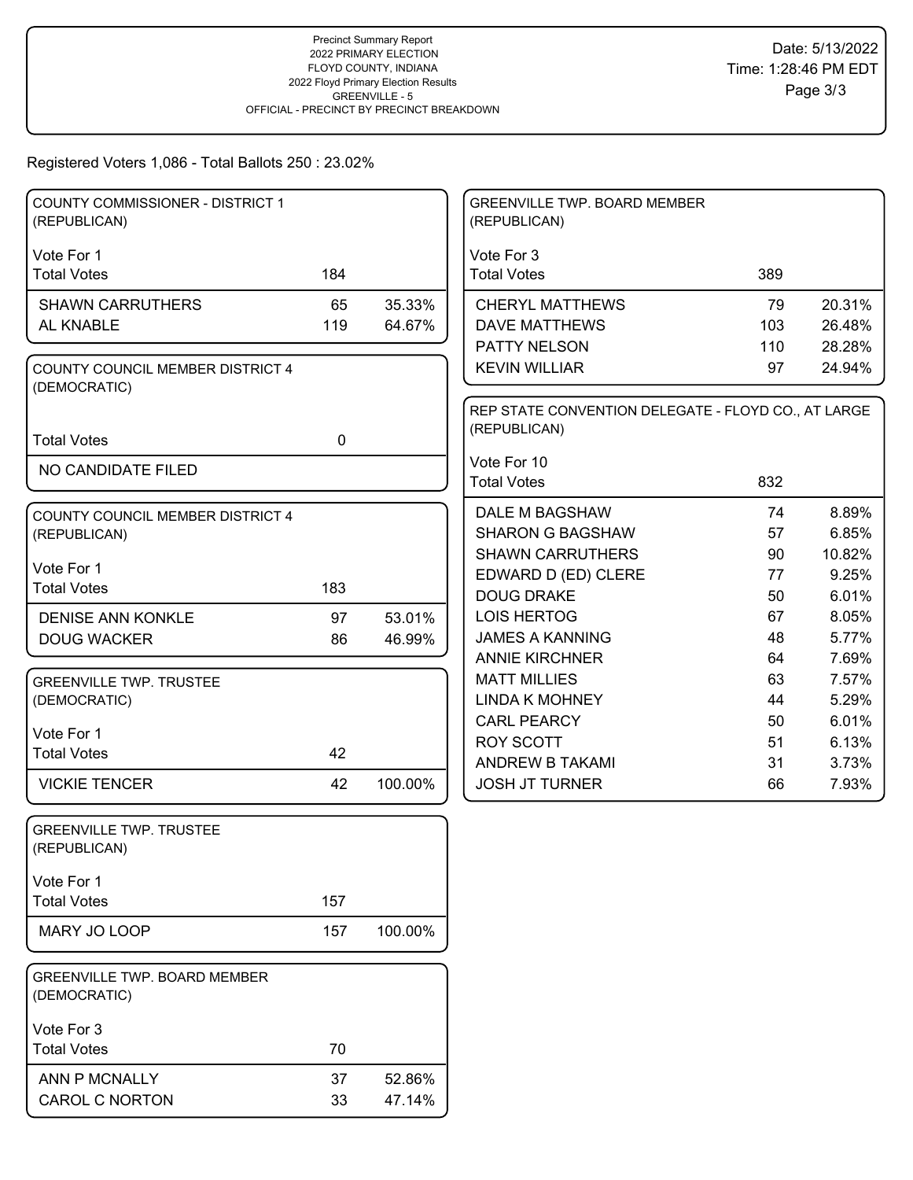Precinct Summary Report
2022 PRIMARY ELECTION
FLOYD COUNTY, INDIANA
2022 Floyd Primary Election Results
GREENVILLE - 5
OFFICIAL - PRECINCT BY PRECINCT BREAKDOWN

Date: 5/13/2022
Time: 1:28:46 PM EDT

Registered Voters 1,086 - Total Ballots 250 : 23.02%

### COUNTY COMMISSIONER - DISTRICT 1 (REPUBLICAN)

Vote For 1

| | Votes | % |
|---|---|---|
| Total Votes | 184 | |
| SHAWN CARRUTHERS | 65 | 35.33% |
| AL KNABLE | 119 | 64.67% |

### COUNTY COUNCIL MEMBER DISTRICT 4 (DEMOCRATIC)

| | Votes |
|---|---|
| Total Votes | 0 |
| NO CANDIDATE FILED | |

### COUNTY COUNCIL MEMBER DISTRICT 4 (REPUBLICAN)

Vote For 1

| | Votes | % |
|---|---|---|
| Total Votes | 183 | |
| DENISE ANN KONKLE | 97 | 53.01% |
| DOUG WACKER | 86 | 46.99% |

### GREENVILLE TWP. TRUSTEE (DEMOCRATIC)

Vote For 1

| | Votes | % |
|---|---|---|
| Total Votes | 42 | |
| VICKIE TENCER | 42 | 100.00% |

### GREENVILLE TWP. TRUSTEE (REPUBLICAN)

Vote For 1

| | Votes | % |
|---|---|---|
| Total Votes | 157 | |
| MARY JO LOOP | 157 | 100.00% |

### GREENVILLE TWP. BOARD MEMBER (DEMOCRATIC)

Vote For 3

| | Votes | % |
|---|---|---|
| Total Votes | 70 | |
| ANN P MCNALLY | 37 | 52.86% |
| CAROL C NORTON | 33 | 47.14% |

### GREENVILLE TWP. BOARD MEMBER (REPUBLICAN)

Vote For 3

| | Votes | % |
|---|---|---|
| Total Votes | 389 | |
| CHERYL MATTHEWS | 79 | 20.31% |
| DAVE MATTHEWS | 103 | 26.48% |
| PATTY NELSON | 110 | 28.28% |
| KEVIN WILLIAR | 97 | 24.94% |

### REP STATE CONVENTION DELEGATE - FLOYD CO., AT LARGE (REPUBLICAN)

Vote For 10

| | Votes | % |
|---|---|---|
| Total Votes | 832 | |
| DALE M BAGSHAW | 74 | 8.89% |
| SHARON G BAGSHAW | 57 | 6.85% |
| SHAWN CARRUTHERS | 90 | 10.82% |
| EDWARD D (ED) CLERE | 77 | 9.25% |
| DOUG DRAKE | 50 | 6.01% |
| LOIS HERTOG | 67 | 8.05% |
| JAMES A KANNING | 48 | 5.77% |
| ANNIE KIRCHNER | 64 | 7.69% |
| MATT MILLIES | 63 | 7.57% |
| LINDA K MOHNEY | 44 | 5.29% |
| CARL PEARCY | 50 | 6.01% |
| ROY SCOTT | 51 | 6.13% |
| ANDREW B TAKAMI | 31 | 3.73% |
| JOSH JT TURNER | 66 | 7.93% |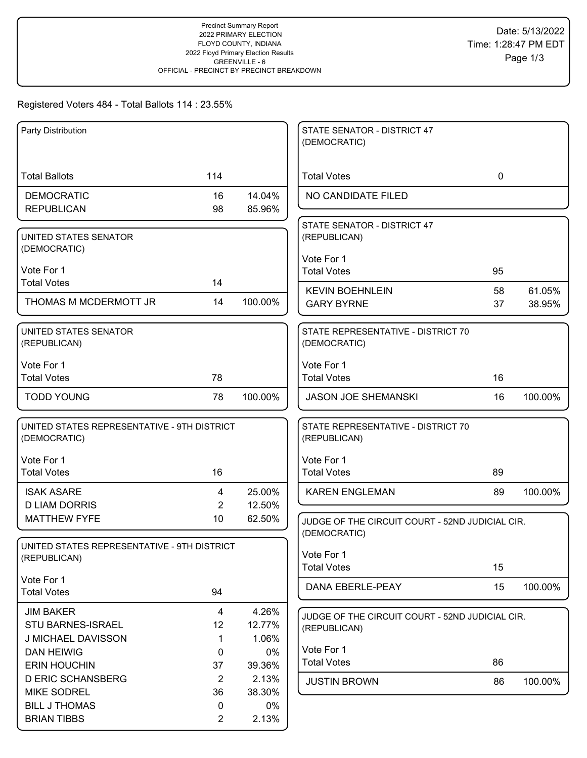Precinct Summary Report
2022 PRIMARY ELECTION
FLOYD COUNTY, INDIANA
2022 Floyd Primary Election Results
GREENVILLE - 6
OFFICIAL - PRECINCT BY PRECINCT BREAKDOWN

Date: 5/13/2022
Time: 1:28:47 PM EDT

Registered Voters 484 - Total Ballots 114 : 23.55%

| Party Distribution | | |
|---|---|---|
| Total Ballots | 114 | |
| DEMOCRATIC | 16 | 14.04% |
| REPUBLICAN | 98 | 85.96% |

| UNITED STATES SENATOR (DEMOCRATIC) Vote For 1 | | |
|---|---|---|
| Total Votes | 14 | |
| THOMAS M MCDERMOTT JR | 14 | 100.00% |

| UNITED STATES SENATOR (REPUBLICAN) Vote For 1 | | |
|---|---|---|
| Total Votes | 78 | |
| TODD YOUNG | 78 | 100.00% |

| UNITED STATES REPRESENTATIVE - 9TH DISTRICT (DEMOCRATIC) Vote For 1 | | |
|---|---|---|
| Total Votes | 16 | |
| ISAK ASARE | 4 | 25.00% |
| D LIAM DORRIS | 2 | 12.50% |
| MATTHEW FYFE | 10 | 62.50% |

| UNITED STATES REPRESENTATIVE - 9TH DISTRICT (REPUBLICAN) Vote For 1 | | |
|---|---|---|
| Total Votes | 94 | |
| JIM BAKER | 4 | 4.26% |
| STU BARNES-ISRAEL | 12 | 12.77% |
| J MICHAEL DAVISSON | 1 | 1.06% |
| DAN HEIWIG | 0 | 0% |
| ERIN HOUCHIN | 37 | 39.36% |
| D ERIC SCHANSBERG | 2 | 2.13% |
| MIKE SODREL | 36 | 38.30% |
| BILL J THOMAS | 0 | 0% |
| BRIAN TIBBS | 2 | 2.13% |

| STATE SENATOR - DISTRICT 47 (DEMOCRATIC) | | |
|---|---|---|
| Total Votes | 0 | |
| NO CANDIDATE FILED | | |

| STATE SENATOR - DISTRICT 47 (REPUBLICAN) Vote For 1 | | |
|---|---|---|
| Total Votes | 95 | |
| KEVIN BOEHNLEIN | 58 | 61.05% |
| GARY BYRNE | 37 | 38.95% |

| STATE REPRESENTATIVE - DISTRICT 70 (DEMOCRATIC) Vote For 1 | | |
|---|---|---|
| Total Votes | 16 | |
| JASON JOE SHEMANSKI | 16 | 100.00% |

| STATE REPRESENTATIVE - DISTRICT 70 (REPUBLICAN) Vote For 1 | | |
|---|---|---|
| Total Votes | 89 | |
| KAREN ENGLEMAN | 89 | 100.00% |

| JUDGE OF THE CIRCUIT COURT - 52ND JUDICIAL CIR. (DEMOCRATIC) Vote For 1 | | |
|---|---|---|
| Total Votes | 15 | |
| DANA EBERLE-PEAY | 15 | 100.00% |

| JUDGE OF THE CIRCUIT COURT - 52ND JUDICIAL CIR. (REPUBLICAN) Vote For 1 | | |
|---|---|---|
| Total Votes | 86 | |
| JUSTIN BROWN | 86 | 100.00% |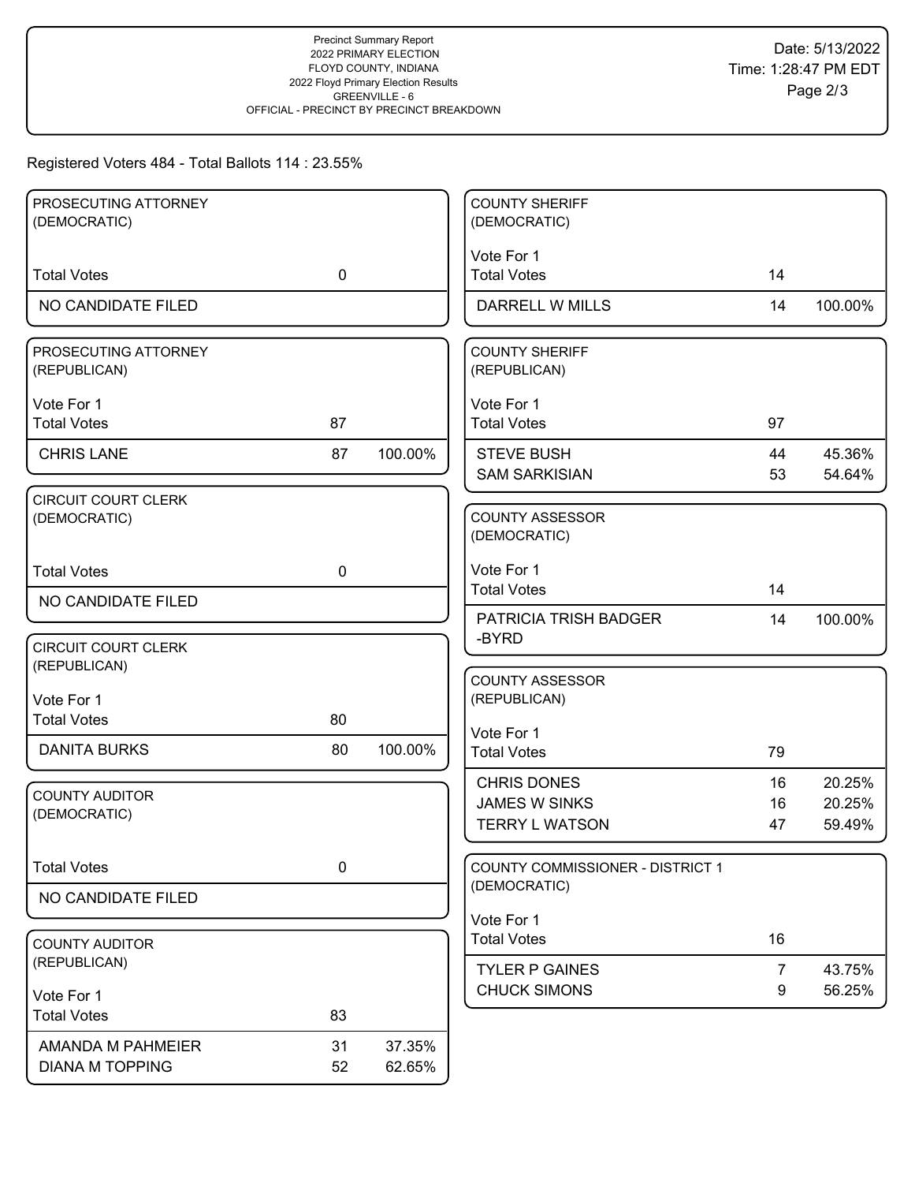Precinct Summary Report
2022 PRIMARY ELECTION
FLOYD COUNTY, INDIANA
2022 Floyd Primary Election Results
GREENVILLE - 6
OFFICIAL - PRECINCT BY PRECINCT BREAKDOWN

Date: 5/13/2022
Time: 1:28:47 PM EDT

Registered Voters 484 - Total Ballots 114 : 23.55%

### PROSECUTING ATTORNEY (DEMOCRATIC)

| | | |
|---|---|---|
| Total Votes | 0 | |
| NO CANDIDATE FILED | | |

### PROSECUTING ATTORNEY (REPUBLICAN)

Vote For 1

| | | |
|---|---|---|
| Total Votes | 87 | |
| CHRIS LANE | 87 | 100.00% |

### CIRCUIT COURT CLERK (DEMOCRATIC)

| | | |
|---|---|---|
| Total Votes | 0 | |
| NO CANDIDATE FILED | | |

### CIRCUIT COURT CLERK (REPUBLICAN)

Vote For 1

| | | |
|---|---|---|
| Total Votes | 80 | |
| DANITA BURKS | 80 | 100.00% |

### COUNTY AUDITOR (DEMOCRATIC)

| | | |
|---|---|---|
| Total Votes | 0 | |
| NO CANDIDATE FILED | | |

### COUNTY AUDITOR (REPUBLICAN)

Vote For 1

| | | |
|---|---|---|
| Total Votes | 83 | |
| AMANDA M PAHMEIER | 31 | 37.35% |
| DIANA M TOPPING | 52 | 62.65% |

### COUNTY SHERIFF (DEMOCRATIC)

Vote For 1

| | | |
|---|---|---|
| Total Votes | 14 | |
| DARRELL W MILLS | 14 | 100.00% |

### COUNTY SHERIFF (REPUBLICAN)

Vote For 1

| | | |
|---|---|---|
| Total Votes | 97 | |
| STEVE BUSH | 44 | 45.36% |
| SAM SARKISIAN | 53 | 54.64% |

### COUNTY ASSESSOR (DEMOCRATIC)

Vote For 1

| | | |
|---|---|---|
| Total Votes | 14 | |
| PATRICIA TRISH BADGER -BYRD | 14 | 100.00% |

### COUNTY ASSESSOR (REPUBLICAN)

Vote For 1

| | | |
|---|---|---|
| Total Votes | 79 | |
| CHRIS DONES | 16 | 20.25% |
| JAMES W SINKS | 16 | 20.25% |
| TERRY L WATSON | 47 | 59.49% |

### COUNTY COMMISSIONER - DISTRICT 1 (DEMOCRATIC)

Vote For 1

| | | |
|---|---|---|
| Total Votes | 16 | |
| TYLER P GAINES | 7 | 43.75% |
| CHUCK SIMONS | 9 | 56.25% |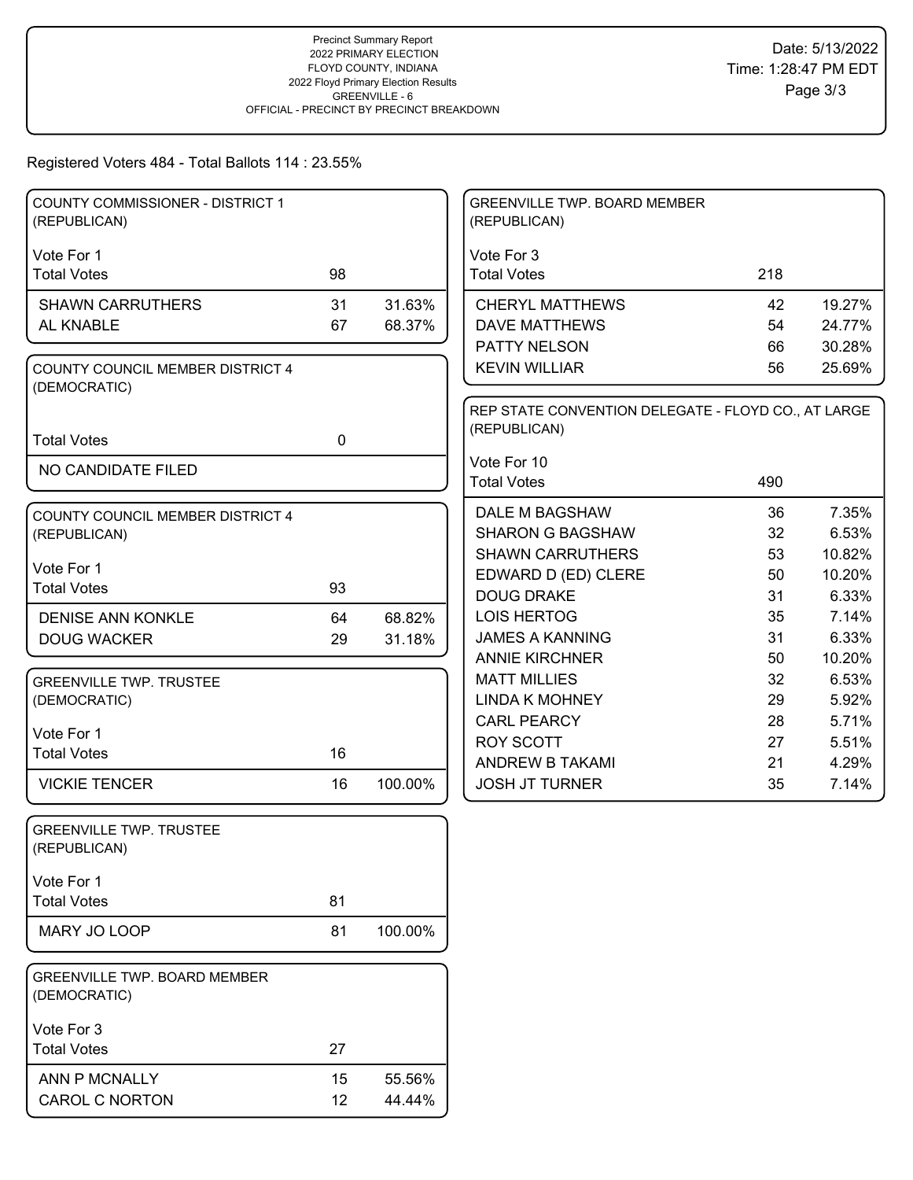Precinct Summary Report
2022 PRIMARY ELECTION
FLOYD COUNTY, INDIANA
2022 Floyd Primary Election Results
GREENVILLE - 6
OFFICIAL - PRECINCT BY PRECINCT BREAKDOWN

Date: 5/13/2022
Time: 1:28:47 PM EDT

Registered Voters 484 - Total Ballots 114 : 23.55%

## COUNTY COMMISSIONER - DISTRICT 1 (REPUBLICAN)

Vote For 1

| | | |
|---|---|---|
| Total Votes | 98 | |
| SHAWN CARRUTHERS | 31 | 31.63% |
| AL KNABLE | 67 | 68.37% |

## COUNTY COUNCIL MEMBER DISTRICT 4 (DEMOCRATIC)

| | | |
|---|---|---|
| Total Votes | 0 | |
| NO CANDIDATE FILED | | |

## COUNTY COUNCIL MEMBER DISTRICT 4 (REPUBLICAN)

Vote For 1

| | | |
|---|---|---|
| Total Votes | 93 | |
| DENISE ANN KONKLE | 64 | 68.82% |
| DOUG WACKER | 29 | 31.18% |

## GREENVILLE TWP. TRUSTEE (DEMOCRATIC)

Vote For 1

| | | |
|---|---|---|
| Total Votes | 16 | |
| VICKIE TENCER | 16 | 100.00% |

## GREENVILLE TWP. TRUSTEE (REPUBLICAN)

Vote For 1

| | | |
|---|---|---|
| Total Votes | 81 | |
| MARY JO LOOP | 81 | 100.00% |

## GREENVILLE TWP. BOARD MEMBER (DEMOCRATIC)

Vote For 3

| | | |
|---|---|---|
| Total Votes | 27 | |
| ANN P MCNALLY | 15 | 55.56% |
| CAROL C NORTON | 12 | 44.44% |

## GREENVILLE TWP. BOARD MEMBER (REPUBLICAN)

Vote For 3

| | | |
|---|---|---|
| Total Votes | 218 | |
| CHERYL MATTHEWS | 42 | 19.27% |
| DAVE MATTHEWS | 54 | 24.77% |
| PATTY NELSON | 66 | 30.28% |
| KEVIN WILLIAR | 56 | 25.69% |

## REP STATE CONVENTION DELEGATE - FLOYD CO., AT LARGE (REPUBLICAN)

Vote For 10

| | | |
|---|---|---|
| Total Votes | 490 | |
| DALE M BAGSHAW | 36 | 7.35% |
| SHARON G BAGSHAW | 32 | 6.53% |
| SHAWN CARRUTHERS | 53 | 10.82% |
| EDWARD D (ED) CLERE | 50 | 10.20% |
| DOUG DRAKE | 31 | 6.33% |
| LOIS HERTOG | 35 | 7.14% |
| JAMES A KANNING | 31 | 6.33% |
| ANNIE KIRCHNER | 50 | 10.20% |
| MATT MILLIES | 32 | 6.53% |
| LINDA K MOHNEY | 29 | 5.92% |
| CARL PEARCY | 28 | 5.71% |
| ROY SCOTT | 27 | 5.51% |
| ANDREW B TAKAMI | 21 | 4.29% |
| JOSH JT TURNER | 35 | 7.14% |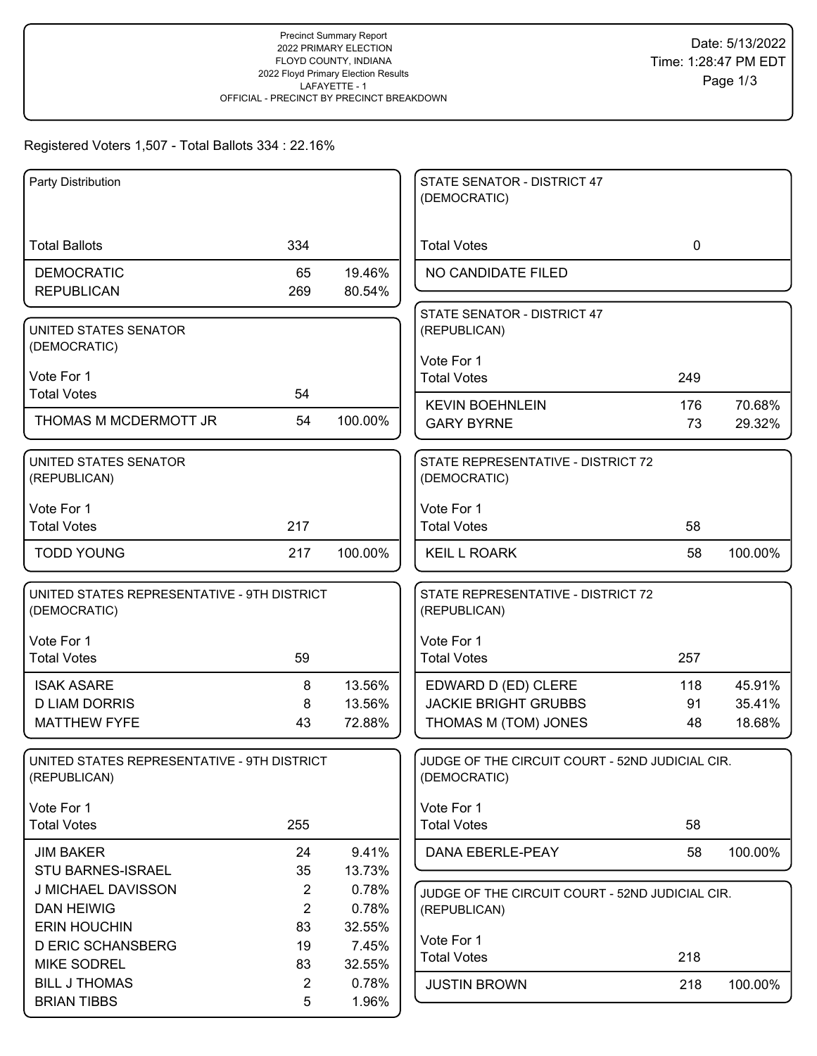Precinct Summary Report
2022 PRIMARY ELECTION
FLOYD COUNTY, INDIANA
2022 Floyd Primary Election Results
LAFAYETTE - 1
OFFICIAL - PRECINCT BY PRECINCT BREAKDOWN

Date: 5/13/2022
Time: 1:28:47 PM EDT

Registered Voters 1,507 - Total Ballots 334 : 22.16%

### Party Distribution

| | | |
|---|---|---|
| Total Ballots | 334 | |
| DEMOCRATIC | 65 | 19.46% |
| REPUBLICAN | 269 | 80.54% |

### UNITED STATES SENATOR (DEMOCRATIC)

Vote For 1

| | | |
|---|---|---|
| Total Votes | 54 | |
| THOMAS M MCDERMOTT JR | 54 | 100.00% |

### UNITED STATES SENATOR (REPUBLICAN)

Vote For 1

| | | |
|---|---|---|
| Total Votes | 217 | |
| TODD YOUNG | 217 | 100.00% |

### UNITED STATES REPRESENTATIVE - 9TH DISTRICT (DEMOCRATIC)

Vote For 1

| | | |
|---|---|---|
| Total Votes | 59 | |
| ISAK ASARE | 8 | 13.56% |
| D LIAM DORRIS | 8 | 13.56% |
| MATTHEW FYFE | 43 | 72.88% |

### UNITED STATES REPRESENTATIVE - 9TH DISTRICT (REPUBLICAN)

Vote For 1

| | | |
|---|---|---|
| Total Votes | 255 | |
| JIM BAKER | 24 | 9.41% |
| STU BARNES-ISRAEL | 35 | 13.73% |
| J MICHAEL DAVISSON | 2 | 0.78% |
| DAN HEIWIG | 2 | 0.78% |
| ERIN HOUCHIN | 83 | 32.55% |
| D ERIC SCHANSBERG | 19 | 7.45% |
| MIKE SODREL | 83 | 32.55% |
| BILL J THOMAS | 2 | 0.78% |
| BRIAN TIBBS | 5 | 1.96% |

### STATE SENATOR - DISTRICT 47 (DEMOCRATIC)

| | | |
|---|---|---|
| Total Votes | 0 | |
| NO CANDIDATE FILED | | |

### STATE SENATOR - DISTRICT 47 (REPUBLICAN)

Vote For 1

| | | |
|---|---|---|
| Total Votes | 249 | |
| KEVIN BOEHNLEIN | 176 | 70.68% |
| GARY BYRNE | 73 | 29.32% |

### STATE REPRESENTATIVE - DISTRICT 72 (DEMOCRATIC)

Vote For 1

| | | |
|---|---|---|
| Total Votes | 58 | |
| KEIL L ROARK | 58 | 100.00% |

### STATE REPRESENTATIVE - DISTRICT 72 (REPUBLICAN)

Vote For 1

| | | |
|---|---|---|
| Total Votes | 257 | |
| EDWARD D (ED) CLERE | 118 | 45.91% |
| JACKIE BRIGHT GRUBBS | 91 | 35.41% |
| THOMAS M (TOM) JONES | 48 | 18.68% |

### JUDGE OF THE CIRCUIT COURT - 52ND JUDICIAL CIR. (DEMOCRATIC)

Vote For 1

| | | |
|---|---|---|
| Total Votes | 58 | |
| DANA EBERLE-PEAY | 58 | 100.00% |

### JUDGE OF THE CIRCUIT COURT - 52ND JUDICIAL CIR. (REPUBLICAN)

Vote For 1

| | | |
|---|---|---|
| Total Votes | 218 | |
| JUSTIN BROWN | 218 | 100.00% |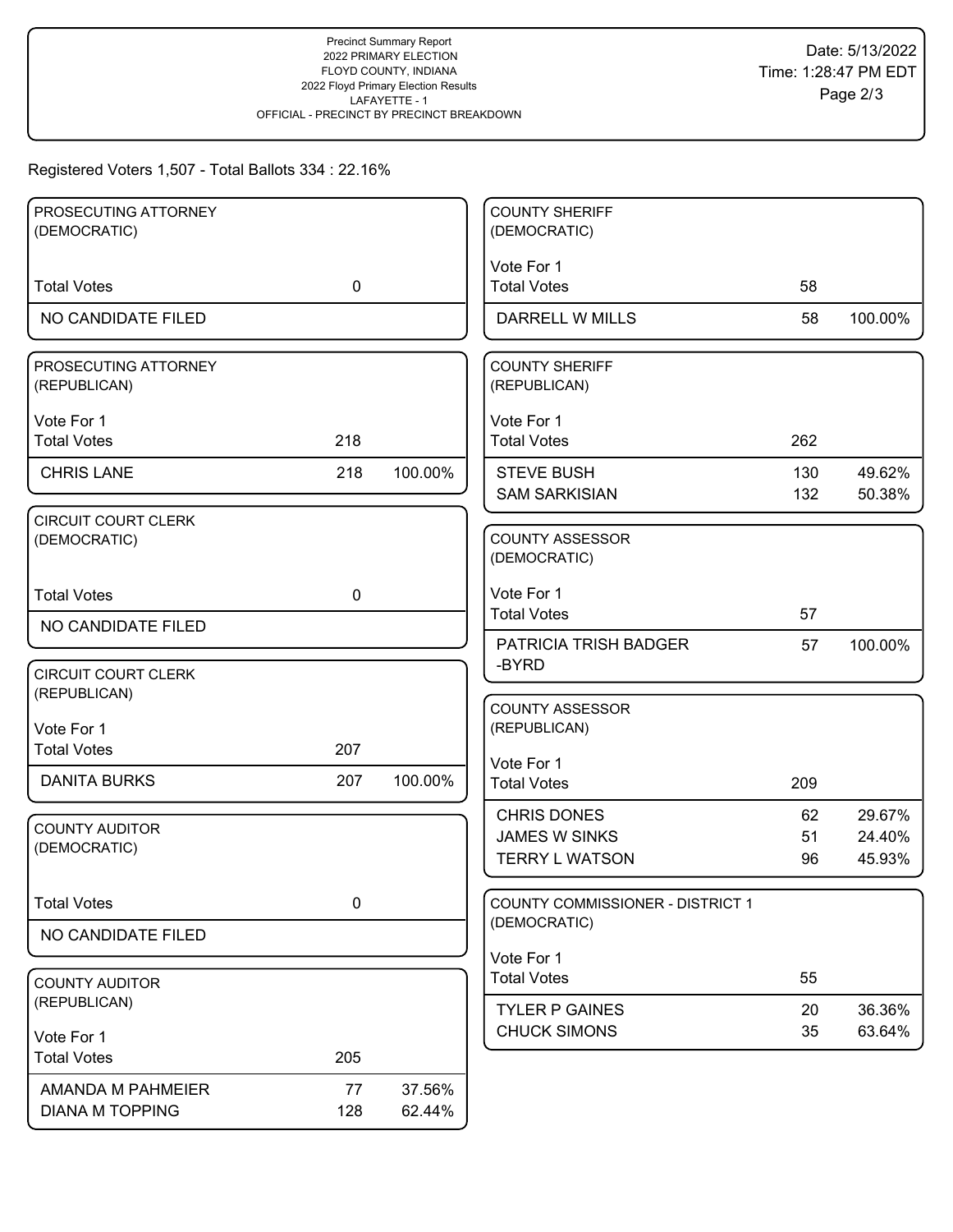Precinct Summary Report
2022 PRIMARY ELECTION
FLOYD COUNTY, INDIANA
2022 Floyd Primary Election Results
LAFAYETTE - 1
OFFICIAL - PRECINCT BY PRECINCT BREAKDOWN

Date: 5/13/2022
Time: 1:28:47 PM EDT

Registered Voters 1,507 - Total Ballots 334 : 22.16%

### PROSECUTING ATTORNEY (DEMOCRATIC)

| | | |
|---|---|---|
| Total Votes | 0 | |
| NO CANDIDATE FILED | | |

### PROSECUTING ATTORNEY (REPUBLICAN)

Vote For 1

| | | |
|---|---|---|
| Total Votes | 218 | |
| CHRIS LANE | 218 | 100.00% |

### CIRCUIT COURT CLERK (DEMOCRATIC)

| | | |
|---|---|---|
| Total Votes | 0 | |
| NO CANDIDATE FILED | | |

### CIRCUIT COURT CLERK (REPUBLICAN)

Vote For 1

| | | |
|---|---|---|
| Total Votes | 207 | |
| DANITA BURKS | 207 | 100.00% |

### COUNTY AUDITOR (DEMOCRATIC)

| | | |
|---|---|---|
| Total Votes | 0 | |
| NO CANDIDATE FILED | | |

### COUNTY AUDITOR (REPUBLICAN)

Vote For 1

| | | |
|---|---|---|
| Total Votes | 205 | |
| AMANDA M PAHMEIER | 77 | 37.56% |
| DIANA M TOPPING | 128 | 62.44% |

### COUNTY SHERIFF (DEMOCRATIC)

Vote For 1

| | | |
|---|---|---|
| Total Votes | 58 | |
| DARRELL W MILLS | 58 | 100.00% |

### COUNTY SHERIFF (REPUBLICAN)

Vote For 1

| | | |
|---|---|---|
| Total Votes | 262 | |
| STEVE BUSH | 130 | 49.62% |
| SAM SARKISIAN | 132 | 50.38% |

### COUNTY ASSESSOR (DEMOCRATIC)

Vote For 1

| | | |
|---|---|---|
| Total Votes | 57 | |
| PATRICIA TRISH BADGER -BYRD | 57 | 100.00% |

### COUNTY ASSESSOR (REPUBLICAN)

Vote For 1

| | | |
|---|---|---|
| Total Votes | 209 | |
| CHRIS DONES | 62 | 29.67% |
| JAMES W SINKS | 51 | 24.40% |
| TERRY L WATSON | 96 | 45.93% |

### COUNTY COMMISSIONER - DISTRICT 1 (DEMOCRATIC)

Vote For 1

| | | |
|---|---|---|
| Total Votes | 55 | |
| TYLER P GAINES | 20 | 36.36% |
| CHUCK SIMONS | 35 | 63.64% |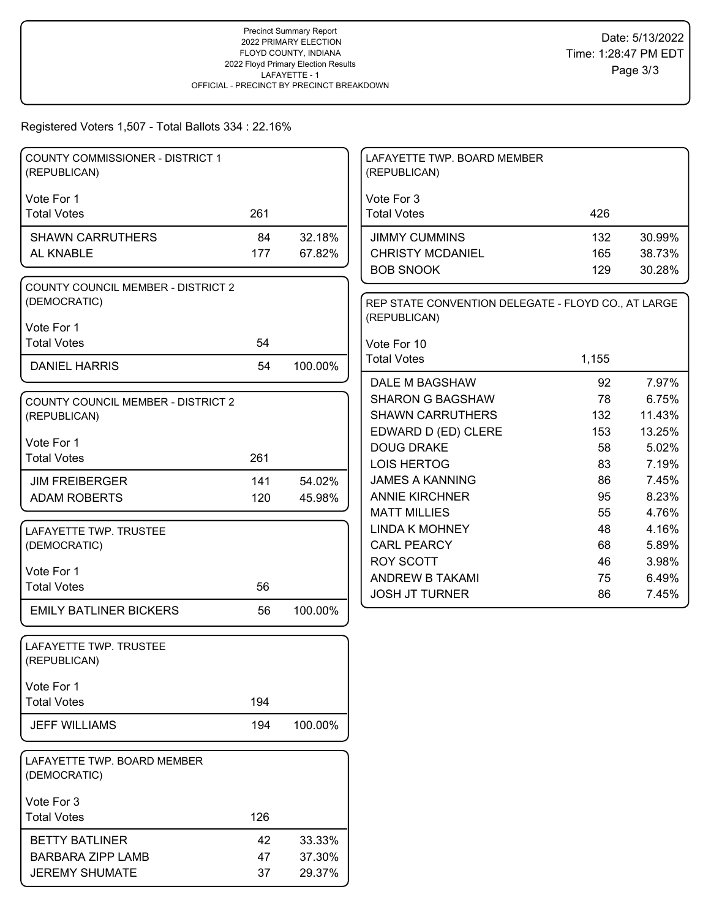Precinct Summary Report
2022 PRIMARY ELECTION
FLOYD COUNTY, INDIANA
2022 Floyd Primary Election Results
LAFAYETTE - 1
OFFICIAL - PRECINCT BY PRECINCT BREAKDOWN

Date: 5/13/2022
Time: 1:28:47 PM EDT

Registered Voters 1,507 - Total Ballots 334 : 22.16%

### COUNTY COMMISSIONER - DISTRICT 1 (REPUBLICAN)

Vote For 1

| Total Votes | 261 | |
|---|---|---|
| SHAWN CARRUTHERS | 84 | 32.18% |
| AL KNABLE | 177 | 67.82% |

### COUNTY COUNCIL MEMBER - DISTRICT 2 (DEMOCRATIC)

Vote For 1

| Total Votes | 54 | |
|---|---|---|
| DANIEL HARRIS | 54 | 100.00% |

### COUNTY COUNCIL MEMBER - DISTRICT 2 (REPUBLICAN)

Vote For 1

| Total Votes | 261 | |
|---|---|---|
| JIM FREIBERGER | 141 | 54.02% |
| ADAM ROBERTS | 120 | 45.98% |

### LAFAYETTE TWP. TRUSTEE (DEMOCRATIC)

Vote For 1

| Total Votes | 56 | |
|---|---|---|
| EMILY BATLINER BICKERS | 56 | 100.00% |

### LAFAYETTE TWP. TRUSTEE (REPUBLICAN)

Vote For 1

| Total Votes | 194 | |
|---|---|---|
| JEFF WILLIAMS | 194 | 100.00% |

### LAFAYETTE TWP. BOARD MEMBER (DEMOCRATIC)

Vote For 3

| Total Votes | 126 | |
|---|---|---|
| BETTY BATLINER | 42 | 33.33% |
| BARBARA ZIPP LAMB | 47 | 37.30% |
| JEREMY SHUMATE | 37 | 29.37% |

### LAFAYETTE TWP. BOARD MEMBER (REPUBLICAN)

Vote For 3

| Total Votes | 426 | |
|---|---|---|
| JIMMY CUMMINS | 132 | 30.99% |
| CHRISTY MCDANIEL | 165 | 38.73% |
| BOB SNOOK | 129 | 30.28% |

### REP STATE CONVENTION DELEGATE - FLOYD CO., AT LARGE (REPUBLICAN)

Vote For 10

| Total Votes | 1,155 | |
|---|---|---|
| DALE M BAGSHAW | 92 | 7.97% |
| SHARON G BAGSHAW | 78 | 6.75% |
| SHAWN CARRUTHERS | 132 | 11.43% |
| EDWARD D (ED) CLERE | 153 | 13.25% |
| DOUG DRAKE | 58 | 5.02% |
| LOIS HERTOG | 83 | 7.19% |
| JAMES A KANNING | 86 | 7.45% |
| ANNIE KIRCHNER | 95 | 8.23% |
| MATT MILLIES | 55 | 4.76% |
| LINDA K MOHNEY | 48 | 4.16% |
| CARL PEARCY | 68 | 5.89% |
| ROY SCOTT | 46 | 3.98% |
| ANDREW B TAKAMI | 75 | 6.49% |
| JOSH JT TURNER | 86 | 7.45% |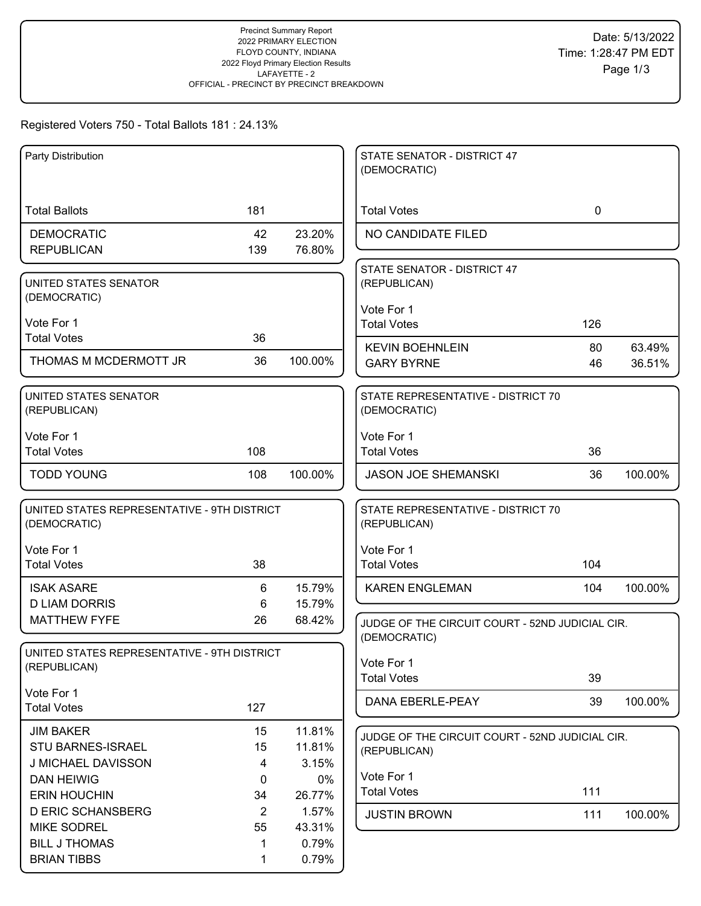Precinct Summary Report
2022 PRIMARY ELECTION
FLOYD COUNTY, INDIANA
2022 Floyd Primary Election Results
LAFAYETTE - 2
OFFICIAL - PRECINCT BY PRECINCT BREAKDOWN

Date: 5/13/2022
Time: 1:28:47 PM EDT

Registered Voters 750 - Total Ballots 181 : 24.13%

| Party Distribution | | |
|---|---|---|
| Total Ballots | 181 | |
| DEMOCRATIC | 42 | 23.20% |
| REPUBLICAN | 139 | 76.80% |

| UNITED STATES SENATOR (DEMOCRATIC) Vote For 1 | | |
|---|---|---|
| Total Votes | 36 | |
| THOMAS M MCDERMOTT JR | 36 | 100.00% |

| UNITED STATES SENATOR (REPUBLICAN) Vote For 1 | | |
|---|---|---|
| Total Votes | 108 | |
| TODD YOUNG | 108 | 100.00% |

| UNITED STATES REPRESENTATIVE - 9TH DISTRICT (DEMOCRATIC) Vote For 1 | | |
|---|---|---|
| Total Votes | 38 | |
| ISAK ASARE | 6 | 15.79% |
| D LIAM DORRIS | 6 | 15.79% |
| MATTHEW FYFE | 26 | 68.42% |

| UNITED STATES REPRESENTATIVE - 9TH DISTRICT (REPUBLICAN) Vote For 1 | | |
|---|---|---|
| Total Votes | 127 | |
| JIM BAKER | 15 | 11.81% |
| STU BARNES-ISRAEL | 15 | 11.81% |
| J MICHAEL DAVISSON | 4 | 3.15% |
| DAN HEIWIG | 0 | 0% |
| ERIN HOUCHIN | 34 | 26.77% |
| D ERIC SCHANSBERG | 2 | 1.57% |
| MIKE SODREL | 55 | 43.31% |
| BILL J THOMAS | 1 | 0.79% |
| BRIAN TIBBS | 1 | 0.79% |

| STATE SENATOR - DISTRICT 47 (DEMOCRATIC) | | |
|---|---|---|
| Total Votes | 0 | |
| NO CANDIDATE FILED | | |

| STATE SENATOR - DISTRICT 47 (REPUBLICAN) Vote For 1 | | |
|---|---|---|
| Total Votes | 126 | |
| KEVIN BOEHNLEIN | 80 | 63.49% |
| GARY BYRNE | 46 | 36.51% |

| STATE REPRESENTATIVE - DISTRICT 70 (DEMOCRATIC) Vote For 1 | | |
|---|---|---|
| Total Votes | 36 | |
| JASON JOE SHEMANSKI | 36 | 100.00% |

| STATE REPRESENTATIVE - DISTRICT 70 (REPUBLICAN) Vote For 1 | | |
|---|---|---|
| Total Votes | 104 | |
| KAREN ENGLEMAN | 104 | 100.00% |

| JUDGE OF THE CIRCUIT COURT - 52ND JUDICIAL CIR. (DEMOCRATIC) Vote For 1 | | |
|---|---|---|
| Total Votes | 39 | |
| DANA EBERLE-PEAY | 39 | 100.00% |

| JUDGE OF THE CIRCUIT COURT - 52ND JUDICIAL CIR. (REPUBLICAN) Vote For 1 | | |
|---|---|---|
| Total Votes | 111 | |
| JUSTIN BROWN | 111 | 100.00% |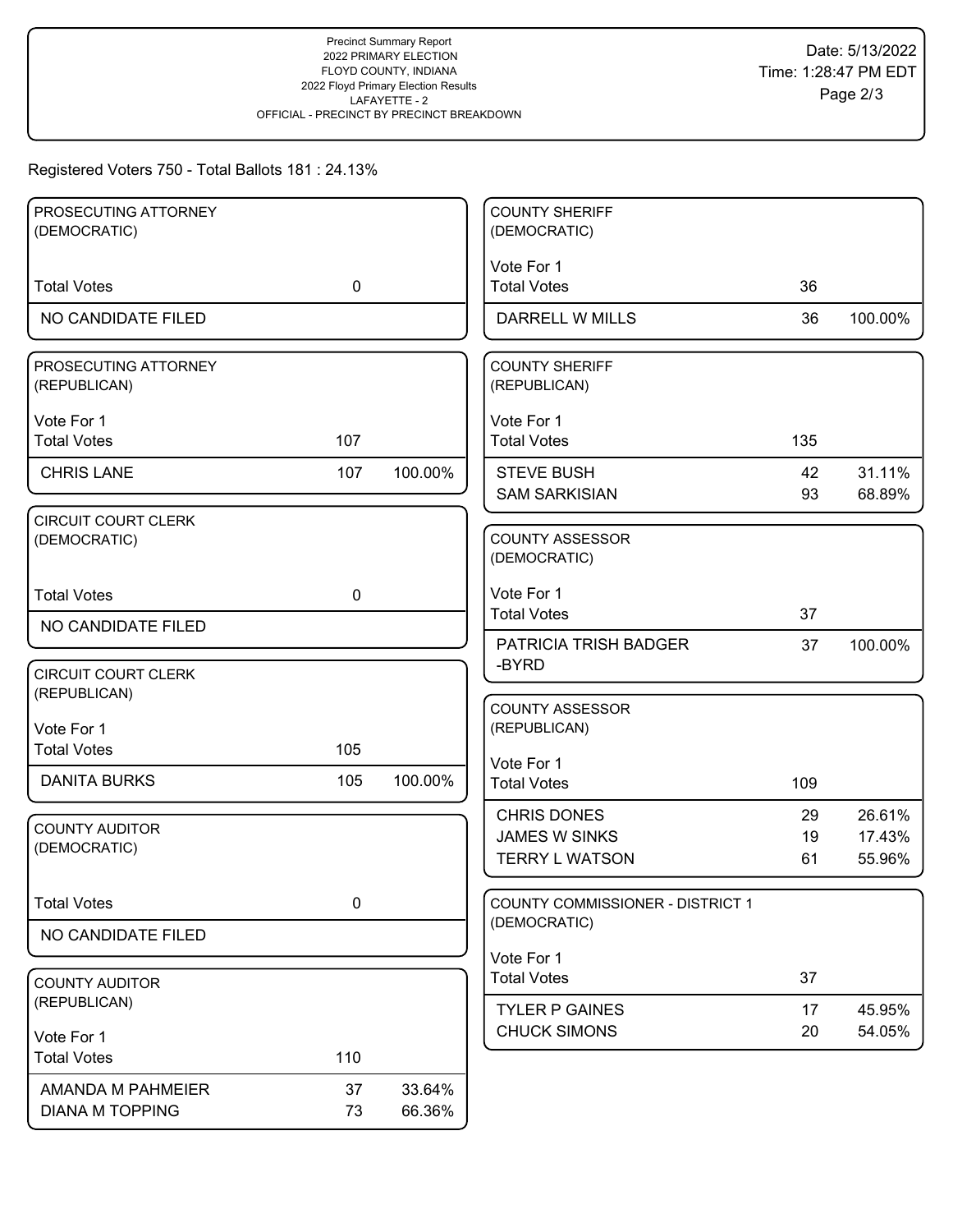Precinct Summary Report
2022 PRIMARY ELECTION
FLOYD COUNTY, INDIANA
2022 Floyd Primary Election Results
LAFAYETTE - 2
OFFICIAL - PRECINCT BY PRECINCT BREAKDOWN

Date: 5/13/2022
Time: 1:28:47 PM EDT

Registered Voters 750 - Total Ballots 181 : 24.13%

### PROSECUTING ATTORNEY (DEMOCRATIC)

| | Votes | |
|---|---|---|
| Total Votes | 0 | |
| NO CANDIDATE FILED | | |

### PROSECUTING ATTORNEY (REPUBLICAN)

Vote For 1

| | Votes | % |
|---|---|---|
| Total Votes | 107 | |
| CHRIS LANE | 107 | 100.00% |

### CIRCUIT COURT CLERK (DEMOCRATIC)

| | Votes | |
|---|---|---|
| Total Votes | 0 | |
| NO CANDIDATE FILED | | |

### CIRCUIT COURT CLERK (REPUBLICAN)

Vote For 1

| | Votes | % |
|---|---|---|
| Total Votes | 105 | |
| DANITA BURKS | 105 | 100.00% |

### COUNTY AUDITOR (DEMOCRATIC)

| | Votes | |
|---|---|---|
| Total Votes | 0 | |
| NO CANDIDATE FILED | | |

### COUNTY AUDITOR (REPUBLICAN)

Vote For 1

| | Votes | % |
|---|---|---|
| Total Votes | 110 | |
| AMANDA M PAHMEIER | 37 | 33.64% |
| DIANA M TOPPING | 73 | 66.36% |

### COUNTY SHERIFF (DEMOCRATIC)

Vote For 1

| | Votes | % |
|---|---|---|
| Total Votes | 36 | |
| DARRELL W MILLS | 36 | 100.00% |

### COUNTY SHERIFF (REPUBLICAN)

Vote For 1

| | Votes | % |
|---|---|---|
| Total Votes | 135 | |
| STEVE BUSH | 42 | 31.11% |
| SAM SARKISIAN | 93 | 68.89% |

### COUNTY ASSESSOR (DEMOCRATIC)

Vote For 1

| | Votes | % |
|---|---|---|
| Total Votes | 37 | |
| PATRICIA TRISH BADGER -BYRD | 37 | 100.00% |

### COUNTY ASSESSOR (REPUBLICAN)

Vote For 1

| | Votes | % |
|---|---|---|
| Total Votes | 109 | |
| CHRIS DONES | 29 | 26.61% |
| JAMES W SINKS | 19 | 17.43% |
| TERRY L WATSON | 61 | 55.96% |

### COUNTY COMMISSIONER - DISTRICT 1 (DEMOCRATIC)

Vote For 1

| | Votes | % |
|---|---|---|
| Total Votes | 37 | |
| TYLER P GAINES | 17 | 45.95% |
| CHUCK SIMONS | 20 | 54.05% |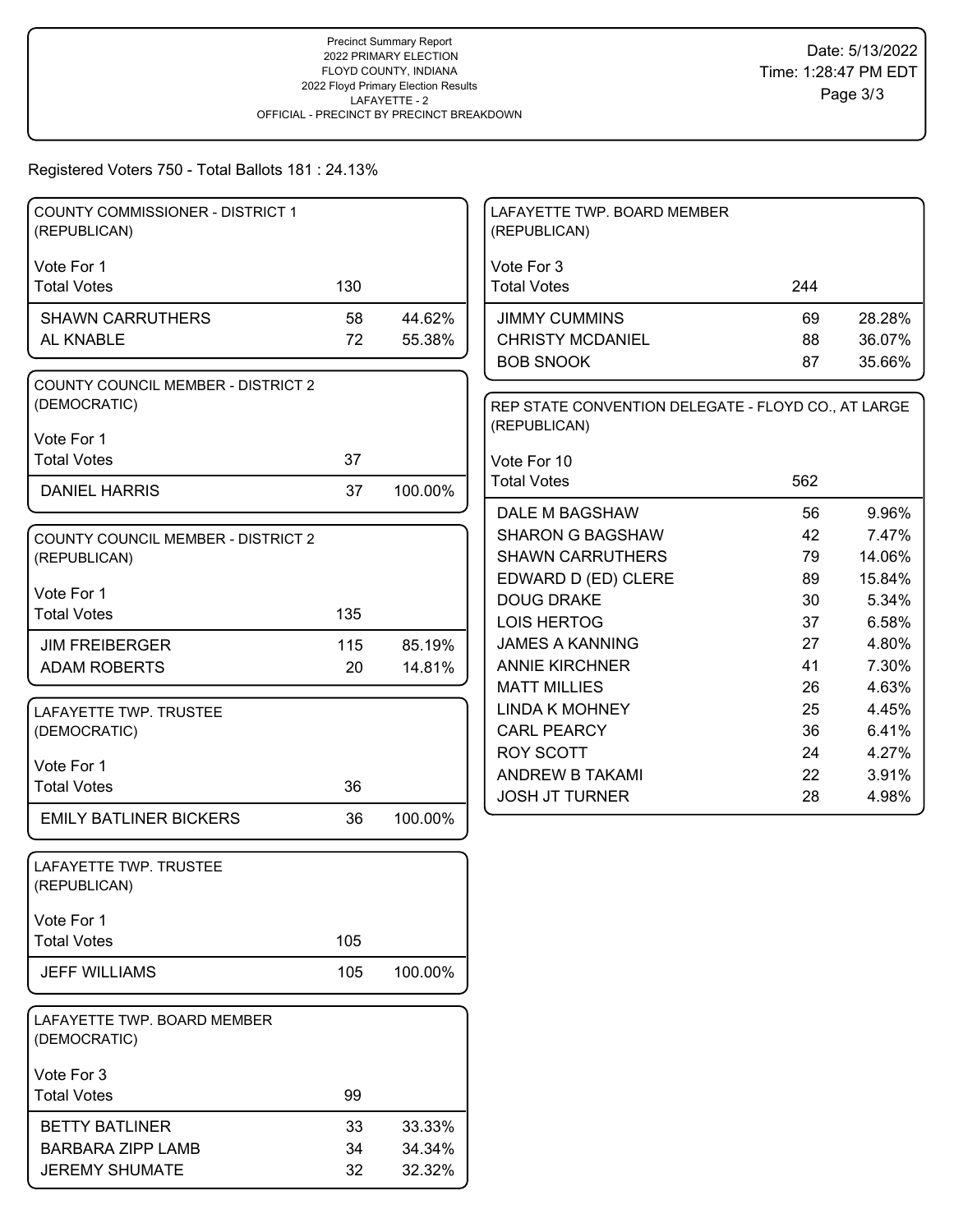Precinct Summary Report
2022 PRIMARY ELECTION
FLOYD COUNTY, INDIANA
2022 Floyd Primary Election Results
LAFAYETTE - 2
OFFICIAL - PRECINCT BY PRECINCT BREAKDOWN

Date: 5/13/2022
Time: 1:28:47 PM EDT

Registered Voters 750 - Total Ballots 181 : 24.13%

### COUNTY COMMISSIONER - DISTRICT 1 (REPUBLICAN)

Vote For 1

| | Votes | % |
|---|---|---|
| Total Votes | 130 | |
| SHAWN CARRUTHERS | 58 | 44.62% |
| AL KNABLE | 72 | 55.38% |

### COUNTY COUNCIL MEMBER - DISTRICT 2 (DEMOCRATIC)

Vote For 1

| | Votes | % |
|---|---|---|
| Total Votes | 37 | |
| DANIEL HARRIS | 37 | 100.00% |

### COUNTY COUNCIL MEMBER - DISTRICT 2 (REPUBLICAN)

Vote For 1

| | Votes | % |
|---|---|---|
| Total Votes | 135 | |
| JIM FREIBERGER | 115 | 85.19% |
| ADAM ROBERTS | 20 | 14.81% |

### LAFAYETTE TWP. TRUSTEE (DEMOCRATIC)

Vote For 1

| | Votes | % |
|---|---|---|
| Total Votes | 36 | |
| EMILY BATLINER BICKERS | 36 | 100.00% |

### LAFAYETTE TWP. TRUSTEE (REPUBLICAN)

Vote For 1

| | Votes | % |
|---|---|---|
| Total Votes | 105 | |
| JEFF WILLIAMS | 105 | 100.00% |

### LAFAYETTE TWP. BOARD MEMBER (DEMOCRATIC)

Vote For 3

| | Votes | % |
|---|---|---|
| Total Votes | 99 | |
| BETTY BATLINER | 33 | 33.33% |
| BARBARA ZIPP LAMB | 34 | 34.34% |
| JEREMY SHUMATE | 32 | 32.32% |

### LAFAYETTE TWP. BOARD MEMBER (REPUBLICAN)

Vote For 3

| | Votes | % |
|---|---|---|
| Total Votes | 244 | |
| JIMMY CUMMINS | 69 | 28.28% |
| CHRISTY MCDANIEL | 88 | 36.07% |
| BOB SNOOK | 87 | 35.66% |

### REP STATE CONVENTION DELEGATE - FLOYD CO., AT LARGE (REPUBLICAN)

Vote For 10

| | Votes | % |
|---|---|---|
| Total Votes | 562 | |
| DALE M BAGSHAW | 56 | 9.96% |
| SHARON G BAGSHAW | 42 | 7.47% |
| SHAWN CARRUTHERS | 79 | 14.06% |
| EDWARD D (ED) CLERE | 89 | 15.84% |
| DOUG DRAKE | 30 | 5.34% |
| LOIS HERTOG | 37 | 6.58% |
| JAMES A KANNING | 27 | 4.80% |
| ANNIE KIRCHNER | 41 | 7.30% |
| MATT MILLIES | 26 | 4.63% |
| LINDA K MOHNEY | 25 | 4.45% |
| CARL PEARCY | 36 | 6.41% |
| ROY SCOTT | 24 | 4.27% |
| ANDREW B TAKAMI | 22 | 3.91% |
| JOSH JT TURNER | 28 | 4.98% |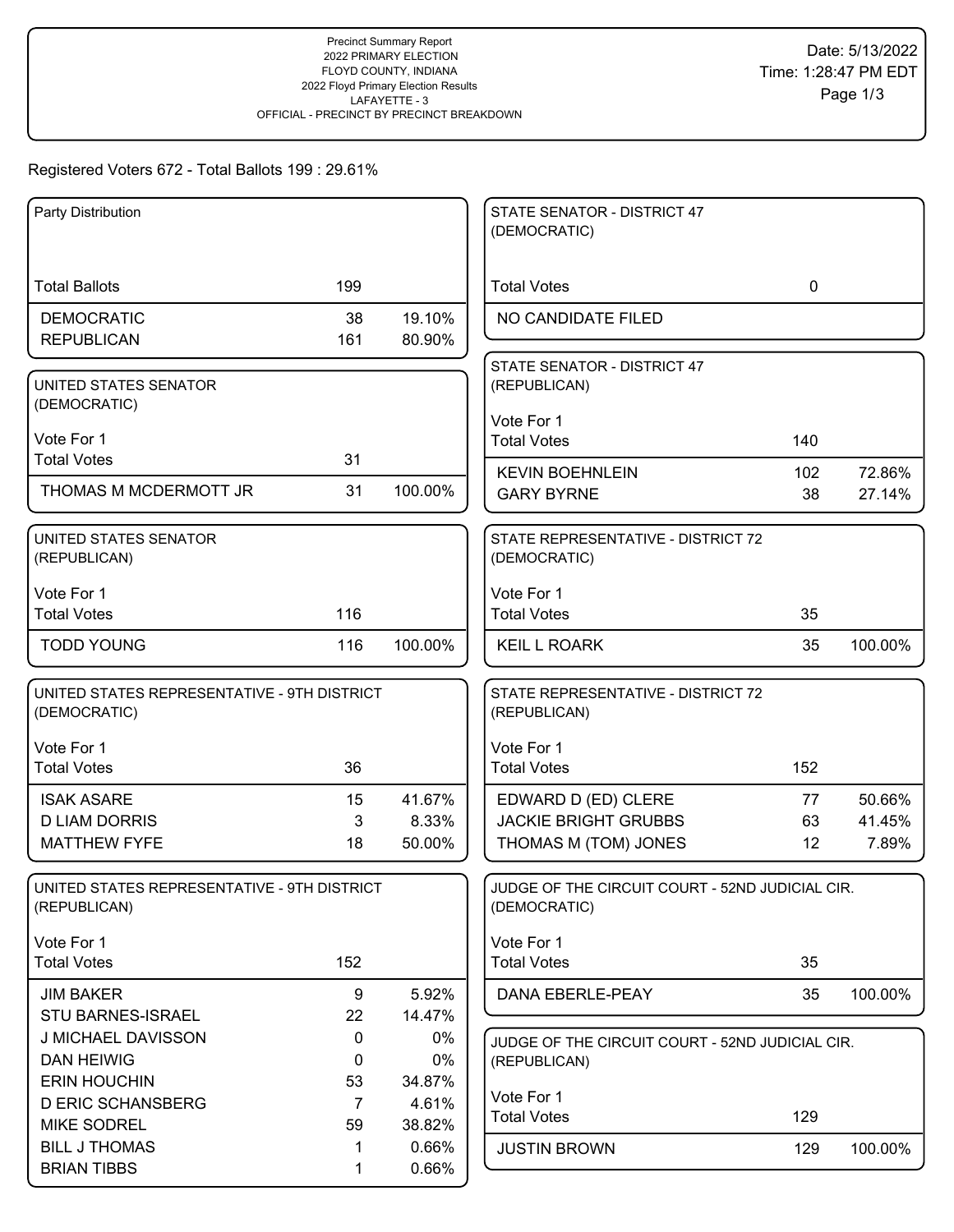Precinct Summary Report
2022 PRIMARY ELECTION
FLOYD COUNTY, INDIANA
2022 Floyd Primary Election Results
LAFAYETTE - 3
OFFICIAL - PRECINCT BY PRECINCT BREAKDOWN

Date: 5/13/2022
Time: 1:28:47 PM EDT

Registered Voters 672 - Total Ballots 199 : 29.61%

**Party Distribution**

| | | |
|---|---|---|
| Total Ballots | 199 | |
| DEMOCRATIC | 38 | 19.10% |
| REPUBLICAN | 161 | 80.90% |

**UNITED STATES SENATOR (DEMOCRATIC)**

Vote For 1

| | | |
|---|---|---|
| Total Votes | 31 | |
| THOMAS M MCDERMOTT JR | 31 | 100.00% |

**UNITED STATES SENATOR (REPUBLICAN)**

Vote For 1

| | | |
|---|---|---|
| Total Votes | 116 | |
| TODD YOUNG | 116 | 100.00% |

**UNITED STATES REPRESENTATIVE - 9TH DISTRICT (DEMOCRATIC)**

Vote For 1

| | | |
|---|---|---|
| Total Votes | 36 | |
| ISAK ASARE | 15 | 41.67% |
| D LIAM DORRIS | 3 | 8.33% |
| MATTHEW FYFE | 18 | 50.00% |

**UNITED STATES REPRESENTATIVE - 9TH DISTRICT (REPUBLICAN)**

Vote For 1

| | | |
|---|---|---|
| Total Votes | 152 | |
| JIM BAKER | 9 | 5.92% |
| STU BARNES-ISRAEL | 22 | 14.47% |
| J MICHAEL DAVISSON | 0 | 0% |
| DAN HEIWIG | 0 | 0% |
| ERIN HOUCHIN | 53 | 34.87% |
| D ERIC SCHANSBERG | 7 | 4.61% |
| MIKE SODREL | 59 | 38.82% |
| BILL J THOMAS | 1 | 0.66% |
| BRIAN TIBBS | 1 | 0.66% |

**STATE SENATOR - DISTRICT 47 (DEMOCRATIC)**

| | | |
|---|---|---|
| Total Votes | 0 | |
| NO CANDIDATE FILED | | |

**STATE SENATOR - DISTRICT 47 (REPUBLICAN)**

Vote For 1

| | | |
|---|---|---|
| Total Votes | 140 | |
| KEVIN BOEHNLEIN | 102 | 72.86% |
| GARY BYRNE | 38 | 27.14% |

**STATE REPRESENTATIVE - DISTRICT 72 (DEMOCRATIC)**

Vote For 1

| | | |
|---|---|---|
| Total Votes | 35 | |
| KEIL L ROARK | 35 | 100.00% |

**STATE REPRESENTATIVE - DISTRICT 72 (REPUBLICAN)**

Vote For 1

| | | |
|---|---|---|
| Total Votes | 152 | |
| EDWARD D (ED) CLERE | 77 | 50.66% |
| JACKIE BRIGHT GRUBBS | 63 | 41.45% |
| THOMAS M (TOM) JONES | 12 | 7.89% |

**JUDGE OF THE CIRCUIT COURT - 52ND JUDICIAL CIR. (DEMOCRATIC)**

Vote For 1

| | | |
|---|---|---|
| Total Votes | 35 | |
| DANA EBERLE-PEAY | 35 | 100.00% |

**JUDGE OF THE CIRCUIT COURT - 52ND JUDICIAL CIR. (REPUBLICAN)**

Vote For 1

| | | |
|---|---|---|
| Total Votes | 129 | |
| JUSTIN BROWN | 129 | 100.00% |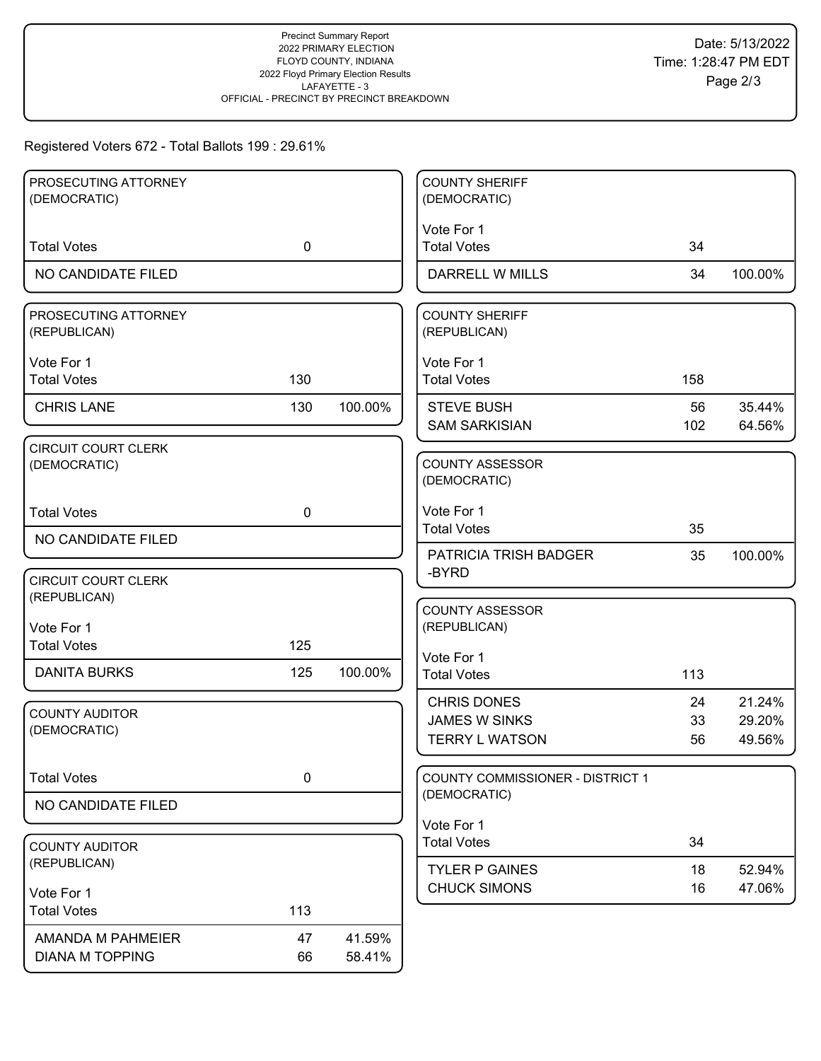Precinct Summary Report
2022 PRIMARY ELECTION
FLOYD COUNTY, INDIANA
2022 Floyd Primary Election Results
LAFAYETTE - 3
OFFICIAL - PRECINCT BY PRECINCT BREAKDOWN

Date: 5/13/2022
Time: 1:28:47 PM EDT

Registered Voters 672 - Total Ballots 199 : 29.61%

### PROSECUTING ATTORNEY (DEMOCRATIC)

| | Votes | % |
|---|---|---|
| Total Votes | 0 | |
| NO CANDIDATE FILED | | |

### PROSECUTING ATTORNEY (REPUBLICAN)

Vote For 1

| | Votes | % |
|---|---|---|
| Total Votes | 130 | |
| CHRIS LANE | 130 | 100.00% |

### CIRCUIT COURT CLERK (DEMOCRATIC)

| | Votes | % |
|---|---|---|
| Total Votes | 0 | |
| NO CANDIDATE FILED | | |

### CIRCUIT COURT CLERK (REPUBLICAN)

Vote For 1

| | Votes | % |
|---|---|---|
| Total Votes | 125 | |
| DANITA BURKS | 125 | 100.00% |

### COUNTY AUDITOR (DEMOCRATIC)

| | Votes | % |
|---|---|---|
| Total Votes | 0 | |
| NO CANDIDATE FILED | | |

### COUNTY AUDITOR (REPUBLICAN)

Vote For 1

| | Votes | % |
|---|---|---|
| Total Votes | 113 | |
| AMANDA M PAHMEIER | 47 | 41.59% |
| DIANA M TOPPING | 66 | 58.41% |

### COUNTY SHERIFF (DEMOCRATIC)

Vote For 1

| | Votes | % |
|---|---|---|
| Total Votes | 34 | |
| DARRELL W MILLS | 34 | 100.00% |

### COUNTY SHERIFF (REPUBLICAN)

Vote For 1

| | Votes | % |
|---|---|---|
| Total Votes | 158 | |
| STEVE BUSH | 56 | 35.44% |
| SAM SARKISIAN | 102 | 64.56% |

### COUNTY ASSESSOR (DEMOCRATIC)

Vote For 1

| | Votes | % |
|---|---|---|
| Total Votes | 35 | |
| PATRICIA TRISH BADGER -BYRD | 35 | 100.00% |

### COUNTY ASSESSOR (REPUBLICAN)

Vote For 1

| | Votes | % |
|---|---|---|
| Total Votes | 113 | |
| CHRIS DONES | 24 | 21.24% |
| JAMES W SINKS | 33 | 29.20% |
| TERRY L WATSON | 56 | 49.56% |

### COUNTY COMMISSIONER - DISTRICT 1 (DEMOCRATIC)

Vote For 1

| | Votes | % |
|---|---|---|
| Total Votes | 34 | |
| TYLER P GAINES | 18 | 52.94% |
| CHUCK SIMONS | 16 | 47.06% |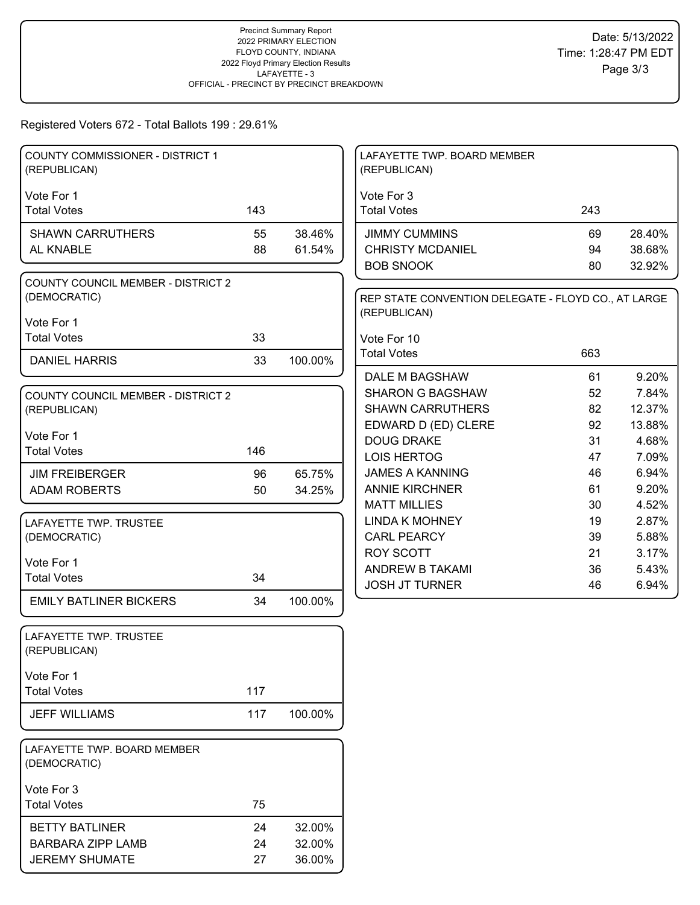Precinct Summary Report
2022 PRIMARY ELECTION
FLOYD COUNTY, INDIANA
2022 Floyd Primary Election Results
LAFAYETTE - 3
OFFICIAL - PRECINCT BY PRECINCT BREAKDOWN

Date: 5/13/2022
Time: 1:28:47 PM EDT

Registered Voters 672 - Total Ballots 199 : 29.61%

### COUNTY COMMISSIONER - DISTRICT 1 (REPUBLICAN)

Vote For 1

| | | |
|---|---|---|
| Total Votes | 143 | |
| SHAWN CARRUTHERS | 55 | 38.46% |
| AL KNABLE | 88 | 61.54% |

### COUNTY COUNCIL MEMBER - DISTRICT 2 (DEMOCRATIC)

Vote For 1

| | | |
|---|---|---|
| Total Votes | 33 | |
| DANIEL HARRIS | 33 | 100.00% |

### COUNTY COUNCIL MEMBER - DISTRICT 2 (REPUBLICAN)

Vote For 1

| | | |
|---|---|---|
| Total Votes | 146 | |
| JIM FREIBERGER | 96 | 65.75% |
| ADAM ROBERTS | 50 | 34.25% |

### LAFAYETTE TWP. TRUSTEE (DEMOCRATIC)

Vote For 1

| | | |
|---|---|---|
| Total Votes | 34 | |
| EMILY BATLINER BICKERS | 34 | 100.00% |

### LAFAYETTE TWP. TRUSTEE (REPUBLICAN)

Vote For 1

| | | |
|---|---|---|
| Total Votes | 117 | |
| JEFF WILLIAMS | 117 | 100.00% |

### LAFAYETTE TWP. BOARD MEMBER (DEMOCRATIC)

Vote For 3

| | | |
|---|---|---|
| Total Votes | 75 | |
| BETTY BATLINER | 24 | 32.00% |
| BARBARA ZIPP LAMB | 24 | 32.00% |
| JEREMY SHUMATE | 27 | 36.00% |

### LAFAYETTE TWP. BOARD MEMBER (REPUBLICAN)

Vote For 3

| | | |
|---|---|---|
| Total Votes | 243 | |
| JIMMY CUMMINS | 69 | 28.40% |
| CHRISTY MCDANIEL | 94 | 38.68% |
| BOB SNOOK | 80 | 32.92% |

### REP STATE CONVENTION DELEGATE - FLOYD CO., AT LARGE (REPUBLICAN)

Vote For 10

| | | |
|---|---|---|
| Total Votes | 663 | |
| DALE M BAGSHAW | 61 | 9.20% |
| SHARON G BAGSHAW | 52 | 7.84% |
| SHAWN CARRUTHERS | 82 | 12.37% |
| EDWARD D (ED) CLERE | 92 | 13.88% |
| DOUG DRAKE | 31 | 4.68% |
| LOIS HERTOG | 47 | 7.09% |
| JAMES A KANNING | 46 | 6.94% |
| ANNIE KIRCHNER | 61 | 9.20% |
| MATT MILLIES | 30 | 4.52% |
| LINDA K MOHNEY | 19 | 2.87% |
| CARL PEARCY | 39 | 5.88% |
| ROY SCOTT | 21 | 3.17% |
| ANDREW B TAKAMI | 36 | 5.43% |
| JOSH JT TURNER | 46 | 6.94% |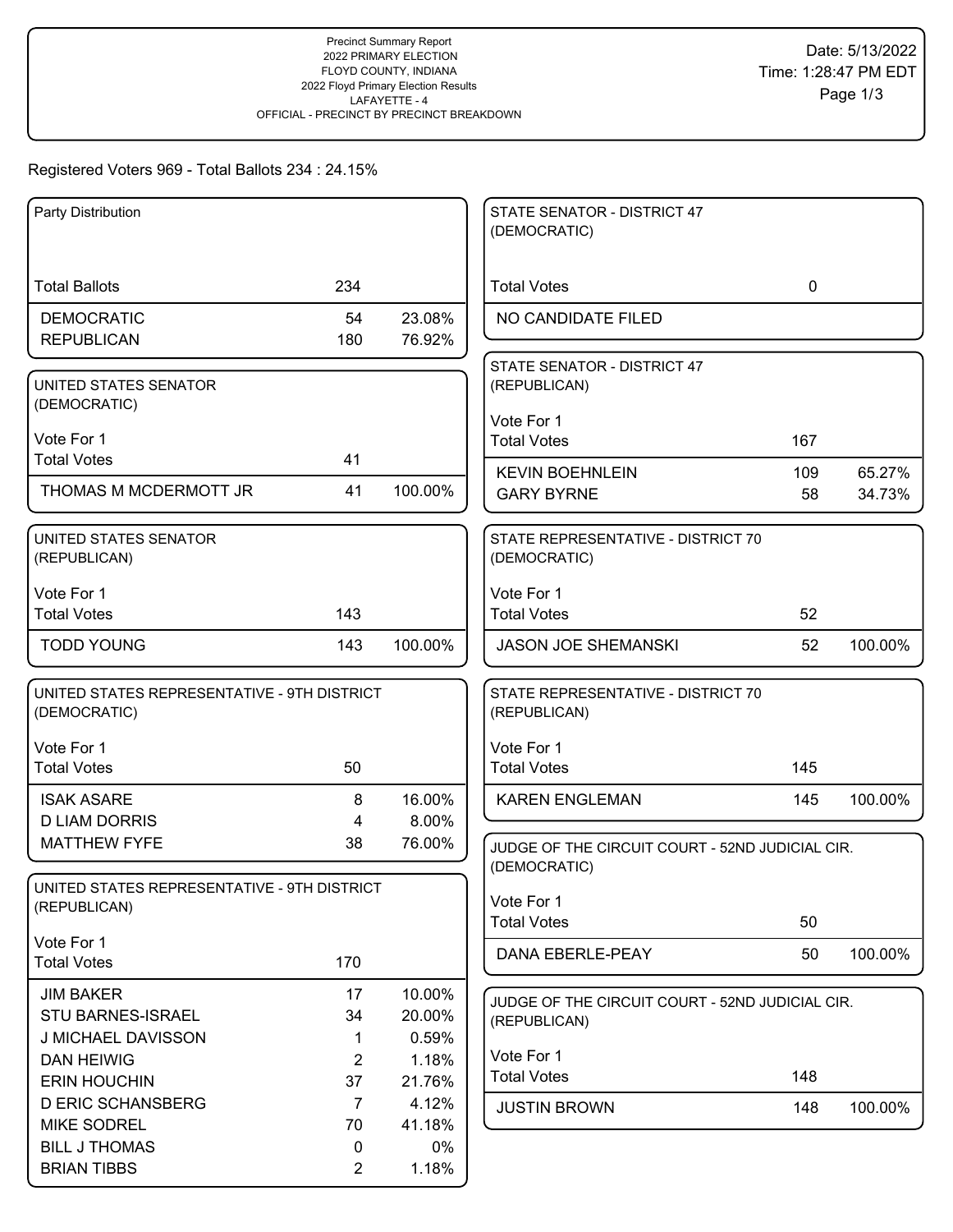Precinct Summary Report
2022 PRIMARY ELECTION
FLOYD COUNTY, INDIANA
2022 Floyd Primary Election Results
LAFAYETTE - 4
OFFICIAL - PRECINCT BY PRECINCT BREAKDOWN

Date: 5/13/2022
Time: 1:28:47 PM EDT

Registered Voters 969 - Total Ballots 234 : 24.15%

## Party Distribution

| | | |
|---|---|---|
| Total Ballots | 234 | |
| DEMOCRATIC | 54 | 23.08% |
| REPUBLICAN | 180 | 76.92% |

## UNITED STATES SENATOR (DEMOCRATIC)

Vote For 1

| | | |
|---|---|---|
| Total Votes | 41 | |
| THOMAS M MCDERMOTT JR | 41 | 100.00% |

## UNITED STATES SENATOR (REPUBLICAN)

Vote For 1

| | | |
|---|---|---|
| Total Votes | 143 | |
| TODD YOUNG | 143 | 100.00% |

## UNITED STATES REPRESENTATIVE - 9TH DISTRICT (DEMOCRATIC)

Vote For 1

| | | |
|---|---|---|
| Total Votes | 50 | |
| ISAK ASARE | 8 | 16.00% |
| D LIAM DORRIS | 4 | 8.00% |
| MATTHEW FYFE | 38 | 76.00% |

## UNITED STATES REPRESENTATIVE - 9TH DISTRICT (REPUBLICAN)

Vote For 1

| | | |
|---|---|---|
| Total Votes | 170 | |
| JIM BAKER | 17 | 10.00% |
| STU BARNES-ISRAEL | 34 | 20.00% |
| J MICHAEL DAVISSON | 1 | 0.59% |
| DAN HEIWIG | 2 | 1.18% |
| ERIN HOUCHIN | 37 | 21.76% |
| D ERIC SCHANSBERG | 7 | 4.12% |
| MIKE SODREL | 70 | 41.18% |
| BILL J THOMAS | 0 | 0% |
| BRIAN TIBBS | 2 | 1.18% |

## STATE SENATOR - DISTRICT 47 (DEMOCRATIC)

| | | |
|---|---|---|
| Total Votes | 0 | |
| NO CANDIDATE FILED | | |

## STATE SENATOR - DISTRICT 47 (REPUBLICAN)

Vote For 1

| | | |
|---|---|---|
| Total Votes | 167 | |
| KEVIN BOEHNLEIN | 109 | 65.27% |
| GARY BYRNE | 58 | 34.73% |

## STATE REPRESENTATIVE - DISTRICT 70 (DEMOCRATIC)

Vote For 1

| | | |
|---|---|---|
| Total Votes | 52 | |
| JASON JOE SHEMANSKI | 52 | 100.00% |

## STATE REPRESENTATIVE - DISTRICT 70 (REPUBLICAN)

Vote For 1

| | | |
|---|---|---|
| Total Votes | 145 | |
| KAREN ENGLEMAN | 145 | 100.00% |

## JUDGE OF THE CIRCUIT COURT - 52ND JUDICIAL CIR. (DEMOCRATIC)

Vote For 1

| | | |
|---|---|---|
| Total Votes | 50 | |
| DANA EBERLE-PEAY | 50 | 100.00% |

## JUDGE OF THE CIRCUIT COURT - 52ND JUDICIAL CIR. (REPUBLICAN)

Vote For 1

| | | |
|---|---|---|
| Total Votes | 148 | |
| JUSTIN BROWN | 148 | 100.00% |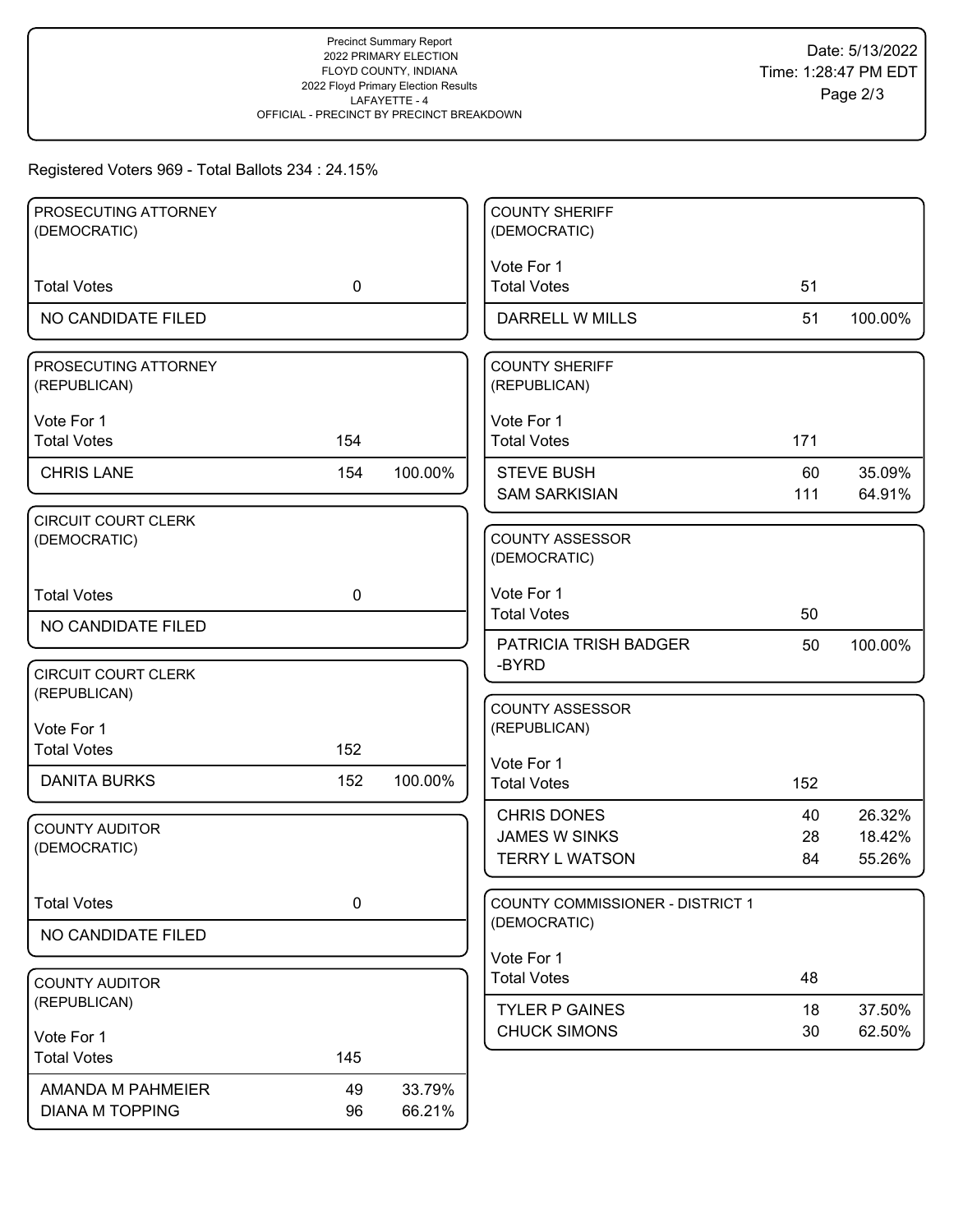Precinct Summary Report
2022 PRIMARY ELECTION
FLOYD COUNTY, INDIANA
2022 Floyd Primary Election Results
LAFAYETTE - 4
OFFICIAL - PRECINCT BY PRECINCT BREAKDOWN

Date: 5/13/2022
Time: 1:28:47 PM EDT

Registered Voters 969 - Total Ballots 234 : 24.15%

### PROSECUTING ATTORNEY (DEMOCRATIC)

| Total Votes | 0 | |
|---|---|---|
| NO CANDIDATE FILED | | |

### PROSECUTING ATTORNEY (REPUBLICAN)

Vote For 1

| Total Votes | 154 | |
|---|---|---|
| CHRIS LANE | 154 | 100.00% |

### CIRCUIT COURT CLERK (DEMOCRATIC)

| Total Votes | 0 | |
|---|---|---|
| NO CANDIDATE FILED | | |

### CIRCUIT COURT CLERK (REPUBLICAN)

Vote For 1

| Total Votes | 152 | |
|---|---|---|
| DANITA BURKS | 152 | 100.00% |

### COUNTY AUDITOR (DEMOCRATIC)

| Total Votes | 0 | |
|---|---|---|
| NO CANDIDATE FILED | | |

### COUNTY AUDITOR (REPUBLICAN)

Vote For 1

| Total Votes | 145 | |
|---|---|---|
| AMANDA M PAHMEIER | 49 | 33.79% |
| DIANA M TOPPING | 96 | 66.21% |

### COUNTY SHERIFF (DEMOCRATIC)

Vote For 1

| Total Votes | 51 | |
|---|---|---|
| DARRELL W MILLS | 51 | 100.00% |

### COUNTY SHERIFF (REPUBLICAN)

Vote For 1

| Total Votes | 171 | |
|---|---|---|
| STEVE BUSH | 60 | 35.09% |
| SAM SARKISIAN | 111 | 64.91% |

### COUNTY ASSESSOR (DEMOCRATIC)

Vote For 1

| Total Votes | 50 | |
|---|---|---|
| PATRICIA TRISH BADGER-BYRD | 50 | 100.00% |

### COUNTY ASSESSOR (REPUBLICAN)

Vote For 1

| Total Votes | 152 | |
|---|---|---|
| CHRIS DONES | 40 | 26.32% |
| JAMES W SINKS | 28 | 18.42% |
| TERRY L WATSON | 84 | 55.26% |

### COUNTY COMMISSIONER - DISTRICT 1 (DEMOCRATIC)

Vote For 1

| Total Votes | 48 | |
|---|---|---|
| TYLER P GAINES | 18 | 37.50% |
| CHUCK SIMONS | 30 | 62.50% |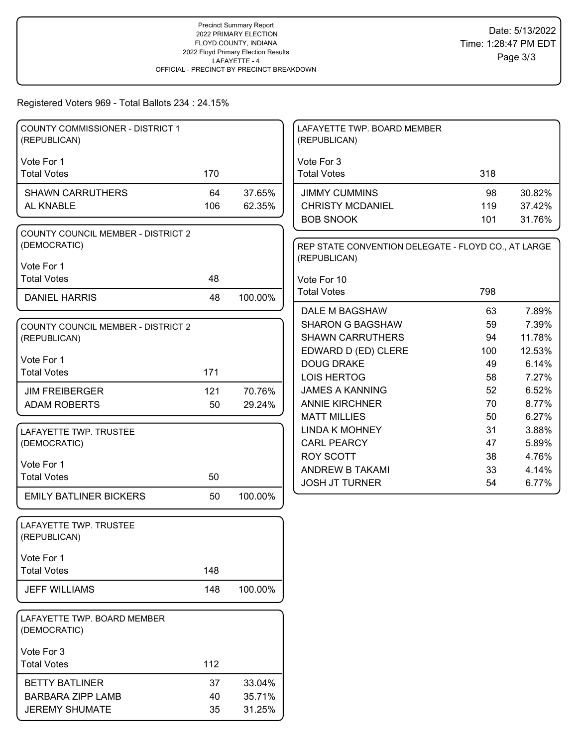Precinct Summary Report
2022 PRIMARY ELECTION
FLOYD COUNTY, INDIANA
2022 Floyd Primary Election Results
LAFAYETTE - 4
OFFICIAL - PRECINCT BY PRECINCT BREAKDOWN

Date: 5/13/2022
Time: 1:28:47 PM EDT

Registered Voters 969 - Total Ballots 234 : 24.15%

### COUNTY COMMISSIONER - DISTRICT 1 (REPUBLICAN)

Vote For 1

| | Votes | % |
|---|---|---|
| Total Votes | 170 | |
| SHAWN CARRUTHERS | 64 | 37.65% |
| AL KNABLE | 106 | 62.35% |

### COUNTY COUNCIL MEMBER - DISTRICT 2 (DEMOCRATIC)

Vote For 1

| | Votes | % |
|---|---|---|
| Total Votes | 48 | |
| DANIEL HARRIS | 48 | 100.00% |

### COUNTY COUNCIL MEMBER - DISTRICT 2 (REPUBLICAN)

Vote For 1

| | Votes | % |
|---|---|---|
| Total Votes | 171 | |
| JIM FREIBERGER | 121 | 70.76% |
| ADAM ROBERTS | 50 | 29.24% |

### LAFAYETTE TWP. TRUSTEE (DEMOCRATIC)

Vote For 1

| | Votes | % |
|---|---|---|
| Total Votes | 50 | |
| EMILY BATLINER BICKERS | 50 | 100.00% |

### LAFAYETTE TWP. TRUSTEE (REPUBLICAN)

Vote For 1

| | Votes | % |
|---|---|---|
| Total Votes | 148 | |
| JEFF WILLIAMS | 148 | 100.00% |

### LAFAYETTE TWP. BOARD MEMBER (DEMOCRATIC)

Vote For 3

| | Votes | % |
|---|---|---|
| Total Votes | 112 | |
| BETTY BATLINER | 37 | 33.04% |
| BARBARA ZIPP LAMB | 40 | 35.71% |
| JEREMY SHUMATE | 35 | 31.25% |

### LAFAYETTE TWP. BOARD MEMBER (REPUBLICAN)

Vote For 3

| | Votes | % |
|---|---|---|
| Total Votes | 318 | |
| JIMMY CUMMINS | 98 | 30.82% |
| CHRISTY MCDANIEL | 119 | 37.42% |
| BOB SNOOK | 101 | 31.76% |

### REP STATE CONVENTION DELEGATE - FLOYD CO., AT LARGE (REPUBLICAN)

Vote For 10

| | Votes | % |
|---|---|---|
| Total Votes | 798 | |
| DALE M BAGSHAW | 63 | 7.89% |
| SHARON G BAGSHAW | 59 | 7.39% |
| SHAWN CARRUTHERS | 94 | 11.78% |
| EDWARD D (ED) CLERE | 100 | 12.53% |
| DOUG DRAKE | 49 | 6.14% |
| LOIS HERTOG | 58 | 7.27% |
| JAMES A KANNING | 52 | 6.52% |
| ANNIE KIRCHNER | 70 | 8.77% |
| MATT MILLIES | 50 | 6.27% |
| LINDA K MOHNEY | 31 | 3.88% |
| CARL PEARCY | 47 | 5.89% |
| ROY SCOTT | 38 | 4.76% |
| ANDREW B TAKAMI | 33 | 4.14% |
| JOSH JT TURNER | 54 | 6.77% |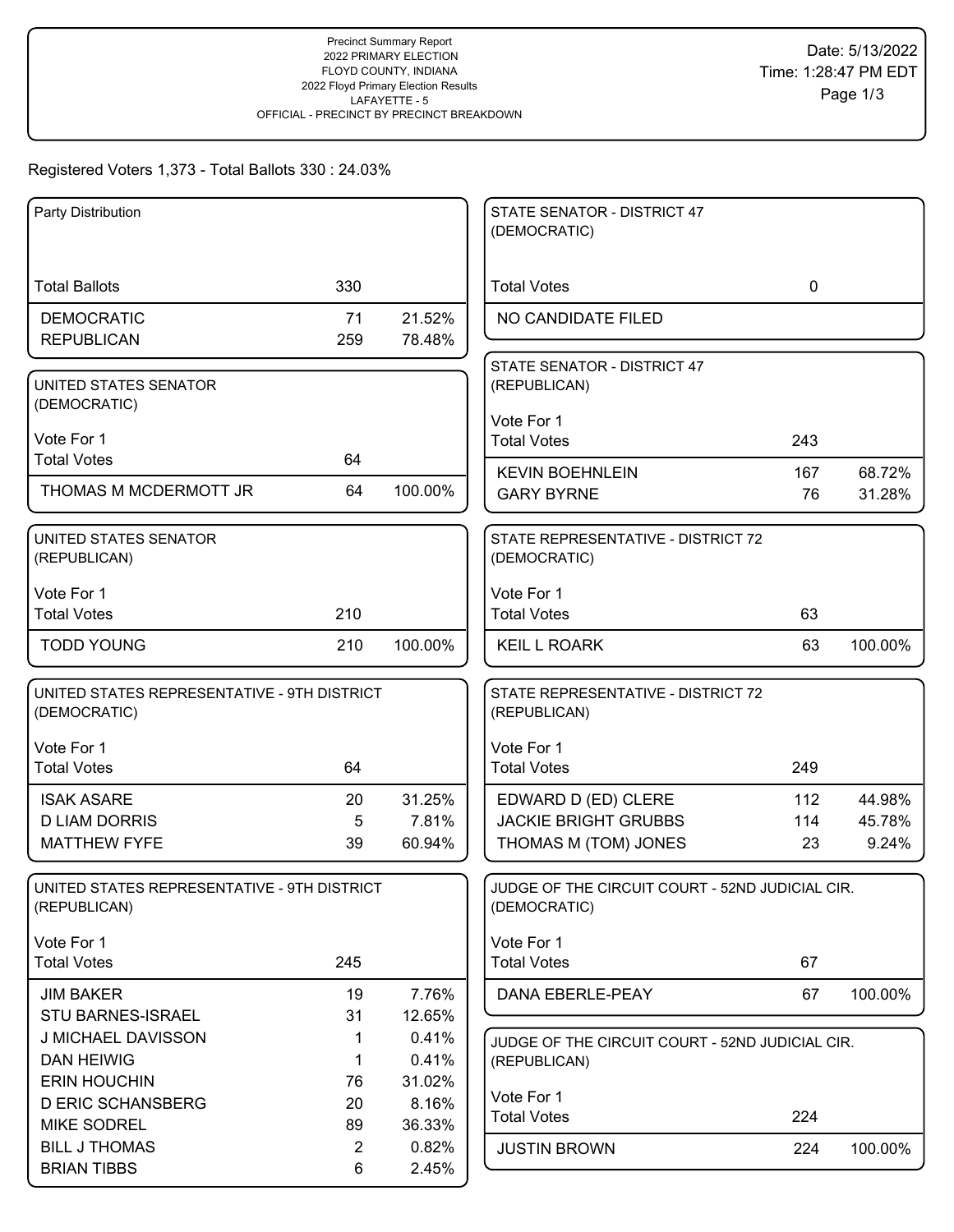Precinct Summary Report
2022 PRIMARY ELECTION
FLOYD COUNTY, INDIANA
2022 Floyd Primary Election Results
LAFAYETTE - 5
OFFICIAL - PRECINCT BY PRECINCT BREAKDOWN

Date: 5/13/2022
Time: 1:28:47 PM EDT

Registered Voters 1,373 - Total Ballots 330 : 24.03%

**Party Distribution**

| | | |
|---|---|---|
| Total Ballots | 330 | |
| DEMOCRATIC | 71 | 21.52% |
| REPUBLICAN | 259 | 78.48% |

**UNITED STATES SENATOR (DEMOCRATIC)**

Vote For 1

| | | |
|---|---|---|
| Total Votes | 64 | |
| THOMAS M MCDERMOTT JR | 64 | 100.00% |

**UNITED STATES SENATOR (REPUBLICAN)**

Vote For 1

| | | |
|---|---|---|
| Total Votes | 210 | |
| TODD YOUNG | 210 | 100.00% |

**UNITED STATES REPRESENTATIVE - 9TH DISTRICT (DEMOCRATIC)**

Vote For 1

| | | |
|---|---|---|
| Total Votes | 64 | |
| ISAK ASARE | 20 | 31.25% |
| D LIAM DORRIS | 5 | 7.81% |
| MATTHEW FYFE | 39 | 60.94% |

**UNITED STATES REPRESENTATIVE - 9TH DISTRICT (REPUBLICAN)**

Vote For 1

| | | |
|---|---|---|
| Total Votes | 245 | |
| JIM BAKER | 19 | 7.76% |
| STU BARNES-ISRAEL | 31 | 12.65% |
| J MICHAEL DAVISSON | 1 | 0.41% |
| DAN HEIWIG | 1 | 0.41% |
| ERIN HOUCHIN | 76 | 31.02% |
| D ERIC SCHANSBERG | 20 | 8.16% |
| MIKE SODREL | 89 | 36.33% |
| BILL J THOMAS | 2 | 0.82% |
| BRIAN TIBBS | 6 | 2.45% |

**STATE SENATOR - DISTRICT 47 (DEMOCRATIC)**

| | | |
|---|---|---|
| Total Votes | 0 | |
| NO CANDIDATE FILED | | |

**STATE SENATOR - DISTRICT 47 (REPUBLICAN)**

Vote For 1

| | | |
|---|---|---|
| Total Votes | 243 | |
| KEVIN BOEHNLEIN | 167 | 68.72% |
| GARY BYRNE | 76 | 31.28% |

**STATE REPRESENTATIVE - DISTRICT 72 (DEMOCRATIC)**

Vote For 1

| | | |
|---|---|---|
| Total Votes | 63 | |
| KEIL L ROARK | 63 | 100.00% |

**STATE REPRESENTATIVE - DISTRICT 72 (REPUBLICAN)**

Vote For 1

| | | |
|---|---|---|
| Total Votes | 249 | |
| EDWARD D (ED) CLERE | 112 | 44.98% |
| JACKIE BRIGHT GRUBBS | 114 | 45.78% |
| THOMAS M (TOM) JONES | 23 | 9.24% |

**JUDGE OF THE CIRCUIT COURT - 52ND JUDICIAL CIR. (DEMOCRATIC)**

Vote For 1

| | | |
|---|---|---|
| Total Votes | 67 | |
| DANA EBERLE-PEAY | 67 | 100.00% |

**JUDGE OF THE CIRCUIT COURT - 52ND JUDICIAL CIR. (REPUBLICAN)**

Vote For 1

| | | |
|---|---|---|
| Total Votes | 224 | |
| JUSTIN BROWN | 224 | 100.00% |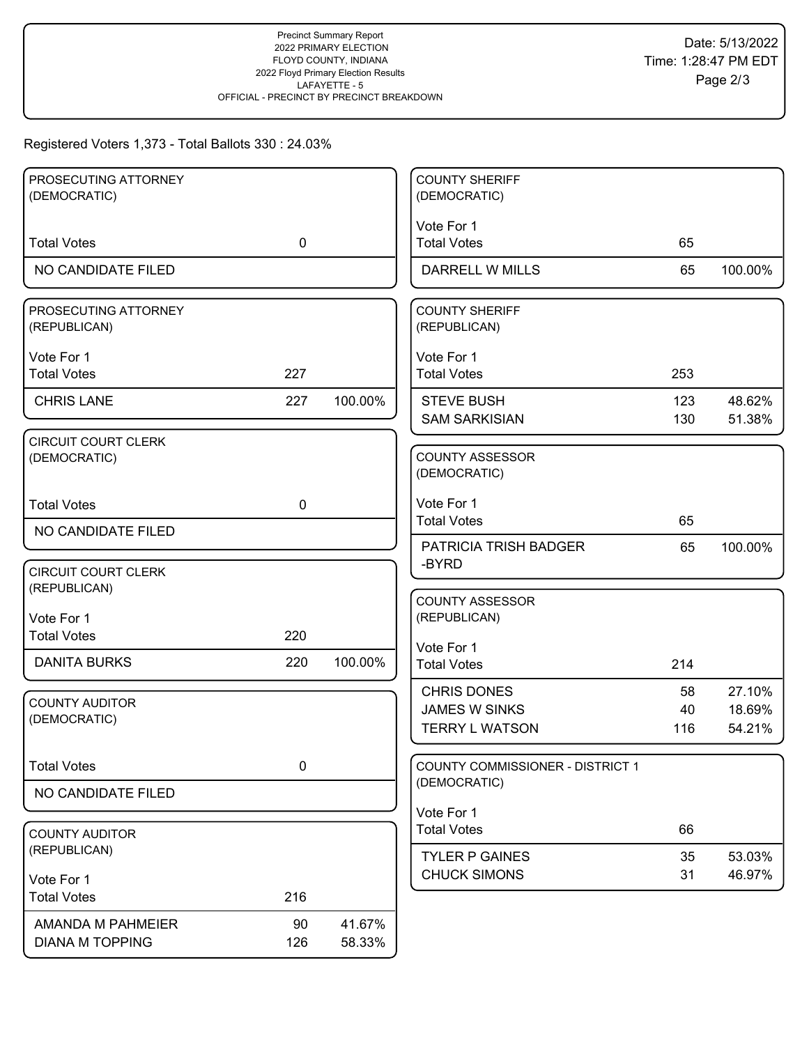Precinct Summary Report
2022 PRIMARY ELECTION
FLOYD COUNTY, INDIANA
2022 Floyd Primary Election Results
LAFAYETTE - 5
OFFICIAL - PRECINCT BY PRECINCT BREAKDOWN

Date: 5/13/2022
Time: 1:28:47 PM EDT

Registered Voters 1,373 - Total Ballots 330 : 24.03%

## PROSECUTING ATTORNEY (DEMOCRATIC)

| | | |
|---|---|---|
| Total Votes | 0 | |
| NO CANDIDATE FILED | | |

## PROSECUTING ATTORNEY (REPUBLICAN)

Vote For 1

| | | |
|---|---|---|
| Total Votes | 227 | |
| CHRIS LANE | 227 | 100.00% |

## CIRCUIT COURT CLERK (DEMOCRATIC)

| | | |
|---|---|---|
| Total Votes | 0 | |
| NO CANDIDATE FILED | | |

## CIRCUIT COURT CLERK (REPUBLICAN)

Vote For 1

| | | |
|---|---|---|
| Total Votes | 220 | |
| DANITA BURKS | 220 | 100.00% |

## COUNTY AUDITOR (DEMOCRATIC)

| | | |
|---|---|---|
| Total Votes | 0 | |
| NO CANDIDATE FILED | | |

## COUNTY AUDITOR (REPUBLICAN)

Vote For 1

| | | |
|---|---|---|
| Total Votes | 216 | |
| AMANDA M PAHMEIER | 90 | 41.67% |
| DIANA M TOPPING | 126 | 58.33% |

## COUNTY SHERIFF (DEMOCRATIC)

Vote For 1

| | | |
|---|---|---|
| Total Votes | 65 | |
| DARRELL W MILLS | 65 | 100.00% |

## COUNTY SHERIFF (REPUBLICAN)

Vote For 1

| | | |
|---|---|---|
| Total Votes | 253 | |
| STEVE BUSH | 123 | 48.62% |
| SAM SARKISIAN | 130 | 51.38% |

## COUNTY ASSESSOR (DEMOCRATIC)

Vote For 1

| | | |
|---|---|---|
| Total Votes | 65 | |
| PATRICIA TRISH BADGER -BYRD | 65 | 100.00% |

## COUNTY ASSESSOR (REPUBLICAN)

Vote For 1

| | | |
|---|---|---|
| Total Votes | 214 | |
| CHRIS DONES | 58 | 27.10% |
| JAMES W SINKS | 40 | 18.69% |
| TERRY L WATSON | 116 | 54.21% |

## COUNTY COMMISSIONER - DISTRICT 1 (DEMOCRATIC)

Vote For 1

| | | |
|---|---|---|
| Total Votes | 66 | |
| TYLER P GAINES | 35 | 53.03% |
| CHUCK SIMONS | 31 | 46.97% |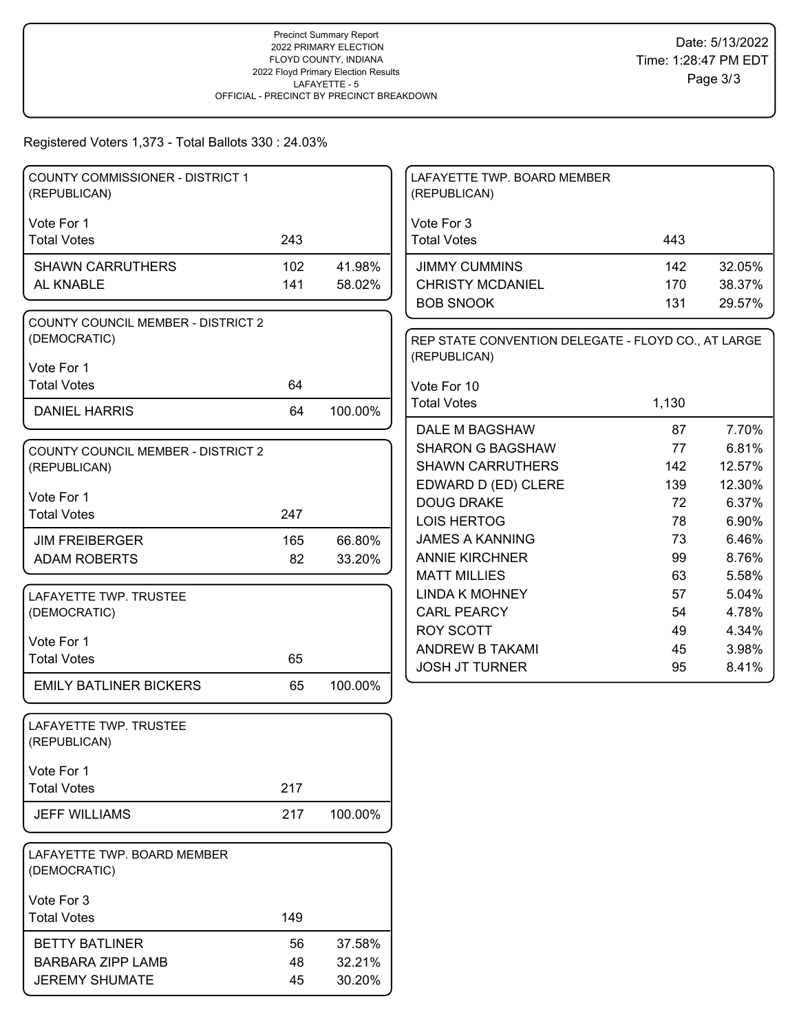Precinct Summary Report
2022 PRIMARY ELECTION
FLOYD COUNTY, INDIANA
2022 Floyd Primary Election Results
LAFAYETTE - 5
OFFICIAL - PRECINCT BY PRECINCT BREAKDOWN

Date: 5/13/2022
Time: 1:28:47 PM EDT

Registered Voters 1,373 - Total Ballots 330 : 24.03%

### COUNTY COMMISSIONER - DISTRICT 1 (REPUBLICAN)

Vote For 1

| Total Votes | 243 | |
|---|---|---|
| SHAWN CARRUTHERS | 102 | 41.98% |
| AL KNABLE | 141 | 58.02% |

### COUNTY COUNCIL MEMBER - DISTRICT 2 (DEMOCRATIC)

Vote For 1

| Total Votes | 64 | |
|---|---|---|
| DANIEL HARRIS | 64 | 100.00% |

### COUNTY COUNCIL MEMBER - DISTRICT 2 (REPUBLICAN)

Vote For 1

| Total Votes | 247 | |
|---|---|---|
| JIM FREIBERGER | 165 | 66.80% |
| ADAM ROBERTS | 82 | 33.20% |

### LAFAYETTE TWP. TRUSTEE (DEMOCRATIC)

Vote For 1

| Total Votes | 65 | |
|---|---|---|
| EMILY BATLINER BICKERS | 65 | 100.00% |

### LAFAYETTE TWP. TRUSTEE (REPUBLICAN)

Vote For 1

| Total Votes | 217 | |
|---|---|---|
| JEFF WILLIAMS | 217 | 100.00% |

### LAFAYETTE TWP. BOARD MEMBER (DEMOCRATIC)

Vote For 3

| Total Votes | 149 | |
|---|---|---|
| BETTY BATLINER | 56 | 37.58% |
| BARBARA ZIPP LAMB | 48 | 32.21% |
| JEREMY SHUMATE | 45 | 30.20% |

### LAFAYETTE TWP. BOARD MEMBER (REPUBLICAN)

Vote For 3

| Total Votes | 443 | |
|---|---|---|
| JIMMY CUMMINS | 142 | 32.05% |
| CHRISTY MCDANIEL | 170 | 38.37% |
| BOB SNOOK | 131 | 29.57% |

### REP STATE CONVENTION DELEGATE - FLOYD CO., AT LARGE (REPUBLICAN)

Vote For 10

| Total Votes | 1,130 | |
|---|---|---|
| DALE M BAGSHAW | 87 | 7.70% |
| SHARON G BAGSHAW | 77 | 6.81% |
| SHAWN CARRUTHERS | 142 | 12.57% |
| EDWARD D (ED) CLERE | 139 | 12.30% |
| DOUG DRAKE | 72 | 6.37% |
| LOIS HERTOG | 78 | 6.90% |
| JAMES A KANNING | 73 | 6.46% |
| ANNIE KIRCHNER | 99 | 8.76% |
| MATT MILLIES | 63 | 5.58% |
| LINDA K MOHNEY | 57 | 5.04% |
| CARL PEARCY | 54 | 4.78% |
| ROY SCOTT | 49 | 4.34% |
| ANDREW B TAKAMI | 45 | 3.98% |
| JOSH JT TURNER | 95 | 8.41% |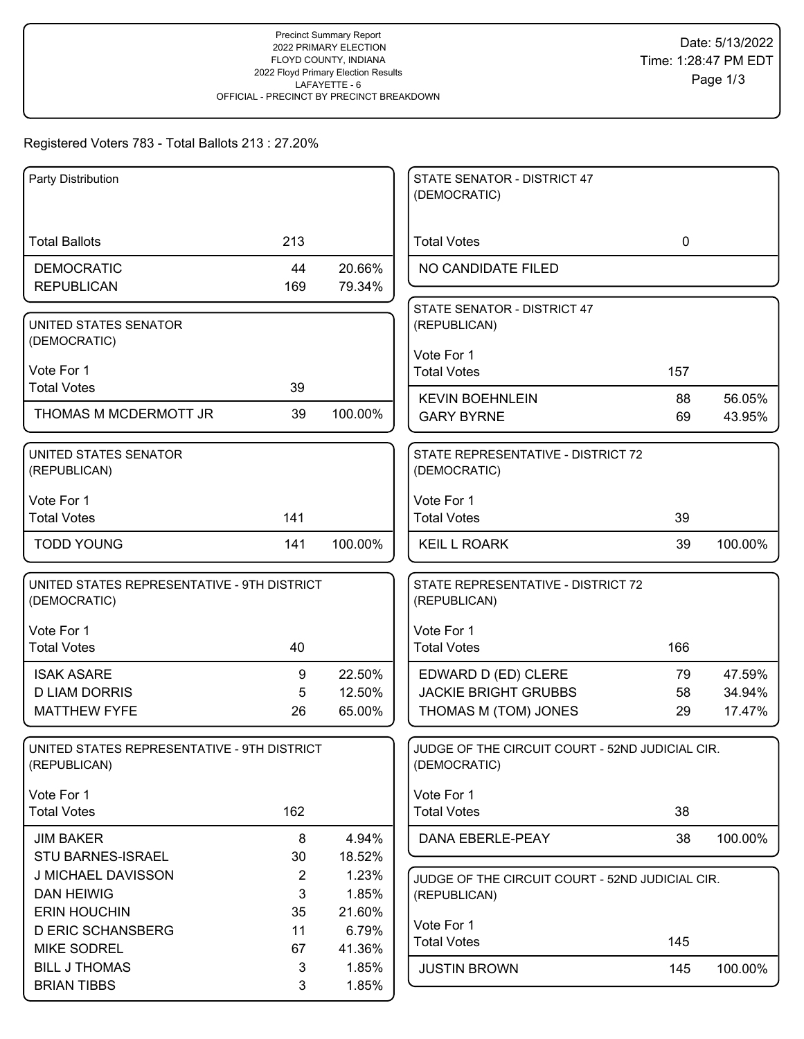Precinct Summary Report
2022 PRIMARY ELECTION
FLOYD COUNTY, INDIANA
2022 Floyd Primary Election Results
LAFAYETTE - 6
OFFICIAL - PRECINCT BY PRECINCT BREAKDOWN

Date: 5/13/2022
Time: 1:28:47 PM EDT

Registered Voters 783 - Total Ballots 213 : 27.20%

### Party Distribution

| | | |
|---|---|---|
| Total Ballots | 213 | |
| DEMOCRATIC | 44 | 20.66% |
| REPUBLICAN | 169 | 79.34% |

### UNITED STATES SENATOR (DEMOCRATIC)

Vote For 1

| | | |
|---|---|---|
| Total Votes | 39 | |
| THOMAS M MCDERMOTT JR | 39 | 100.00% |

### UNITED STATES SENATOR (REPUBLICAN)

Vote For 1

| | | |
|---|---|---|
| Total Votes | 141 | |
| TODD YOUNG | 141 | 100.00% |

### UNITED STATES REPRESENTATIVE - 9TH DISTRICT (DEMOCRATIC)

Vote For 1

| | | |
|---|---|---|
| Total Votes | 40 | |
| ISAK ASARE | 9 | 22.50% |
| D LIAM DORRIS | 5 | 12.50% |
| MATTHEW FYFE | 26 | 65.00% |

### UNITED STATES REPRESENTATIVE - 9TH DISTRICT (REPUBLICAN)

Vote For 1

| | | |
|---|---|---|
| Total Votes | 162 | |
| JIM BAKER | 8 | 4.94% |
| STU BARNES-ISRAEL | 30 | 18.52% |
| J MICHAEL DAVISSON | 2 | 1.23% |
| DAN HEIWIG | 3 | 1.85% |
| ERIN HOUCHIN | 35 | 21.60% |
| D ERIC SCHANSBERG | 11 | 6.79% |
| MIKE SODREL | 67 | 41.36% |
| BILL J THOMAS | 3 | 1.85% |
| BRIAN TIBBS | 3 | 1.85% |

### STATE SENATOR - DISTRICT 47 (DEMOCRATIC)

| | | |
|---|---|---|
| Total Votes | 0 | |
| NO CANDIDATE FILED | | |

### STATE SENATOR - DISTRICT 47 (REPUBLICAN)

Vote For 1

| | | |
|---|---|---|
| Total Votes | 157 | |
| KEVIN BOEHNLEIN | 88 | 56.05% |
| GARY BYRNE | 69 | 43.95% |

### STATE REPRESENTATIVE - DISTRICT 72 (DEMOCRATIC)

Vote For 1

| | | |
|---|---|---|
| Total Votes | 39 | |
| KEIL L ROARK | 39 | 100.00% |

### STATE REPRESENTATIVE - DISTRICT 72 (REPUBLICAN)

Vote For 1

| | | |
|---|---|---|
| Total Votes | 166 | |
| EDWARD D (ED) CLERE | 79 | 47.59% |
| JACKIE BRIGHT GRUBBS | 58 | 34.94% |
| THOMAS M (TOM) JONES | 29 | 17.47% |

### JUDGE OF THE CIRCUIT COURT - 52ND JUDICIAL CIR. (DEMOCRATIC)

Vote For 1

| | | |
|---|---|---|
| Total Votes | 38 | |
| DANA EBERLE-PEAY | 38 | 100.00% |

### JUDGE OF THE CIRCUIT COURT - 52ND JUDICIAL CIR. (REPUBLICAN)

Vote For 1

| | | |
|---|---|---|
| Total Votes | 145 | |
| JUSTIN BROWN | 145 | 100.00% |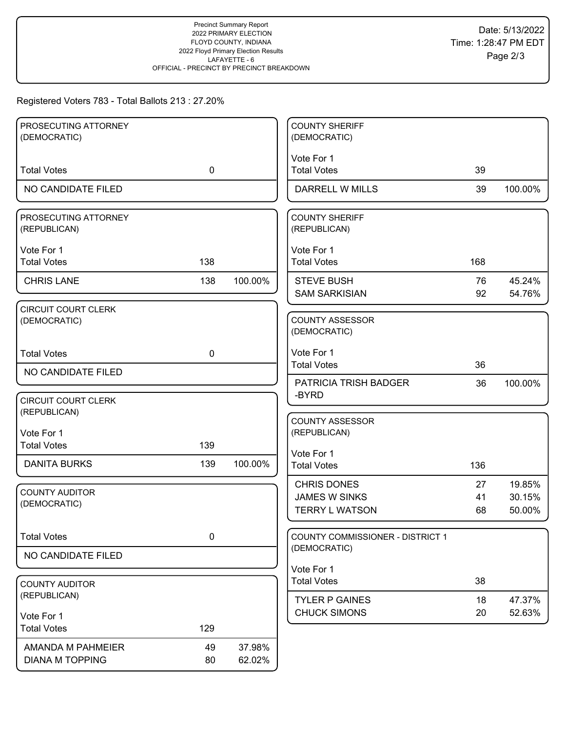Precinct Summary Report
2022 PRIMARY ELECTION
FLOYD COUNTY, INDIANA
2022 Floyd Primary Election Results
LAFAYETTE - 6
OFFICIAL - PRECINCT BY PRECINCT BREAKDOWN

Date: 5/13/2022
Time: 1:28:47 PM EDT

Registered Voters 783 - Total Ballots 213 : 27.20%

### PROSECUTING ATTORNEY (DEMOCRATIC)

| | | |
|---|---|---|
| Total Votes | 0 | |
| NO CANDIDATE FILED | | |

### PROSECUTING ATTORNEY (REPUBLICAN)

Vote For 1

| | | |
|---|---|---|
| Total Votes | 138 | |
| CHRIS LANE | 138 | 100.00% |

### CIRCUIT COURT CLERK (DEMOCRATIC)

| | | |
|---|---|---|
| Total Votes | 0 | |
| NO CANDIDATE FILED | | |

### CIRCUIT COURT CLERK (REPUBLICAN)

Vote For 1

| | | |
|---|---|---|
| Total Votes | 139 | |
| DANITA BURKS | 139 | 100.00% |

### COUNTY AUDITOR (DEMOCRATIC)

| | | |
|---|---|---|
| Total Votes | 0 | |
| NO CANDIDATE FILED | | |

### COUNTY AUDITOR (REPUBLICAN)

Vote For 1

| | | |
|---|---|---|
| Total Votes | 129 | |
| AMANDA M PAHMEIER | 49 | 37.98% |
| DIANA M TOPPING | 80 | 62.02% |

### COUNTY SHERIFF (DEMOCRATIC)

Vote For 1

| | | |
|---|---|---|
| Total Votes | 39 | |
| DARRELL W MILLS | 39 | 100.00% |

### COUNTY SHERIFF (REPUBLICAN)

Vote For 1

| | | |
|---|---|---|
| Total Votes | 168 | |
| STEVE BUSH | 76 | 45.24% |
| SAM SARKISIAN | 92 | 54.76% |

### COUNTY ASSESSOR (DEMOCRATIC)

Vote For 1

| | | |
|---|---|---|
| Total Votes | 36 | |
| PATRICIA TRISH BADGER -BYRD | 36 | 100.00% |

### COUNTY ASSESSOR (REPUBLICAN)

Vote For 1

| | | |
|---|---|---|
| Total Votes | 136 | |
| CHRIS DONES | 27 | 19.85% |
| JAMES W SINKS | 41 | 30.15% |
| TERRY L WATSON | 68 | 50.00% |

### COUNTY COMMISSIONER - DISTRICT 1 (DEMOCRATIC)

Vote For 1

| | | |
|---|---|---|
| Total Votes | 38 | |
| TYLER P GAINES | 18 | 47.37% |
| CHUCK SIMONS | 20 | 52.63% |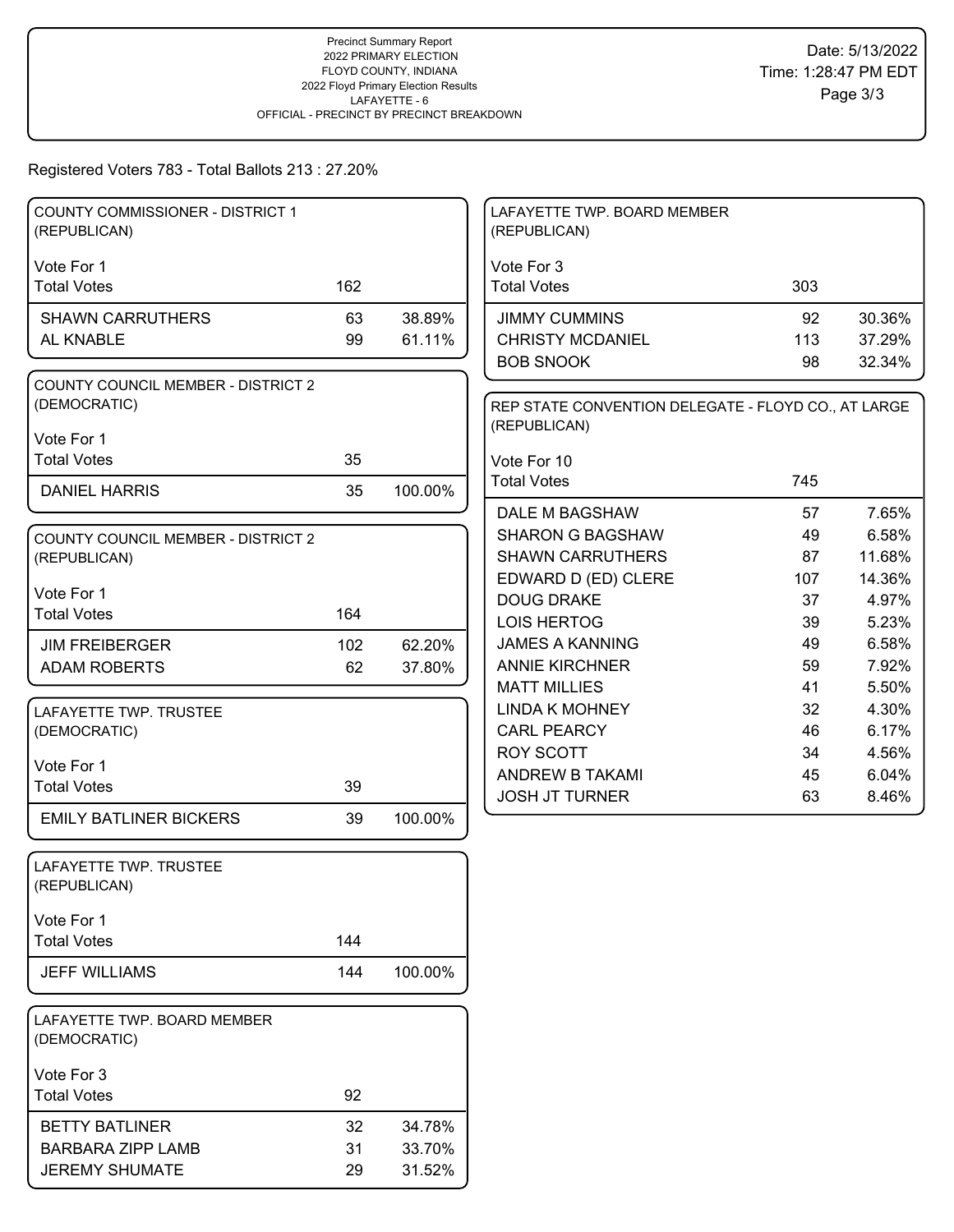Precinct Summary Report
2022 PRIMARY ELECTION
FLOYD COUNTY, INDIANA
2022 Floyd Primary Election Results
LAFAYETTE - 6
OFFICIAL - PRECINCT BY PRECINCT BREAKDOWN

Date: 5/13/2022
Time: 1:28:47 PM EDT

Registered Voters 783 - Total Ballots 213 : 27.20%

## COUNTY COMMISSIONER - DISTRICT 1 (REPUBLICAN)

Vote For 1

| Total Votes | 162 | |
|---|---|---|
| SHAWN CARRUTHERS | 63 | 38.89% |
| AL KNABLE | 99 | 61.11% |

## COUNTY COUNCIL MEMBER - DISTRICT 2 (DEMOCRATIC)

Vote For 1

| Total Votes | 35 | |
|---|---|---|
| DANIEL HARRIS | 35 | 100.00% |

## COUNTY COUNCIL MEMBER - DISTRICT 2 (REPUBLICAN)

Vote For 1

| Total Votes | 164 | |
|---|---|---|
| JIM FREIBERGER | 102 | 62.20% |
| ADAM ROBERTS | 62 | 37.80% |

## LAFAYETTE TWP. TRUSTEE (DEMOCRATIC)

Vote For 1

| Total Votes | 39 | |
|---|---|---|
| EMILY BATLINER BICKERS | 39 | 100.00% |

## LAFAYETTE TWP. TRUSTEE (REPUBLICAN)

Vote For 1

| Total Votes | 144 | |
|---|---|---|
| JEFF WILLIAMS | 144 | 100.00% |

## LAFAYETTE TWP. BOARD MEMBER (DEMOCRATIC)

Vote For 3

| Total Votes | 92 | |
|---|---|---|
| BETTY BATLINER | 32 | 34.78% |
| BARBARA ZIPP LAMB | 31 | 33.70% |
| JEREMY SHUMATE | 29 | 31.52% |

## LAFAYETTE TWP. BOARD MEMBER (REPUBLICAN)

Vote For 3

| Total Votes | 303 | |
|---|---|---|
| JIMMY CUMMINS | 92 | 30.36% |
| CHRISTY MCDANIEL | 113 | 37.29% |
| BOB SNOOK | 98 | 32.34% |

## REP STATE CONVENTION DELEGATE - FLOYD CO., AT LARGE (REPUBLICAN)

Vote For 10

| Total Votes | 745 | |
|---|---|---|
| DALE M BAGSHAW | 57 | 7.65% |
| SHARON G BAGSHAW | 49 | 6.58% |
| SHAWN CARRUTHERS | 87 | 11.68% |
| EDWARD D (ED) CLERE | 107 | 14.36% |
| DOUG DRAKE | 37 | 4.97% |
| LOIS HERTOG | 39 | 5.23% |
| JAMES A KANNING | 49 | 6.58% |
| ANNIE KIRCHNER | 59 | 7.92% |
| MATT MILLIES | 41 | 5.50% |
| LINDA K MOHNEY | 32 | 4.30% |
| CARL PEARCY | 46 | 6.17% |
| ROY SCOTT | 34 | 4.56% |
| ANDREW B TAKAMI | 45 | 6.04% |
| JOSH JT TURNER | 63 | 8.46% |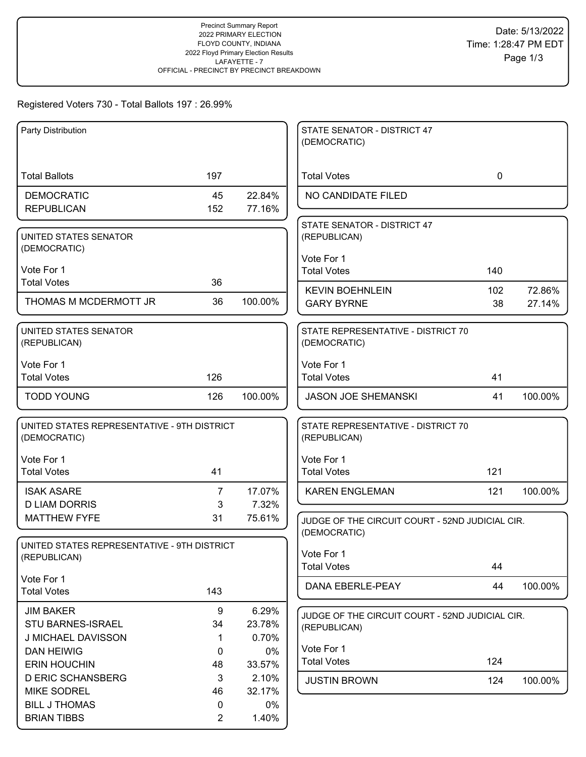Precinct Summary Report
2022 PRIMARY ELECTION
FLOYD COUNTY, INDIANA
2022 Floyd Primary Election Results
LAFAYETTE - 7
OFFICIAL - PRECINCT BY PRECINCT BREAKDOWN

Date: 5/13/2022
Time: 1:28:47 PM EDT

Registered Voters 730 - Total Ballots 197 : 26.99%

| Party Distribution | | |
|---|---|---|
| Total Ballots | 197 | |
| DEMOCRATIC | 45 | 22.84% |
| REPUBLICAN | 152 | 77.16% |

| UNITED STATES SENATOR (DEMOCRATIC) Vote For 1 | | |
|---|---|---|
| Total Votes | 36 | |
| THOMAS M MCDERMOTT JR | 36 | 100.00% |

| UNITED STATES SENATOR (REPUBLICAN) Vote For 1 | | |
|---|---|---|
| Total Votes | 126 | |
| TODD YOUNG | 126 | 100.00% |

| UNITED STATES REPRESENTATIVE - 9TH DISTRICT (DEMOCRATIC) Vote For 1 | | |
|---|---|---|
| Total Votes | 41 | |
| ISAK ASARE | 7 | 17.07% |
| D LIAM DORRIS | 3 | 7.32% |
| MATTHEW FYFE | 31 | 75.61% |

| UNITED STATES REPRESENTATIVE - 9TH DISTRICT (REPUBLICAN) Vote For 1 | | |
|---|---|---|
| Total Votes | 143 | |
| JIM BAKER | 9 | 6.29% |
| STU BARNES-ISRAEL | 34 | 23.78% |
| J MICHAEL DAVISSON | 1 | 0.70% |
| DAN HEIWIG | 0 | 0% |
| ERIN HOUCHIN | 48 | 33.57% |
| D ERIC SCHANSBERG | 3 | 2.10% |
| MIKE SODREL | 46 | 32.17% |
| BILL J THOMAS | 0 | 0% |
| BRIAN TIBBS | 2 | 1.40% |

| STATE SENATOR - DISTRICT 47 (DEMOCRATIC) | | |
|---|---|---|
| Total Votes | 0 | |
| NO CANDIDATE FILED | | |

| STATE SENATOR - DISTRICT 47 (REPUBLICAN) Vote For 1 | | |
|---|---|---|
| Total Votes | 140 | |
| KEVIN BOEHNLEIN | 102 | 72.86% |
| GARY BYRNE | 38 | 27.14% |

| STATE REPRESENTATIVE - DISTRICT 70 (DEMOCRATIC) Vote For 1 | | |
|---|---|---|
| Total Votes | 41 | |
| JASON JOE SHEMANSKI | 41 | 100.00% |

| STATE REPRESENTATIVE - DISTRICT 70 (REPUBLICAN) Vote For 1 | | |
|---|---|---|
| Total Votes | 121 | |
| KAREN ENGLEMAN | 121 | 100.00% |

| JUDGE OF THE CIRCUIT COURT - 52ND JUDICIAL CIR. (DEMOCRATIC) Vote For 1 | | |
|---|---|---|
| Total Votes | 44 | |
| DANA EBERLE-PEAY | 44 | 100.00% |

| JUDGE OF THE CIRCUIT COURT - 52ND JUDICIAL CIR. (REPUBLICAN) Vote For 1 | | |
|---|---|---|
| Total Votes | 124 | |
| JUSTIN BROWN | 124 | 100.00% |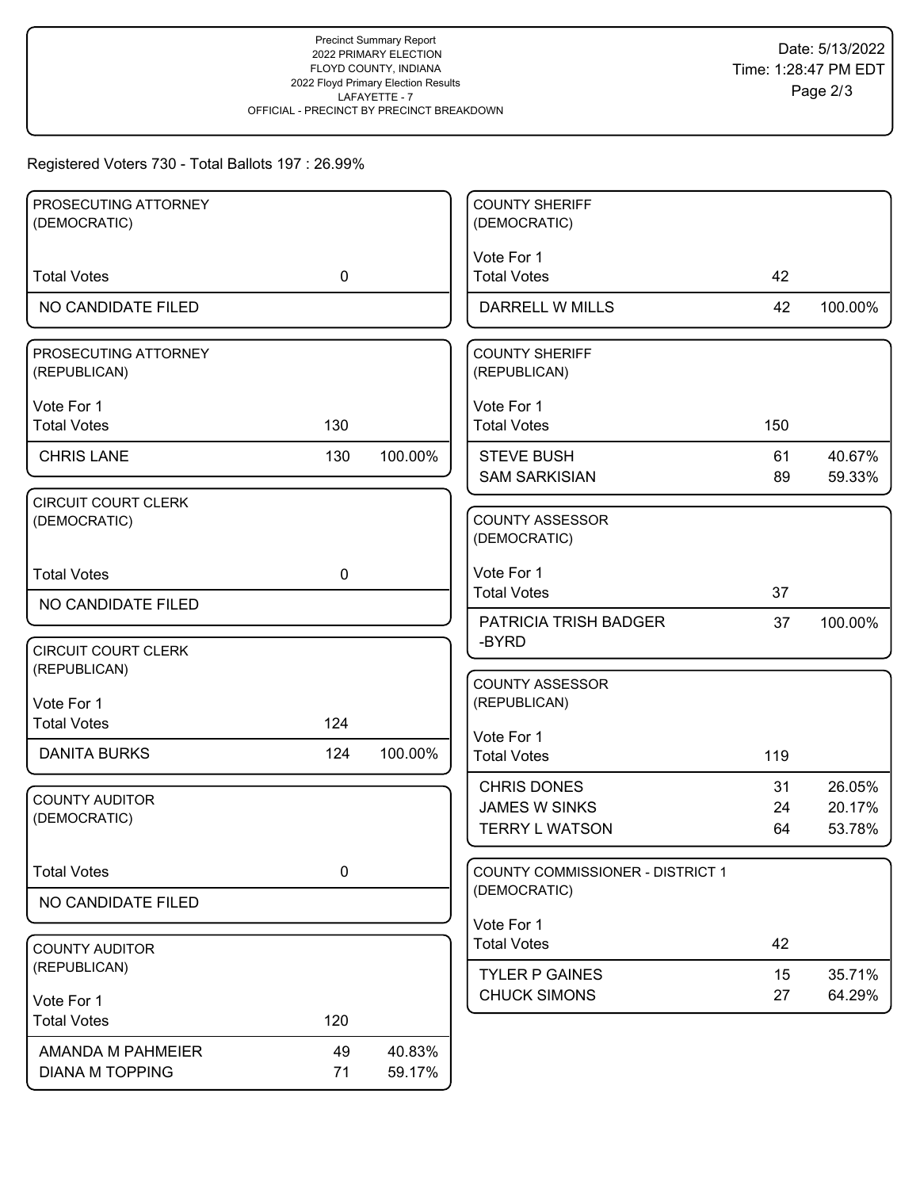Precinct Summary Report
2022 PRIMARY ELECTION
FLOYD COUNTY, INDIANA
2022 Floyd Primary Election Results
LAFAYETTE - 7
OFFICIAL - PRECINCT BY PRECINCT BREAKDOWN

Date: 5/13/2022
Time: 1:28:47 PM EDT

Registered Voters 730 - Total Ballots 197 : 26.99%

### PROSECUTING ATTORNEY (DEMOCRATIC)

| | | |
|---|---|---|
| Total Votes | 0 | |
| NO CANDIDATE FILED | | |

### PROSECUTING ATTORNEY (REPUBLICAN)

Vote For 1

| | | |
|---|---|---|
| Total Votes | 130 | |
| CHRIS LANE | 130 | 100.00% |

### CIRCUIT COURT CLERK (DEMOCRATIC)

| | | |
|---|---|---|
| Total Votes | 0 | |
| NO CANDIDATE FILED | | |

### CIRCUIT COURT CLERK (REPUBLICAN)

Vote For 1

| | | |
|---|---|---|
| Total Votes | 124 | |
| DANITA BURKS | 124 | 100.00% |

### COUNTY AUDITOR (DEMOCRATIC)

| | | |
|---|---|---|
| Total Votes | 0 | |
| NO CANDIDATE FILED | | |

### COUNTY AUDITOR (REPUBLICAN)

Vote For 1

| | | |
|---|---|---|
| Total Votes | 120 | |
| AMANDA M PAHMEIER | 49 | 40.83% |
| DIANA M TOPPING | 71 | 59.17% |

### COUNTY SHERIFF (DEMOCRATIC)

Vote For 1

| | | |
|---|---|---|
| Total Votes | 42 | |
| DARRELL W MILLS | 42 | 100.00% |

### COUNTY SHERIFF (REPUBLICAN)

Vote For 1

| | | |
|---|---|---|
| Total Votes | 150 | |
| STEVE BUSH | 61 | 40.67% |
| SAM SARKISIAN | 89 | 59.33% |

### COUNTY ASSESSOR (DEMOCRATIC)

Vote For 1

| | | |
|---|---|---|
| Total Votes | 37 | |
| PATRICIA TRISH BADGER -BYRD | 37 | 100.00% |

### COUNTY ASSESSOR (REPUBLICAN)

Vote For 1

| | | |
|---|---|---|
| Total Votes | 119 | |
| CHRIS DONES | 31 | 26.05% |
| JAMES W SINKS | 24 | 20.17% |
| TERRY L WATSON | 64 | 53.78% |

### COUNTY COMMISSIONER - DISTRICT 1 (DEMOCRATIC)

Vote For 1

| | | |
|---|---|---|
| Total Votes | 42 | |
| TYLER P GAINES | 15 | 35.71% |
| CHUCK SIMONS | 27 | 64.29% |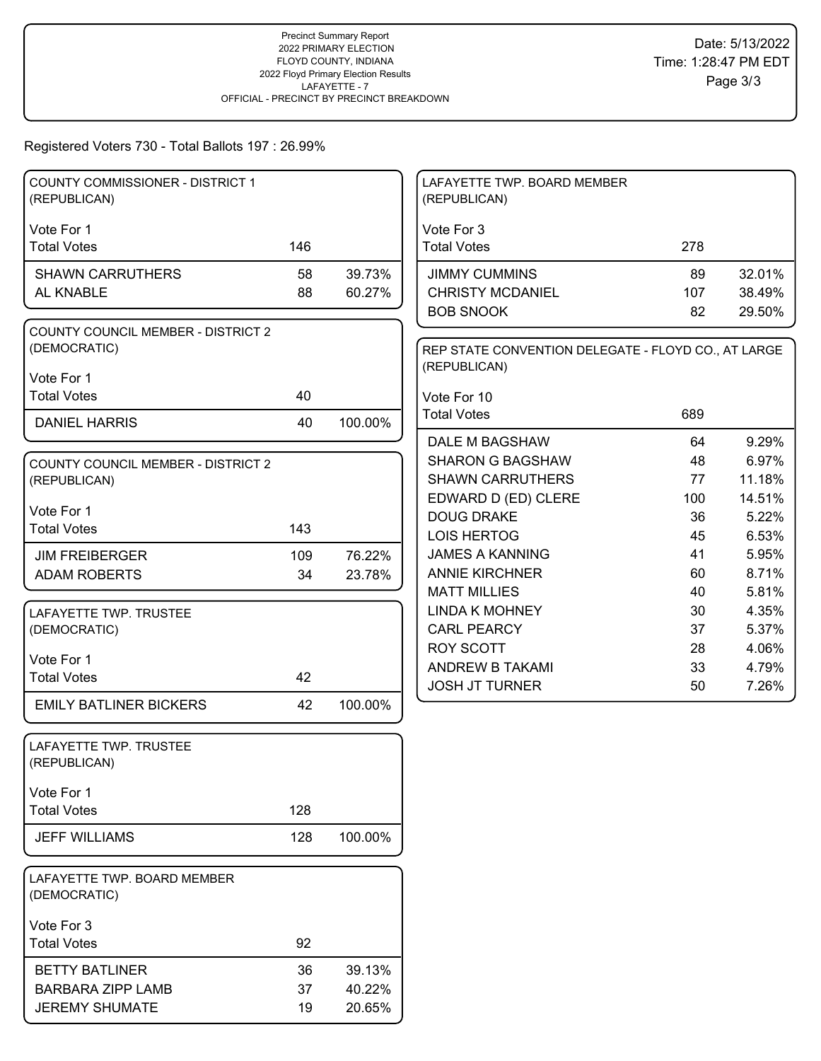Precinct Summary Report
2022 PRIMARY ELECTION
FLOYD COUNTY, INDIANA
2022 Floyd Primary Election Results
LAFAYETTE - 7
OFFICIAL - PRECINCT BY PRECINCT BREAKDOWN

Date: 5/13/2022
Time: 1:28:47 PM EDT

Registered Voters 730 - Total Ballots 197 : 26.99%

### COUNTY COMMISSIONER - DISTRICT 1 (REPUBLICAN)

Vote For 1

| Total Votes | 146 | |
|---|---|---|
| SHAWN CARRUTHERS | 58 | 39.73% |
| AL KNABLE | 88 | 60.27% |

### COUNTY COUNCIL MEMBER - DISTRICT 2 (DEMOCRATIC)

Vote For 1

| Total Votes | 40 | |
|---|---|---|
| DANIEL HARRIS | 40 | 100.00% |

### COUNTY COUNCIL MEMBER - DISTRICT 2 (REPUBLICAN)

Vote For 1

| Total Votes | 143 | |
|---|---|---|
| JIM FREIBERGER | 109 | 76.22% |
| ADAM ROBERTS | 34 | 23.78% |

### LAFAYETTE TWP. TRUSTEE (DEMOCRATIC)

Vote For 1

| Total Votes | 42 | |
|---|---|---|
| EMILY BATLINER BICKERS | 42 | 100.00% |

### LAFAYETTE TWP. TRUSTEE (REPUBLICAN)

Vote For 1

| Total Votes | 128 | |
|---|---|---|
| JEFF WILLIAMS | 128 | 100.00% |

### LAFAYETTE TWP. BOARD MEMBER (DEMOCRATIC)

Vote For 3

| Total Votes | 92 | |
|---|---|---|
| BETTY BATLINER | 36 | 39.13% |
| BARBARA ZIPP LAMB | 37 | 40.22% |
| JEREMY SHUMATE | 19 | 20.65% |

### LAFAYETTE TWP. BOARD MEMBER (REPUBLICAN)

Vote For 3

| Total Votes | 278 | |
|---|---|---|
| JIMMY CUMMINS | 89 | 32.01% |
| CHRISTY MCDANIEL | 107 | 38.49% |
| BOB SNOOK | 82 | 29.50% |

### REP STATE CONVENTION DELEGATE - FLOYD CO., AT LARGE (REPUBLICAN)

Vote For 10

| Total Votes | 689 | |
|---|---|---|
| DALE M BAGSHAW | 64 | 9.29% |
| SHARON G BAGSHAW | 48 | 6.97% |
| SHAWN CARRUTHERS | 77 | 11.18% |
| EDWARD D (ED) CLERE | 100 | 14.51% |
| DOUG DRAKE | 36 | 5.22% |
| LOIS HERTOG | 45 | 6.53% |
| JAMES A KANNING | 41 | 5.95% |
| ANNIE KIRCHNER | 60 | 8.71% |
| MATT MILLIES | 40 | 5.81% |
| LINDA K MOHNEY | 30 | 4.35% |
| CARL PEARCY | 37 | 5.37% |
| ROY SCOTT | 28 | 4.06% |
| ANDREW B TAKAMI | 33 | 4.79% |
| JOSH JT TURNER | 50 | 7.26% |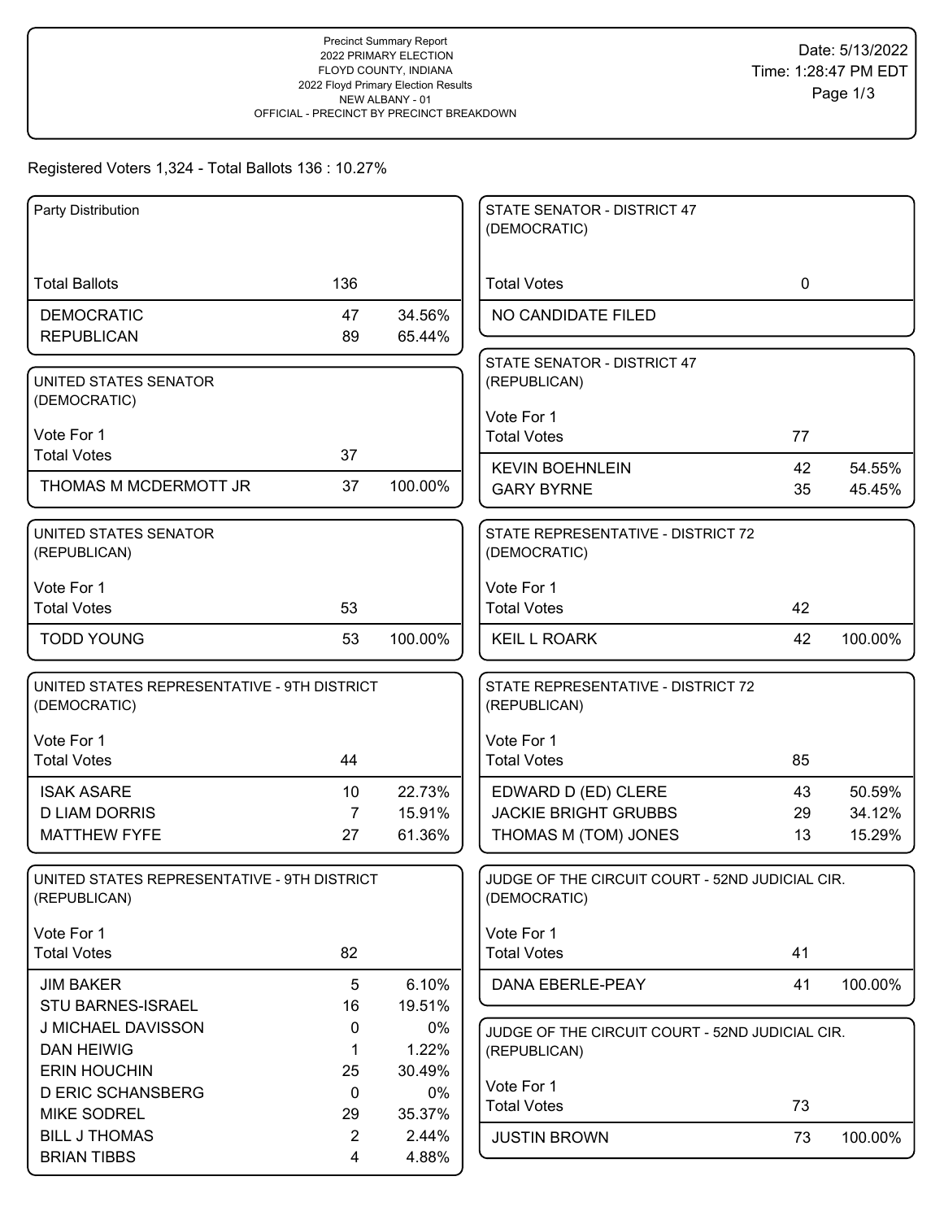Precinct Summary Report
2022 PRIMARY ELECTION
FLOYD COUNTY, INDIANA
2022 Floyd Primary Election Results
NEW ALBANY - 01
OFFICIAL - PRECINCT BY PRECINCT BREAKDOWN

Date: 5/13/2022
Time: 1:28:47 PM EDT

Registered Voters 1,324 - Total Ballots 136 : 10.27%

### Party Distribution

| | | |
|---|---|---|
| Total Ballots | 136 | |
| DEMOCRATIC | 47 | 34.56% |
| REPUBLICAN | 89 | 65.44% |

### UNITED STATES SENATOR (DEMOCRATIC)

Vote For 1

| | | |
|---|---|---|
| Total Votes | 37 | |
| THOMAS M MCDERMOTT JR | 37 | 100.00% |

### UNITED STATES SENATOR (REPUBLICAN)

Vote For 1

| | | |
|---|---|---|
| Total Votes | 53 | |
| TODD YOUNG | 53 | 100.00% |

### UNITED STATES REPRESENTATIVE - 9TH DISTRICT (DEMOCRATIC)

Vote For 1

| | | |
|---|---|---|
| Total Votes | 44 | |
| ISAK ASARE | 10 | 22.73% |
| D LIAM DORRIS | 7 | 15.91% |
| MATTHEW FYFE | 27 | 61.36% |

### UNITED STATES REPRESENTATIVE - 9TH DISTRICT (REPUBLICAN)

Vote For 1

| | | |
|---|---|---|
| Total Votes | 82 | |
| JIM BAKER | 5 | 6.10% |
| STU BARNES-ISRAEL | 16 | 19.51% |
| J MICHAEL DAVISSON | 0 | 0% |
| DAN HEIWIG | 1 | 1.22% |
| ERIN HOUCHIN | 25 | 30.49% |
| D ERIC SCHANSBERG | 0 | 0% |
| MIKE SODREL | 29 | 35.37% |
| BILL J THOMAS | 2 | 2.44% |
| BRIAN TIBBS | 4 | 4.88% |

### STATE SENATOR - DISTRICT 47 (DEMOCRATIC)

| | | |
|---|---|---|
| Total Votes | 0 | |
| NO CANDIDATE FILED | | |

### STATE SENATOR - DISTRICT 47 (REPUBLICAN)

Vote For 1

| | | |
|---|---|---|
| Total Votes | 77 | |
| KEVIN BOEHNLEIN | 42 | 54.55% |
| GARY BYRNE | 35 | 45.45% |

### STATE REPRESENTATIVE - DISTRICT 72 (DEMOCRATIC)

Vote For 1

| | | |
|---|---|---|
| Total Votes | 42 | |
| KEIL L ROARK | 42 | 100.00% |

### STATE REPRESENTATIVE - DISTRICT 72 (REPUBLICAN)

Vote For 1

| | | |
|---|---|---|
| Total Votes | 85 | |
| EDWARD D (ED) CLERE | 43 | 50.59% |
| JACKIE BRIGHT GRUBBS | 29 | 34.12% |
| THOMAS M (TOM) JONES | 13 | 15.29% |

### JUDGE OF THE CIRCUIT COURT - 52ND JUDICIAL CIR. (DEMOCRATIC)

Vote For 1

| | | |
|---|---|---|
| Total Votes | 41 | |
| DANA EBERLE-PEAY | 41 | 100.00% |

### JUDGE OF THE CIRCUIT COURT - 52ND JUDICIAL CIR. (REPUBLICAN)

Vote For 1

| | | |
|---|---|---|
| Total Votes | 73 | |
| JUSTIN BROWN | 73 | 100.00% |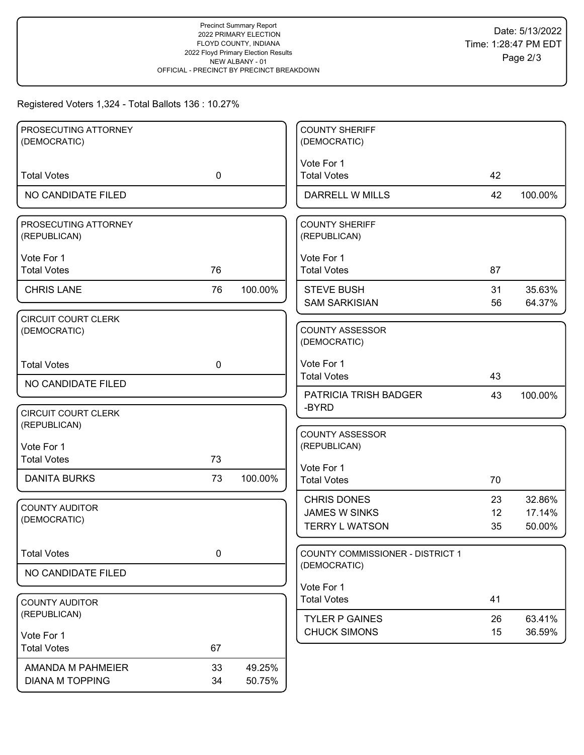Precinct Summary Report
2022 PRIMARY ELECTION
FLOYD COUNTY, INDIANA
2022 Floyd Primary Election Results
NEW ALBANY - 01
OFFICIAL - PRECINCT BY PRECINCT BREAKDOWN

Date: 5/13/2022
Time: 1:28:47 PM EDT

Registered Voters 1,324 - Total Ballots 136 : 10.27%

### PROSECUTING ATTORNEY (DEMOCRATIC)

| | | |
|---|---|---|
| Total Votes | 0 | |
| NO CANDIDATE FILED | | |

### PROSECUTING ATTORNEY (REPUBLICAN)

Vote For 1

| | | |
|---|---|---|
| Total Votes | 76 | |
| CHRIS LANE | 76 | 100.00% |

### CIRCUIT COURT CLERK (DEMOCRATIC)

| | | |
|---|---|---|
| Total Votes | 0 | |
| NO CANDIDATE FILED | | |

### CIRCUIT COURT CLERK (REPUBLICAN)

Vote For 1

| | | |
|---|---|---|
| Total Votes | 73 | |
| DANITA BURKS | 73 | 100.00% |

### COUNTY AUDITOR (DEMOCRATIC)

| | | |
|---|---|---|
| Total Votes | 0 | |
| NO CANDIDATE FILED | | |

### COUNTY AUDITOR (REPUBLICAN)

Vote For 1

| | | |
|---|---|---|
| Total Votes | 67 | |
| AMANDA M PAHMEIER | 33 | 49.25% |
| DIANA M TOPPING | 34 | 50.75% |

### COUNTY SHERIFF (DEMOCRATIC)

Vote For 1

| | | |
|---|---|---|
| Total Votes | 42 | |
| DARRELL W MILLS | 42 | 100.00% |

### COUNTY SHERIFF (REPUBLICAN)

Vote For 1

| | | |
|---|---|---|
| Total Votes | 87 | |
| STEVE BUSH | 31 | 35.63% |
| SAM SARKISIAN | 56 | 64.37% |

### COUNTY ASSESSOR (DEMOCRATIC)

Vote For 1

| | | |
|---|---|---|
| Total Votes | 43 | |
| PATRICIA TRISH BADGER -BYRD | 43 | 100.00% |

### COUNTY ASSESSOR (REPUBLICAN)

Vote For 1

| | | |
|---|---|---|
| Total Votes | 70 | |
| CHRIS DONES | 23 | 32.86% |
| JAMES W SINKS | 12 | 17.14% |
| TERRY L WATSON | 35 | 50.00% |

### COUNTY COMMISSIONER - DISTRICT 1 (DEMOCRATIC)

Vote For 1

| | | |
|---|---|---|
| Total Votes | 41 | |
| TYLER P GAINES | 26 | 63.41% |
| CHUCK SIMONS | 15 | 36.59% |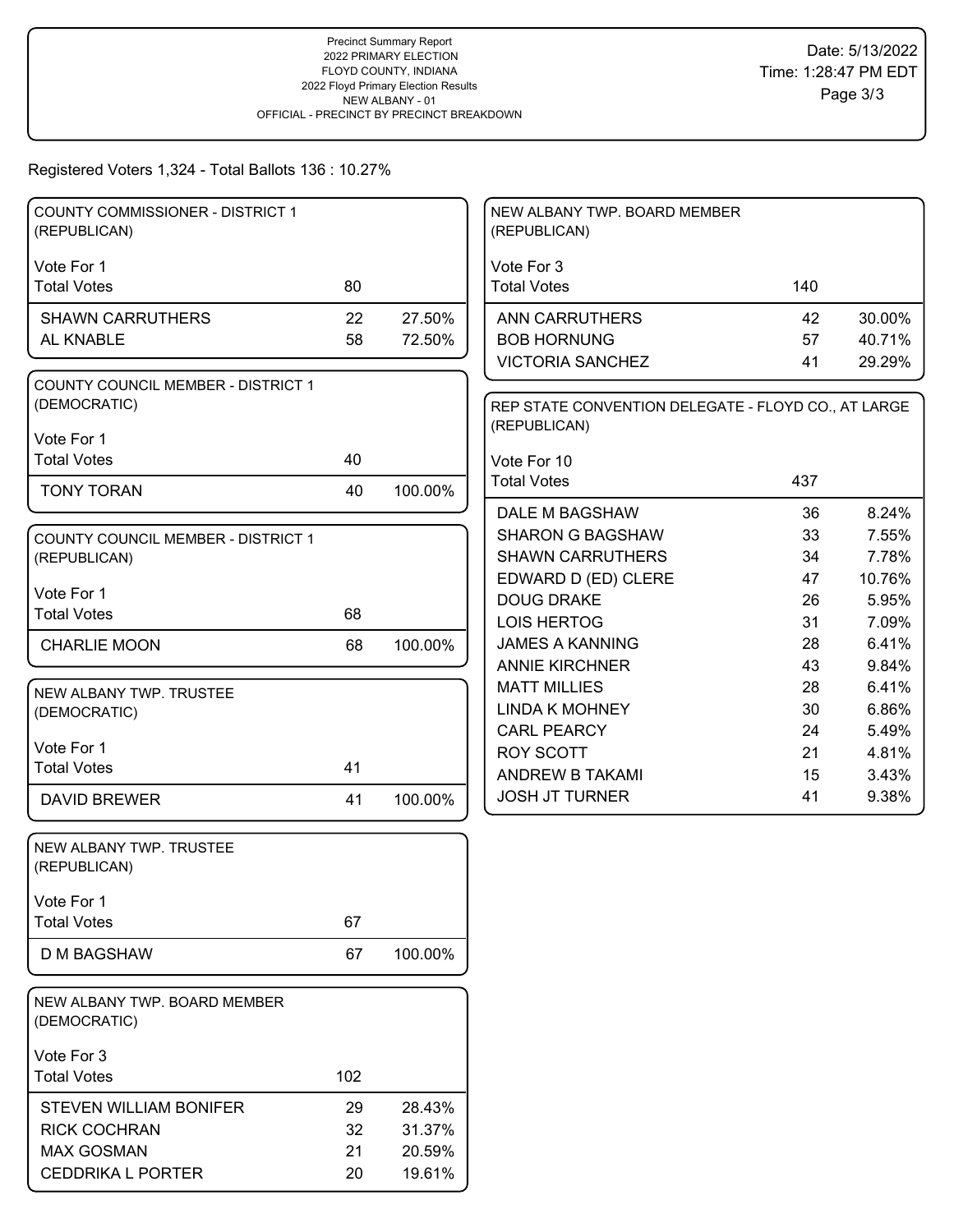Precinct Summary Report
2022 PRIMARY ELECTION
FLOYD COUNTY, INDIANA
2022 Floyd Primary Election Results
NEW ALBANY - 01
OFFICIAL - PRECINCT BY PRECINCT BREAKDOWN

Date: 5/13/2022
Time: 1:28:47 PM EDT

Registered Voters 1,324 - Total Ballots 136 : 10.27%

### COUNTY COMMISSIONER - DISTRICT 1 (REPUBLICAN)

Vote For 1

| Total Votes | 80 | |
|---|---|---|
| SHAWN CARRUTHERS | 22 | 27.50% |
| AL KNABLE | 58 | 72.50% |

### COUNTY COUNCIL MEMBER - DISTRICT 1 (DEMOCRATIC)

Vote For 1

| Total Votes | 40 | |
|---|---|---|
| TONY TORAN | 40 | 100.00% |

### COUNTY COUNCIL MEMBER - DISTRICT 1 (REPUBLICAN)

Vote For 1

| Total Votes | 68 | |
|---|---|---|
| CHARLIE MOON | 68 | 100.00% |

### NEW ALBANY TWP. TRUSTEE (DEMOCRATIC)

Vote For 1

| Total Votes | 41 | |
|---|---|---|
| DAVID BREWER | 41 | 100.00% |

### NEW ALBANY TWP. TRUSTEE (REPUBLICAN)

Vote For 1

| Total Votes | 67 | |
|---|---|---|
| D M BAGSHAW | 67 | 100.00% |

### NEW ALBANY TWP. BOARD MEMBER (DEMOCRATIC)

Vote For 3

| Total Votes | 102 | |
|---|---|---|
| STEVEN WILLIAM BONIFER | 29 | 28.43% |
| RICK COCHRAN | 32 | 31.37% |
| MAX GOSMAN | 21 | 20.59% |
| CEDDRIKA L PORTER | 20 | 19.61% |

### NEW ALBANY TWP. BOARD MEMBER (REPUBLICAN)

Vote For 3

| Total Votes | 140 | |
|---|---|---|
| ANN CARRUTHERS | 42 | 30.00% |
| BOB HORNUNG | 57 | 40.71% |
| VICTORIA SANCHEZ | 41 | 29.29% |

### REP STATE CONVENTION DELEGATE - FLOYD CO., AT LARGE (REPUBLICAN)

Vote For 10

| Total Votes | 437 | |
|---|---|---|
| DALE M BAGSHAW | 36 | 8.24% |
| SHARON G BAGSHAW | 33 | 7.55% |
| SHAWN CARRUTHERS | 34 | 7.78% |
| EDWARD D (ED) CLERE | 47 | 10.76% |
| DOUG DRAKE | 26 | 5.95% |
| LOIS HERTOG | 31 | 7.09% |
| JAMES A KANNING | 28 | 6.41% |
| ANNIE KIRCHNER | 43 | 9.84% |
| MATT MILLIES | 28 | 6.41% |
| LINDA K MOHNEY | 30 | 6.86% |
| CARL PEARCY | 24 | 5.49% |
| ROY SCOTT | 21 | 4.81% |
| ANDREW B TAKAMI | 15 | 3.43% |
| JOSH JT TURNER | 41 | 9.38% |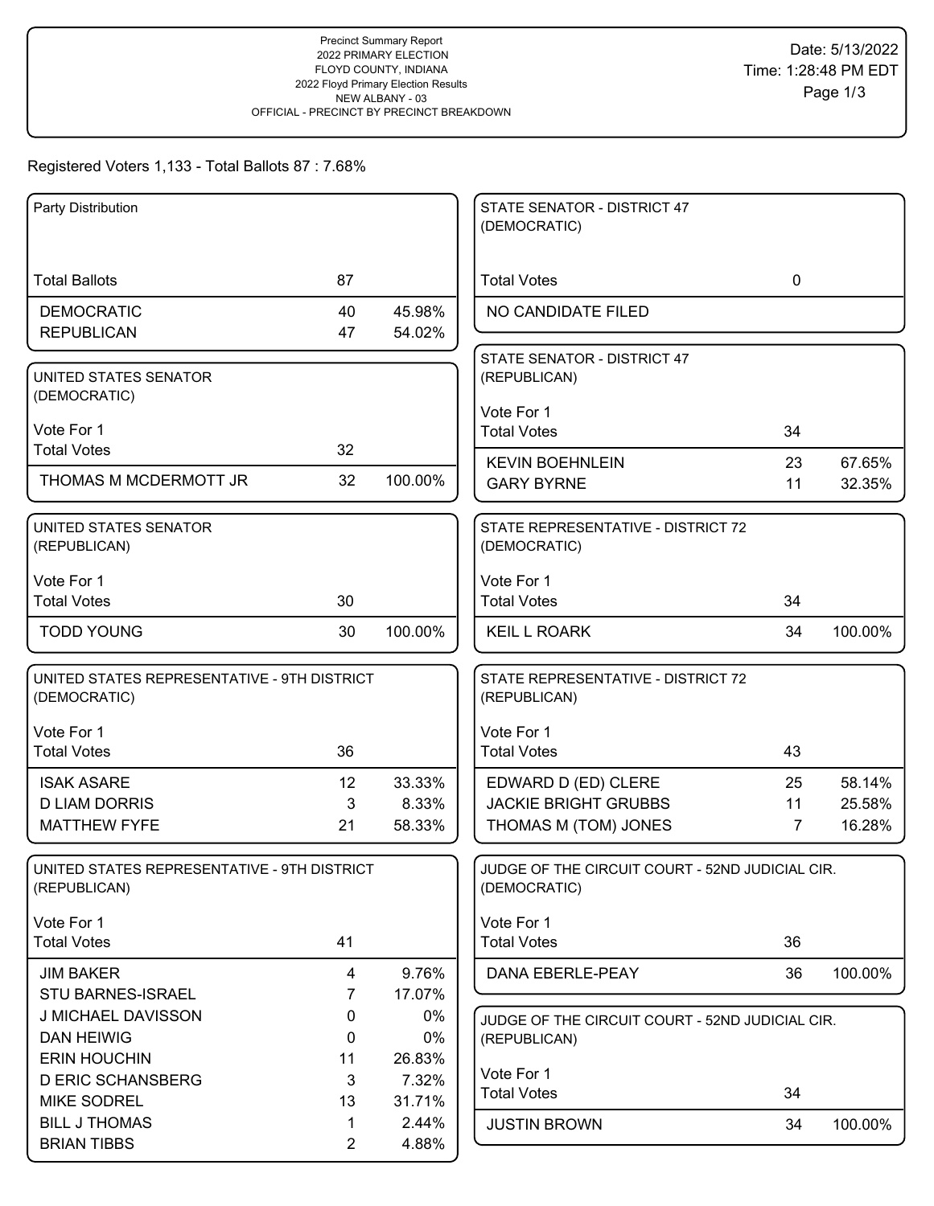Precinct Summary Report
2022 PRIMARY ELECTION
FLOYD COUNTY, INDIANA
2022 Floyd Primary Election Results
NEW ALBANY - 03
OFFICIAL - PRECINCT BY PRECINCT BREAKDOWN

Date: 5/13/2022
Time: 1:28:48 PM EDT

Registered Voters 1,133 - Total Ballots 87 : 7.68%

**Party Distribution**

| | | |
|---|---|---|
| Total Ballots | 87 | |
| DEMOCRATIC | 40 | 45.98% |
| REPUBLICAN | 47 | 54.02% |

**UNITED STATES SENATOR (DEMOCRATIC)**

Vote For 1

| | | |
|---|---|---|
| Total Votes | 32 | |
| THOMAS M MCDERMOTT JR | 32 | 100.00% |

**UNITED STATES SENATOR (REPUBLICAN)**

Vote For 1

| | | |
|---|---|---|
| Total Votes | 30 | |
| TODD YOUNG | 30 | 100.00% |

**UNITED STATES REPRESENTATIVE - 9TH DISTRICT (DEMOCRATIC)**

Vote For 1

| | | |
|---|---|---|
| Total Votes | 36 | |
| ISAK ASARE | 12 | 33.33% |
| D LIAM DORRIS | 3 | 8.33% |
| MATTHEW FYFE | 21 | 58.33% |

**UNITED STATES REPRESENTATIVE - 9TH DISTRICT (REPUBLICAN)**

Vote For 1

| | | |
|---|---|---|
| Total Votes | 41 | |
| JIM BAKER | 4 | 9.76% |
| STU BARNES-ISRAEL | 7 | 17.07% |
| J MICHAEL DAVISSON | 0 | 0% |
| DAN HEIWIG | 0 | 0% |
| ERIN HOUCHIN | 11 | 26.83% |
| D ERIC SCHANSBERG | 3 | 7.32% |
| MIKE SODREL | 13 | 31.71% |
| BILL J THOMAS | 1 | 2.44% |
| BRIAN TIBBS | 2 | 4.88% |

**STATE SENATOR - DISTRICT 47 (DEMOCRATIC)**

| | | |
|---|---|---|
| Total Votes | 0 | |
| NO CANDIDATE FILED | | |

**STATE SENATOR - DISTRICT 47 (REPUBLICAN)**

Vote For 1

| | | |
|---|---|---|
| Total Votes | 34 | |
| KEVIN BOEHNLEIN | 23 | 67.65% |
| GARY BYRNE | 11 | 32.35% |

**STATE REPRESENTATIVE - DISTRICT 72 (DEMOCRATIC)**

Vote For 1

| | | |
|---|---|---|
| Total Votes | 34 | |
| KEIL L ROARK | 34 | 100.00% |

**STATE REPRESENTATIVE - DISTRICT 72 (REPUBLICAN)**

Vote For 1

| | | |
|---|---|---|
| Total Votes | 43 | |
| EDWARD D (ED) CLERE | 25 | 58.14% |
| JACKIE BRIGHT GRUBBS | 11 | 25.58% |
| THOMAS M (TOM) JONES | 7 | 16.28% |

**JUDGE OF THE CIRCUIT COURT - 52ND JUDICIAL CIR. (DEMOCRATIC)**

Vote For 1

| | | |
|---|---|---|
| Total Votes | 36 | |
| DANA EBERLE-PEAY | 36 | 100.00% |

**JUDGE OF THE CIRCUIT COURT - 52ND JUDICIAL CIR. (REPUBLICAN)**

Vote For 1

| | | |
|---|---|---|
| Total Votes | 34 | |
| JUSTIN BROWN | 34 | 100.00% |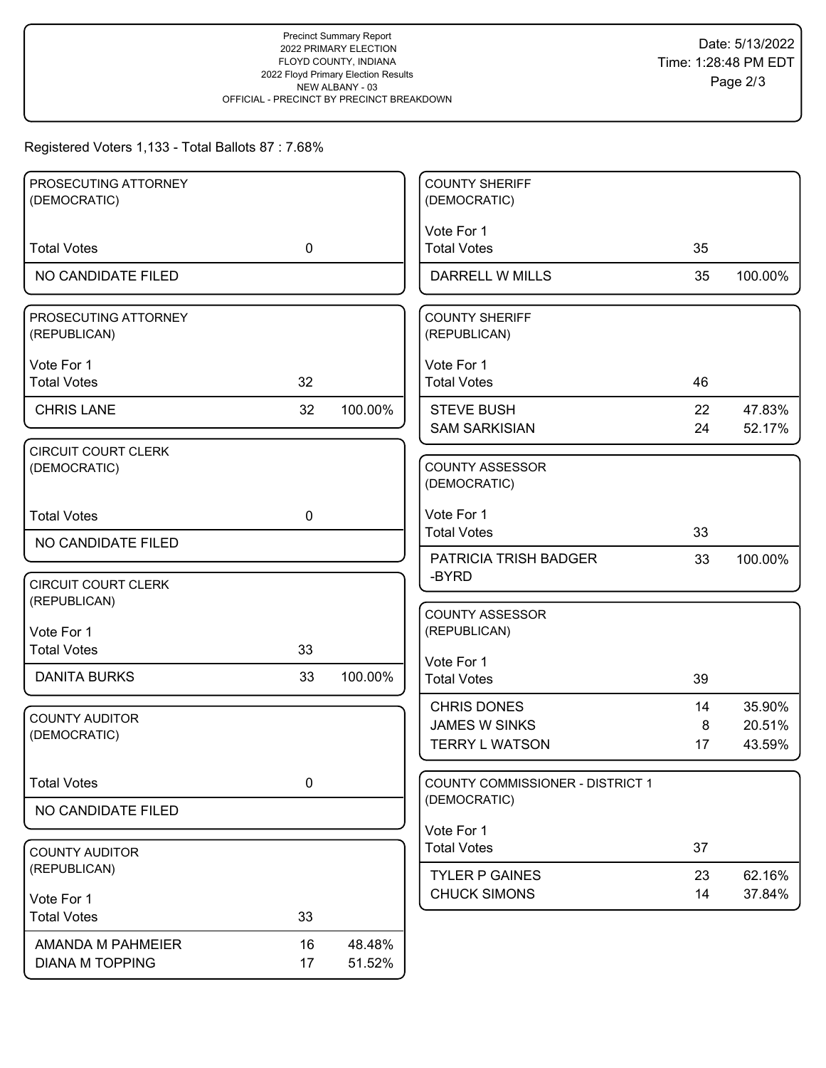Precinct Summary Report
2022 PRIMARY ELECTION
FLOYD COUNTY, INDIANA
2022 Floyd Primary Election Results
NEW ALBANY - 03
OFFICIAL - PRECINCT BY PRECINCT BREAKDOWN

Date: 5/13/2022
Time: 1:28:48 PM EDT

Registered Voters 1,133 - Total Ballots 87 : 7.68%

### PROSECUTING ATTORNEY (DEMOCRATIC)

| | | |
|---|---|---|
| Total Votes | 0 | |
| NO CANDIDATE FILED | | |

### PROSECUTING ATTORNEY (REPUBLICAN)

Vote For 1

| | | |
|---|---|---|
| Total Votes | 32 | |
| CHRIS LANE | 32 | 100.00% |

### CIRCUIT COURT CLERK (DEMOCRATIC)

| | | |
|---|---|---|
| Total Votes | 0 | |
| NO CANDIDATE FILED | | |

### CIRCUIT COURT CLERK (REPUBLICAN)

Vote For 1

| | | |
|---|---|---|
| Total Votes | 33 | |
| DANITA BURKS | 33 | 100.00% |

### COUNTY AUDITOR (DEMOCRATIC)

| | | |
|---|---|---|
| Total Votes | 0 | |
| NO CANDIDATE FILED | | |

### COUNTY AUDITOR (REPUBLICAN)

Vote For 1

| | | |
|---|---|---|
| Total Votes | 33 | |
| AMANDA M PAHMEIER | 16 | 48.48% |
| DIANA M TOPPING | 17 | 51.52% |

### COUNTY SHERIFF (DEMOCRATIC)

Vote For 1

| | | |
|---|---|---|
| Total Votes | 35 | |
| DARRELL W MILLS | 35 | 100.00% |

### COUNTY SHERIFF (REPUBLICAN)

Vote For 1

| | | |
|---|---|---|
| Total Votes | 46 | |
| STEVE BUSH | 22 | 47.83% |
| SAM SARKISIAN | 24 | 52.17% |

### COUNTY ASSESSOR (DEMOCRATIC)

Vote For 1

| | | |
|---|---|---|
| Total Votes | 33 | |
| PATRICIA TRISH BADGER -BYRD | 33 | 100.00% |

### COUNTY ASSESSOR (REPUBLICAN)

Vote For 1

| | | |
|---|---|---|
| Total Votes | 39 | |
| CHRIS DONES | 14 | 35.90% |
| JAMES W SINKS | 8 | 20.51% |
| TERRY L WATSON | 17 | 43.59% |

### COUNTY COMMISSIONER - DISTRICT 1 (DEMOCRATIC)

Vote For 1

| | | |
|---|---|---|
| Total Votes | 37 | |
| TYLER P GAINES | 23 | 62.16% |
| CHUCK SIMONS | 14 | 37.84% |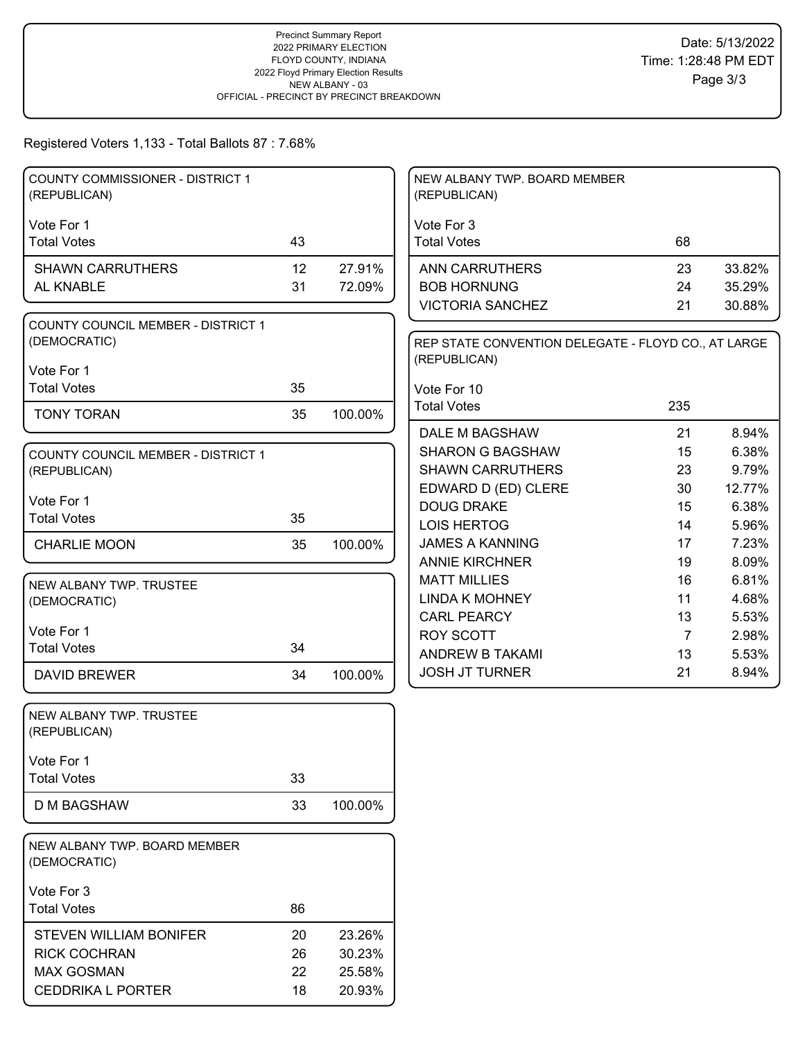Precinct Summary Report
2022 PRIMARY ELECTION
FLOYD COUNTY, INDIANA
2022 Floyd Primary Election Results
NEW ALBANY - 03
OFFICIAL - PRECINCT BY PRECINCT BREAKDOWN

Date: 5/13/2022
Time: 1:28:48 PM EDT

Registered Voters 1,133 - Total Ballots 87 : 7.68%

### COUNTY COMMISSIONER - DISTRICT 1 (REPUBLICAN)

Vote For 1

| | Votes | Percent |
|---|---|---|
| Total Votes | 43 | |
| SHAWN CARRUTHERS | 12 | 27.91% |
| AL KNABLE | 31 | 72.09% |

### COUNTY COUNCIL MEMBER - DISTRICT 1 (DEMOCRATIC)

Vote For 1

| | Votes | Percent |
|---|---|---|
| Total Votes | 35 | |
| TONY TORAN | 35 | 100.00% |

### COUNTY COUNCIL MEMBER - DISTRICT 1 (REPUBLICAN)

Vote For 1

| | Votes | Percent |
|---|---|---|
| Total Votes | 35 | |
| CHARLIE MOON | 35 | 100.00% |

### NEW ALBANY TWP. TRUSTEE (DEMOCRATIC)

Vote For 1

| | Votes | Percent |
|---|---|---|
| Total Votes | 34 | |
| DAVID BREWER | 34 | 100.00% |

### NEW ALBANY TWP. TRUSTEE (REPUBLICAN)

Vote For 1

| | Votes | Percent |
|---|---|---|
| Total Votes | 33 | |
| D M BAGSHAW | 33 | 100.00% |

### NEW ALBANY TWP. BOARD MEMBER (DEMOCRATIC)

Vote For 3

| | Votes | Percent |
|---|---|---|
| Total Votes | 86 | |
| STEVEN WILLIAM BONIFER | 20 | 23.26% |
| RICK COCHRAN | 26 | 30.23% |
| MAX GOSMAN | 22 | 25.58% |
| CEDDRIKA L PORTER | 18 | 20.93% |

### NEW ALBANY TWP. BOARD MEMBER (REPUBLICAN)

Vote For 3

| | Votes | Percent |
|---|---|---|
| Total Votes | 68 | |
| ANN CARRUTHERS | 23 | 33.82% |
| BOB HORNUNG | 24 | 35.29% |
| VICTORIA SANCHEZ | 21 | 30.88% |

### REP STATE CONVENTION DELEGATE - FLOYD CO., AT LARGE (REPUBLICAN)

Vote For 10

| | Votes | Percent |
|---|---|---|
| Total Votes | 235 | |
| DALE M BAGSHAW | 21 | 8.94% |
| SHARON G BAGSHAW | 15 | 6.38% |
| SHAWN CARRUTHERS | 23 | 9.79% |
| EDWARD D (ED) CLERE | 30 | 12.77% |
| DOUG DRAKE | 15 | 6.38% |
| LOIS HERTOG | 14 | 5.96% |
| JAMES A KANNING | 17 | 7.23% |
| ANNIE KIRCHNER | 19 | 8.09% |
| MATT MILLIES | 16 | 6.81% |
| LINDA K MOHNEY | 11 | 4.68% |
| CARL PEARCY | 13 | 5.53% |
| ROY SCOTT | 7 | 2.98% |
| ANDREW B TAKAMI | 13 | 5.53% |
| JOSH JT TURNER | 21 | 8.94% |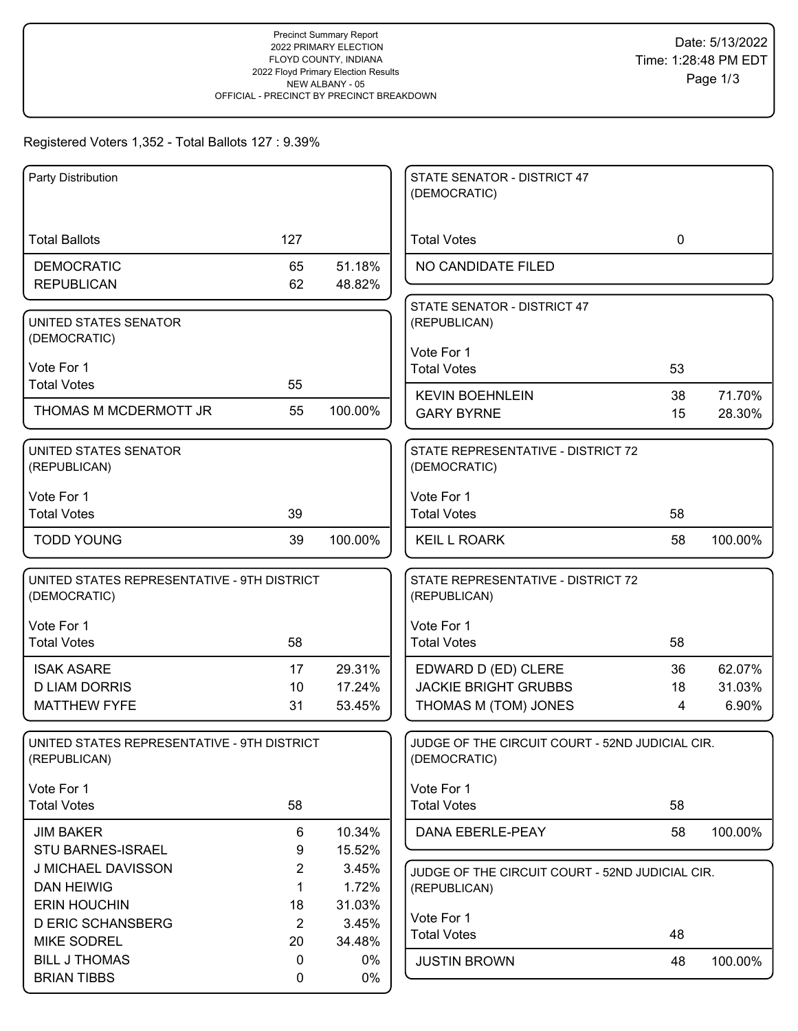Precinct Summary Report
2022 PRIMARY ELECTION
FLOYD COUNTY, INDIANA
2022 Floyd Primary Election Results
NEW ALBANY - 05
OFFICIAL - PRECINCT BY PRECINCT BREAKDOWN

Date: 5/13/2022
Time: 1:28:48 PM EDT

Registered Voters 1,352 - Total Ballots 127 : 9.39%

### Party Distribution

| | | |
|---|---|---|
| Total Ballots | 127 | |
| DEMOCRATIC | 65 | 51.18% |
| REPUBLICAN | 62 | 48.82% |

### UNITED STATES SENATOR (DEMOCRATIC)

Vote For 1

| | | |
|---|---|---|
| Total Votes | 55 | |
| THOMAS M MCDERMOTT JR | 55 | 100.00% |

### UNITED STATES SENATOR (REPUBLICAN)

Vote For 1

| | | |
|---|---|---|
| Total Votes | 39 | |
| TODD YOUNG | 39 | 100.00% |

### UNITED STATES REPRESENTATIVE - 9TH DISTRICT (DEMOCRATIC)

Vote For 1

| | | |
|---|---|---|
| Total Votes | 58 | |
| ISAK ASARE | 17 | 29.31% |
| D LIAM DORRIS | 10 | 17.24% |
| MATTHEW FYFE | 31 | 53.45% |

### UNITED STATES REPRESENTATIVE - 9TH DISTRICT (REPUBLICAN)

Vote For 1

| | | |
|---|---|---|
| Total Votes | 58 | |
| JIM BAKER | 6 | 10.34% |
| STU BARNES-ISRAEL | 9 | 15.52% |
| J MICHAEL DAVISSON | 2 | 3.45% |
| DAN HEIWIG | 1 | 1.72% |
| ERIN HOUCHIN | 18 | 31.03% |
| D ERIC SCHANSBERG | 2 | 3.45% |
| MIKE SODREL | 20 | 34.48% |
| BILL J THOMAS | 0 | 0% |
| BRIAN TIBBS | 0 | 0% |

### STATE SENATOR - DISTRICT 47 (DEMOCRATIC)

| | | |
|---|---|---|
| Total Votes | 0 | |
| NO CANDIDATE FILED | | |

### STATE SENATOR - DISTRICT 47 (REPUBLICAN)

Vote For 1

| | | |
|---|---|---|
| Total Votes | 53 | |
| KEVIN BOEHNLEIN | 38 | 71.70% |
| GARY BYRNE | 15 | 28.30% |

### STATE REPRESENTATIVE - DISTRICT 72 (DEMOCRATIC)

Vote For 1

| | | |
|---|---|---|
| Total Votes | 58 | |
| KEIL L ROARK | 58 | 100.00% |

### STATE REPRESENTATIVE - DISTRICT 72 (REPUBLICAN)

Vote For 1

| | | |
|---|---|---|
| Total Votes | 58 | |
| EDWARD D (ED) CLERE | 36 | 62.07% |
| JACKIE BRIGHT GRUBBS | 18 | 31.03% |
| THOMAS M (TOM) JONES | 4 | 6.90% |

### JUDGE OF THE CIRCUIT COURT - 52ND JUDICIAL CIR. (DEMOCRATIC)

Vote For 1

| | | |
|---|---|---|
| Total Votes | 58 | |
| DANA EBERLE-PEAY | 58 | 100.00% |

### JUDGE OF THE CIRCUIT COURT - 52ND JUDICIAL CIR. (REPUBLICAN)

Vote For 1

| | | |
|---|---|---|
| Total Votes | 48 | |
| JUSTIN BROWN | 48 | 100.00% |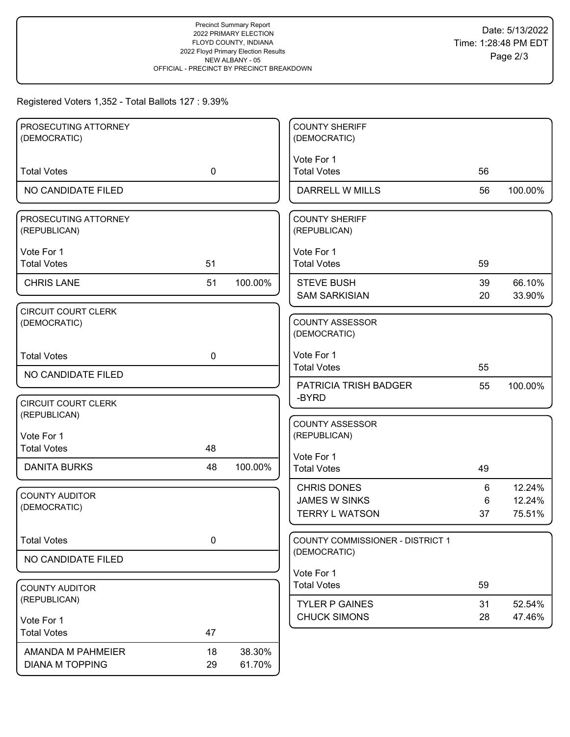Precinct Summary Report
2022 PRIMARY ELECTION
FLOYD COUNTY, INDIANA
2022 Floyd Primary Election Results
NEW ALBANY - 05
OFFICIAL - PRECINCT BY PRECINCT BREAKDOWN

Date: 5/13/2022
Time: 1:28:48 PM EDT

Registered Voters 1,352 - Total Ballots 127 : 9.39%

### PROSECUTING ATTORNEY (DEMOCRATIC)

| | | |
|---|---|---|
| Total Votes | 0 | |
| NO CANDIDATE FILED | | |

### PROSECUTING ATTORNEY (REPUBLICAN)

Vote For 1

| | | |
|---|---|---|
| Total Votes | 51 | |
| CHRIS LANE | 51 | 100.00% |

### CIRCUIT COURT CLERK (DEMOCRATIC)

| | | |
|---|---|---|
| Total Votes | 0 | |
| NO CANDIDATE FILED | | |

### CIRCUIT COURT CLERK (REPUBLICAN)

Vote For 1

| | | |
|---|---|---|
| Total Votes | 48 | |
| DANITA BURKS | 48 | 100.00% |

### COUNTY AUDITOR (DEMOCRATIC)

| | | |
|---|---|---|
| Total Votes | 0 | |
| NO CANDIDATE FILED | | |

### COUNTY AUDITOR (REPUBLICAN)

Vote For 1

| | | |
|---|---|---|
| Total Votes | 47 | |
| AMANDA M PAHMEIER | 18 | 38.30% |
| DIANA M TOPPING | 29 | 61.70% |

### COUNTY SHERIFF (DEMOCRATIC)

Vote For 1

| | | |
|---|---|---|
| Total Votes | 56 | |
| DARRELL W MILLS | 56 | 100.00% |

### COUNTY SHERIFF (REPUBLICAN)

Vote For 1

| | | |
|---|---|---|
| Total Votes | 59 | |
| STEVE BUSH | 39 | 66.10% |
| SAM SARKISIAN | 20 | 33.90% |

### COUNTY ASSESSOR (DEMOCRATIC)

Vote For 1

| | | |
|---|---|---|
| Total Votes | 55 | |
| PATRICIA TRISH BADGER -BYRD | 55 | 100.00% |

### COUNTY ASSESSOR (REPUBLICAN)

Vote For 1

| | | |
|---|---|---|
| Total Votes | 49 | |
| CHRIS DONES | 6 | 12.24% |
| JAMES W SINKS | 6 | 12.24% |
| TERRY L WATSON | 37 | 75.51% |

### COUNTY COMMISSIONER - DISTRICT 1 (DEMOCRATIC)

Vote For 1

| | | |
|---|---|---|
| Total Votes | 59 | |
| TYLER P GAINES | 31 | 52.54% |
| CHUCK SIMONS | 28 | 47.46% |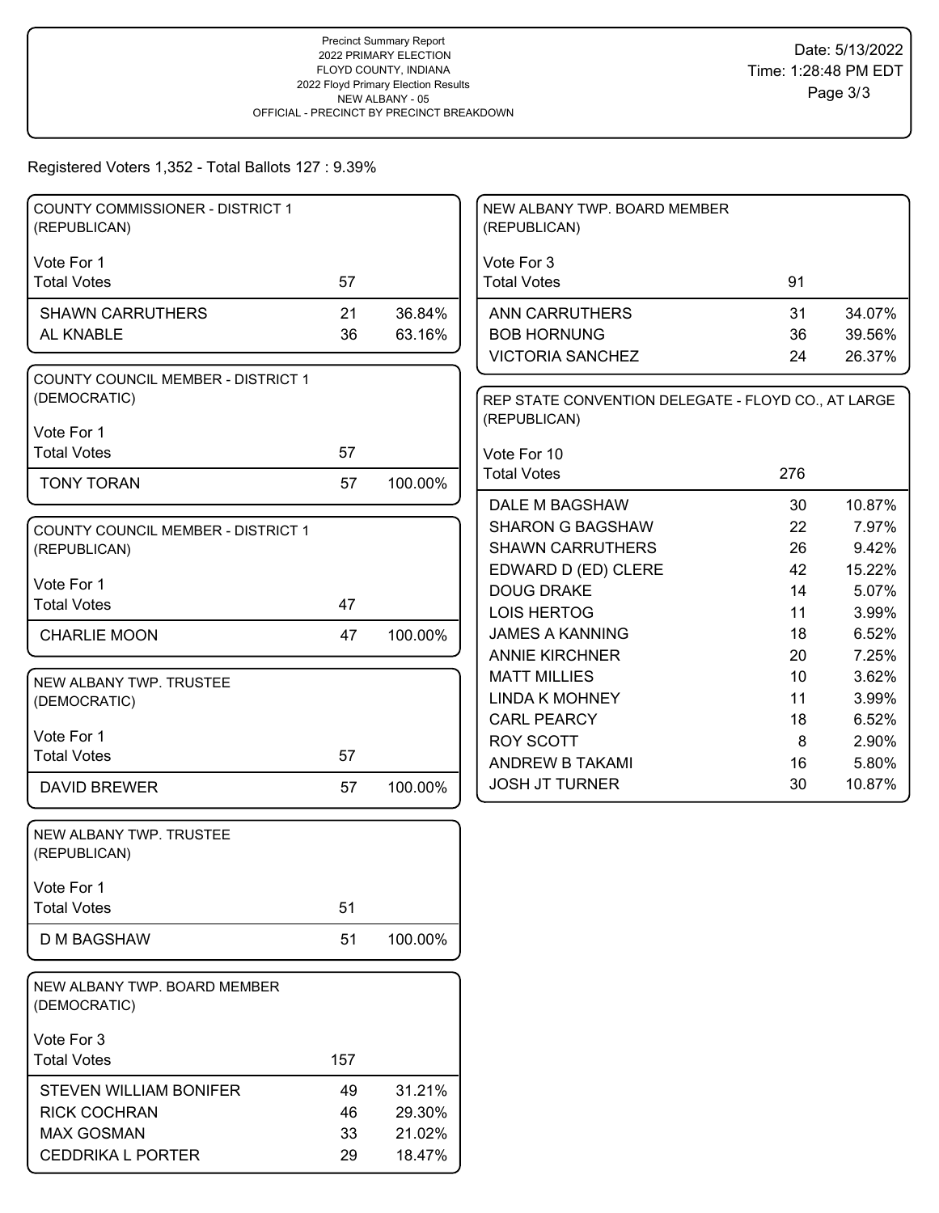Precinct Summary Report
2022 PRIMARY ELECTION
FLOYD COUNTY, INDIANA
2022 Floyd Primary Election Results
NEW ALBANY - 05
OFFICIAL - PRECINCT BY PRECINCT BREAKDOWN

Date: 5/13/2022
Time: 1:28:48 PM EDT

Registered Voters 1,352 - Total Ballots 127 : 9.39%

### COUNTY COMMISSIONER - DISTRICT 1 (REPUBLICAN)

Vote For 1

| Total Votes | 57 | |
|---|---|---|
| SHAWN CARRUTHERS | 21 | 36.84% |
| AL KNABLE | 36 | 63.16% |

### COUNTY COUNCIL MEMBER - DISTRICT 1 (DEMOCRATIC)

Vote For 1

| Total Votes | 57 | |
|---|---|---|
| TONY TORAN | 57 | 100.00% |

### COUNTY COUNCIL MEMBER - DISTRICT 1 (REPUBLICAN)

Vote For 1

| Total Votes | 47 | |
|---|---|---|
| CHARLIE MOON | 47 | 100.00% |

### NEW ALBANY TWP. TRUSTEE (DEMOCRATIC)

Vote For 1

| Total Votes | 57 | |
|---|---|---|
| DAVID BREWER | 57 | 100.00% |

### NEW ALBANY TWP. TRUSTEE (REPUBLICAN)

Vote For 1

| Total Votes | 51 | |
|---|---|---|
| D M BAGSHAW | 51 | 100.00% |

### NEW ALBANY TWP. BOARD MEMBER (DEMOCRATIC)

Vote For 3

| Total Votes | 157 | |
|---|---|---|
| STEVEN WILLIAM BONIFER | 49 | 31.21% |
| RICK COCHRAN | 46 | 29.30% |
| MAX GOSMAN | 33 | 21.02% |
| CEDDRIKA L PORTER | 29 | 18.47% |

### NEW ALBANY TWP. BOARD MEMBER (REPUBLICAN)

Vote For 3

| Total Votes | 91 | |
|---|---|---|
| ANN CARRUTHERS | 31 | 34.07% |
| BOB HORNUNG | 36 | 39.56% |
| VICTORIA SANCHEZ | 24 | 26.37% |

### REP STATE CONVENTION DELEGATE - FLOYD CO., AT LARGE (REPUBLICAN)

Vote For 10

| Total Votes | 276 | |
|---|---|---|
| DALE M BAGSHAW | 30 | 10.87% |
| SHARON G BAGSHAW | 22 | 7.97% |
| SHAWN CARRUTHERS | 26 | 9.42% |
| EDWARD D (ED) CLERE | 42 | 15.22% |
| DOUG DRAKE | 14 | 5.07% |
| LOIS HERTOG | 11 | 3.99% |
| JAMES A KANNING | 18 | 6.52% |
| ANNIE KIRCHNER | 20 | 7.25% |
| MATT MILLIES | 10 | 3.62% |
| LINDA K MOHNEY | 11 | 3.99% |
| CARL PEARCY | 18 | 6.52% |
| ROY SCOTT | 8 | 2.90% |
| ANDREW B TAKAMI | 16 | 5.80% |
| JOSH JT TURNER | 30 | 10.87% |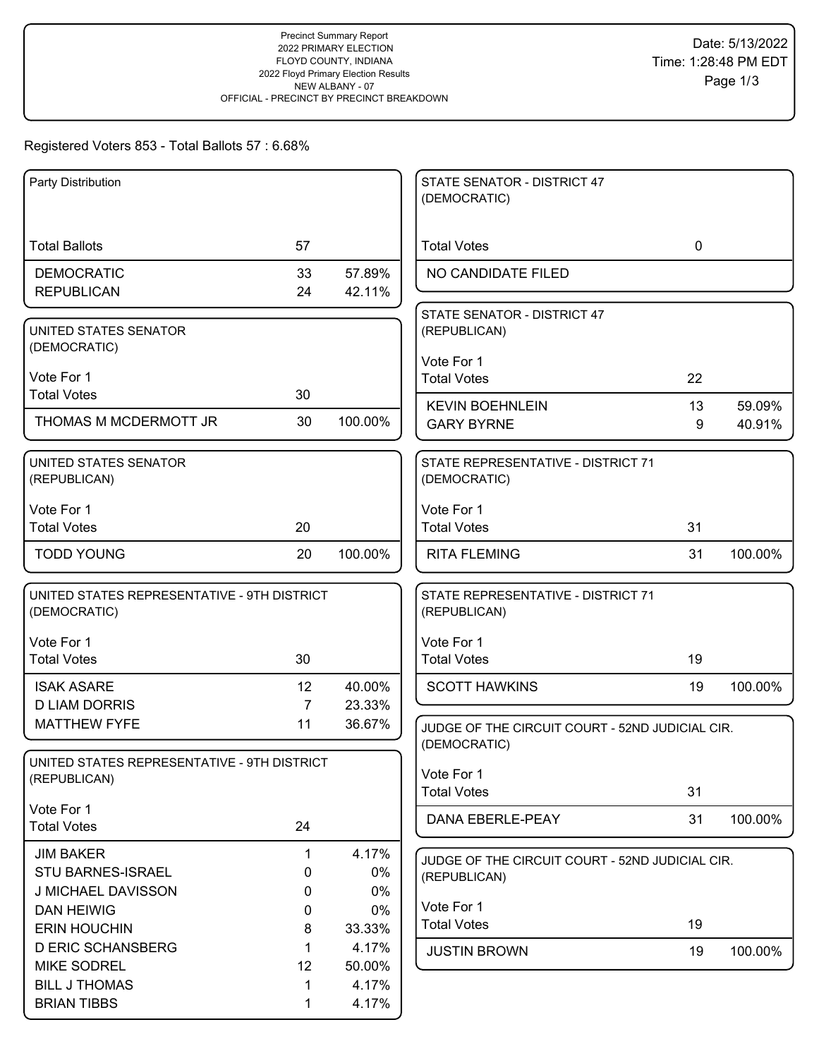Precinct Summary Report
2022 PRIMARY ELECTION
FLOYD COUNTY, INDIANA
2022 Floyd Primary Election Results
NEW ALBANY - 07
OFFICIAL - PRECINCT BY PRECINCT BREAKDOWN

Date: 5/13/2022
Time: 1:28:48 PM EDT

Registered Voters 853 - Total Ballots 57 : 6.68%

### Party Distribution

| | | |
|---|---|---|
| Total Ballots | 57 | |
| DEMOCRATIC | 33 | 57.89% |
| REPUBLICAN | 24 | 42.11% |

### UNITED STATES SENATOR (DEMOCRATIC)

Vote For 1

| | | |
|---|---|---|
| Total Votes | 30 | |
| THOMAS M MCDERMOTT JR | 30 | 100.00% |

### UNITED STATES SENATOR (REPUBLICAN)

Vote For 1

| | | |
|---|---|---|
| Total Votes | 20 | |
| TODD YOUNG | 20 | 100.00% |

### UNITED STATES REPRESENTATIVE - 9TH DISTRICT (DEMOCRATIC)

Vote For 1

| | | |
|---|---|---|
| Total Votes | 30 | |
| ISAK ASARE | 12 | 40.00% |
| D LIAM DORRIS | 7 | 23.33% |
| MATTHEW FYFE | 11 | 36.67% |

### UNITED STATES REPRESENTATIVE - 9TH DISTRICT (REPUBLICAN)

Vote For 1

| | | |
|---|---|---|
| Total Votes | 24 | |
| JIM BAKER | 1 | 4.17% |
| STU BARNES-ISRAEL | 0 | 0% |
| J MICHAEL DAVISSON | 0 | 0% |
| DAN HEIWIG | 0 | 0% |
| ERIN HOUCHIN | 8 | 33.33% |
| D ERIC SCHANSBERG | 1 | 4.17% |
| MIKE SODREL | 12 | 50.00% |
| BILL J THOMAS | 1 | 4.17% |
| BRIAN TIBBS | 1 | 4.17% |

### STATE SENATOR - DISTRICT 47 (DEMOCRATIC)

| | | |
|---|---|---|
| Total Votes | 0 | |
| NO CANDIDATE FILED | | |

### STATE SENATOR - DISTRICT 47 (REPUBLICAN)

Vote For 1

| | | |
|---|---|---|
| Total Votes | 22 | |
| KEVIN BOEHNLEIN | 13 | 59.09% |
| GARY BYRNE | 9 | 40.91% |

### STATE REPRESENTATIVE - DISTRICT 71 (DEMOCRATIC)

Vote For 1

| | | |
|---|---|---|
| Total Votes | 31 | |
| RITA FLEMING | 31 | 100.00% |

### STATE REPRESENTATIVE - DISTRICT 71 (REPUBLICAN)

Vote For 1

| | | |
|---|---|---|
| Total Votes | 19 | |
| SCOTT HAWKINS | 19 | 100.00% |

### JUDGE OF THE CIRCUIT COURT - 52ND JUDICIAL CIR. (DEMOCRATIC)

Vote For 1

| | | |
|---|---|---|
| Total Votes | 31 | |
| DANA EBERLE-PEAY | 31 | 100.00% |

### JUDGE OF THE CIRCUIT COURT - 52ND JUDICIAL CIR. (REPUBLICAN)

Vote For 1

| | | |
|---|---|---|
| Total Votes | 19 | |
| JUSTIN BROWN | 19 | 100.00% |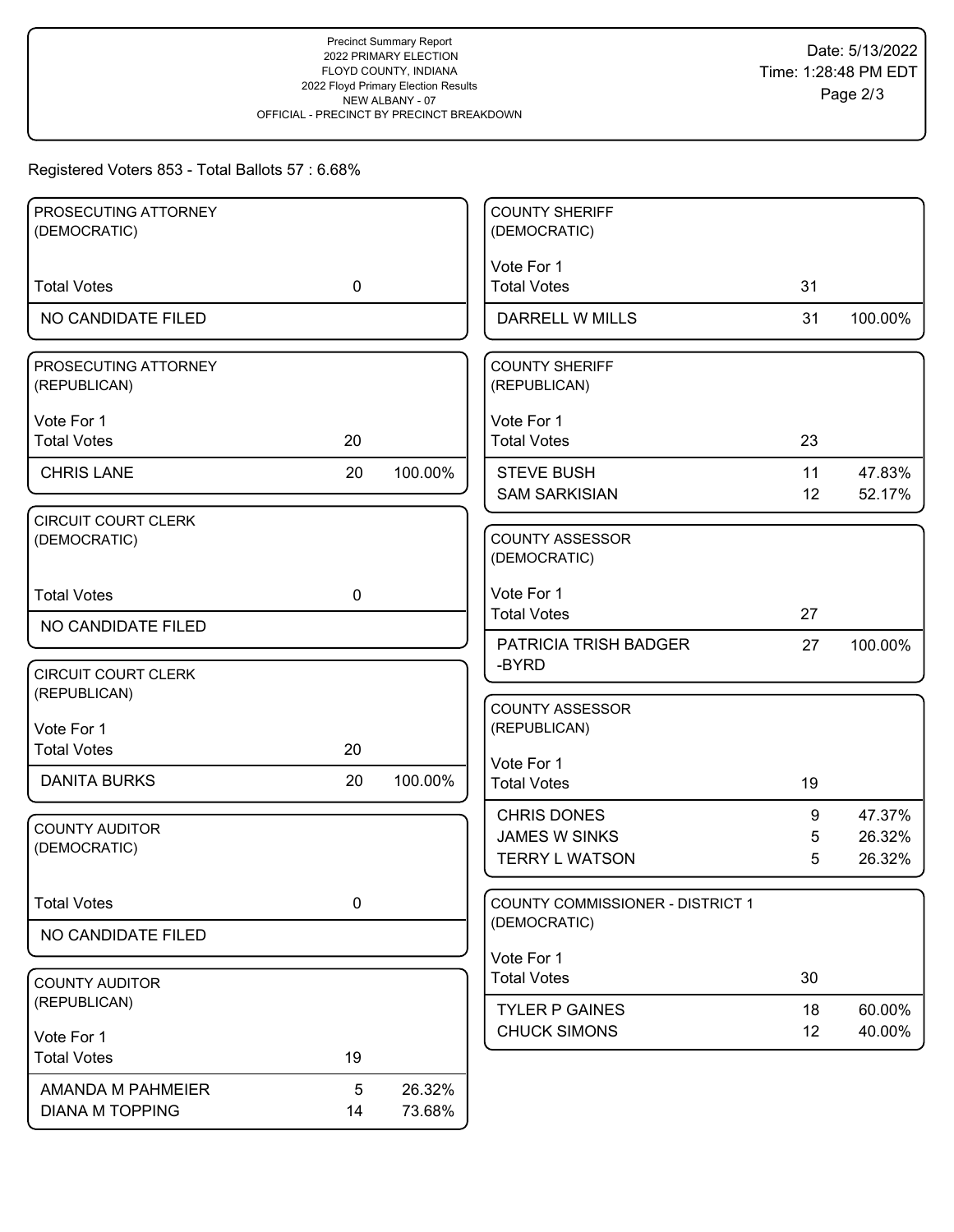Precinct Summary Report
2022 PRIMARY ELECTION
FLOYD COUNTY, INDIANA
2022 Floyd Primary Election Results
NEW ALBANY - 07
OFFICIAL - PRECINCT BY PRECINCT BREAKDOWN

Date: 5/13/2022
Time: 1:28:48 PM EDT

Registered Voters 853 - Total Ballots 57 : 6.68%

### PROSECUTING ATTORNEY (DEMOCRATIC)

| | | |
|---|---|---|
| Total Votes | 0 | |
| NO CANDIDATE FILED | | |

### PROSECUTING ATTORNEY (REPUBLICAN)

Vote For 1

| | | |
|---|---|---|
| Total Votes | 20 | |
| CHRIS LANE | 20 | 100.00% |

### CIRCUIT COURT CLERK (DEMOCRATIC)

| | | |
|---|---|---|
| Total Votes | 0 | |
| NO CANDIDATE FILED | | |

### CIRCUIT COURT CLERK (REPUBLICAN)

Vote For 1

| | | |
|---|---|---|
| Total Votes | 20 | |
| DANITA BURKS | 20 | 100.00% |

### COUNTY AUDITOR (DEMOCRATIC)

| | | |
|---|---|---|
| Total Votes | 0 | |
| NO CANDIDATE FILED | | |

### COUNTY AUDITOR (REPUBLICAN)

Vote For 1

| | | |
|---|---|---|
| Total Votes | 19 | |
| AMANDA M PAHMEIER | 5 | 26.32% |
| DIANA M TOPPING | 14 | 73.68% |

### COUNTY SHERIFF (DEMOCRATIC)

Vote For 1

| | | |
|---|---|---|
| Total Votes | 31 | |
| DARRELL W MILLS | 31 | 100.00% |

### COUNTY SHERIFF (REPUBLICAN)

Vote For 1

| | | |
|---|---|---|
| Total Votes | 23 | |
| STEVE BUSH | 11 | 47.83% |
| SAM SARKISIAN | 12 | 52.17% |

### COUNTY ASSESSOR (DEMOCRATIC)

Vote For 1

| | | |
|---|---|---|
| Total Votes | 27 | |
| PATRICIA TRISH BADGER-BYRD | 27 | 100.00% |

### COUNTY ASSESSOR (REPUBLICAN)

Vote For 1

| | | |
|---|---|---|
| Total Votes | 19 | |
| CHRIS DONES | 9 | 47.37% |
| JAMES W SINKS | 5 | 26.32% |
| TERRY L WATSON | 5 | 26.32% |

### COUNTY COMMISSIONER - DISTRICT 1 (DEMOCRATIC)

Vote For 1

| | | |
|---|---|---|
| Total Votes | 30 | |
| TYLER P GAINES | 18 | 60.00% |
| CHUCK SIMONS | 12 | 40.00% |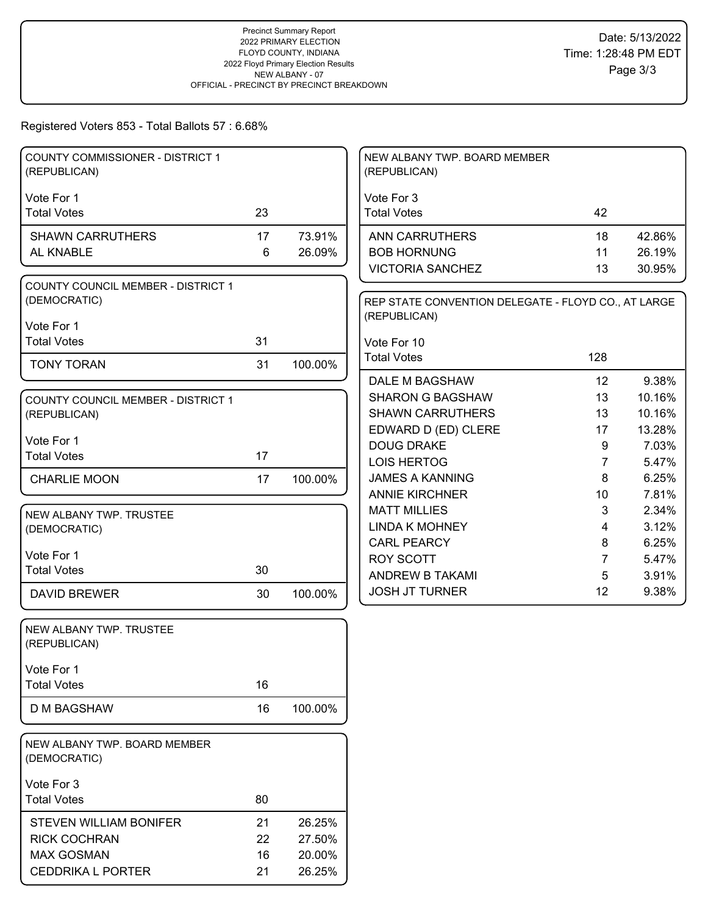Precinct Summary Report
2022 PRIMARY ELECTION
FLOYD COUNTY, INDIANA
2022 Floyd Primary Election Results
NEW ALBANY - 07
OFFICIAL - PRECINCT BY PRECINCT BREAKDOWN

Date: 5/13/2022
Time: 1:28:48 PM EDT

Registered Voters 853 - Total Ballots 57 : 6.68%

### COUNTY COMMISSIONER - DISTRICT 1 (REPUBLICAN)

Vote For 1

| | | |
|---|---|---|
| Total Votes | 23 | |
| SHAWN CARRUTHERS | 17 | 73.91% |
| AL KNABLE | 6 | 26.09% |

### COUNTY COUNCIL MEMBER - DISTRICT 1 (DEMOCRATIC)

Vote For 1

| | | |
|---|---|---|
| Total Votes | 31 | |
| TONY TORAN | 31 | 100.00% |

### COUNTY COUNCIL MEMBER - DISTRICT 1 (REPUBLICAN)

Vote For 1

| | | |
|---|---|---|
| Total Votes | 17 | |
| CHARLIE MOON | 17 | 100.00% |

### NEW ALBANY TWP. TRUSTEE (DEMOCRATIC)

Vote For 1

| | | |
|---|---|---|
| Total Votes | 30 | |
| DAVID BREWER | 30 | 100.00% |

### NEW ALBANY TWP. TRUSTEE (REPUBLICAN)

Vote For 1

| | | |
|---|---|---|
| Total Votes | 16 | |
| D M BAGSHAW | 16 | 100.00% |

### NEW ALBANY TWP. BOARD MEMBER (DEMOCRATIC)

Vote For 3

| | | |
|---|---|---|
| Total Votes | 80 | |
| STEVEN WILLIAM BONIFER | 21 | 26.25% |
| RICK COCHRAN | 22 | 27.50% |
| MAX GOSMAN | 16 | 20.00% |
| CEDDRIKA L PORTER | 21 | 26.25% |

### NEW ALBANY TWP. BOARD MEMBER (REPUBLICAN)

Vote For 3

| | | |
|---|---|---|
| Total Votes | 42 | |
| ANN CARRUTHERS | 18 | 42.86% |
| BOB HORNUNG | 11 | 26.19% |
| VICTORIA SANCHEZ | 13 | 30.95% |

### REP STATE CONVENTION DELEGATE - FLOYD CO., AT LARGE (REPUBLICAN)

Vote For 10

| | | |
|---|---|---|
| Total Votes | 128 | |
| DALE M BAGSHAW | 12 | 9.38% |
| SHARON G BAGSHAW | 13 | 10.16% |
| SHAWN CARRUTHERS | 13 | 10.16% |
| EDWARD D (ED) CLERE | 17 | 13.28% |
| DOUG DRAKE | 9 | 7.03% |
| LOIS HERTOG | 7 | 5.47% |
| JAMES A KANNING | 8 | 6.25% |
| ANNIE KIRCHNER | 10 | 7.81% |
| MATT MILLIES | 3 | 2.34% |
| LINDA K MOHNEY | 4 | 3.12% |
| CARL PEARCY | 8 | 6.25% |
| ROY SCOTT | 7 | 5.47% |
| ANDREW B TAKAMI | 5 | 3.91% |
| JOSH JT TURNER | 12 | 9.38% |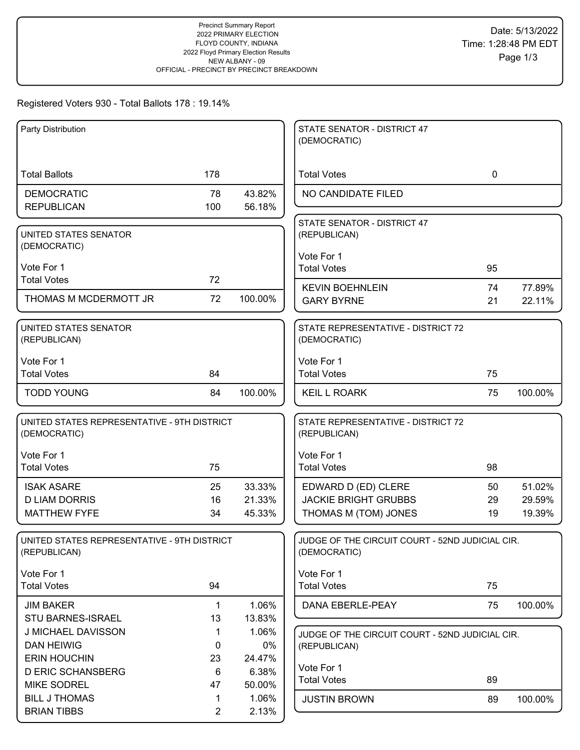Precinct Summary Report
2022 PRIMARY ELECTION
FLOYD COUNTY, INDIANA
2022 Floyd Primary Election Results
NEW ALBANY - 09
OFFICIAL - PRECINCT BY PRECINCT BREAKDOWN

Date: 5/13/2022
Time: 1:28:48 PM EDT

Registered Voters 930 - Total Ballots 178 : 19.14%

**Party Distribution**

| | | |
|---|---|---|
| Total Ballots | 178 | |
| DEMOCRATIC | 78 | 43.82% |
| REPUBLICAN | 100 | 56.18% |

**UNITED STATES SENATOR (DEMOCRATIC)**

Vote For 1

| | | |
|---|---|---|
| Total Votes | 72 | |
| THOMAS M MCDERMOTT JR | 72 | 100.00% |

**UNITED STATES SENATOR (REPUBLICAN)**

Vote For 1

| | | |
|---|---|---|
| Total Votes | 84 | |
| TODD YOUNG | 84 | 100.00% |

**UNITED STATES REPRESENTATIVE - 9TH DISTRICT (DEMOCRATIC)**

Vote For 1

| | | |
|---|---|---|
| Total Votes | 75 | |
| ISAK ASARE | 25 | 33.33% |
| D LIAM DORRIS | 16 | 21.33% |
| MATTHEW FYFE | 34 | 45.33% |

**UNITED STATES REPRESENTATIVE - 9TH DISTRICT (REPUBLICAN)**

Vote For 1

| | | |
|---|---|---|
| Total Votes | 94 | |
| JIM BAKER | 1 | 1.06% |
| STU BARNES-ISRAEL | 13 | 13.83% |
| J MICHAEL DAVISSON | 1 | 1.06% |
| DAN HEIWIG | 0 | 0% |
| ERIN HOUCHIN | 23 | 24.47% |
| D ERIC SCHANSBERG | 6 | 6.38% |
| MIKE SODREL | 47 | 50.00% |
| BILL J THOMAS | 1 | 1.06% |
| BRIAN TIBBS | 2 | 2.13% |

**STATE SENATOR - DISTRICT 47 (DEMOCRATIC)**

| | | |
|---|---|---|
| Total Votes | 0 | |
| NO CANDIDATE FILED | | |

**STATE SENATOR - DISTRICT 47 (REPUBLICAN)**

Vote For 1

| | | |
|---|---|---|
| Total Votes | 95 | |
| KEVIN BOEHNLEIN | 74 | 77.89% |
| GARY BYRNE | 21 | 22.11% |

**STATE REPRESENTATIVE - DISTRICT 72 (DEMOCRATIC)**

Vote For 1

| | | |
|---|---|---|
| Total Votes | 75 | |
| KEIL L ROARK | 75 | 100.00% |

**STATE REPRESENTATIVE - DISTRICT 72 (REPUBLICAN)**

Vote For 1

| | | |
|---|---|---|
| Total Votes | 98 | |
| EDWARD D (ED) CLERE | 50 | 51.02% |
| JACKIE BRIGHT GRUBBS | 29 | 29.59% |
| THOMAS M (TOM) JONES | 19 | 19.39% |

**JUDGE OF THE CIRCUIT COURT - 52ND JUDICIAL CIR. (DEMOCRATIC)**

Vote For 1

| | | |
|---|---|---|
| Total Votes | 75 | |
| DANA EBERLE-PEAY | 75 | 100.00% |

**JUDGE OF THE CIRCUIT COURT - 52ND JUDICIAL CIR. (REPUBLICAN)**

Vote For 1

| | | |
|---|---|---|
| Total Votes | 89 | |
| JUSTIN BROWN | 89 | 100.00% |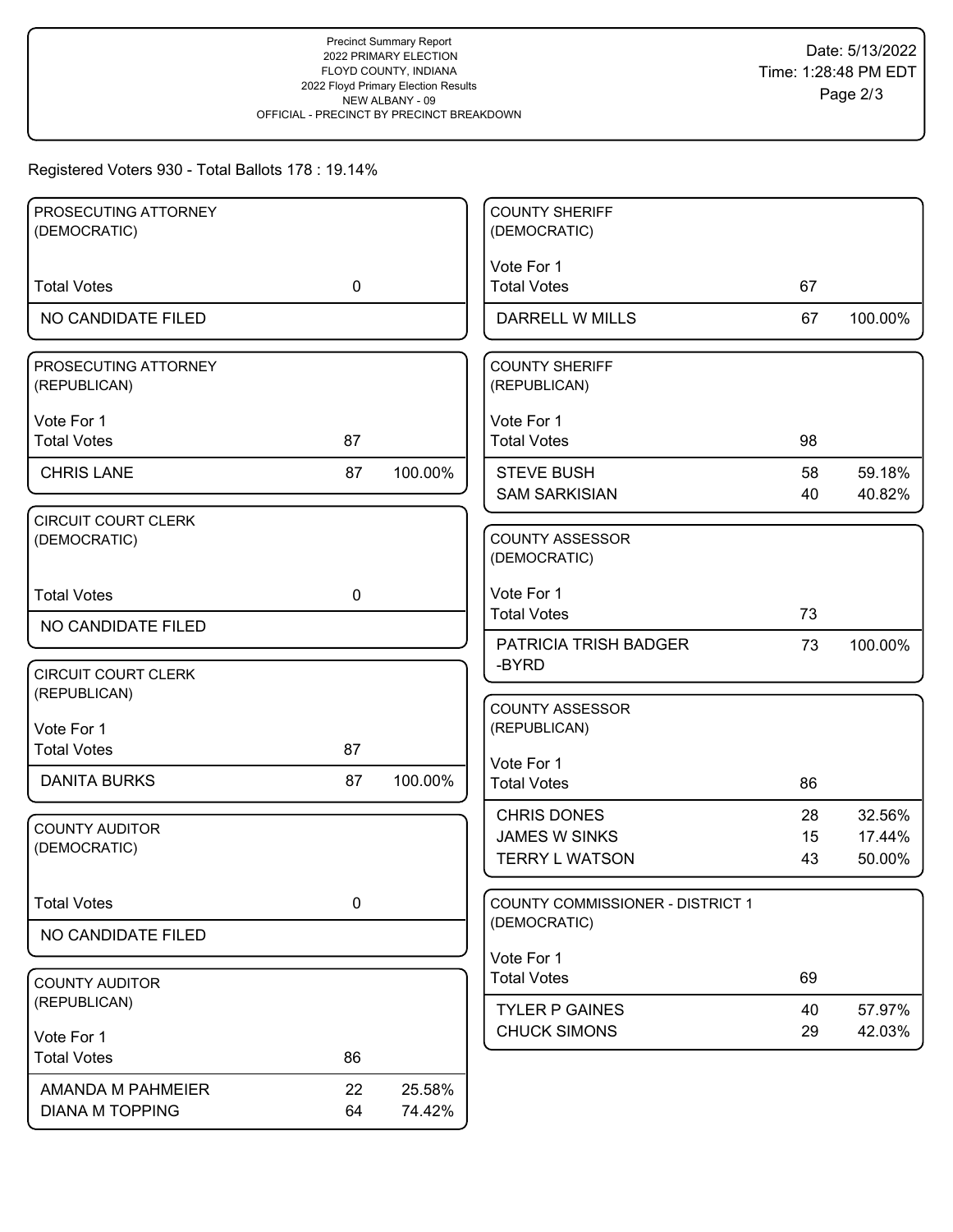Precinct Summary Report
2022 PRIMARY ELECTION
FLOYD COUNTY, INDIANA
2022 Floyd Primary Election Results
NEW ALBANY - 09
OFFICIAL - PRECINCT BY PRECINCT BREAKDOWN

Date: 5/13/2022
Time: 1:28:48 PM EDT

Registered Voters 930 - Total Ballots 178 : 19.14%

### PROSECUTING ATTORNEY (DEMOCRATIC)

| | Votes | |
|---|---|---|
| Total Votes | 0 | |
| NO CANDIDATE FILED | | |

### PROSECUTING ATTORNEY (REPUBLICAN)

Vote For 1

| | Votes | % |
|---|---|---|
| Total Votes | 87 | |
| CHRIS LANE | 87 | 100.00% |

### CIRCUIT COURT CLERK (DEMOCRATIC)

| | Votes | |
|---|---|---|
| Total Votes | 0 | |
| NO CANDIDATE FILED | | |

### CIRCUIT COURT CLERK (REPUBLICAN)

Vote For 1

| | Votes | % |
|---|---|---|
| Total Votes | 87 | |
| DANITA BURKS | 87 | 100.00% |

### COUNTY AUDITOR (DEMOCRATIC)

| | Votes | |
|---|---|---|
| Total Votes | 0 | |
| NO CANDIDATE FILED | | |

### COUNTY AUDITOR (REPUBLICAN)

Vote For 1

| | Votes | % |
|---|---|---|
| Total Votes | 86 | |
| AMANDA M PAHMEIER | 22 | 25.58% |
| DIANA M TOPPING | 64 | 74.42% |

### COUNTY SHERIFF (DEMOCRATIC)

Vote For 1

| | Votes | % |
|---|---|---|
| Total Votes | 67 | |
| DARRELL W MILLS | 67 | 100.00% |

### COUNTY SHERIFF (REPUBLICAN)

Vote For 1

| | Votes | % |
|---|---|---|
| Total Votes | 98 | |
| STEVE BUSH | 58 | 59.18% |
| SAM SARKISIAN | 40 | 40.82% |

### COUNTY ASSESSOR (DEMOCRATIC)

Vote For 1

| | Votes | % |
|---|---|---|
| Total Votes | 73 | |
| PATRICIA TRISH BADGER -BYRD | 73 | 100.00% |

### COUNTY ASSESSOR (REPUBLICAN)

Vote For 1

| | Votes | % |
|---|---|---|
| Total Votes | 86 | |
| CHRIS DONES | 28 | 32.56% |
| JAMES W SINKS | 15 | 17.44% |
| TERRY L WATSON | 43 | 50.00% |

### COUNTY COMMISSIONER - DISTRICT 1 (DEMOCRATIC)

Vote For 1

| | Votes | % |
|---|---|---|
| Total Votes | 69 | |
| TYLER P GAINES | 40 | 57.97% |
| CHUCK SIMONS | 29 | 42.03% |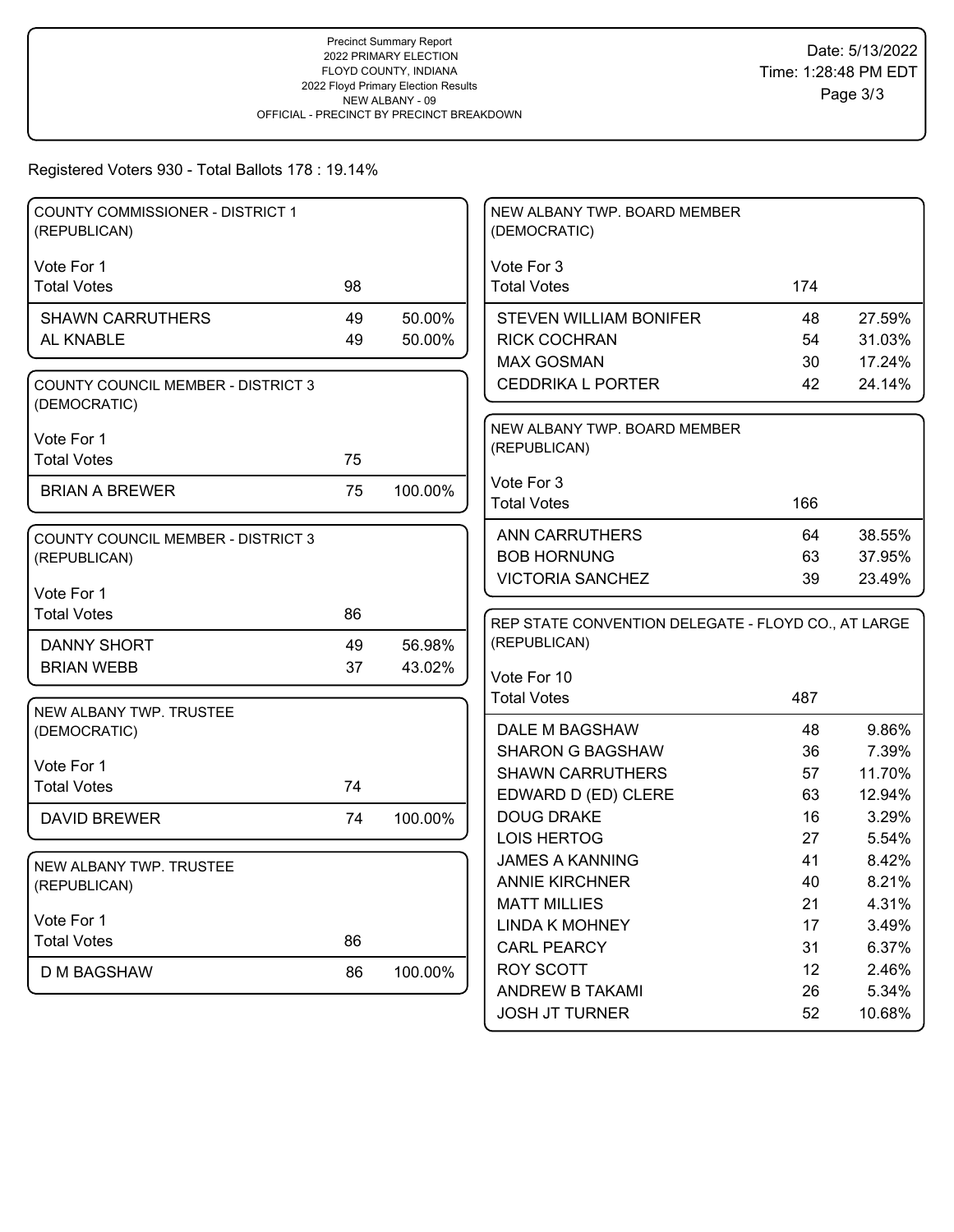Precinct Summary Report
2022 PRIMARY ELECTION
FLOYD COUNTY, INDIANA
2022 Floyd Primary Election Results
NEW ALBANY - 09
OFFICIAL - PRECINCT BY PRECINCT BREAKDOWN

Date: 5/13/2022
Time: 1:28:48 PM EDT

Registered Voters 930 - Total Ballots 178 : 19.14%

### COUNTY COMMISSIONER - DISTRICT 1 (REPUBLICAN)

Vote For 1

| Total Votes | 98 | |
|---|---|---|
| SHAWN CARRUTHERS | 49 | 50.00% |
| AL KNABLE | 49 | 50.00% |

### COUNTY COUNCIL MEMBER - DISTRICT 3 (DEMOCRATIC)

Vote For 1

| Total Votes | 75 | |
|---|---|---|
| BRIAN A BREWER | 75 | 100.00% |

### COUNTY COUNCIL MEMBER - DISTRICT 3 (REPUBLICAN)

Vote For 1

| Total Votes | 86 | |
|---|---|---|
| DANNY SHORT | 49 | 56.98% |
| BRIAN WEBB | 37 | 43.02% |

### NEW ALBANY TWP. TRUSTEE (DEMOCRATIC)

Vote For 1

| Total Votes | 74 | |
|---|---|---|
| DAVID BREWER | 74 | 100.00% |

### NEW ALBANY TWP. TRUSTEE (REPUBLICAN)

Vote For 1

| Total Votes | 86 | |
|---|---|---|
| D M BAGSHAW | 86 | 100.00% |

### NEW ALBANY TWP. BOARD MEMBER (DEMOCRATIC)

Vote For 3

| Total Votes | 174 | |
|---|---|---|
| STEVEN WILLIAM BONIFER | 48 | 27.59% |
| RICK COCHRAN | 54 | 31.03% |
| MAX GOSMAN | 30 | 17.24% |
| CEDDRIKA L PORTER | 42 | 24.14% |

### NEW ALBANY TWP. BOARD MEMBER (REPUBLICAN)

Vote For 3

| Total Votes | 166 | |
|---|---|---|
| ANN CARRUTHERS | 64 | 38.55% |
| BOB HORNUNG | 63 | 37.95% |
| VICTORIA SANCHEZ | 39 | 23.49% |

### REP STATE CONVENTION DELEGATE - FLOYD CO., AT LARGE (REPUBLICAN)

Vote For 10

| Total Votes | 487 | |
|---|---|---|
| DALE M BAGSHAW | 48 | 9.86% |
| SHARON G BAGSHAW | 36 | 7.39% |
| SHAWN CARRUTHERS | 57 | 11.70% |
| EDWARD D (ED) CLERE | 63 | 12.94% |
| DOUG DRAKE | 16 | 3.29% |
| LOIS HERTOG | 27 | 5.54% |
| JAMES A KANNING | 41 | 8.42% |
| ANNIE KIRCHNER | 40 | 8.21% |
| MATT MILLIES | 21 | 4.31% |
| LINDA K MOHNEY | 17 | 3.49% |
| CARL PEARCY | 31 | 6.37% |
| ROY SCOTT | 12 | 2.46% |
| ANDREW B TAKAMI | 26 | 5.34% |
| JOSH JT TURNER | 52 | 10.68% |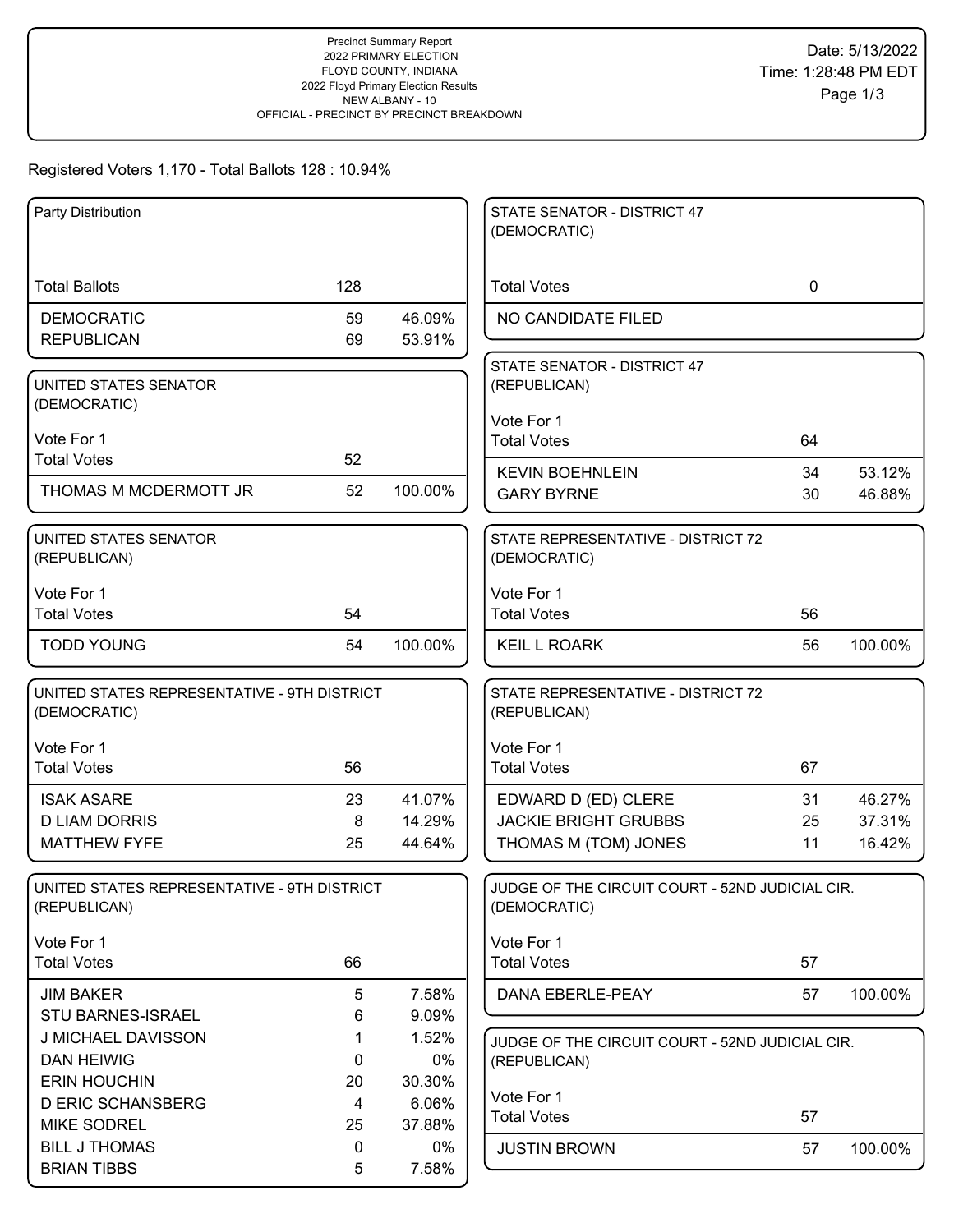Precinct Summary Report
2022 PRIMARY ELECTION
FLOYD COUNTY, INDIANA
2022 Floyd Primary Election Results
NEW ALBANY - 10
OFFICIAL - PRECINCT BY PRECINCT BREAKDOWN

Date: 5/13/2022
Time: 1:28:48 PM EDT

Registered Voters 1,170 - Total Ballots 128 : 10.94%

**Party Distribution**

| | | |
|---|---|---|
| Total Ballots | 128 | |
| DEMOCRATIC | 59 | 46.09% |
| REPUBLICAN | 69 | 53.91% |

**UNITED STATES SENATOR (DEMOCRATIC)**

Vote For 1

| | | |
|---|---|---|
| Total Votes | 52 | |
| THOMAS M MCDERMOTT JR | 52 | 100.00% |

**UNITED STATES SENATOR (REPUBLICAN)**

Vote For 1

| | | |
|---|---|---|
| Total Votes | 54 | |
| TODD YOUNG | 54 | 100.00% |

**UNITED STATES REPRESENTATIVE - 9TH DISTRICT (DEMOCRATIC)**

Vote For 1

| | | |
|---|---|---|
| Total Votes | 56 | |
| ISAK ASARE | 23 | 41.07% |
| D LIAM DORRIS | 8 | 14.29% |
| MATTHEW FYFE | 25 | 44.64% |

**UNITED STATES REPRESENTATIVE - 9TH DISTRICT (REPUBLICAN)**

Vote For 1

| | | |
|---|---|---|
| Total Votes | 66 | |
| JIM BAKER | 5 | 7.58% |
| STU BARNES-ISRAEL | 6 | 9.09% |
| J MICHAEL DAVISSON | 1 | 1.52% |
| DAN HEIWIG | 0 | 0% |
| ERIN HOUCHIN | 20 | 30.30% |
| D ERIC SCHANSBERG | 4 | 6.06% |
| MIKE SODREL | 25 | 37.88% |
| BILL J THOMAS | 0 | 0% |
| BRIAN TIBBS | 5 | 7.58% |

**STATE SENATOR - DISTRICT 47 (DEMOCRATIC)**

| | | |
|---|---|---|
| Total Votes | 0 | |
| NO CANDIDATE FILED | | |

**STATE SENATOR - DISTRICT 47 (REPUBLICAN)**

Vote For 1

| | | |
|---|---|---|
| Total Votes | 64 | |
| KEVIN BOEHNLEIN | 34 | 53.12% |
| GARY BYRNE | 30 | 46.88% |

**STATE REPRESENTATIVE - DISTRICT 72 (DEMOCRATIC)**

Vote For 1

| | | |
|---|---|---|
| Total Votes | 56 | |
| KEIL L ROARK | 56 | 100.00% |

**STATE REPRESENTATIVE - DISTRICT 72 (REPUBLICAN)**

Vote For 1

| | | |
|---|---|---|
| Total Votes | 67 | |
| EDWARD D (ED) CLERE | 31 | 46.27% |
| JACKIE BRIGHT GRUBBS | 25 | 37.31% |
| THOMAS M (TOM) JONES | 11 | 16.42% |

**JUDGE OF THE CIRCUIT COURT - 52ND JUDICIAL CIR. (DEMOCRATIC)**

Vote For 1

| | | |
|---|---|---|
| Total Votes | 57 | |
| DANA EBERLE-PEAY | 57 | 100.00% |

**JUDGE OF THE CIRCUIT COURT - 52ND JUDICIAL CIR. (REPUBLICAN)**

Vote For 1

| | | |
|---|---|---|
| Total Votes | 57 | |
| JUSTIN BROWN | 57 | 100.00% |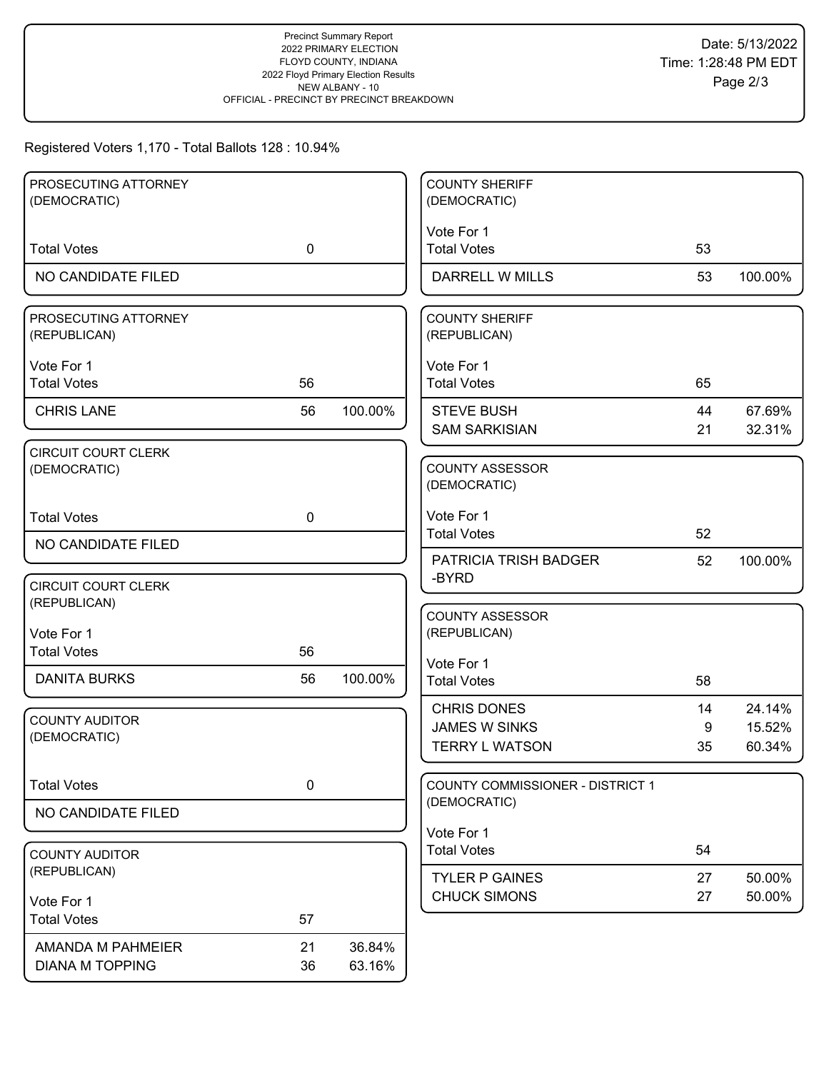Precinct Summary Report
2022 PRIMARY ELECTION
FLOYD COUNTY, INDIANA
2022 Floyd Primary Election Results
NEW ALBANY - 10
OFFICIAL - PRECINCT BY PRECINCT BREAKDOWN

Date: 5/13/2022
Time: 1:28:48 PM EDT

Registered Voters 1,170 - Total Balloted 128 : 10.94%

### PROSECUTING ATTORNEY (DEMOCRATIC)

| | | |
|---|---|---|
| Total Votes | 0 | |
| NO CANDIDATE FILED | | |

### PROSECUTING ATTORNEY (REPUBLICAN)

Vote For 1

| | | |
|---|---|---|
| Total Votes | 56 | |
| CHRIS LANE | 56 | 100.00% |

### CIRCUIT COURT CLERK (DEMOCRATIC)

| | | |
|---|---|---|
| Total Votes | 0 | |
| NO CANDIDATE FILED | | |

### CIRCUIT COURT CLERK (REPUBLICAN)

Vote For 1

| | | |
|---|---|---|
| Total Votes | 56 | |
| DANITA BURKS | 56 | 100.00% |

### COUNTY AUDITOR (DEMOCRATIC)

| | | |
|---|---|---|
| Total Votes | 0 | |
| NO CANDIDATE FILED | | |

### COUNTY AUDITOR (REPUBLICAN)

Vote For 1

| | | |
|---|---|---|
| Total Votes | 57 | |
| AMANDA M PAHMEIER | 21 | 36.84% |
| DIANA M TOPPING | 36 | 63.16% |

### COUNTY SHERIFF (DEMOCRATIC)

Vote For 1

| | | |
|---|---|---|
| Total Votes | 53 | |
| DARRELL W MILLS | 53 | 100.00% |

### COUNTY SHERIFF (REPUBLICAN)

Vote For 1

| | | |
|---|---|---|
| Total Votes | 65 | |
| STEVE BUSH | 44 | 67.69% |
| SAM SARKISIAN | 21 | 32.31% |

### COUNTY ASSESSOR (DEMOCRATIC)

Vote For 1

| | | |
|---|---|---|
| Total Votes | 52 | |
| PATRICIA TRISH BADGER -BYRD | 52 | 100.00% |

### COUNTY ASSESSOR (REPUBLICAN)

Vote For 1

| | | |
|---|---|---|
| Total Votes | 58 | |
| CHRIS DONES | 14 | 24.14% |
| JAMES W SINKS | 9 | 15.52% |
| TERRY L WATSON | 35 | 60.34% |

### COUNTY COMMISSIONER - DISTRICT 1 (DEMOCRATIC)

Vote For 1

| | | |
|---|---|---|
| Total Votes | 54 | |
| TYLER P GAINES | 27 | 50.00% |
| CHUCK SIMONS | 27 | 50.00% |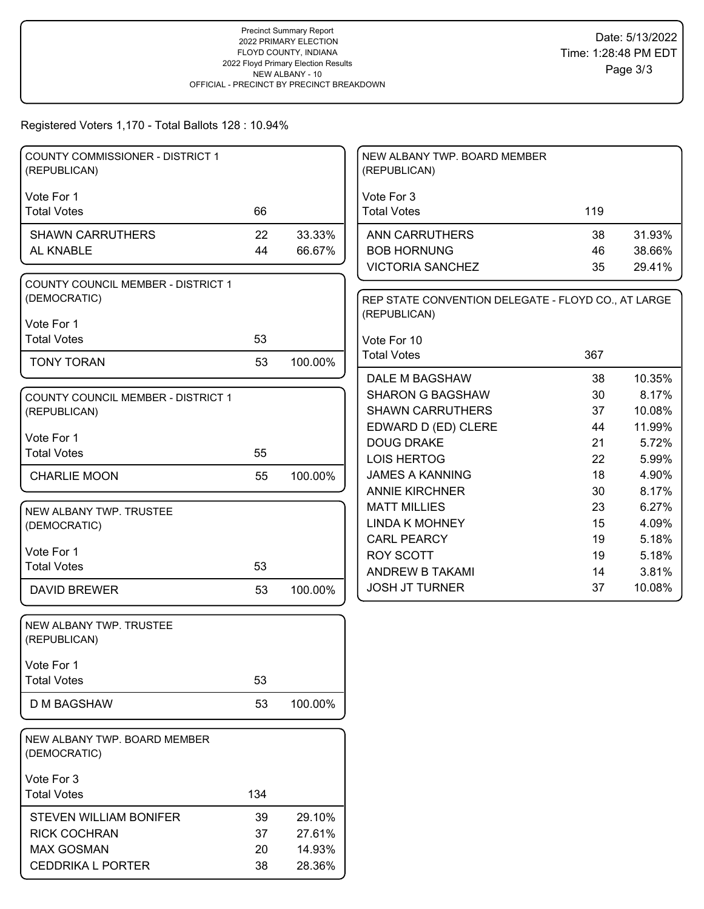Precinct Summary Report
2022 PRIMARY ELECTION
FLOYD COUNTY, INDIANA
2022 Floyd Primary Election Results
NEW ALBANY - 10
OFFICIAL - PRECINCT BY PRECINCT BREAKDOWN

Date: 5/13/2022
Time: 1:28:48 PM EDT

Registered Voters 1,170 - Total Ballots 128 : 10.94%

## COUNTY COMMISSIONER - DISTRICT 1 (REPUBLICAN)

Vote For 1

| Total Votes | 66 | |
|---|---|---|
| SHAWN CARRUTHERS | 22 | 33.33% |
| AL KNABLE | 44 | 66.67% |

## COUNTY COUNCIL MEMBER - DISTRICT 1 (DEMOCRATIC)

Vote For 1

| Total Votes | 53 | |
|---|---|---|
| TONY TORAN | 53 | 100.00% |

## COUNTY COUNCIL MEMBER - DISTRICT 1 (REPUBLICAN)

Vote For 1

| Total Votes | 55 | |
|---|---|---|
| CHARLIE MOON | 55 | 100.00% |

## NEW ALBANY TWP. TRUSTEE (DEMOCRATIC)

Vote For 1

| Total Votes | 53 | |
|---|---|---|
| DAVID BREWER | 53 | 100.00% |

## NEW ALBANY TWP. TRUSTEE (REPUBLICAN)

Vote For 1

| Total Votes | 53 | |
|---|---|---|
| D M BAGSHAW | 53 | 100.00% |

## NEW ALBANY TWP. BOARD MEMBER (DEMOCRATIC)

Vote For 3

| Total Votes | 134 | |
|---|---|---|
| STEVEN WILLIAM BONIFER | 39 | 29.10% |
| RICK COCHRAN | 37 | 27.61% |
| MAX GOSMAN | 20 | 14.93% |
| CEDDRIKA L PORTER | 38 | 28.36% |

## NEW ALBANY TWP. BOARD MEMBER (REPUBLICAN)

Vote For 3

| Total Votes | 119 | |
|---|---|---|
| ANN CARRUTHERS | 38 | 31.93% |
| BOB HORNUNG | 46 | 38.66% |
| VICTORIA SANCHEZ | 35 | 29.41% |

## REP STATE CONVENTION DELEGATE - FLOYD CO., AT LARGE (REPUBLICAN)

Vote For 10

| Total Votes | 367 | |
|---|---|---|
| DALE M BAGSHAW | 38 | 10.35% |
| SHARON G BAGSHAW | 30 | 8.17% |
| SHAWN CARRUTHERS | 37 | 10.08% |
| EDWARD D (ED) CLERE | 44 | 11.99% |
| DOUG DRAKE | 21 | 5.72% |
| LOIS HERTOG | 22 | 5.99% |
| JAMES A KANNING | 18 | 4.90% |
| ANNIE KIRCHNER | 30 | 8.17% |
| MATT MILLIES | 23 | 6.27% |
| LINDA K MOHNEY | 15 | 4.09% |
| CARL PEARCY | 19 | 5.18% |
| ROY SCOTT | 19 | 5.18% |
| ANDREW B TAKAMI | 14 | 3.81% |
| JOSH JT TURNER | 37 | 10.08% |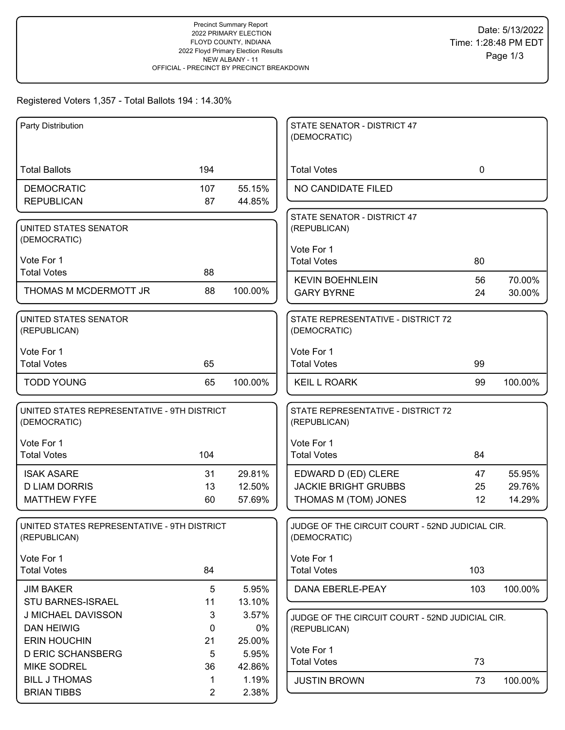Precinct Summary Report
2022 PRIMARY ELECTION
FLOYD COUNTY, INDIANA
2022 Floyd Primary Election Results
NEW ALBANY - 11
OFFICIAL - PRECINCT BY PRECINCT BREAKDOWN

Date: 5/13/2022
Time: 1:28:48 PM EDT

Registered Voters 1,357 - Total Ballots 194 : 14.30%

### Party Distribution

| Total Ballots | 194 | |
|---|---|---|
| DEMOCRATIC | 107 | 55.15% |
| REPUBLICAN | 87 | 44.85% |

### UNITED STATES SENATOR (DEMOCRATIC)

Vote For 1

| Total Votes | 88 | |
|---|---|---|
| THOMAS M MCDERMOTT JR | 88 | 100.00% |

### UNITED STATES SENATOR (REPUBLICAN)

Vote For 1

| Total Votes | 65 | |
|---|---|---|
| TODD YOUNG | 65 | 100.00% |

### UNITED STATES REPRESENTATIVE - 9TH DISTRICT (DEMOCRATIC)

Vote For 1

| Total Votes | 104 | |
|---|---|---|
| ISAK ASARE | 31 | 29.81% |
| D LIAM DORRIS | 13 | 12.50% |
| MATTHEW FYFE | 60 | 57.69% |

### UNITED STATES REPRESENTATIVE - 9TH DISTRICT (REPUBLICAN)

Vote For 1

| Total Votes | 84 | |
|---|---|---|
| JIM BAKER | 5 | 5.95% |
| STU BARNES-ISRAEL | 11 | 13.10% |
| J MICHAEL DAVISSON | 3 | 3.57% |
| DAN HEIWIG | 0 | 0% |
| ERIN HOUCHIN | 21 | 25.00% |
| D ERIC SCHANSBERG | 5 | 5.95% |
| MIKE SODREL | 36 | 42.86% |
| BILL J THOMAS | 1 | 1.19% |
| BRIAN TIBBS | 2 | 2.38% |

### STATE SENATOR - DISTRICT 47 (DEMOCRATIC)

| Total Votes | 0 | |
|---|---|---|
| NO CANDIDATE FILED | | |

### STATE SENATOR - DISTRICT 47 (REPUBLICAN)

Vote For 1

| Total Votes | 80 | |
|---|---|---|
| KEVIN BOEHNLEIN | 56 | 70.00% |
| GARY BYRNE | 24 | 30.00% |

### STATE REPRESENTATIVE - DISTRICT 72 (DEMOCRATIC)

Vote For 1

| Total Votes | 99 | |
|---|---|---|
| KEIL L ROARK | 99 | 100.00% |

### STATE REPRESENTATIVE - DISTRICT 72 (REPUBLICAN)

Vote For 1

| Total Votes | 84 | |
|---|---|---|
| EDWARD D (ED) CLERE | 47 | 55.95% |
| JACKIE BRIGHT GRUBBS | 25 | 29.76% |
| THOMAS M (TOM) JONES | 12 | 14.29% |

### JUDGE OF THE CIRCUIT COURT - 52ND JUDICIAL CIR. (DEMOCRATIC)

Vote For 1

| Total Votes | 103 | |
|---|---|---|
| DANA EBERLE-PEAY | 103 | 100.00% |

### JUDGE OF THE CIRCUIT COURT - 52ND JUDICIAL CIR. (REPUBLICAN)

Vote For 1

| Total Votes | 73 | |
|---|---|---|
| JUSTIN BROWN | 73 | 100.00% |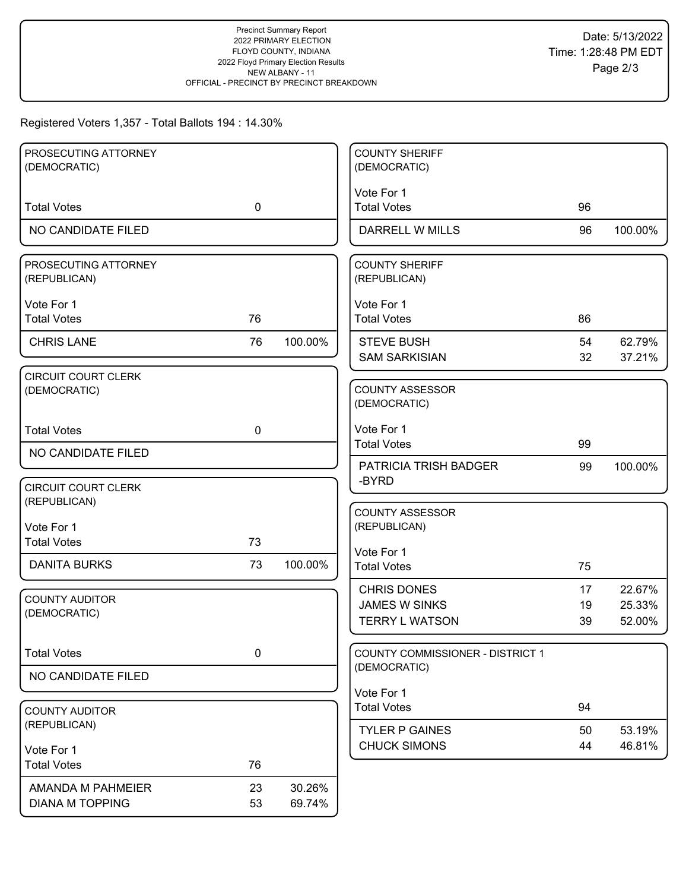Precinct Summary Report
2022 PRIMARY ELECTION
FLOYD COUNTY, INDIANA
2022 Floyd Primary Election Results
NEW ALBANY - 11
OFFICIAL - PRECINCT BY PRECINCT BREAKDOWN

Date: 5/13/2022
Time: 1:28:48 PM EDT

Registered Voters 1,357 - Total Ballots 194 : 14.30%

### PROSECUTING ATTORNEY (DEMOCRATIC)

| | | |
|---|---|---|
| Total Votes | 0 | |
| NO CANDIDATE FILED | | |

### PROSECUTING ATTORNEY (REPUBLICAN)

Vote For 1

| | | |
|---|---|---|
| Total Votes | 76 | |
| CHRIS LANE | 76 | 100.00% |

### CIRCUIT COURT CLERK (DEMOCRATIC)

| | | |
|---|---|---|
| Total Votes | 0 | |
| NO CANDIDATE FILED | | |

### CIRCUIT COURT CLERK (REPUBLICAN)

Vote For 1

| | | |
|---|---|---|
| Total Votes | 73 | |
| DANITA BURKS | 73 | 100.00% |

### COUNTY AUDITOR (DEMOCRATIC)

| | | |
|---|---|---|
| Total Votes | 0 | |
| NO CANDIDATE FILED | | |

### COUNTY AUDITOR (REPUBLICAN)

Vote For 1

| | | |
|---|---|---|
| Total Votes | 76 | |
| AMANDA M PAHMEIER | 23 | 30.26% |
| DIANA M TOPPING | 53 | 69.74% |

### COUNTY SHERIFF (DEMOCRATIC)

Vote For 1

| | | |
|---|---|---|
| Total Votes | 96 | |
| DARRELL W MILLS | 96 | 100.00% |

### COUNTY SHERIFF (REPUBLICAN)

Vote For 1

| | | |
|---|---|---|
| Total Votes | 86 | |
| STEVE BUSH | 54 | 62.79% |
| SAM SARKISIAN | 32 | 37.21% |

### COUNTY ASSESSOR (DEMOCRATIC)

Vote For 1

| | | |
|---|---|---|
| Total Votes | 99 | |
| PATRICIA TRISH BADGER -BYRD | 99 | 100.00% |

### COUNTY ASSESSOR (REPUBLICAN)

Vote For 1

| | | |
|---|---|---|
| Total Votes | 75 | |
| CHRIS DONES | 17 | 22.67% |
| JAMES W SINKS | 19 | 25.33% |
| TERRY L WATSON | 39 | 52.00% |

### COUNTY COMMISSIONER - DISTRICT 1 (DEMOCRATIC)

Vote For 1

| | | |
|---|---|---|
| Total Votes | 94 | |
| TYLER P GAINES | 50 | 53.19% |
| CHUCK SIMONS | 44 | 46.81% |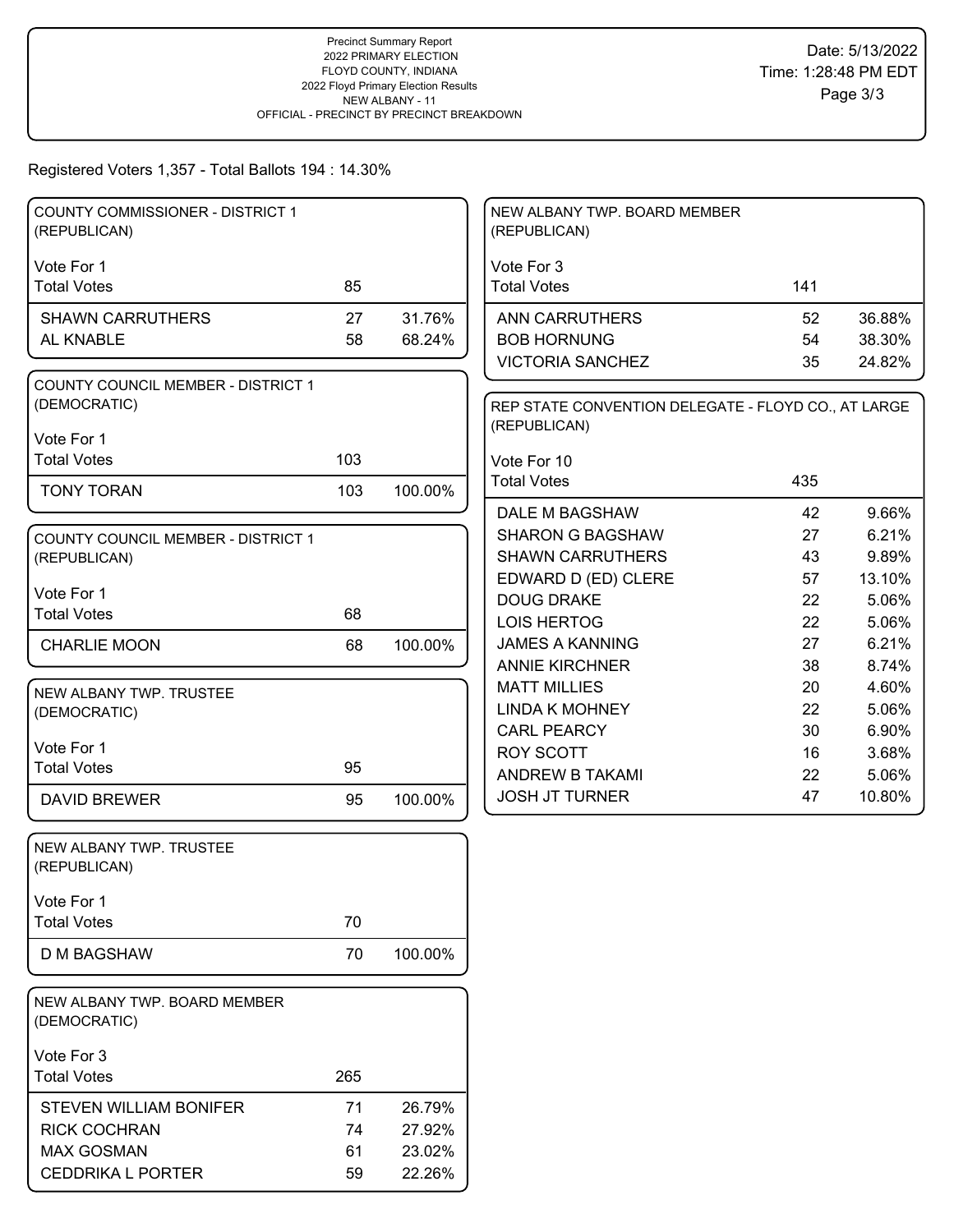Precinct Summary Report
2022 PRIMARY ELECTION
FLOYD COUNTY, INDIANA
2022 Floyd Primary Election Results
NEW ALBANY - 11
OFFICIAL - PRECINCT BY PRECINCT BREAKDOWN

Date: 5/13/2022
Time: 1:28:48 PM EDT

Registered Voters 1,357 - Total Ballots 194 : 14.30%

## COUNTY COMMISSIONER - DISTRICT 1 (REPUBLICAN)

Vote For 1

| Total Votes | 85 | |
|---|---|---|
| SHAWN CARRUTHERS | 27 | 31.76% |
| AL KNABLE | 58 | 68.24% |

## COUNTY COUNCIL MEMBER - DISTRICT 1 (DEMOCRATIC)

Vote For 1

| Total Votes | 103 | |
|---|---|---|
| TONY TORAN | 103 | 100.00% |

## COUNTY COUNCIL MEMBER - DISTRICT 1 (REPUBLICAN)

Vote For 1

| Total Votes | 68 | |
|---|---|---|
| CHARLIE MOON | 68 | 100.00% |

## NEW ALBANY TWP. TRUSTEE (DEMOCRATIC)

Vote For 1

| Total Votes | 95 | |
|---|---|---|
| DAVID BREWER | 95 | 100.00% |

## NEW ALBANY TWP. TRUSTEE (REPUBLICAN)

Vote For 1

| Total Votes | 70 | |
|---|---|---|
| D M BAGSHAW | 70 | 100.00% |

## NEW ALBANY TWP. BOARD MEMBER (DEMOCRATIC)

Vote For 3

| Total Votes | 265 | |
|---|---|---|
| STEVEN WILLIAM BONIFER | 71 | 26.79% |
| RICK COCHRAN | 74 | 27.92% |
| MAX GOSMAN | 61 | 23.02% |
| CEDDRIKA L PORTER | 59 | 22.26% |

## NEW ALBANY TWP. BOARD MEMBER (REPUBLICAN)

Vote For 3

| Total Votes | 141 | |
|---|---|---|
| ANN CARRUTHERS | 52 | 36.88% |
| BOB HORNUNG | 54 | 38.30% |
| VICTORIA SANCHEZ | 35 | 24.82% |

## REP STATE CONVENTION DELEGATE - FLOYD CO., AT LARGE (REPUBLICAN)

Vote For 10

| Total Votes | 435 | |
|---|---|---|
| DALE M BAGSHAW | 42 | 9.66% |
| SHARON G BAGSHAW | 27 | 6.21% |
| SHAWN CARRUTHERS | 43 | 9.89% |
| EDWARD D (ED) CLERE | 57 | 13.10% |
| DOUG DRAKE | 22 | 5.06% |
| LOIS HERTOG | 22 | 5.06% |
| JAMES A KANNING | 27 | 6.21% |
| ANNIE KIRCHNER | 38 | 8.74% |
| MATT MILLIES | 20 | 4.60% |
| LINDA K MOHNEY | 22 | 5.06% |
| CARL PEARCY | 30 | 6.90% |
| ROY SCOTT | 16 | 3.68% |
| ANDREW B TAKAMI | 22 | 5.06% |
| JOSH JT TURNER | 47 | 10.80% |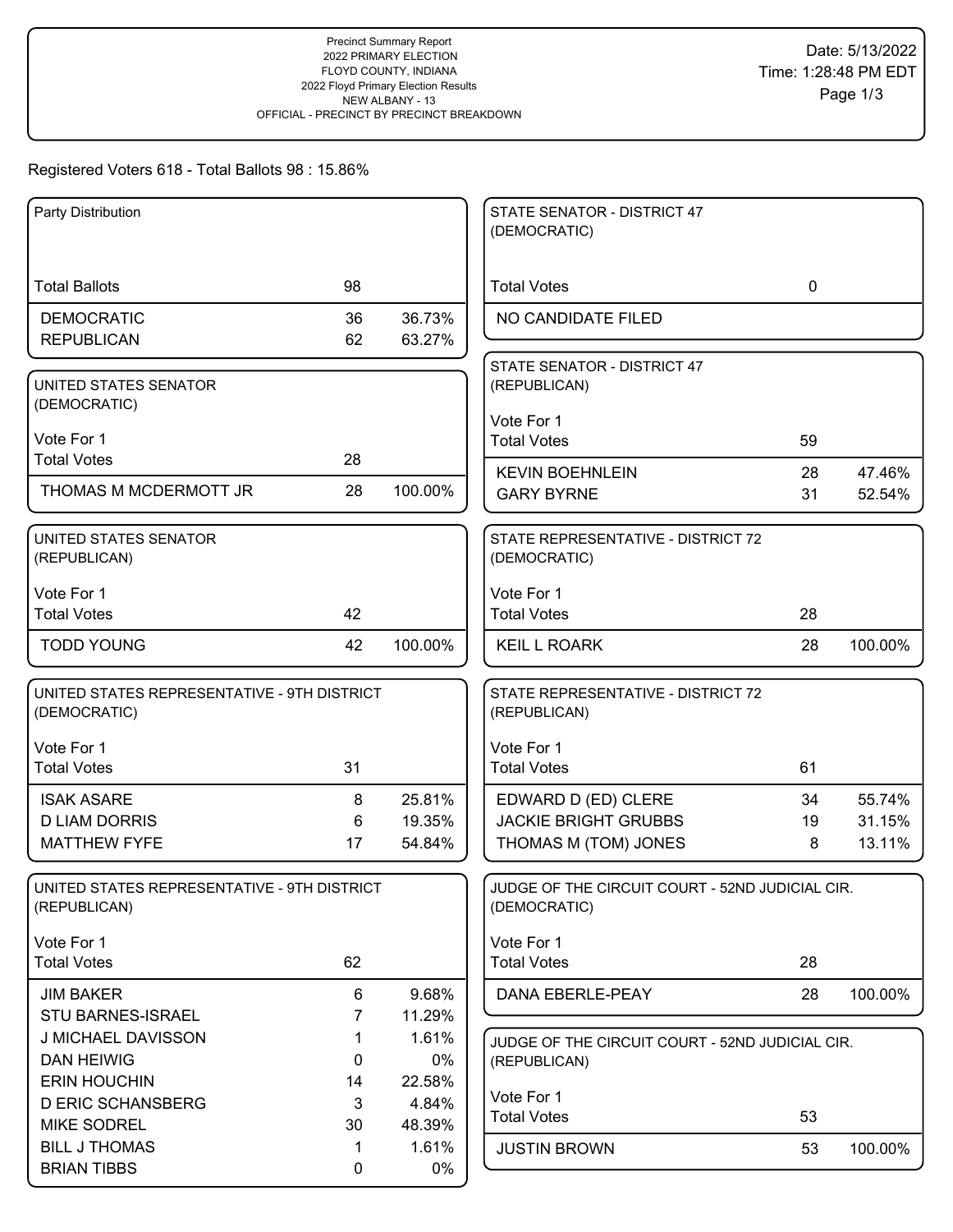Precinct Summary Report
2022 PRIMARY ELECTION
FLOYD COUNTY, INDIANA
2022 Floyd Primary Election Results
NEW ALBANY - 13
OFFICIAL - PRECINCT BY PRECINCT BREAKDOWN

Date: 5/13/2022
Time: 1:28:48 PM EDT

Registered Voters 618 - Total Ballots 98 : 15.86%

**Party Distribution**

| | | |
|---|---|---|
| Total Ballots | 98 | |
| DEMOCRATIC | 36 | 36.73% |
| REPUBLICAN | 62 | 63.27% |

**UNITED STATES SENATOR (DEMOCRATIC)**

Vote For 1

| | | |
|---|---|---|
| Total Votes | 28 | |
| THOMAS M MCDERMOTT JR | 28 | 100.00% |

**UNITED STATES SENATOR (REPUBLICAN)**

Vote For 1

| | | |
|---|---|---|
| Total Votes | 42 | |
| TODD YOUNG | 42 | 100.00% |

**UNITED STATES REPRESENTATIVE - 9TH DISTRICT (DEMOCRATIC)**

Vote For 1

| | | |
|---|---|---|
| Total Votes | 31 | |
| ISAK ASARE | 8 | 25.81% |
| D LIAM DORRIS | 6 | 19.35% |
| MATTHEW FYFE | 17 | 54.84% |

**UNITED STATES REPRESENTATIVE - 9TH DISTRICT (REPUBLICAN)**

Vote For 1

| | | |
|---|---|---|
| Total Votes | 62 | |
| JIM BAKER | 6 | 9.68% |
| STU BARNES-ISRAEL | 7 | 11.29% |
| J MICHAEL DAVISSON | 1 | 1.61% |
| DAN HEIWIG | 0 | 0% |
| ERIN HOUCHIN | 14 | 22.58% |
| D ERIC SCHANSBERG | 3 | 4.84% |
| MIKE SODREL | 30 | 48.39% |
| BILL J THOMAS | 1 | 1.61% |
| BRIAN TIBBS | 0 | 0% |

**STATE SENATOR - DISTRICT 47 (DEMOCRATIC)**

| | | |
|---|---|---|
| Total Votes | 0 | |
| NO CANDIDATE FILED | | |

**STATE SENATOR - DISTRICT 47 (REPUBLICAN)**

Vote For 1

| | | |
|---|---|---|
| Total Votes | 59 | |
| KEVIN BOEHNLEIN | 28 | 47.46% |
| GARY BYRNE | 31 | 52.54% |

**STATE REPRESENTATIVE - DISTRICT 72 (DEMOCRATIC)**

Vote For 1

| | | |
|---|---|---|
| Total Votes | 28 | |
| KEIL L ROARK | 28 | 100.00% |

**STATE REPRESENTATIVE - DISTRICT 72 (REPUBLICAN)**

Vote For 1

| | | |
|---|---|---|
| Total Votes | 61 | |
| EDWARD D (ED) CLERE | 34 | 55.74% |
| JACKIE BRIGHT GRUBBS | 19 | 31.15% |
| THOMAS M (TOM) JONES | 8 | 13.11% |

**JUDGE OF THE CIRCUIT COURT - 52ND JUDICIAL CIR. (DEMOCRATIC)**

Vote For 1

| | | |
|---|---|---|
| Total Votes | 28 | |
| DANA EBERLE-PEAY | 28 | 100.00% |

**JUDGE OF THE CIRCUIT COURT - 52ND JUDICIAL CIR. (REPUBLICAN)**

Vote For 1

| | | |
|---|---|---|
| Total Votes | 53 | |
| JUSTIN BROWN | 53 | 100.00% |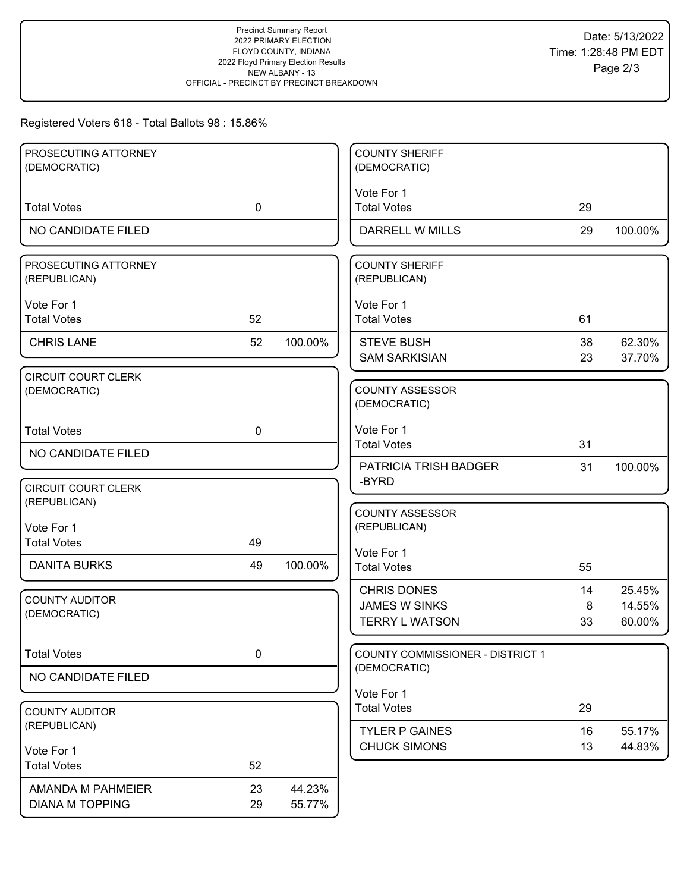Precinct Summary Report
2022 PRIMARY ELECTION
FLOYD COUNTY, INDIANA
2022 Floyd Primary Election Results
NEW ALBANY - 13
OFFICIAL - PRECINCT BY PRECINCT BREAKDOWN

Date: 5/13/2022
Time: 1:28:48 PM EDT

Registered Voters 618 - Total Ballots 98 : 15.86%

## PROSECUTING ATTORNEY (DEMOCRATIC)

| | | |
|---|---|---|
| Total Votes | 0 | |
| NO CANDIDATE FILED | | |

## PROSECUTING ATTORNEY (REPUBLICAN)

Vote For 1

| | | |
|---|---|---|
| Total Votes | 52 | |
| CHRIS LANE | 52 | 100.00% |

## CIRCUIT COURT CLERK (DEMOCRATIC)

| | | |
|---|---|---|
| Total Votes | 0 | |
| NO CANDIDATE FILED | | |

## CIRCUIT COURT CLERK (REPUBLICAN)

Vote For 1

| | | |
|---|---|---|
| Total Votes | 49 | |
| DANITA BURKS | 49 | 100.00% |

## COUNTY AUDITOR (DEMOCRATIC)

| | | |
|---|---|---|
| Total Votes | 0 | |
| NO CANDIDATE FILED | | |

## COUNTY AUDITOR (REPUBLICAN)

Vote For 1

| | | |
|---|---|---|
| Total Votes | 52 | |
| AMANDA M PAHMEIER | 23 | 44.23% |
| DIANA M TOPPING | 29 | 55.77% |

## COUNTY SHERIFF (DEMOCRATIC)

Vote For 1

| | | |
|---|---|---|
| Total Votes | 29 | |
| DARRELL W MILLS | 29 | 100.00% |

## COUNTY SHERIFF (REPUBLICAN)

Vote For 1

| | | |
|---|---|---|
| Total Votes | 61 | |
| STEVE BUSH | 38 | 62.30% |
| SAM SARKISIAN | 23 | 37.70% |

## COUNTY ASSESSOR (DEMOCRATIC)

Vote For 1

| | | |
|---|---|---|
| Total Votes | 31 | |
| PATRICIA TRISH BADGER -BYRD | 31 | 100.00% |

## COUNTY ASSESSOR (REPUBLICAN)

Vote For 1

| | | |
|---|---|---|
| Total Votes | 55 | |
| CHRIS DONES | 14 | 25.45% |
| JAMES W SINKS | 8 | 14.55% |
| TERRY L WATSON | 33 | 60.00% |

## COUNTY COMMISSIONER - DISTRICT 1 (DEMOCRATIC)

Vote For 1

| | | |
|---|---|---|
| Total Votes | 29 | |
| TYLER P GAINES | 16 | 55.17% |
| CHUCK SIMONS | 13 | 44.83% |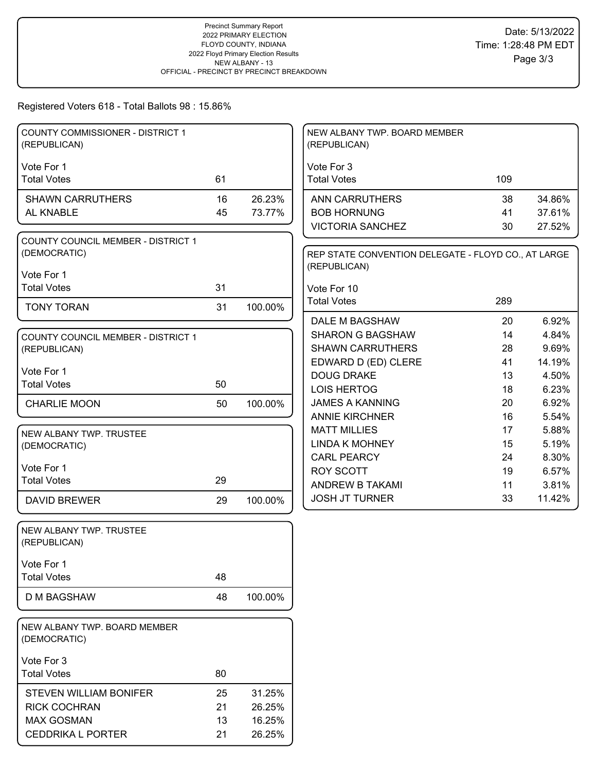Precinct Summary Report
2022 PRIMARY ELECTION
FLOYD COUNTY, INDIANA
2022 Floyd Primary Election Results
NEW ALBANY - 13
OFFICIAL - PRECINCT BY PRECINCT BREAKDOWN

Date: 5/13/2022
Time: 1:28:48 PM EDT

Registered Voters 618 - Total Ballots 98 : 15.86%

**COUNTY COMMISSIONER - DISTRICT 1 (REPUBLICAN)**

Vote For 1

| Total Votes | 61 | |
|---|---|---|
| SHAWN CARRUTHERS | 16 | 26.23% |
| AL KNABLE | 45 | 73.77% |

**COUNTY COUNCIL MEMBER - DISTRICT 1 (DEMOCRATIC)**

Vote For 1

| Total Votes | 31 | |
|---|---|---|
| TONY TORAN | 31 | 100.00% |

**COUNTY COUNCIL MEMBER - DISTRICT 1 (REPUBLICAN)**

Vote For 1

| Total Votes | 50 | |
|---|---|---|
| CHARLIE MOON | 50 | 100.00% |

**NEW ALBANY TWP. TRUSTEE (DEMOCRATIC)**

Vote For 1

| Total Votes | 29 | |
|---|---|---|
| DAVID BREWER | 29 | 100.00% |

**NEW ALBANY TWP. TRUSTEE (REPUBLICAN)**

Vote For 1

| Total Votes | 48 | |
|---|---|---|
| D M BAGSHAW | 48 | 100.00% |

**NEW ALBANY TWP. BOARD MEMBER (DEMOCRATIC)**

Vote For 3

| Total Votes | 80 | |
|---|---|---|
| STEVEN WILLIAM BONIFER | 25 | 31.25% |
| RICK COCHRAN | 21 | 26.25% |
| MAX GOSMAN | 13 | 16.25% |
| CEDDRIKA L PORTER | 21 | 26.25% |

**NEW ALBANY TWP. BOARD MEMBER (REPUBLICAN)**

Vote For 3

| Total Votes | 109 | |
|---|---|---|
| ANN CARRUTHERS | 38 | 34.86% |
| BOB HORNUNG | 41 | 37.61% |
| VICTORIA SANCHEZ | 30 | 27.52% |

**REP STATE CONVENTION DELEGATE - FLOYD CO., AT LARGE (REPUBLICAN)**

Vote For 10

| Total Votes | 289 | |
|---|---|---|
| DALE M BAGSHAW | 20 | 6.92% |
| SHARON G BAGSHAW | 14 | 4.84% |
| SHAWN CARRUTHERS | 28 | 9.69% |
| EDWARD D (ED) CLERE | 41 | 14.19% |
| DOUG DRAKE | 13 | 4.50% |
| LOIS HERTOG | 18 | 6.23% |
| JAMES A KANNING | 20 | 6.92% |
| ANNIE KIRCHNER | 16 | 5.54% |
| MATT MILLIES | 17 | 5.88% |
| LINDA K MOHNEY | 15 | 5.19% |
| CARL PEARCY | 24 | 8.30% |
| ROY SCOTT | 19 | 6.57% |
| ANDREW B TAKAMI | 11 | 3.81% |
| JOSH JT TURNER | 33 | 11.42% |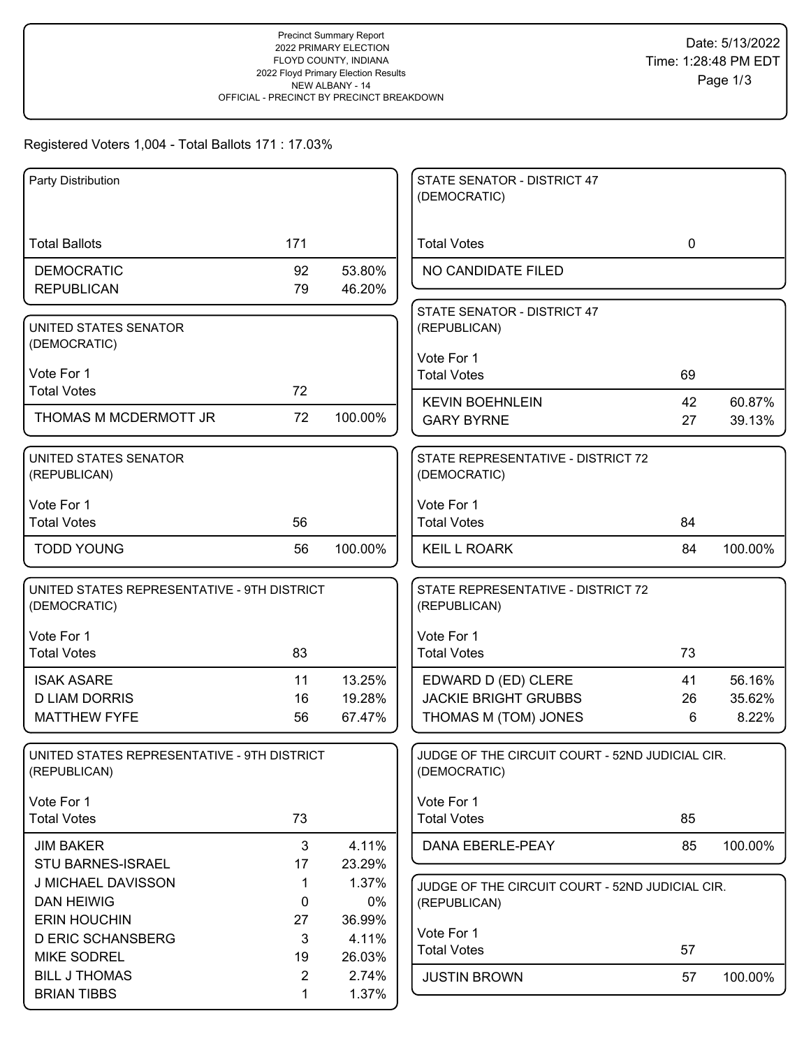Precinct Summary Report
2022 PRIMARY ELECTION
FLOYD COUNTY, INDIANA
2022 Floyd Primary Election Results
NEW ALBANY - 14
OFFICIAL - PRECINCT BY PRECINCT BREAKDOWN

Date: 5/13/2022
Time: 1:28:48 PM EDT

Registered Voters 1,004 - Total Ballots 171 : 17.03%

## Party Distribution

| | | |
|---|---|---|
| Total Ballots | 171 | |
| DEMOCRATIC | 92 | 53.80% |
| REPUBLICAN | 79 | 46.20% |

## UNITED STATES SENATOR (DEMOCRATIC)

Vote For 1

| | | |
|---|---|---|
| Total Votes | 72 | |
| THOMAS M MCDERMOTT JR | 72 | 100.00% |

## UNITED STATES SENATOR (REPUBLICAN)

Vote For 1

| | | |
|---|---|---|
| Total Votes | 56 | |
| TODD YOUNG | 56 | 100.00% |

## UNITED STATES REPRESENTATIVE - 9TH DISTRICT (DEMOCRATIC)

Vote For 1

| | | |
|---|---|---|
| Total Votes | 83 | |
| ISAK ASARE | 11 | 13.25% |
| D LIAM DORRIS | 16 | 19.28% |
| MATTHEW FYFE | 56 | 67.47% |

## UNITED STATES REPRESENTATIVE - 9TH DISTRICT (REPUBLICAN)

Vote For 1

| | | |
|---|---|---|
| Total Votes | 73 | |
| JIM BAKER | 3 | 4.11% |
| STU BARNES-ISRAEL | 17 | 23.29% |
| J MICHAEL DAVISSON | 1 | 1.37% |
| DAN HEIWIG | 0 | 0% |
| ERIN HOUCHIN | 27 | 36.99% |
| D ERIC SCHANSBERG | 3 | 4.11% |
| MIKE SODREL | 19 | 26.03% |
| BILL J THOMAS | 2 | 2.74% |
| BRIAN TIBBS | 1 | 1.37% |

## STATE SENATOR - DISTRICT 47 (DEMOCRATIC)

| | | |
|---|---|---|
| Total Votes | 0 | |
| NO CANDIDATE FILED | | |

## STATE SENATOR - DISTRICT 47 (REPUBLICAN)

Vote For 1

| | | |
|---|---|---|
| Total Votes | 69 | |
| KEVIN BOEHNLEIN | 42 | 60.87% |
| GARY BYRNE | 27 | 39.13% |

## STATE REPRESENTATIVE - DISTRICT 72 (DEMOCRATIC)

Vote For 1

| | | |
|---|---|---|
| Total Votes | 84 | |
| KEIL L ROARK | 84 | 100.00% |

## STATE REPRESENTATIVE - DISTRICT 72 (REPUBLICAN)

Vote For 1

| | | |
|---|---|---|
| Total Votes | 73 | |
| EDWARD D (ED) CLERE | 41 | 56.16% |
| JACKIE BRIGHT GRUBBS | 26 | 35.62% |
| THOMAS M (TOM) JONES | 6 | 8.22% |

## JUDGE OF THE CIRCUIT COURT - 52ND JUDICIAL CIR. (DEMOCRATIC)

Vote For 1

| | | |
|---|---|---|
| Total Votes | 85 | |
| DANA EBERLE-PEAY | 85 | 100.00% |

## JUDGE OF THE CIRCUIT COURT - 52ND JUDICIAL CIR. (REPUBLICAN)

Vote For 1

| | | |
|---|---|---|
| Total Votes | 57 | |
| JUSTIN BROWN | 57 | 100.00% |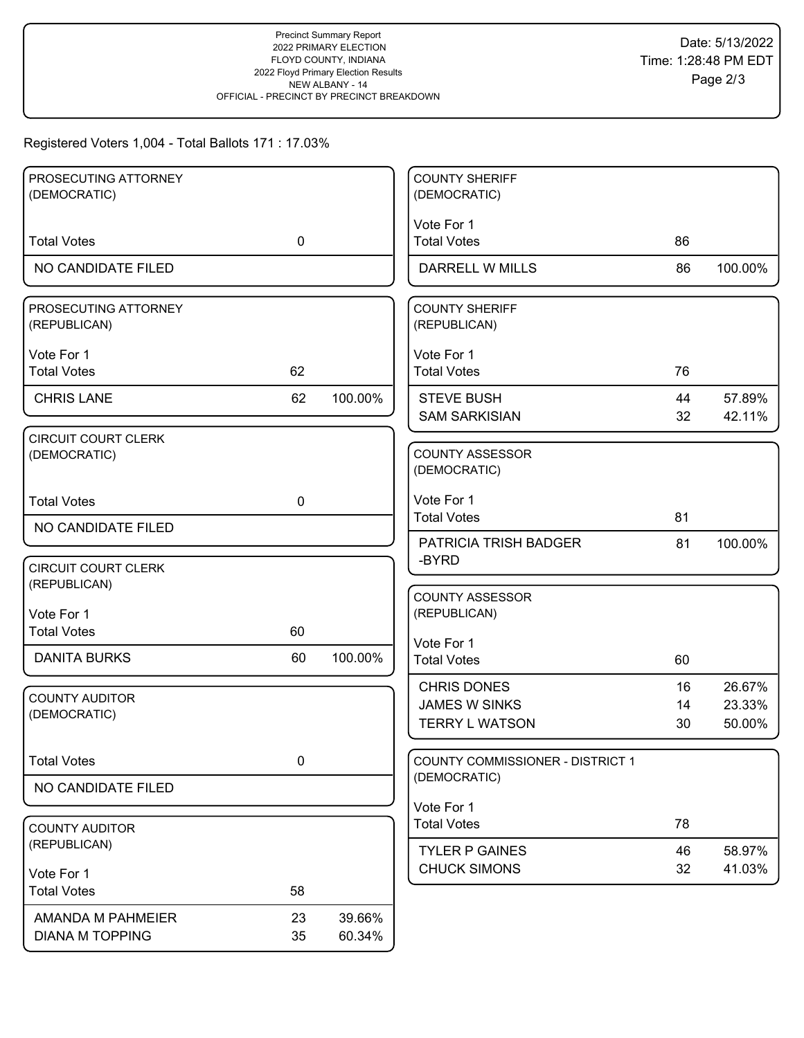Precinct Summary Report
2022 PRIMARY ELECTION
FLOYD COUNTY, INDIANA
2022 Floyd Primary Election Results
NEW ALBANY - 14
OFFICIAL - PRECINCT BY PRECINCT BREAKDOWN

Date: 5/13/2022
Time: 1:28:48 PM EDT

Registered Voters 1,004 - Total Ballots 171 : 17.03%

### PROSECUTING ATTORNEY (DEMOCRATIC)

| | | |
|---|---|---|
| Total Votes | 0 | |
| NO CANDIDATE FILED | | |

### PROSECUTING ATTORNEY (REPUBLICAN)

Vote For 1

| | | |
|---|---|---|
| Total Votes | 62 | |
| CHRIS LANE | 62 | 100.00% |

### CIRCUIT COURT CLERK (DEMOCRATIC)

| | | |
|---|---|---|
| Total Votes | 0 | |
| NO CANDIDATE FILED | | |

### CIRCUIT COURT CLERK (REPUBLICAN)

Vote For 1

| | | |
|---|---|---|
| Total Votes | 60 | |
| DANITA BURKS | 60 | 100.00% |

### COUNTY AUDITOR (DEMOCRATIC)

| | | |
|---|---|---|
| Total Votes | 0 | |
| NO CANDIDATE FILED | | |

### COUNTY AUDITOR (REPUBLICAN)

Vote For 1

| | | |
|---|---|---|
| Total Votes | 58 | |
| AMANDA M PAHMEIER | 23 | 39.66% |
| DIANA M TOPPING | 35 | 60.34% |

### COUNTY SHERIFF (DEMOCRATIC)

Vote For 1

| | | |
|---|---|---|
| Total Votes | 86 | |
| DARRELL W MILLS | 86 | 100.00% |

### COUNTY SHERIFF (REPUBLICAN)

Vote For 1

| | | |
|---|---|---|
| Total Votes | 76 | |
| STEVE BUSH | 44 | 57.89% |
| SAM SARKISIAN | 32 | 42.11% |

### COUNTY ASSESSOR (DEMOCRATIC)

Vote For 1

| | | |
|---|---|---|
| Total Votes | 81 | |
| PATRICIA TRISH BADGER-BYRD | 81 | 100.00% |

### COUNTY ASSESSOR (REPUBLICAN)

Vote For 1

| | | |
|---|---|---|
| Total Votes | 60 | |
| CHRIS DONES | 16 | 26.67% |
| JAMES W SINKS | 14 | 23.33% |
| TERRY L WATSON | 30 | 50.00% |

### COUNTY COMMISSIONER - DISTRICT 1 (DEMOCRATIC)

Vote For 1

| | | |
|---|---|---|
| Total Votes | 78 | |
| TYLER P GAINES | 46 | 58.97% |
| CHUCK SIMONS | 32 | 41.03% |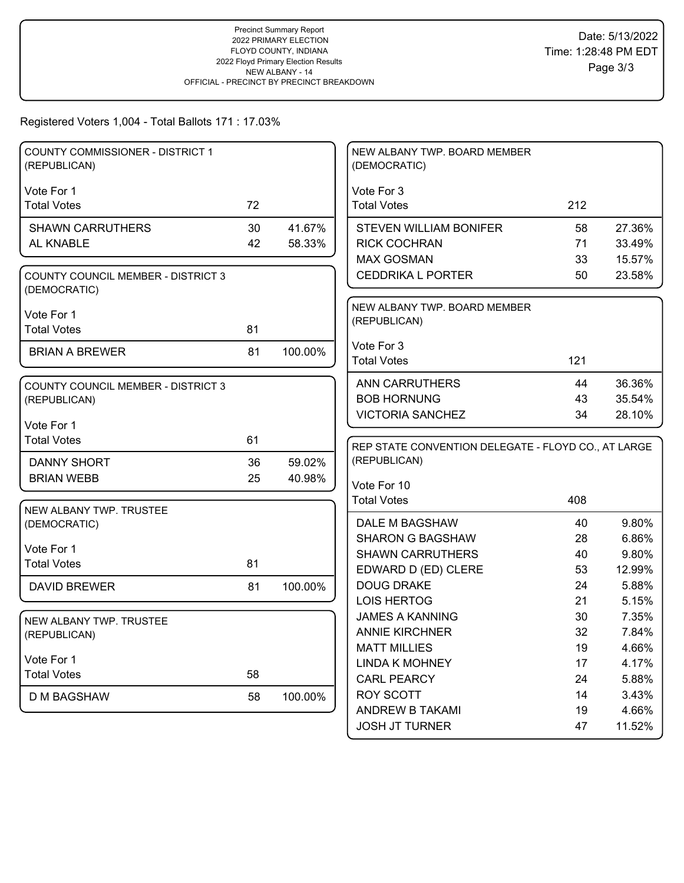Precinct Summary Report
2022 PRIMARY ELECTION
FLOYD COUNTY, INDIANA
2022 Floyd Primary Election Results
NEW ALBANY - 14
OFFICIAL - PRECINCT BY PRECINCT BREAKDOWN

Date: 5/13/2022
Time: 1:28:48 PM EDT

Registered Voters 1,004 - Total Ballots 171 : 17.03%

### COUNTY COMMISSIONER - DISTRICT 1 (REPUBLICAN)

Vote For 1

| | Votes | % |
|---|---|---|
| Total Votes | 72 | |
| SHAWN CARRUTHERS | 30 | 41.67% |
| AL KNABLE | 42 | 58.33% |

### COUNTY COUNCIL MEMBER - DISTRICT 3 (DEMOCRATIC)

Vote For 1

| | Votes | % |
|---|---|---|
| Total Votes | 81 | |
| BRIAN A BREWER | 81 | 100.00% |

### COUNTY COUNCIL MEMBER - DISTRICT 3 (REPUBLICAN)

Vote For 1

| | Votes | % |
|---|---|---|
| Total Votes | 61 | |
| DANNY SHORT | 36 | 59.02% |
| BRIAN WEBB | 25 | 40.98% |

### NEW ALBANY TWP. TRUSTEE (DEMOCRATIC)

Vote For 1

| | Votes | % |
|---|---|---|
| Total Votes | 81 | |
| DAVID BREWER | 81 | 100.00% |

### NEW ALBANY TWP. TRUSTEE (REPUBLICAN)

Vote For 1

| | Votes | % |
|---|---|---|
| Total Votes | 58 | |
| D M BAGSHAW | 58 | 100.00% |

### NEW ALBANY TWP. BOARD MEMBER (DEMOCRATIC)

Vote For 3

| | Votes | % |
|---|---|---|
| Total Votes | 212 | |
| STEVEN WILLIAM BONIFER | 58 | 27.36% |
| RICK COCHRAN | 71 | 33.49% |
| MAX GOSMAN | 33 | 15.57% |
| CEDDRIKA L PORTER | 50 | 23.58% |

### NEW ALBANY TWP. BOARD MEMBER (REPUBLICAN)

Vote For 3

| | Votes | % |
|---|---|---|
| Total Votes | 121 | |
| ANN CARRUTHERS | 44 | 36.36% |
| BOB HORNUNG | 43 | 35.54% |
| VICTORIA SANCHEZ | 34 | 28.10% |

### REP STATE CONVENTION DELEGATE - FLOYD CO., AT LARGE (REPUBLICAN)

Vote For 10

| | Votes | % |
|---|---|---|
| Total Votes | 408 | |
| DALE M BAGSHAW | 40 | 9.80% |
| SHARON G BAGSHAW | 28 | 6.86% |
| SHAWN CARRUTHERS | 40 | 9.80% |
| EDWARD D (ED) CLERE | 53 | 12.99% |
| DOUG DRAKE | 24 | 5.88% |
| LOIS HERTOG | 21 | 5.15% |
| JAMES A KANNING | 30 | 7.35% |
| ANNIE KIRCHNER | 32 | 7.84% |
| MATT MILLIES | 19 | 4.66% |
| LINDA K MOHNEY | 17 | 4.17% |
| CARL PEARCY | 24 | 5.88% |
| ROY SCOTT | 14 | 3.43% |
| ANDREW B TAKAMI | 19 | 4.66% |
| JOSH JT TURNER | 47 | 11.52% |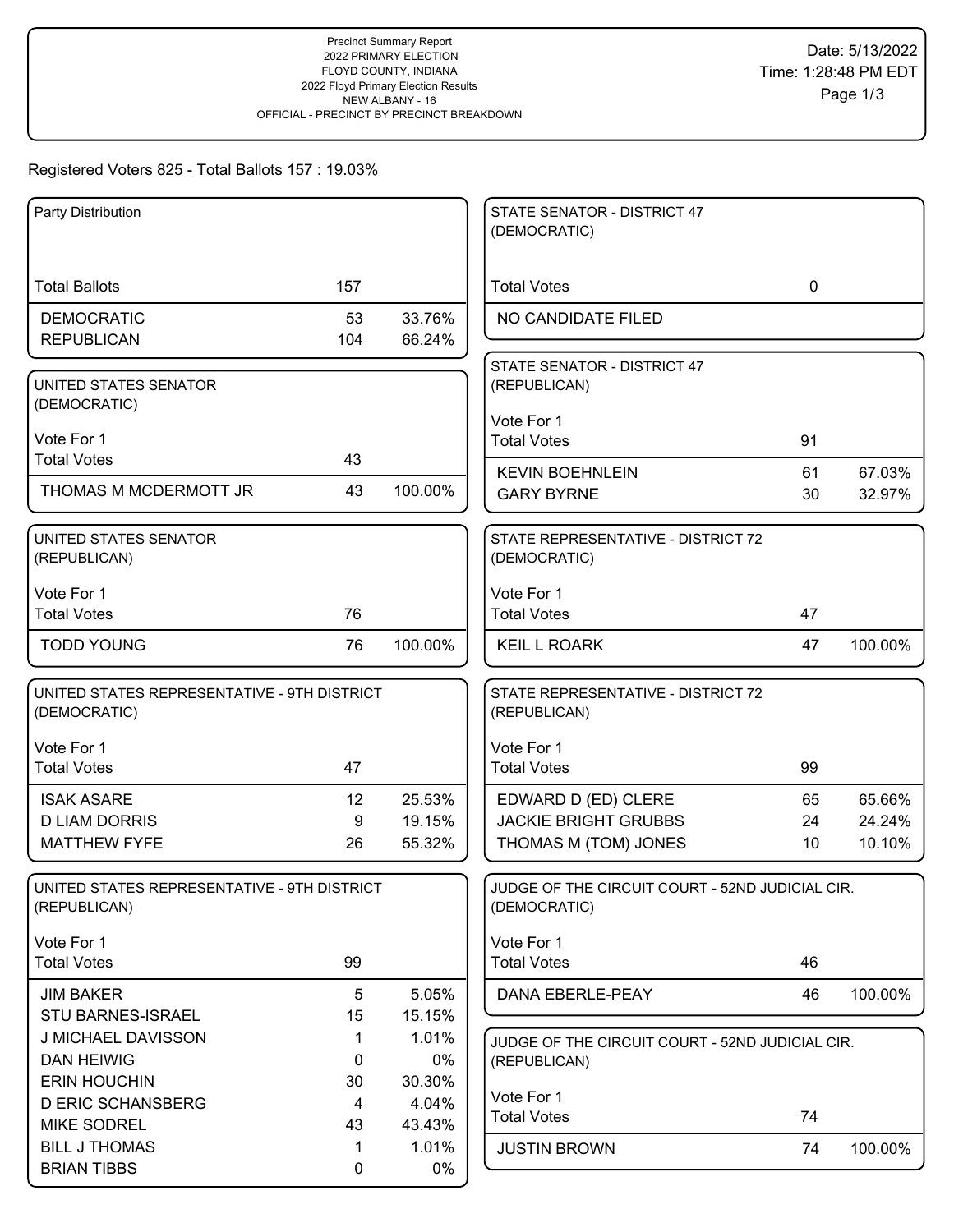Precinct Summary Report
2022 PRIMARY ELECTION
FLOYD COUNTY, INDIANA
2022 Floyd Primary Election Results
NEW ALBANY - 16
OFFICIAL - PRECINCT BY PRECINCT BREAKDOWN

Date: 5/13/2022
Time: 1:28:48 PM EDT

Registered Voters 825 - Total Ballots 157 : 19.03%

### Party Distribution

| Total Ballots | 157 | |
|---|---|---|
| DEMOCRATIC | 53 | 33.76% |
| REPUBLICAN | 104 | 66.24% |

### UNITED STATES SENATOR (DEMOCRATIC)

Vote For 1

| Total Votes | 43 | |
|---|---|---|
| THOMAS M MCDERMOTT JR | 43 | 100.00% |

### UNITED STATES SENATOR (REPUBLICAN)

Vote For 1

| Total Votes | 76 | |
|---|---|---|
| TODD YOUNG | 76 | 100.00% |

### UNITED STATES REPRESENTATIVE - 9TH DISTRICT (DEMOCRATIC)

Vote For 1

| Total Votes | 47 | |
|---|---|---|
| ISAK ASARE | 12 | 25.53% |
| D LIAM DORRIS | 9 | 19.15% |
| MATTHEW FYFE | 26 | 55.32% |

### UNITED STATES REPRESENTATIVE - 9TH DISTRICT (REPUBLICAN)

Vote For 1

| Total Votes | 99 | |
|---|---|---|
| JIM BAKER | 5 | 5.05% |
| STU BARNES-ISRAEL | 15 | 15.15% |
| J MICHAEL DAVISSON | 1 | 1.01% |
| DAN HEIWIG | 0 | 0% |
| ERIN HOUCHIN | 30 | 30.30% |
| D ERIC SCHANSBERG | 4 | 4.04% |
| MIKE SODREL | 43 | 43.43% |
| BILL J THOMAS | 1 | 1.01% |
| BRIAN TIBBS | 0 | 0% |

### STATE SENATOR - DISTRICT 47 (DEMOCRATIC)

| Total Votes | 0 |
|---|---|
| NO CANDIDATE FILED | |

### STATE SENATOR - DISTRICT 47 (REPUBLICAN)

Vote For 1

| Total Votes | 91 | |
|---|---|---|
| KEVIN BOEHNLEIN | 61 | 67.03% |
| GARY BYRNE | 30 | 32.97% |

### STATE REPRESENTATIVE - DISTRICT 72 (DEMOCRATIC)

Vote For 1

| Total Votes | 47 | |
|---|---|---|
| KEIL L ROARK | 47 | 100.00% |

### STATE REPRESENTATIVE - DISTRICT 72 (REPUBLICAN)

Vote For 1

| Total Votes | 99 | |
|---|---|---|
| EDWARD D (ED) CLERE | 65 | 65.66% |
| JACKIE BRIGHT GRUBBS | 24 | 24.24% |
| THOMAS M (TOM) JONES | 10 | 10.10% |

### JUDGE OF THE CIRCUIT COURT - 52ND JUDICIAL CIR. (DEMOCRATIC)

Vote For 1

| Total Votes | 46 | |
|---|---|---|
| DANA EBERLE-PEAY | 46 | 100.00% |

### JUDGE OF THE CIRCUIT COURT - 52ND JUDICIAL CIR. (REPUBLICAN)

Vote For 1

| Total Votes | 74 | |
|---|---|---|
| JUSTIN BROWN | 74 | 100.00% |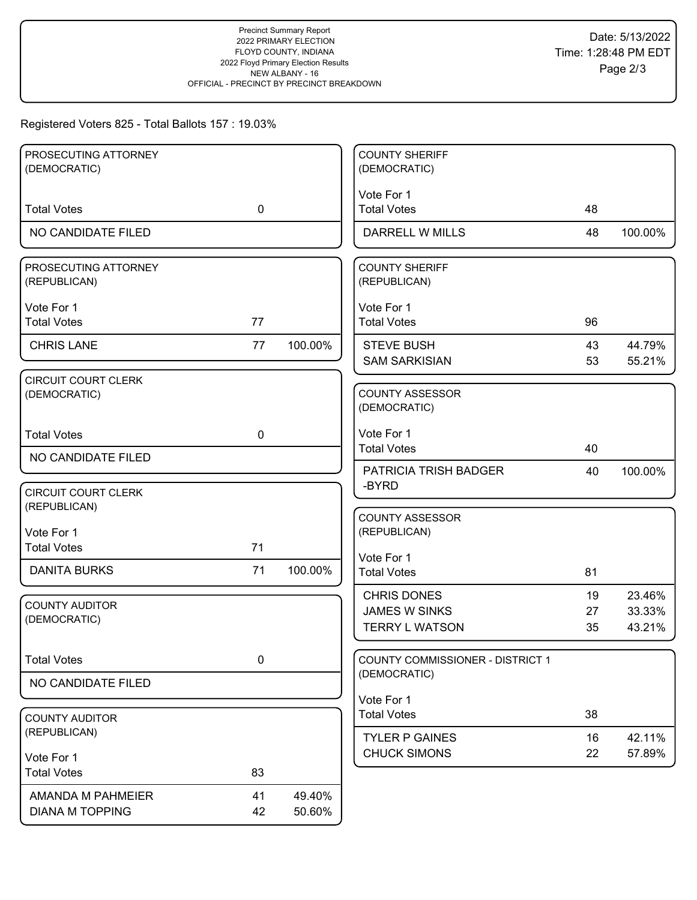Precinct Summary Report
2022 PRIMARY ELECTION
FLOYD COUNTY, INDIANA
2022 Floyd Primary Election Results
NEW ALBANY - 16
OFFICIAL - PRECINCT BY PRECINCT BREAKDOWN

Date: 5/13/2022
Time: 1:28:48 PM EDT

Registered Voters 825 - Total Ballots 157 : 19.03%

### PROSECUTING ATTORNEY (DEMOCRATIC)

| | | |
|---|---|---|
| Total Votes | 0 | |
| NO CANDIDATE FILED | | |

### PROSECUTING ATTORNEY (REPUBLICAN)

Vote For 1

| | | |
|---|---|---|
| Total Votes | 77 | |
| CHRIS LANE | 77 | 100.00% |

### CIRCUIT COURT CLERK (DEMOCRATIC)

| | | |
|---|---|---|
| Total Votes | 0 | |
| NO CANDIDATE FILED | | |

### CIRCUIT COURT CLERK (REPUBLICAN)

Vote For 1

| | | |
|---|---|---|
| Total Votes | 71 | |
| DANITA BURKS | 71 | 100.00% |

### COUNTY AUDITOR (DEMOCRATIC)

| | | |
|---|---|---|
| Total Votes | 0 | |
| NO CANDIDATE FILED | | |

### COUNTY AUDITOR (REPUBLICAN)

Vote For 1

| | | |
|---|---|---|
| Total Votes | 83 | |
| AMANDA M PAHMEIER | 41 | 49.40% |
| DIANA M TOPPING | 42 | 50.60% |

### COUNTY SHERIFF (DEMOCRATIC)

Vote For 1

| | | |
|---|---|---|
| Total Votes | 48 | |
| DARRELL W MILLS | 48 | 100.00% |

### COUNTY SHERIFF (REPUBLICAN)

Vote For 1

| | | |
|---|---|---|
| Total Votes | 96 | |
| STEVE BUSH | 43 | 44.79% |
| SAM SARKISIAN | 53 | 55.21% |

### COUNTY ASSESSOR (DEMOCRATIC)

Vote For 1

| | | |
|---|---|---|
| Total Votes | 40 | |
| PATRICIA TRISH BADGER-BYRD | 40 | 100.00% |

### COUNTY ASSESSOR (REPUBLICAN)

Vote For 1

| | | |
|---|---|---|
| Total Votes | 81 | |
| CHRIS DONES | 19 | 23.46% |
| JAMES W SINKS | 27 | 33.33% |
| TERRY L WATSON | 35 | 43.21% |

### COUNTY COMMISSIONER - DISTRICT 1 (DEMOCRATIC)

Vote For 1

| | | |
|---|---|---|
| Total Votes | 38 | |
| TYLER P GAINES | 16 | 42.11% |
| CHUCK SIMONS | 22 | 57.89% |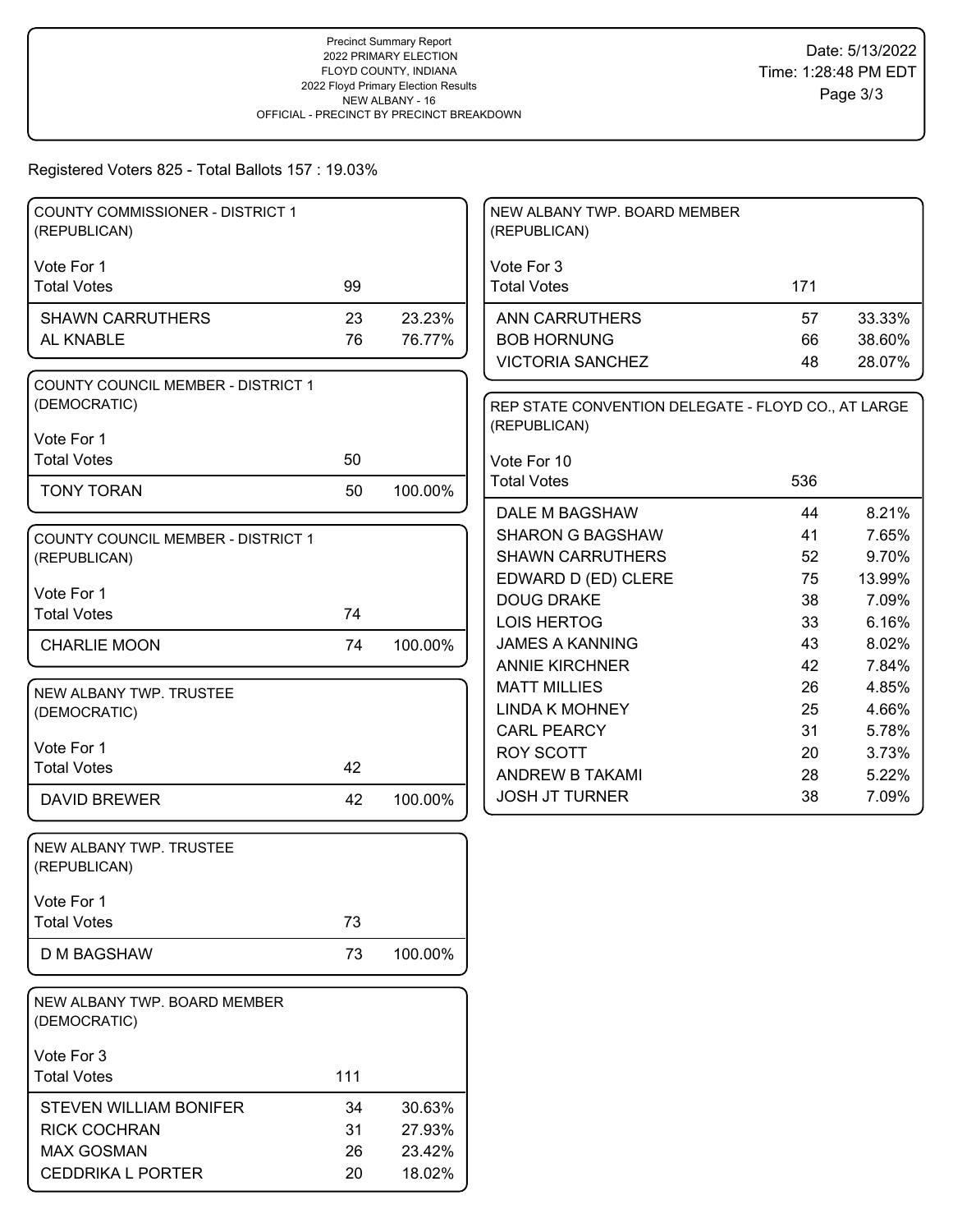Precinct Summary Report
2022 PRIMARY ELECTION
FLOYD COUNTY, INDIANA
2022 Floyd Primary Election Results
NEW ALBANY - 16
OFFICIAL - PRECINCT BY PRECINCT BREAKDOWN

Date: 5/13/2022
Time: 1:28:48 PM EDT

Registered Voters 825 - Total Ballots 157 : 19.03%

## COUNTY COMMISSIONER - DISTRICT 1 (REPUBLICAN)

Vote For 1

| | | |
|---|---|---|
| Total Votes | 99 | |
| SHAWN CARRUTHERS | 23 | 23.23% |
| AL KNABLE | 76 | 76.77% |

## COUNTY COUNCIL MEMBER - DISTRICT 1 (DEMOCRATIC)

Vote For 1

| | | |
|---|---|---|
| Total Votes | 50 | |
| TONY TORAN | 50 | 100.00% |

## COUNTY COUNCIL MEMBER - DISTRICT 1 (REPUBLICAN)

Vote For 1

| | | |
|---|---|---|
| Total Votes | 74 | |
| CHARLIE MOON | 74 | 100.00% |

## NEW ALBANY TWP. TRUSTEE (DEMOCRATIC)

Vote For 1

| | | |
|---|---|---|
| Total Votes | 42 | |
| DAVID BREWER | 42 | 100.00% |

## NEW ALBANY TWP. TRUSTEE (REPUBLICAN)

Vote For 1

| | | |
|---|---|---|
| Total Votes | 73 | |
| D M BAGSHAW | 73 | 100.00% |

## NEW ALBANY TWP. BOARD MEMBER (DEMOCRATIC)

Vote For 3

| | | |
|---|---|---|
| Total Votes | 111 | |
| STEVEN WILLIAM BONIFER | 34 | 30.63% |
| RICK COCHRAN | 31 | 27.93% |
| MAX GOSMAN | 26 | 23.42% |
| CEDDRIKA L PORTER | 20 | 18.02% |

## NEW ALBANY TWP. BOARD MEMBER (REPUBLICAN)

Vote For 3

| | | |
|---|---|---|
| Total Votes | 171 | |
| ANN CARRUTHERS | 57 | 33.33% |
| BOB HORNUNG | 66 | 38.60% |
| VICTORIA SANCHEZ | 48 | 28.07% |

## REP STATE CONVENTION DELEGATE - FLOYD CO., AT LARGE (REPUBLICAN)

Vote For 10

| | | |
|---|---|---|
| Total Votes | 536 | |
| DALE M BAGSHAW | 44 | 8.21% |
| SHARON G BAGSHAW | 41 | 7.65% |
| SHAWN CARRUTHERS | 52 | 9.70% |
| EDWARD D (ED) CLERE | 75 | 13.99% |
| DOUG DRAKE | 38 | 7.09% |
| LOIS HERTOG | 33 | 6.16% |
| JAMES A KANNING | 43 | 8.02% |
| ANNIE KIRCHNER | 42 | 7.84% |
| MATT MILLIES | 26 | 4.85% |
| LINDA K MOHNEY | 25 | 4.66% |
| CARL PEARCY | 31 | 5.78% |
| ROY SCOTT | 20 | 3.73% |
| ANDREW B TAKAMI | 28 | 5.22% |
| JOSH JT TURNER | 38 | 7.09% |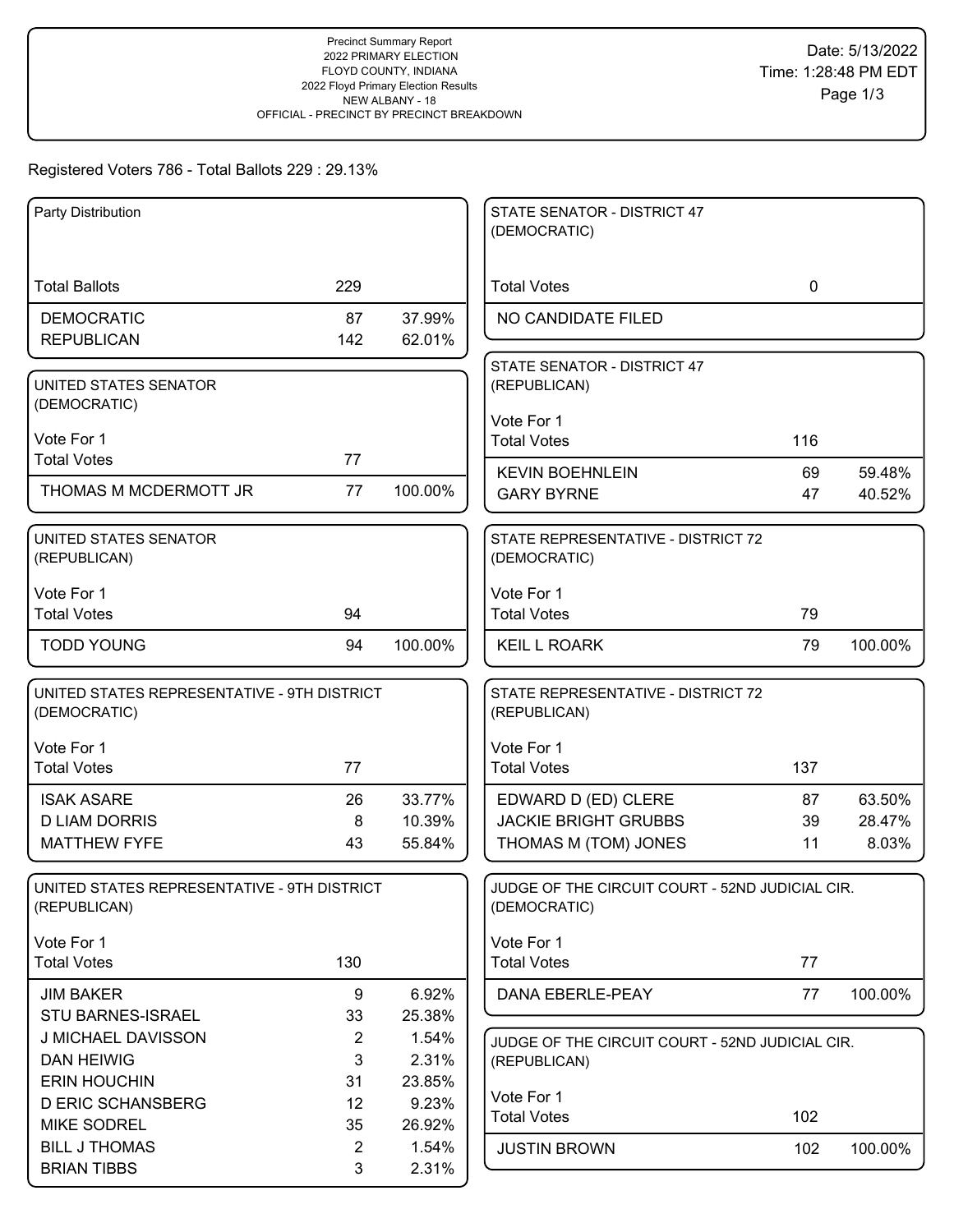Precinct Summary Report
2022 PRIMARY ELECTION
FLOYD COUNTY, INDIANA
2022 Floyd Primary Election Results
NEW ALBANY - 18
OFFICIAL - PRECINCT BY PRECINCT BREAKDOWN

Date: 5/13/2022
Time: 1:28:48 PM EDT

Registered Voters 786 - Total Ballots 229 : 29.13%

### Party Distribution

| | | |
|---|---|---|
| Total Ballots | 229 | |
| DEMOCRATIC | 87 | 37.99% |
| REPUBLICAN | 142 | 62.01% |

### UNITED STATES SENATOR (DEMOCRATIC)

Vote For 1

| | | |
|---|---|---|
| Total Votes | 77 | |
| THOMAS M MCDERMOTT JR | 77 | 100.00% |

### UNITED STATES SENATOR (REPUBLICAN)

Vote For 1

| | | |
|---|---|---|
| Total Votes | 94 | |
| TODD YOUNG | 94 | 100.00% |

### UNITED STATES REPRESENTATIVE - 9TH DISTRICT (DEMOCRATIC)

Vote For 1

| | | |
|---|---|---|
| Total Votes | 77 | |
| ISAK ASARE | 26 | 33.77% |
| D LIAM DORRIS | 8 | 10.39% |
| MATTHEW FYFE | 43 | 55.84% |

### UNITED STATES REPRESENTATIVE - 9TH DISTRICT (REPUBLICAN)

Vote For 1

| | | |
|---|---|---|
| Total Votes | 130 | |
| JIM BAKER | 9 | 6.92% |
| STU BARNES-ISRAEL | 33 | 25.38% |
| J MICHAEL DAVISSON | 2 | 1.54% |
| DAN HEIWIG | 3 | 2.31% |
| ERIN HOUCHIN | 31 | 23.85% |
| D ERIC SCHANSBERG | 12 | 9.23% |
| MIKE SODREL | 35 | 26.92% |
| BILL J THOMAS | 2 | 1.54% |
| BRIAN TIBBS | 3 | 2.31% |

### STATE SENATOR - DISTRICT 47 (DEMOCRATIC)

| | | |
|---|---|---|
| Total Votes | 0 | |
| NO CANDIDATE FILED | | |

### STATE SENATOR - DISTRICT 47 (REPUBLICAN)

Vote For 1

| | | |
|---|---|---|
| Total Votes | 116 | |
| KEVIN BOEHNLEIN | 69 | 59.48% |
| GARY BYRNE | 47 | 40.52% |

### STATE REPRESENTATIVE - DISTRICT 72 (DEMOCRATIC)

Vote For 1

| | | |
|---|---|---|
| Total Votes | 79 | |
| KEIL L ROARK | 79 | 100.00% |

### STATE REPRESENTATIVE - DISTRICT 72 (REPUBLICAN)

Vote For 1

| | | |
|---|---|---|
| Total Votes | 137 | |
| EDWARD D (ED) CLERE | 87 | 63.50% |
| JACKIE BRIGHT GRUBBS | 39 | 28.47% |
| THOMAS M (TOM) JONES | 11 | 8.03% |

### JUDGE OF THE CIRCUIT COURT - 52ND JUDICIAL CIR. (DEMOCRATIC)

Vote For 1

| | | |
|---|---|---|
| Total Votes | 77 | |
| DANA EBERLE-PEAY | 77 | 100.00% |

### JUDGE OF THE CIRCUIT COURT - 52ND JUDICIAL CIR. (REPUBLICAN)

Vote For 1

| | | |
|---|---|---|
| Total Votes | 102 | |
| JUSTIN BROWN | 102 | 100.00% |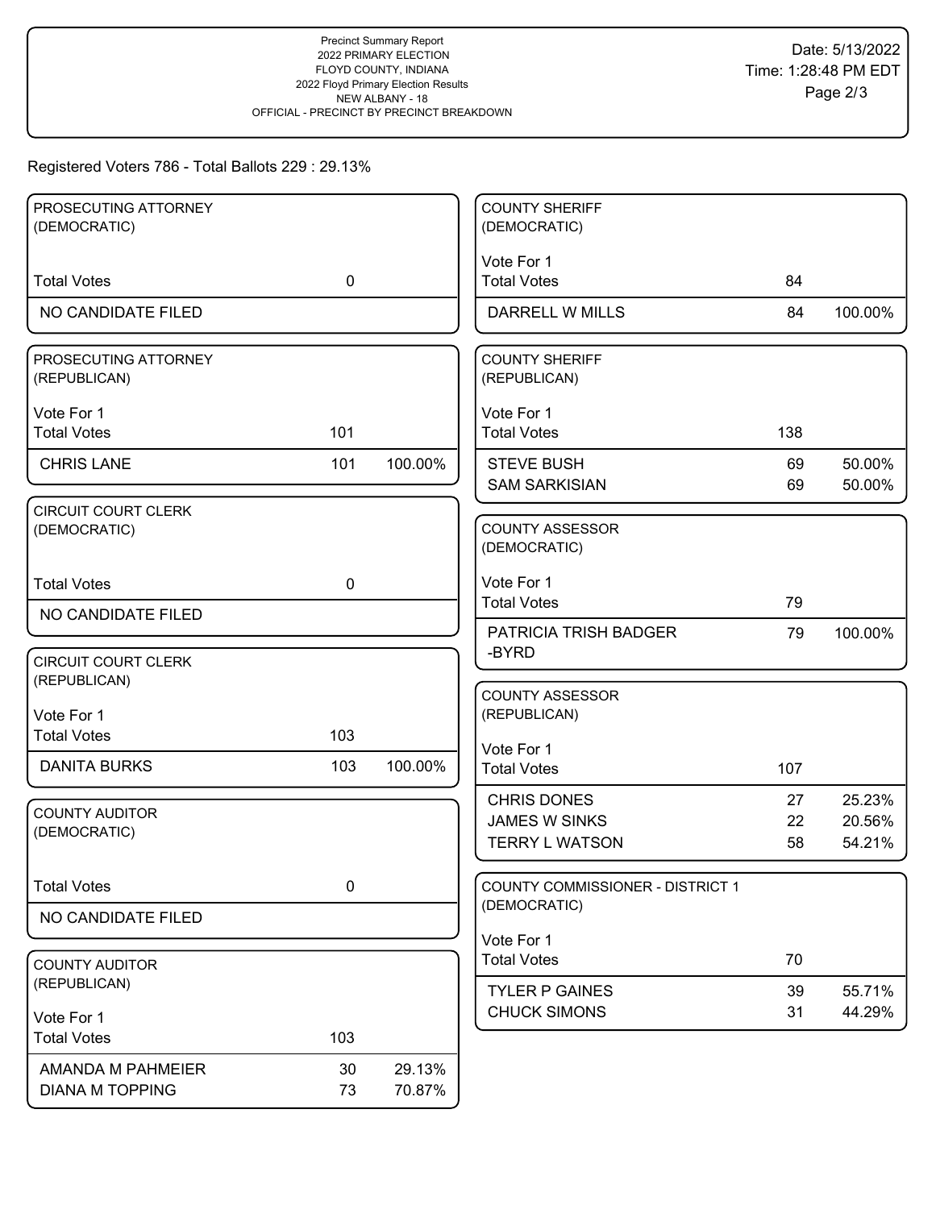Precinct Summary Report
2022 PRIMARY ELECTION
FLOYD COUNTY, INDIANA
2022 Floyd Primary Election Results
NEW ALBANY - 18
OFFICIAL - PRECINCT BY PRECINCT BREAKDOWN

Date: 5/13/2022
Time: 1:28:48 PM EDT

Registered Voters 786 - Total Ballots 229 : 29.13%

### PROSECUTING ATTORNEY (DEMOCRATIC)

| | | |
|---|---|---|
| Total Votes | 0 | |
| NO CANDIDATE FILED | | |

### PROSECUTING ATTORNEY (REPUBLICAN)

Vote For 1

| | | |
|---|---|---|
| Total Votes | 101 | |
| CHRIS LANE | 101 | 100.00% |

### CIRCUIT COURT CLERK (DEMOCRATIC)

| | | |
|---|---|---|
| Total Votes | 0 | |
| NO CANDIDATE FILED | | |

### CIRCUIT COURT CLERK (REPUBLICAN)

Vote For 1

| | | |
|---|---|---|
| Total Votes | 103 | |
| DANITA BURKS | 103 | 100.00% |

### COUNTY AUDITOR (DEMOCRATIC)

| | | |
|---|---|---|
| Total Votes | 0 | |
| NO CANDIDATE FILED | | |

### COUNTY AUDITOR (REPUBLICAN)

Vote For 1

| | | |
|---|---|---|
| Total Votes | 103 | |
| AMANDA M PAHMEIER | 30 | 29.13% |
| DIANA M TOPPING | 73 | 70.87% |

### COUNTY SHERIFF (DEMOCRATIC)

Vote For 1

| | | |
|---|---|---|
| Total Votes | 84 | |
| DARRELL W MILLS | 84 | 100.00% |

### COUNTY SHERIFF (REPUBLICAN)

Vote For 1

| | | |
|---|---|---|
| Total Votes | 138 | |
| STEVE BUSH | 69 | 50.00% |
| SAM SARKISIAN | 69 | 50.00% |

### COUNTY ASSESSOR (DEMOCRATIC)

Vote For 1

| | | |
|---|---|---|
| Total Votes | 79 | |
| PATRICIA TRISH BADGER -BYRD | 79 | 100.00% |

### COUNTY ASSESSOR (REPUBLICAN)

Vote For 1

| | | |
|---|---|---|
| Total Votes | 107 | |
| CHRIS DONES | 27 | 25.23% |
| JAMES W SINKS | 22 | 20.56% |
| TERRY L WATSON | 58 | 54.21% |

### COUNTY COMMISSIONER - DISTRICT 1 (DEMOCRATIC)

Vote For 1

| | | |
|---|---|---|
| Total Votes | 70 | |
| TYLER P GAINES | 39 | 55.71% |
| CHUCK SIMONS | 31 | 44.29% |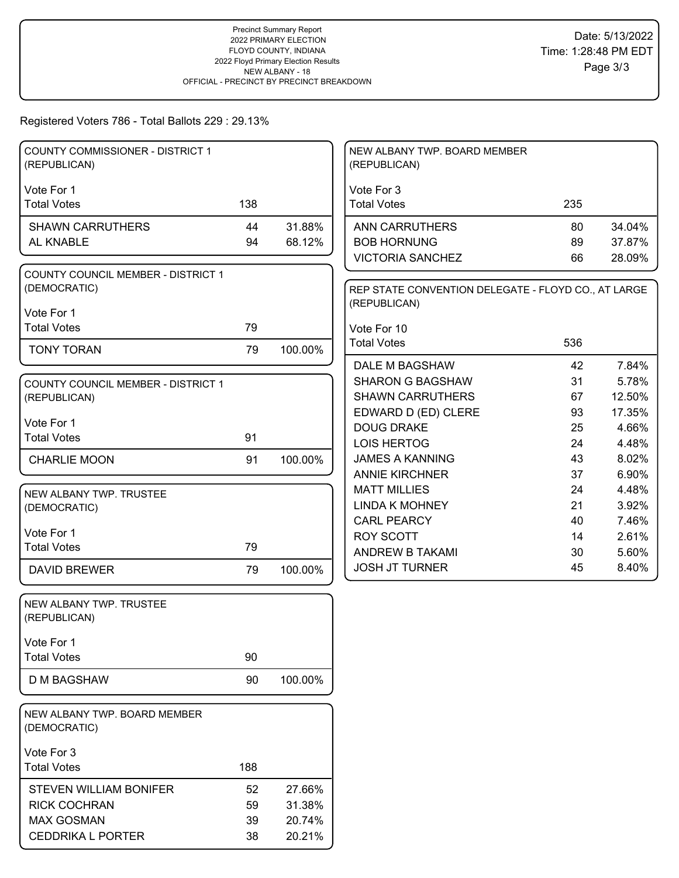Precinct Summary Report
2022 PRIMARY ELECTION
FLOYD COUNTY, INDIANA
2022 Floyd Primary Election Results
NEW ALBANY - 18
OFFICIAL - PRECINCT BY PRECINCT BREAKDOWN

Date: 5/13/2022
Time: 1:28:48 PM EDT

Registered Voters 786 - Total Ballots 229 : 29.13%

**COUNTY COMMISSIONER - DISTRICT 1 (REPUBLICAN)**

Vote For 1

| Total Votes | 138 | |
|---|---|---|
| SHAWN CARRUTHERS | 44 | 31.88% |
| AL KNABLE | 94 | 68.12% |

**COUNTY COUNCIL MEMBER - DISTRICT 1 (DEMOCRATIC)**

Vote For 1

| Total Votes | 79 | |
|---|---|---|
| TONY TORAN | 79 | 100.00% |

**COUNTY COUNCIL MEMBER - DISTRICT 1 (REPUBLICAN)**

Vote For 1

| Total Votes | 91 | |
|---|---|---|
| CHARLIE MOON | 91 | 100.00% |

**NEW ALBANY TWP. TRUSTEE (DEMOCRATIC)**

Vote For 1

| Total Votes | 79 | |
|---|---|---|
| DAVID BREWER | 79 | 100.00% |

**NEW ALBANY TWP. TRUSTEE (REPUBLICAN)**

Vote For 1

| Total Votes | 90 | |
|---|---|---|
| D M BAGSHAW | 90 | 100.00% |

**NEW ALBANY TWP. BOARD MEMBER (DEMOCRATIC)**

Vote For 3

| Total Votes | 188 | |
|---|---|---|
| STEVEN WILLIAM BONIFER | 52 | 27.66% |
| RICK COCHRAN | 59 | 31.38% |
| MAX GOSMAN | 39 | 20.74% |
| CEDDRIKA L PORTER | 38 | 20.21% |

**NEW ALBANY TWP. BOARD MEMBER (REPUBLICAN)**

Vote For 3

| Total Votes | 235 | |
|---|---|---|
| ANN CARRUTHERS | 80 | 34.04% |
| BOB HORNUNG | 89 | 37.87% |
| VICTORIA SANCHEZ | 66 | 28.09% |

**REP STATE CONVENTION DELEGATE - FLOYD CO., AT LARGE (REPUBLICAN)**

Vote For 10

| Total Votes | 536 | |
|---|---|---|
| DALE M BAGSHAW | 42 | 7.84% |
| SHARON G BAGSHAW | 31 | 5.78% |
| SHAWN CARRUTHERS | 67 | 12.50% |
| EDWARD D (ED) CLERE | 93 | 17.35% |
| DOUG DRAKE | 25 | 4.66% |
| LOIS HERTOG | 24 | 4.48% |
| JAMES A KANNING | 43 | 8.02% |
| ANNIE KIRCHNER | 37 | 6.90% |
| MATT MILLIES | 24 | 4.48% |
| LINDA K MOHNEY | 21 | 3.92% |
| CARL PEARCY | 40 | 7.46% |
| ROY SCOTT | 14 | 2.61% |
| ANDREW B TAKAMI | 30 | 5.60% |
| JOSH JT TURNER | 45 | 8.40% |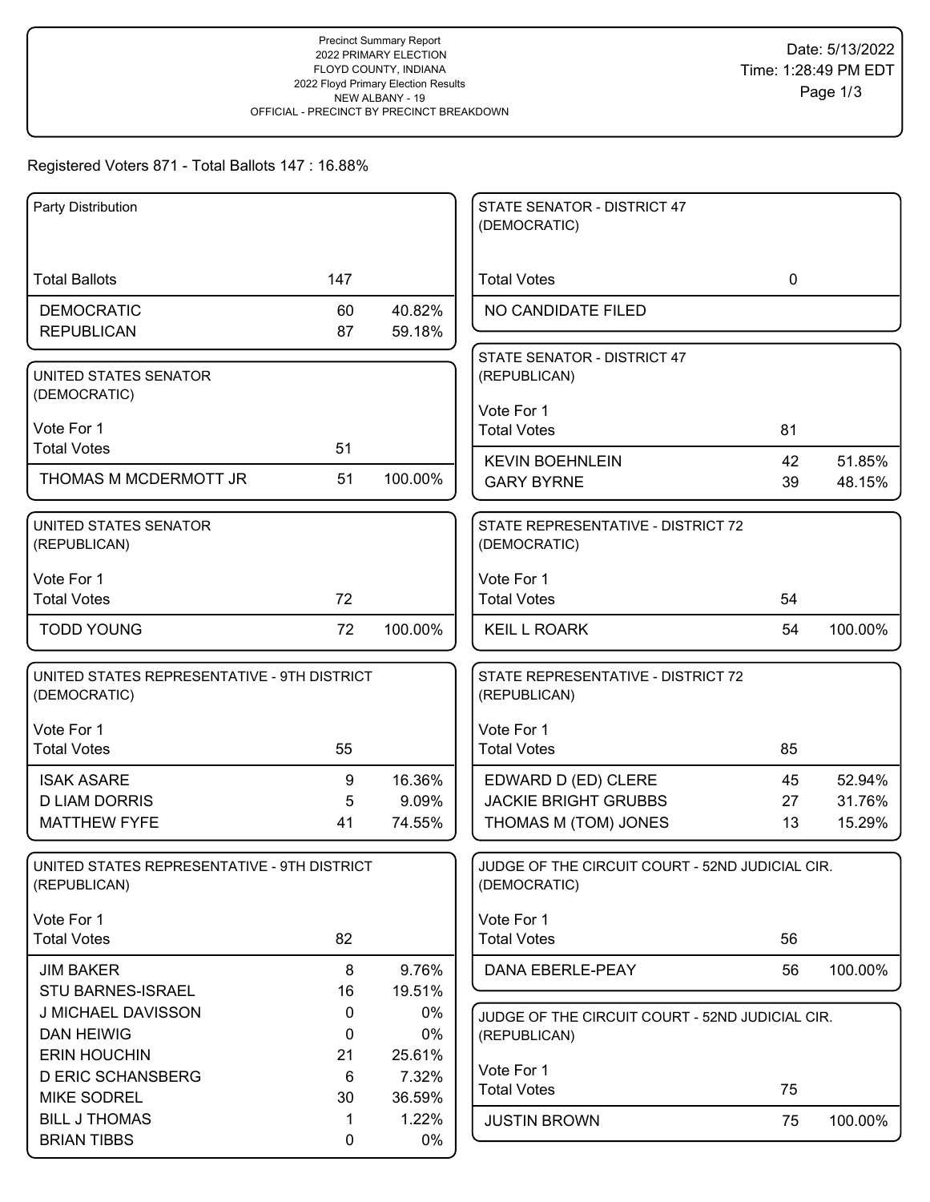Precinct Summary Report
2022 PRIMARY ELECTION
FLOYD COUNTY, INDIANA
2022 Floyd Primary Election Results
NEW ALBANY - 19
OFFICIAL - PRECINCT BY PRECINCT BREAKDOWN

Date: 5/13/2022
Time: 1:28:49 PM EDT

Registered Voters 871 - Total Ballots 147 : 16.88%

### Party Distribution

| | | |
|---|---|---|
| Total Ballots | 147 | |
| DEMOCRATIC | 60 | 40.82% |
| REPUBLICAN | 87 | 59.18% |

### UNITED STATES SENATOR (DEMOCRATIC)

Vote For 1

| | | |
|---|---|---|
| Total Votes | 51 | |
| THOMAS M MCDERMOTT JR | 51 | 100.00% |

### UNITED STATES SENATOR (REPUBLICAN)

Vote For 1

| | | |
|---|---|---|
| Total Votes | 72 | |
| TODD YOUNG | 72 | 100.00% |

### UNITED STATES REPRESENTATIVE - 9TH DISTRICT (DEMOCRATIC)

Vote For 1

| | | |
|---|---|---|
| Total Votes | 55 | |
| ISAK ASARE | 9 | 16.36% |
| D LIAM DORRIS | 5 | 9.09% |
| MATTHEW FYFE | 41 | 74.55% |

### UNITED STATES REPRESENTATIVE - 9TH DISTRICT (REPUBLICAN)

Vote For 1

| | | |
|---|---|---|
| Total Votes | 82 | |
| JIM BAKER | 8 | 9.76% |
| STU BARNES-ISRAEL | 16 | 19.51% |
| J MICHAEL DAVISSON | 0 | 0% |
| DAN HEIWIG | 0 | 0% |
| ERIN HOUCHIN | 21 | 25.61% |
| D ERIC SCHANSBERG | 6 | 7.32% |
| MIKE SODREL | 30 | 36.59% |
| BILL J THOMAS | 1 | 1.22% |
| BRIAN TIBBS | 0 | 0% |

### STATE SENATOR - DISTRICT 47 (DEMOCRATIC)

| | | |
|---|---|---|
| Total Votes | 0 | |
| NO CANDIDATE FILED | | |

### STATE SENATOR - DISTRICT 47 (REPUBLICAN)

Vote For 1

| | | |
|---|---|---|
| Total Votes | 81 | |
| KEVIN BOEHNLEIN | 42 | 51.85% |
| GARY BYRNE | 39 | 48.15% |

### STATE REPRESENTATIVE - DISTRICT 72 (DEMOCRATIC)

Vote For 1

| | | |
|---|---|---|
| Total Votes | 54 | |
| KEIL L ROARK | 54 | 100.00% |

### STATE REPRESENTATIVE - DISTRICT 72 (REPUBLICAN)

Vote For 1

| | | |
|---|---|---|
| Total Votes | 85 | |
| EDWARD D (ED) CLERE | 45 | 52.94% |
| JACKIE BRIGHT GRUBBS | 27 | 31.76% |
| THOMAS M (TOM) JONES | 13 | 15.29% |

### JUDGE OF THE CIRCUIT COURT - 52ND JUDICIAL CIR. (DEMOCRATIC)

Vote For 1

| | | |
|---|---|---|
| Total Votes | 56 | |
| DANA EBERLE-PEAY | 56 | 100.00% |

### JUDGE OF THE CIRCUIT COURT - 52ND JUDICIAL CIR. (REPUBLICAN)

Vote For 1

| | | |
|---|---|---|
| Total Votes | 75 | |
| JUSTIN BROWN | 75 | 100.00% |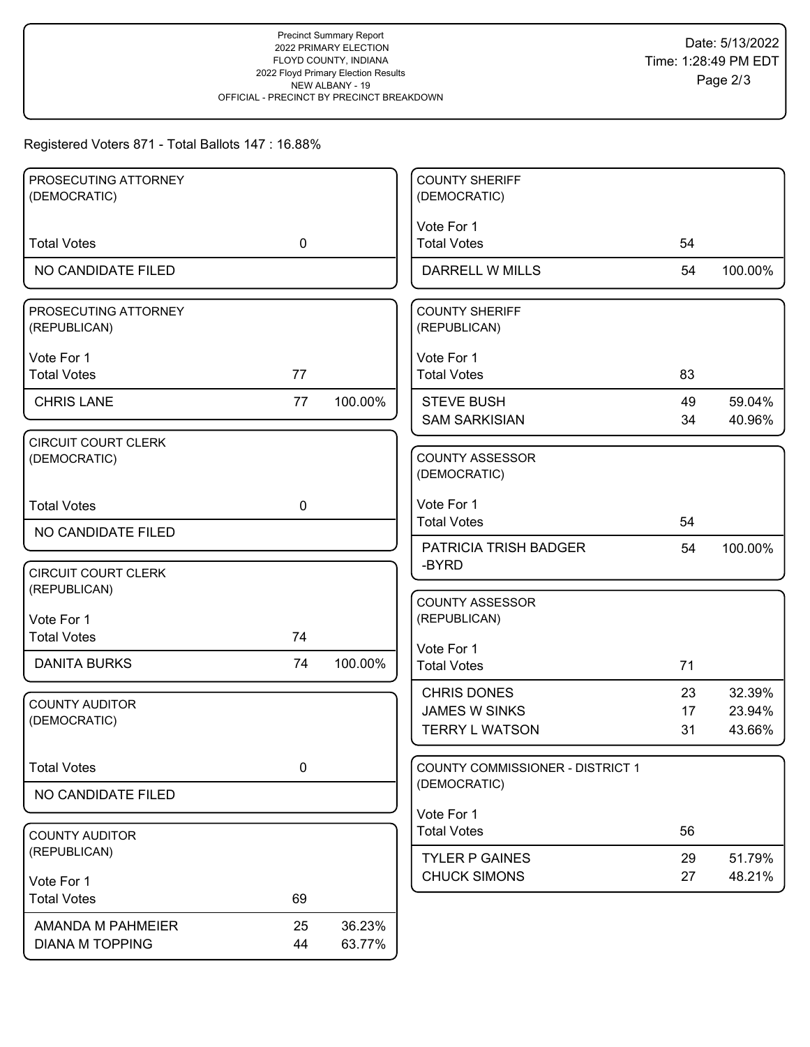Precinct Summary Report
2022 PRIMARY ELECTION
FLOYD COUNTY, INDIANA
2022 Floyd Primary Election Results
NEW ALBANY - 19
OFFICIAL - PRECINCT BY PRECINCT BREAKDOWN

Date: 5/13/2022
Time: 1:28:49 PM EDT

Registered Voters 871 - Total Ballots 147 : 16.88%

### PROSECUTING ATTORNEY (DEMOCRATIC)

| | | |
|---|---|---|
| Total Votes | 0 | |
| NO CANDIDATE FILED | | |

### PROSECUTING ATTORNEY (REPUBLICAN)

Vote For 1

| | | |
|---|---|---|
| Total Votes | 77 | |
| CHRIS LANE | 77 | 100.00% |

### CIRCUIT COURT CLERK (DEMOCRATIC)

| | | |
|---|---|---|
| Total Votes | 0 | |
| NO CANDIDATE FILED | | |

### CIRCUIT COURT CLERK (REPUBLICAN)

Vote For 1

| | | |
|---|---|---|
| Total Votes | 74 | |
| DANITA BURKS | 74 | 100.00% |

### COUNTY AUDITOR (DEMOCRATIC)

| | | |
|---|---|---|
| Total Votes | 0 | |
| NO CANDIDATE FILED | | |

### COUNTY AUDITOR (REPUBLICAN)

Vote For 1

| | | |
|---|---|---|
| Total Votes | 69 | |
| AMANDA M PAHMEIER | 25 | 36.23% |
| DIANA M TOPPING | 44 | 63.77% |

### COUNTY SHERIFF (DEMOCRATIC)

Vote For 1

| | | |
|---|---|---|
| Total Votes | 54 | |
| DARRELL W MILLS | 54 | 100.00% |

### COUNTY SHERIFF (REPUBLICAN)

Vote For 1

| | | |
|---|---|---|
| Total Votes | 83 | |
| STEVE BUSH | 49 | 59.04% |
| SAM SARKISIAN | 34 | 40.96% |

### COUNTY ASSESSOR (DEMOCRATIC)

Vote For 1

| | | |
|---|---|---|
| Total Votes | 54 | |
| PATRICIA TRISH BADGER-BYRD | 54 | 100.00% |

### COUNTY ASSESSOR (REPUBLICAN)

Vote For 1

| | | |
|---|---|---|
| Total Votes | 71 | |
| CHRIS DONES | 23 | 32.39% |
| JAMES W SINKS | 17 | 23.94% |
| TERRY L WATSON | 31 | 43.66% |

### COUNTY COMMISSIONER - DISTRICT 1 (DEMOCRATIC)

Vote For 1

| | | |
|---|---|---|
| Total Votes | 56 | |
| TYLER P GAINES | 29 | 51.79% |
| CHUCK SIMONS | 27 | 48.21% |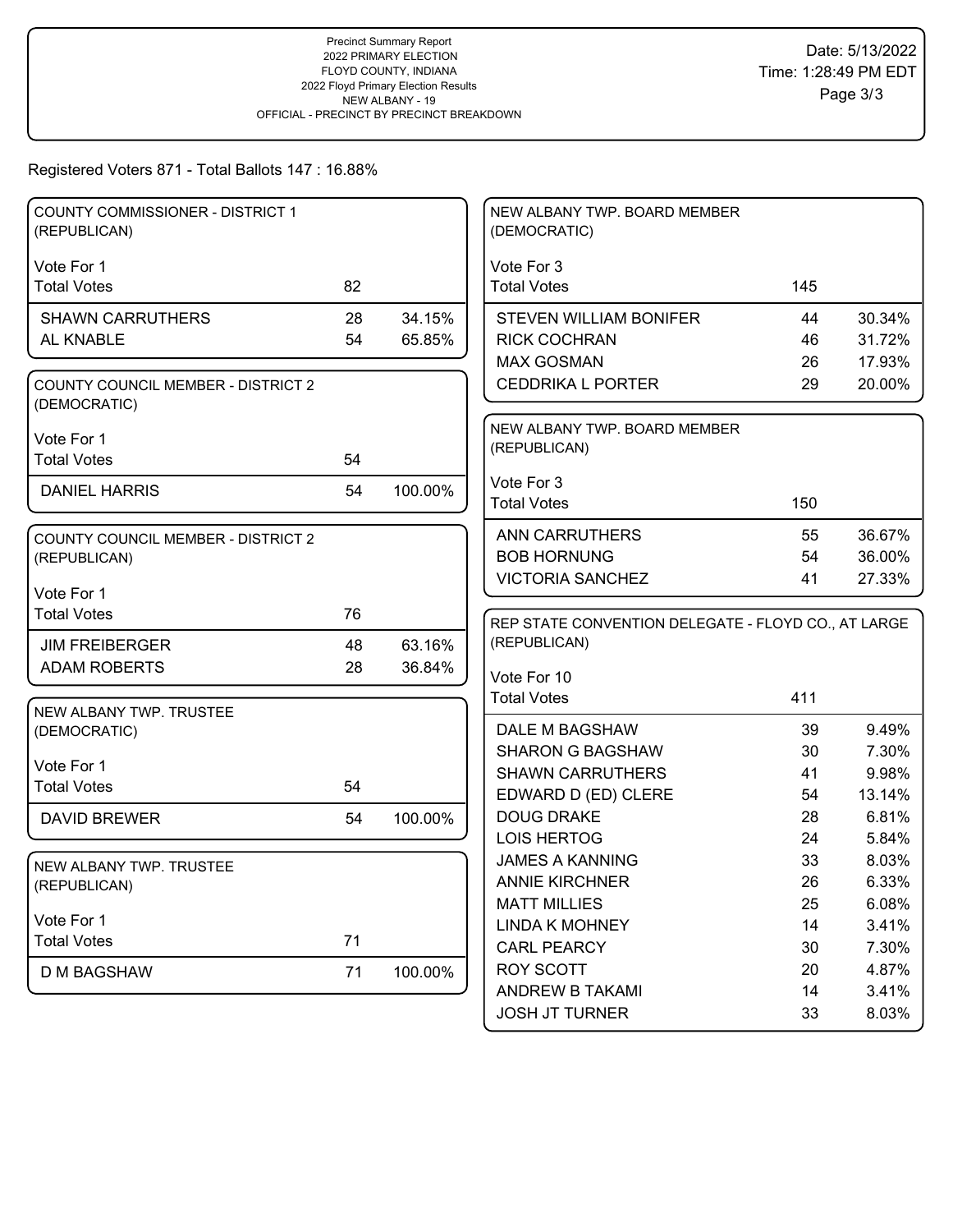Precinct Summary Report
2022 PRIMARY ELECTION
FLOYD COUNTY, INDIANA
2022 Floyd Primary Election Results
NEW ALBANY - 19
OFFICIAL - PRECINCT BY PRECINCT BREAKDOWN

Date: 5/13/2022
Time: 1:28:49 PM EDT

Registered Voters 871 - Total Ballots 147 : 16.88%

### COUNTY COMMISSIONER - DISTRICT 1 (REPUBLICAN)

Vote For 1

| | Votes | % |
|---|---|---|
| Total Votes | 82 | |
| SHAWN CARRUTHERS | 28 | 34.15% |
| AL KNABLE | 54 | 65.85% |

### COUNTY COUNCIL MEMBER - DISTRICT 2 (DEMOCRATIC)

Vote For 1

| | Votes | % |
|---|---|---|
| Total Votes | 54 | |
| DANIEL HARRIS | 54 | 100.00% |

### COUNTY COUNCIL MEMBER - DISTRICT 2 (REPUBLICAN)

Vote For 1

| | Votes | % |
|---|---|---|
| Total Votes | 76 | |
| JIM FREIBERGER | 48 | 63.16% |
| ADAM ROBERTS | 28 | 36.84% |

### NEW ALBANY TWP. TRUSTEE (DEMOCRATIC)

Vote For 1

| | Votes | % |
|---|---|---|
| Total Votes | 54 | |
| DAVID BREWER | 54 | 100.00% |

### NEW ALBANY TWP. TRUSTEE (REPUBLICAN)

Vote For 1

| | Votes | % |
|---|---|---|
| Total Votes | 71 | |
| D M BAGSHAW | 71 | 100.00% |

### NEW ALBANY TWP. BOARD MEMBER (DEMOCRATIC)

Vote For 3

| | Votes | % |
|---|---|---|
| Total Votes | 145 | |
| STEVEN WILLIAM BONIFER | 44 | 30.34% |
| RICK COCHRAN | 46 | 31.72% |
| MAX GOSMAN | 26 | 17.93% |
| CEDDRIKA L PORTER | 29 | 20.00% |

### NEW ALBANY TWP. BOARD MEMBER (REPUBLICAN)

Vote For 3

| | Votes | % |
|---|---|---|
| Total Votes | 150 | |
| ANN CARRUTHERS | 55 | 36.67% |
| BOB HORNUNG | 54 | 36.00% |
| VICTORIA SANCHEZ | 41 | 27.33% |

### REP STATE CONVENTION DELEGATE - FLOYD CO., AT LARGE (REPUBLICAN)

Vote For 10

| | Votes | % |
|---|---|---|
| Total Votes | 411 | |
| DALE M BAGSHAW | 39 | 9.49% |
| SHARON G BAGSHAW | 30 | 7.30% |
| SHAWN CARRUTHERS | 41 | 9.98% |
| EDWARD D (ED) CLERE | 54 | 13.14% |
| DOUG DRAKE | 28 | 6.81% |
| LOIS HERTOG | 24 | 5.84% |
| JAMES A KANNING | 33 | 8.03% |
| ANNIE KIRCHNER | 26 | 6.33% |
| MATT MILLIES | 25 | 6.08% |
| LINDA K MOHNEY | 14 | 3.41% |
| CARL PEARCY | 30 | 7.30% |
| ROY SCOTT | 20 | 4.87% |
| ANDREW B TAKAMI | 14 | 3.41% |
| JOSH JT TURNER | 33 | 8.03% |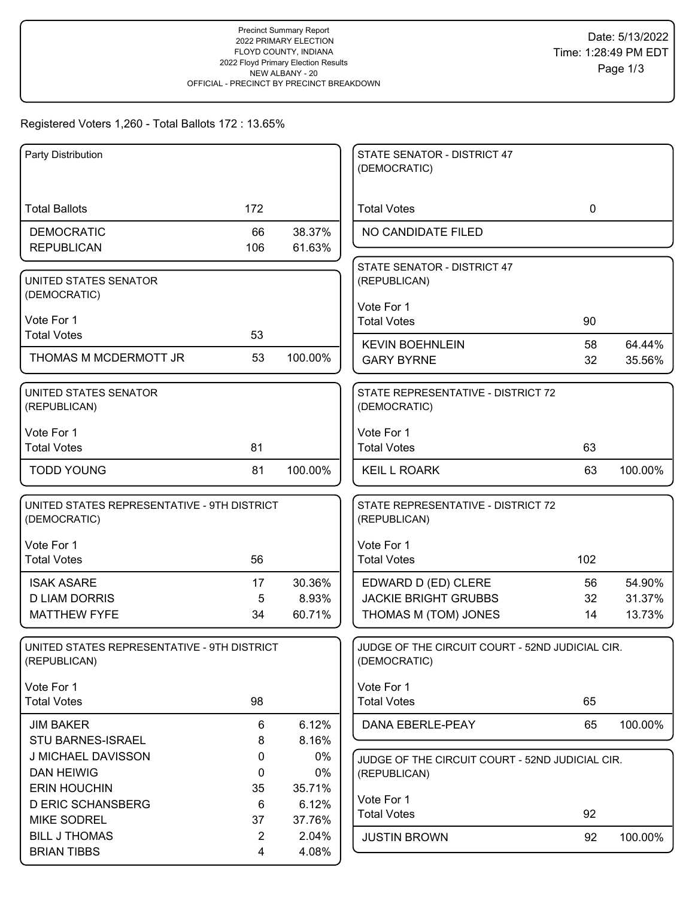Precinct Summary Report
2022 PRIMARY ELECTION
FLOYD COUNTY, INDIANA
2022 Floyd Primary Election Results
NEW ALBANY - 20
OFFICIAL - PRECINCT BY PRECINCT BREAKDOWN

Date: 5/13/2022
Time: 1:28:49 PM EDT

Registered Voters 1,260 - Total Ballots 172 : 13.65%

### Party Distribution

| | | |
|---|---|---|
| Total Ballots | 172 | |
| DEMOCRATIC | 66 | 38.37% |
| REPUBLICAN | 106 | 61.63% |

### UNITED STATES SENATOR (DEMOCRATIC)

Vote For 1

| | | |
|---|---|---|
| Total Votes | 53 | |
| THOMAS M MCDERMOTT JR | 53 | 100.00% |

### UNITED STATES SENATOR (REPUBLICAN)

Vote For 1

| | | |
|---|---|---|
| Total Votes | 81 | |
| TODD YOUNG | 81 | 100.00% |

### UNITED STATES REPRESENTATIVE - 9TH DISTRICT (DEMOCRATIC)

Vote For 1

| | | |
|---|---|---|
| Total Votes | 56 | |
| ISAK ASARE | 17 | 30.36% |
| D LIAM DORRIS | 5 | 8.93% |
| MATTHEW FYFE | 34 | 60.71% |

### UNITED STATES REPRESENTATIVE - 9TH DISTRICT (REPUBLICAN)

Vote For 1

| | | |
|---|---|---|
| Total Votes | 98 | |
| JIM BAKER | 6 | 6.12% |
| STU BARNES-ISRAEL | 8 | 8.16% |
| J MICHAEL DAVISSON | 0 | 0% |
| DAN HEIWIG | 0 | 0% |
| ERIN HOUCHIN | 35 | 35.71% |
| D ERIC SCHANSBERG | 6 | 6.12% |
| MIKE SODREL | 37 | 37.76% |
| BILL J THOMAS | 2 | 2.04% |
| BRIAN TIBBS | 4 | 4.08% |

### STATE SENATOR - DISTRICT 47 (DEMOCRATIC)

| | | |
|---|---|---|
| Total Votes | 0 | |
| NO CANDIDATE FILED | | |

### STATE SENATOR - DISTRICT 47 (REPUBLICAN)

Vote For 1

| | | |
|---|---|---|
| Total Votes | 90 | |
| KEVIN BOEHNLEIN | 58 | 64.44% |
| GARY BYRNE | 32 | 35.56% |

### STATE REPRESENTATIVE - DISTRICT 72 (DEMOCRATIC)

Vote For 1

| | | |
|---|---|---|
| Total Votes | 63 | |
| KEIL L ROARK | 63 | 100.00% |

### STATE REPRESENTATIVE - DISTRICT 72 (REPUBLICAN)

Vote For 1

| | | |
|---|---|---|
| Total Votes | 102 | |
| EDWARD D (ED) CLERE | 56 | 54.90% |
| JACKIE BRIGHT GRUBBS | 32 | 31.37% |
| THOMAS M (TOM) JONES | 14 | 13.73% |

### JUDGE OF THE CIRCUIT COURT - 52ND JUDICIAL CIR. (DEMOCRATIC)

Vote For 1

| | | |
|---|---|---|
| Total Votes | 65 | |
| DANA EBERLE-PEAY | 65 | 100.00% |

### JUDGE OF THE CIRCUIT COURT - 52ND JUDICIAL CIR. (REPUBLICAN)

Vote For 1

| | | |
|---|---|---|
| Total Votes | 92 | |
| JUSTIN BROWN | 92 | 100.00% |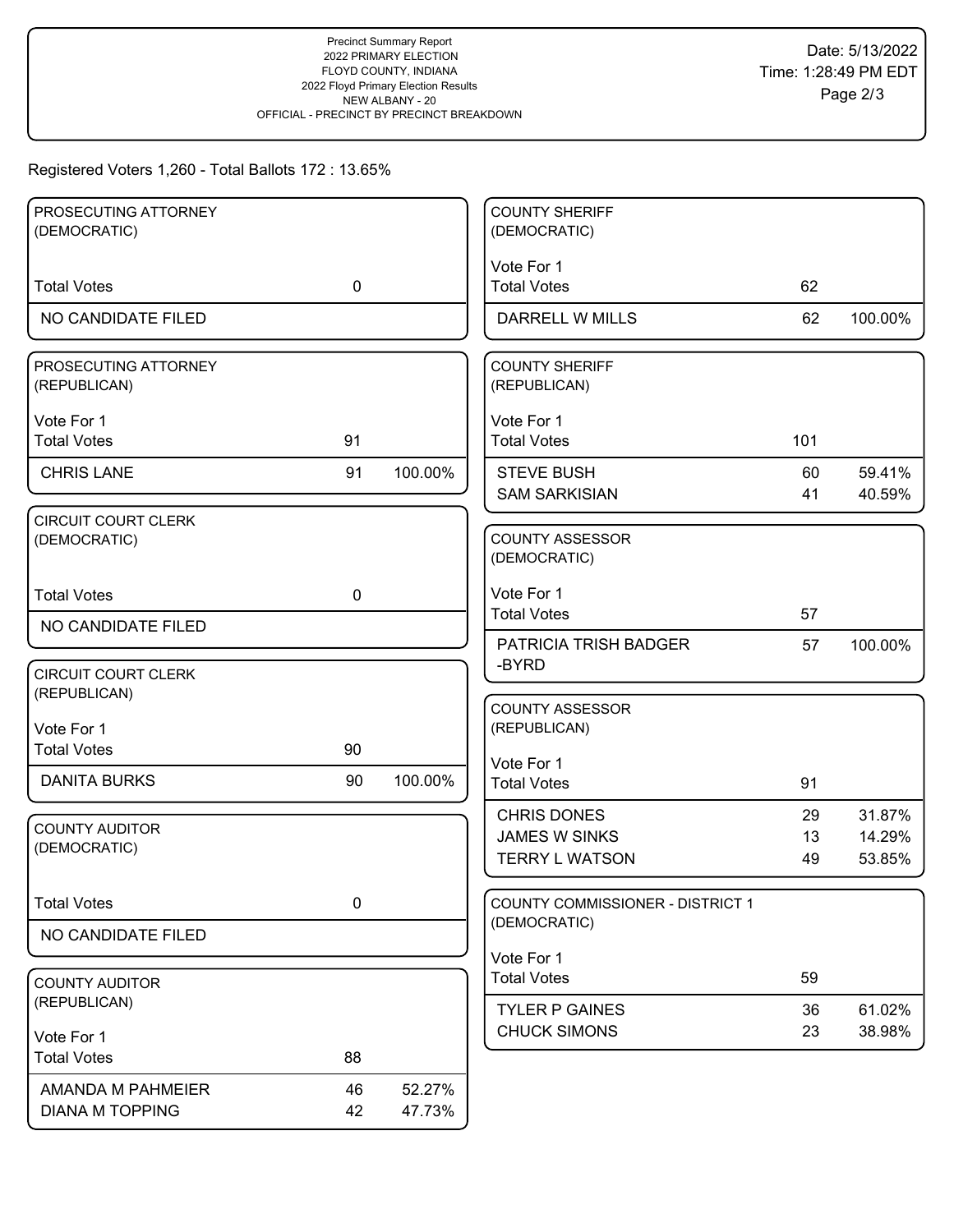Precinct Summary Report
2022 PRIMARY ELECTION
FLOYD COUNTY, INDIANA
2022 Floyd Primary Election Results
NEW ALBANY - 20
OFFICIAL - PRECINCT BY PRECINCT BREAKDOWN

Date: 5/13/2022
Time: 1:28:49 PM EDT

Registered Voters 1,260 - Total Ballots 172 : 13.65%

### PROSECUTING ATTORNEY (DEMOCRATIC)

| | | |
|---|---|---|
| Total Votes | 0 | |
| NO CANDIDATE FILED | | |

### PROSECUTING ATTORNEY (REPUBLICAN)

Vote For 1

| | | |
|---|---|---|
| Total Votes | 91 | |
| CHRIS LANE | 91 | 100.00% |

### CIRCUIT COURT CLERK (DEMOCRATIC)

| | | |
|---|---|---|
| Total Votes | 0 | |
| NO CANDIDATE FILED | | |

### CIRCUIT COURT CLERK (REPUBLICAN)

Vote For 1

| | | |
|---|---|---|
| Total Votes | 90 | |
| DANITA BURKS | 90 | 100.00% |

### COUNTY AUDITOR (DEMOCRATIC)

| | | |
|---|---|---|
| Total Votes | 0 | |
| NO CANDIDATE FILED | | |

### COUNTY AUDITOR (REPUBLICAN)

Vote For 1

| | | |
|---|---|---|
| Total Votes | 88 | |
| AMANDA M PAHMEIER | 46 | 52.27% |
| DIANA M TOPPING | 42 | 47.73% |

### COUNTY SHERIFF (DEMOCRATIC)

Vote For 1

| | | |
|---|---|---|
| Total Votes | 62 | |
| DARRELL W MILLS | 62 | 100.00% |

### COUNTY SHERIFF (REPUBLICAN)

Vote For 1

| | | |
|---|---|---|
| Total Votes | 101 | |
| STEVE BUSH | 60 | 59.41% |
| SAM SARKISIAN | 41 | 40.59% |

### COUNTY ASSESSOR (DEMOCRATIC)

Vote For 1

| | | |
|---|---|---|
| Total Votes | 57 | |
| PATRICIA TRISH BADGER -BYRD | 57 | 100.00% |

### COUNTY ASSESSOR (REPUBLICAN)

Vote For 1

| | | |
|---|---|---|
| Total Votes | 91 | |
| CHRIS DONES | 29 | 31.87% |
| JAMES W SINKS | 13 | 14.29% |
| TERRY L WATSON | 49 | 53.85% |

### COUNTY COMMISSIONER - DISTRICT 1 (DEMOCRATIC)

Vote For 1

| | | |
|---|---|---|
| Total Votes | 59 | |
| TYLER P GAINES | 36 | 61.02% |
| CHUCK SIMONS | 23 | 38.98% |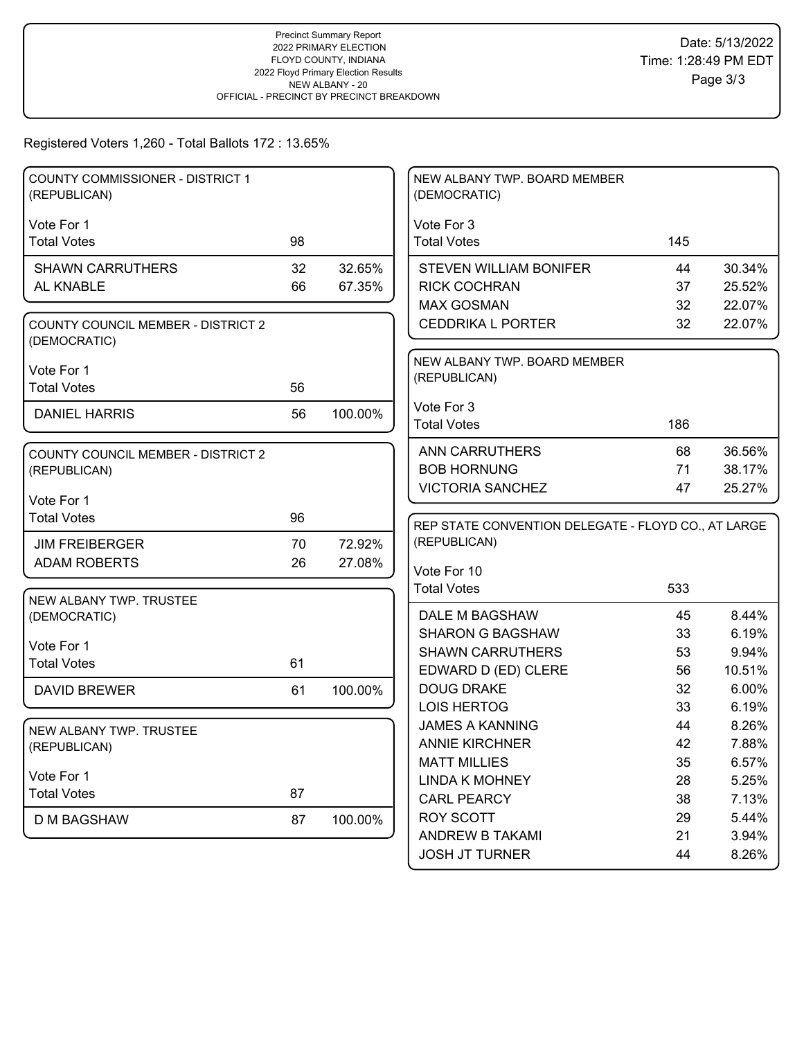Precinct Summary Report
2022 PRIMARY ELECTION
FLOYD COUNTY, INDIANA
2022 Floyd Primary Election Results
NEW ALBANY - 20
OFFICIAL - PRECINCT BY PRECINCT BREAKDOWN

Date: 5/13/2022
Time: 1:28:49 PM EDT

Registered Voters 1,260 - Total Ballots 172 : 13.65%

### COUNTY COMMISSIONER - DISTRICT 1 (REPUBLICAN)

Vote For 1

| | Votes | % |
|---|---|---|
| Total Votes | 98 | |
| SHAWN CARRUTHERS | 32 | 32.65% |
| AL KNABLE | 66 | 67.35% |

### COUNTY COUNCIL MEMBER - DISTRICT 2 (DEMOCRATIC)

Vote For 1

| | Votes | % |
|---|---|---|
| Total Votes | 56 | |
| DANIEL HARRIS | 56 | 100.00% |

### COUNTY COUNCIL MEMBER - DISTRICT 2 (REPUBLICAN)

Vote For 1

| | Votes | % |
|---|---|---|
| Total Votes | 96 | |
| JIM FREIBERGER | 70 | 72.92% |
| ADAM ROBERTS | 26 | 27.08% |

### NEW ALBANY TWP. TRUSTEE (DEMOCRATIC)

Vote For 1

| | Votes | % |
|---|---|---|
| Total Votes | 61 | |
| DAVID BREWER | 61 | 100.00% |

### NEW ALBANY TWP. TRUSTEE (REPUBLICAN)

Vote For 1

| | Votes | % |
|---|---|---|
| Total Votes | 87 | |
| D M BAGSHAW | 87 | 100.00% |

### NEW ALBANY TWP. BOARD MEMBER (DEMOCRATIC)

Vote For 3

| | Votes | % |
|---|---|---|
| Total Votes | 145 | |
| STEVEN WILLIAM BONIFER | 44 | 30.34% |
| RICK COCHRAN | 37 | 25.52% |
| MAX GOSMAN | 32 | 22.07% |
| CEDDRIKA L PORTER | 32 | 22.07% |

### NEW ALBANY TWP. BOARD MEMBER (REPUBLICAN)

Vote For 3

| | Votes | % |
|---|---|---|
| Total Votes | 186 | |
| ANN CARRUTHERS | 68 | 36.56% |
| BOB HORNUNG | 71 | 38.17% |
| VICTORIA SANCHEZ | 47 | 25.27% |

### REP STATE CONVENTION DELEGATE - FLOYD CO., AT LARGE (REPUBLICAN)

Vote For 10

| | Votes | % |
|---|---|---|
| Total Votes | 533 | |
| DALE M BAGSHAW | 45 | 8.44% |
| SHARON G BAGSHAW | 33 | 6.19% |
| SHAWN CARRUTHERS | 53 | 9.94% |
| EDWARD D (ED) CLERE | 56 | 10.51% |
| DOUG DRAKE | 32 | 6.00% |
| LOIS HERTOG | 33 | 6.19% |
| JAMES A KANNING | 44 | 8.26% |
| ANNIE KIRCHNER | 42 | 7.88% |
| MATT MILLIES | 35 | 6.57% |
| LINDA K MOHNEY | 28 | 5.25% |
| CARL PEARCY | 38 | 7.13% |
| ROY SCOTT | 29 | 5.44% |
| ANDREW B TAKAMI | 21 | 3.94% |
| JOSH JT TURNER | 44 | 8.26% |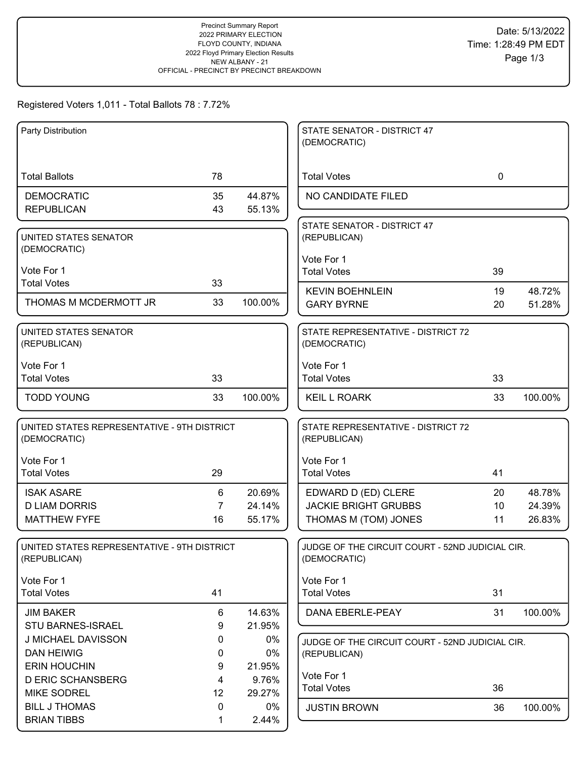Precinct Summary Report
2022 PRIMARY ELECTION
FLOYD COUNTY, INDIANA
2022 Floyd Primary Election Results
NEW ALBANY - 21
OFFICIAL - PRECINCT BY PRECINCT BREAKDOWN

Date: 5/13/2022
Time: 1:28:49 PM EDT

Registered Voters 1,011 - Total Ballots 78 : 7.72%

### Party Distribution

| Total Ballots | 78 | |
|---|---|---|
| DEMOCRATIC | 35 | 44.87% |
| REPUBLICAN | 43 | 55.13% |

### UNITED STATES SENATOR (DEMOCRATIC)

Vote For 1

| Total Votes | 33 | |
|---|---|---|
| THOMAS M MCDERMOTT JR | 33 | 100.00% |

### UNITED STATES SENATOR (REPUBLICAN)

Vote For 1

| Total Votes | 33 | |
|---|---|---|
| TODD YOUNG | 33 | 100.00% |

### UNITED STATES REPRESENTATIVE - 9TH DISTRICT (DEMOCRATIC)

Vote For 1

| Total Votes | 29 | |
|---|---|---|
| ISAK ASARE | 6 | 20.69% |
| D LIAM DORRIS | 7 | 24.14% |
| MATTHEW FYFE | 16 | 55.17% |

### UNITED STATES REPRESENTATIVE - 9TH DISTRICT (REPUBLICAN)

Vote For 1

| Total Votes | 41 | |
|---|---|---|
| JIM BAKER | 6 | 14.63% |
| STU BARNES-ISRAEL | 9 | 21.95% |
| J MICHAEL DAVISSON | 0 | 0% |
| DAN HEIWIG | 0 | 0% |
| ERIN HOUCHIN | 9 | 21.95% |
| D ERIC SCHANSBERG | 4 | 9.76% |
| MIKE SODREL | 12 | 29.27% |
| BILL J THOMAS | 0 | 0% |
| BRIAN TIBBS | 1 | 2.44% |

### STATE SENATOR - DISTRICT 47 (DEMOCRATIC)

| Total Votes | 0 |
|---|---|
| NO CANDIDATE FILED | |

### STATE SENATOR - DISTRICT 47 (REPUBLICAN)

Vote For 1

| Total Votes | 39 | |
|---|---|---|
| KEVIN BOEHNLEIN | 19 | 48.72% |
| GARY BYRNE | 20 | 51.28% |

### STATE REPRESENTATIVE - DISTRICT 72 (DEMOCRATIC)

Vote For 1

| Total Votes | 33 | |
|---|---|---|
| KEIL L ROARK | 33 | 100.00% |

### STATE REPRESENTATIVE - DISTRICT 72 (REPUBLICAN)

Vote For 1

| Total Votes | 41 | |
|---|---|---|
| EDWARD D (ED) CLERE | 20 | 48.78% |
| JACKIE BRIGHT GRUBBS | 10 | 24.39% |
| THOMAS M (TOM) JONES | 11 | 26.83% |

### JUDGE OF THE CIRCUIT COURT - 52ND JUDICIAL CIR. (DEMOCRATIC)

Vote For 1

| Total Votes | 31 | |
|---|---|---|
| DANA EBERLE-PEAY | 31 | 100.00% |

### JUDGE OF THE CIRCUIT COURT - 52ND JUDICIAL CIR. (REPUBLICAN)

Vote For 1

| Total Votes | 36 | |
|---|---|---|
| JUSTIN BROWN | 36 | 100.00% |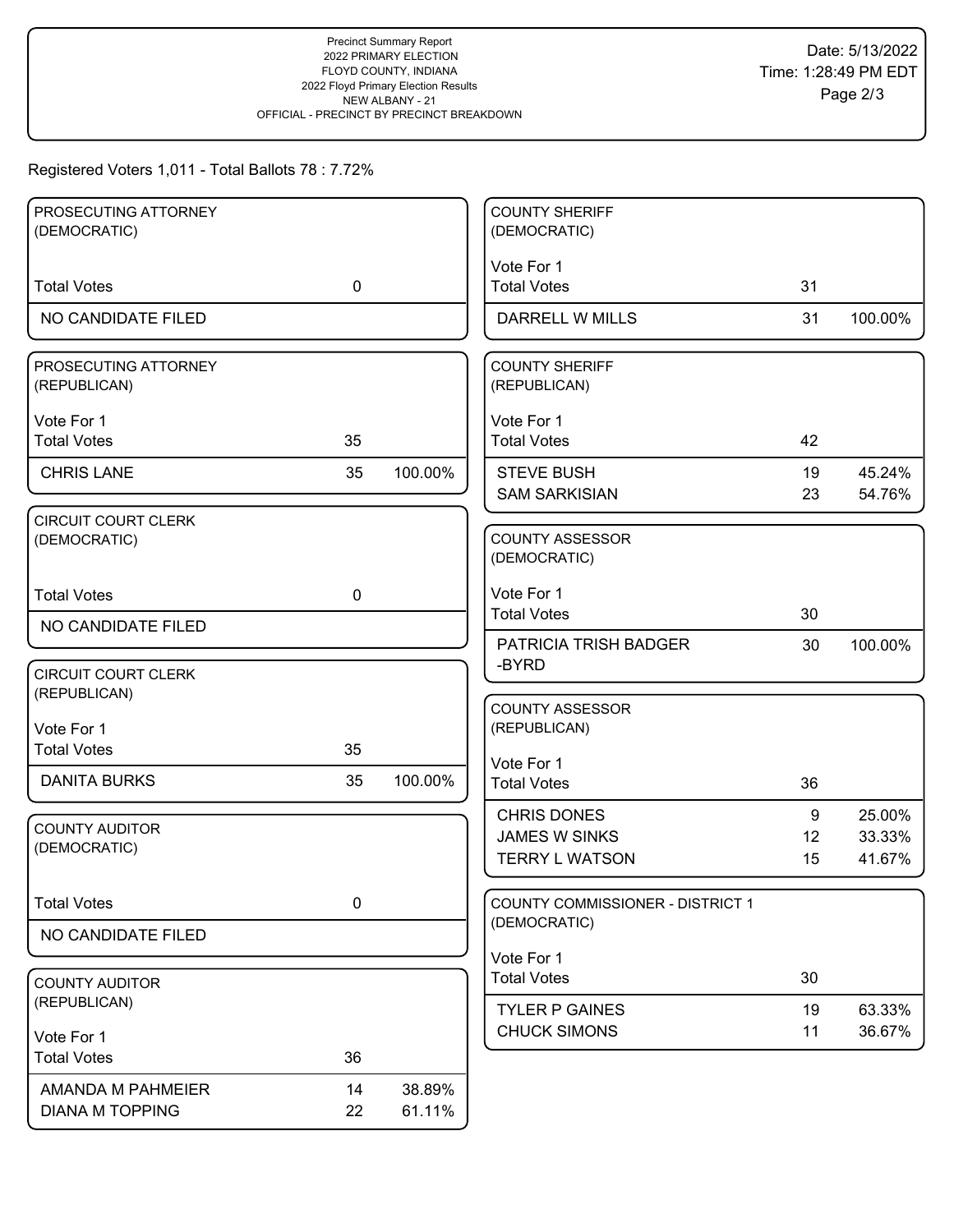Precinct Summary Report
2022 PRIMARY ELECTION
FLOYD COUNTY, INDIANA
2022 Floyd Primary Election Results
NEW ALBANY - 21
OFFICIAL - PRECINCT BY PRECINCT BREAKDOWN

Date: 5/13/2022
Time: 1:28:49 PM EDT

Registered Voters 1,011 - Total Ballots 78 : 7.72%

### PROSECUTING ATTORNEY (DEMOCRATIC)

| | | |
|---|---|---|
| Total Votes | 0 | |
| NO CANDIDATE FILED | | |

### PROSECUTING ATTORNEY (REPUBLICAN)

Vote For 1

| | | |
|---|---|---|
| Total Votes | 35 | |
| CHRIS LANE | 35 | 100.00% |

### CIRCUIT COURT CLERK (DEMOCRATIC)

| | | |
|---|---|---|
| Total Votes | 0 | |
| NO CANDIDATE FILED | | |

### CIRCUIT COURT CLERK (REPUBLICAN)

Vote For 1

| | | |
|---|---|---|
| Total Votes | 35 | |
| DANITA BURKS | 35 | 100.00% |

### COUNTY AUDITOR (DEMOCRATIC)

| | | |
|---|---|---|
| Total Votes | 0 | |
| NO CANDIDATE FILED | | |

### COUNTY AUDITOR (REPUBLICAN)

Vote For 1

| | | |
|---|---|---|
| Total Votes | 36 | |
| AMANDA M PAHMEIER | 14 | 38.89% |
| DIANA M TOPPING | 22 | 61.11% |

### COUNTY SHERIFF (DEMOCRATIC)

Vote For 1

| | | |
|---|---|---|
| Total Votes | 31 | |
| DARRELL W MILLS | 31 | 100.00% |

### COUNTY SHERIFF (REPUBLICAN)

Vote For 1

| | | |
|---|---|---|
| Total Votes | 42 | |
| STEVE BUSH | 19 | 45.24% |
| SAM SARKISIAN | 23 | 54.76% |

### COUNTY ASSESSOR (DEMOCRATIC)

Vote For 1

| | | |
|---|---|---|
| Total Votes | 30 | |
| PATRICIA TRISH BADGER -BYRD | 30 | 100.00% |

### COUNTY ASSESSOR (REPUBLICAN)

Vote For 1

| | | |
|---|---|---|
| Total Votes | 36 | |
| CHRIS DONES | 9 | 25.00% |
| JAMES W SINKS | 12 | 33.33% |
| TERRY L WATSON | 15 | 41.67% |

### COUNTY COMMISSIONER - DISTRICT 1 (DEMOCRATIC)

Vote For 1

| | | |
|---|---|---|
| Total Votes | 30 | |
| TYLER P GAINES | 19 | 63.33% |
| CHUCK SIMONS | 11 | 36.67% |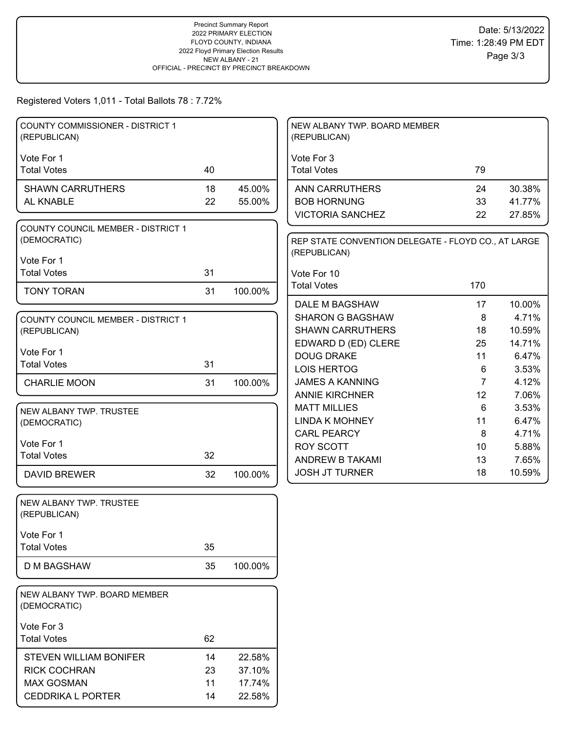Precinct Summary Report
2022 PRIMARY ELECTION
FLOYD COUNTY, INDIANA
2022 Floyd Primary Election Results
NEW ALBANY - 21
OFFICIAL - PRECINCT BY PRECINCT BREAKDOWN

Date: 5/13/2022
Time: 1:28:49 PM EDT

Registered Voters 1,011 - Total Ballots 78 : 7.72%

### COUNTY COMMISSIONER - DISTRICT 1 (REPUBLICAN)

Vote For 1

| Total Votes | 40 | |
|---|---|---|
| SHAWN CARRUTHERS | 18 | 45.00% |
| AL KNABLE | 22 | 55.00% |

### COUNTY COUNCIL MEMBER - DISTRICT 1 (DEMOCRATIC)

Vote For 1

| Total Votes | 31 | |
|---|---|---|
| TONY TORAN | 31 | 100.00% |

### COUNTY COUNCIL MEMBER - DISTRICT 1 (REPUBLICAN)

Vote For 1

| Total Votes | 31 | |
|---|---|---|
| CHARLIE MOON | 31 | 100.00% |

### NEW ALBANY TWP. TRUSTEE (DEMOCRATIC)

Vote For 1

| Total Votes | 32 | |
|---|---|---|
| DAVID BREWER | 32 | 100.00% |

### NEW ALBANY TWP. TRUSTEE (REPUBLICAN)

Vote For 1

| Total Votes | 35 | |
|---|---|---|
| D M BAGSHAW | 35 | 100.00% |

### NEW ALBANY TWP. BOARD MEMBER (DEMOCRATIC)

Vote For 3

| Total Votes | 62 | |
|---|---|---|
| STEVEN WILLIAM BONIFER | 14 | 22.58% |
| RICK COCHRAN | 23 | 37.10% |
| MAX GOSMAN | 11 | 17.74% |
| CEDDRIKA L PORTER | 14 | 22.58% |

### NEW ALBANY TWP. BOARD MEMBER (REPUBLICAN)

Vote For 3

| Total Votes | 79 | |
|---|---|---|
| ANN CARRUTHERS | 24 | 30.38% |
| BOB HORNUNG | 33 | 41.77% |
| VICTORIA SANCHEZ | 22 | 27.85% |

### REP STATE CONVENTION DELEGATE - FLOYD CO., AT LARGE (REPUBLICAN)

Vote For 10

| Total Votes | 170 | |
|---|---|---|
| DALE M BAGSHAW | 17 | 10.00% |
| SHARON G BAGSHAW | 8 | 4.71% |
| SHAWN CARRUTHERS | 18 | 10.59% |
| EDWARD D (ED) CLERE | 25 | 14.71% |
| DOUG DRAKE | 11 | 6.47% |
| LOIS HERTOG | 6 | 3.53% |
| JAMES A KANNING | 7 | 4.12% |
| ANNIE KIRCHNER | 12 | 7.06% |
| MATT MILLIES | 6 | 3.53% |
| LINDA K MOHNEY | 11 | 6.47% |
| CARL PEARCY | 8 | 4.71% |
| ROY SCOTT | 10 | 5.88% |
| ANDREW B TAKAMI | 13 | 7.65% |
| JOSH JT TURNER | 18 | 10.59% |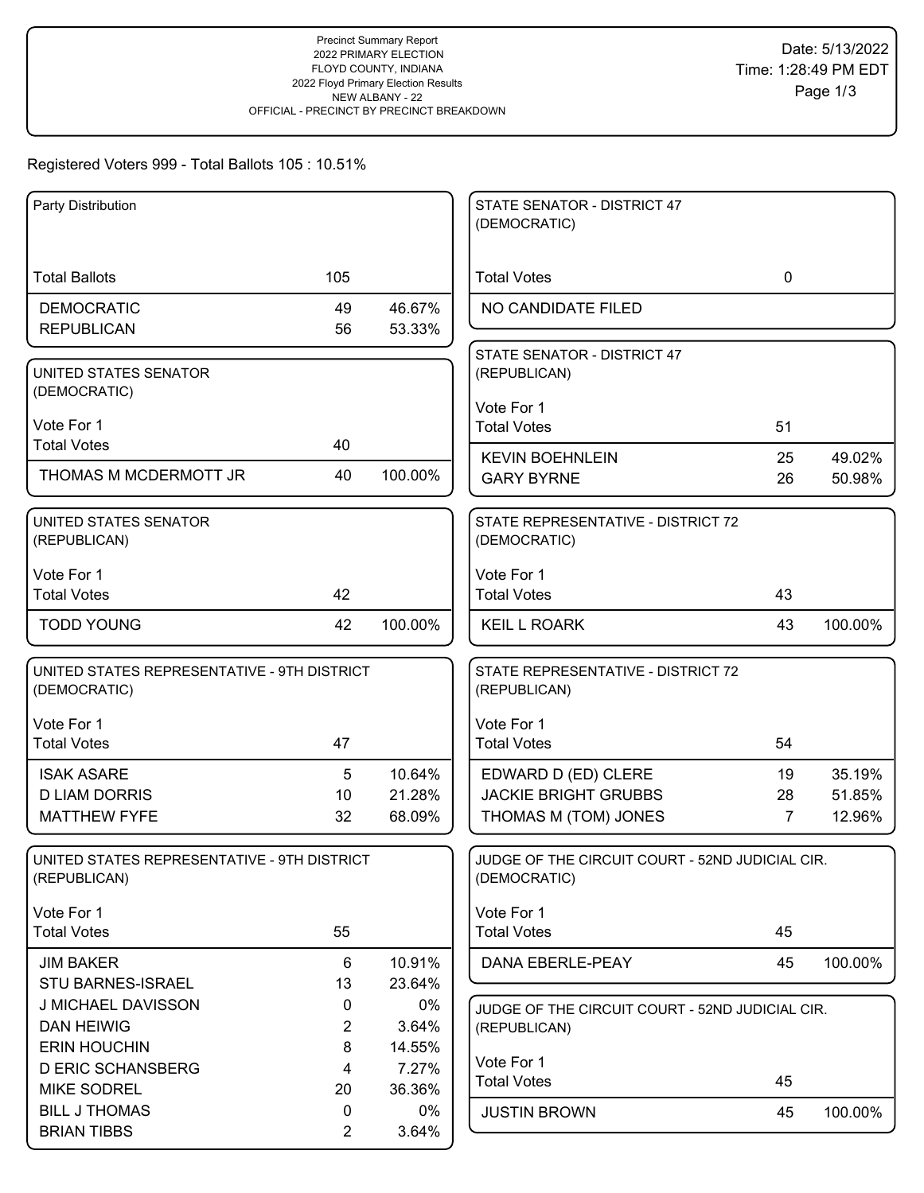Precinct Summary Report
2022 PRIMARY ELECTION
FLOYD COUNTY, INDIANA
2022 Floyd Primary Election Results
NEW ALBANY - 22
OFFICIAL - PRECINCT BY PRECINCT BREAKDOWN

Date: 5/13/2022
Time: 1:28:49 PM EDT

Registered Voters 999 - Total Ballots 105 : 10.51%

**Party Distribution**

| Total Ballots | 105 | |
|---|---|---|
| DEMOCRATIC | 49 | 46.67% |
| REPUBLICAN | 56 | 53.33% |

**UNITED STATES SENATOR (DEMOCRATIC)**

Vote For 1

| Total Votes | 40 | |
|---|---|---|
| THOMAS M MCDERMOTT JR | 40 | 100.00% |

**UNITED STATES SENATOR (REPUBLICAN)**

Vote For 1

| Total Votes | 42 | |
|---|---|---|
| TODD YOUNG | 42 | 100.00% |

**UNITED STATES REPRESENTATIVE - 9TH DISTRICT (DEMOCRATIC)**

Vote For 1

| Total Votes | 47 | |
|---|---|---|
| ISAK ASARE | 5 | 10.64% |
| D LIAM DORRIS | 10 | 21.28% |
| MATTHEW FYFE | 32 | 68.09% |

**UNITED STATES REPRESENTATIVE - 9TH DISTRICT (REPUBLICAN)**

Vote For 1

| Total Votes | 55 | |
|---|---|---|
| JIM BAKER | 6 | 10.91% |
| STU BARNES-ISRAEL | 13 | 23.64% |
| J MICHAEL DAVISSON | 0 | 0% |
| DAN HEIWIG | 2 | 3.64% |
| ERIN HOUCHIN | 8 | 14.55% |
| D ERIC SCHANSBERG | 4 | 7.27% |
| MIKE SODREL | 20 | 36.36% |
| BILL J THOMAS | 0 | 0% |
| BRIAN TIBBS | 2 | 3.64% |

**STATE SENATOR - DISTRICT 47 (DEMOCRATIC)**

| Total Votes | 0 |
|---|---|
| NO CANDIDATE FILED | |

**STATE SENATOR - DISTRICT 47 (REPUBLICAN)**

Vote For 1

| Total Votes | 51 | |
|---|---|---|
| KEVIN BOEHNLEIN | 25 | 49.02% |
| GARY BYRNE | 26 | 50.98% |

**STATE REPRESENTATIVE - DISTRICT 72 (DEMOCRATIC)**

Vote For 1

| Total Votes | 43 | |
|---|---|---|
| KEIL L ROARK | 43 | 100.00% |

**STATE REPRESENTATIVE - DISTRICT 72 (REPUBLICAN)**

Vote For 1

| Total Votes | 54 | |
|---|---|---|
| EDWARD D (ED) CLERE | 19 | 35.19% |
| JACKIE BRIGHT GRUBBS | 28 | 51.85% |
| THOMAS M (TOM) JONES | 7 | 12.96% |

**JUDGE OF THE CIRCUIT COURT - 52ND JUDICIAL CIR. (DEMOCRATIC)**

Vote For 1

| Total Votes | 45 | |
|---|---|---|
| DANA EBERLE-PEAY | 45 | 100.00% |

**JUDGE OF THE CIRCUIT COURT - 52ND JUDICIAL CIR. (REPUBLICAN)**

Vote For 1

| Total Votes | 45 | |
|---|---|---|
| JUSTIN BROWN | 45 | 100.00% |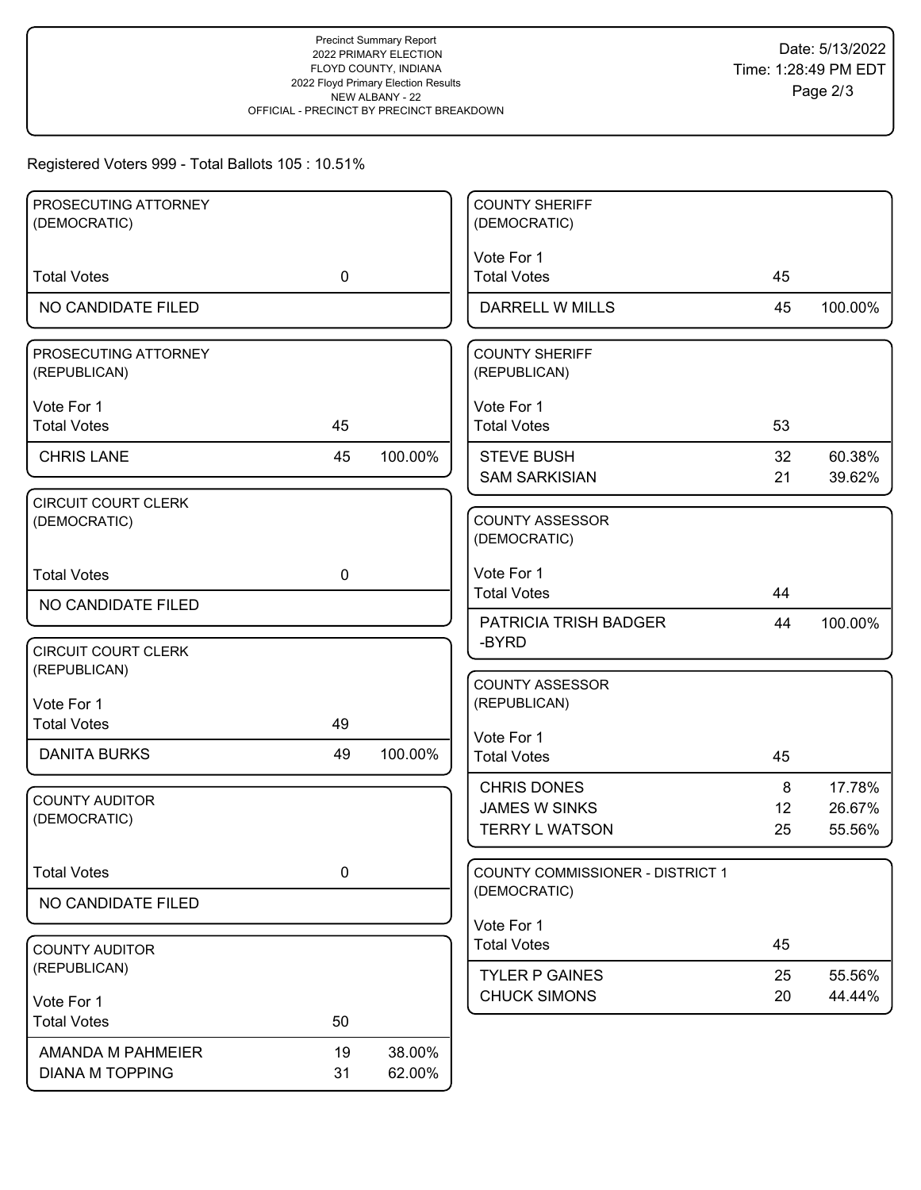Precinct Summary Report
2022 PRIMARY ELECTION
FLOYD COUNTY, INDIANA
2022 Floyd Primary Election Results
NEW ALBANY - 22
OFFICIAL - PRECINCT BY PRECINCT BREAKDOWN

Date: 5/13/2022
Time: 1:28:49 PM EDT

Registered Voters 999 - Total Ballots 105 : 10.51%

**PROSECUTING ATTORNEY (DEMOCRATIC)**

| | | |
|---|---|---|
| Total Votes | 0 | |
| NO CANDIDATE FILED | | |

**PROSECUTING ATTORNEY (REPUBLICAN)**

Vote For 1

| | | |
|---|---|---|
| Total Votes | 45 | |
| CHRIS LANE | 45 | 100.00% |

**CIRCUIT COURT CLERK (DEMOCRATIC)**

| | | |
|---|---|---|
| Total Votes | 0 | |
| NO CANDIDATE FILED | | |

**CIRCUIT COURT CLERK (REPUBLICAN)**

Vote For 1

| | | |
|---|---|---|
| Total Votes | 49 | |
| DANITA BURKS | 49 | 100.00% |

**COUNTY AUDITOR (DEMOCRATIC)**

| | | |
|---|---|---|
| Total Votes | 0 | |
| NO CANDIDATE FILED | | |

**COUNTY AUDITOR (REPUBLICAN)**

Vote For 1

| | | |
|---|---|---|
| Total Votes | 50 | |
| AMANDA M PAHMEIER | 19 | 38.00% |
| DIANA M TOPPING | 31 | 62.00% |

**COUNTY SHERIFF (DEMOCRATIC)**

Vote For 1

| | | |
|---|---|---|
| Total Votes | 45 | |
| DARRELL W MILLS | 45 | 100.00% |

**COUNTY SHERIFF (REPUBLICAN)**

Vote For 1

| | | |
|---|---|---|
| Total Votes | 53 | |
| STEVE BUSH | 32 | 60.38% |
| SAM SARKISIAN | 21 | 39.62% |

**COUNTY ASSESSOR (DEMOCRATIC)**

Vote For 1

| | | |
|---|---|---|
| Total Votes | 44 | |
| PATRICIA TRISH BADGER -BYRD | 44 | 100.00% |

**COUNTY ASSESSOR (REPUBLICAN)**

Vote For 1

| | | |
|---|---|---|
| Total Votes | 45 | |
| CHRIS DONES | 8 | 17.78% |
| JAMES W SINKS | 12 | 26.67% |
| TERRY L WATSON | 25 | 55.56% |

**COUNTY COMMISSIONER - DISTRICT 1 (DEMOCRATIC)**

Vote For 1

| | | |
|---|---|---|
| Total Votes | 45 | |
| TYLER P GAINES | 25 | 55.56% |
| CHUCK SIMONS | 20 | 44.44% |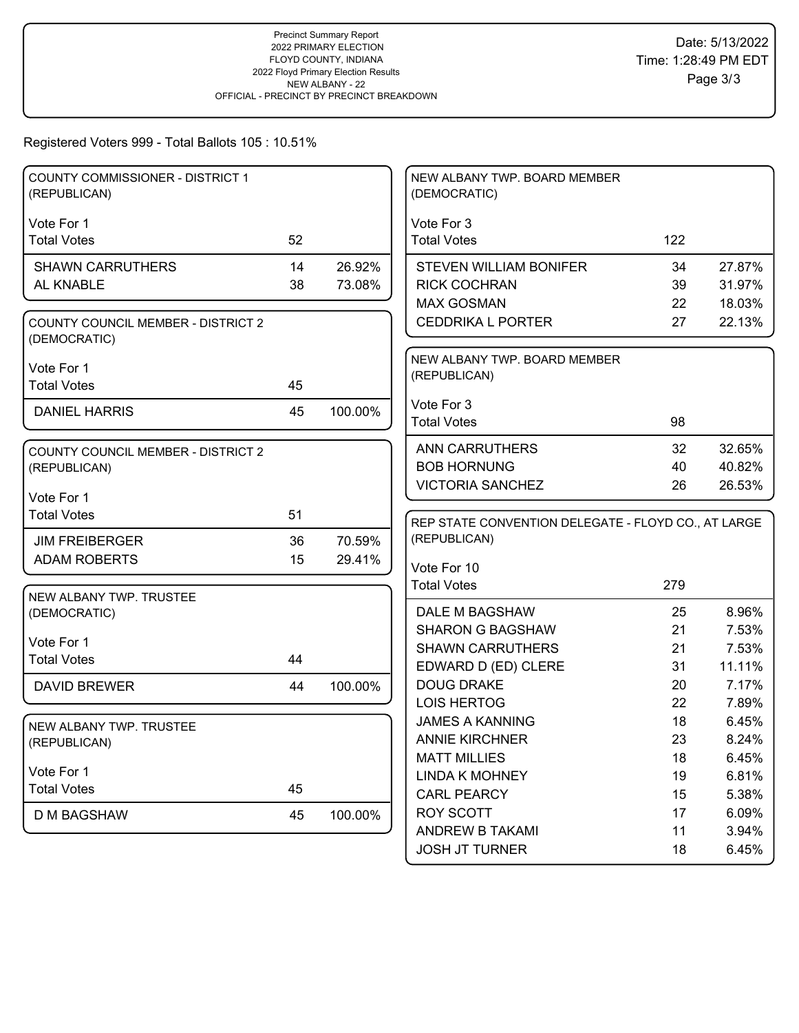Precinct Summary Report
2022 PRIMARY ELECTION
FLOYD COUNTY, INDIANA
2022 Floyd Primary Election Results
NEW ALBANY - 22
OFFICIAL - PRECINCT BY PRECINCT BREAKDOWN

Date: 5/13/2022
Time: 1:28:49 PM EDT

Registered Voters 999 - Total Ballots 105 : 10.51%

## COUNTY COMMISSIONER - DISTRICT 1 (REPUBLICAN)

Vote For 1

| | Votes | Percent |
|---|---|---|
| Total Votes | 52 | |
| SHAWN CARRUTHERS | 14 | 26.92% |
| AL KNABLE | 38 | 73.08% |

## COUNTY COUNCIL MEMBER - DISTRICT 2 (DEMOCRATIC)

Vote For 1

| | Votes | Percent |
|---|---|---|
| Total Votes | 45 | |
| DANIEL HARRIS | 45 | 100.00% |

## COUNTY COUNCIL MEMBER - DISTRICT 2 (REPUBLICAN)

Vote For 1

| | Votes | Percent |
|---|---|---|
| Total Votes | 51 | |
| JIM FREIBERGER | 36 | 70.59% |
| ADAM ROBERTS | 15 | 29.41% |

## NEW ALBANY TWP. TRUSTEE (DEMOCRATIC)

Vote For 1

| | Votes | Percent |
|---|---|---|
| Total Votes | 44 | |
| DAVID BREWER | 44 | 100.00% |

## NEW ALBANY TWP. TRUSTEE (REPUBLICAN)

Vote For 1

| | Votes | Percent |
|---|---|---|
| Total Votes | 45 | |
| D M BAGSHAW | 45 | 100.00% |

## NEW ALBANY TWP. BOARD MEMBER (DEMOCRATIC)

Vote For 3

| | Votes | Percent |
|---|---|---|
| Total Votes | 122 | |
| STEVEN WILLIAM BONIFER | 34 | 27.87% |
| RICK COCHRAN | 39 | 31.97% |
| MAX GOSMAN | 22 | 18.03% |
| CEDDRIKA L PORTER | 27 | 22.13% |

## NEW ALBANY TWP. BOARD MEMBER (REPUBLICAN)

Vote For 3

| | Votes | Percent |
|---|---|---|
| Total Votes | 98 | |
| ANN CARRUTHERS | 32 | 32.65% |
| BOB HORNUNG | 40 | 40.82% |
| VICTORIA SANCHEZ | 26 | 26.53% |

## REP STATE CONVENTION DELEGATE - FLOYD CO., AT LARGE (REPUBLICAN)

Vote For 10

| | Votes | Percent |
|---|---|---|
| Total Votes | 279 | |
| DALE M BAGSHAW | 25 | 8.96% |
| SHARON G BAGSHAW | 21 | 7.53% |
| SHAWN CARRUTHERS | 21 | 7.53% |
| EDWARD D (ED) CLERE | 31 | 11.11% |
| DOUG DRAKE | 20 | 7.17% |
| LOIS HERTOG | 22 | 7.89% |
| JAMES A KANNING | 18 | 6.45% |
| ANNIE KIRCHNER | 23 | 8.24% |
| MATT MILLIES | 18 | 6.45% |
| LINDA K MOHNEY | 19 | 6.81% |
| CARL PEARCY | 15 | 5.38% |
| ROY SCOTT | 17 | 6.09% |
| ANDREW B TAKAMI | 11 | 3.94% |
| JOSH JT TURNER | 18 | 6.45% |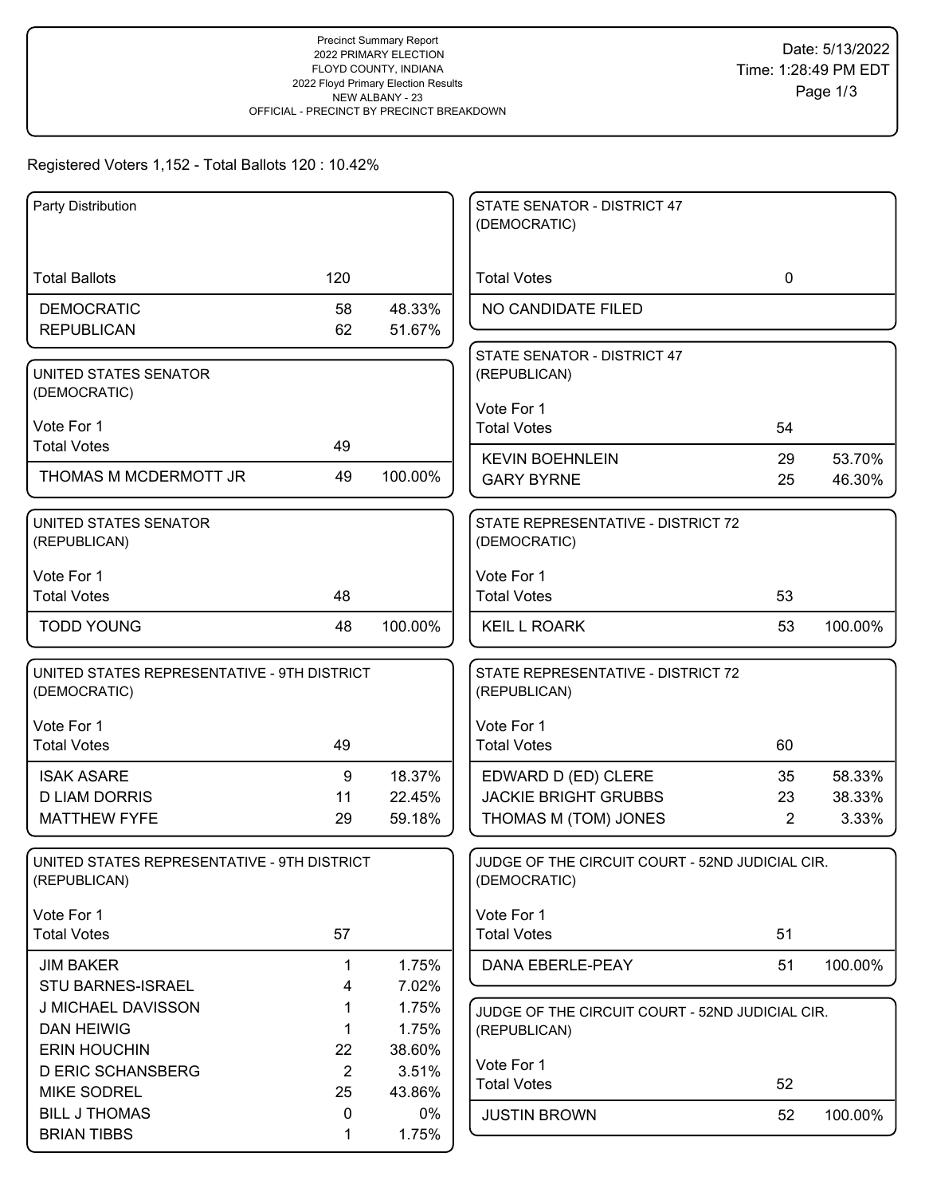Precinct Summary Report
2022 PRIMARY ELECTION
FLOYD COUNTY, INDIANA
2022 Floyd Primary Election Results
NEW ALBANY - 23
OFFICIAL - PRECINCT BY PRECINCT BREAKDOWN

Date: 5/13/2022
Time: 1:28:49 PM EDT

Registered Voters 1,152 - Total Ballots 120 : 10.42%

### Party Distribution

| | | |
|---|---|---|
| Total Ballots | 120 | |
| DEMOCRATIC | 58 | 48.33% |
| REPUBLICAN | 62 | 51.67% |

### UNITED STATES SENATOR (DEMOCRATIC)

Vote For 1

| | | |
|---|---|---|
| Total Votes | 49 | |
| THOMAS M MCDERMOTT JR | 49 | 100.00% |

### UNITED STATES SENATOR (REPUBLICAN)

Vote For 1

| | | |
|---|---|---|
| Total Votes | 48 | |
| TODD YOUNG | 48 | 100.00% |

### UNITED STATES REPRESENTATIVE - 9TH DISTRICT (DEMOCRATIC)

Vote For 1

| | | |
|---|---|---|
| Total Votes | 49 | |
| ISAK ASARE | 9 | 18.37% |
| D LIAM DORRIS | 11 | 22.45% |
| MATTHEW FYFE | 29 | 59.18% |

### UNITED STATES REPRESENTATIVE - 9TH DISTRICT (REPUBLICAN)

Vote For 1

| | | |
|---|---|---|
| Total Votes | 57 | |
| JIM BAKER | 1 | 1.75% |
| STU BARNES-ISRAEL | 4 | 7.02% |
| J MICHAEL DAVISSON | 1 | 1.75% |
| DAN HEIWIG | 1 | 1.75% |
| ERIN HOUCHIN | 22 | 38.60% |
| D ERIC SCHANSBERG | 2 | 3.51% |
| MIKE SODREL | 25 | 43.86% |
| BILL J THOMAS | 0 | 0% |
| BRIAN TIBBS | 1 | 1.75% |

### STATE SENATOR - DISTRICT 47 (DEMOCRATIC)

| | | |
|---|---|---|
| Total Votes | 0 | |
| NO CANDIDATE FILED | | |

### STATE SENATOR - DISTRICT 47 (REPUBLICAN)

Vote For 1

| | | |
|---|---|---|
| Total Votes | 54 | |
| KEVIN BOEHNLEIN | 29 | 53.70% |
| GARY BYRNE | 25 | 46.30% |

### STATE REPRESENTATIVE - DISTRICT 72 (DEMOCRATIC)

Vote For 1

| | | |
|---|---|---|
| Total Votes | 53 | |
| KEIL L ROARK | 53 | 100.00% |

### STATE REPRESENTATIVE - DISTRICT 72 (REPUBLICAN)

Vote For 1

| | | |
|---|---|---|
| Total Votes | 60 | |
| EDWARD D (ED) CLERE | 35 | 58.33% |
| JACKIE BRIGHT GRUBBS | 23 | 38.33% |
| THOMAS M (TOM) JONES | 2 | 3.33% |

### JUDGE OF THE CIRCUIT COURT - 52ND JUDICIAL CIR. (DEMOCRATIC)

Vote For 1

| | | |
|---|---|---|
| Total Votes | 51 | |
| DANA EBERLE-PEAY | 51 | 100.00% |

### JUDGE OF THE CIRCUIT COURT - 52ND JUDICIAL CIR. (REPUBLICAN)

Vote For 1

| | | |
|---|---|---|
| Total Votes | 52 | |
| JUSTIN BROWN | 52 | 100.00% |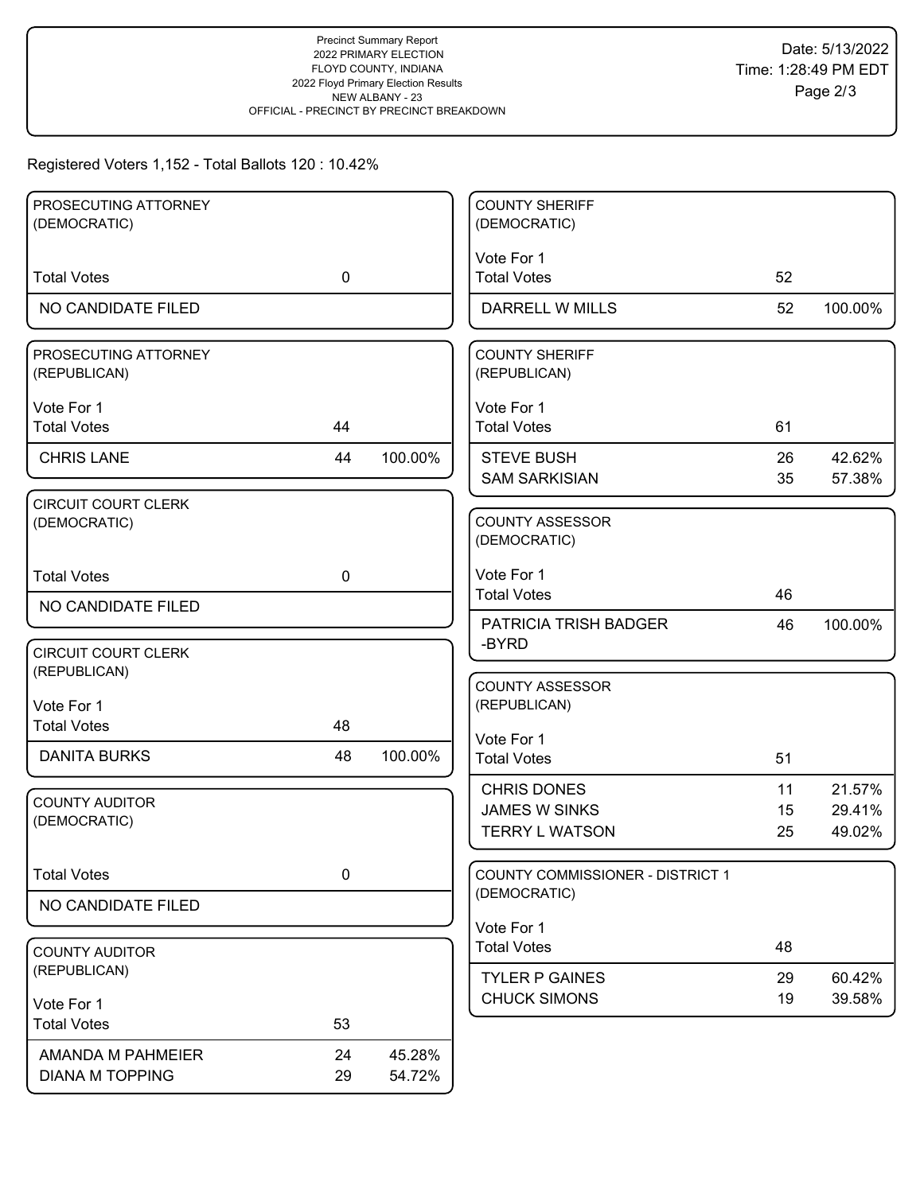Precinct Summary Report
2022 PRIMARY ELECTION
FLOYD COUNTY, INDIANA
2022 Floyd Primary Election Results
NEW ALBANY - 23
OFFICIAL - PRECINCT BY PRECINCT BREAKDOWN

Date: 5/13/2022
Time: 1:28:49 PM EDT

Registered Voters 1,152 - Total Ballots 120 : 10.42%

### PROSECUTING ATTORNEY (DEMOCRATIC)

| | | |
|---|---|---|
| Total Votes | 0 | |
| NO CANDIDATE FILED | | |

### PROSECUTING ATTORNEY (REPUBLICAN)

Vote For 1

| | | |
|---|---|---|
| Total Votes | 44 | |
| CHRIS LANE | 44 | 100.00% |

### CIRCUIT COURT CLERK (DEMOCRATIC)

| | | |
|---|---|---|
| Total Votes | 0 | |
| NO CANDIDATE FILED | | |

### CIRCUIT COURT CLERK (REPUBLICAN)

Vote For 1

| | | |
|---|---|---|
| Total Votes | 48 | |
| DANITA BURKS | 48 | 100.00% |

### COUNTY AUDITOR (DEMOCRATIC)

| | | |
|---|---|---|
| Total Votes | 0 | |
| NO CANDIDATE FILED | | |

### COUNTY AUDITOR (REPUBLICAN)

Vote For 1

| | | |
|---|---|---|
| Total Votes | 53 | |
| AMANDA M PAHMEIER | 24 | 45.28% |
| DIANA M TOPPING | 29 | 54.72% |

### COUNTY SHERIFF (DEMOCRATIC)

Vote For 1

| | | |
|---|---|---|
| Total Votes | 52 | |
| DARRELL W MILLS | 52 | 100.00% |

### COUNTY SHERIFF (REPUBLICAN)

Vote For 1

| | | |
|---|---|---|
| Total Votes | 61 | |
| STEVE BUSH | 26 | 42.62% |
| SAM SARKISIAN | 35 | 57.38% |

### COUNTY ASSESSOR (DEMOCRATIC)

Vote For 1

| | | |
|---|---|---|
| Total Votes | 46 | |
| PATRICIA TRISH BADGER-BYRD | 46 | 100.00% |

### COUNTY ASSESSOR (REPUBLICAN)

Vote For 1

| | | |
|---|---|---|
| Total Votes | 51 | |
| CHRIS DONES | 11 | 21.57% |
| JAMES W SINKS | 15 | 29.41% |
| TERRY L WATSON | 25 | 49.02% |

### COUNTY COMMISSIONER - DISTRICT 1 (DEMOCRATIC)

Vote For 1

| | | |
|---|---|---|
| Total Votes | 48 | |
| TYLER P GAINES | 29 | 60.42% |
| CHUCK SIMONS | 19 | 39.58% |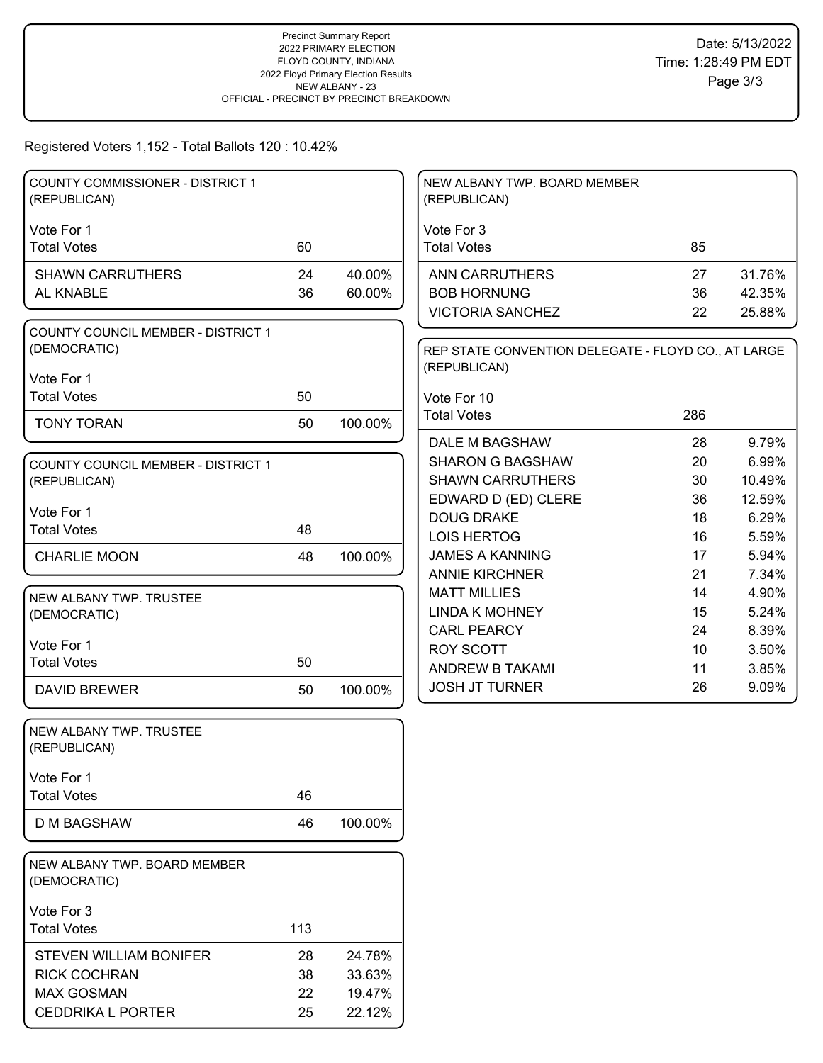Precinct Summary Report
2022 PRIMARY ELECTION
FLOYD COUNTY, INDIANA
2022 Floyd Primary Election Results
NEW ALBANY - 23
OFFICIAL - PRECINCT BY PRECINCT BREAKDOWN

Date: 5/13/2022
Time: 1:28:49 PM EDT

Registered Voters 1,152 - Total Ballots 120 : 10.42%

## COUNTY COMMISSIONER - DISTRICT 1 (REPUBLICAN)

Vote For 1

| Total Votes | 60 | |
|---|---|---|
| SHAWN CARRUTHERS | 24 | 40.00% |
| AL KNABLE | 36 | 60.00% |

## COUNTY COUNCIL MEMBER - DISTRICT 1 (DEMOCRATIC)

Vote For 1

| Total Votes | 50 | |
|---|---|---|
| TONY TORAN | 50 | 100.00% |

## COUNTY COUNCIL MEMBER - DISTRICT 1 (REPUBLICAN)

Vote For 1

| Total Votes | 48 | |
|---|---|---|
| CHARLIE MOON | 48 | 100.00% |

## NEW ALBANY TWP. TRUSTEE (DEMOCRATIC)

Vote For 1

| Total Votes | 50 | |
|---|---|---|
| DAVID BREWER | 50 | 100.00% |

## NEW ALBANY TWP. TRUSTEE (REPUBLICAN)

Vote For 1

| Total Votes | 46 | |
|---|---|---|
| D M BAGSHAW | 46 | 100.00% |

## NEW ALBANY TWP. BOARD MEMBER (DEMOCRATIC)

Vote For 3

| Total Votes | 113 | |
|---|---|---|
| STEVEN WILLIAM BONIFER | 28 | 24.78% |
| RICK COCHRAN | 38 | 33.63% |
| MAX GOSMAN | 22 | 19.47% |
| CEDDRIKA L PORTER | 25 | 22.12% |

## NEW ALBANY TWP. BOARD MEMBER (REPUBLICAN)

Vote For 3

| Total Votes | 85 | |
|---|---|---|
| ANN CARRUTHERS | 27 | 31.76% |
| BOB HORNUNG | 36 | 42.35% |
| VICTORIA SANCHEZ | 22 | 25.88% |

## REP STATE CONVENTION DELEGATE - FLOYD CO., AT LARGE (REPUBLICAN)

Vote For 10

| Total Votes | 286 | |
|---|---|---|
| DALE M BAGSHAW | 28 | 9.79% |
| SHARON G BAGSHAW | 20 | 6.99% |
| SHAWN CARRUTHERS | 30 | 10.49% |
| EDWARD D (ED) CLERE | 36 | 12.59% |
| DOUG DRAKE | 18 | 6.29% |
| LOIS HERTOG | 16 | 5.59% |
| JAMES A KANNING | 17 | 5.94% |
| ANNIE KIRCHNER | 21 | 7.34% |
| MATT MILLIES | 14 | 4.90% |
| LINDA K MOHNEY | 15 | 5.24% |
| CARL PEARCY | 24 | 8.39% |
| ROY SCOTT | 10 | 3.50% |
| ANDREW B TAKAMI | 11 | 3.85% |
| JOSH JT TURNER | 26 | 9.09% |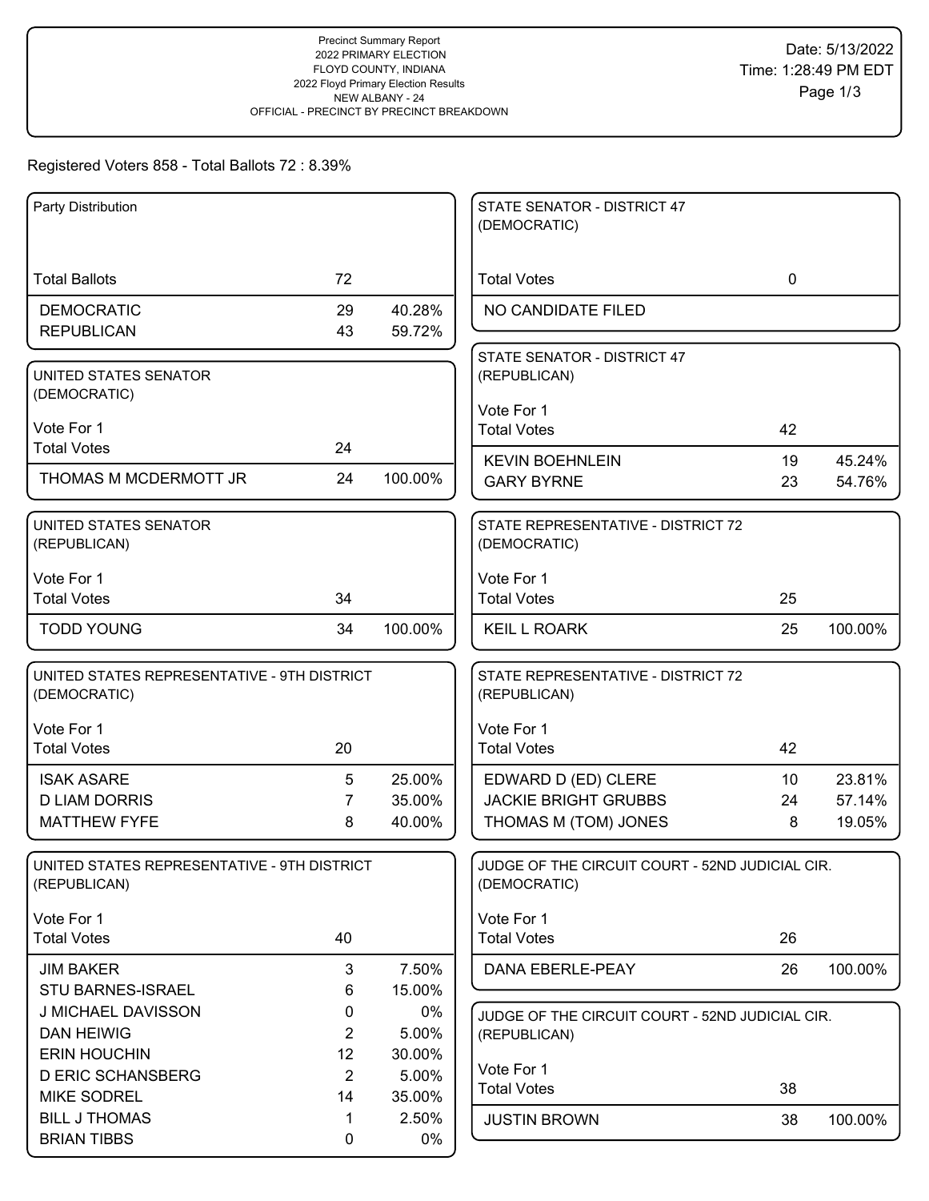Precinct Summary Report
2022 PRIMARY ELECTION
FLOYD COUNTY, INDIANA
2022 Floyd Primary Election Results
NEW ALBANY - 24
OFFICIAL - PRECINCT BY PRECINCT BREAKDOWN

Date: 5/13/2022
Time: 1:28:49 PM EDT

Registered Voters 858 - Total Ballots 72 : 8.39%

### Party Distribution

| | | |
|---|---|---|
| Total Ballots | 72 | |
| DEMOCRATIC | 29 | 40.28% |
| REPUBLICAN | 43 | 59.72% |

### UNITED STATES SENATOR (DEMOCRATIC)

Vote For 1

| | | |
|---|---|---|
| Total Votes | 24 | |
| THOMAS M MCDERMOTT JR | 24 | 100.00% |

### UNITED STATES SENATOR (REPUBLICAN)

Vote For 1

| | | |
|---|---|---|
| Total Votes | 34 | |
| TODD YOUNG | 34 | 100.00% |

### UNITED STATES REPRESENTATIVE - 9TH DISTRICT (DEMOCRATIC)

Vote For 1

| | | |
|---|---|---|
| Total Votes | 20 | |
| ISAK ASARE | 5 | 25.00% |
| D LIAM DORRIS | 7 | 35.00% |
| MATTHEW FYFE | 8 | 40.00% |

### UNITED STATES REPRESENTATIVE - 9TH DISTRICT (REPUBLICAN)

Vote For 1

| | | |
|---|---|---|
| Total Votes | 40 | |
| JIM BAKER | 3 | 7.50% |
| STU BARNES-ISRAEL | 6 | 15.00% |
| J MICHAEL DAVISSON | 0 | 0% |
| DAN HEIWIG | 2 | 5.00% |
| ERIN HOUCHIN | 12 | 30.00% |
| D ERIC SCHANSBERG | 2 | 5.00% |
| MIKE SODREL | 14 | 35.00% |
| BILL J THOMAS | 1 | 2.50% |
| BRIAN TIBBS | 0 | 0% |

### STATE SENATOR - DISTRICT 47 (DEMOCRATIC)

| | | |
|---|---|---|
| Total Votes | 0 | |
| NO CANDIDATE FILED | | |

### STATE SENATOR - DISTRICT 47 (REPUBLICAN)

Vote For 1

| | | |
|---|---|---|
| Total Votes | 42 | |
| KEVIN BOEHNLEIN | 19 | 45.24% |
| GARY BYRNE | 23 | 54.76% |

### STATE REPRESENTATIVE - DISTRICT 72 (DEMOCRATIC)

Vote For 1

| | | |
|---|---|---|
| Total Votes | 25 | |
| KEIL L ROARK | 25 | 100.00% |

### STATE REPRESENTATIVE - DISTRICT 72 (REPUBLICAN)

Vote For 1

| | | |
|---|---|---|
| Total Votes | 42 | |
| EDWARD D (ED) CLERE | 10 | 23.81% |
| JACKIE BRIGHT GRUBBS | 24 | 57.14% |
| THOMAS M (TOM) JONES | 8 | 19.05% |

### JUDGE OF THE CIRCUIT COURT - 52ND JUDICIAL CIR. (DEMOCRATIC)

Vote For 1

| | | |
|---|---|---|
| Total Votes | 26 | |
| DANA EBERLE-PEAY | 26 | 100.00% |

### JUDGE OF THE CIRCUIT COURT - 52ND JUDICIAL CIR. (REPUBLICAN)

Vote For 1

| | | |
|---|---|---|
| Total Votes | 38 | |
| JUSTIN BROWN | 38 | 100.00% |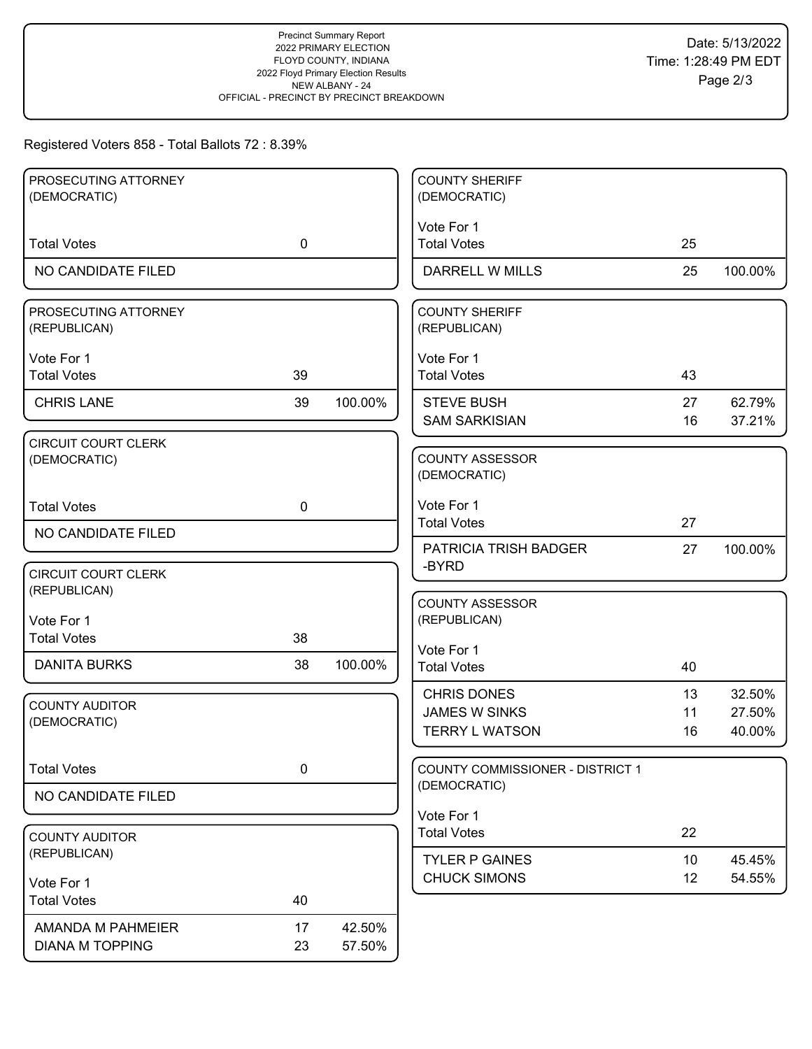Precinct Summary Report
2022 PRIMARY ELECTION
FLOYD COUNTY, INDIANA
2022 Floyd Primary Election Results
NEW ALBANY - 24
OFFICIAL - PRECINCT BY PRECINCT BREAKDOWN

Date: 5/13/2022
Time: 1:28:49 PM EDT

Registered Voters 858 - Total Ballots 72 : 8.39%

### PROSECUTING ATTORNEY (DEMOCRATIC)

| | | |
|---|---|---|
| Total Votes | 0 | |
| NO CANDIDATE FILED | | |

### PROSECUTING ATTORNEY (REPUBLICAN)

Vote For 1

| | | |
|---|---|---|
| Total Votes | 39 | |
| CHRIS LANE | 39 | 100.00% |

### CIRCUIT COURT CLERK (DEMOCRATIC)

| | | |
|---|---|---|
| Total Votes | 0 | |
| NO CANDIDATE FILED | | |

### CIRCUIT COURT CLERK (REPUBLICAN)

Vote For 1

| | | |
|---|---|---|
| Total Votes | 38 | |
| DANITA BURKS | 38 | 100.00% |

### COUNTY AUDITOR (DEMOCRATIC)

| | | |
|---|---|---|
| Total Votes | 0 | |
| NO CANDIDATE FILED | | |

### COUNTY AUDITOR (REPUBLICAN)

Vote For 1

| | | |
|---|---|---|
| Total Votes | 40 | |
| AMANDA M PAHMEIER | 17 | 42.50% |
| DIANA M TOPPING | 23 | 57.50% |

### COUNTY SHERIFF (DEMOCRATIC)

Vote For 1

| | | |
|---|---|---|
| Total Votes | 25 | |
| DARRELL W MILLS | 25 | 100.00% |

### COUNTY SHERIFF (REPUBLICAN)

Vote For 1

| | | |
|---|---|---|
| Total Votes | 43 | |
| STEVE BUSH | 27 | 62.79% |
| SAM SARKISIAN | 16 | 37.21% |

### COUNTY ASSESSOR (DEMOCRATIC)

Vote For 1

| | | |
|---|---|---|
| Total Votes | 27 | |
| PATRICIA TRISH BADGER -BYRD | 27 | 100.00% |

### COUNTY ASSESSOR (REPUBLICAN)

Vote For 1

| | | |
|---|---|---|
| Total Votes | 40 | |
| CHRIS DONES | 13 | 32.50% |
| JAMES W SINKS | 11 | 27.50% |
| TERRY L WATSON | 16 | 40.00% |

### COUNTY COMMISSIONER - DISTRICT 1 (DEMOCRATIC)

Vote For 1

| | | |
|---|---|---|
| Total Votes | 22 | |
| TYLER P GAINES | 10 | 45.45% |
| CHUCK SIMONS | 12 | 54.55% |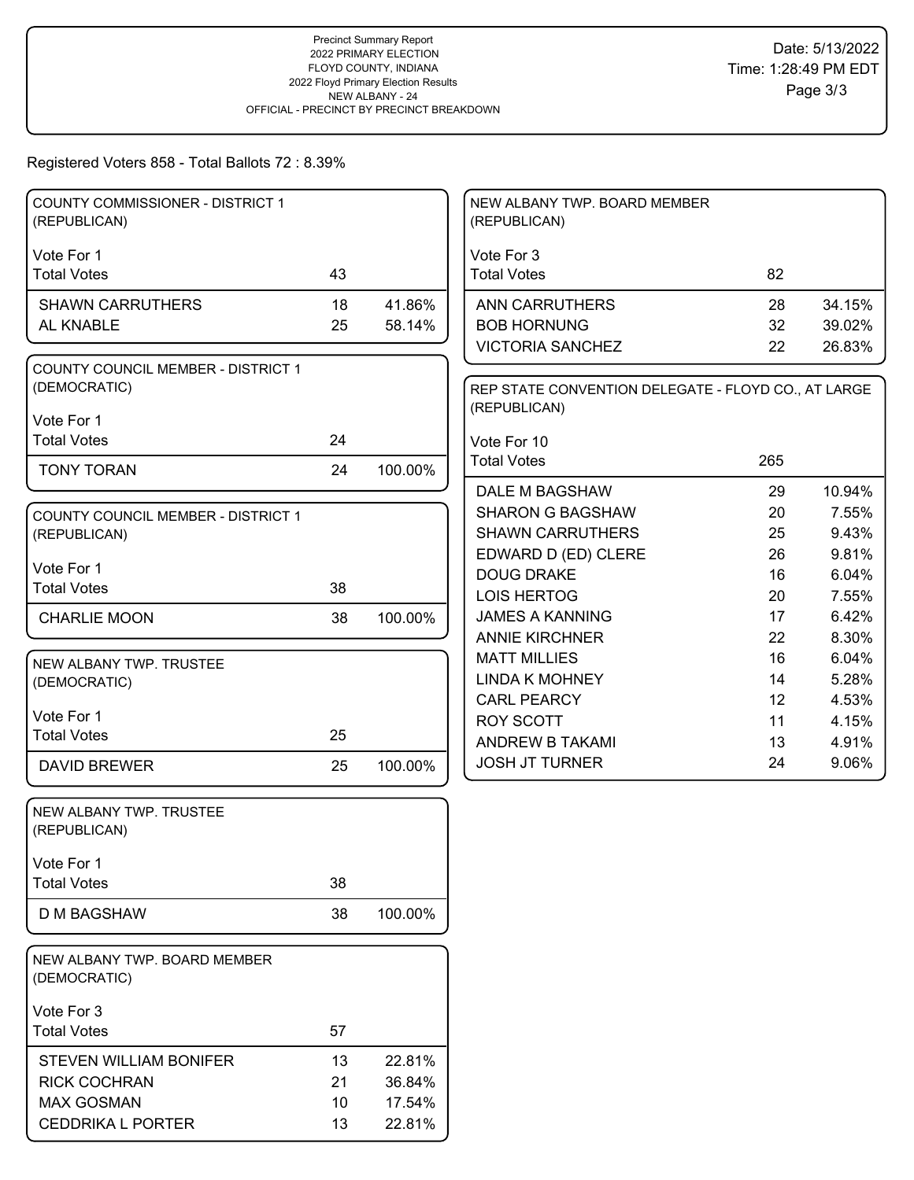Precinct Summary Report
2022 PRIMARY ELECTION
FLOYD COUNTY, INDIANA
2022 Floyd Primary Election Results
NEW ALBANY - 24
OFFICIAL - PRECINCT BY PRECINCT BREAKDOWN

Date: 5/13/2022
Time: 1:28:49 PM EDT

Registered Voters 858 - Total Ballots 72 : 8.39%

### COUNTY COMMISSIONER - DISTRICT 1 (REPUBLICAN)

Vote For 1

| Total Votes | 43 | |
|---|---|---|
| SHAWN CARRUTHERS | 18 | 41.86% |
| AL KNABLE | 25 | 58.14% |

### COUNTY COUNCIL MEMBER - DISTRICT 1 (DEMOCRATIC)

Vote For 1

| Total Votes | 24 | |
|---|---|---|
| TONY TORAN | 24 | 100.00% |

### COUNTY COUNCIL MEMBER - DISTRICT 1 (REPUBLICAN)

Vote For 1

| Total Votes | 38 | |
|---|---|---|
| CHARLIE MOON | 38 | 100.00% |

### NEW ALBANY TWP. TRUSTEE (DEMOCRATIC)

Vote For 1

| Total Votes | 25 | |
|---|---|---|
| DAVID BREWER | 25 | 100.00% |

### NEW ALBANY TWP. TRUSTEE (REPUBLICAN)

Vote For 1

| Total Votes | 38 | |
|---|---|---|
| D M BAGSHAW | 38 | 100.00% |

### NEW ALBANY TWP. BOARD MEMBER (DEMOCRATIC)

Vote For 3

| Total Votes | 57 | |
|---|---|---|
| STEVEN WILLIAM BONIFER | 13 | 22.81% |
| RICK COCHRAN | 21 | 36.84% |
| MAX GOSMAN | 10 | 17.54% |
| CEDDRIKA L PORTER | 13 | 22.81% |

### NEW ALBANY TWP. BOARD MEMBER (REPUBLICAN)

Vote For 3

| Total Votes | 82 | |
|---|---|---|
| ANN CARRUTHERS | 28 | 34.15% |
| BOB HORNUNG | 32 | 39.02% |
| VICTORIA SANCHEZ | 22 | 26.83% |

### REP STATE CONVENTION DELEGATE - FLOYD CO., AT LARGE (REPUBLICAN)

Vote For 10

| Total Votes | 265 | |
|---|---|---|
| DALE M BAGSHAW | 29 | 10.94% |
| SHARON G BAGSHAW | 20 | 7.55% |
| SHAWN CARRUTHERS | 25 | 9.43% |
| EDWARD D (ED) CLERE | 26 | 9.81% |
| DOUG DRAKE | 16 | 6.04% |
| LOIS HERTOG | 20 | 7.55% |
| JAMES A KANNING | 17 | 6.42% |
| ANNIE KIRCHNER | 22 | 8.30% |
| MATT MILLIES | 16 | 6.04% |
| LINDA K MOHNEY | 14 | 5.28% |
| CARL PEARCY | 12 | 4.53% |
| ROY SCOTT | 11 | 4.15% |
| ANDREW B TAKAMI | 13 | 4.91% |
| JOSH JT TURNER | 24 | 9.06% |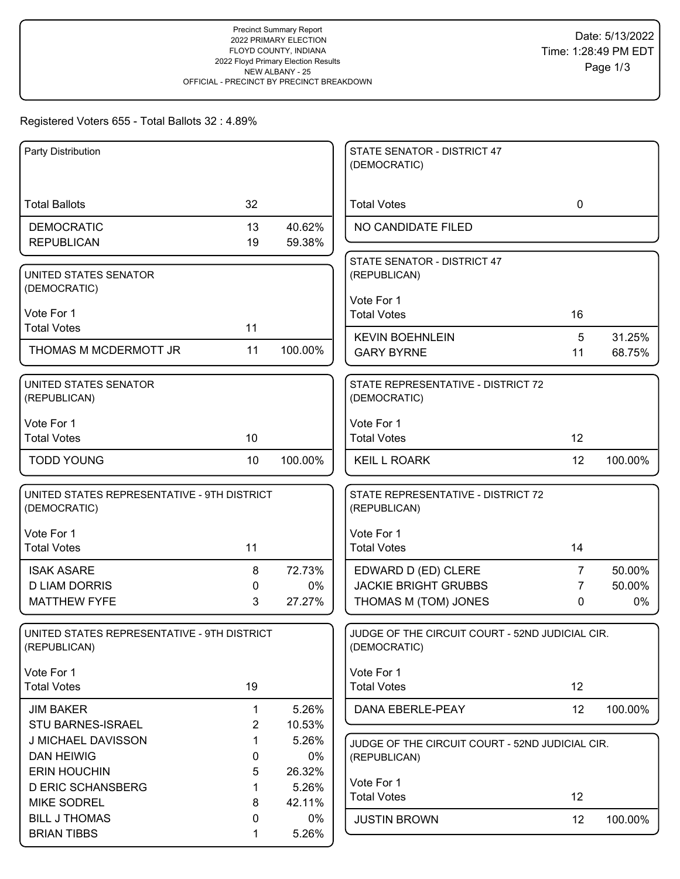Precinct Summary Report
2022 PRIMARY ELECTION
FLOYD COUNTY, INDIANA
2022 Floyd Primary Election Results
NEW ALBANY - 25
OFFICIAL - PRECINCT BY PRECINCT BREAKDOWN

Date: 5/13/2022
Time: 1:28:49 PM EDT

Registered Voters 655 - Total Ballots 32 : 4.89%

### Party Distribution

| | | |
|---|---|---|
| Total Ballots | 32 | |
| DEMOCRATIC | 13 | 40.62% |
| REPUBLICAN | 19 | 59.38% |

### UNITED STATES SENATOR (DEMOCRATIC)

Vote For 1

| | | |
|---|---|---|
| Total Votes | 11 | |
| THOMAS M MCDERMOTT JR | 11 | 100.00% |

### UNITED STATES SENATOR (REPUBLICAN)

Vote For 1

| | | |
|---|---|---|
| Total Votes | 10 | |
| TODD YOUNG | 10 | 100.00% |

### UNITED STATES REPRESENTATIVE - 9TH DISTRICT (DEMOCRATIC)

Vote For 1

| | | |
|---|---|---|
| Total Votes | 11 | |
| ISAK ASARE | 8 | 72.73% |
| D LIAM DORRIS | 0 | 0% |
| MATTHEW FYFE | 3 | 27.27% |

### UNITED STATES REPRESENTATIVE - 9TH DISTRICT (REPUBLICAN)

Vote For 1

| | | |
|---|---|---|
| Total Votes | 19 | |
| JIM BAKER | 1 | 5.26% |
| STU BARNES-ISRAEL | 2 | 10.53% |
| J MICHAEL DAVISSON | 1 | 5.26% |
| DAN HEIWIG | 0 | 0% |
| ERIN HOUCHIN | 5 | 26.32% |
| D ERIC SCHANSBERG | 1 | 5.26% |
| MIKE SODREL | 8 | 42.11% |
| BILL J THOMAS | 0 | 0% |
| BRIAN TIBBS | 1 | 5.26% |

### STATE SENATOR - DISTRICT 47 (DEMOCRATIC)

| | | |
|---|---|---|
| Total Votes | 0 | |
| NO CANDIDATE FILED | | |

### STATE SENATOR - DISTRICT 47 (REPUBLICAN)

Vote For 1

| | | |
|---|---|---|
| Total Votes | 16 | |
| KEVIN BOEHNLEIN | 5 | 31.25% |
| GARY BYRNE | 11 | 68.75% |

### STATE REPRESENTATIVE - DISTRICT 72 (DEMOCRATIC)

Vote For 1

| | | |
|---|---|---|
| Total Votes | 12 | |
| KEIL L ROARK | 12 | 100.00% |

### STATE REPRESENTATIVE - DISTRICT 72 (REPUBLICAN)

Vote For 1

| | | |
|---|---|---|
| Total Votes | 14 | |
| EDWARD D (ED) CLERE | 7 | 50.00% |
| JACKIE BRIGHT GRUBBS | 7 | 50.00% |
| THOMAS M (TOM) JONES | 0 | 0% |

### JUDGE OF THE CIRCUIT COURT - 52ND JUDICIAL CIR. (DEMOCRATIC)

Vote For 1

| | | |
|---|---|---|
| Total Votes | 12 | |
| DANA EBERLE-PEAY | 12 | 100.00% |

### JUDGE OF THE CIRCUIT COURT - 52ND JUDICIAL CIR. (REPUBLICAN)

Vote For 1

| | | |
|---|---|---|
| Total Votes | 12 | |
| JUSTIN BROWN | 12 | 100.00% |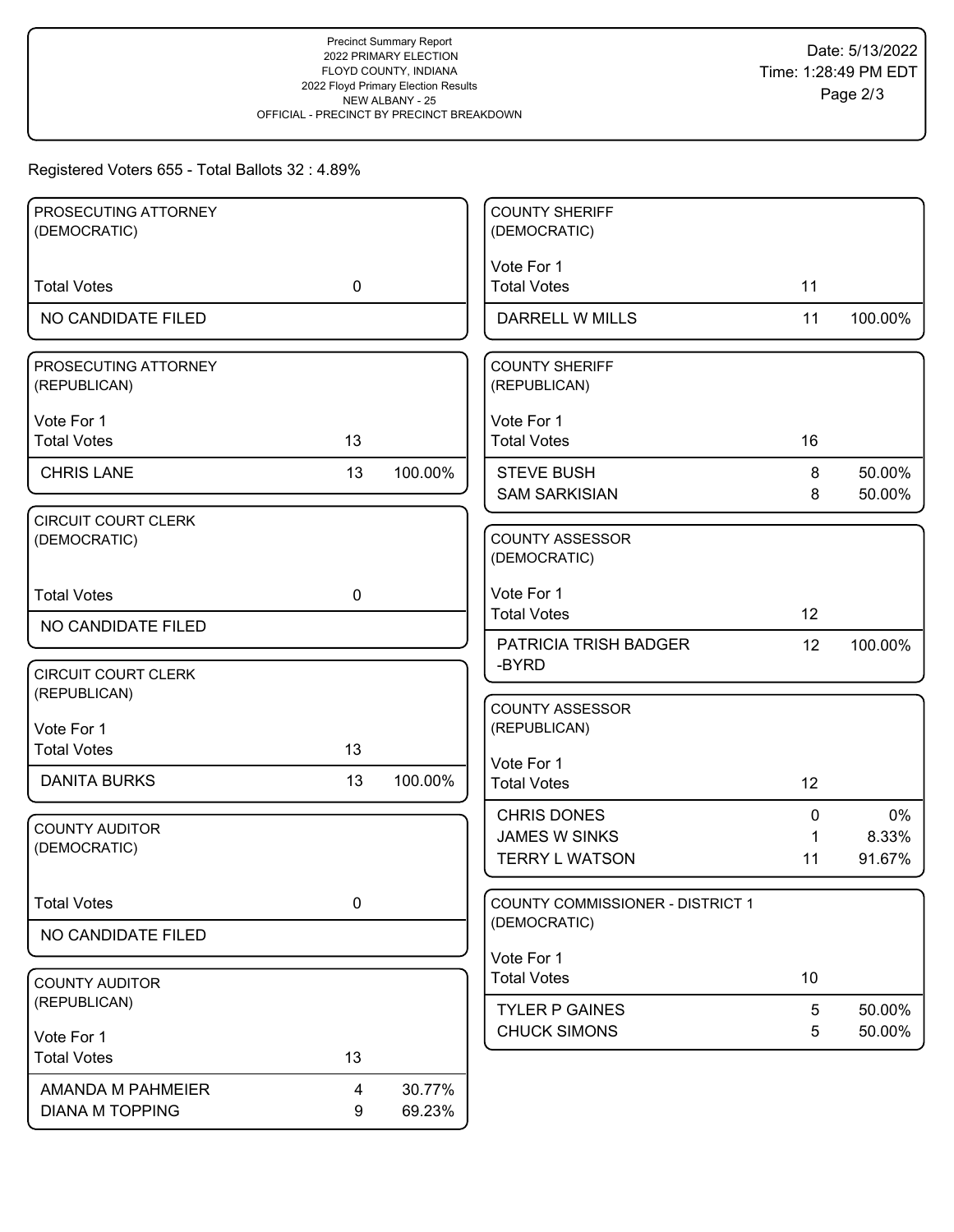Precinct Summary Report
2022 PRIMARY ELECTION
FLOYD COUNTY, INDIANA
2022 Floyd Primary Election Results
NEW ALBANY - 25
OFFICIAL - PRECINCT BY PRECINCT BREAKDOWN

Date: 5/13/2022
Time: 1:28:49 PM EDT

Registered Voters 655 - Total Ballots 32 : 4.89%

### PROSECUTING ATTORNEY (DEMOCRATIC)

| | | |
|---|---|---|
| Total Votes | 0 | |
| NO CANDIDATE FILED | | |

### PROSECUTING ATTORNEY (REPUBLICAN)

Vote For 1

| | | |
|---|---|---|
| Total Votes | 13 | |
| CHRIS LANE | 13 | 100.00% |

### CIRCUIT COURT CLERK (DEMOCRATIC)

| | | |
|---|---|---|
| Total Votes | 0 | |
| NO CANDIDATE FILED | | |

### CIRCUIT COURT CLERK (REPUBLICAN)

Vote For 1

| | | |
|---|---|---|
| Total Votes | 13 | |
| DANITA BURKS | 13 | 100.00% |

### COUNTY AUDITOR (DEMOCRATIC)

| | | |
|---|---|---|
| Total Votes | 0 | |
| NO CANDIDATE FILED | | |

### COUNTY AUDITOR (REPUBLICAN)

Vote For 1

| | | |
|---|---|---|
| Total Votes | 13 | |
| AMANDA M PAHMEIER | 4 | 30.77% |
| DIANA M TOPPING | 9 | 69.23% |

### COUNTY SHERIFF (DEMOCRATIC)

Vote For 1

| | | |
|---|---|---|
| Total Votes | 11 | |
| DARRELL W MILLS | 11 | 100.00% |

### COUNTY SHERIFF (REPUBLICAN)

Vote For 1

| | | |
|---|---|---|
| Total Votes | 16 | |
| STEVE BUSH | 8 | 50.00% |
| SAM SARKISIAN | 8 | 50.00% |

### COUNTY ASSESSOR (DEMOCRATIC)

Vote For 1

| | | |
|---|---|---|
| Total Votes | 12 | |
| PATRICIA TRISH BADGER -BYRD | 12 | 100.00% |

### COUNTY ASSESSOR (REPUBLICAN)

Vote For 1

| | | |
|---|---|---|
| Total Votes | 12 | |
| CHRIS DONES | 0 | 0% |
| JAMES W SINKS | 1 | 8.33% |
| TERRY L WATSON | 11 | 91.67% |

### COUNTY COMMISSIONER - DISTRICT 1 (DEMOCRATIC)

Vote For 1

| | | |
|---|---|---|
| Total Votes | 10 | |
| TYLER P GAINES | 5 | 50.00% |
| CHUCK SIMONS | 5 | 50.00% |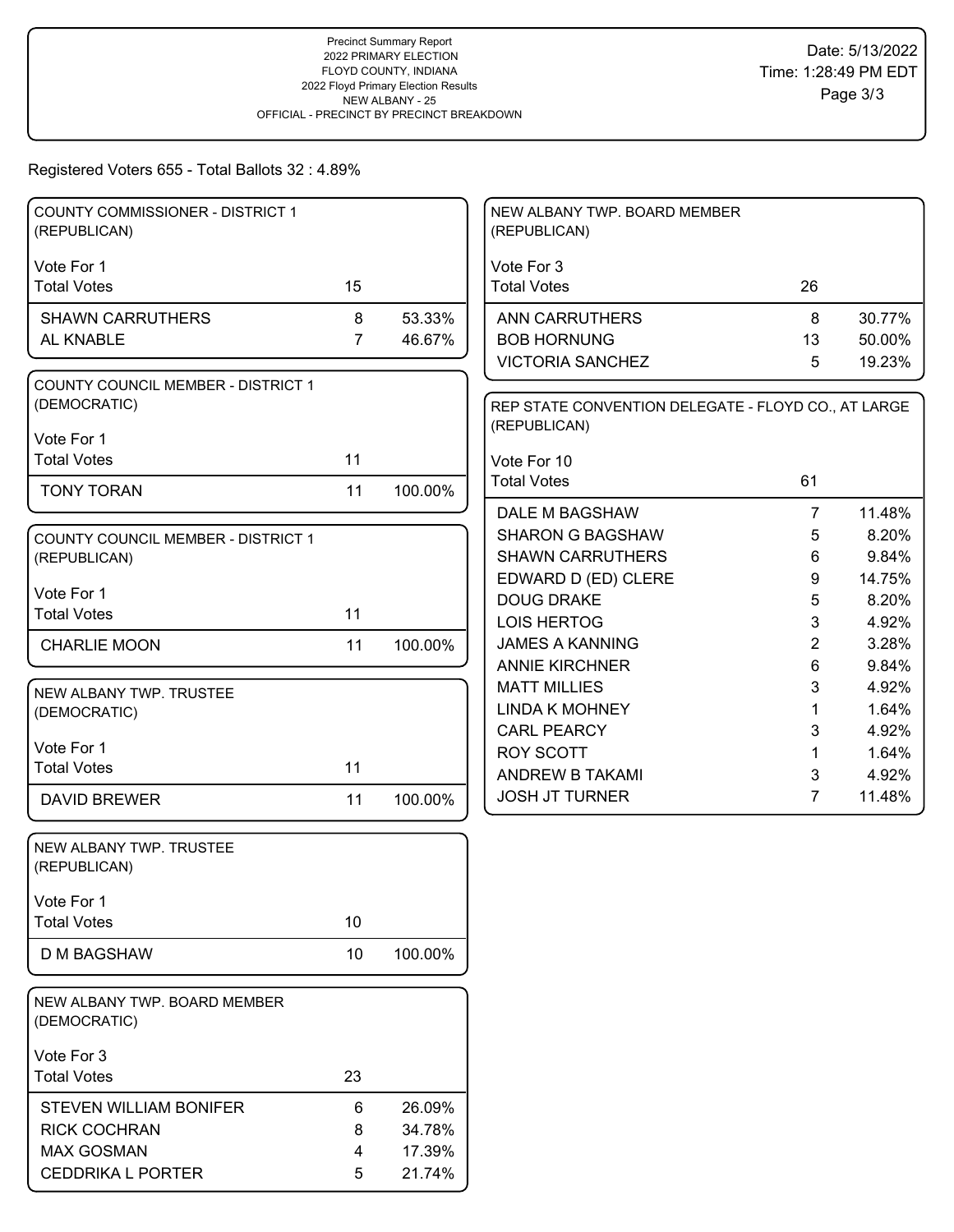Precinct Summary Report
2022 PRIMARY ELECTION
FLOYD COUNTY, INDIANA
2022 Floyd Primary Election Results
NEW ALBANY - 25
OFFICIAL - PRECINCT BY PRECINCT BREAKDOWN

Date: 5/13/2022
Time: 1:28:49 PM EDT

Registered Voters 655 - Total Ballots 32 : 4.89%

### COUNTY COMMISSIONER - DISTRICT 1 (REPUBLICAN)

Vote For 1

| Total Votes | 15 | |
|---|---|---|
| SHAWN CARRUTHERS | 8 | 53.33% |
| AL KNABLE | 7 | 46.67% |

### COUNTY COUNCIL MEMBER - DISTRICT 1 (DEMOCRATIC)

Vote For 1

| Total Votes | 11 | |
|---|---|---|
| TONY TORAN | 11 | 100.00% |

### COUNTY COUNCIL MEMBER - DISTRICT 1 (REPUBLICAN)

Vote For 1

| Total Votes | 11 | |
|---|---|---|
| CHARLIE MOON | 11 | 100.00% |

### NEW ALBANY TWP. TRUSTEE (DEMOCRATIC)

Vote For 1

| Total Votes | 11 | |
|---|---|---|
| DAVID BREWER | 11 | 100.00% |

### NEW ALBANY TWP. TRUSTEE (REPUBLICAN)

Vote For 1

| Total Votes | 10 | |
|---|---|---|
| D M BAGSHAW | 10 | 100.00% |

### NEW ALBANY TWP. BOARD MEMBER (DEMOCRATIC)

Vote For 3

| Total Votes | 23 | |
|---|---|---|
| STEVEN WILLIAM BONIFER | 6 | 26.09% |
| RICK COCHRAN | 8 | 34.78% |
| MAX GOSMAN | 4 | 17.39% |
| CEDDRIKA L PORTER | 5 | 21.74% |

### NEW ALBANY TWP. BOARD MEMBER (REPUBLICAN)

Vote For 3

| Total Votes | 26 | |
|---|---|---|
| ANN CARRUTHERS | 8 | 30.77% |
| BOB HORNUNG | 13 | 50.00% |
| VICTORIA SANCHEZ | 5 | 19.23% |

### REP STATE CONVENTION DELEGATE - FLOYD CO., AT LARGE (REPUBLICAN)

Vote For 10

| Total Votes | 61 | |
|---|---|---|
| DALE M BAGSHAW | 7 | 11.48% |
| SHARON G BAGSHAW | 5 | 8.20% |
| SHAWN CARRUTHERS | 6 | 9.84% |
| EDWARD D (ED) CLERE | 9 | 14.75% |
| DOUG DRAKE | 5 | 8.20% |
| LOIS HERTOG | 3 | 4.92% |
| JAMES A KANNING | 2 | 3.28% |
| ANNIE KIRCHNER | 6 | 9.84% |
| MATT MILLIES | 3 | 4.92% |
| LINDA K MOHNEY | 1 | 1.64% |
| CARL PEARCY | 3 | 4.92% |
| ROY SCOTT | 1 | 1.64% |
| ANDREW B TAKAMI | 3 | 4.92% |
| JOSH JT TURNER | 7 | 11.48% |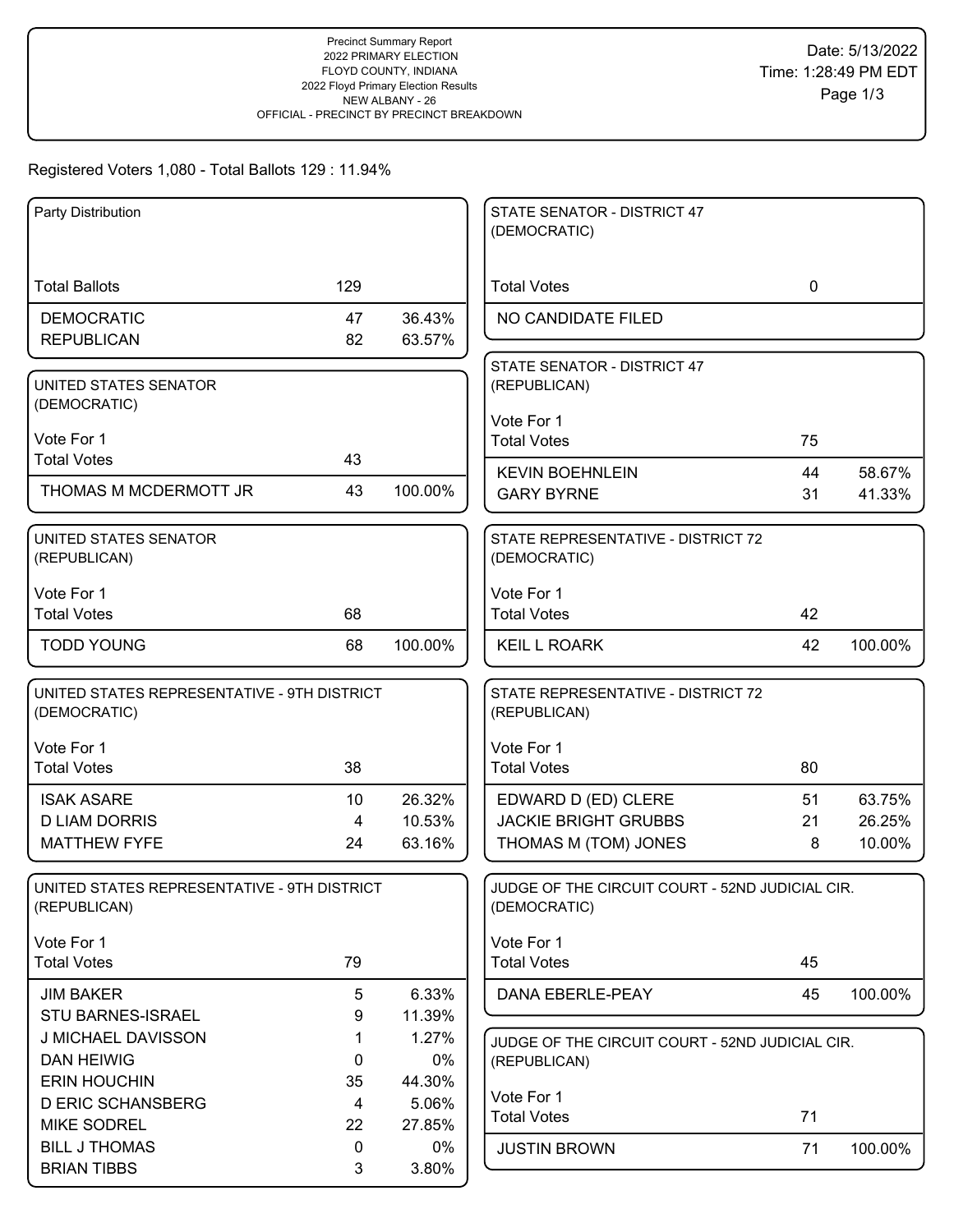Precinct Summary Report
2022 PRIMARY ELECTION
FLOYD COUNTY, INDIANA
2022 Floyd Primary Election Results
NEW ALBANY - 26
OFFICIAL - PRECINCT BY PRECINCT BREAKDOWN

Date: 5/13/2022
Time: 1:28:49 PM EDT

Registered Voters 1,080 - Total Ballots 129 : 11.94%

| Party Distribution | | |
|---|---|---|
| Total Ballots | 129 | |
| DEMOCRATIC | 47 | 36.43% |
| REPUBLICAN | 82 | 63.57% |

| UNITED STATES SENATOR (DEMOCRATIC) Vote For 1 | | |
|---|---|---|
| Total Votes | 43 | |
| THOMAS M MCDERMOTT JR | 43 | 100.00% |

| UNITED STATES SENATOR (REPUBLICAN) Vote For 1 | | |
|---|---|---|
| Total Votes | 68 | |
| TODD YOUNG | 68 | 100.00% |

| UNITED STATES REPRESENTATIVE - 9TH DISTRICT (DEMOCRATIC) Vote For 1 | | |
|---|---|---|
| Total Votes | 38 | |
| ISAK ASARE | 10 | 26.32% |
| D LIAM DORRIS | 4 | 10.53% |
| MATTHEW FYFE | 24 | 63.16% |

| UNITED STATES REPRESENTATIVE - 9TH DISTRICT (REPUBLICAN) Vote For 1 | | |
|---|---|---|
| Total Votes | 79 | |
| JIM BAKER | 5 | 6.33% |
| STU BARNES-ISRAEL | 9 | 11.39% |
| J MICHAEL DAVISSON | 1 | 1.27% |
| DAN HEIWIG | 0 | 0% |
| ERIN HOUCHIN | 35 | 44.30% |
| D ERIC SCHANSBERG | 4 | 5.06% |
| MIKE SODREL | 22 | 27.85% |
| BILL J THOMAS | 0 | 0% |
| BRIAN TIBBS | 3 | 3.80% |

| STATE SENATOR - DISTRICT 47 (DEMOCRATIC) | | |
|---|---|---|
| Total Votes | 0 | |
| NO CANDIDATE FILED | | |

| STATE SENATOR - DISTRICT 47 (REPUBLICAN) Vote For 1 | | |
|---|---|---|
| Total Votes | 75 | |
| KEVIN BOEHNLEIN | 44 | 58.67% |
| GARY BYRNE | 31 | 41.33% |

| STATE REPRESENTATIVE - DISTRICT 72 (DEMOCRATIC) Vote For 1 | | |
|---|---|---|
| Total Votes | 42 | |
| KEIL L ROARK | 42 | 100.00% |

| STATE REPRESENTATIVE - DISTRICT 72 (REPUBLICAN) Vote For 1 | | |
|---|---|---|
| Total Votes | 80 | |
| EDWARD D (ED) CLERE | 51 | 63.75% |
| JACKIE BRIGHT GRUBBS | 21 | 26.25% |
| THOMAS M (TOM) JONES | 8 | 10.00% |

| JUDGE OF THE CIRCUIT COURT - 52ND JUDICIAL CIR. (DEMOCRATIC) Vote For 1 | | |
|---|---|---|
| Total Votes | 45 | |
| DANA EBERLE-PEAY | 45 | 100.00% |

| JUDGE OF THE CIRCUIT COURT - 52ND JUDICIAL CIR. (REPUBLICAN) Vote For 1 | | |
|---|---|---|
| Total Votes | 71 | |
| JUSTIN BROWN | 71 | 100.00% |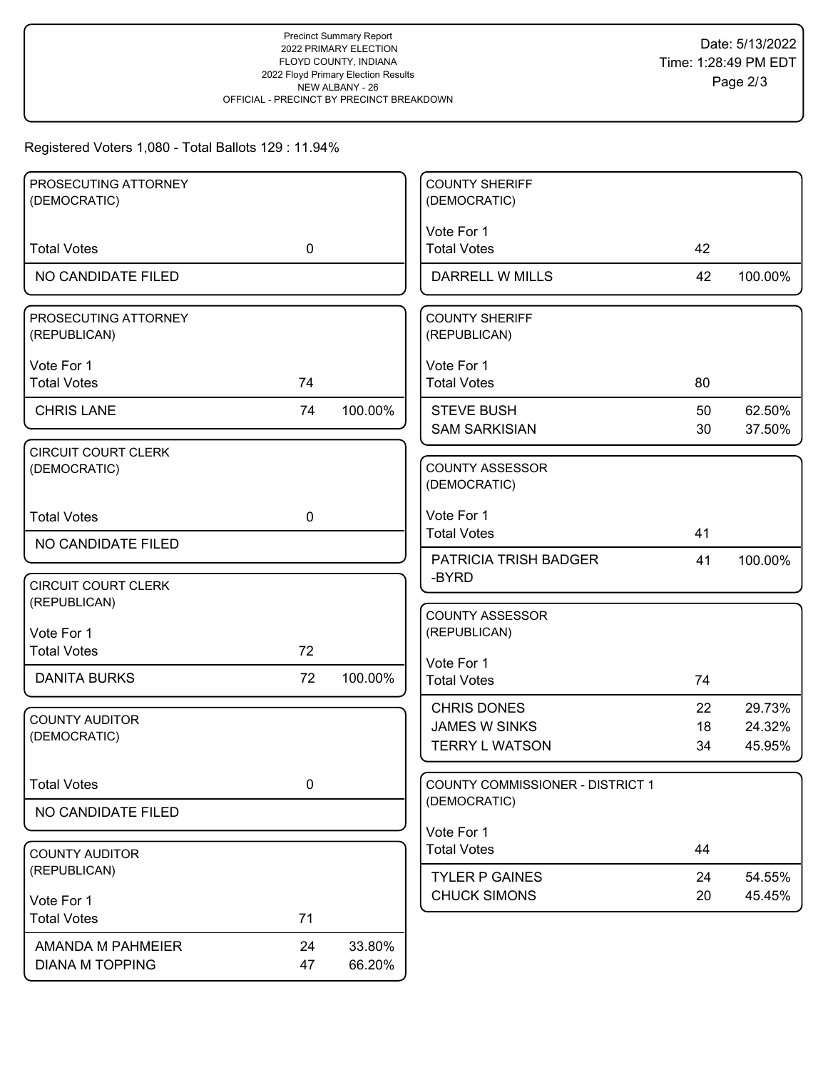Precinct Summary Report
2022 PRIMARY ELECTION
FLOYD COUNTY, INDIANA
2022 Floyd Primary Election Results
NEW ALBANY - 26
OFFICIAL - PRECINCT BY PRECINCT BREAKDOWN

Date: 5/13/2022
Time: 1:28:49 PM EDT

Registered Voters 1,080 - Total Balloats 129 : 11.94%

### PROSECUTING ATTORNEY (DEMOCRATIC)

| | | |
|---|---|---|
| Total Votes | 0 | |
| NO CANDIDATE FILED | | |

### PROSECUTING ATTORNEY (REPUBLICAN)

Vote For 1

| | | |
|---|---|---|
| Total Votes | 74 | |
| CHRIS LANE | 74 | 100.00% |

### CIRCUIT COURT CLERK (DEMOCRATIC)

| | | |
|---|---|---|
| Total Votes | 0 | |
| NO CANDIDATE FILED | | |

### CIRCUIT COURT CLERK (REPUBLICAN)

Vote For 1

| | | |
|---|---|---|
| Total Votes | 72 | |
| DANITA BURKS | 72 | 100.00% |

### COUNTY AUDITOR (DEMOCRATIC)

| | | |
|---|---|---|
| Total Votes | 0 | |
| NO CANDIDATE FILED | | |

### COUNTY AUDITOR (REPUBLICAN)

Vote For 1

| | | |
|---|---|---|
| Total Votes | 71 | |
| AMANDA M PAHMEIER | 24 | 33.80% |
| DIANA M TOPPING | 47 | 66.20% |

### COUNTY SHERIFF (DEMOCRATIC)

Vote For 1

| | | |
|---|---|---|
| Total Votes | 42 | |
| DARRELL W MILLS | 42 | 100.00% |

### COUNTY SHERIFF (REPUBLICAN)

Vote For 1

| | | |
|---|---|---|
| Total Votes | 80 | |
| STEVE BUSH | 50 | 62.50% |
| SAM SARKISIAN | 30 | 37.50% |

### COUNTY ASSESSOR (DEMOCRATIC)

Vote For 1

| | | |
|---|---|---|
| Total Votes | 41 | |
| PATRICIA TRISH BADGER -BYRD | 41 | 100.00% |

### COUNTY ASSESSOR (REPUBLICAN)

Vote For 1

| | | |
|---|---|---|
| Total Votes | 74 | |
| CHRIS DONES | 22 | 29.73% |
| JAMES W SINKS | 18 | 24.32% |
| TERRY L WATSON | 34 | 45.95% |

### COUNTY COMMISSIONER - DISTRICT 1 (DEMOCRATIC)

Vote For 1

| | | |
|---|---|---|
| Total Votes | 44 | |
| TYLER P GAINES | 24 | 54.55% |
| CHUCK SIMONS | 20 | 45.45% |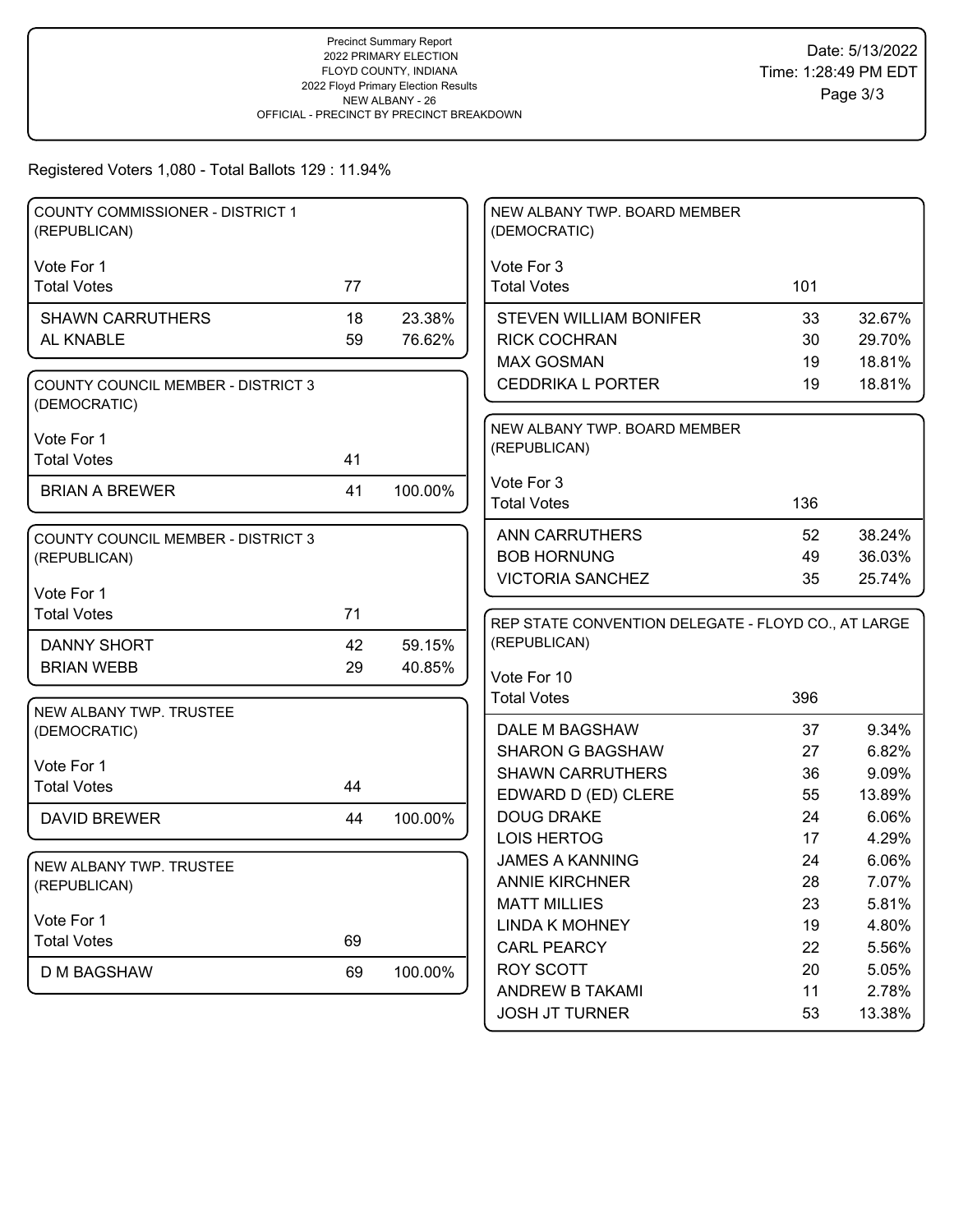Precinct Summary Report
2022 PRIMARY ELECTION
FLOYD COUNTY, INDIANA
2022 Floyd Primary Election Results
NEW ALBANY - 26
OFFICIAL - PRECINCT BY PRECINCT BREAKDOWN

Date: 5/13/2022
Time: 1:28:49 PM EDT

Registered Voters 1,080 - Total Ballots 129 : 11.94%

### COUNTY COMMISSIONER - DISTRICT 1 (REPUBLICAN)

Vote For 1

| | Votes | % |
|---|---|---|
| Total Votes | 77 | |
| SHAWN CARRUTHERS | 18 | 23.38% |
| AL KNABLE | 59 | 76.62% |

### COUNTY COUNCIL MEMBER - DISTRICT 3 (DEMOCRATIC)

Vote For 1

| | Votes | % |
|---|---|---|
| Total Votes | 41 | |
| BRIAN A BREWER | 41 | 100.00% |

### COUNTY COUNCIL MEMBER - DISTRICT 3 (REPUBLICAN)

Vote For 1

| | Votes | % |
|---|---|---|
| Total Votes | 71 | |
| DANNY SHORT | 42 | 59.15% |
| BRIAN WEBB | 29 | 40.85% |

### NEW ALBANY TWP. TRUSTEE (DEMOCRATIC)

Vote For 1

| | Votes | % |
|---|---|---|
| Total Votes | 44 | |
| DAVID BREWER | 44 | 100.00% |

### NEW ALBANY TWP. TRUSTEE (REPUBLICAN)

Vote For 1

| | Votes | % |
|---|---|---|
| Total Votes | 69 | |
| D M BAGSHAW | 69 | 100.00% |

### NEW ALBANY TWP. BOARD MEMBER (DEMOCRATIC)

Vote For 3

| | Votes | % |
|---|---|---|
| Total Votes | 101 | |
| STEVEN WILLIAM BONIFER | 33 | 32.67% |
| RICK COCHRAN | 30 | 29.70% |
| MAX GOSMAN | 19 | 18.81% |
| CEDDRIKA L PORTER | 19 | 18.81% |

### NEW ALBANY TWP. BOARD MEMBER (REPUBLICAN)

Vote For 3

| | Votes | % |
|---|---|---|
| Total Votes | 136 | |
| ANN CARRUTHERS | 52 | 38.24% |
| BOB HORNUNG | 49 | 36.03% |
| VICTORIA SANCHEZ | 35 | 25.74% |

### REP STATE CONVENTION DELEGATE - FLOYD CO., AT LARGE (REPUBLICAN)

Vote For 10

| | Votes | % |
|---|---|---|
| Total Votes | 396 | |
| DALE M BAGSHAW | 37 | 9.34% |
| SHARON G BAGSHAW | 27 | 6.82% |
| SHAWN CARRUTHERS | 36 | 9.09% |
| EDWARD D (ED) CLERE | 55 | 13.89% |
| DOUG DRAKE | 24 | 6.06% |
| LOIS HERTOG | 17 | 4.29% |
| JAMES A KANNING | 24 | 6.06% |
| ANNIE KIRCHNER | 28 | 7.07% |
| MATT MILLIES | 23 | 5.81% |
| LINDA K MOHNEY | 19 | 4.80% |
| CARL PEARCY | 22 | 5.56% |
| ROY SCOTT | 20 | 5.05% |
| ANDREW B TAKAMI | 11 | 2.78% |
| JOSH JT TURNER | 53 | 13.38% |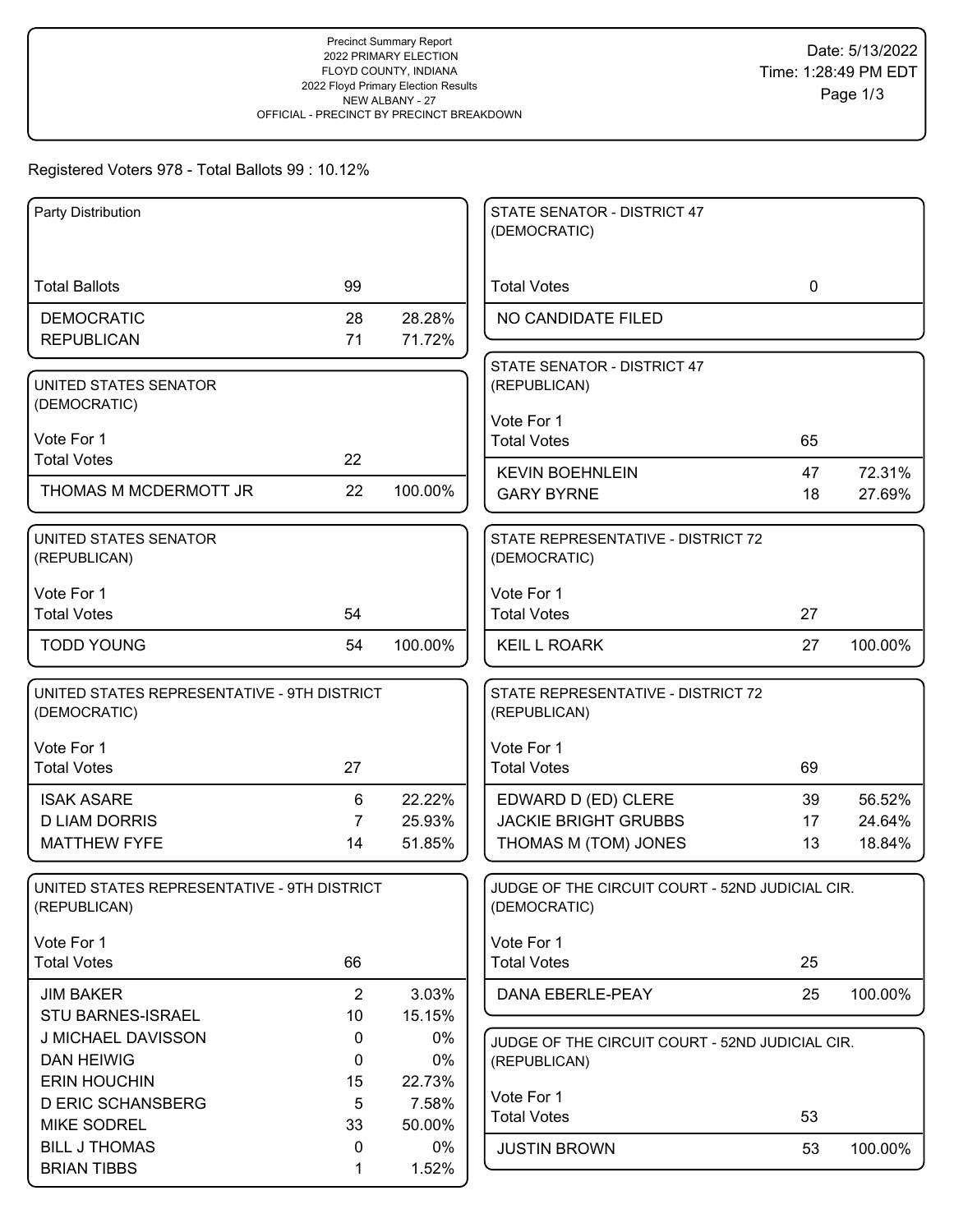Precinct Summary Report
2022 PRIMARY ELECTION
FLOYD COUNTY, INDIANA
2022 Floyd Primary Election Results
NEW ALBANY - 27
OFFICIAL - PRECINCT BY PRECINCT BREAKDOWN

Date: 5/13/2022
Time: 1:28:49 PM EDT

Registered Voters 978 - Total Ballots 99 : 10.12%

### Party Distribution

| | | |
|---|---|---|
| Total Ballots | 99 | |
| DEMOCRATIC | 28 | 28.28% |
| REPUBLICAN | 71 | 71.72% |

### UNITED STATES SENATOR (DEMOCRATIC)

Vote For 1

| | | |
|---|---|---|
| Total Votes | 22 | |
| THOMAS M MCDERMOTT JR | 22 | 100.00% |

### UNITED STATES SENATOR (REPUBLICAN)

Vote For 1

| | | |
|---|---|---|
| Total Votes | 54 | |
| TODD YOUNG | 54 | 100.00% |

### UNITED STATES REPRESENTATIVE - 9TH DISTRICT (DEMOCRATIC)

Vote For 1

| | | |
|---|---|---|
| Total Votes | 27 | |
| ISAK ASARE | 6 | 22.22% |
| D LIAM DORRIS | 7 | 25.93% |
| MATTHEW FYFE | 14 | 51.85% |

### UNITED STATES REPRESENTATIVE - 9TH DISTRICT (REPUBLICAN)

Vote For 1

| | | |
|---|---|---|
| Total Votes | 66 | |
| JIM BAKER | 2 | 3.03% |
| STU BARNES-ISRAEL | 10 | 15.15% |
| J MICHAEL DAVISSON | 0 | 0% |
| DAN HEIWIG | 0 | 0% |
| ERIN HOUCHIN | 15 | 22.73% |
| D ERIC SCHANSBERG | 5 | 7.58% |
| MIKE SODREL | 33 | 50.00% |
| BILL J THOMAS | 0 | 0% |
| BRIAN TIBBS | 1 | 1.52% |

### STATE SENATOR - DISTRICT 47 (DEMOCRATIC)

| | | |
|---|---|---|
| Total Votes | 0 | |
| NO CANDIDATE FILED | | |

### STATE SENATOR - DISTRICT 47 (REPUBLICAN)

Vote For 1

| | | |
|---|---|---|
| Total Votes | 65 | |
| KEVIN BOEHNLEIN | 47 | 72.31% |
| GARY BYRNE | 18 | 27.69% |

### STATE REPRESENTATIVE - DISTRICT 72 (DEMOCRATIC)

Vote For 1

| | | |
|---|---|---|
| Total Votes | 27 | |
| KEIL L ROARK | 27 | 100.00% |

### STATE REPRESENTATIVE - DISTRICT 72 (REPUBLICAN)

Vote For 1

| | | |
|---|---|---|
| Total Votes | 69 | |
| EDWARD D (ED) CLERE | 39 | 56.52% |
| JACKIE BRIGHT GRUBBS | 17 | 24.64% |
| THOMAS M (TOM) JONES | 13 | 18.84% |

### JUDGE OF THE CIRCUIT COURT - 52ND JUDICIAL CIR. (DEMOCRATIC)

Vote For 1

| | | |
|---|---|---|
| Total Votes | 25 | |
| DANA EBERLE-PEAY | 25 | 100.00% |

### JUDGE OF THE CIRCUIT COURT - 52ND JUDICIAL CIR. (REPUBLICAN)

Vote For 1

| | | |
|---|---|---|
| Total Votes | 53 | |
| JUSTIN BROWN | 53 | 100.00% |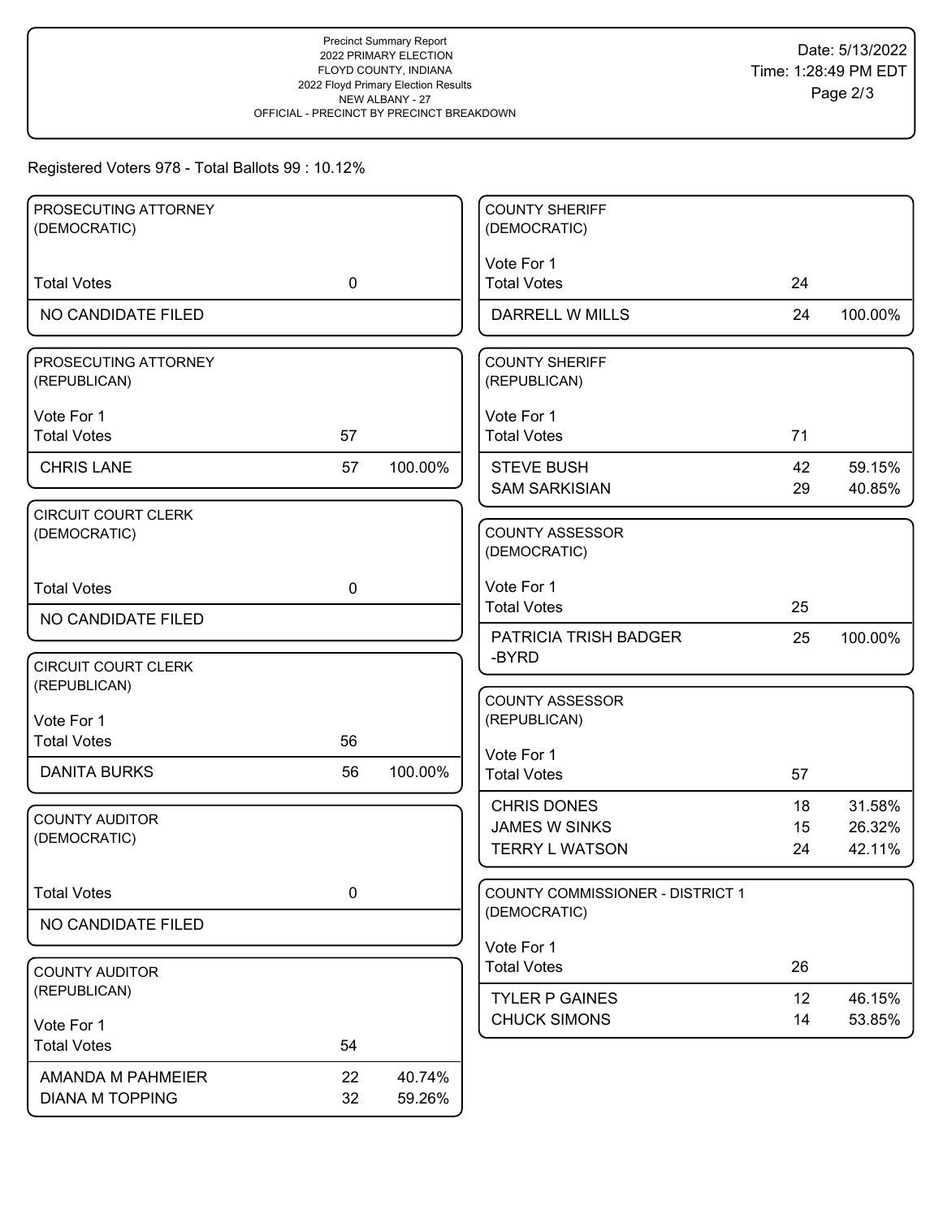Precinct Summary Report
2022 PRIMARY ELECTION
FLOYD COUNTY, INDIANA
2022 Floyd Primary Election Results
NEW ALBANY - 27
OFFICIAL - PRECINCT BY PRECINCT BREAKDOWN

Date: 5/13/2022
Time: 1:28:49 PM EDT

Registered Voters 978 - Total Ballots 99 : 10.12%

### PROSECUTING ATTORNEY (DEMOCRATIC)

| | | |
|---|---|---|
| Total Votes | 0 | |
| NO CANDIDATE FILED | | |

### PROSECUTING ATTORNEY (REPUBLICAN)

Vote For 1

| | | |
|---|---|---|
| Total Votes | 57 | |
| CHRIS LANE | 57 | 100.00% |

### CIRCUIT COURT CLERK (DEMOCRATIC)

| | | |
|---|---|---|
| Total Votes | 0 | |
| NO CANDIDATE FILED | | |

### CIRCUIT COURT CLERK (REPUBLICAN)

Vote For 1

| | | |
|---|---|---|
| Total Votes | 56 | |
| DANITA BURKS | 56 | 100.00% |

### COUNTY AUDITOR (DEMOCRATIC)

| | | |
|---|---|---|
| Total Votes | 0 | |
| NO CANDIDATE FILED | | |

### COUNTY AUDITOR (REPUBLICAN)

Vote For 1

| | | |
|---|---|---|
| Total Votes | 54 | |
| AMANDA M PAHMEIER | 22 | 40.74% |
| DIANA M TOPPING | 32 | 59.26% |

### COUNTY SHERIFF (DEMOCRATIC)

Vote For 1

| | | |
|---|---|---|
| Total Votes | 24 | |
| DARRELL W MILLS | 24 | 100.00% |

### COUNTY SHERIFF (REPUBLICAN)

Vote For 1

| | | |
|---|---|---|
| Total Votes | 71 | |
| STEVE BUSH | 42 | 59.15% |
| SAM SARKISIAN | 29 | 40.85% |

### COUNTY ASSESSOR (DEMOCRATIC)

Vote For 1

| | | |
|---|---|---|
| Total Votes | 25 | |
| PATRICIA TRISH BADGER -BYRD | 25 | 100.00% |

### COUNTY ASSESSOR (REPUBLICAN)

Vote For 1

| | | |
|---|---|---|
| Total Votes | 57 | |
| CHRIS DONES | 18 | 31.58% |
| JAMES W SINKS | 15 | 26.32% |
| TERRY L WATSON | 24 | 42.11% |

### COUNTY COMMISSIONER - DISTRICT 1 (DEMOCRATIC)

Vote For 1

| | | |
|---|---|---|
| Total Votes | 26 | |
| TYLER P GAINES | 12 | 46.15% |
| CHUCK SIMONS | 14 | 53.85% |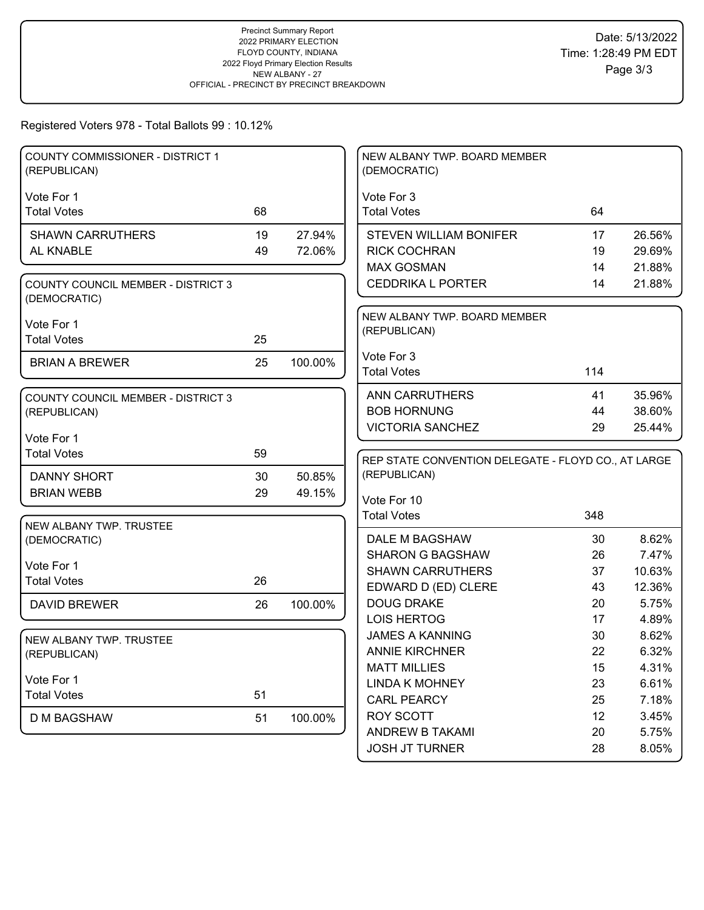Precinct Summary Report
2022 PRIMARY ELECTION
FLOYD COUNTY, INDIANA
2022 Floyd Primary Election Results
NEW ALBANY - 27
OFFICIAL - PRECINCT BY PRECINCT BREAKDOWN

Date: 5/13/2022
Time: 1:28:49 PM EDT

Registered Voters 978 - Total Ballots 99 : 10.12%

### COUNTY COMMISSIONER - DISTRICT 1 (REPUBLICAN)

Vote For 1

| Total Votes | 68 | |
|---|---|---|
| SHAWN CARRUTHERS | 19 | 27.94% |
| AL KNABLE | 49 | 72.06% |

### COUNTY COUNCIL MEMBER - DISTRICT 3 (DEMOCRATIC)

Vote For 1

| Total Votes | 25 | |
|---|---|---|
| BRIAN A BREWER | 25 | 100.00% |

### COUNTY COUNCIL MEMBER - DISTRICT 3 (REPUBLICAN)

Vote For 1

| Total Votes | 59 | |
|---|---|---|
| DANNY SHORT | 30 | 50.85% |
| BRIAN WEBB | 29 | 49.15% |

### NEW ALBANY TWP. TRUSTEE (DEMOCRATIC)

Vote For 1

| Total Votes | 26 | |
|---|---|---|
| DAVID BREWER | 26 | 100.00% |

### NEW ALBANY TWP. TRUSTEE (REPUBLICAN)

Vote For 1

| Total Votes | 51 | |
|---|---|---|
| D M BAGSHAW | 51 | 100.00% |

### NEW ALBANY TWP. BOARD MEMBER (DEMOCRATIC)

Vote For 3

| Total Votes | 64 | |
|---|---|---|
| STEVEN WILLIAM BONIFER | 17 | 26.56% |
| RICK COCHRAN | 19 | 29.69% |
| MAX GOSMAN | 14 | 21.88% |
| CEDDRIKA L PORTER | 14 | 21.88% |

### NEW ALBANY TWP. BOARD MEMBER (REPUBLICAN)

Vote For 3

| Total Votes | 114 | |
|---|---|---|
| ANN CARRUTHERS | 41 | 35.96% |
| BOB HORNUNG | 44 | 38.60% |
| VICTORIA SANCHEZ | 29 | 25.44% |

### REP STATE CONVENTION DELEGATE - FLOYD CO., AT LARGE (REPUBLICAN)

Vote For 10

| Total Votes | 348 | |
|---|---|---|
| DALE M BAGSHAW | 30 | 8.62% |
| SHARON G BAGSHAW | 26 | 7.47% |
| SHAWN CARRUTHERS | 37 | 10.63% |
| EDWARD D (ED) CLERE | 43 | 12.36% |
| DOUG DRAKE | 20 | 5.75% |
| LOIS HERTOG | 17 | 4.89% |
| JAMES A KANNING | 30 | 8.62% |
| ANNIE KIRCHNER | 22 | 6.32% |
| MATT MILLIES | 15 | 4.31% |
| LINDA K MOHNEY | 23 | 6.61% |
| CARL PEARCY | 25 | 7.18% |
| ROY SCOTT | 12 | 3.45% |
| ANDREW B TAKAMI | 20 | 5.75% |
| JOSH JT TURNER | 28 | 8.05% |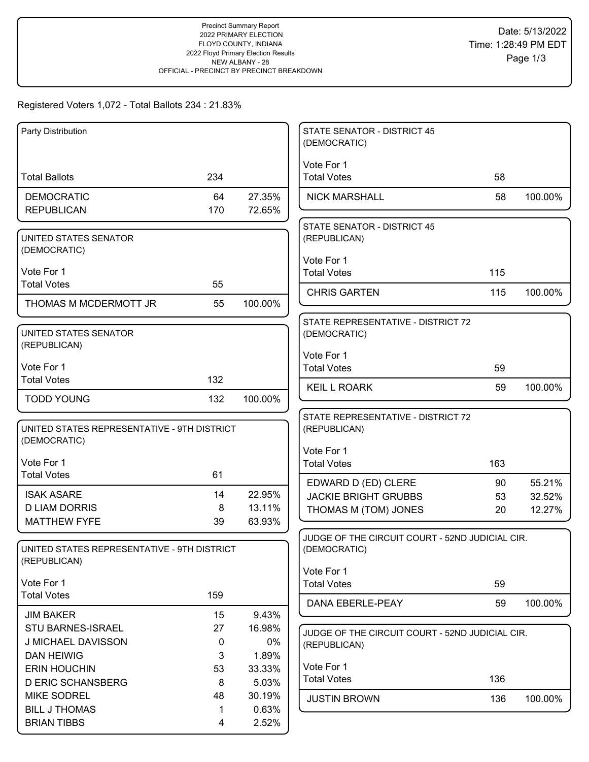Precinct Summary Report
2022 PRIMARY ELECTION
FLOYD COUNTY, INDIANA
2022 Floyd Primary Election Results
NEW ALBANY - 28
OFFICIAL - PRECINCT BY PRECINCT BREAKDOWN

Date: 5/13/2022
Time: 1:28:49 PM EDT

Registered Voters 1,072 - Total Ballots 234 : 21.83%

| Party Distribution | | |
|---|---|---|
| Total Ballots | 234 | |
| DEMOCRATIC | 64 | 27.35% |
| REPUBLICAN | 170 | 72.65% |

| UNITED STATES SENATOR (DEMOCRATIC) | | |
|---|---|---|
| Vote For 1 | | |
| Total Votes | 55 | |
| THOMAS M MCDERMOTT JR | 55 | 100.00% |

| UNITED STATES SENATOR (REPUBLICAN) | | |
|---|---|---|
| Vote For 1 | | |
| Total Votes | 132 | |
| TODD YOUNG | 132 | 100.00% |

| UNITED STATES REPRESENTATIVE - 9TH DISTRICT (DEMOCRATIC) | | |
|---|---|---|
| Vote For 1 | | |
| Total Votes | 61 | |
| ISAK ASARE | 14 | 22.95% |
| D LIAM DORRIS | 8 | 13.11% |
| MATTHEW FYFE | 39 | 63.93% |

| UNITED STATES REPRESENTATIVE - 9TH DISTRICT (REPUBLICAN) | | |
|---|---|---|
| Vote For 1 | | |
| Total Votes | 159 | |
| JIM BAKER | 15 | 9.43% |
| STU BARNES-ISRAEL | 27 | 16.98% |
| J MICHAEL DAVISSON | 0 | 0% |
| DAN HEIWIG | 3 | 1.89% |
| ERIN HOUCHIN | 53 | 33.33% |
| D ERIC SCHANSBERG | 8 | 5.03% |
| MIKE SODREL | 48 | 30.19% |
| BILL J THOMAS | 1 | 0.63% |
| BRIAN TIBBS | 4 | 2.52% |

| STATE SENATOR - DISTRICT 45 (DEMOCRATIC) | | |
|---|---|---|
| Vote For 1 | | |
| Total Votes | 58 | |
| NICK MARSHALL | 58 | 100.00% |

| STATE SENATOR - DISTRICT 45 (REPUBLICAN) | | |
|---|---|---|
| Vote For 1 | | |
| Total Votes | 115 | |
| CHRIS GARTEN | 115 | 100.00% |

| STATE REPRESENTATIVE - DISTRICT 72 (DEMOCRATIC) | | |
|---|---|---|
| Vote For 1 | | |
| Total Votes | 59 | |
| KEIL L ROARK | 59 | 100.00% |

| STATE REPRESENTATIVE - DISTRICT 72 (REPUBLICAN) | | |
|---|---|---|
| Vote For 1 | | |
| Total Votes | 163 | |
| EDWARD D (ED) CLERE | 90 | 55.21% |
| JACKIE BRIGHT GRUBBS | 53 | 32.52% |
| THOMAS M (TOM) JONES | 20 | 12.27% |

| JUDGE OF THE CIRCUIT COURT - 52ND JUDICIAL CIR. (DEMOCRATIC) | | |
|---|---|---|
| Vote For 1 | | |
| Total Votes | 59 | |
| DANA EBERLE-PEAY | 59 | 100.00% |

| JUDGE OF THE CIRCUIT COURT - 52ND JUDICIAL CIR. (REPUBLICAN) | | |
|---|---|---|
| Vote For 1 | | |
| Total Votes | 136 | |
| JUSTIN BROWN | 136 | 100.00% |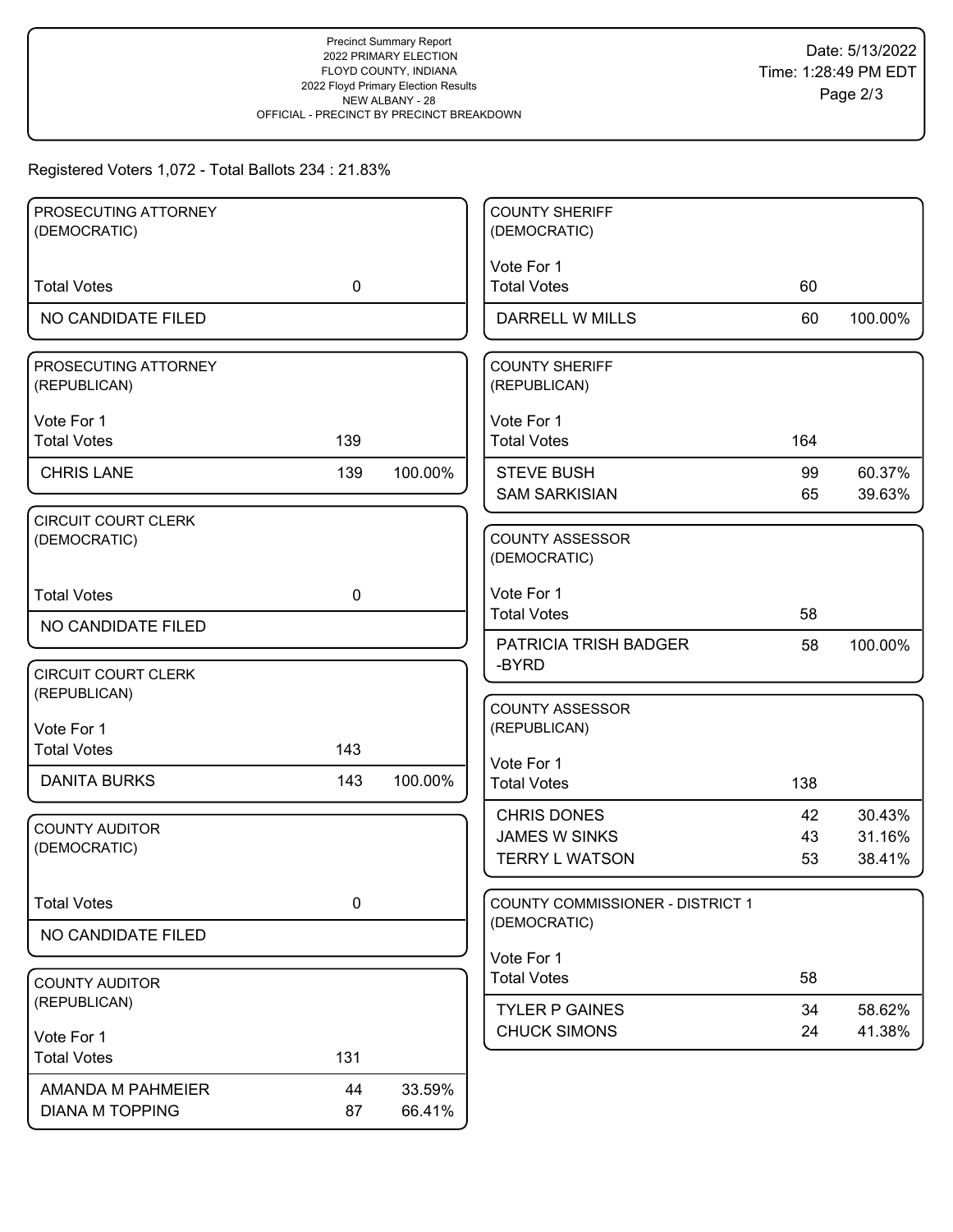Precinct Summary Report
2022 PRIMARY ELECTION
FLOYD COUNTY, INDIANA
2022 Floyd Primary Election Results
NEW ALBANY - 28
OFFICIAL - PRECINCT BY PRECINCT BREAKDOWN

Date: 5/13/2022
Time: 1:28:49 PM EDT

Registered Voters 1,072 - Total Ballots 234 : 21.83%

### PROSECUTING ATTORNEY (DEMOCRATIC)

| | | |
|---|---|---|
| Total Votes | 0 | |
| NO CANDIDATE FILED | | |

### PROSECUTING ATTORNEY (REPUBLICAN)

Vote For 1

| | | |
|---|---|---|
| Total Votes | 139 | |
| CHRIS LANE | 139 | 100.00% |

### CIRCUIT COURT CLERK (DEMOCRATIC)

| | | |
|---|---|---|
| Total Votes | 0 | |
| NO CANDIDATE FILED | | |

### CIRCUIT COURT CLERK (REPUBLICAN)

Vote For 1

| | | |
|---|---|---|
| Total Votes | 143 | |
| DANITA BURKS | 143 | 100.00% |

### COUNTY AUDITOR (DEMOCRATIC)

| | | |
|---|---|---|
| Total Votes | 0 | |
| NO CANDIDATE FILED | | |

### COUNTY AUDITOR (REPUBLICAN)

Vote For 1

| | | |
|---|---|---|
| Total Votes | 131 | |
| AMANDA M PAHMEIER | 44 | 33.59% |
| DIANA M TOPPING | 87 | 66.41% |

### COUNTY SHERIFF (DEMOCRATIC)

Vote For 1

| | | |
|---|---|---|
| Total Votes | 60 | |
| DARRELL W MILLS | 60 | 100.00% |

### COUNTY SHERIFF (REPUBLICAN)

Vote For 1

| | | |
|---|---|---|
| Total Votes | 164 | |
| STEVE BUSH | 99 | 60.37% |
| SAM SARKISIAN | 65 | 39.63% |

### COUNTY ASSESSOR (DEMOCRATIC)

Vote For 1

| | | |
|---|---|---|
| Total Votes | 58 | |
| PATRICIA TRISH BADGER -BYRD | 58 | 100.00% |

### COUNTY ASSESSOR (REPUBLICAN)

Vote For 1

| | | |
|---|---|---|
| Total Votes | 138 | |
| CHRIS DONES | 42 | 30.43% |
| JAMES W SINKS | 43 | 31.16% |
| TERRY L WATSON | 53 | 38.41% |

### COUNTY COMMISSIONER - DISTRICT 1 (DEMOCRATIC)

Vote For 1

| | | |
|---|---|---|
| Total Votes | 58 | |
| TYLER P GAINES | 34 | 58.62% |
| CHUCK SIMONS | 24 | 41.38% |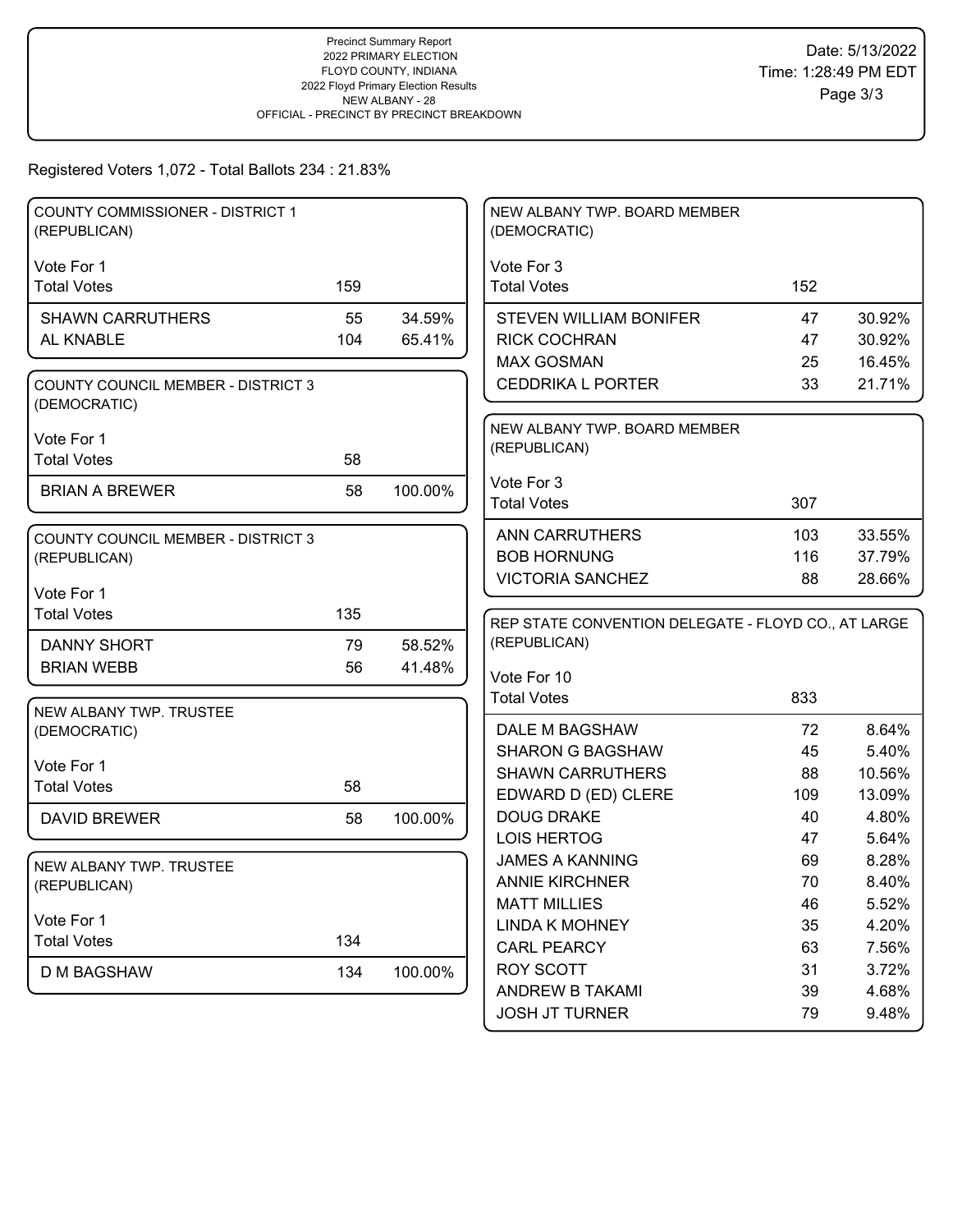Precinct Summary Report
2022 PRIMARY ELECTION
FLOYD COUNTY, INDIANA
2022 Floyd Primary Election Results
NEW ALBANY - 28
OFFICIAL - PRECINCT BY PRECINCT BREAKDOWN

Date: 5/13/2022
Time: 1:28:49 PM EDT

Registered Voters 1,072 - Total Ballots 234 : 21.83%

### COUNTY COMMISSIONER - DISTRICT 1 (REPUBLICAN)

Vote For 1

| Total Votes | 159 | |
|---|---|---|
| SHAWN CARRUTHERS | 55 | 34.59% |
| AL KNABLE | 104 | 65.41% |

### COUNTY COUNCIL MEMBER - DISTRICT 3 (DEMOCRATIC)

Vote For 1

| Total Votes | 58 | |
|---|---|---|
| BRIAN A BREWER | 58 | 100.00% |

### COUNTY COUNCIL MEMBER - DISTRICT 3 (REPUBLICAN)

Vote For 1

| Total Votes | 135 | |
|---|---|---|
| DANNY SHORT | 79 | 58.52% |
| BRIAN WEBB | 56 | 41.48% |

### NEW ALBANY TWP. TRUSTEE (DEMOCRATIC)

Vote For 1

| Total Votes | 58 | |
|---|---|---|
| DAVID BREWER | 58 | 100.00% |

### NEW ALBANY TWP. TRUSTEE (REPUBLICAN)

Vote For 1

| Total Votes | 134 | |
|---|---|---|
| D M BAGSHAW | 134 | 100.00% |

### NEW ALBANY TWP. BOARD MEMBER (DEMOCRATIC)

Vote For 3

| Total Votes | 152 | |
|---|---|---|
| STEVEN WILLIAM BONIFER | 47 | 30.92% |
| RICK COCHRAN | 47 | 30.92% |
| MAX GOSMAN | 25 | 16.45% |
| CEDDRIKA L PORTER | 33 | 21.71% |

### NEW ALBANY TWP. BOARD MEMBER (REPUBLICAN)

Vote For 3

| Total Votes | 307 | |
|---|---|---|
| ANN CARRUTHERS | 103 | 33.55% |
| BOB HORNUNG | 116 | 37.79% |
| VICTORIA SANCHEZ | 88 | 28.66% |

### REP STATE CONVENTION DELEGATE - FLOYD CO., AT LARGE (REPUBLICAN)

Vote For 10

| Total Votes | 833 | |
|---|---|---|
| DALE M BAGSHAW | 72 | 8.64% |
| SHARON G BAGSHAW | 45 | 5.40% |
| SHAWN CARRUTHERS | 88 | 10.56% |
| EDWARD D (ED) CLERE | 109 | 13.09% |
| DOUG DRAKE | 40 | 4.80% |
| LOIS HERTOG | 47 | 5.64% |
| JAMES A KANNING | 69 | 8.28% |
| ANNIE KIRCHNER | 70 | 8.40% |
| MATT MILLIES | 46 | 5.52% |
| LINDA K MOHNEY | 35 | 4.20% |
| CARL PEARCY | 63 | 7.56% |
| ROY SCOTT | 31 | 3.72% |
| ANDREW B TAKAMI | 39 | 4.68% |
| JOSH JT TURNER | 79 | 9.48% |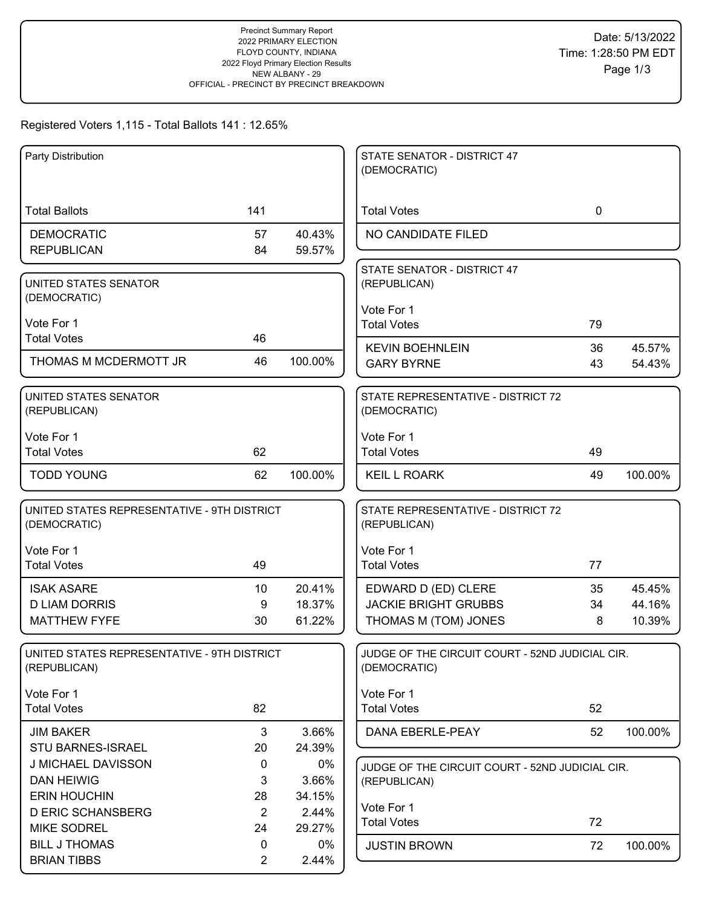Precinct Summary Report
2022 PRIMARY ELECTION
FLOYD COUNTY, INDIANA
2022 Floyd Primary Election Results
NEW ALBANY - 29
OFFICIAL - PRECINCT BY PRECINCT BREAKDOWN

Date: 5/13/2022
Time: 1:28:50 PM EDT

Registered Voters 1,115 - Total Ballots 141 : 12.65%

| Party Distribution | | |
|---|---|---|
| Total Ballots | 141 | |
| DEMOCRATIC | 57 | 40.43% |
| REPUBLICAN | 84 | 59.57% |

| UNITED STATES SENATOR (DEMOCRATIC) | | |
|---|---|---|
| Vote For 1 | | |
| Total Votes | 46 | |
| THOMAS M MCDERMOTT JR | 46 | 100.00% |

| UNITED STATES SENATOR (REPUBLICAN) | | |
|---|---|---|
| Vote For 1 | | |
| Total Votes | 62 | |
| TODD YOUNG | 62 | 100.00% |

| UNITED STATES REPRESENTATIVE - 9TH DISTRICT (DEMOCRATIC) | | |
|---|---|---|
| Vote For 1 | | |
| Total Votes | 49 | |
| ISAK ASARE | 10 | 20.41% |
| D LIAM DORRIS | 9 | 18.37% |
| MATTHEW FYFE | 30 | 61.22% |

| UNITED STATES REPRESENTATIVE - 9TH DISTRICT (REPUBLICAN) | | |
|---|---|---|
| Vote For 1 | | |
| Total Votes | 82 | |
| JIM BAKER | 3 | 3.66% |
| STU BARNES-ISRAEL | 20 | 24.39% |
| J MICHAEL DAVISSON | 0 | 0% |
| DAN HEIWIG | 3 | 3.66% |
| ERIN HOUCHIN | 28 | 34.15% |
| D ERIC SCHANSBERG | 2 | 2.44% |
| MIKE SODREL | 24 | 29.27% |
| BILL J THOMAS | 0 | 0% |
| BRIAN TIBBS | 2 | 2.44% |

| STATE SENATOR - DISTRICT 47 (DEMOCRATIC) | | |
|---|---|---|
| Total Votes | 0 | |
| NO CANDIDATE FILED | | |

| STATE SENATOR - DISTRICT 47 (REPUBLICAN) | | |
|---|---|---|
| Vote For 1 | | |
| Total Votes | 79 | |
| KEVIN BOEHNLEIN | 36 | 45.57% |
| GARY BYRNE | 43 | 54.43% |

| STATE REPRESENTATIVE - DISTRICT 72 (DEMOCRATIC) | | |
|---|---|---|
| Vote For 1 | | |
| Total Votes | 49 | |
| KEIL L ROARK | 49 | 100.00% |

| STATE REPRESENTATIVE - DISTRICT 72 (REPUBLICAN) | | |
|---|---|---|
| Vote For 1 | | |
| Total Votes | 77 | |
| EDWARD D (ED) CLERE | 35 | 45.45% |
| JACKIE BRIGHT GRUBBS | 34 | 44.16% |
| THOMAS M (TOM) JONES | 8 | 10.39% |

| JUDGE OF THE CIRCUIT COURT - 52ND JUDICIAL CIR. (DEMOCRATIC) | | |
|---|---|---|
| Vote For 1 | | |
| Total Votes | 52 | |
| DANA EBERLE-PEAY | 52 | 100.00% |

| JUDGE OF THE CIRCUIT COURT - 52ND JUDICIAL CIR. (REPUBLICAN) | | |
|---|---|---|
| Vote For 1 | | |
| Total Votes | 72 | |
| JUSTIN BROWN | 72 | 100.00% |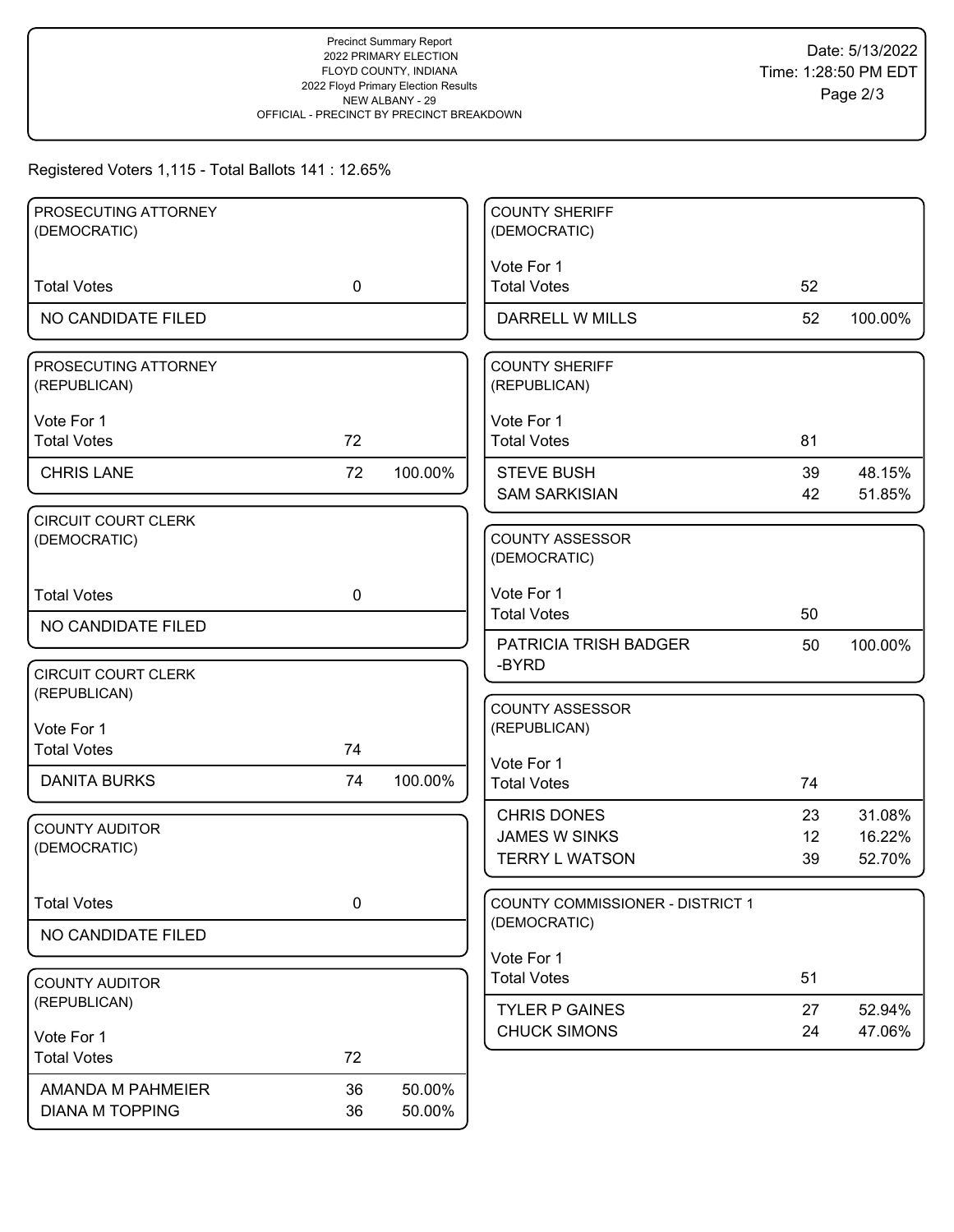Precinct Summary Report
2022 PRIMARY ELECTION
FLOYD COUNTY, INDIANA
2022 Floyd Primary Election Results
NEW ALBANY - 29
OFFICIAL - PRECINCT BY PRECINCT BREAKDOWN

Date: 5/13/2022
Time: 1:28:50 PM EDT

Registered Voters 1,115 - Total Ballots 141 : 12.65%

### PROSECUTING ATTORNEY (DEMOCRATIC)

| | | |
|---|---|---|
| Total Votes | 0 | |
| NO CANDIDATE FILED | | |

### PROSECUTING ATTORNEY (REPUBLICAN)

Vote For 1

| | | |
|---|---|---|
| Total Votes | 72 | |
| CHRIS LANE | 72 | 100.00% |

### CIRCUIT COURT CLERK (DEMOCRATIC)

| | | |
|---|---|---|
| Total Votes | 0 | |
| NO CANDIDATE FILED | | |

### CIRCUIT COURT CLERK (REPUBLICAN)

Vote For 1

| | | |
|---|---|---|
| Total Votes | 74 | |
| DANITA BURKS | 74 | 100.00% |

### COUNTY AUDITOR (DEMOCRATIC)

| | | |
|---|---|---|
| Total Votes | 0 | |
| NO CANDIDATE FILED | | |

### COUNTY AUDITOR (REPUBLICAN)

Vote For 1

| | | |
|---|---|---|
| Total Votes | 72 | |
| AMANDA M PAHMEIER | 36 | 50.00% |
| DIANA M TOPPING | 36 | 50.00% |

### COUNTY SHERIFF (DEMOCRATIC)

Vote For 1

| | | |
|---|---|---|
| Total Votes | 52 | |
| DARRELL W MILLS | 52 | 100.00% |

### COUNTY SHERIFF (REPUBLICAN)

Vote For 1

| | | |
|---|---|---|
| Total Votes | 81 | |
| STEVE BUSH | 39 | 48.15% |
| SAM SARKISIAN | 42 | 51.85% |

### COUNTY ASSESSOR (DEMOCRATIC)

Vote For 1

| | | |
|---|---|---|
| Total Votes | 50 | |
| PATRICIA TRISH BADGER -BYRD | 50 | 100.00% |

### COUNTY ASSESSOR (REPUBLICAN)

Vote For 1

| | | |
|---|---|---|
| Total Votes | 74 | |
| CHRIS DONES | 23 | 31.08% |
| JAMES W SINKS | 12 | 16.22% |
| TERRY L WATSON | 39 | 52.70% |

### COUNTY COMMISSIONER - DISTRICT 1 (DEMOCRATIC)

Vote For 1

| | | |
|---|---|---|
| Total Votes | 51 | |
| TYLER P GAINES | 27 | 52.94% |
| CHUCK SIMONS | 24 | 47.06% |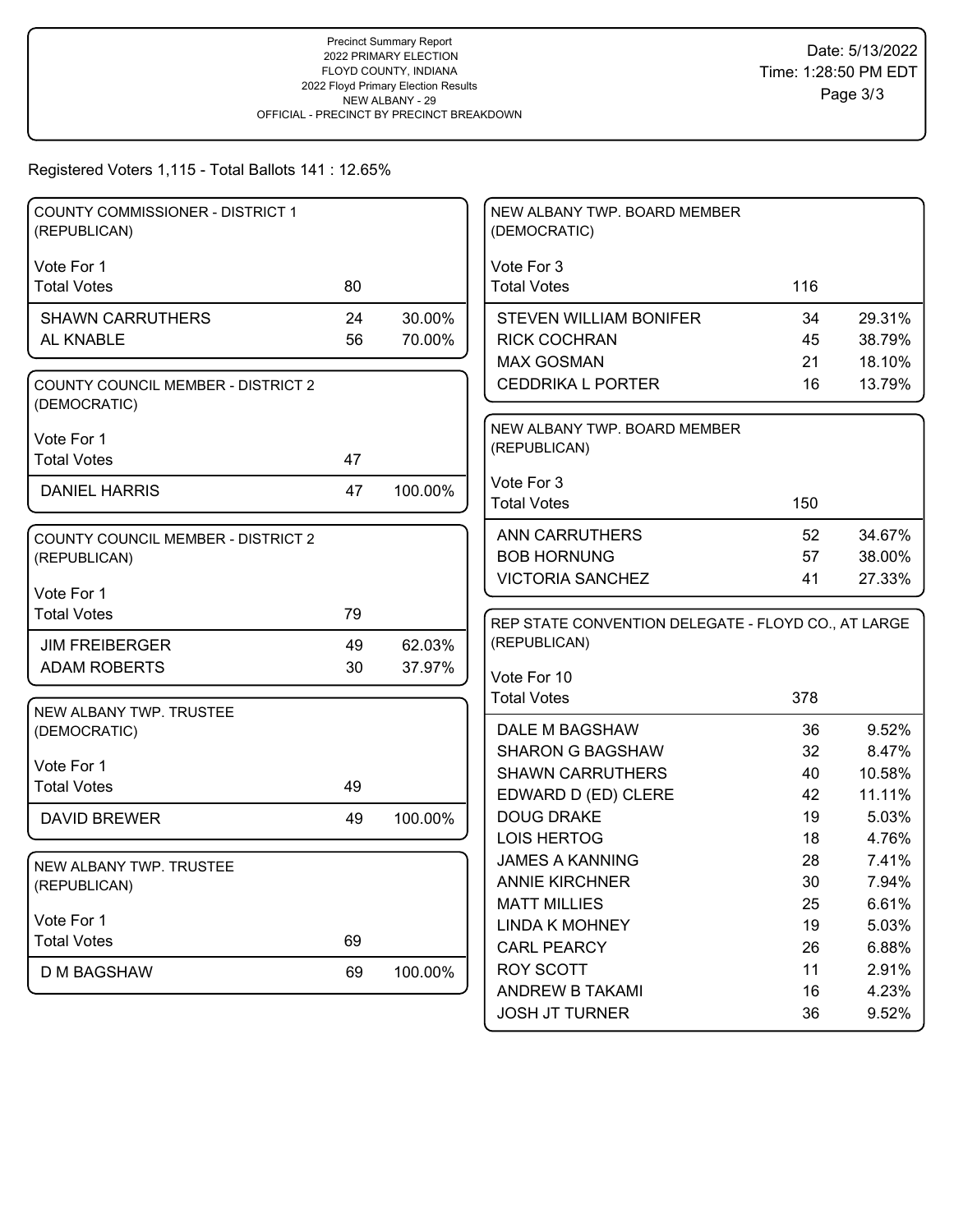Precinct Summary Report
2022 PRIMARY ELECTION
FLOYD COUNTY, INDIANA
2022 Floyd Primary Election Results
NEW ALBANY - 29
OFFICIAL - PRECINCT BY PRECINCT BREAKDOWN

Date: 5/13/2022
Time: 1:28:50 PM EDT

Registered Voters 1,115 - Total Ballots 141 : 12.65%

### COUNTY COMMISSIONER - DISTRICT 1 (REPUBLICAN)

Vote For 1

| | Votes | Percent |
|---|---|---|
| Total Votes | 80 | |
| SHAWN CARRUTHERS | 24 | 30.00% |
| AL KNABLE | 56 | 70.00% |

### COUNTY COUNCIL MEMBER - DISTRICT 2 (DEMOCRATIC)

Vote For 1

| | Votes | Percent |
|---|---|---|
| Total Votes | 47 | |
| DANIEL HARRIS | 47 | 100.00% |

### COUNTY COUNCIL MEMBER - DISTRICT 2 (REPUBLICAN)

Vote For 1

| | Votes | Percent |
|---|---|---|
| Total Votes | 79 | |
| JIM FREIBERGER | 49 | 62.03% |
| ADAM ROBERTS | 30 | 37.97% |

### NEW ALBANY TWP. TRUSTEE (DEMOCRATIC)

Vote For 1

| | Votes | Percent |
|---|---|---|
| Total Votes | 49 | |
| DAVID BREWER | 49 | 100.00% |

### NEW ALBANY TWP. TRUSTEE (REPUBLICAN)

Vote For 1

| | Votes | Percent |
|---|---|---|
| Total Votes | 69 | |
| D M BAGSHAW | 69 | 100.00% |

### NEW ALBANY TWP. BOARD MEMBER (DEMOCRATIC)

Vote For 3

| | Votes | Percent |
|---|---|---|
| Total Votes | 116 | |
| STEVEN WILLIAM BONIFER | 34 | 29.31% |
| RICK COCHRAN | 45 | 38.79% |
| MAX GOSMAN | 21 | 18.10% |
| CEDDRIKA L PORTER | 16 | 13.79% |

### NEW ALBANY TWP. BOARD MEMBER (REPUBLICAN)

Vote For 3

| | Votes | Percent |
|---|---|---|
| Total Votes | 150 | |
| ANN CARRUTHERS | 52 | 34.67% |
| BOB HORNUNG | 57 | 38.00% |
| VICTORIA SANCHEZ | 41 | 27.33% |

### REP STATE CONVENTION DELEGATE - FLOYD CO., AT LARGE (REPUBLICAN)

Vote For 10

| | Votes | Percent |
|---|---|---|
| Total Votes | 378 | |
| DALE M BAGSHAW | 36 | 9.52% |
| SHARON G BAGSHAW | 32 | 8.47% |
| SHAWN CARRUTHERS | 40 | 10.58% |
| EDWARD D (ED) CLERE | 42 | 11.11% |
| DOUG DRAKE | 19 | 5.03% |
| LOIS HERTOG | 18 | 4.76% |
| JAMES A KANNING | 28 | 7.41% |
| ANNIE KIRCHNER | 30 | 7.94% |
| MATT MILLIES | 25 | 6.61% |
| LINDA K MOHNEY | 19 | 5.03% |
| CARL PEARCY | 26 | 6.88% |
| ROY SCOTT | 11 | 2.91% |
| ANDREW B TAKAMI | 16 | 4.23% |
| JOSH JT TURNER | 36 | 9.52% |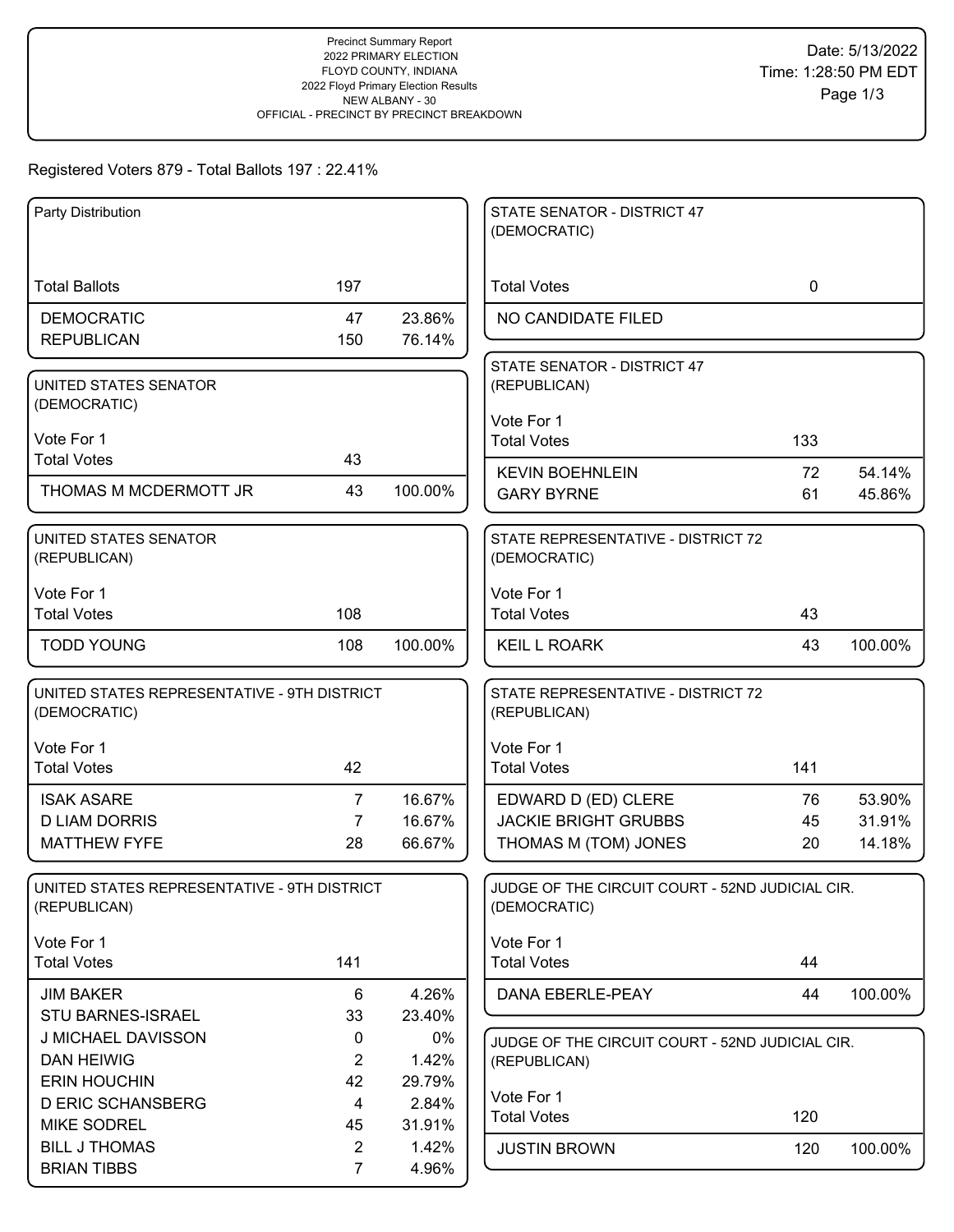Precinct Summary Report
2022 PRIMARY ELECTION
FLOYD COUNTY, INDIANA
2022 Floyd Primary Election Results
NEW ALBANY - 30
OFFICIAL - PRECINCT BY PRECINCT BREAKDOWN

Date: 5/13/2022
Time: 1:28:50 PM EDT

Registered Voters 879 - Total Ballots 197 : 22.41%

### Party Distribution

| | | |
|---|---|---|
| Total Ballots | 197 | |
| DEMOCRATIC | 47 | 23.86% |
| REPUBLICAN | 150 | 76.14% |

### UNITED STATES SENATOR (DEMOCRATIC)

Vote For 1

| | | |
|---|---|---|
| Total Votes | 43 | |
| THOMAS M MCDERMOTT JR | 43 | 100.00% |

### UNITED STATES SENATOR (REPUBLICAN)

Vote For 1

| | | |
|---|---|---|
| Total Votes | 108 | |
| TODD YOUNG | 108 | 100.00% |

### UNITED STATES REPRESENTATIVE - 9TH DISTRICT (DEMOCRATIC)

Vote For 1

| | | |
|---|---|---|
| Total Votes | 42 | |
| ISAK ASARE | 7 | 16.67% |
| D LIAM DORRIS | 7 | 16.67% |
| MATTHEW FYFE | 28 | 66.67% |

### UNITED STATES REPRESENTATIVE - 9TH DISTRICT (REPUBLICAN)

Vote For 1

| | | |
|---|---|---|
| Total Votes | 141 | |
| JIM BAKER | 6 | 4.26% |
| STU BARNES-ISRAEL | 33 | 23.40% |
| J MICHAEL DAVISSON | 0 | 0% |
| DAN HEIWIG | 2 | 1.42% |
| ERIN HOUCHIN | 42 | 29.79% |
| D ERIC SCHANSBERG | 4 | 2.84% |
| MIKE SODREL | 45 | 31.91% |
| BILL J THOMAS | 2 | 1.42% |
| BRIAN TIBBS | 7 | 4.96% |

### STATE SENATOR - DISTRICT 47 (DEMOCRATIC)

| | | |
|---|---|---|
| Total Votes | 0 | |
| NO CANDIDATE FILED | | |

### STATE SENATOR - DISTRICT 47 (REPUBLICAN)

Vote For 1

| | | |
|---|---|---|
| Total Votes | 133 | |
| KEVIN BOEHNLEIN | 72 | 54.14% |
| GARY BYRNE | 61 | 45.86% |

### STATE REPRESENTATIVE - DISTRICT 72 (DEMOCRATIC)

Vote For 1

| | | |
|---|---|---|
| Total Votes | 43 | |
| KEIL L ROARK | 43 | 100.00% |

### STATE REPRESENTATIVE - DISTRICT 72 (REPUBLICAN)

Vote For 1

| | | |
|---|---|---|
| Total Votes | 141 | |
| EDWARD D (ED) CLERE | 76 | 53.90% |
| JACKIE BRIGHT GRUBBS | 45 | 31.91% |
| THOMAS M (TOM) JONES | 20 | 14.18% |

### JUDGE OF THE CIRCUIT COURT - 52ND JUDICIAL CIR. (DEMOCRATIC)

Vote For 1

| | | |
|---|---|---|
| Total Votes | 44 | |
| DANA EBERLE-PEAY | 44 | 100.00% |

### JUDGE OF THE CIRCUIT COURT - 52ND JUDICIAL CIR. (REPUBLICAN)

Vote For 1

| | | |
|---|---|---|
| Total Votes | 120 | |
| JUSTIN BROWN | 120 | 100.00% |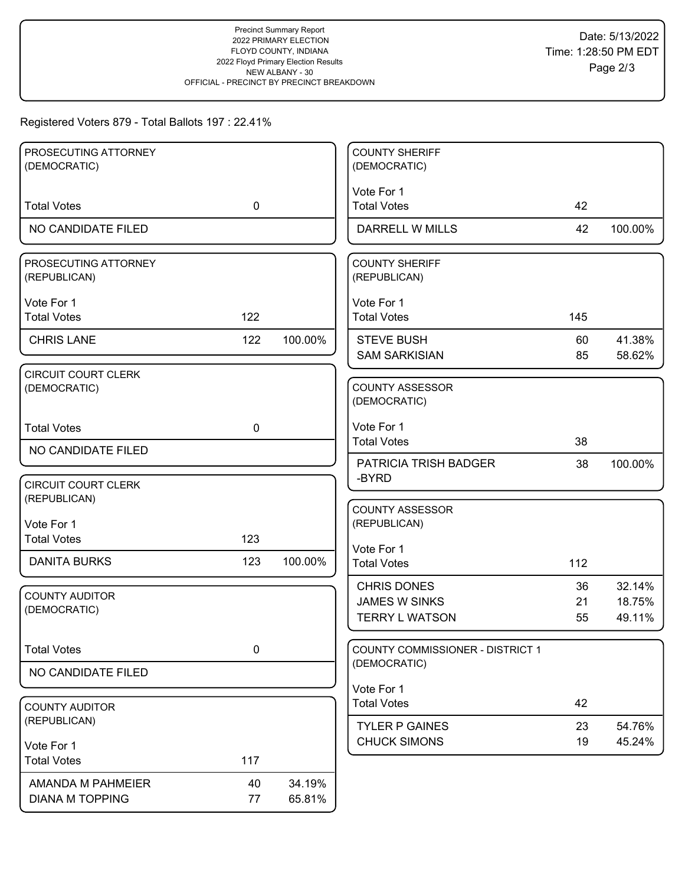Precinct Summary Report
2022 PRIMARY ELECTION
FLOYD COUNTY, INDIANA
2022 Floyd Primary Election Results
NEW ALBANY - 30
OFFICIAL - PRECINCT BY PRECINCT BREAKDOWN

Date: 5/13/2022
Time: 1:28:50 PM EDT

Registered Voters 879 - Total Ballots 197 : 22.41%

### PROSECUTING ATTORNEY (DEMOCRATIC)

| | | |
|---|---|---|
| Total Votes | 0 | |
| NO CANDIDATE FILED | | |

### PROSECUTING ATTORNEY (REPUBLICAN)

Vote For 1

| | | |
|---|---|---|
| Total Votes | 122 | |
| CHRIS LANE | 122 | 100.00% |

### CIRCUIT COURT CLERK (DEMOCRATIC)

| | | |
|---|---|---|
| Total Votes | 0 | |
| NO CANDIDATE FILED | | |

### CIRCUIT COURT CLERK (REPUBLICAN)

Vote For 1

| | | |
|---|---|---|
| Total Votes | 123 | |
| DANITA BURKS | 123 | 100.00% |

### COUNTY AUDITOR (DEMOCRATIC)

| | | |
|---|---|---|
| Total Votes | 0 | |
| NO CANDIDATE FILED | | |

### COUNTY AUDITOR (REPUBLICAN)

Vote For 1

| | | |
|---|---|---|
| Total Votes | 117 | |
| AMANDA M PAHMEIER | 40 | 34.19% |
| DIANA M TOPPING | 77 | 65.81% |

### COUNTY SHERIFF (DEMOCRATIC)

Vote For 1

| | | |
|---|---|---|
| Total Votes | 42 | |
| DARRELL W MILLS | 42 | 100.00% |

### COUNTY SHERIFF (REPUBLICAN)

Vote For 1

| | | |
|---|---|---|
| Total Votes | 145 | |
| STEVE BUSH | 60 | 41.38% |
| SAM SARKISIAN | 85 | 58.62% |

### COUNTY ASSESSOR (DEMOCRATIC)

Vote For 1

| | | |
|---|---|---|
| Total Votes | 38 | |
| PATRICIA TRISH BADGER -BYRD | 38 | 100.00% |

### COUNTY ASSESSOR (REPUBLICAN)

Vote For 1

| | | |
|---|---|---|
| Total Votes | 112 | |
| CHRIS DONES | 36 | 32.14% |
| JAMES W SINKS | 21 | 18.75% |
| TERRY L WATSON | 55 | 49.11% |

### COUNTY COMMISSIONER - DISTRICT 1 (DEMOCRATIC)

Vote For 1

| | | |
|---|---|---|
| Total Votes | 42 | |
| TYLER P GAINES | 23 | 54.76% |
| CHUCK SIMONS | 19 | 45.24% |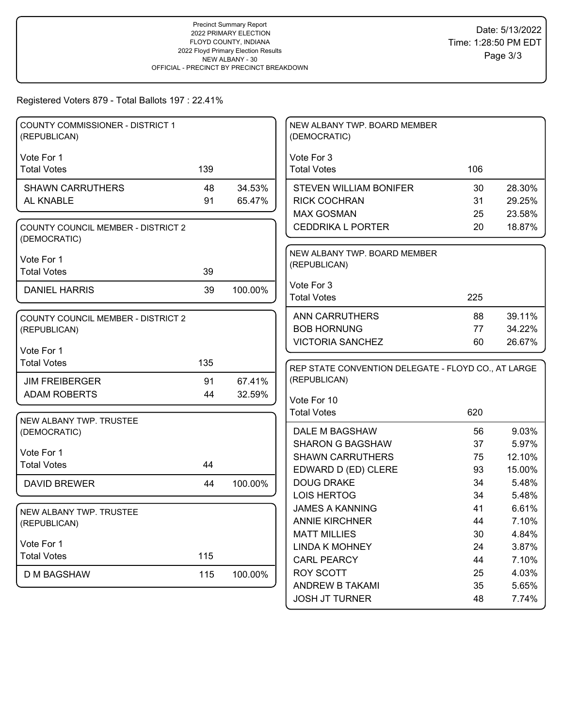Precinct Summary Report
2022 PRIMARY ELECTION
FLOYD COUNTY, INDIANA
2022 Floyd Primary Election Results
NEW ALBANY - 30
OFFICIAL - PRECINCT BY PRECINCT BREAKDOWN

Date: 5/13/2022
Time: 1:28:50 PM EDT

Registered Voters 879 - Total Ballots 197 : 22.41%

**COUNTY COMMISSIONER - DISTRICT 1 (REPUBLICAN)**

Vote For 1

| | Votes | % |
|---|---|---|
| Total Votes | 139 | |
| SHAWN CARRUTHERS | 48 | 34.53% |
| AL KNABLE | 91 | 65.47% |

**COUNTY COUNCIL MEMBER - DISTRICT 2 (DEMOCRATIC)**

Vote For 1

| | Votes | % |
|---|---|---|
| Total Votes | 39 | |
| DANIEL HARRIS | 39 | 100.00% |

**COUNTY COUNCIL MEMBER - DISTRICT 2 (REPUBLICAN)**

Vote For 1

| | Votes | % |
|---|---|---|
| Total Votes | 135 | |
| JIM FREIBERGER | 91 | 67.41% |
| ADAM ROBERTS | 44 | 32.59% |

**NEW ALBANY TWP. TRUSTEE (DEMOCRATIC)**

Vote For 1

| | Votes | % |
|---|---|---|
| Total Votes | 44 | |
| DAVID BREWER | 44 | 100.00% |

**NEW ALBANY TWP. TRUSTEE (REPUBLICAN)**

Vote For 1

| | Votes | % |
|---|---|---|
| Total Votes | 115 | |
| D M BAGSHAW | 115 | 100.00% |

**NEW ALBANY TWP. BOARD MEMBER (DEMOCRATIC)**

Vote For 3

| | Votes | % |
|---|---|---|
| Total Votes | 106 | |
| STEVEN WILLIAM BONIFER | 30 | 28.30% |
| RICK COCHRAN | 31 | 29.25% |
| MAX GOSMAN | 25 | 23.58% |
| CEDDRIKA L PORTER | 20 | 18.87% |

**NEW ALBANY TWP. BOARD MEMBER (REPUBLICAN)**

Vote For 3

| | Votes | % |
|---|---|---|
| Total Votes | 225 | |
| ANN CARRUTHERS | 88 | 39.11% |
| BOB HORNUNG | 77 | 34.22% |
| VICTORIA SANCHEZ | 60 | 26.67% |

**REP STATE CONVENTION DELEGATE - FLOYD CO., AT LARGE (REPUBLICAN)**

Vote For 10

| | Votes | % |
|---|---|---|
| Total Votes | 620 | |
| DALE M BAGSHAW | 56 | 9.03% |
| SHARON G BAGSHAW | 37 | 5.97% |
| SHAWN CARRUTHERS | 75 | 12.10% |
| EDWARD D (ED) CLERE | 93 | 15.00% |
| DOUG DRAKE | 34 | 5.48% |
| LOIS HERTOG | 34 | 5.48% |
| JAMES A KANNING | 41 | 6.61% |
| ANNIE KIRCHNER | 44 | 7.10% |
| MATT MILLIES | 30 | 4.84% |
| LINDA K MOHNEY | 24 | 3.87% |
| CARL PEARCY | 44 | 7.10% |
| ROY SCOTT | 25 | 4.03% |
| ANDREW B TAKAMI | 35 | 5.65% |
| JOSH JT TURNER | 48 | 7.74% |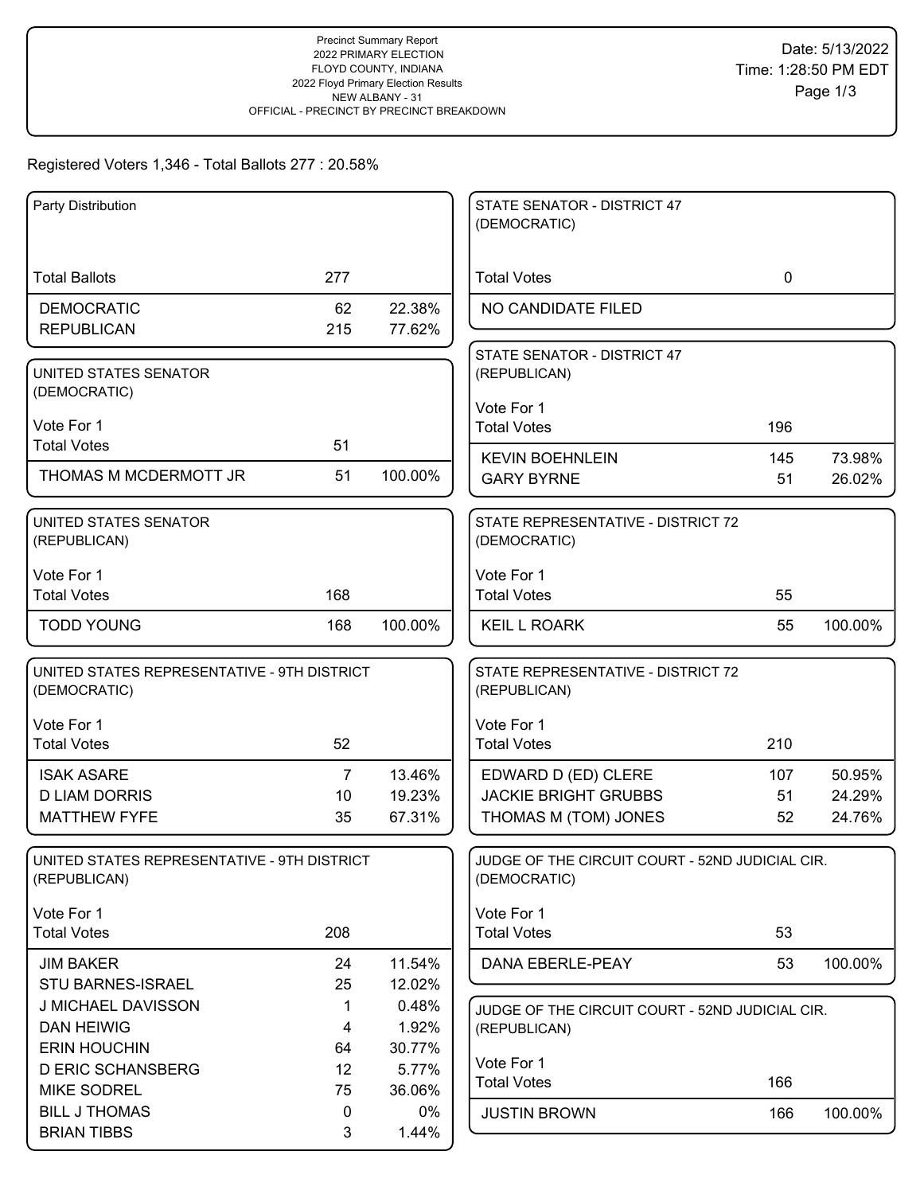Precinct Summary Report
2022 PRIMARY ELECTION
FLOYD COUNTY, INDIANA
2022 Floyd Primary Election Results
NEW ALBANY - 31
OFFICIAL - PRECINCT BY PRECINCT BREAKDOWN

Date: 5/13/2022
Time: 1:28:50 PM EDT

Registered Voters 1,346 - Total Ballots 277 : 20.58%

**Party Distribution**

| | | |
|---|---|---|
| Total Ballots | 277 | |
| DEMOCRATIC | 62 | 22.38% |
| REPUBLICAN | 215 | 77.62% |

**UNITED STATES SENATOR (DEMOCRATIC)**

Vote For 1

| | | |
|---|---|---|
| Total Votes | 51 | |
| THOMAS M MCDERMOTT JR | 51 | 100.00% |

**UNITED STATES SENATOR (REPUBLICAN)**

Vote For 1

| | | |
|---|---|---|
| Total Votes | 168 | |
| TODD YOUNG | 168 | 100.00% |

**UNITED STATES REPRESENTATIVE - 9TH DISTRICT (DEMOCRATIC)**

Vote For 1

| | | |
|---|---|---|
| Total Votes | 52 | |
| ISAK ASARE | 7 | 13.46% |
| D LIAM DORRIS | 10 | 19.23% |
| MATTHEW FYFE | 35 | 67.31% |

**UNITED STATES REPRESENTATIVE - 9TH DISTRICT (REPUBLICAN)**

Vote For 1

| | | |
|---|---|---|
| Total Votes | 208 | |
| JIM BAKER | 24 | 11.54% |
| STU BARNES-ISRAEL | 25 | 12.02% |
| J MICHAEL DAVISSON | 1 | 0.48% |
| DAN HEIWIG | 4 | 1.92% |
| ERIN HOUCHIN | 64 | 30.77% |
| D ERIC SCHANSBERG | 12 | 5.77% |
| MIKE SODREL | 75 | 36.06% |
| BILL J THOMAS | 0 | 0% |
| BRIAN TIBBS | 3 | 1.44% |

**STATE SENATOR - DISTRICT 47 (DEMOCRATIC)**

| | | |
|---|---|---|
| Total Votes | 0 | |
| NO CANDIDATE FILED | | |

**STATE SENATOR - DISTRICT 47 (REPUBLICAN)**

Vote For 1

| | | |
|---|---|---|
| Total Votes | 196 | |
| KEVIN BOEHNLEIN | 145 | 73.98% |
| GARY BYRNE | 51 | 26.02% |

**STATE REPRESENTATIVE - DISTRICT 72 (DEMOCRATIC)**

Vote For 1

| | | |
|---|---|---|
| Total Votes | 55 | |
| KEIL L ROARK | 55 | 100.00% |

**STATE REPRESENTATIVE - DISTRICT 72 (REPUBLICAN)**

Vote For 1

| | | |
|---|---|---|
| Total Votes | 210 | |
| EDWARD D (ED) CLERE | 107 | 50.95% |
| JACKIE BRIGHT GRUBBS | 51 | 24.29% |
| THOMAS M (TOM) JONES | 52 | 24.76% |

**JUDGE OF THE CIRCUIT COURT - 52ND JUDICIAL CIR. (DEMOCRATIC)**

Vote For 1

| | | |
|---|---|---|
| Total Votes | 53 | |
| DANA EBERLE-PEAY | 53 | 100.00% |

**JUDGE OF THE CIRCUIT COURT - 52ND JUDICIAL CIR. (REPUBLICAN)**

Vote For 1

| | | |
|---|---|---|
| Total Votes | 166 | |
| JUSTIN BROWN | 166 | 100.00% |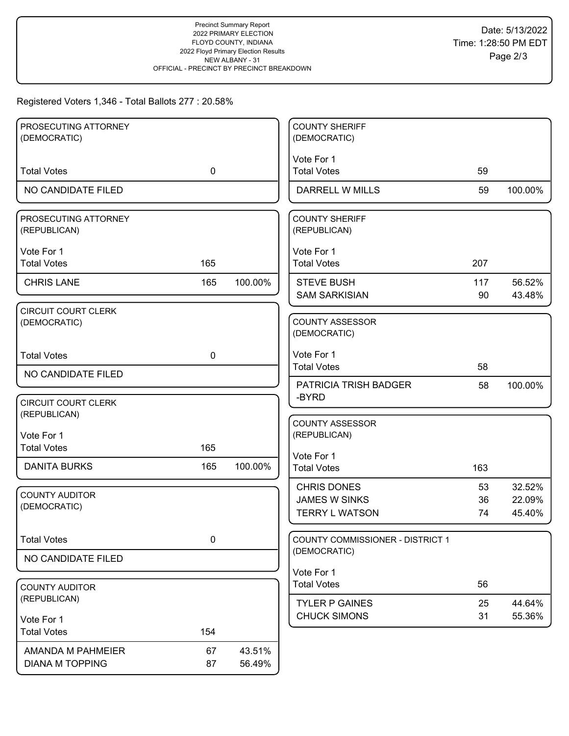Precinct Summary Report
2022 PRIMARY ELECTION
FLOYD COUNTY, INDIANA
2022 Floyd Primary Election Results
NEW ALBANY - 31
OFFICIAL - PRECINCT BY PRECINCT BREAKDOWN

Date: 5/13/2022
Time: 1:28:50 PM EDT

Registered Voters 1,346 - Total Ballots 277 : 20.58%

### PROSECUTING ATTORNEY (DEMOCRATIC)

| | Votes | |
|---|---|---|
| Total Votes | 0 | |
| NO CANDIDATE FILED | | |

### PROSECUTING ATTORNEY (REPUBLICAN)

Vote For 1

| | Votes | Percent |
|---|---|---|
| Total Votes | 165 | |
| CHRIS LANE | 165 | 100.00% |

### CIRCUIT COURT CLERK (DEMOCRATIC)

| | Votes | |
|---|---|---|
| Total Votes | 0 | |
| NO CANDIDATE FILED | | |

### CIRCUIT COURT CLERK (REPUBLICAN)

Vote For 1

| | Votes | Percent |
|---|---|---|
| Total Votes | 165 | |
| DANITA BURKS | 165 | 100.00% |

### COUNTY AUDITOR (DEMOCRATIC)

| | Votes | |
|---|---|---|
| Total Votes | 0 | |
| NO CANDIDATE FILED | | |

### COUNTY AUDITOR (REPUBLICAN)

Vote For 1

| | Votes | Percent |
|---|---|---|
| Total Votes | 154 | |
| AMANDA M PAHMEIER | 67 | 43.51% |
| DIANA M TOPPING | 87 | 56.49% |

### COUNTY SHERIFF (DEMOCRATIC)

Vote For 1

| | Votes | Percent |
|---|---|---|
| Total Votes | 59 | |
| DARRELL W MILLS | 59 | 100.00% |

### COUNTY SHERIFF (REPUBLICAN)

Vote For 1

| | Votes | Percent |
|---|---|---|
| Total Votes | 207 | |
| STEVE BUSH | 117 | 56.52% |
| SAM SARKISIAN | 90 | 43.48% |

### COUNTY ASSESSOR (DEMOCRATIC)

Vote For 1

| | Votes | Percent |
|---|---|---|
| Total Votes | 58 | |
| PATRICIA TRISH BADGER-BYRD | 58 | 100.00% |

### COUNTY ASSESSOR (REPUBLICAN)

Vote For 1

| | Votes | Percent |
|---|---|---|
| Total Votes | 163 | |
| CHRIS DONES | 53 | 32.52% |
| JAMES W SINKS | 36 | 22.09% |
| TERRY L WATSON | 74 | 45.40% |

### COUNTY COMMISSIONER - DISTRICT 1 (DEMOCRATIC)

Vote For 1

| | Votes | Percent |
|---|---|---|
| Total Votes | 56 | |
| TYLER P GAINES | 25 | 44.64% |
| CHUCK SIMONS | 31 | 55.36% |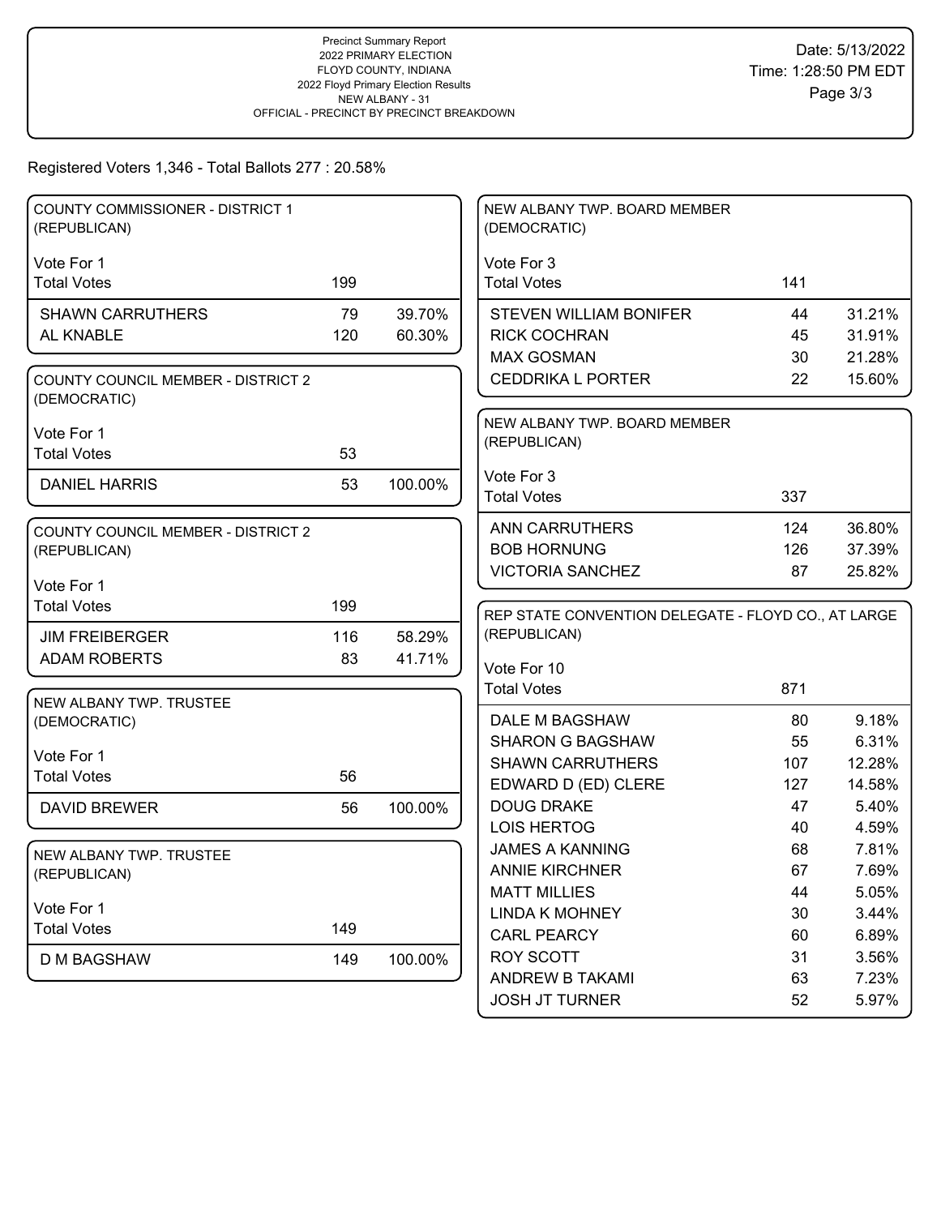Precinct Summary Report
2022 PRIMARY ELECTION
FLOYD COUNTY, INDIANA
2022 Floyd Primary Election Results
NEW ALBANY - 31
OFFICIAL - PRECINCT BY PRECINCT BREAKDOWN

Date: 5/13/2022
Time: 1:28:50 PM EDT

Registered Voters 1,346 - Total Ballots 277 : 20.58%

### COUNTY COMMISSIONER - DISTRICT 1 (REPUBLICAN)

Vote For 1

| Total Votes | 199 | |
|---|---|---|
| SHAWN CARRUTHERS | 79 | 39.70% |
| AL KNABLE | 120 | 60.30% |

### COUNTY COUNCIL MEMBER - DISTRICT 2 (DEMOCRATIC)

Vote For 1

| Total Votes | 53 | |
|---|---|---|
| DANIEL HARRIS | 53 | 100.00% |

### COUNTY COUNCIL MEMBER - DISTRICT 2 (REPUBLICAN)

Vote For 1

| Total Votes | 199 | |
|---|---|---|
| JIM FREIBERGER | 116 | 58.29% |
| ADAM ROBERTS | 83 | 41.71% |

### NEW ALBANY TWP. TRUSTEE (DEMOCRATIC)

Vote For 1

| Total Votes | 56 | |
|---|---|---|
| DAVID BREWER | 56 | 100.00% |

### NEW ALBANY TWP. TRUSTEE (REPUBLICAN)

Vote For 1

| Total Votes | 149 | |
|---|---|---|
| D M BAGSHAW | 149 | 100.00% |

### NEW ALBANY TWP. BOARD MEMBER (DEMOCRATIC)

Vote For 3

| Total Votes | 141 | |
|---|---|---|
| STEVEN WILLIAM BONIFER | 44 | 31.21% |
| RICK COCHRAN | 45 | 31.91% |
| MAX GOSMAN | 30 | 21.28% |
| CEDDRIKA L PORTER | 22 | 15.60% |

### NEW ALBANY TWP. BOARD MEMBER (REPUBLICAN)

Vote For 3

| Total Votes | 337 | |
|---|---|---|
| ANN CARRUTHERS | 124 | 36.80% |
| BOB HORNUNG | 126 | 37.39% |
| VICTORIA SANCHEZ | 87 | 25.82% |

### REP STATE CONVENTION DELEGATE - FLOYD CO., AT LARGE (REPUBLICAN)

Vote For 10

| Total Votes | 871 | |
|---|---|---|
| DALE M BAGSHAW | 80 | 9.18% |
| SHARON G BAGSHAW | 55 | 6.31% |
| SHAWN CARRUTHERS | 107 | 12.28% |
| EDWARD D (ED) CLERE | 127 | 14.58% |
| DOUG DRAKE | 47 | 5.40% |
| LOIS HERTOG | 40 | 4.59% |
| JAMES A KANNING | 68 | 7.81% |
| ANNIE KIRCHNER | 67 | 7.69% |
| MATT MILLIES | 44 | 5.05% |
| LINDA K MOHNEY | 30 | 3.44% |
| CARL PEARCY | 60 | 6.89% |
| ROY SCOTT | 31 | 3.56% |
| ANDREW B TAKAMI | 63 | 7.23% |
| JOSH JT TURNER | 52 | 5.97% |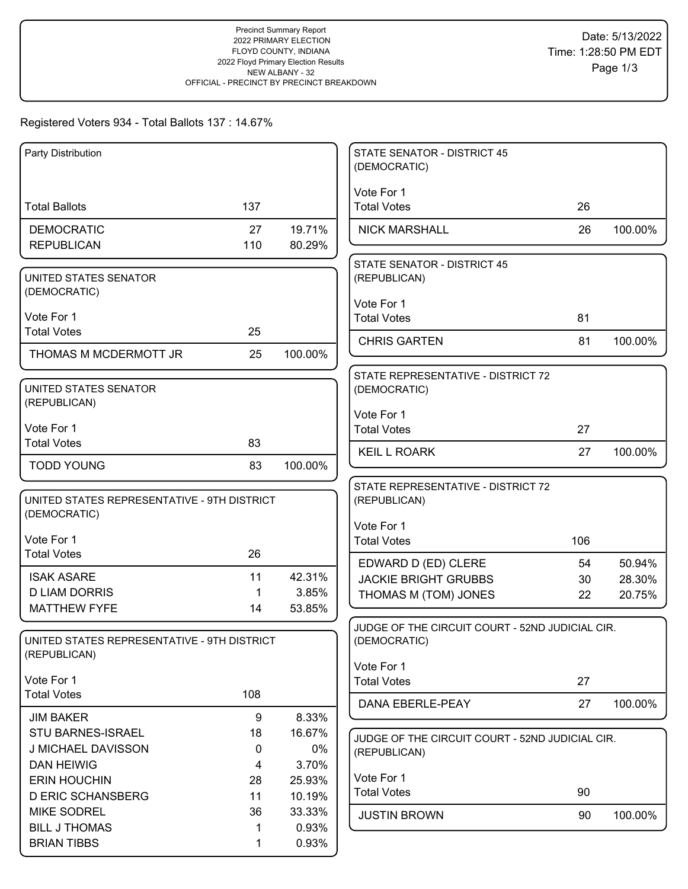# Precinct Summary Report
## 2022 PRIMARY ELECTION
### FLOYD COUNTY, INDIANA
### 2022 Floyd Primary Election Results
### NEW ALBANY - 32
### OFFICIAL - PRECINCT BY PRECINCT BREAKDOWN

Date: 5/13/2022
Time: 1:28:50 PM EDT

Registered Voters 934 - Total Ballots 137 : 14.67%

### Party Distribution

| | | |
|---|---|---|
| Total Ballots | 137 | |
| DEMOCRATIC | 27 | 19.71% |
| REPUBLICAN | 110 | 80.29% |

### UNITED STATES SENATOR (DEMOCRATIC)

Vote For 1

| | | |
|---|---|---|
| Total Votes | 25 | |
| THOMAS M MCDERMOTT JR | 25 | 100.00% |

### UNITED STATES SENATOR (REPUBLICAN)

Vote For 1

| | | |
|---|---|---|
| Total Votes | 83 | |
| TODD YOUNG | 83 | 100.00% |

### UNITED STATES REPRESENTATIVE - 9TH DISTRICT (DEMOCRATIC)

Vote For 1

| | | |
|---|---|---|
| Total Votes | 26 | |
| ISAK ASARE | 11 | 42.31% |
| D LIAM DORRIS | 1 | 3.85% |
| MATTHEW FYFE | 14 | 53.85% |

### UNITED STATES REPRESENTATIVE - 9TH DISTRICT (REPUBLICAN)

Vote For 1

| | | |
|---|---|---|
| Total Votes | 108 | |
| JIM BAKER | 9 | 8.33% |
| STU BARNES-ISRAEL | 18 | 16.67% |
| J MICHAEL DAVISSON | 0 | 0% |
| DAN HEIWIG | 4 | 3.70% |
| ERIN HOUCHIN | 28 | 25.93% |
| D ERIC SCHANSBERG | 11 | 10.19% |
| MIKE SODREL | 36 | 33.33% |
| BILL J THOMAS | 1 | 0.93% |
| BRIAN TIBBS | 1 | 0.93% |

### STATE SENATOR - DISTRICT 45 (DEMOCRATIC)

Vote For 1

| | | |
|---|---|---|
| Total Votes | 26 | |
| NICK MARSHALL | 26 | 100.00% |

### STATE SENATOR - DISTRICT 45 (REPUBLICAN)

Vote For 1

| | | |
|---|---|---|
| Total Votes | 81 | |
| CHRIS GARTEN | 81 | 100.00% |

### STATE REPRESENTATIVE - DISTRICT 72 (DEMOCRATIC)

Vote For 1

| | | |
|---|---|---|
| Total Votes | 27 | |
| KEIL L ROARK | 27 | 100.00% |

### STATE REPRESENTATIVE - DISTRICT 72 (REPUBLICAN)

Vote For 1

| | | |
|---|---|---|
| Total Votes | 106 | |
| EDWARD D (ED) CLERE | 54 | 50.94% |
| JACKIE BRIGHT GRUBBS | 30 | 28.30% |
| THOMAS M (TOM) JONES | 22 | 20.75% |

### JUDGE OF THE CIRCUIT COURT - 52ND JUDICIAL CIR. (DEMOCRATIC)

Vote For 1

| | | |
|---|---|---|
| Total Votes | 27 | |
| DANA EBERLE-PEAY | 27 | 100.00% |

### JUDGE OF THE CIRCUIT COURT - 52ND JUDICIAL CIR. (REPUBLICAN)

Vote For 1

| | | |
|---|---|---|
| Total Votes | 90 | |
| JUSTIN BROWN | 90 | 100.00% |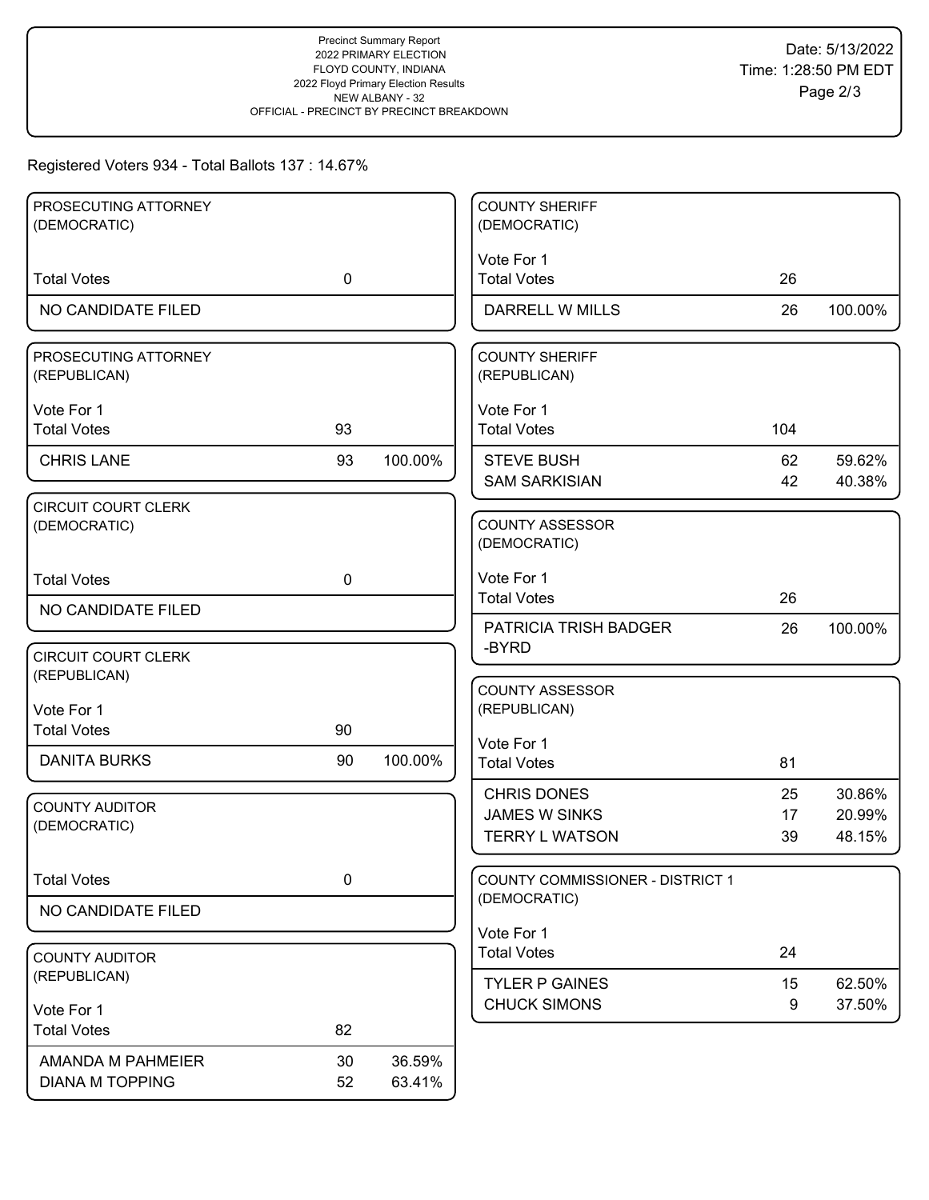Precinct Summary Report
2022 PRIMARY ELECTION
FLOYD COUNTY, INDIANA
2022 Floyd Primary Election Results
NEW ALBANY - 32
OFFICIAL - PRECINCT BY PRECINCT BREAKDOWN

Date: 5/13/2022
Time: 1:28:50 PM EDT

Registered Voters 934 - Total Ballots 137 : 14.67%

### PROSECUTING ATTORNEY (DEMOCRATIC)

| | | |
|---|---|---|
| Total Votes | 0 | |
| NO CANDIDATE FILED | | |

### PROSECUTING ATTORNEY (REPUBLICAN)

Vote For 1

| | | |
|---|---|---|
| Total Votes | 93 | |
| CHRIS LANE | 93 | 100.00% |

### CIRCUIT COURT CLERK (DEMOCRATIC)

| | | |
|---|---|---|
| Total Votes | 0 | |
| NO CANDIDATE FILED | | |

### CIRCUIT COURT CLERK (REPUBLICAN)

Vote For 1

| | | |
|---|---|---|
| Total Votes | 90 | |
| DANITA BURKS | 90 | 100.00% |

### COUNTY AUDITOR (DEMOCRATIC)

| | | |
|---|---|---|
| Total Votes | 0 | |
| NO CANDIDATE FILED | | |

### COUNTY AUDITOR (REPUBLICAN)

Vote For 1

| | | |
|---|---|---|
| Total Votes | 82 | |
| AMANDA M PAHMEIER | 30 | 36.59% |
| DIANA M TOPPING | 52 | 63.41% |

### COUNTY SHERIFF (DEMOCRATIC)

Vote For 1

| | | |
|---|---|---|
| Total Votes | 26 | |
| DARRELL W MILLS | 26 | 100.00% |

### COUNTY SHERIFF (REPUBLICAN)

Vote For 1

| | | |
|---|---|---|
| Total Votes | 104 | |
| STEVE BUSH | 62 | 59.62% |
| SAM SARKISIAN | 42 | 40.38% |

### COUNTY ASSESSOR (DEMOCRATIC)

Vote For 1

| | | |
|---|---|---|
| Total Votes | 26 | |
| PATRICIA TRISH BADGER -BYRD | 26 | 100.00% |

### COUNTY ASSESSOR (REPUBLICAN)

Vote For 1

| | | |
|---|---|---|
| Total Votes | 81 | |
| CHRIS DONES | 25 | 30.86% |
| JAMES W SINKS | 17 | 20.99% |
| TERRY L WATSON | 39 | 48.15% |

### COUNTY COMMISSIONER - DISTRICT 1 (DEMOCRATIC)

Vote For 1

| | | |
|---|---|---|
| Total Votes | 24 | |
| TYLER P GAINES | 15 | 62.50% |
| CHUCK SIMONS | 9 | 37.50% |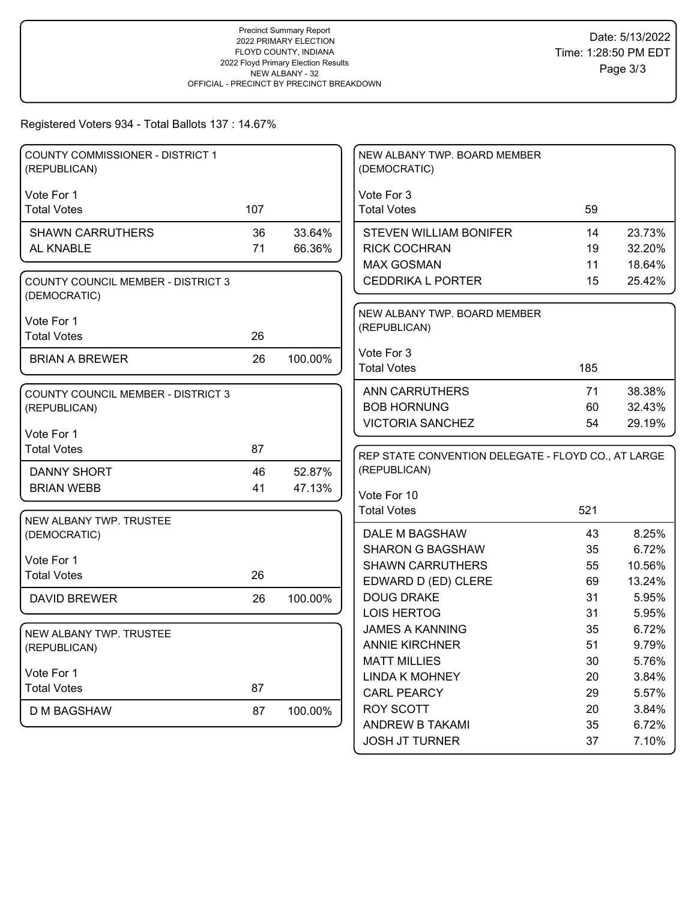Precinct Summary Report
2022 PRIMARY ELECTION
FLOYD COUNTY, INDIANA
2022 Floyd Primary Election Results
NEW ALBANY - 32
OFFICIAL - PRECINCT BY PRECINCT BREAKDOWN

Date: 5/13/2022
Time: 1:28:50 PM EDT

Registered Voters 934 - Total Ballots 137 : 14.67%

### COUNTY COMMISSIONER - DISTRICT 1 (REPUBLICAN)

Vote For 1

| Total Votes | 107 | |
|---|---|---|
| SHAWN CARRUTHERS | 36 | 33.64% |
| AL KNABLE | 71 | 66.36% |

### COUNTY COUNCIL MEMBER - DISTRICT 3 (DEMOCRATIC)

Vote For 1

| Total Votes | 26 | |
|---|---|---|
| BRIAN A BREWER | 26 | 100.00% |

### COUNTY COUNCIL MEMBER - DISTRICT 3 (REPUBLICAN)

Vote For 1

| Total Votes | 87 | |
|---|---|---|
| DANNY SHORT | 46 | 52.87% |
| BRIAN WEBB | 41 | 47.13% |

### NEW ALBANY TWP. TRUSTEE (DEMOCRATIC)

Vote For 1

| Total Votes | 26 | |
|---|---|---|
| DAVID BREWER | 26 | 100.00% |

### NEW ALBANY TWP. TRUSTEE (REPUBLICAN)

Vote For 1

| Total Votes | 87 | |
|---|---|---|
| D M BAGSHAW | 87 | 100.00% |

### NEW ALBANY TWP. BOARD MEMBER (DEMOCRATIC)

Vote For 3

| Total Votes | 59 | |
|---|---|---|
| STEVEN WILLIAM BONIFER | 14 | 23.73% |
| RICK COCHRAN | 19 | 32.20% |
| MAX GOSMAN | 11 | 18.64% |
| CEDDRIKA L PORTER | 15 | 25.42% |

### NEW ALBANY TWP. BOARD MEMBER (REPUBLICAN)

Vote For 3

| Total Votes | 185 | |
|---|---|---|
| ANN CARRUTHERS | 71 | 38.38% |
| BOB HORNUNG | 60 | 32.43% |
| VICTORIA SANCHEZ | 54 | 29.19% |

### REP STATE CONVENTION DELEGATE - FLOYD CO., AT LARGE (REPUBLICAN)

Vote For 10

| Total Votes | 521 | |
|---|---|---|
| DALE M BAGSHAW | 43 | 8.25% |
| SHARON G BAGSHAW | 35 | 6.72% |
| SHAWN CARRUTHERS | 55 | 10.56% |
| EDWARD D (ED) CLERE | 69 | 13.24% |
| DOUG DRAKE | 31 | 5.95% |
| LOIS HERTOG | 31 | 5.95% |
| JAMES A KANNING | 35 | 6.72% |
| ANNIE KIRCHNER | 51 | 9.79% |
| MATT MILLIES | 30 | 5.76% |
| LINDA K MOHNEY | 20 | 3.84% |
| CARL PEARCY | 29 | 5.57% |
| ROY SCOTT | 20 | 3.84% |
| ANDREW B TAKAMI | 35 | 6.72% |
| JOSH JT TURNER | 37 | 7.10% |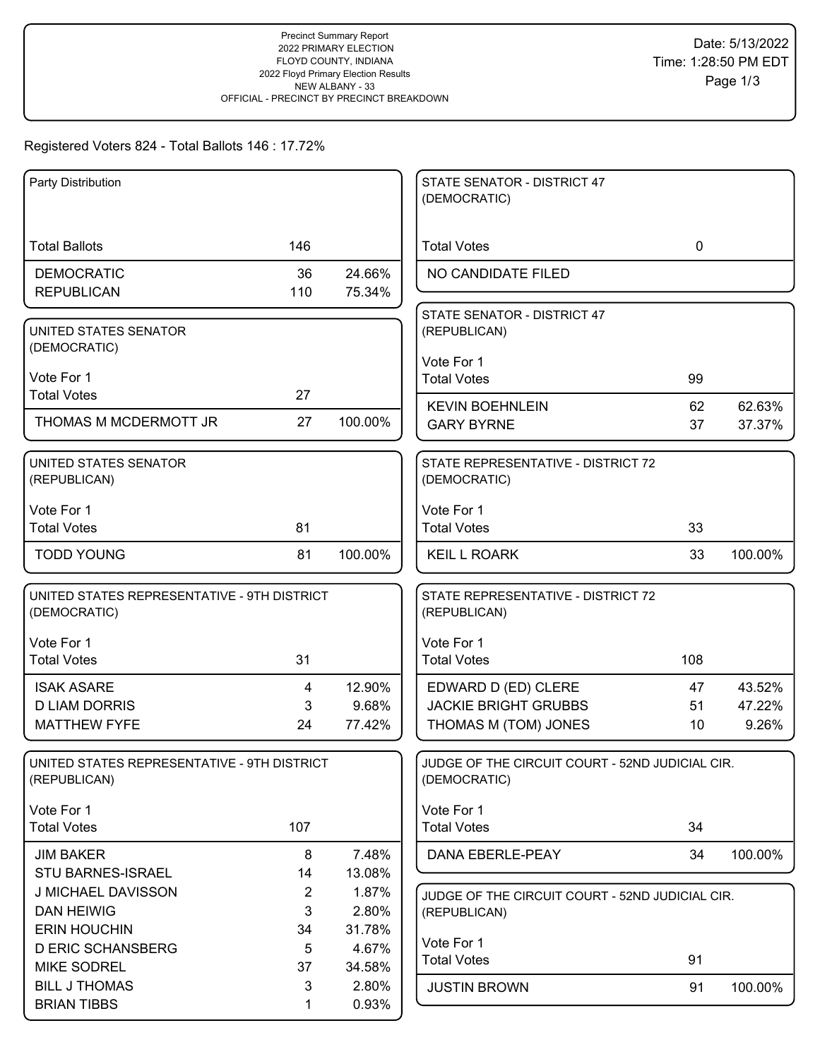Precinct Summary Report
2022 PRIMARY ELECTION
FLOYD COUNTY, INDIANA
2022 Floyd Primary Election Results
NEW ALBANY - 33
OFFICIAL - PRECINCT BY PRECINCT BREAKDOWN

Date: 5/13/2022
Time: 1:28:50 PM EDT

Registered Voters 824 - Total Ballots 146 : 17.72%

### Party Distribution

| | | |
|---|---|---|
| Total Ballots | 146 | |
| DEMOCRATIC | 36 | 24.66% |
| REPUBLICAN | 110 | 75.34% |

### UNITED STATES SENATOR (DEMOCRATIC)

Vote For 1

| | | |
|---|---|---|
| Total Votes | 27 | |
| THOMAS M MCDERMOTT JR | 27 | 100.00% |

### UNITED STATES SENATOR (REPUBLICAN)

Vote For 1

| | | |
|---|---|---|
| Total Votes | 81 | |
| TODD YOUNG | 81 | 100.00% |

### UNITED STATES REPRESENTATIVE - 9TH DISTRICT (DEMOCRATIC)

Vote For 1

| | | |
|---|---|---|
| Total Votes | 31 | |
| ISAK ASARE | 4 | 12.90% |
| D LIAM DORRIS | 3 | 9.68% |
| MATTHEW FYFE | 24 | 77.42% |

### UNITED STATES REPRESENTATIVE - 9TH DISTRICT (REPUBLICAN)

Vote For 1

| | | |
|---|---|---|
| Total Votes | 107 | |
| JIM BAKER | 8 | 7.48% |
| STU BARNES-ISRAEL | 14 | 13.08% |
| J MICHAEL DAVISSON | 2 | 1.87% |
| DAN HEIWIG | 3 | 2.80% |
| ERIN HOUCHIN | 34 | 31.78% |
| D ERIC SCHANSBERG | 5 | 4.67% |
| MIKE SODREL | 37 | 34.58% |
| BILL J THOMAS | 3 | 2.80% |
| BRIAN TIBBS | 1 | 0.93% |

### STATE SENATOR - DISTRICT 47 (DEMOCRATIC)

| | | |
|---|---|---|
| Total Votes | 0 | |
| NO CANDIDATE FILED | | |

### STATE SENATOR - DISTRICT 47 (REPUBLICAN)

Vote For 1

| | | |
|---|---|---|
| Total Votes | 99 | |
| KEVIN BOEHNLEIN | 62 | 62.63% |
| GARY BYRNE | 37 | 37.37% |

### STATE REPRESENTATIVE - DISTRICT 72 (DEMOCRATIC)

Vote For 1

| | | |
|---|---|---|
| Total Votes | 33 | |
| KEIL L ROARK | 33 | 100.00% |

### STATE REPRESENTATIVE - DISTRICT 72 (REPUBLICAN)

Vote For 1

| | | |
|---|---|---|
| Total Votes | 108 | |
| EDWARD D (ED) CLERE | 47 | 43.52% |
| JACKIE BRIGHT GRUBBS | 51 | 47.22% |
| THOMAS M (TOM) JONES | 10 | 9.26% |

### JUDGE OF THE CIRCUIT COURT - 52ND JUDICIAL CIR. (DEMOCRATIC)

Vote For 1

| | | |
|---|---|---|
| Total Votes | 34 | |
| DANA EBERLE-PEAY | 34 | 100.00% |

### JUDGE OF THE CIRCUIT COURT - 52ND JUDICIAL CIR. (REPUBLICAN)

Vote For 1

| | | |
|---|---|---|
| Total Votes | 91 | |
| JUSTIN BROWN | 91 | 100.00% |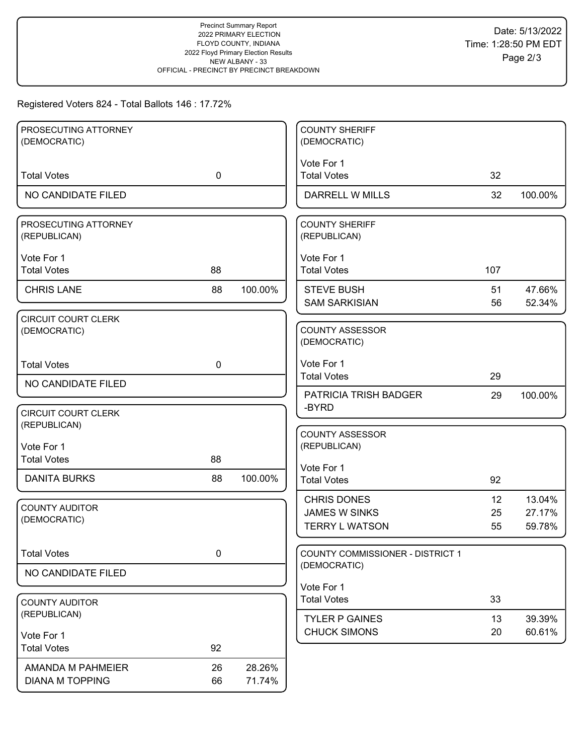Precinct Summary Report
2022 PRIMARY ELECTION
FLOYD COUNTY, INDIANA
2022 Floyd Primary Election Results
NEW ALBANY - 33
OFFICIAL - PRECINCT BY PRECINCT BREAKDOWN

Date: 5/13/2022
Time: 1:28:50 PM EDT

Registered Voters 824 - Total Ballots 146 : 17.72%

### PROSECUTING ATTORNEY (DEMOCRATIC)

| | | |
|---|---|---|
| Total Votes | 0 | |
| NO CANDIDATE FILED | | |

### PROSECUTING ATTORNEY (REPUBLICAN)

Vote For 1

| | | |
|---|---|---|
| Total Votes | 88 | |
| CHRIS LANE | 88 | 100.00% |

### CIRCUIT COURT CLERK (DEMOCRATIC)

| | | |
|---|---|---|
| Total Votes | 0 | |
| NO CANDIDATE FILED | | |

### CIRCUIT COURT CLERK (REPUBLICAN)

Vote For 1

| | | |
|---|---|---|
| Total Votes | 88 | |
| DANITA BURKS | 88 | 100.00% |

### COUNTY AUDITOR (DEMOCRATIC)

| | | |
|---|---|---|
| Total Votes | 0 | |
| NO CANDIDATE FILED | | |

### COUNTY AUDITOR (REPUBLICAN)

Vote For 1

| | | |
|---|---|---|
| Total Votes | 92 | |
| AMANDA M PAHMEIER | 26 | 28.26% |
| DIANA M TOPPING | 66 | 71.74% |

### COUNTY SHERIFF (DEMOCRATIC)

Vote For 1

| | | |
|---|---|---|
| Total Votes | 32 | |
| DARRELL W MILLS | 32 | 100.00% |

### COUNTY SHERIFF (REPUBLICAN)

Vote For 1

| | | |
|---|---|---|
| Total Votes | 107 | |
| STEVE BUSH | 51 | 47.66% |
| SAM SARKISIAN | 56 | 52.34% |

### COUNTY ASSESSOR (DEMOCRATIC)

Vote For 1

| | | |
|---|---|---|
| Total Votes | 29 | |
| PATRICIA TRISH BADGER -BYRD | 29 | 100.00% |

### COUNTY ASSESSOR (REPUBLICAN)

Vote For 1

| | | |
|---|---|---|
| Total Votes | 92 | |
| CHRIS DONES | 12 | 13.04% |
| JAMES W SINKS | 25 | 27.17% |
| TERRY L WATSON | 55 | 59.78% |

### COUNTY COMMISSIONER - DISTRICT 1 (DEMOCRATIC)

Vote For 1

| | | |
|---|---|---|
| Total Votes | 33 | |
| TYLER P GAINES | 13 | 39.39% |
| CHUCK SIMONS | 20 | 60.61% |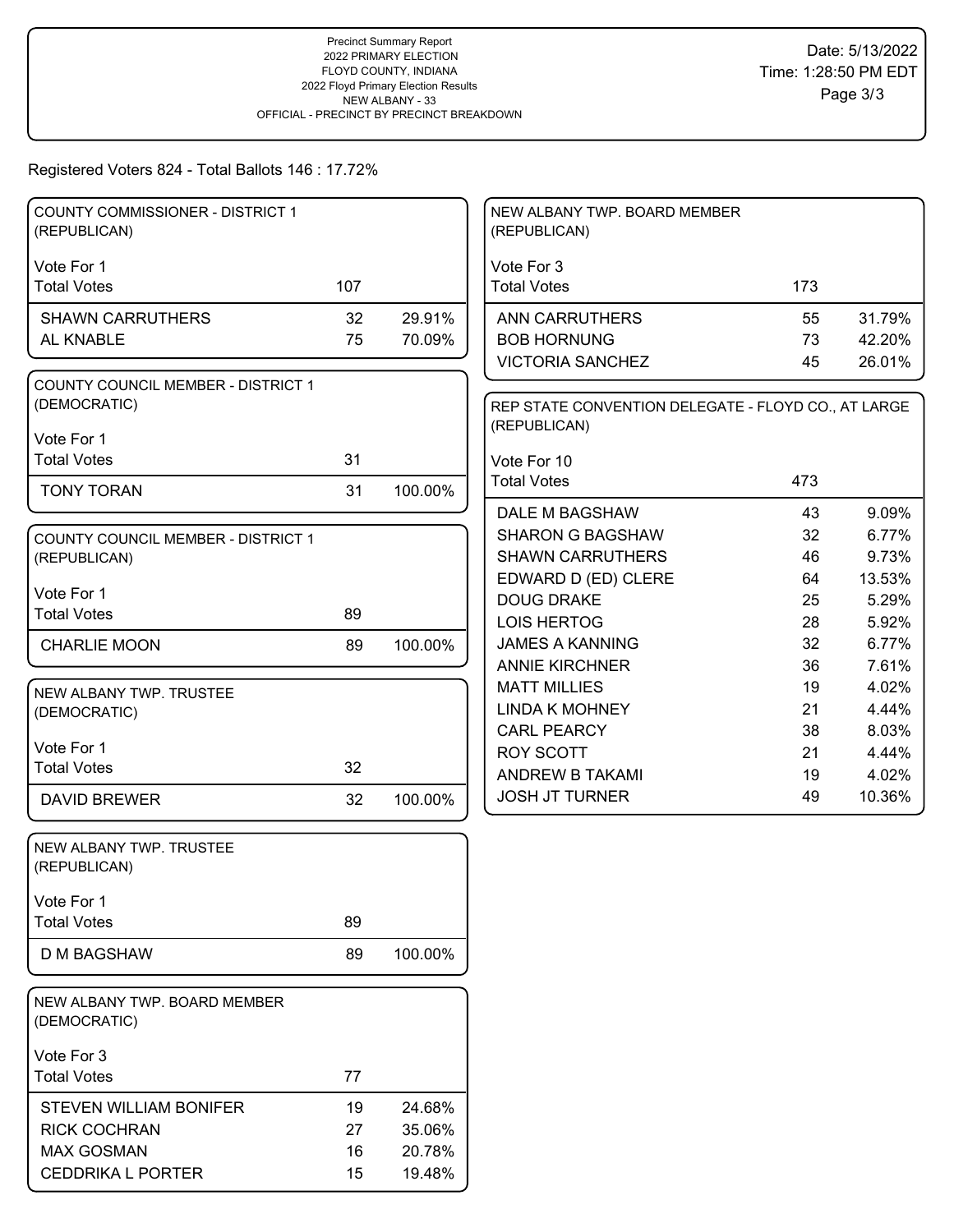Precinct Summary Report
2022 PRIMARY ELECTION
FLOYD COUNTY, INDIANA
2022 Floyd Primary Election Results
NEW ALBANY - 33
OFFICIAL - PRECINCT BY PRECINCT BREAKDOWN

Date: 5/13/2022
Time: 1:28:50 PM EDT

Registered Voters 824 - Total Ballots 146 : 17.72%

## COUNTY COMMISSIONER - DISTRICT 1 (REPUBLICAN)

Vote For 1

| Total Votes | 107 | |
|---|---|---|
| SHAWN CARRUTHERS | 32 | 29.91% |
| AL KNABLE | 75 | 70.09% |

## COUNTY COUNCIL MEMBER - DISTRICT 1 (DEMOCRATIC)

Vote For 1

| Total Votes | 31 | |
|---|---|---|
| TONY TORAN | 31 | 100.00% |

## COUNTY COUNCIL MEMBER - DISTRICT 1 (REPUBLICAN)

Vote For 1

| Total Votes | 89 | |
|---|---|---|
| CHARLIE MOON | 89 | 100.00% |

## NEW ALBANY TWP. TRUSTEE (DEMOCRATIC)

Vote For 1

| Total Votes | 32 | |
|---|---|---|
| DAVID BREWER | 32 | 100.00% |

## NEW ALBANY TWP. TRUSTEE (REPUBLICAN)

Vote For 1

| Total Votes | 89 | |
|---|---|---|
| D M BAGSHAW | 89 | 100.00% |

## NEW ALBANY TWP. BOARD MEMBER (DEMOCRATIC)

Vote For 3

| Total Votes | 77 | |
|---|---|---|
| STEVEN WILLIAM BONIFER | 19 | 24.68% |
| RICK COCHRAN | 27 | 35.06% |
| MAX GOSMAN | 16 | 20.78% |
| CEDDRIKA L PORTER | 15 | 19.48% |

## NEW ALBANY TWP. BOARD MEMBER (REPUBLICAN)

Vote For 3

| Total Votes | 173 | |
|---|---|---|
| ANN CARRUTHERS | 55 | 31.79% |
| BOB HORNUNG | 73 | 42.20% |
| VICTORIA SANCHEZ | 45 | 26.01% |

## REP STATE CONVENTION DELEGATE - FLOYD CO., AT LARGE (REPUBLICAN)

Vote For 10

| Total Votes | 473 | |
|---|---|---|
| DALE M BAGSHAW | 43 | 9.09% |
| SHARON G BAGSHAW | 32 | 6.77% |
| SHAWN CARRUTHERS | 46 | 9.73% |
| EDWARD D (ED) CLERE | 64 | 13.53% |
| DOUG DRAKE | 25 | 5.29% |
| LOIS HERTOG | 28 | 5.92% |
| JAMES A KANNING | 32 | 6.77% |
| ANNIE KIRCHNER | 36 | 7.61% |
| MATT MILLIES | 19 | 4.02% |
| LINDA K MOHNEY | 21 | 4.44% |
| CARL PEARCY | 38 | 8.03% |
| ROY SCOTT | 21 | 4.44% |
| ANDREW B TAKAMI | 19 | 4.02% |
| JOSH JT TURNER | 49 | 10.36% |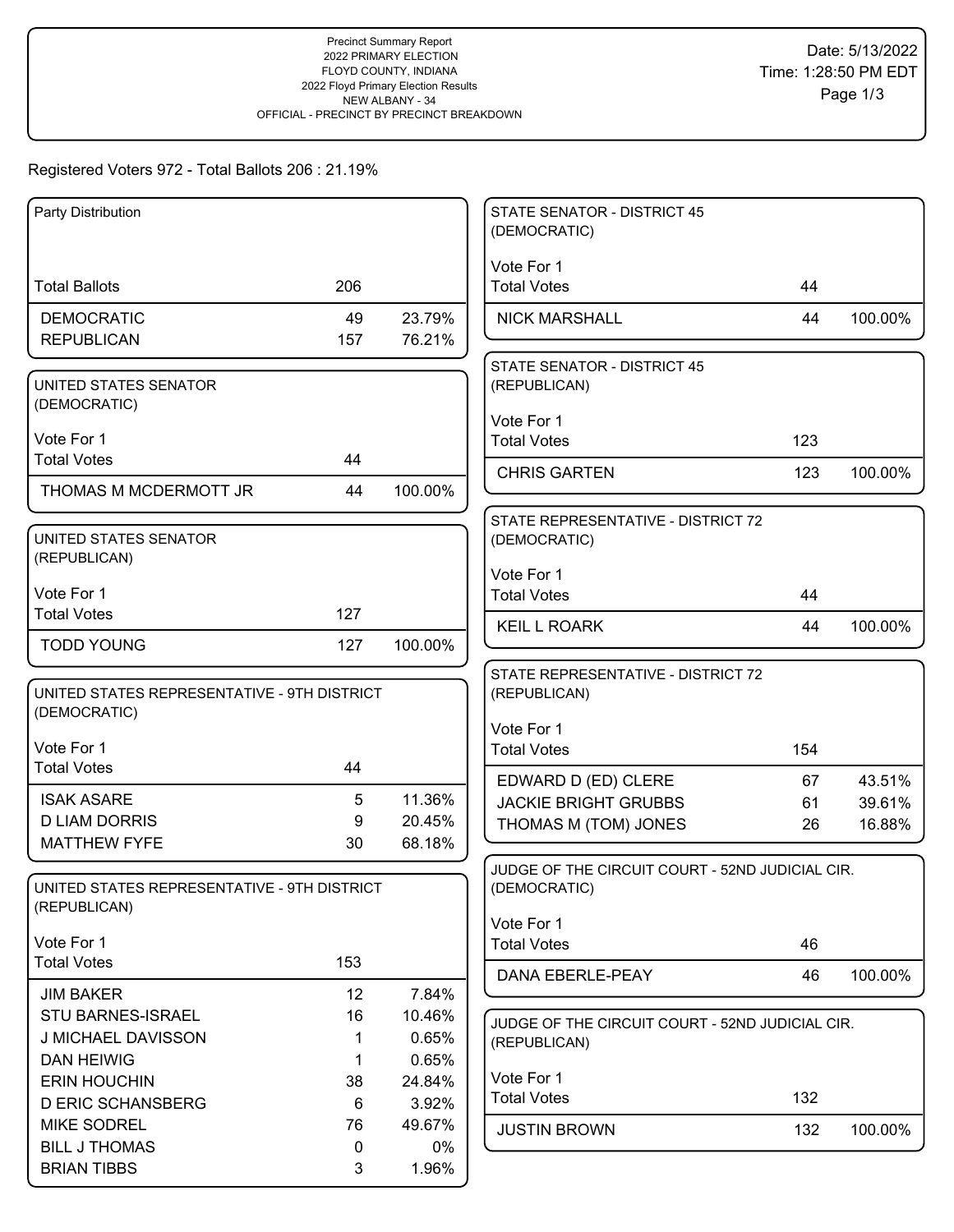Precinct Summary Report
2022 PRIMARY ELECTION
FLOYD COUNTY, INDIANA
2022 Floyd Primary Election Results
NEW ALBANY - 34
OFFICIAL - PRECINCT BY PRECINCT BREAKDOWN

Date: 5/13/2022
Time: 1:28:50 PM EDT

Registered Voters 972 - Total Ballots 206 : 21.19%

### Party Distribution

| | | |
|---|---|---|
| Total Ballots | 206 | |
| DEMOCRATIC | 49 | 23.79% |
| REPUBLICAN | 157 | 76.21% |

### UNITED STATES SENATOR (DEMOCRATIC)

Vote For 1

| | | |
|---|---|---|
| Total Votes | 44 | |
| THOMAS M MCDERMOTT JR | 44 | 100.00% |

### UNITED STATES SENATOR (REPUBLICAN)

Vote For 1

| | | |
|---|---|---|
| Total Votes | 127 | |
| TODD YOUNG | 127 | 100.00% |

### UNITED STATES REPRESENTATIVE - 9TH DISTRICT (DEMOCRATIC)

Vote For 1

| | | |
|---|---|---|
| Total Votes | 44 | |
| ISAK ASARE | 5 | 11.36% |
| D LIAM DORRIS | 9 | 20.45% |
| MATTHEW FYFE | 30 | 68.18% |

### UNITED STATES REPRESENTATIVE - 9TH DISTRICT (REPUBLICAN)

Vote For 1

| | | |
|---|---|---|
| Total Votes | 153 | |
| JIM BAKER | 12 | 7.84% |
| STU BARNES-ISRAEL | 16 | 10.46% |
| J MICHAEL DAVISSON | 1 | 0.65% |
| DAN HEIWIG | 1 | 0.65% |
| ERIN HOUCHIN | 38 | 24.84% |
| D ERIC SCHANSBERG | 6 | 3.92% |
| MIKE SODREL | 76 | 49.67% |
| BILL J THOMAS | 0 | 0% |
| BRIAN TIBBS | 3 | 1.96% |

### STATE SENATOR - DISTRICT 45 (DEMOCRATIC)

Vote For 1

| | | |
|---|---|---|
| Total Votes | 44 | |
| NICK MARSHALL | 44 | 100.00% |

### STATE SENATOR - DISTRICT 45 (REPUBLICAN)

Vote For 1

| | | |
|---|---|---|
| Total Votes | 123 | |
| CHRIS GARTEN | 123 | 100.00% |

### STATE REPRESENTATIVE - DISTRICT 72 (DEMOCRATIC)

Vote For 1

| | | |
|---|---|---|
| Total Votes | 44 | |
| KEIL L ROARK | 44 | 100.00% |

### STATE REPRESENTATIVE - DISTRICT 72 (REPUBLICAN)

Vote For 1

| | | |
|---|---|---|
| Total Votes | 154 | |
| EDWARD D (ED) CLERE | 67 | 43.51% |
| JACKIE BRIGHT GRUBBS | 61 | 39.61% |
| THOMAS M (TOM) JONES | 26 | 16.88% |

### JUDGE OF THE CIRCUIT COURT - 52ND JUDICIAL CIR. (DEMOCRATIC)

Vote For 1

| | | |
|---|---|---|
| Total Votes | 46 | |
| DANA EBERLE-PEAY | 46 | 100.00% |

### JUDGE OF THE CIRCUIT COURT - 52ND JUDICIAL CIR. (REPUBLICAN)

Vote For 1

| | | |
|---|---|---|
| Total Votes | 132 | |
| JUSTIN BROWN | 132 | 100.00% |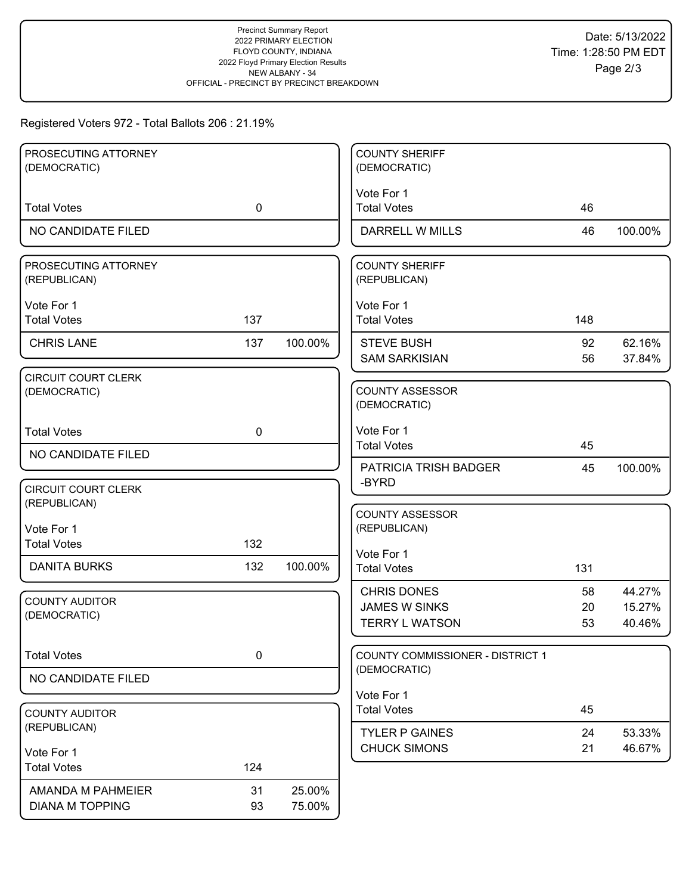Precinct Summary Report
2022 PRIMARY ELECTION
FLOYD COUNTY, INDIANA
2022 Floyd Primary Election Results
NEW ALBANY - 34
OFFICIAL - PRECINCT BY PRECINCT BREAKDOWN

Date: 5/13/2022
Time: 1:28:50 PM EDT

Registered Voters 972 - Total Ballots 206 : 21.19%

## PROSECUTING ATTORNEY (DEMOCRATIC)

| | | |
|---|---|---|
| Total Votes | 0 | |
| NO CANDIDATE FILED | | |

## PROSECUTING ATTORNEY (REPUBLICAN)

Vote For 1

| | | |
|---|---|---|
| Total Votes | 137 | |
| CHRIS LANE | 137 | 100.00% |

## CIRCUIT COURT CLERK (DEMOCRATIC)

| | | |
|---|---|---|
| Total Votes | 0 | |
| NO CANDIDATE FILED | | |

## CIRCUIT COURT CLERK (REPUBLICAN)

Vote For 1

| | | |
|---|---|---|
| Total Votes | 132 | |
| DANITA BURKS | 132 | 100.00% |

## COUNTY AUDITOR (DEMOCRATIC)

| | | |
|---|---|---|
| Total Votes | 0 | |
| NO CANDIDATE FILED | | |

## COUNTY AUDITOR (REPUBLICAN)

Vote For 1

| | | |
|---|---|---|
| Total Votes | 124 | |
| AMANDA M PAHMEIER | 31 | 25.00% |
| DIANA M TOPPING | 93 | 75.00% |

## COUNTY SHERIFF (DEMOCRATIC)

Vote For 1

| | | |
|---|---|---|
| Total Votes | 46 | |
| DARRELL W MILLS | 46 | 100.00% |

## COUNTY SHERIFF (REPUBLICAN)

Vote For 1

| | | |
|---|---|---|
| Total Votes | 148 | |
| STEVE BUSH | 92 | 62.16% |
| SAM SARKISIAN | 56 | 37.84% |

## COUNTY ASSESSOR (DEMOCRATIC)

Vote For 1

| | | |
|---|---|---|
| Total Votes | 45 | |
| PATRICIA TRISH BADGER-BYRD | 45 | 100.00% |

## COUNTY ASSESSOR (REPUBLICAN)

Vote For 1

| | | |
|---|---|---|
| Total Votes | 131 | |
| CHRIS DONES | 58 | 44.27% |
| JAMES W SINKS | 20 | 15.27% |
| TERRY L WATSON | 53 | 40.46% |

## COUNTY COMMISSIONER - DISTRICT 1 (DEMOCRATIC)

Vote For 1

| | | |
|---|---|---|
| Total Votes | 45 | |
| TYLER P GAINES | 24 | 53.33% |
| CHUCK SIMONS | 21 | 46.67% |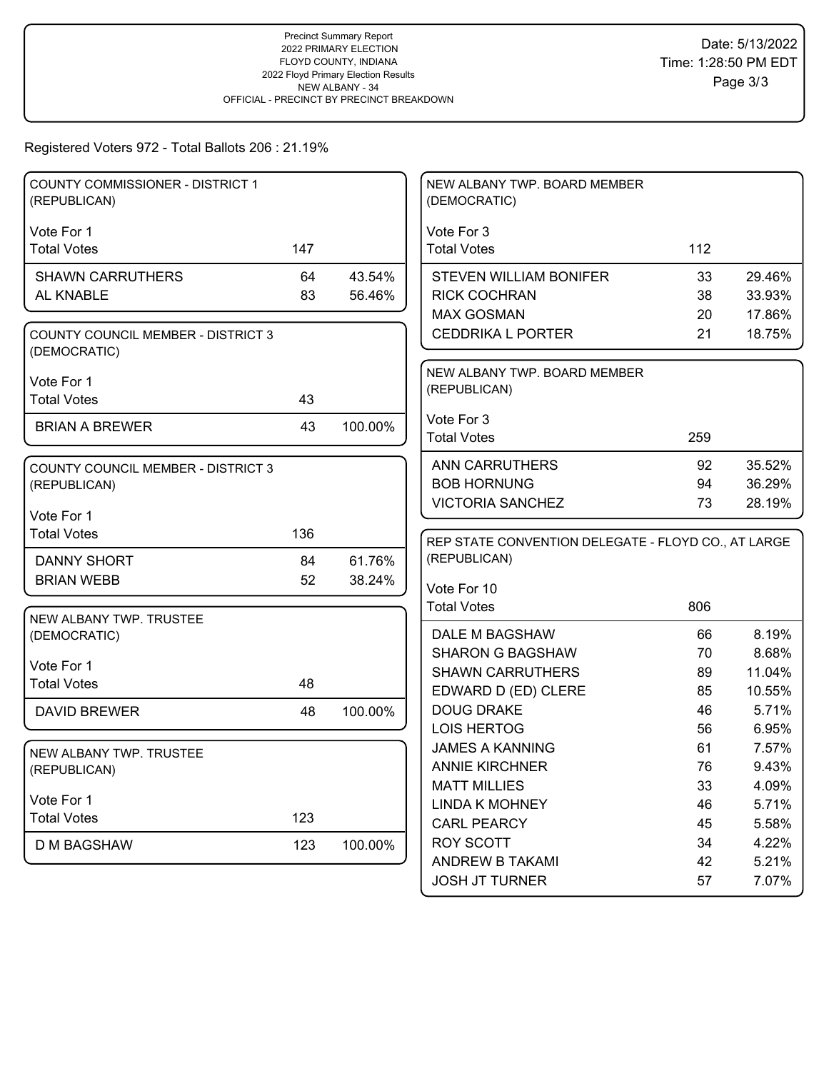Precinct Summary Report
2022 PRIMARY ELECTION
FLOYD COUNTY, INDIANA
2022 Floyd Primary Election Results
NEW ALBANY - 34
OFFICIAL - PRECINCT BY PRECINCT BREAKDOWN

Date: 5/13/2022
Time: 1:28:50 PM EDT

Registered Voters 972 - Total Ballots 206 : 21.19%

### COUNTY COMMISSIONER - DISTRICT 1 (REPUBLICAN)

Vote For 1

| | Votes | Percent |
|---|---|---|
| Total Votes | 147 | |
| SHAWN CARRUTHERS | 64 | 43.54% |
| AL KNABLE | 83 | 56.46% |

### COUNTY COUNCIL MEMBER - DISTRICT 3 (DEMOCRATIC)

Vote For 1

| | Votes | Percent |
|---|---|---|
| Total Votes | 43 | |
| BRIAN A BREWER | 43 | 100.00% |

### COUNTY COUNCIL MEMBER - DISTRICT 3 (REPUBLICAN)

Vote For 1

| | Votes | Percent |
|---|---|---|
| Total Votes | 136 | |
| DANNY SHORT | 84 | 61.76% |
| BRIAN WEBB | 52 | 38.24% |

### NEW ALBANY TWP. TRUSTEE (DEMOCRATIC)

Vote For 1

| | Votes | Percent |
|---|---|---|
| Total Votes | 48 | |
| DAVID BREWER | 48 | 100.00% |

### NEW ALBANY TWP. TRUSTEE (REPUBLICAN)

Vote For 1

| | Votes | Percent |
|---|---|---|
| Total Votes | 123 | |
| D M BAGSHAW | 123 | 100.00% |

### NEW ALBANY TWP. BOARD MEMBER (DEMOCRATIC)

Vote For 3

| | Votes | Percent |
|---|---|---|
| Total Votes | 112 | |
| STEVEN WILLIAM BONIFER | 33 | 29.46% |
| RICK COCHRAN | 38 | 33.93% |
| MAX GOSMAN | 20 | 17.86% |
| CEDDRIKA L PORTER | 21 | 18.75% |

### NEW ALBANY TWP. BOARD MEMBER (REPUBLICAN)

Vote For 3

| | Votes | Percent |
|---|---|---|
| Total Votes | 259 | |
| ANN CARRUTHERS | 92 | 35.52% |
| BOB HORNUNG | 94 | 36.29% |
| VICTORIA SANCHEZ | 73 | 28.19% |

### REP STATE CONVENTION DELEGATE - FLOYD CO., AT LARGE (REPUBLICAN)

Vote For 10

| | Votes | Percent |
|---|---|---|
| Total Votes | 806 | |
| DALE M BAGSHAW | 66 | 8.19% |
| SHARON G BAGSHAW | 70 | 8.68% |
| SHAWN CARRUTHERS | 89 | 11.04% |
| EDWARD D (ED) CLERE | 85 | 10.55% |
| DOUG DRAKE | 46 | 5.71% |
| LOIS HERTOG | 56 | 6.95% |
| JAMES A KANNING | 61 | 7.57% |
| ANNIE KIRCHNER | 76 | 9.43% |
| MATT MILLIES | 33 | 4.09% |
| LINDA K MOHNEY | 46 | 5.71% |
| CARL PEARCY | 45 | 5.58% |
| ROY SCOTT | 34 | 4.22% |
| ANDREW B TAKAMI | 42 | 5.21% |
| JOSH JT TURNER | 57 | 7.07% |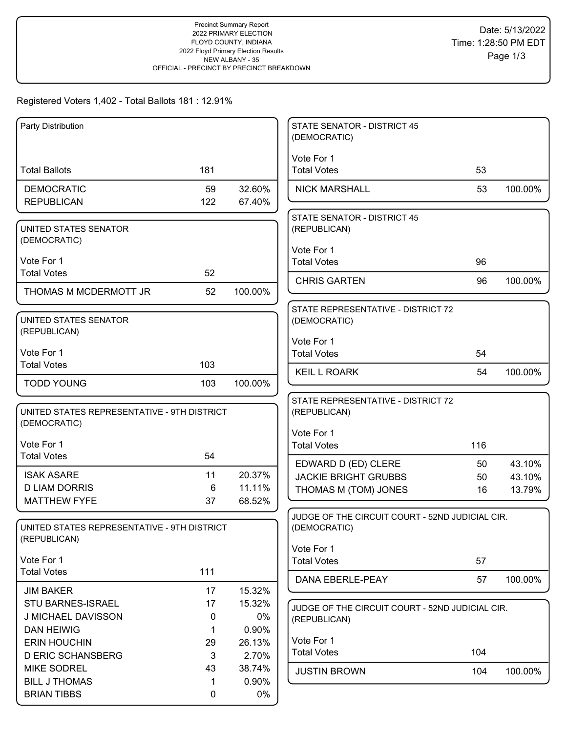Precinct Summary Report
2022 PRIMARY ELECTION
FLOYD COUNTY, INDIANA
2022 Floyd Primary Election Results
NEW ALBANY - 35
OFFICIAL - PRECINCT BY PRECINCT BREAKDOWN

Date: 5/13/2022
Time: 1:28:50 PM EDT

Registered Voters 1,402 - Total Ballots 181 : 12.91%

| Party Distribution | | |
|---|---|---|
| Total Ballots | 181 | |
| DEMOCRATIC | 59 | 32.60% |
| REPUBLICAN | 122 | 67.40% |

| UNITED STATES SENATOR (DEMOCRATIC) Vote For 1 | | |
|---|---|---|
| Total Votes | 52 | |
| THOMAS M MCDERMOTT JR | 52 | 100.00% |

| UNITED STATES SENATOR (REPUBLICAN) Vote For 1 | | |
|---|---|---|
| Total Votes | 103 | |
| TODD YOUNG | 103 | 100.00% |

| UNITED STATES REPRESENTATIVE - 9TH DISTRICT (DEMOCRATIC) Vote For 1 | | |
|---|---|---|
| Total Votes | 54 | |
| ISAK ASARE | 11 | 20.37% |
| D LIAM DORRIS | 6 | 11.11% |
| MATTHEW FYFE | 37 | 68.52% |

| UNITED STATES REPRESENTATIVE - 9TH DISTRICT (REPUBLICAN) Vote For 1 | | |
|---|---|---|
| Total Votes | 111 | |
| JIM BAKER | 17 | 15.32% |
| STU BARNES-ISRAEL | 17 | 15.32% |
| J MICHAEL DAVISSON | 0 | 0% |
| DAN HEIWIG | 1 | 0.90% |
| ERIN HOUCHIN | 29 | 26.13% |
| D ERIC SCHANSBERG | 3 | 2.70% |
| MIKE SODREL | 43 | 38.74% |
| BILL J THOMAS | 1 | 0.90% |
| BRIAN TIBBS | 0 | 0% |

| STATE SENATOR - DISTRICT 45 (DEMOCRATIC) Vote For 1 | | |
|---|---|---|
| Total Votes | 53 | |
| NICK MARSHALL | 53 | 100.00% |

| STATE SENATOR - DISTRICT 45 (REPUBLICAN) Vote For 1 | | |
|---|---|---|
| Total Votes | 96 | |
| CHRIS GARTEN | 96 | 100.00% |

| STATE REPRESENTATIVE - DISTRICT 72 (DEMOCRATIC) Vote For 1 | | |
|---|---|---|
| Total Votes | 54 | |
| KEIL L ROARK | 54 | 100.00% |

| STATE REPRESENTATIVE - DISTRICT 72 (REPUBLICAN) Vote For 1 | | |
|---|---|---|
| Total Votes | 116 | |
| EDWARD D (ED) CLERE | 50 | 43.10% |
| JACKIE BRIGHT GRUBBS | 50 | 43.10% |
| THOMAS M (TOM) JONES | 16 | 13.79% |

| JUDGE OF THE CIRCUIT COURT - 52ND JUDICIAL CIR. (DEMOCRATIC) Vote For 1 | | |
|---|---|---|
| Total Votes | 57 | |
| DANA EBERLE-PEAY | 57 | 100.00% |

| JUDGE OF THE CIRCUIT COURT - 52ND JUDICIAL CIR. (REPUBLICAN) Vote For 1 | | |
|---|---|---|
| Total Votes | 104 | |
| JUSTIN BROWN | 104 | 100.00% |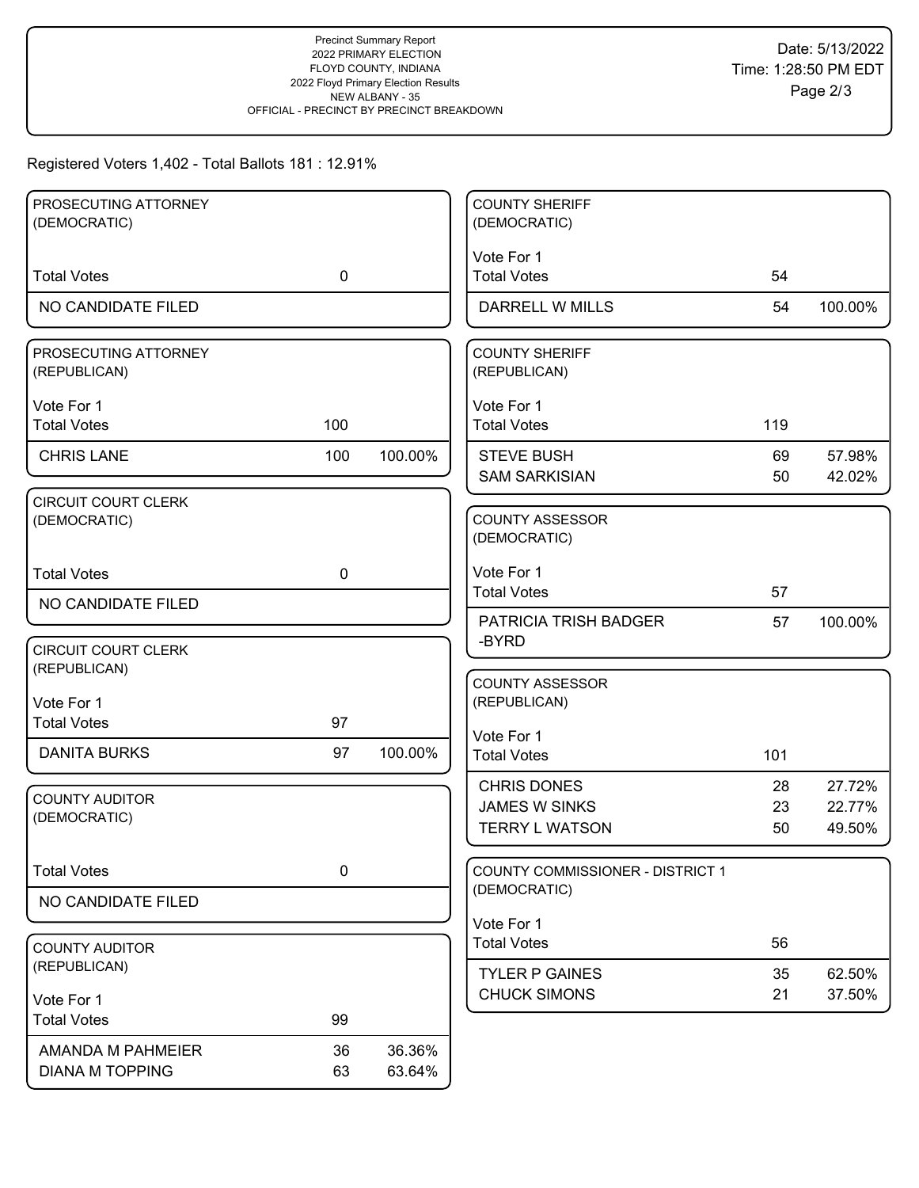Precinct Summary Report
2022 PRIMARY ELECTION
FLOYD COUNTY, INDIANA
2022 Floyd Primary Election Results
NEW ALBANY - 35
OFFICIAL - PRECINCT BY PRECINCT BREAKDOWN

Date: 5/13/2022
Time: 1:28:50 PM EDT

Registered Voters 1,402 - Total Ballots 181 : 12.91%

### PROSECUTING ATTORNEY (DEMOCRATIC)

| | | |
|---|---|---|
| Total Votes | 0 | |
| NO CANDIDATE FILED | | |

### PROSECUTING ATTORNEY (REPUBLICAN)

Vote For 1

| | | |
|---|---|---|
| Total Votes | 100 | |
| CHRIS LANE | 100 | 100.00% |

### CIRCUIT COURT CLERK (DEMOCRATIC)

| | | |
|---|---|---|
| Total Votes | 0 | |
| NO CANDIDATE FILED | | |

### CIRCUIT COURT CLERK (REPUBLICAN)

Vote For 1

| | | |
|---|---|---|
| Total Votes | 97 | |
| DANITA BURKS | 97 | 100.00% |

### COUNTY AUDITOR (DEMOCRATIC)

| | | |
|---|---|---|
| Total Votes | 0 | |
| NO CANDIDATE FILED | | |

### COUNTY AUDITOR (REPUBLICAN)

Vote For 1

| | | |
|---|---|---|
| Total Votes | 99 | |
| AMANDA M PAHMEIER | 36 | 36.36% |
| DIANA M TOPPING | 63 | 63.64% |

### COUNTY SHERIFF (DEMOCRATIC)

Vote For 1

| | | |
|---|---|---|
| Total Votes | 54 | |
| DARRELL W MILLS | 54 | 100.00% |

### COUNTY SHERIFF (REPUBLICAN)

Vote For 1

| | | |
|---|---|---|
| Total Votes | 119 | |
| STEVE BUSH | 69 | 57.98% |
| SAM SARKISIAN | 50 | 42.02% |

### COUNTY ASSESSOR (DEMOCRATIC)

Vote For 1

| | | |
|---|---|---|
| Total Votes | 57 | |
| PATRICIA TRISH BADGER -BYRD | 57 | 100.00% |

### COUNTY ASSESSOR (REPUBLICAN)

Vote For 1

| | | |
|---|---|---|
| Total Votes | 101 | |
| CHRIS DONES | 28 | 27.72% |
| JAMES W SINKS | 23 | 22.77% |
| TERRY L WATSON | 50 | 49.50% |

### COUNTY COMMISSIONER - DISTRICT 1 (DEMOCRATIC)

Vote For 1

| | | |
|---|---|---|
| Total Votes | 56 | |
| TYLER P GAINES | 35 | 62.50% |
| CHUCK SIMONS | 21 | 37.50% |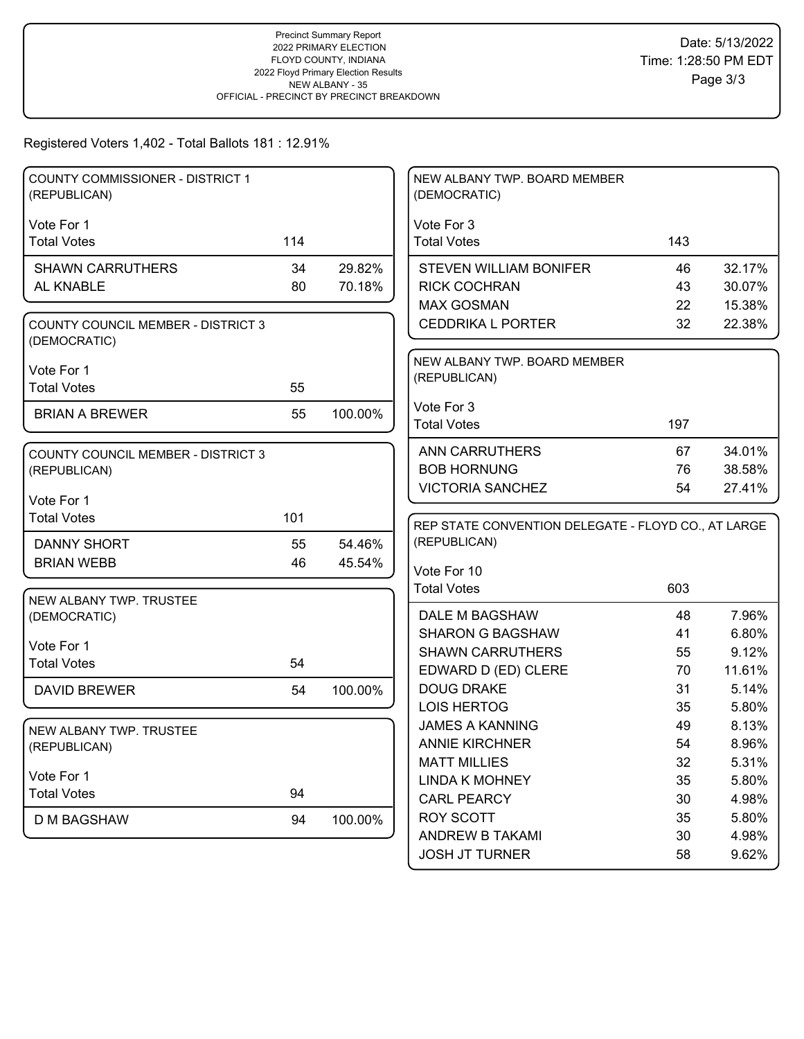Precinct Summary Report
2022 PRIMARY ELECTION
FLOYD COUNTY, INDIANA
2022 Floyd Primary Election Results
NEW ALBANY - 35
OFFICIAL - PRECINCT BY PRECINCT BREAKDOWN

Date: 5/13/2022
Time: 1:28:50 PM EDT

Registered Voters 1,402 - Total Ballots 181 : 12.91%

### COUNTY COMMISSIONER - DISTRICT 1 (REPUBLICAN)

Vote For 1

| | Votes | % |
|---|---|---|
| Total Votes | 114 | |
| SHAWN CARRUTHERS | 34 | 29.82% |
| AL KNABLE | 80 | 70.18% |

### COUNTY COUNCIL MEMBER - DISTRICT 3 (DEMOCRATIC)

Vote For 1

| | Votes | % |
|---|---|---|
| Total Votes | 55 | |
| BRIAN A BREWER | 55 | 100.00% |

### COUNTY COUNCIL MEMBER - DISTRICT 3 (REPUBLICAN)

Vote For 1

| | Votes | % |
|---|---|---|
| Total Votes | 101 | |
| DANNY SHORT | 55 | 54.46% |
| BRIAN WEBB | 46 | 45.54% |

### NEW ALBANY TWP. TRUSTEE (DEMOCRATIC)

Vote For 1

| | Votes | % |
|---|---|---|
| Total Votes | 54 | |
| DAVID BREWER | 54 | 100.00% |

### NEW ALBANY TWP. TRUSTEE (REPUBLICAN)

Vote For 1

| | Votes | % |
|---|---|---|
| Total Votes | 94 | |
| D M BAGSHAW | 94 | 100.00% |

### NEW ALBANY TWP. BOARD MEMBER (DEMOCRATIC)

Vote For 3

| | Votes | % |
|---|---|---|
| Total Votes | 143 | |
| STEVEN WILLIAM BONIFER | 46 | 32.17% |
| RICK COCHRAN | 43 | 30.07% |
| MAX GOSMAN | 22 | 15.38% |
| CEDDRIKA L PORTER | 32 | 22.38% |

### NEW ALBANY TWP. BOARD MEMBER (REPUBLICAN)

Vote For 3

| | Votes | % |
|---|---|---|
| Total Votes | 197 | |
| ANN CARRUTHERS | 67 | 34.01% |
| BOB HORNUNG | 76 | 38.58% |
| VICTORIA SANCHEZ | 54 | 27.41% |

### REP STATE CONVENTION DELEGATE - FLOYD CO., AT LARGE (REPUBLICAN)

Vote For 10

| | Votes | % |
|---|---|---|
| Total Votes | 603 | |
| DALE M BAGSHAW | 48 | 7.96% |
| SHARON G BAGSHAW | 41 | 6.80% |
| SHAWN CARRUTHERS | 55 | 9.12% |
| EDWARD D (ED) CLERE | 70 | 11.61% |
| DOUG DRAKE | 31 | 5.14% |
| LOIS HERTOG | 35 | 5.80% |
| JAMES A KANNING | 49 | 8.13% |
| ANNIE KIRCHNER | 54 | 8.96% |
| MATT MILLIES | 32 | 5.31% |
| LINDA K MOHNEY | 35 | 5.80% |
| CARL PEARCY | 30 | 4.98% |
| ROY SCOTT | 35 | 5.80% |
| ANDREW B TAKAMI | 30 | 4.98% |
| JOSH JT TURNER | 58 | 9.62% |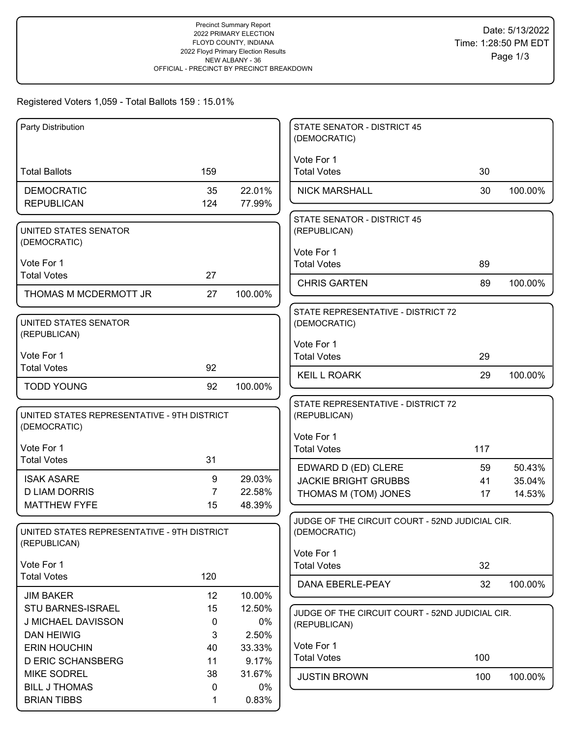Precinct Summary Report
2022 PRIMARY ELECTION
FLOYD COUNTY, INDIANA
2022 Floyd Primary Election Results
NEW ALBANY - 36
OFFICIAL - PRECINCT BY PRECINCT BREAKDOWN

Date: 5/13/2022
Time: 1:28:50 PM EDT

Registered Voters 1,059 - Total Ballots 159 : 15.01%

### Party Distribution

| | | |
|---|---|---|
| Total Ballots | 159 | |
| DEMOCRATIC | 35 | 22.01% |
| REPUBLICAN | 124 | 77.99% |

### UNITED STATES SENATOR (DEMOCRATIC)

Vote For 1

| | | |
|---|---|---|
| Total Votes | 27 | |
| THOMAS M MCDERMOTT JR | 27 | 100.00% |

### UNITED STATES SENATOR (REPUBLICAN)

Vote For 1

| | | |
|---|---|---|
| Total Votes | 92 | |
| TODD YOUNG | 92 | 100.00% |

### UNITED STATES REPRESENTATIVE - 9TH DISTRICT (DEMOCRATIC)

Vote For 1

| | | |
|---|---|---|
| Total Votes | 31 | |
| ISAK ASARE | 9 | 29.03% |
| D LIAM DORRIS | 7 | 22.58% |
| MATTHEW FYFE | 15 | 48.39% |

### UNITED STATES REPRESENTATIVE - 9TH DISTRICT (REPUBLICAN)

Vote For 1

| | | |
|---|---|---|
| Total Votes | 120 | |
| JIM BAKER | 12 | 10.00% |
| STU BARNES-ISRAEL | 15 | 12.50% |
| J MICHAEL DAVISSON | 0 | 0% |
| DAN HEIWIG | 3 | 2.50% |
| ERIN HOUCHIN | 40 | 33.33% |
| D ERIC SCHANSBERG | 11 | 9.17% |
| MIKE SODREL | 38 | 31.67% |
| BILL J THOMAS | 0 | 0% |
| BRIAN TIBBS | 1 | 0.83% |

### STATE SENATOR - DISTRICT 45 (DEMOCRATIC)

Vote For 1

| | | |
|---|---|---|
| Total Votes | 30 | |
| NICK MARSHALL | 30 | 100.00% |

### STATE SENATOR - DISTRICT 45 (REPUBLICAN)

Vote For 1

| | | |
|---|---|---|
| Total Votes | 89 | |
| CHRIS GARTEN | 89 | 100.00% |

### STATE REPRESENTATIVE - DISTRICT 72 (DEMOCRATIC)

Vote For 1

| | | |
|---|---|---|
| Total Votes | 29 | |
| KEIL L ROARK | 29 | 100.00% |

### STATE REPRESENTATIVE - DISTRICT 72 (REPUBLICAN)

Vote For 1

| | | |
|---|---|---|
| Total Votes | 117 | |
| EDWARD D (ED) CLERE | 59 | 50.43% |
| JACKIE BRIGHT GRUBBS | 41 | 35.04% |
| THOMAS M (TOM) JONES | 17 | 14.53% |

### JUDGE OF THE CIRCUIT COURT - 52ND JUDICIAL CIR. (DEMOCRATIC)

Vote For 1

| | | |
|---|---|---|
| Total Votes | 32 | |
| DANA EBERLE-PEAY | 32 | 100.00% |

### JUDGE OF THE CIRCUIT COURT - 52ND JUDICIAL CIR. (REPUBLICAN)

Vote For 1

| | | |
|---|---|---|
| Total Votes | 100 | |
| JUSTIN BROWN | 100 | 100.00% |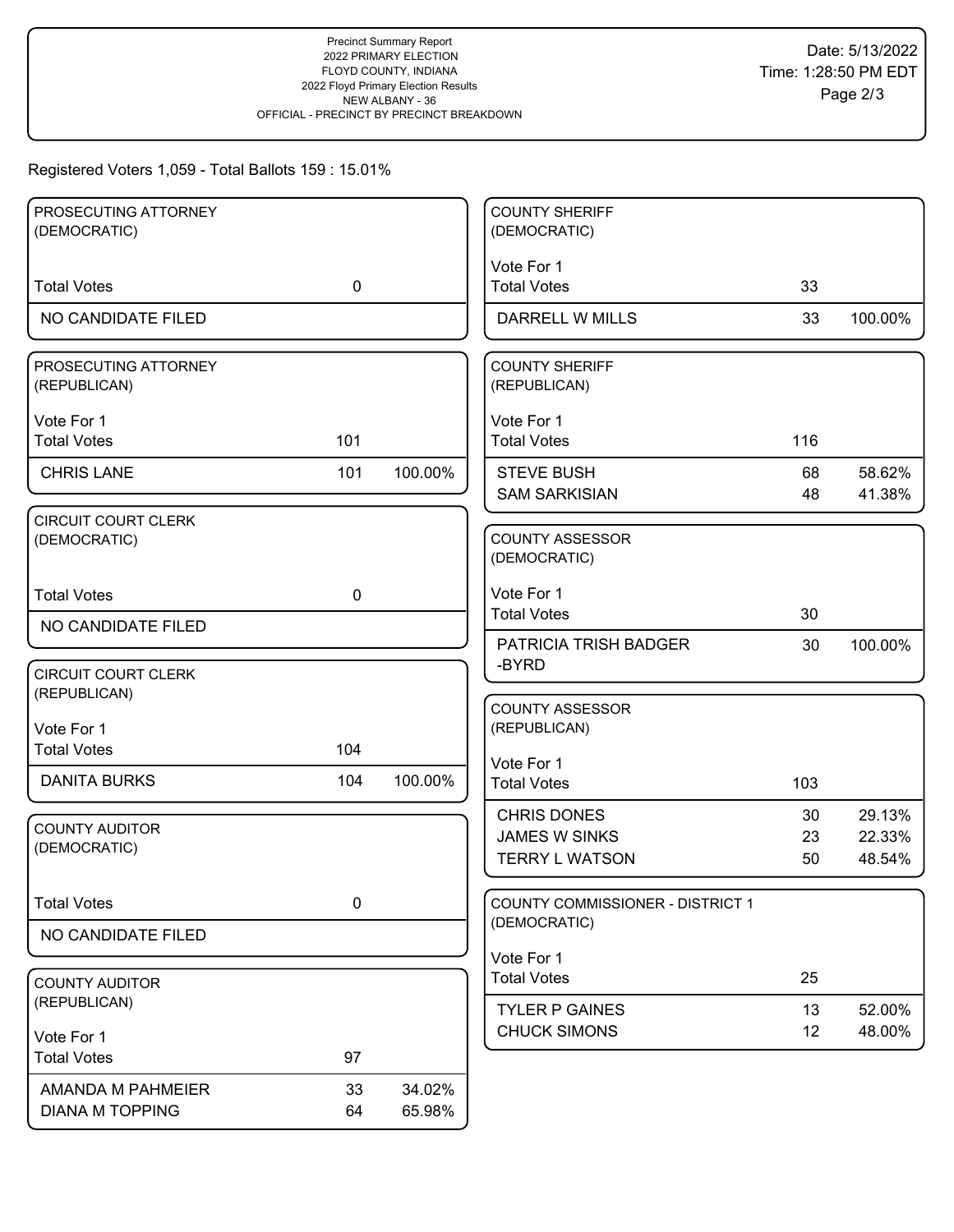Precinct Summary Report
2022 PRIMARY ELECTION
FLOYD COUNTY, INDIANA
2022 Floyd Primary Election Results
NEW ALBANY - 36
OFFICIAL - PRECINCT BY PRECINCT BREAKDOWN

Date: 5/13/2022
Time: 1:28:50 PM EDT

Registered Voters 1,059 - Total Ballots 159 : 15.01%

### PROSECUTING ATTORNEY (DEMOCRATIC)

| | | |
|---|---|---|
| Total Votes | 0 | |
| NO CANDIDATE FILED | | |

### PROSECUTING ATTORNEY (REPUBLICAN)

Vote For 1

| | | |
|---|---|---|
| Total Votes | 101 | |
| CHRIS LANE | 101 | 100.00% |

### CIRCUIT COURT CLERK (DEMOCRATIC)

| | | |
|---|---|---|
| Total Votes | 0 | |
| NO CANDIDATE FILED | | |

### CIRCUIT COURT CLERK (REPUBLICAN)

Vote For 1

| | | |
|---|---|---|
| Total Votes | 104 | |
| DANITA BURKS | 104 | 100.00% |

### COUNTY AUDITOR (DEMOCRATIC)

| | | |
|---|---|---|
| Total Votes | 0 | |
| NO CANDIDATE FILED | | |

### COUNTY AUDITOR (REPUBLICAN)

Vote For 1

| | | |
|---|---|---|
| Total Votes | 97 | |
| AMANDA M PAHMEIER | 33 | 34.02% |
| DIANA M TOPPING | 64 | 65.98% |

### COUNTY SHERIFF (DEMOCRATIC)

Vote For 1

| | | |
|---|---|---|
| Total Votes | 33 | |
| DARRELL W MILLS | 33 | 100.00% |

### COUNTY SHERIFF (REPUBLICAN)

Vote For 1

| | | |
|---|---|---|
| Total Votes | 116 | |
| STEVE BUSH | 68 | 58.62% |
| SAM SARKISIAN | 48 | 41.38% |

### COUNTY ASSESSOR (DEMOCRATIC)

Vote For 1

| | | |
|---|---|---|
| Total Votes | 30 | |
| PATRICIA TRISH BADGER -BYRD | 30 | 100.00% |

### COUNTY ASSESSOR (REPUBLICAN)

Vote For 1

| | | |
|---|---|---|
| Total Votes | 103 | |
| CHRIS DONES | 30 | 29.13% |
| JAMES W SINKS | 23 | 22.33% |
| TERRY L WATSON | 50 | 48.54% |

### COUNTY COMMISSIONER - DISTRICT 1 (DEMOCRATIC)

Vote For 1

| | | |
|---|---|---|
| Total Votes | 25 | |
| TYLER P GAINES | 13 | 52.00% |
| CHUCK SIMONS | 12 | 48.00% |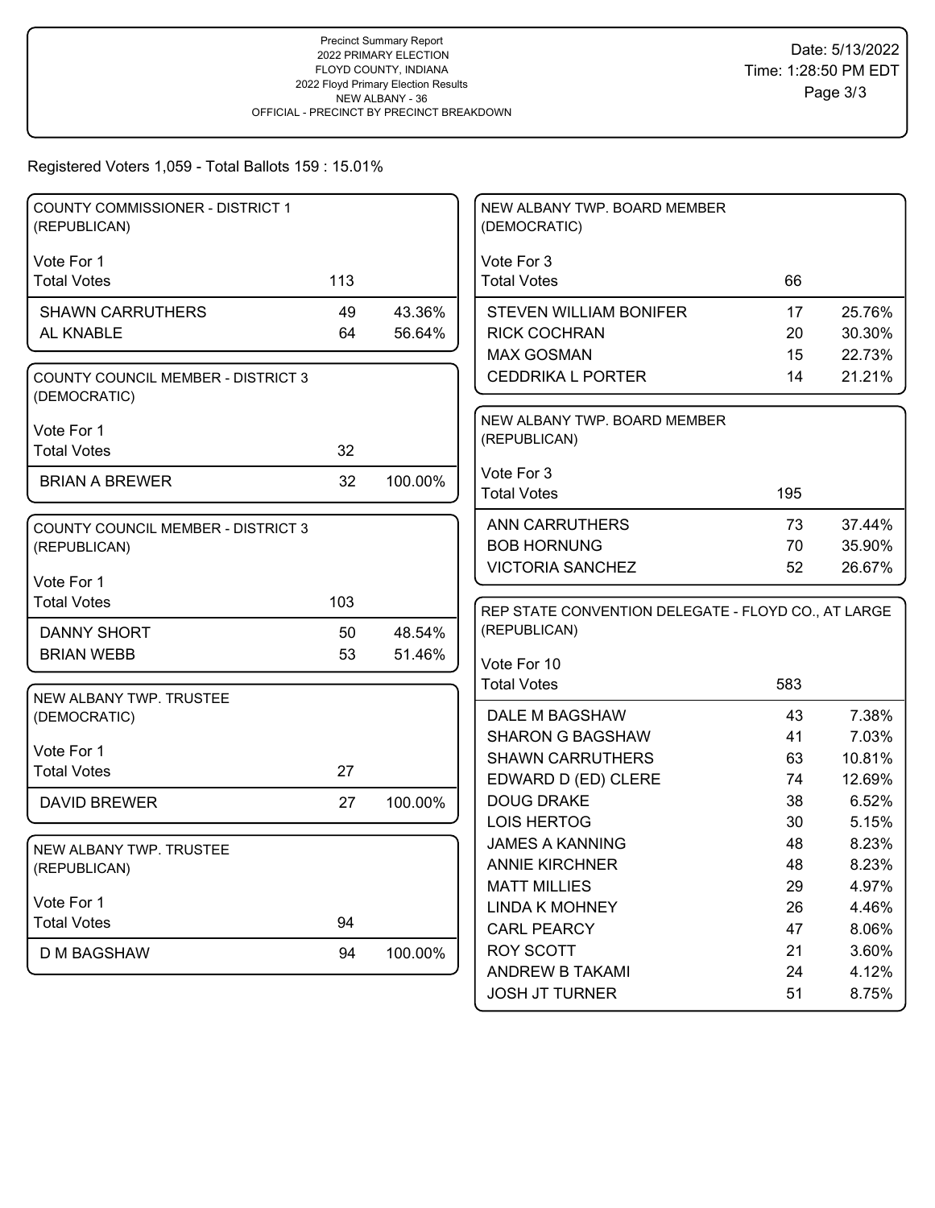Precinct Summary Report
2022 PRIMARY ELECTION
FLOYD COUNTY, INDIANA
2022 Floyd Primary Election Results
NEW ALBANY - 36
OFFICIAL - PRECINCT BY PRECINCT BREAKDOWN

Date: 5/13/2022
Time: 1:28:50 PM EDT

Registered Voters 1,059 - Total Ballots 159 : 15.01%

### COUNTY COMMISSIONER - DISTRICT 1 (REPUBLICAN)

Vote For 1

| | Votes | Percent |
|---|---|---|
| Total Votes | 113 | |
| SHAWN CARRUTHERS | 49 | 43.36% |
| AL KNABLE | 64 | 56.64% |

### COUNTY COUNCIL MEMBER - DISTRICT 3 (DEMOCRATIC)

Vote For 1

| | Votes | Percent |
|---|---|---|
| Total Votes | 32 | |
| BRIAN A BREWER | 32 | 100.00% |

### COUNTY COUNCIL MEMBER - DISTRICT 3 (REPUBLICAN)

Vote For 1

| | Votes | Percent |
|---|---|---|
| Total Votes | 103 | |
| DANNY SHORT | 50 | 48.54% |
| BRIAN WEBB | 53 | 51.46% |

### NEW ALBANY TWP. TRUSTEE (DEMOCRATIC)

Vote For 1

| | Votes | Percent |
|---|---|---|
| Total Votes | 27 | |
| DAVID BREWER | 27 | 100.00% |

### NEW ALBANY TWP. TRUSTEE (REPUBLICAN)

Vote For 1

| | Votes | Percent |
|---|---|---|
| Total Votes | 94 | |
| D M BAGSHAW | 94 | 100.00% |

### NEW ALBANY TWP. BOARD MEMBER (DEMOCRATIC)

Vote For 3

| | Votes | Percent |
|---|---|---|
| Total Votes | 66 | |
| STEVEN WILLIAM BONIFER | 17 | 25.76% |
| RICK COCHRAN | 20 | 30.30% |
| MAX GOSMAN | 15 | 22.73% |
| CEDDRIKA L PORTER | 14 | 21.21% |

### NEW ALBANY TWP. BOARD MEMBER (REPUBLICAN)

Vote For 3

| | Votes | Percent |
|---|---|---|
| Total Votes | 195 | |
| ANN CARRUTHERS | 73 | 37.44% |
| BOB HORNUNG | 70 | 35.90% |
| VICTORIA SANCHEZ | 52 | 26.67% |

### REP STATE CONVENTION DELEGATE - FLOYD CO., AT LARGE (REPUBLICAN)

Vote For 10

| | Votes | Percent |
|---|---|---|
| Total Votes | 583 | |
| DALE M BAGSHAW | 43 | 7.38% |
| SHARON G BAGSHAW | 41 | 7.03% |
| SHAWN CARRUTHERS | 63 | 10.81% |
| EDWARD D (ED) CLERE | 74 | 12.69% |
| DOUG DRAKE | 38 | 6.52% |
| LOIS HERTOG | 30 | 5.15% |
| JAMES A KANNING | 48 | 8.23% |
| ANNIE KIRCHNER | 48 | 8.23% |
| MATT MILLIES | 29 | 4.97% |
| LINDA K MOHNEY | 26 | 4.46% |
| CARL PEARCY | 47 | 8.06% |
| ROY SCOTT | 21 | 3.60% |
| ANDREW B TAKAMI | 24 | 4.12% |
| JOSH JT TURNER | 51 | 8.75% |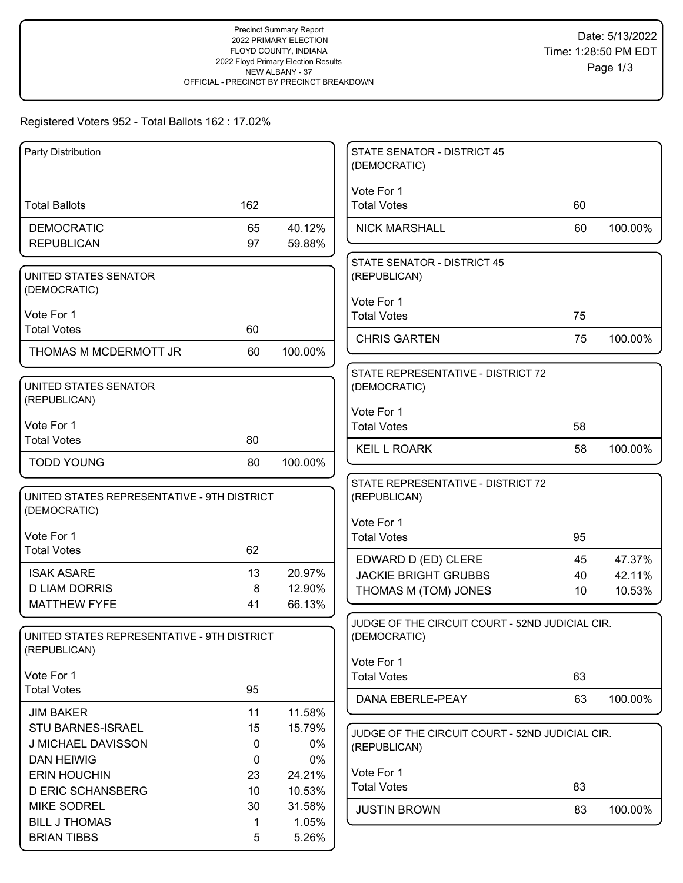Precinct Summary Report
2022 PRIMARY ELECTION
FLOYD COUNTY, INDIANA
2022 Floyd Primary Election Results
NEW ALBANY - 37
OFFICIAL - PRECINCT BY PRECINCT BREAKDOWN

Date: 5/13/2022
Time: 1:28:50 PM EDT

Registered Voters 952 - Total Ballots 162 : 17.02%

### Party Distribution

| Total Ballots | 162 | |
|---|---|---|
| DEMOCRATIC | 65 | 40.12% |
| REPUBLICAN | 97 | 59.88% |

### UNITED STATES SENATOR (DEMOCRATIC)

Vote For 1

| Total Votes | 60 | |
|---|---|---|
| THOMAS M MCDERMOTT JR | 60 | 100.00% |

### UNITED STATES SENATOR (REPUBLICAN)

Vote For 1

| Total Votes | 80 | |
|---|---|---|
| TODD YOUNG | 80 | 100.00% |

### UNITED STATES REPRESENTATIVE - 9TH DISTRICT (DEMOCRATIC)

Vote For 1

| Total Votes | 62 | |
|---|---|---|
| ISAK ASARE | 13 | 20.97% |
| D LIAM DORRIS | 8 | 12.90% |
| MATTHEW FYFE | 41 | 66.13% |

### UNITED STATES REPRESENTATIVE - 9TH DISTRICT (REPUBLICAN)

Vote For 1

| Total Votes | 95 | |
|---|---|---|
| JIM BAKER | 11 | 11.58% |
| STU BARNES-ISRAEL | 15 | 15.79% |
| J MICHAEL DAVISSON | 0 | 0% |
| DAN HEIWIG | 0 | 0% |
| ERIN HOUCHIN | 23 | 24.21% |
| D ERIC SCHANSBERG | 10 | 10.53% |
| MIKE SODREL | 30 | 31.58% |
| BILL J THOMAS | 1 | 1.05% |
| BRIAN TIBBS | 5 | 5.26% |

### STATE SENATOR - DISTRICT 45 (DEMOCRATIC)

Vote For 1

| Total Votes | 60 | |
|---|---|---|
| NICK MARSHALL | 60 | 100.00% |

### STATE SENATOR - DISTRICT 45 (REPUBLICAN)

Vote For 1

| Total Votes | 75 | |
|---|---|---|
| CHRIS GARTEN | 75 | 100.00% |

### STATE REPRESENTATIVE - DISTRICT 72 (DEMOCRATIC)

Vote For 1

| Total Votes | 58 | |
|---|---|---|
| KEIL L ROARK | 58 | 100.00% |

### STATE REPRESENTATIVE - DISTRICT 72 (REPUBLICAN)

Vote For 1

| Total Votes | 95 | |
|---|---|---|
| EDWARD D (ED) CLERE | 45 | 47.37% |
| JACKIE BRIGHT GRUBBS | 40 | 42.11% |
| THOMAS M (TOM) JONES | 10 | 10.53% |

### JUDGE OF THE CIRCUIT COURT - 52ND JUDICIAL CIR. (DEMOCRATIC)

Vote For 1

| Total Votes | 63 | |
|---|---|---|
| DANA EBERLE-PEAY | 63 | 100.00% |

### JUDGE OF THE CIRCUIT COURT - 52ND JUDICIAL CIR. (REPUBLICAN)

Vote For 1

| Total Votes | 83 | |
|---|---|---|
| JUSTIN BROWN | 83 | 100.00% |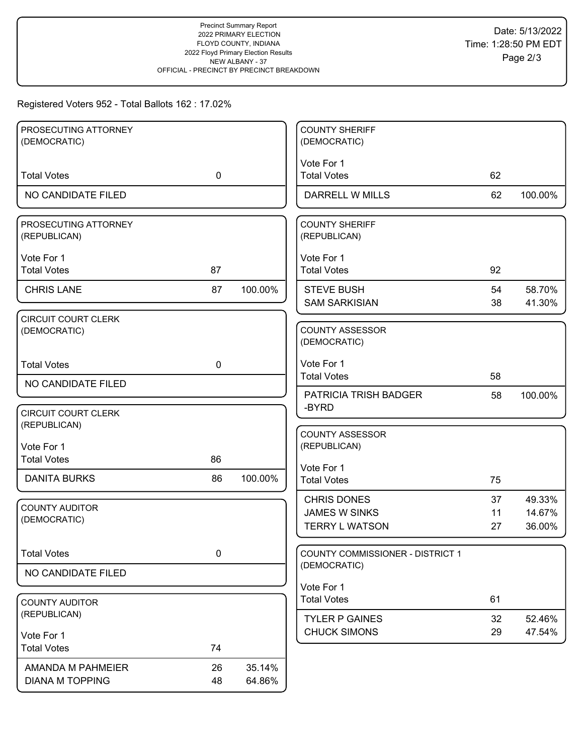Precinct Summary Report
2022 PRIMARY ELECTION
FLOYD COUNTY, INDIANA
2022 Floyd Primary Election Results
NEW ALBANY - 37
OFFICIAL - PRECINCT BY PRECINCT BREAKDOWN

Date: 5/13/2022
Time: 1:28:50 PM EDT

Registered Voters 952 - Total Ballots 162 : 17.02%

### PROSECUTING ATTORNEY (DEMOCRATIC)

| | | |
|---|---|---|
| Total Votes | 0 | |
| NO CANDIDATE FILED | | |

### PROSECUTING ATTORNEY (REPUBLICAN)

Vote For 1

| | | |
|---|---|---|
| Total Votes | 87 | |
| CHRIS LANE | 87 | 100.00% |

### CIRCUIT COURT CLERK (DEMOCRATIC)

| | | |
|---|---|---|
| Total Votes | 0 | |
| NO CANDIDATE FILED | | |

### CIRCUIT COURT CLERK (REPUBLICAN)

Vote For 1

| | | |
|---|---|---|
| Total Votes | 86 | |
| DANITA BURKS | 86 | 100.00% |

### COUNTY AUDITOR (DEMOCRATIC)

| | | |
|---|---|---|
| Total Votes | 0 | |
| NO CANDIDATE FILED | | |

### COUNTY AUDITOR (REPUBLICAN)

Vote For 1

| | | |
|---|---|---|
| Total Votes | 74 | |
| AMANDA M PAHMEIER | 26 | 35.14% |
| DIANA M TOPPING | 48 | 64.86% |

### COUNTY SHERIFF (DEMOCRATIC)

Vote For 1

| | | |
|---|---|---|
| Total Votes | 62 | |
| DARRELL W MILLS | 62 | 100.00% |

### COUNTY SHERIFF (REPUBLICAN)

Vote For 1

| | | |
|---|---|---|
| Total Votes | 92 | |
| STEVE BUSH | 54 | 58.70% |
| SAM SARKISIAN | 38 | 41.30% |

### COUNTY ASSESSOR (DEMOCRATIC)

Vote For 1

| | | |
|---|---|---|
| Total Votes | 58 | |
| PATRICIA TRISH BADGER -BYRD | 58 | 100.00% |

### COUNTY ASSESSOR (REPUBLICAN)

Vote For 1

| | | |
|---|---|---|
| Total Votes | 75 | |
| CHRIS DONES | 37 | 49.33% |
| JAMES W SINKS | 11 | 14.67% |
| TERRY L WATSON | 27 | 36.00% |

### COUNTY COMMISSIONER - DISTRICT 1 (DEMOCRATIC)

Vote For 1

| | | |
|---|---|---|
| Total Votes | 61 | |
| TYLER P GAINES | 32 | 52.46% |
| CHUCK SIMONS | 29 | 47.54% |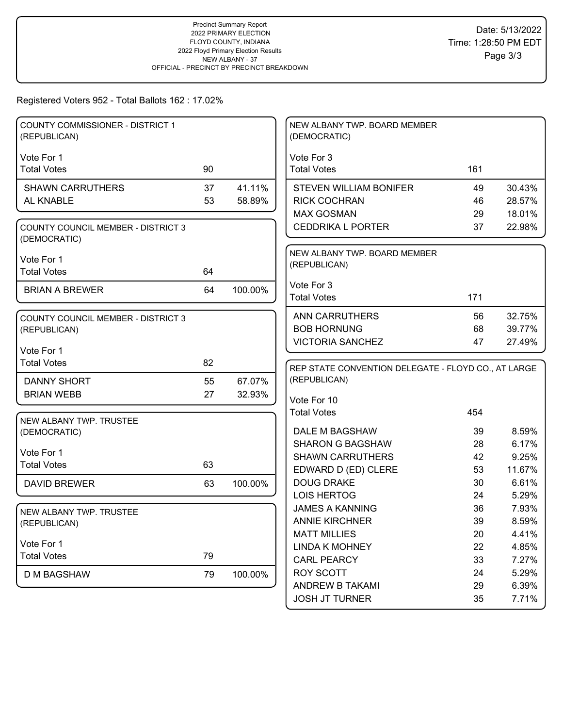Precinct Summary Report
2022 PRIMARY ELECTION
FLOYD COUNTY, INDIANA
2022 Floyd Primary Election Results
NEW ALBANY - 37
OFFICIAL - PRECINCT BY PRECINCT BREAKDOWN

Date: 5/13/2022
Time: 1:28:50 PM EDT

Registered Voters 952 - Total Ballots 162 : 17.02%

### COUNTY COMMISSIONER - DISTRICT 1 (REPUBLICAN)

Vote For 1

| Total Votes | 90 | |
|---|---|---|
| SHAWN CARRUTHERS | 37 | 41.11% |
| AL KNABLE | 53 | 58.89% |

### COUNTY COUNCIL MEMBER - DISTRICT 3 (DEMOCRATIC)

Vote For 1

| Total Votes | 64 | |
|---|---|---|
| BRIAN A BREWER | 64 | 100.00% |

### COUNTY COUNCIL MEMBER - DISTRICT 3 (REPUBLICAN)

Vote For 1

| Total Votes | 82 | |
|---|---|---|
| DANNY SHORT | 55 | 67.07% |
| BRIAN WEBB | 27 | 32.93% |

### NEW ALBANY TWP. TRUSTEE (DEMOCRATIC)

Vote For 1

| Total Votes | 63 | |
|---|---|---|
| DAVID BREWER | 63 | 100.00% |

### NEW ALBANY TWP. TRUSTEE (REPUBLICAN)

Vote For 1

| Total Votes | 79 | |
|---|---|---|
| D M BAGSHAW | 79 | 100.00% |

### NEW ALBANY TWP. BOARD MEMBER (DEMOCRATIC)

Vote For 3

| Total Votes | 161 | |
|---|---|---|
| STEVEN WILLIAM BONIFER | 49 | 30.43% |
| RICK COCHRAN | 46 | 28.57% |
| MAX GOSMAN | 29 | 18.01% |
| CEDDRIKA L PORTER | 37 | 22.98% |

### NEW ALBANY TWP. BOARD MEMBER (REPUBLICAN)

Vote For 3

| Total Votes | 171 | |
|---|---|---|
| ANN CARRUTHERS | 56 | 32.75% |
| BOB HORNUNG | 68 | 39.77% |
| VICTORIA SANCHEZ | 47 | 27.49% |

### REP STATE CONVENTION DELEGATE - FLOYD CO., AT LARGE (REPUBLICAN)

Vote For 10

| Total Votes | 454 | |
|---|---|---|
| DALE M BAGSHAW | 39 | 8.59% |
| SHARON G BAGSHAW | 28 | 6.17% |
| SHAWN CARRUTHERS | 42 | 9.25% |
| EDWARD D (ED) CLERE | 53 | 11.67% |
| DOUG DRAKE | 30 | 6.61% |
| LOIS HERTOG | 24 | 5.29% |
| JAMES A KANNING | 36 | 7.93% |
| ANNIE KIRCHNER | 39 | 8.59% |
| MATT MILLIES | 20 | 4.41% |
| LINDA K MOHNEY | 22 | 4.85% |
| CARL PEARCY | 33 | 7.27% |
| ROY SCOTT | 24 | 5.29% |
| ANDREW B TAKAMI | 29 | 6.39% |
| JOSH JT TURNER | 35 | 7.71% |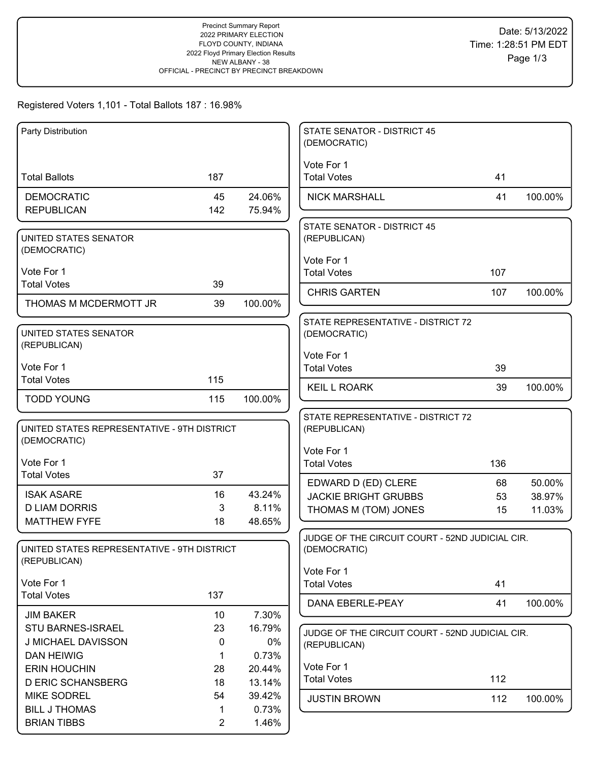Precinct Summary Report
2022 PRIMARY ELECTION
FLOYD COUNTY, INDIANA
2022 Floyd Primary Election Results
NEW ALBANY - 38
OFFICIAL - PRECINCT BY PRECINCT BREAKDOWN

Date: 5/13/2022
Time: 1:28:51 PM EDT

Registered Voters 1,101 - Total Ballots 187 : 16.98%

### Party Distribution

| | | |
|---|---|---|
| Total Ballots | 187 | |
| DEMOCRATIC | 45 | 24.06% |
| REPUBLICAN | 142 | 75.94% |

### UNITED STATES SENATOR (DEMOCRATIC)

Vote For 1

| | | |
|---|---|---|
| Total Votes | 39 | |
| THOMAS M MCDERMOTT JR | 39 | 100.00% |

### UNITED STATES SENATOR (REPUBLICAN)

Vote For 1

| | | |
|---|---|---|
| Total Votes | 115 | |
| TODD YOUNG | 115 | 100.00% |

### UNITED STATES REPRESENTATIVE - 9TH DISTRICT (DEMOCRATIC)

Vote For 1

| | | |
|---|---|---|
| Total Votes | 37 | |
| ISAK ASARE | 16 | 43.24% |
| D LIAM DORRIS | 3 | 8.11% |
| MATTHEW FYFE | 18 | 48.65% |

### UNITED STATES REPRESENTATIVE - 9TH DISTRICT (REPUBLICAN)

Vote For 1

| | | |
|---|---|---|
| Total Votes | 137 | |
| JIM BAKER | 10 | 7.30% |
| STU BARNES-ISRAEL | 23 | 16.79% |
| J MICHAEL DAVISSON | 0 | 0% |
| DAN HEIWIG | 1 | 0.73% |
| ERIN HOUCHIN | 28 | 20.44% |
| D ERIC SCHANSBERG | 18 | 13.14% |
| MIKE SODREL | 54 | 39.42% |
| BILL J THOMAS | 1 | 0.73% |
| BRIAN TIBBS | 2 | 1.46% |

### STATE SENATOR - DISTRICT 45 (DEMOCRATIC)

Vote For 1

| | | |
|---|---|---|
| Total Votes | 41 | |
| NICK MARSHALL | 41 | 100.00% |

### STATE SENATOR - DISTRICT 45 (REPUBLICAN)

Vote For 1

| | | |
|---|---|---|
| Total Votes | 107 | |
| CHRIS GARTEN | 107 | 100.00% |

### STATE REPRESENTATIVE - DISTRICT 72 (DEMOCRATIC)

Vote For 1

| | | |
|---|---|---|
| Total Votes | 39 | |
| KEIL L ROARK | 39 | 100.00% |

### STATE REPRESENTATIVE - DISTRICT 72 (REPUBLICAN)

Vote For 1

| | | |
|---|---|---|
| Total Votes | 136 | |
| EDWARD D (ED) CLERE | 68 | 50.00% |
| JACKIE BRIGHT GRUBBS | 53 | 38.97% |
| THOMAS M (TOM) JONES | 15 | 11.03% |

### JUDGE OF THE CIRCUIT COURT - 52ND JUDICIAL CIR. (DEMOCRATIC)

Vote For 1

| | | |
|---|---|---|
| Total Votes | 41 | |
| DANA EBERLE-PEAY | 41 | 100.00% |

### JUDGE OF THE CIRCUIT COURT - 52ND JUDICIAL CIR. (REPUBLICAN)

Vote For 1

| | | |
|---|---|---|
| Total Votes | 112 | |
| JUSTIN BROWN | 112 | 100.00% |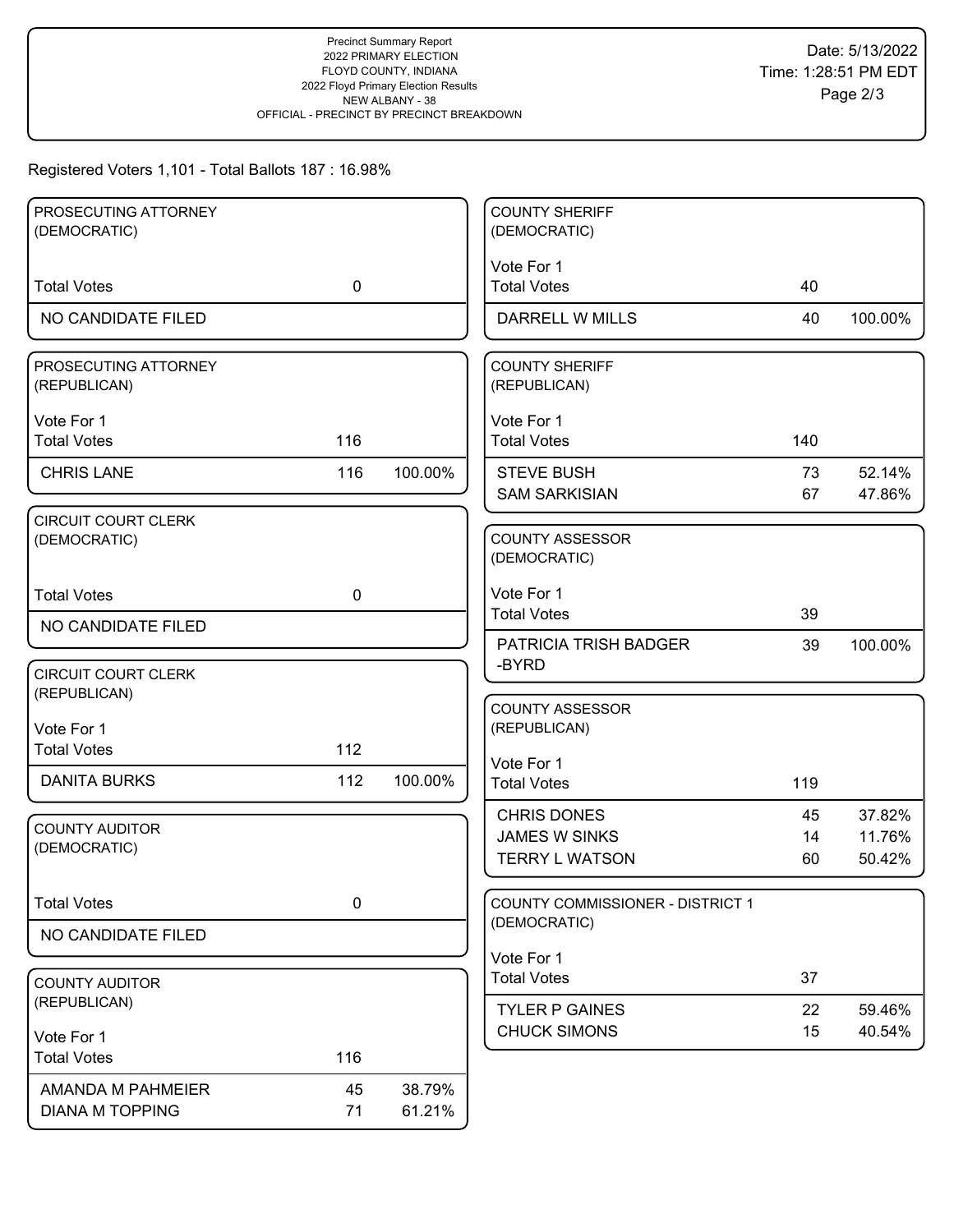Precinct Summary Report
2022 PRIMARY ELECTION
FLOYD COUNTY, INDIANA
2022 Floyd Primary Election Results
NEW ALBANY - 38
OFFICIAL - PRECINCT BY PRECINCT BREAKDOWN

Date: 5/13/2022
Time: 1:28:51 PM EDT

Registered Voters 1,101 - Total Ballots 187 : 16.98%

### PROSECUTING ATTORNEY (DEMOCRATIC)

| | | |
|---|---|---|
| Total Votes | 0 | |
| NO CANDIDATE FILED | | |

### PROSECUTING ATTORNEY (REPUBLICAN)

Vote For 1

| | | |
|---|---|---|
| Total Votes | 116 | |
| CHRIS LANE | 116 | 100.00% |

### CIRCUIT COURT CLERK (DEMOCRATIC)

| | | |
|---|---|---|
| Total Votes | 0 | |
| NO CANDIDATE FILED | | |

### CIRCUIT COURT CLERK (REPUBLICAN)

Vote For 1

| | | |
|---|---|---|
| Total Votes | 112 | |
| DANITA BURKS | 112 | 100.00% |

### COUNTY AUDITOR (DEMOCRATIC)

| | | |
|---|---|---|
| Total Votes | 0 | |
| NO CANDIDATE FILED | | |

### COUNTY AUDITOR (REPUBLICAN)

Vote For 1

| | | |
|---|---|---|
| Total Votes | 116 | |
| AMANDA M PAHMEIER | 45 | 38.79% |
| DIANA M TOPPING | 71 | 61.21% |

### COUNTY SHERIFF (DEMOCRATIC)

Vote For 1

| | | |
|---|---|---|
| Total Votes | 40 | |
| DARRELL W MILLS | 40 | 100.00% |

### COUNTY SHERIFF (REPUBLICAN)

Vote For 1

| | | |
|---|---|---|
| Total Votes | 140 | |
| STEVE BUSH | 73 | 52.14% |
| SAM SARKISIAN | 67 | 47.86% |

### COUNTY ASSESSOR (DEMOCRATIC)

Vote For 1

| | | |
|---|---|---|
| Total Votes | 39 | |
| PATRICIA TRISH BADGER -BYRD | 39 | 100.00% |

### COUNTY ASSESSOR (REPUBLICAN)

Vote For 1

| | | |
|---|---|---|
| Total Votes | 119 | |
| CHRIS DONES | 45 | 37.82% |
| JAMES W SINKS | 14 | 11.76% |
| TERRY L WATSON | 60 | 50.42% |

### COUNTY COMMISSIONER - DISTRICT 1 (DEMOCRATIC)

Vote For 1

| | | |
|---|---|---|
| Total Votes | 37 | |
| TYLER P GAINES | 22 | 59.46% |
| CHUCK SIMONS | 15 | 40.54% |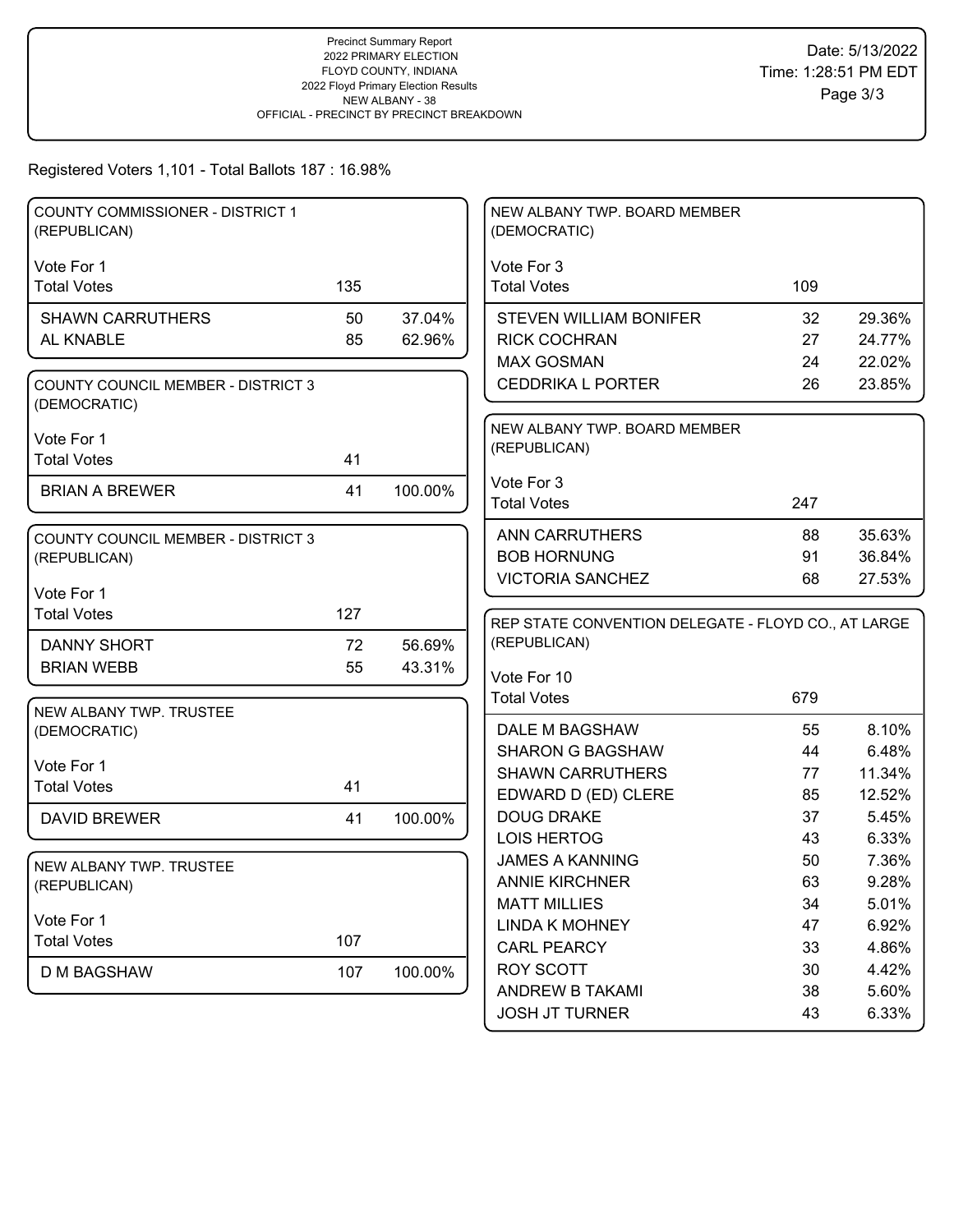Precinct Summary Report
2022 PRIMARY ELECTION
FLOYD COUNTY, INDIANA
2022 Floyd Primary Election Results
NEW ALBANY - 38
OFFICIAL - PRECINCT BY PRECINCT BREAKDOWN

Date: 5/13/2022
Time: 1:28:51 PM EDT

Registered Voters 1,101 - Total Ballots 187 : 16.98%

### COUNTY COMMISSIONER - DISTRICT 1 (REPUBLICAN)

Vote For 1

| | | |
|---|---|---|
| Total Votes | 135 | |
| SHAWN CARRUTHERS | 50 | 37.04% |
| AL KNABLE | 85 | 62.96% |

### COUNTY COUNCIL MEMBER - DISTRICT 3 (DEMOCRATIC)

Vote For 1

| | | |
|---|---|---|
| Total Votes | 41 | |
| BRIAN A BREWER | 41 | 100.00% |

### COUNTY COUNCIL MEMBER - DISTRICT 3 (REPUBLICAN)

Vote For 1

| | | |
|---|---|---|
| Total Votes | 127 | |
| DANNY SHORT | 72 | 56.69% |
| BRIAN WEBB | 55 | 43.31% |

### NEW ALBANY TWP. TRUSTEE (DEMOCRATIC)

Vote For 1

| | | |
|---|---|---|
| Total Votes | 41 | |
| DAVID BREWER | 41 | 100.00% |

### NEW ALBANY TWP. TRUSTEE (REPUBLICAN)

Vote For 1

| | | |
|---|---|---|
| Total Votes | 107 | |
| D M BAGSHAW | 107 | 100.00% |

### NEW ALBANY TWP. BOARD MEMBER (DEMOCRATIC)

Vote For 3

| | | |
|---|---|---|
| Total Votes | 109 | |
| STEVEN WILLIAM BONIFER | 32 | 29.36% |
| RICK COCHRAN | 27 | 24.77% |
| MAX GOSMAN | 24 | 22.02% |
| CEDDRIKA L PORTER | 26 | 23.85% |

### NEW ALBANY TWP. BOARD MEMBER (REPUBLICAN)

Vote For 3

| | | |
|---|---|---|
| Total Votes | 247 | |
| ANN CARRUTHERS | 88 | 35.63% |
| BOB HORNUNG | 91 | 36.84% |
| VICTORIA SANCHEZ | 68 | 27.53% |

### REP STATE CONVENTION DELEGATE - FLOYD CO., AT LARGE (REPUBLICAN)

Vote For 10

| | | |
|---|---|---|
| Total Votes | 679 | |
| DALE M BAGSHAW | 55 | 8.10% |
| SHARON G BAGSHAW | 44 | 6.48% |
| SHAWN CARRUTHERS | 77 | 11.34% |
| EDWARD D (ED) CLERE | 85 | 12.52% |
| DOUG DRAKE | 37 | 5.45% |
| LOIS HERTOG | 43 | 6.33% |
| JAMES A KANNING | 50 | 7.36% |
| ANNIE KIRCHNER | 63 | 9.28% |
| MATT MILLIES | 34 | 5.01% |
| LINDA K MOHNEY | 47 | 6.92% |
| CARL PEARCY | 33 | 4.86% |
| ROY SCOTT | 30 | 4.42% |
| ANDREW B TAKAMI | 38 | 5.60% |
| JOSH JT TURNER | 43 | 6.33% |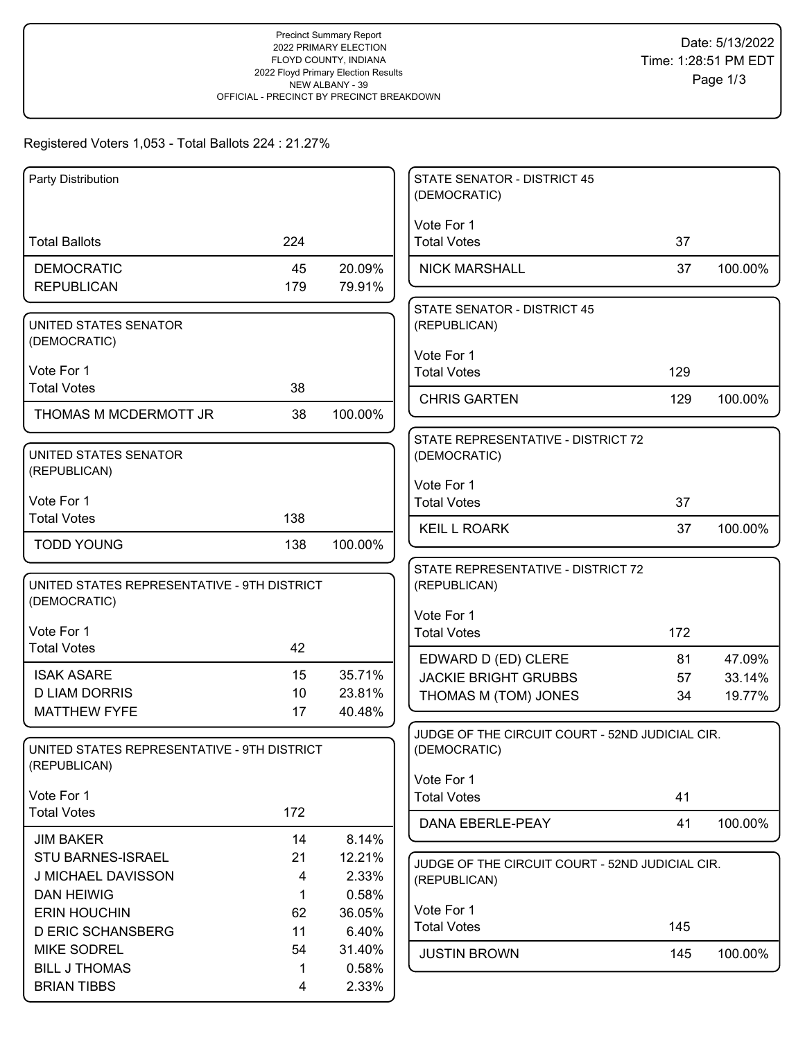Precinct Summary Report
2022 PRIMARY ELECTION
FLOYD COUNTY, INDIANA
2022 Floyd Primary Election Results
NEW ALBANY - 39
OFFICIAL - PRECINCT BY PRECINCT BREAKDOWN

Date: 5/13/2022
Time: 1:28:51 PM EDT

Registered Voters 1,053 - Total Ballots 224 : 21.27%

### Party Distribution

| | | |
|---|---|---|
| Total Ballots | 224 | |
| DEMOCRATIC | 45 | 20.09% |
| REPUBLICAN | 179 | 79.91% |

### UNITED STATES SENATOR (DEMOCRATIC)

Vote For 1

| | | |
|---|---|---|
| Total Votes | 38 | |
| THOMAS M MCDERMOTT JR | 38 | 100.00% |

### UNITED STATES SENATOR (REPUBLICAN)

Vote For 1

| | | |
|---|---|---|
| Total Votes | 138 | |
| TODD YOUNG | 138 | 100.00% |

### UNITED STATES REPRESENTATIVE - 9TH DISTRICT (DEMOCRATIC)

Vote For 1

| | | |
|---|---|---|
| Total Votes | 42 | |
| ISAK ASARE | 15 | 35.71% |
| D LIAM DORRIS | 10 | 23.81% |
| MATTHEW FYFE | 17 | 40.48% |

### UNITED STATES REPRESENTATIVE - 9TH DISTRICT (REPUBLICAN)

Vote For 1

| | | |
|---|---|---|
| Total Votes | 172 | |
| JIM BAKER | 14 | 8.14% |
| STU BARNES-ISRAEL | 21 | 12.21% |
| J MICHAEL DAVISSON | 4 | 2.33% |
| DAN HEIWIG | 1 | 0.58% |
| ERIN HOUCHIN | 62 | 36.05% |
| D ERIC SCHANSBERG | 11 | 6.40% |
| MIKE SODREL | 54 | 31.40% |
| BILL J THOMAS | 1 | 0.58% |
| BRIAN TIBBS | 4 | 2.33% |

### STATE SENATOR - DISTRICT 45 (DEMOCRATIC)

Vote For 1

| | | |
|---|---|---|
| Total Votes | 37 | |
| NICK MARSHALL | 37 | 100.00% |

### STATE SENATOR - DISTRICT 45 (REPUBLICAN)

Vote For 1

| | | |
|---|---|---|
| Total Votes | 129 | |
| CHRIS GARTEN | 129 | 100.00% |

### STATE REPRESENTATIVE - DISTRICT 72 (DEMOCRATIC)

Vote For 1

| | | |
|---|---|---|
| Total Votes | 37 | |
| KEIL L ROARK | 37 | 100.00% |

### STATE REPRESENTATIVE - DISTRICT 72 (REPUBLICAN)

Vote For 1

| | | |
|---|---|---|
| Total Votes | 172 | |
| EDWARD D (ED) CLERE | 81 | 47.09% |
| JACKIE BRIGHT GRUBBS | 57 | 33.14% |
| THOMAS M (TOM) JONES | 34 | 19.77% |

### JUDGE OF THE CIRCUIT COURT - 52ND JUDICIAL CIR. (DEMOCRATIC)

Vote For 1

| | | |
|---|---|---|
| Total Votes | 41 | |
| DANA EBERLE-PEAY | 41 | 100.00% |

### JUDGE OF THE CIRCUIT COURT - 52ND JUDICIAL CIR. (REPUBLICAN)

Vote For 1

| | | |
|---|---|---|
| Total Votes | 145 | |
| JUSTIN BROWN | 145 | 100.00% |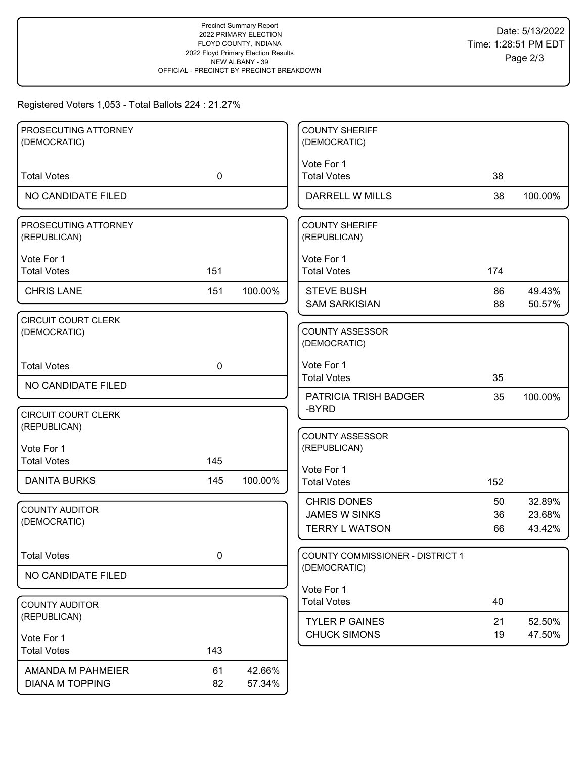Precinct Summary Report
2022 PRIMARY ELECTION
FLOYD COUNTY, INDIANA
2022 Floyd Primary Election Results
NEW ALBANY - 39
OFFICIAL - PRECINCT BY PRECINCT BREAKDOWN

Date: 5/13/2022
Time: 1:28:51 PM EDT

Registered Voters 1,053 - Total Ballots 224 : 21.27%

### PROSECUTING ATTORNEY (DEMOCRATIC)

| | | |
|---|---|---|
| Total Votes | 0 | |
| NO CANDIDATE FILED | | |

### PROSECUTING ATTORNEY (REPUBLICAN)

Vote For 1

| | | |
|---|---|---|
| Total Votes | 151 | |
| CHRIS LANE | 151 | 100.00% |

### CIRCUIT COURT CLERK (DEMOCRATIC)

| | | |
|---|---|---|
| Total Votes | 0 | |
| NO CANDIDATE FILED | | |

### CIRCUIT COURT CLERK (REPUBLICAN)

Vote For 1

| | | |
|---|---|---|
| Total Votes | 145 | |
| DANITA BURKS | 145 | 100.00% |

### COUNTY AUDITOR (DEMOCRATIC)

| | | |
|---|---|---|
| Total Votes | 0 | |
| NO CANDIDATE FILED | | |

### COUNTY AUDITOR (REPUBLICAN)

Vote For 1

| | | |
|---|---|---|
| Total Votes | 143 | |
| AMANDA M PAHMEIER | 61 | 42.66% |
| DIANA M TOPPING | 82 | 57.34% |

### COUNTY SHERIFF (DEMOCRATIC)

Vote For 1

| | | |
|---|---|---|
| Total Votes | 38 | |
| DARRELL W MILLS | 38 | 100.00% |

### COUNTY SHERIFF (REPUBLICAN)

Vote For 1

| | | |
|---|---|---|
| Total Votes | 174 | |
| STEVE BUSH | 86 | 49.43% |
| SAM SARKISIAN | 88 | 50.57% |

### COUNTY ASSESSOR (DEMOCRATIC)

Vote For 1

| | | |
|---|---|---|
| Total Votes | 35 | |
| PATRICIA TRISH BADGER -BYRD | 35 | 100.00% |

### COUNTY ASSESSOR (REPUBLICAN)

Vote For 1

| | | |
|---|---|---|
| Total Votes | 152 | |
| CHRIS DONES | 50 | 32.89% |
| JAMES W SINKS | 36 | 23.68% |
| TERRY L WATSON | 66 | 43.42% |

### COUNTY COMMISSIONER - DISTRICT 1 (DEMOCRATIC)

Vote For 1

| | | |
|---|---|---|
| Total Votes | 40 | |
| TYLER P GAINES | 21 | 52.50% |
| CHUCK SIMONS | 19 | 47.50% |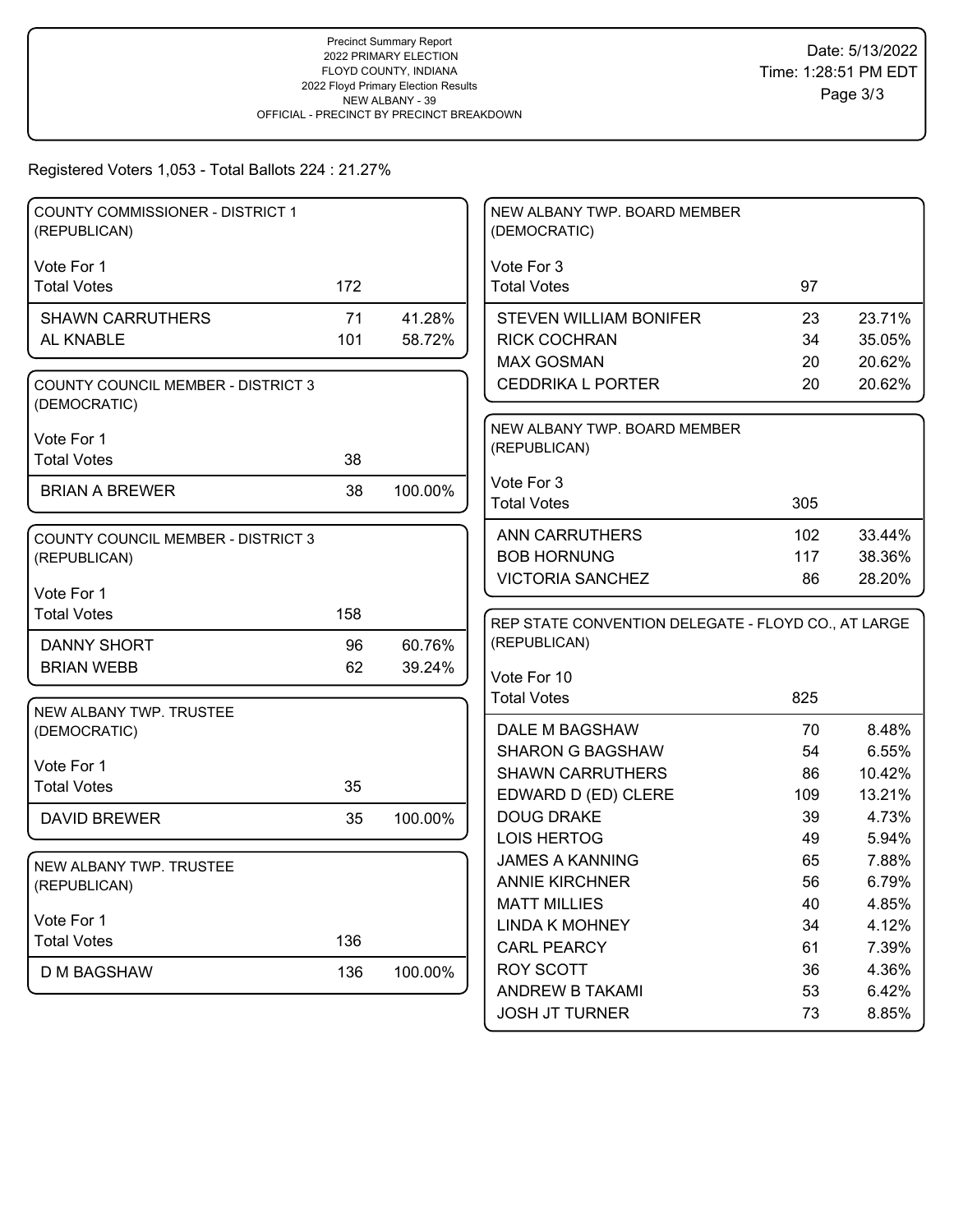Precinct Summary Report
2022 PRIMARY ELECTION
FLOYD COUNTY, INDIANA
2022 Floyd Primary Election Results
NEW ALBANY - 39
OFFICIAL - PRECINCT BY PRECINCT BREAKDOWN

Date: 5/13/2022
Time: 1:28:51 PM EDT

Registered Voters 1,053 - Total Ballots 224 : 21.27%

## COUNTY COMMISSIONER - DISTRICT 1 (REPUBLICAN)

Vote For 1

| | Votes | Percent |
|---|---|---|
| Total Votes | 172 | |
| SHAWN CARRUTHERS | 71 | 41.28% |
| AL KNABLE | 101 | 58.72% |

## COUNTY COUNCIL MEMBER - DISTRICT 3 (DEMOCRATIC)

Vote For 1

| | Votes | Percent |
|---|---|---|
| Total Votes | 38 | |
| BRIAN A BREWER | 38 | 100.00% |

## COUNTY COUNCIL MEMBER - DISTRICT 3 (REPUBLICAN)

Vote For 1

| | Votes | Percent |
|---|---|---|
| Total Votes | 158 | |
| DANNY SHORT | 96 | 60.76% |
| BRIAN WEBB | 62 | 39.24% |

## NEW ALBANY TWP. TRUSTEE (DEMOCRATIC)

Vote For 1

| | Votes | Percent |
|---|---|---|
| Total Votes | 35 | |
| DAVID BREWER | 35 | 100.00% |

## NEW ALBANY TWP. TRUSTEE (REPUBLICAN)

Vote For 1

| | Votes | Percent |
|---|---|---|
| Total Votes | 136 | |
| D M BAGSHAW | 136 | 100.00% |

## NEW ALBANY TWP. BOARD MEMBER (DEMOCRATIC)

Vote For 3

| | Votes | Percent |
|---|---|---|
| Total Votes | 97 | |
| STEVEN WILLIAM BONIFER | 23 | 23.71% |
| RICK COCHRAN | 34 | 35.05% |
| MAX GOSMAN | 20 | 20.62% |
| CEDDRIKA L PORTER | 20 | 20.62% |

## NEW ALBANY TWP. BOARD MEMBER (REPUBLICAN)

Vote For 3

| | Votes | Percent |
|---|---|---|
| Total Votes | 305 | |
| ANN CARRUTHERS | 102 | 33.44% |
| BOB HORNUNG | 117 | 38.36% |
| VICTORIA SANCHEZ | 86 | 28.20% |

## REP STATE CONVENTION DELEGATE - FLOYD CO., AT LARGE (REPUBLICAN)

Vote For 10

| | Votes | Percent |
|---|---|---|
| Total Votes | 825 | |
| DALE M BAGSHAW | 70 | 8.48% |
| SHARON G BAGSHAW | 54 | 6.55% |
| SHAWN CARRUTHERS | 86 | 10.42% |
| EDWARD D (ED) CLERE | 109 | 13.21% |
| DOUG DRAKE | 39 | 4.73% |
| LOIS HERTOG | 49 | 5.94% |
| JAMES A KANNING | 65 | 7.88% |
| ANNIE KIRCHNER | 56 | 6.79% |
| MATT MILLIES | 40 | 4.85% |
| LINDA K MOHNEY | 34 | 4.12% |
| CARL PEARCY | 61 | 7.39% |
| ROY SCOTT | 36 | 4.36% |
| ANDREW B TAKAMI | 53 | 6.42% |
| JOSH JT TURNER | 73 | 8.85% |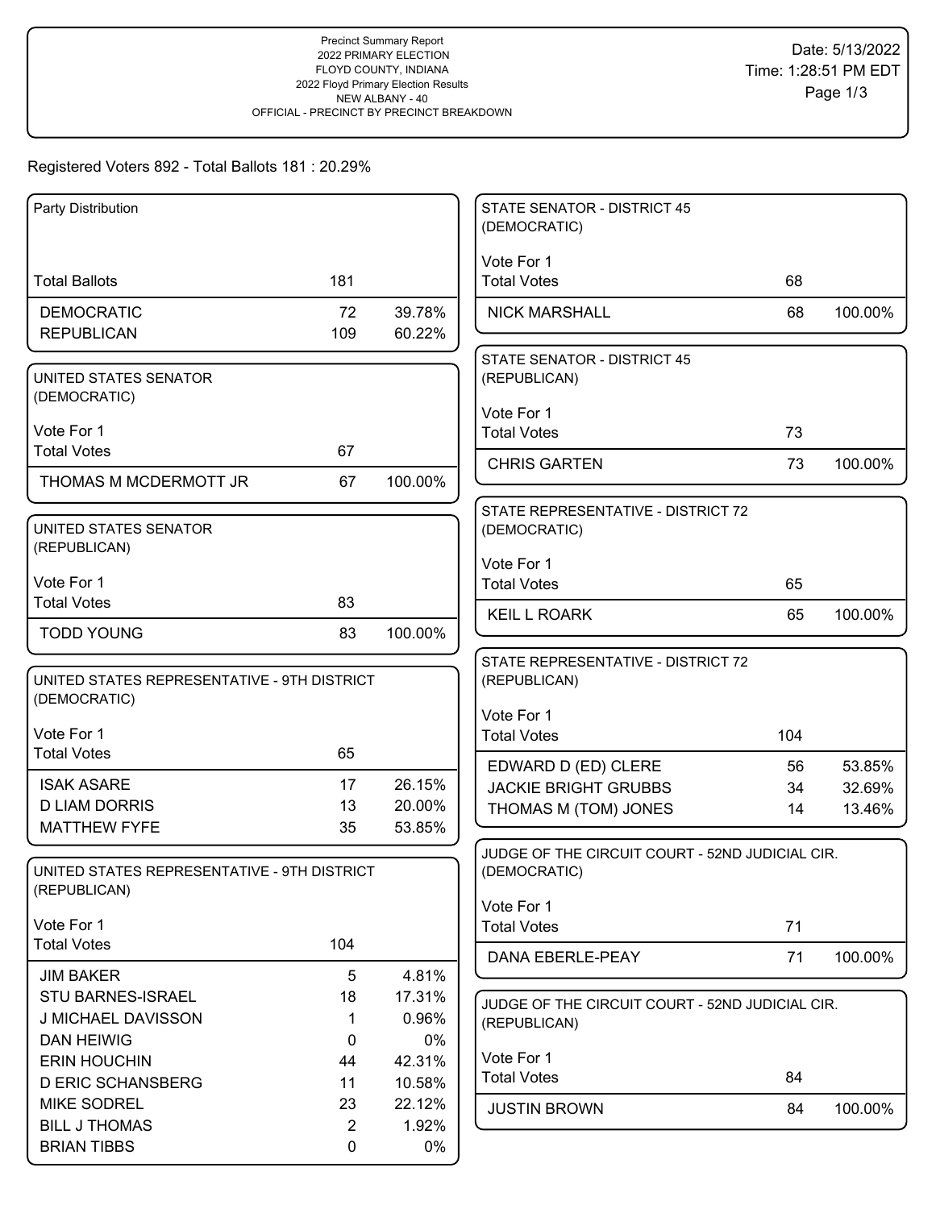Precinct Summary Report
2022 PRIMARY ELECTION
FLOYD COUNTY, INDIANA
2022 Floyd Primary Election Results
NEW ALBANY - 40
OFFICIAL - PRECINCT BY PRECINCT BREAKDOWN

Date: 5/13/2022
Time: 1:28:51 PM EDT

Registered Voters 892 - Total Ballots 181 : 20.29%

### Party Distribution

| | | |
|---|---|---|
| Total Ballots | 181 | |
| DEMOCRATIC | 72 | 39.78% |
| REPUBLICAN | 109 | 60.22% |

### UNITED STATES SENATOR (DEMOCRATIC)

Vote For 1

| | | |
|---|---|---|
| Total Votes | 67 | |
| THOMAS M MCDERMOTT JR | 67 | 100.00% |

### UNITED STATES SENATOR (REPUBLICAN)

Vote For 1

| | | |
|---|---|---|
| Total Votes | 83 | |
| TODD YOUNG | 83 | 100.00% |

### UNITED STATES REPRESENTATIVE - 9TH DISTRICT (DEMOCRATIC)

Vote For 1

| | | |
|---|---|---|
| Total Votes | 65 | |
| ISAK ASARE | 17 | 26.15% |
| D LIAM DORRIS | 13 | 20.00% |
| MATTHEW FYFE | 35 | 53.85% |

### UNITED STATES REPRESENTATIVE - 9TH DISTRICT (REPUBLICAN)

Vote For 1

| | | |
|---|---|---|
| Total Votes | 104 | |
| JIM BAKER | 5 | 4.81% |
| STU BARNES-ISRAEL | 18 | 17.31% |
| J MICHAEL DAVISSON | 1 | 0.96% |
| DAN HEIWIG | 0 | 0% |
| ERIN HOUCHIN | 44 | 42.31% |
| D ERIC SCHANSBERG | 11 | 10.58% |
| MIKE SODREL | 23 | 22.12% |
| BILL J THOMAS | 2 | 1.92% |
| BRIAN TIBBS | 0 | 0% |

### STATE SENATOR - DISTRICT 45 (DEMOCRATIC)

Vote For 1

| | | |
|---|---|---|
| Total Votes | 68 | |
| NICK MARSHALL | 68 | 100.00% |

### STATE SENATOR - DISTRICT 45 (REPUBLICAN)

Vote For 1

| | | |
|---|---|---|
| Total Votes | 73 | |
| CHRIS GARTEN | 73 | 100.00% |

### STATE REPRESENTATIVE - DISTRICT 72 (DEMOCRATIC)

Vote For 1

| | | |
|---|---|---|
| Total Votes | 65 | |
| KEIL L ROARK | 65 | 100.00% |

### STATE REPRESENTATIVE - DISTRICT 72 (REPUBLICAN)

Vote For 1

| | | |
|---|---|---|
| Total Votes | 104 | |
| EDWARD D (ED) CLERE | 56 | 53.85% |
| JACKIE BRIGHT GRUBBS | 34 | 32.69% |
| THOMAS M (TOM) JONES | 14 | 13.46% |

### JUDGE OF THE CIRCUIT COURT - 52ND JUDICIAL CIR. (DEMOCRATIC)

Vote For 1

| | | |
|---|---|---|
| Total Votes | 71 | |
| DANA EBERLE-PEAY | 71 | 100.00% |

### JUDGE OF THE CIRCUIT COURT - 52ND JUDICIAL CIR. (REPUBLICAN)

Vote For 1

| | | |
|---|---|---|
| Total Votes | 84 | |
| JUSTIN BROWN | 84 | 100.00% |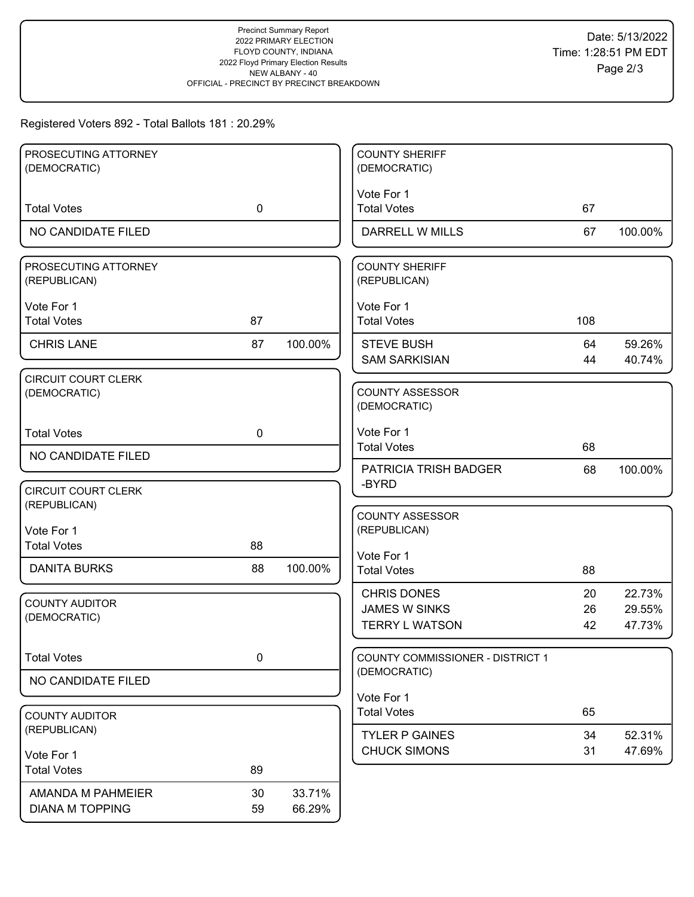Precinct Summary Report
2022 PRIMARY ELECTION
FLOYD COUNTY, INDIANA
2022 Floyd Primary Election Results
NEW ALBANY - 40
OFFICIAL - PRECINCT BY PRECINCT BREAKDOWN

Date: 5/13/2022
Time: 1:28:51 PM EDT

Registered Voters 892 - Total Ballots 181 : 20.29%

### PROSECUTING ATTORNEY (DEMOCRATIC)

| | | |
|---|---|---|
| Total Votes | 0 | |
| NO CANDIDATE FILED | | |

### PROSECUTING ATTORNEY (REPUBLICAN)

Vote For 1

| | | |
|---|---|---|
| Total Votes | 87 | |
| CHRIS LANE | 87 | 100.00% |

### CIRCUIT COURT CLERK (DEMOCRATIC)

| | | |
|---|---|---|
| Total Votes | 0 | |
| NO CANDIDATE FILED | | |

### CIRCUIT COURT CLERK (REPUBLICAN)

Vote For 1

| | | |
|---|---|---|
| Total Votes | 88 | |
| DANITA BURKS | 88 | 100.00% |

### COUNTY AUDITOR (DEMOCRATIC)

| | | |
|---|---|---|
| Total Votes | 0 | |
| NO CANDIDATE FILED | | |

### COUNTY AUDITOR (REPUBLICAN)

Vote For 1

| | | |
|---|---|---|
| Total Votes | 89 | |
| AMANDA M PAHMEIER | 30 | 33.71% |
| DIANA M TOPPING | 59 | 66.29% |

### COUNTY SHERIFF (DEMOCRATIC)

Vote For 1

| | | |
|---|---|---|
| Total Votes | 67 | |
| DARRELL W MILLS | 67 | 100.00% |

### COUNTY SHERIFF (REPUBLICAN)

Vote For 1

| | | |
|---|---|---|
| Total Votes | 108 | |
| STEVE BUSH | 64 | 59.26% |
| SAM SARKISIAN | 44 | 40.74% |

### COUNTY ASSESSOR (DEMOCRATIC)

Vote For 1

| | | |
|---|---|---|
| Total Votes | 68 | |
| PATRICIA TRISH BADGER -BYRD | 68 | 100.00% |

### COUNTY ASSESSOR (REPUBLICAN)

Vote For 1

| | | |
|---|---|---|
| Total Votes | 88 | |
| CHRIS DONES | 20 | 22.73% |
| JAMES W SINKS | 26 | 29.55% |
| TERRY L WATSON | 42 | 47.73% |

### COUNTY COMMISSIONER - DISTRICT 1 (DEMOCRATIC)

Vote For 1

| | | |
|---|---|---|
| Total Votes | 65 | |
| TYLER P GAINES | 34 | 52.31% |
| CHUCK SIMONS | 31 | 47.69% |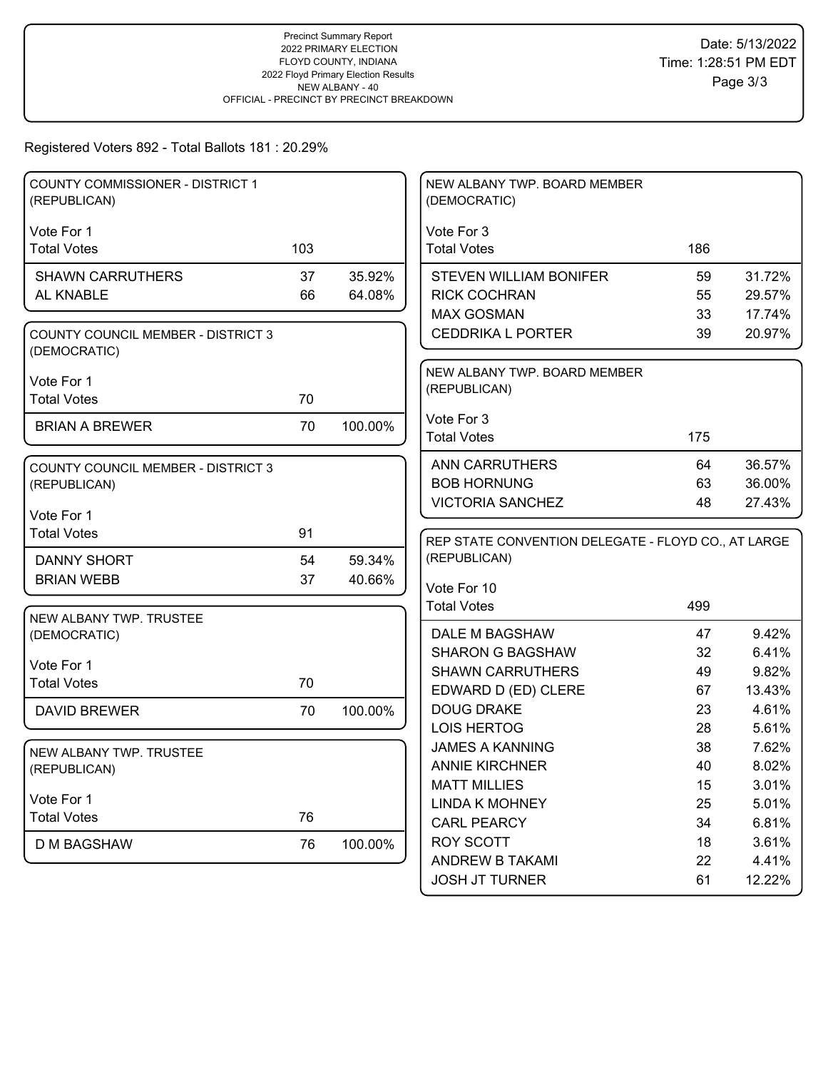Precinct Summary Report
2022 PRIMARY ELECTION
FLOYD COUNTY, INDIANA
2022 Floyd Primary Election Results
NEW ALBANY - 40
OFFICIAL - PRECINCT BY PRECINCT BREAKDOWN

Date: 5/13/2022
Time: 1:28:51 PM EDT

Registered Voters 892 - Total Ballots 181 : 20.29%

### COUNTY COMMISSIONER - DISTRICT 1 (REPUBLICAN)

Vote For 1

| | Votes | Percent |
|---|---|---|
| Total Votes | 103 | |
| SHAWN CARRUTHERS | 37 | 35.92% |
| AL KNABLE | 66 | 64.08% |

### COUNTY COUNCIL MEMBER - DISTRICT 3 (DEMOCRATIC)

Vote For 1

| | Votes | Percent |
|---|---|---|
| Total Votes | 70 | |
| BRIAN A BREWER | 70 | 100.00% |

### COUNTY COUNCIL MEMBER - DISTRICT 3 (REPUBLICAN)

Vote For 1

| | Votes | Percent |
|---|---|---|
| Total Votes | 91 | |
| DANNY SHORT | 54 | 59.34% |
| BRIAN WEBB | 37 | 40.66% |

### NEW ALBANY TWP. TRUSTEE (DEMOCRATIC)

Vote For 1

| | Votes | Percent |
|---|---|---|
| Total Votes | 70 | |
| DAVID BREWER | 70 | 100.00% |

### NEW ALBANY TWP. TRUSTEE (REPUBLICAN)

Vote For 1

| | Votes | Percent |
|---|---|---|
| Total Votes | 76 | |
| D M BAGSHAW | 76 | 100.00% |

### NEW ALBANY TWP. BOARD MEMBER (DEMOCRATIC)

Vote For 3

| | Votes | Percent |
|---|---|---|
| Total Votes | 186 | |
| STEVEN WILLIAM BONIFER | 59 | 31.72% |
| RICK COCHRAN | 55 | 29.57% |
| MAX GOSMAN | 33 | 17.74% |
| CEDDRIKA L PORTER | 39 | 20.97% |

### NEW ALBANY TWP. BOARD MEMBER (REPUBLICAN)

Vote For 3

| | Votes | Percent |
|---|---|---|
| Total Votes | 175 | |
| ANN CARRUTHERS | 64 | 36.57% |
| BOB HORNUNG | 63 | 36.00% |
| VICTORIA SANCHEZ | 48 | 27.43% |

### REP STATE CONVENTION DELEGATE - FLOYD CO., AT LARGE (REPUBLICAN)

Vote For 10

| | Votes | Percent |
|---|---|---|
| Total Votes | 499 | |
| DALE M BAGSHAW | 47 | 9.42% |
| SHARON G BAGSHAW | 32 | 6.41% |
| SHAWN CARRUTHERS | 49 | 9.82% |
| EDWARD D (ED) CLERE | 67 | 13.43% |
| DOUG DRAKE | 23 | 4.61% |
| LOIS HERTOG | 28 | 5.61% |
| JAMES A KANNING | 38 | 7.62% |
| ANNIE KIRCHNER | 40 | 8.02% |
| MATT MILLIES | 15 | 3.01% |
| LINDA K MOHNEY | 25 | 5.01% |
| CARL PEARCY | 34 | 6.81% |
| ROY SCOTT | 18 | 3.61% |
| ANDREW B TAKAMI | 22 | 4.41% |
| JOSH JT TURNER | 61 | 12.22% |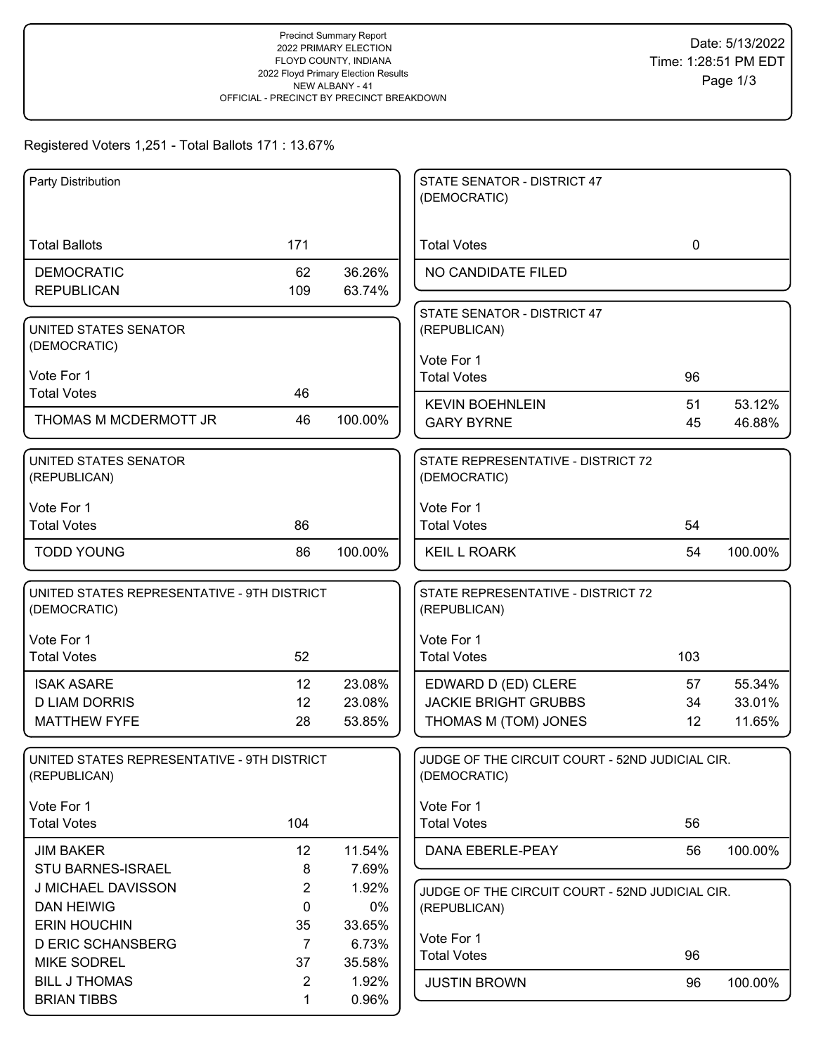Precinct Summary Report
2022 PRIMARY ELECTION
FLOYD COUNTY, INDIANA
2022 Floyd Primary Election Results
NEW ALBANY - 41
OFFICIAL - PRECINCT BY PRECINCT BREAKDOWN

Date: 5/13/2022
Time: 1:28:51 PM EDT

Registered Voters 1,251 - Total Ballots 171 : 13.67%

### Party Distribution

| | | |
|---|---|---|
| Total Ballots | 171 | |
| DEMOCRATIC | 62 | 36.26% |
| REPUBLICAN | 109 | 63.74% |

### UNITED STATES SENATOR (DEMOCRATIC)

Vote For 1

| | | |
|---|---|---|
| Total Votes | 46 | |
| THOMAS M MCDERMOTT JR | 46 | 100.00% |

### UNITED STATES SENATOR (REPUBLICAN)

Vote For 1

| | | |
|---|---|---|
| Total Votes | 86 | |
| TODD YOUNG | 86 | 100.00% |

### UNITED STATES REPRESENTATIVE - 9TH DISTRICT (DEMOCRATIC)

Vote For 1

| | | |
|---|---|---|
| Total Votes | 52 | |
| ISAK ASARE | 12 | 23.08% |
| D LIAM DORRIS | 12 | 23.08% |
| MATTHEW FYFE | 28 | 53.85% |

### UNITED STATES REPRESENTATIVE - 9TH DISTRICT (REPUBLICAN)

Vote For 1

| | | |
|---|---|---|
| Total Votes | 104 | |
| JIM BAKER | 12 | 11.54% |
| STU BARNES-ISRAEL | 8 | 7.69% |
| J MICHAEL DAVISSON | 2 | 1.92% |
| DAN HEIWIG | 0 | 0% |
| ERIN HOUCHIN | 35 | 33.65% |
| D ERIC SCHANSBERG | 7 | 6.73% |
| MIKE SODREL | 37 | 35.58% |
| BILL J THOMAS | 2 | 1.92% |
| BRIAN TIBBS | 1 | 0.96% |

### STATE SENATOR - DISTRICT 47 (DEMOCRATIC)

| | | |
|---|---|---|
| Total Votes | 0 | |
| NO CANDIDATE FILED | | |

### STATE SENATOR - DISTRICT 47 (REPUBLICAN)

Vote For 1

| | | |
|---|---|---|
| Total Votes | 96 | |
| KEVIN BOEHNLEIN | 51 | 53.12% |
| GARY BYRNE | 45 | 46.88% |

### STATE REPRESENTATIVE - DISTRICT 72 (DEMOCRATIC)

Vote For 1

| | | |
|---|---|---|
| Total Votes | 54 | |
| KEIL L ROARK | 54 | 100.00% |

### STATE REPRESENTATIVE - DISTRICT 72 (REPUBLICAN)

Vote For 1

| | | |
|---|---|---|
| Total Votes | 103 | |
| EDWARD D (ED) CLERE | 57 | 55.34% |
| JACKIE BRIGHT GRUBBS | 34 | 33.01% |
| THOMAS M (TOM) JONES | 12 | 11.65% |

### JUDGE OF THE CIRCUIT COURT - 52ND JUDICIAL CIR. (DEMOCRATIC)

Vote For 1

| | | |
|---|---|---|
| Total Votes | 56 | |
| DANA EBERLE-PEAY | 56 | 100.00% |

### JUDGE OF THE CIRCUIT COURT - 52ND JUDICIAL CIR. (REPUBLICAN)

Vote For 1

| | | |
|---|---|---|
| Total Votes | 96 | |
| JUSTIN BROWN | 96 | 100.00% |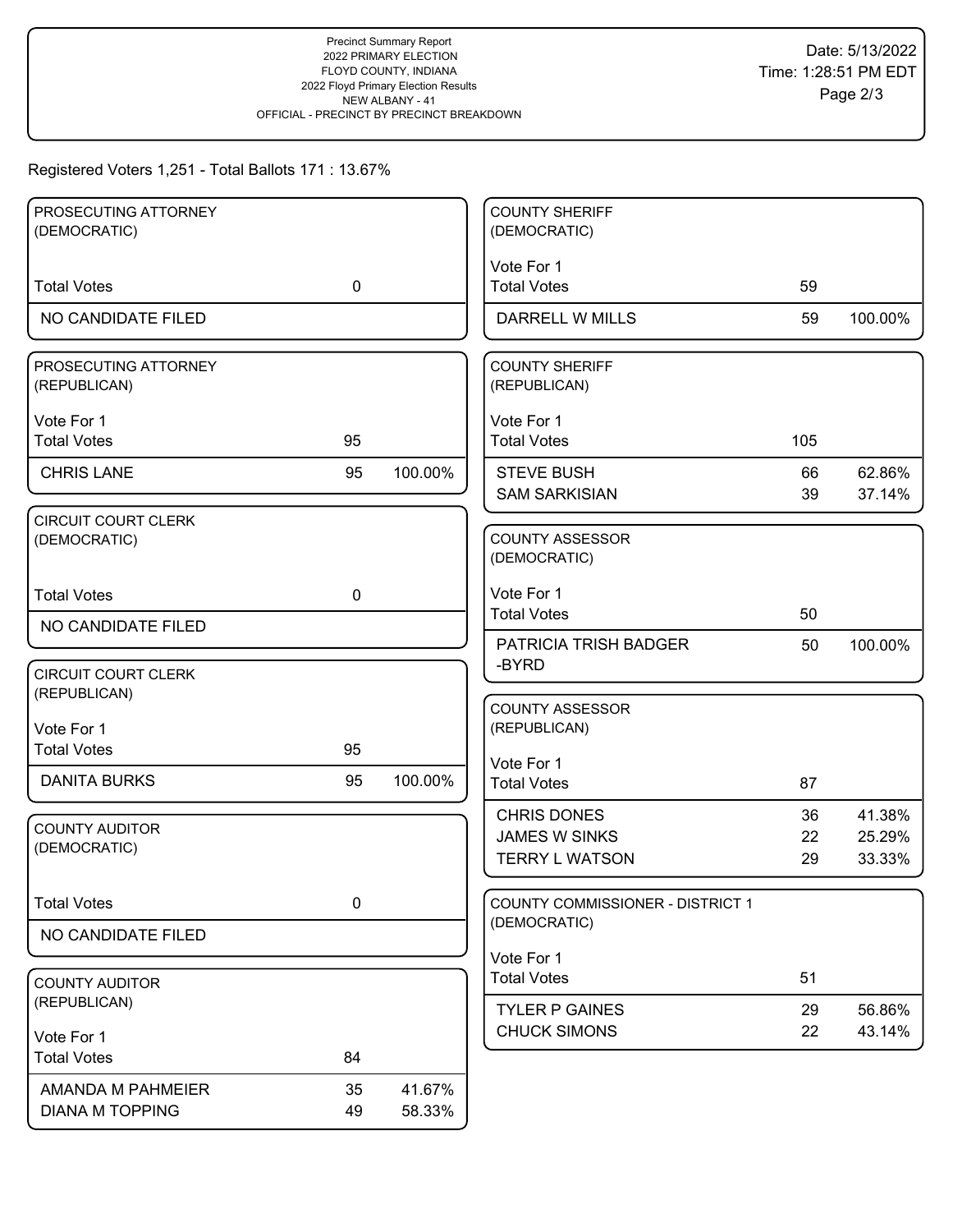Precinct Summary Report
2022 PRIMARY ELECTION
FLOYD COUNTY, INDIANA
2022 Floyd Primary Election Results
NEW ALBANY - 41
OFFICIAL - PRECINCT BY PRECINCT BREAKDOWN

Date: 5/13/2022
Time: 1:28:51 PM EDT

Registered Voters 1,251 - Total Ballots 171 : 13.67%

### PROSECUTING ATTORNEY (DEMOCRATIC)

| | | |
|---|---|---|
| Total Votes | 0 | |
| NO CANDIDATE FILED | | |

### PROSECUTING ATTORNEY (REPUBLICAN)

Vote For 1

| | | |
|---|---|---|
| Total Votes | 95 | |
| CHRIS LANE | 95 | 100.00% |

### CIRCUIT COURT CLERK (DEMOCRATIC)

| | | |
|---|---|---|
| Total Votes | 0 | |
| NO CANDIDATE FILED | | |

### CIRCUIT COURT CLERK (REPUBLICAN)

Vote For 1

| | | |
|---|---|---|
| Total Votes | 95 | |
| DANITA BURKS | 95 | 100.00% |

### COUNTY AUDITOR (DEMOCRATIC)

| | | |
|---|---|---|
| Total Votes | 0 | |
| NO CANDIDATE FILED | | |

### COUNTY AUDITOR (REPUBLICAN)

Vote For 1

| | | |
|---|---|---|
| Total Votes | 84 | |
| AMANDA M PAHMEIER | 35 | 41.67% |
| DIANA M TOPPING | 49 | 58.33% |

### COUNTY SHERIFF (DEMOCRATIC)

Vote For 1

| | | |
|---|---|---|
| Total Votes | 59 | |
| DARRELL W MILLS | 59 | 100.00% |

### COUNTY SHERIFF (REPUBLICAN)

Vote For 1

| | | |
|---|---|---|
| Total Votes | 105 | |
| STEVE BUSH | 66 | 62.86% |
| SAM SARKISIAN | 39 | 37.14% |

### COUNTY ASSESSOR (DEMOCRATIC)

Vote For 1

| | | |
|---|---|---|
| Total Votes | 50 | |
| PATRICIA TRISH BADGER -BYRD | 50 | 100.00% |

### COUNTY ASSESSOR (REPUBLICAN)

Vote For 1

| | | |
|---|---|---|
| Total Votes | 87 | |
| CHRIS DONES | 36 | 41.38% |
| JAMES W SINKS | 22 | 25.29% |
| TERRY L WATSON | 29 | 33.33% |

### COUNTY COMMISSIONER - DISTRICT 1 (DEMOCRATIC)

Vote For 1

| | | |
|---|---|---|
| Total Votes | 51 | |
| TYLER P GAINES | 29 | 56.86% |
| CHUCK SIMONS | 22 | 43.14% |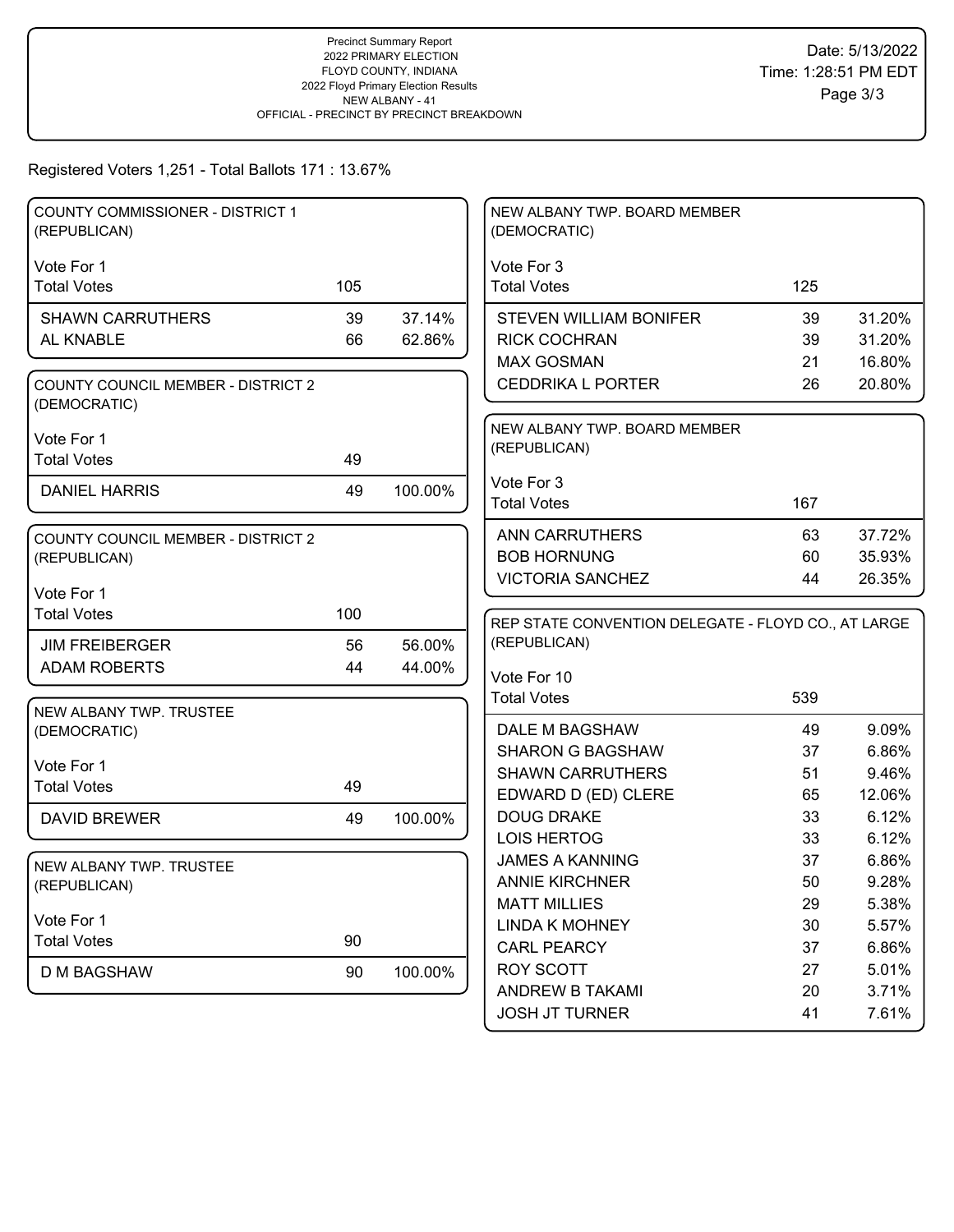Precinct Summary Report
2022 PRIMARY ELECTION
FLOYD COUNTY, INDIANA
2022 Floyd Primary Election Results
NEW ALBANY - 41
OFFICIAL - PRECINCT BY PRECINCT BREAKDOWN

Date: 5/13/2022
Time: 1:28:51 PM EDT

Registered Voters 1,251 - Total Ballots 171 : 13.67%

### COUNTY COMMISSIONER - DISTRICT 1 (REPUBLICAN)

Vote For 1

| | Votes | % |
|---|---|---|
| Total Votes | 105 | |
| SHAWN CARRUTHERS | 39 | 37.14% |
| AL KNABLE | 66 | 62.86% |

### COUNTY COUNCIL MEMBER - DISTRICT 2 (DEMOCRATIC)

Vote For 1

| | Votes | % |
|---|---|---|
| Total Votes | 49 | |
| DANIEL HARRIS | 49 | 100.00% |

### COUNTY COUNCIL MEMBER - DISTRICT 2 (REPUBLICAN)

Vote For 1

| | Votes | % |
|---|---|---|
| Total Votes | 100 | |
| JIM FREIBERGER | 56 | 56.00% |
| ADAM ROBERTS | 44 | 44.00% |

### NEW ALBANY TWP. TRUSTEE (DEMOCRATIC)

Vote For 1

| | Votes | % |
|---|---|---|
| Total Votes | 49 | |
| DAVID BREWER | 49 | 100.00% |

### NEW ALBANY TWP. TRUSTEE (REPUBLICAN)

Vote For 1

| | Votes | % |
|---|---|---|
| Total Votes | 90 | |
| D M BAGSHAW | 90 | 100.00% |

### NEW ALBANY TWP. BOARD MEMBER (DEMOCRATIC)

Vote For 3

| | Votes | % |
|---|---|---|
| Total Votes | 125 | |
| STEVEN WILLIAM BONIFER | 39 | 31.20% |
| RICK COCHRAN | 39 | 31.20% |
| MAX GOSMAN | 21 | 16.80% |
| CEDDRIKA L PORTER | 26 | 20.80% |

### NEW ALBANY TWP. BOARD MEMBER (REPUBLICAN)

Vote For 3

| | Votes | % |
|---|---|---|
| Total Votes | 167 | |
| ANN CARRUTHERS | 63 | 37.72% |
| BOB HORNUNG | 60 | 35.93% |
| VICTORIA SANCHEZ | 44 | 26.35% |

### REP STATE CONVENTION DELEGATE - FLOYD CO., AT LARGE (REPUBLICAN)

Vote For 10

| | Votes | % |
|---|---|---|
| Total Votes | 539 | |
| DALE M BAGSHAW | 49 | 9.09% |
| SHARON G BAGSHAW | 37 | 6.86% |
| SHAWN CARRUTHERS | 51 | 9.46% |
| EDWARD D (ED) CLERE | 65 | 12.06% |
| DOUG DRAKE | 33 | 6.12% |
| LOIS HERTOG | 33 | 6.12% |
| JAMES A KANNING | 37 | 6.86% |
| ANNIE KIRCHNER | 50 | 9.28% |
| MATT MILLIES | 29 | 5.38% |
| LINDA K MOHNEY | 30 | 5.57% |
| CARL PEARCY | 37 | 6.86% |
| ROY SCOTT | 27 | 5.01% |
| ANDREW B TAKAMI | 20 | 3.71% |
| JOSH JT TURNER | 41 | 7.61% |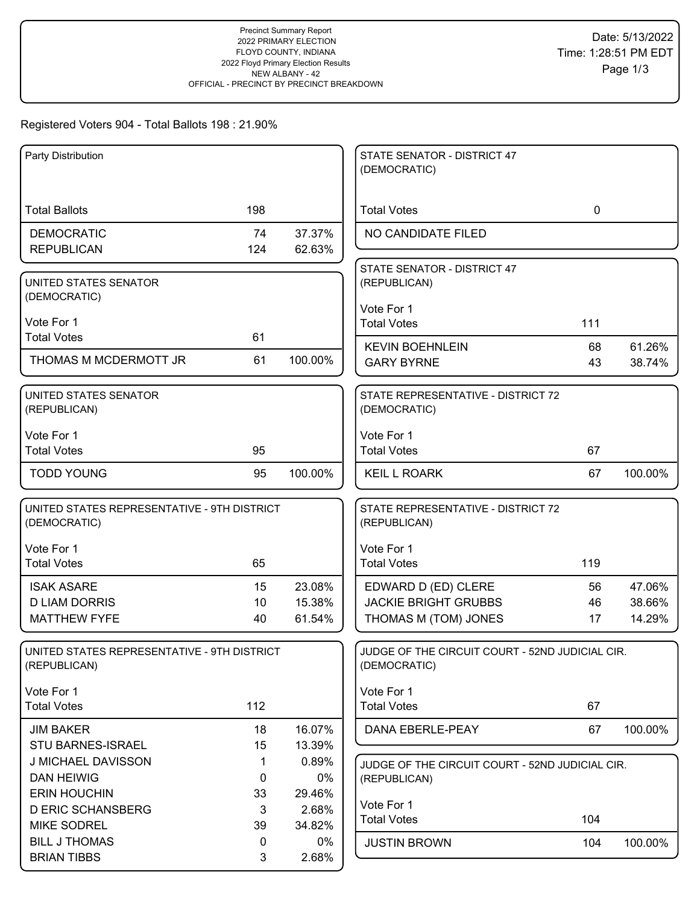Precinct Summary Report
2022 PRIMARY ELECTION
FLOYD COUNTY, INDIANA
2022 Floyd Primary Election Results
NEW ALBANY - 42
OFFICIAL - PRECINCT BY PRECINCT BREAKDOWN

Date: 5/13/2022
Time: 1:28:51 PM EDT

Registered Voters 904 - Total Ballots 198 : 21.90%

**Party Distribution**

| | | |
|---|---|---|
| Total Ballots | 198 | |
| DEMOCRATIC | 74 | 37.37% |
| REPUBLICAN | 124 | 62.63% |

**UNITED STATES SENATOR (DEMOCRATIC)**

Vote For 1

| | | |
|---|---|---|
| Total Votes | 61 | |
| THOMAS M MCDERMOTT JR | 61 | 100.00% |

**UNITED STATES SENATOR (REPUBLICAN)**

Vote For 1

| | | |
|---|---|---|
| Total Votes | 95 | |
| TODD YOUNG | 95 | 100.00% |

**UNITED STATES REPRESENTATIVE - 9TH DISTRICT (DEMOCRATIC)**

Vote For 1

| | | |
|---|---|---|
| Total Votes | 65 | |
| ISAK ASARE | 15 | 23.08% |
| D LIAM DORRIS | 10 | 15.38% |
| MATTHEW FYFE | 40 | 61.54% |

**UNITED STATES REPRESENTATIVE - 9TH DISTRICT (REPUBLICAN)**

Vote For 1

| | | |
|---|---|---|
| Total Votes | 112 | |
| JIM BAKER | 18 | 16.07% |
| STU BARNES-ISRAEL | 15 | 13.39% |
| J MICHAEL DAVISSON | 1 | 0.89% |
| DAN HEIWIG | 0 | 0% |
| ERIN HOUCHIN | 33 | 29.46% |
| D ERIC SCHANSBERG | 3 | 2.68% |
| MIKE SODREL | 39 | 34.82% |
| BILL J THOMAS | 0 | 0% |
| BRIAN TIBBS | 3 | 2.68% |

**STATE SENATOR - DISTRICT 47 (DEMOCRATIC)**

| | | |
|---|---|---|
| Total Votes | 0 | |
| NO CANDIDATE FILED | | |

**STATE SENATOR - DISTRICT 47 (REPUBLICAN)**

Vote For 1

| | | |
|---|---|---|
| Total Votes | 111 | |
| KEVIN BOEHNLEIN | 68 | 61.26% |
| GARY BYRNE | 43 | 38.74% |

**STATE REPRESENTATIVE - DISTRICT 72 (DEMOCRATIC)**

Vote For 1

| | | |
|---|---|---|
| Total Votes | 67 | |
| KEIL L ROARK | 67 | 100.00% |

**STATE REPRESENTATIVE - DISTRICT 72 (REPUBLICAN)**

Vote For 1

| | | |
|---|---|---|
| Total Votes | 119 | |
| EDWARD D (ED) CLERE | 56 | 47.06% |
| JACKIE BRIGHT GRUBBS | 46 | 38.66% |
| THOMAS M (TOM) JONES | 17 | 14.29% |

**JUDGE OF THE CIRCUIT COURT - 52ND JUDICIAL CIR. (DEMOCRATIC)**

Vote For 1

| | | |
|---|---|---|
| Total Votes | 67 | |
| DANA EBERLE-PEAY | 67 | 100.00% |

**JUDGE OF THE CIRCUIT COURT - 52ND JUDICIAL CIR. (REPUBLICAN)**

Vote For 1

| | | |
|---|---|---|
| Total Votes | 104 | |
| JUSTIN BROWN | 104 | 100.00% |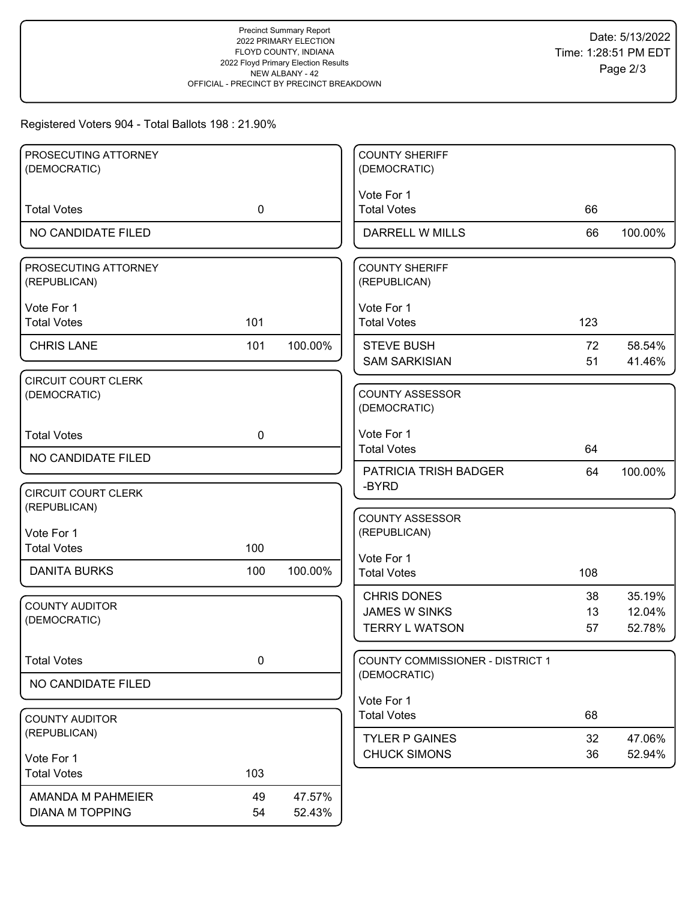Precinct Summary Report
2022 PRIMARY ELECTION
FLOYD COUNTY, INDIANA
2022 Floyd Primary Election Results
NEW ALBANY - 42
OFFICIAL - PRECINCT BY PRECINCT BREAKDOWN

Date: 5/13/2022
Time: 1:28:51 PM EDT

Registered Voters 904 - Total Ballots 198 : 21.90%

**PROSECUTING ATTORNEY (DEMOCRATIC)**

| | Votes | % |
|---|---|---|
| Total Votes | 0 | |
| NO CANDIDATE FILED | | |

**PROSECUTING ATTORNEY (REPUBLICAN)**

Vote For 1

| | Votes | % |
|---|---|---|
| Total Votes | 101 | |
| CHRIS LANE | 101 | 100.00% |

**CIRCUIT COURT CLERK (DEMOCRATIC)**

| | Votes | % |
|---|---|---|
| Total Votes | 0 | |
| NO CANDIDATE FILED | | |

**CIRCUIT COURT CLERK (REPUBLICAN)**

Vote For 1

| | Votes | % |
|---|---|---|
| Total Votes | 100 | |
| DANITA BURKS | 100 | 100.00% |

**COUNTY AUDITOR (DEMOCRATIC)**

| | Votes | % |
|---|---|---|
| Total Votes | 0 | |
| NO CANDIDATE FILED | | |

**COUNTY AUDITOR (REPUBLICAN)**

Vote For 1

| | Votes | % |
|---|---|---|
| Total Votes | 103 | |
| AMANDA M PAHMEIER | 49 | 47.57% |
| DIANA M TOPPING | 54 | 52.43% |

**COUNTY SHERIFF (DEMOCRATIC)**

Vote For 1

| | Votes | % |
|---|---|---|
| Total Votes | 66 | |
| DARRELL W MILLS | 66 | 100.00% |

**COUNTY SHERIFF (REPUBLICAN)**

Vote For 1

| | Votes | % |
|---|---|---|
| Total Votes | 123 | |
| STEVE BUSH | 72 | 58.54% |
| SAM SARKISIAN | 51 | 41.46% |

**COUNTY ASSESSOR (DEMOCRATIC)**

Vote For 1

| | Votes | % |
|---|---|---|
| Total Votes | 64 | |
| PATRICIA TRISH BADGER-BYRD | 64 | 100.00% |

**COUNTY ASSESSOR (REPUBLICAN)**

Vote For 1

| | Votes | % |
|---|---|---|
| Total Votes | 108 | |
| CHRIS DONES | 38 | 35.19% |
| JAMES W SINKS | 13 | 12.04% |
| TERRY L WATSON | 57 | 52.78% |

**COUNTY COMMISSIONER - DISTRICT 1 (DEMOCRATIC)**

Vote For 1

| | Votes | % |
|---|---|---|
| Total Votes | 68 | |
| TYLER P GAINES | 32 | 47.06% |
| CHUCK SIMONS | 36 | 52.94% |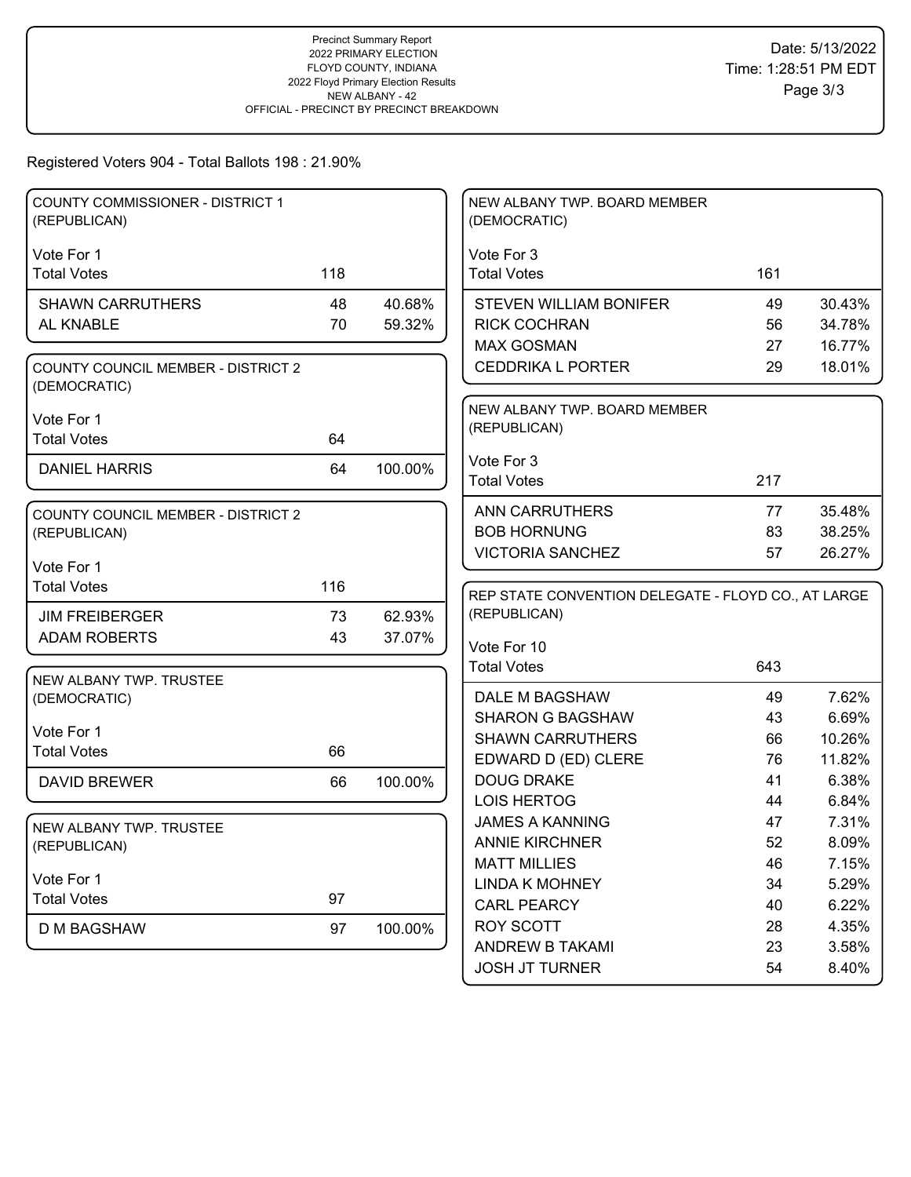Precinct Summary Report
2022 PRIMARY ELECTION
FLOYD COUNTY, INDIANA
2022 Floyd Primary Election Results
NEW ALBANY - 42
OFFICIAL - PRECINCT BY PRECINCT BREAKDOWN

Date: 5/13/2022
Time: 1:28:51 PM EDT

Registered Voters 904 - Total Ballots 198 : 21.90%

### COUNTY COMMISSIONER - DISTRICT 1 (REPUBLICAN)

Vote For 1

| | | |
|---|---|---|
| Total Votes | 118 | |
| SHAWN CARRUTHERS | 48 | 40.68% |
| AL KNABLE | 70 | 59.32% |

### COUNTY COUNCIL MEMBER - DISTRICT 2 (DEMOCRATIC)

Vote For 1

| | | |
|---|---|---|
| Total Votes | 64 | |
| DANIEL HARRIS | 64 | 100.00% |

### COUNTY COUNCIL MEMBER - DISTRICT 2 (REPUBLICAN)

Vote For 1

| | | |
|---|---|---|
| Total Votes | 116 | |
| JIM FREIBERGER | 73 | 62.93% |
| ADAM ROBERTS | 43 | 37.07% |

### NEW ALBANY TWP. TRUSTEE (DEMOCRATIC)

Vote For 1

| | | |
|---|---|---|
| Total Votes | 66 | |
| DAVID BREWER | 66 | 100.00% |

### NEW ALBANY TWP. TRUSTEE (REPUBLICAN)

Vote For 1

| | | |
|---|---|---|
| Total Votes | 97 | |
| D M BAGSHAW | 97 | 100.00% |

### NEW ALBANY TWP. BOARD MEMBER (DEMOCRATIC)

Vote For 3

| | | |
|---|---|---|
| Total Votes | 161 | |
| STEVEN WILLIAM BONIFER | 49 | 30.43% |
| RICK COCHRAN | 56 | 34.78% |
| MAX GOSMAN | 27 | 16.77% |
| CEDDRIKA L PORTER | 29 | 18.01% |

### NEW ALBANY TWP. BOARD MEMBER (REPUBLICAN)

Vote For 3

| | | |
|---|---|---|
| Total Votes | 217 | |
| ANN CARRUTHERS | 77 | 35.48% |
| BOB HORNUNG | 83 | 38.25% |
| VICTORIA SANCHEZ | 57 | 26.27% |

### REP STATE CONVENTION DELEGATE - FLOYD CO., AT LARGE (REPUBLICAN)

Vote For 10

| | | |
|---|---|---|
| Total Votes | 643 | |
| DALE M BAGSHAW | 49 | 7.62% |
| SHARON G BAGSHAW | 43 | 6.69% |
| SHAWN CARRUTHERS | 66 | 10.26% |
| EDWARD D (ED) CLERE | 76 | 11.82% |
| DOUG DRAKE | 41 | 6.38% |
| LOIS HERTOG | 44 | 6.84% |
| JAMES A KANNING | 47 | 7.31% |
| ANNIE KIRCHNER | 52 | 8.09% |
| MATT MILLIES | 46 | 7.15% |
| LINDA K MOHNEY | 34 | 5.29% |
| CARL PEARCY | 40 | 6.22% |
| ROY SCOTT | 28 | 4.35% |
| ANDREW B TAKAMI | 23 | 3.58% |
| JOSH JT TURNER | 54 | 8.40% |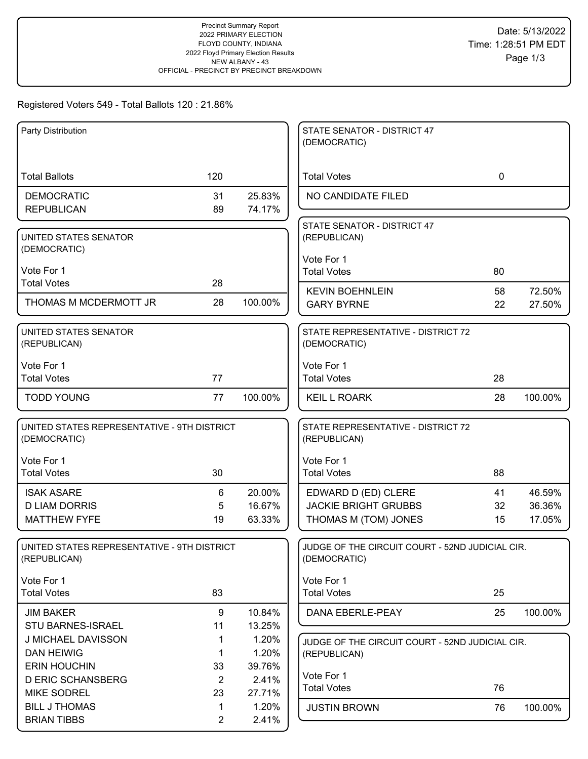Precinct Summary Report
2022 PRIMARY ELECTION
FLOYD COUNTY, INDIANA
2022 Floyd Primary Election Results
NEW ALBANY - 43
OFFICIAL - PRECINCT BY PRECINCT BREAKDOWN

Date: 5/13/2022
Time: 1:28:51 PM EDT

Registered Voters 549 - Total Ballots 120 : 21.86%

**Party Distribution**

| | | |
|---|---|---|
| Total Ballots | 120 | |
| DEMOCRATIC | 31 | 25.83% |
| REPUBLICAN | 89 | 74.17% |

**UNITED STATES SENATOR (DEMOCRATIC)**

Vote For 1

| | | |
|---|---|---|
| Total Votes | 28 | |
| THOMAS M MCDERMOTT JR | 28 | 100.00% |

**UNITED STATES SENATOR (REPUBLICAN)**

Vote For 1

| | | |
|---|---|---|
| Total Votes | 77 | |
| TODD YOUNG | 77 | 100.00% |

**UNITED STATES REPRESENTATIVE - 9TH DISTRICT (DEMOCRATIC)**

Vote For 1

| | | |
|---|---|---|
| Total Votes | 30 | |
| ISAK ASARE | 6 | 20.00% |
| D LIAM DORRIS | 5 | 16.67% |
| MATTHEW FYFE | 19 | 63.33% |

**UNITED STATES REPRESENTATIVE - 9TH DISTRICT (REPUBLICAN)**

Vote For 1

| | | |
|---|---|---|
| Total Votes | 83 | |
| JIM BAKER | 9 | 10.84% |
| STU BARNES-ISRAEL | 11 | 13.25% |
| J MICHAEL DAVISSON | 1 | 1.20% |
| DAN HEIWIG | 1 | 1.20% |
| ERIN HOUCHIN | 33 | 39.76% |
| D ERIC SCHANSBERG | 2 | 2.41% |
| MIKE SODREL | 23 | 27.71% |
| BILL J THOMAS | 1 | 1.20% |
| BRIAN TIBBS | 2 | 2.41% |

**STATE SENATOR - DISTRICT 47 (DEMOCRATIC)**

| | | |
|---|---|---|
| Total Votes | 0 | |
| NO CANDIDATE FILED | | |

**STATE SENATOR - DISTRICT 47 (REPUBLICAN)**

Vote For 1

| | | |
|---|---|---|
| Total Votes | 80 | |
| KEVIN BOEHNLEIN | 58 | 72.50% |
| GARY BYRNE | 22 | 27.50% |

**STATE REPRESENTATIVE - DISTRICT 72 (DEMOCRATIC)**

Vote For 1

| | | |
|---|---|---|
| Total Votes | 28 | |
| KEIL L ROARK | 28 | 100.00% |

**STATE REPRESENTATIVE - DISTRICT 72 (REPUBLICAN)**

Vote For 1

| | | |
|---|---|---|
| Total Votes | 88 | |
| EDWARD D (ED) CLERE | 41 | 46.59% |
| JACKIE BRIGHT GRUBBS | 32 | 36.36% |
| THOMAS M (TOM) JONES | 15 | 17.05% |

**JUDGE OF THE CIRCUIT COURT - 52ND JUDICIAL CIR. (DEMOCRATIC)**

Vote For 1

| | | |
|---|---|---|
| Total Votes | 25 | |
| DANA EBERLE-PEAY | 25 | 100.00% |

**JUDGE OF THE CIRCUIT COURT - 52ND JUDICIAL CIR. (REPUBLICAN)**

Vote For 1

| | | |
|---|---|---|
| Total Votes | 76 | |
| JUSTIN BROWN | 76 | 100.00% |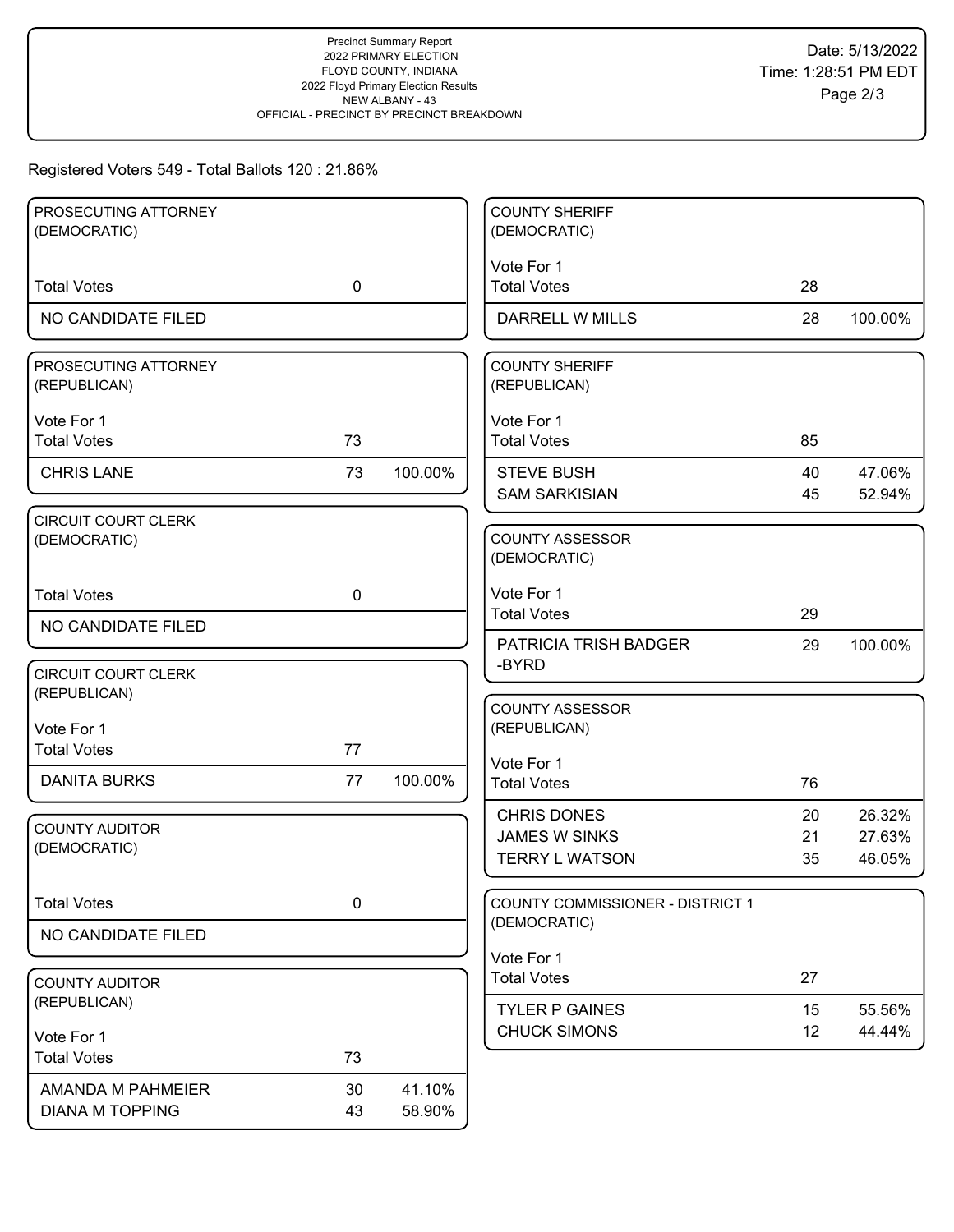Precinct Summary Report
2022 PRIMARY ELECTION
FLOYD COUNTY, INDIANA
2022 Floyd Primary Election Results
NEW ALBANY - 43
OFFICIAL - PRECINCT BY PRECINCT BREAKDOWN

Date: 5/13/2022
Time: 1:28:51 PM EDT

Registered Voters 549 - Total Ballots 120 : 21.86%

### PROSECUTING ATTORNEY (DEMOCRATIC)

| | | |
|---|---|---|
| Total Votes | 0 | |
| NO CANDIDATE FILED | | |

### PROSECUTING ATTORNEY (REPUBLICAN)

Vote For 1

| | | |
|---|---|---|
| Total Votes | 73 | |
| CHRIS LANE | 73 | 100.00% |

### CIRCUIT COURT CLERK (DEMOCRATIC)

| | | |
|---|---|---|
| Total Votes | 0 | |
| NO CANDIDATE FILED | | |

### CIRCUIT COURT CLERK (REPUBLICAN)

Vote For 1

| | | |
|---|---|---|
| Total Votes | 77 | |
| DANITA BURKS | 77 | 100.00% |

### COUNTY AUDITOR (DEMOCRATIC)

| | | |
|---|---|---|
| Total Votes | 0 | |
| NO CANDIDATE FILED | | |

### COUNTY AUDITOR (REPUBLICAN)

Vote For 1

| | | |
|---|---|---|
| Total Votes | 73 | |
| AMANDA M PAHMEIER | 30 | 41.10% |
| DIANA M TOPPING | 43 | 58.90% |

### COUNTY SHERIFF (DEMOCRATIC)

Vote For 1

| | | |
|---|---|---|
| Total Votes | 28 | |
| DARRELL W MILLS | 28 | 100.00% |

### COUNTY SHERIFF (REPUBLICAN)

Vote For 1

| | | |
|---|---|---|
| Total Votes | 85 | |
| STEVE BUSH | 40 | 47.06% |
| SAM SARKISIAN | 45 | 52.94% |

### COUNTY ASSESSOR (DEMOCRATIC)

Vote For 1

| | | |
|---|---|---|
| Total Votes | 29 | |
| PATRICIA TRISH BADGER -BYRD | 29 | 100.00% |

### COUNTY ASSESSOR (REPUBLICAN)

Vote For 1

| | | |
|---|---|---|
| Total Votes | 76 | |
| CHRIS DONES | 20 | 26.32% |
| JAMES W SINKS | 21 | 27.63% |
| TERRY L WATSON | 35 | 46.05% |

### COUNTY COMMISSIONER - DISTRICT 1 (DEMOCRATIC)

Vote For 1

| | | |
|---|---|---|
| Total Votes | 27 | |
| TYLER P GAINES | 15 | 55.56% |
| CHUCK SIMONS | 12 | 44.44% |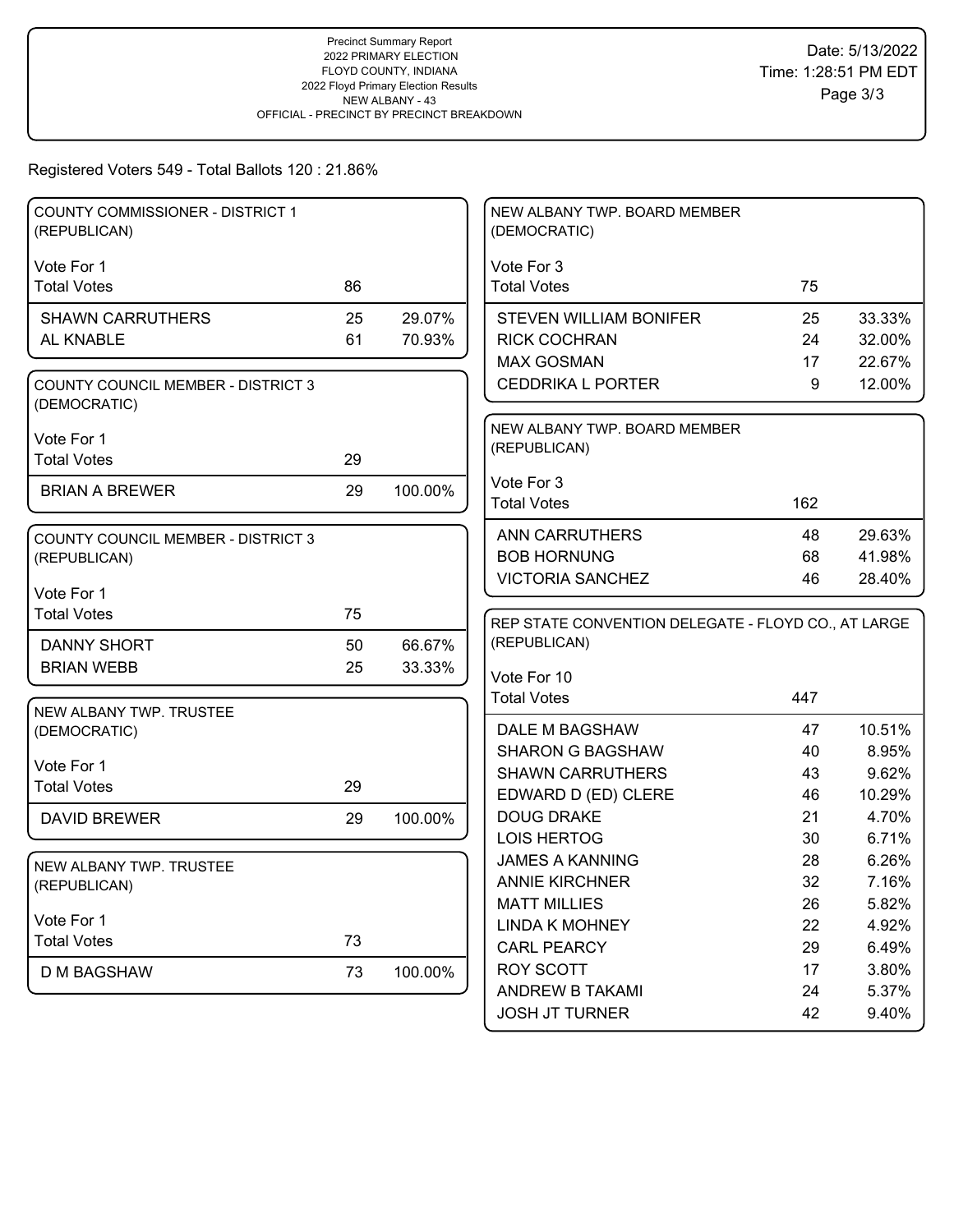Precinct Summary Report
2022 PRIMARY ELECTION
FLOYD COUNTY, INDIANA
2022 Floyd Primary Election Results
NEW ALBANY - 43
OFFICIAL - PRECINCT BY PRECINCT BREAKDOWN

Date: 5/13/2022
Time: 1:28:51 PM EDT

Registered Voters 549 - Total Ballots 120 : 21.86%

### COUNTY COMMISSIONER - DISTRICT 1 (REPUBLICAN)

Vote For 1

| Total Votes | 86 | |
|---|---|---|
| SHAWN CARRUTHERS | 25 | 29.07% |
| AL KNABLE | 61 | 70.93% |

### COUNTY COUNCIL MEMBER - DISTRICT 3 (DEMOCRATIC)

Vote For 1

| Total Votes | 29 | |
|---|---|---|
| BRIAN A BREWER | 29 | 100.00% |

### COUNTY COUNCIL MEMBER - DISTRICT 3 (REPUBLICAN)

Vote For 1

| Total Votes | 75 | |
|---|---|---|
| DANNY SHORT | 50 | 66.67% |
| BRIAN WEBB | 25 | 33.33% |

### NEW ALBANY TWP. TRUSTEE (DEMOCRATIC)

Vote For 1

| Total Votes | 29 | |
|---|---|---|
| DAVID BREWER | 29 | 100.00% |

### NEW ALBANY TWP. TRUSTEE (REPUBLICAN)

Vote For 1

| Total Votes | 73 | |
|---|---|---|
| D M BAGSHAW | 73 | 100.00% |

### NEW ALBANY TWP. BOARD MEMBER (DEMOCRATIC)

Vote For 3

| Total Votes | 75 | |
|---|---|---|
| STEVEN WILLIAM BONIFER | 25 | 33.33% |
| RICK COCHRAN | 24 | 32.00% |
| MAX GOSMAN | 17 | 22.67% |
| CEDDRIKA L PORTER | 9 | 12.00% |

### NEW ALBANY TWP. BOARD MEMBER (REPUBLICAN)

Vote For 3

| Total Votes | 162 | |
|---|---|---|
| ANN CARRUTHERS | 48 | 29.63% |
| BOB HORNUNG | 68 | 41.98% |
| VICTORIA SANCHEZ | 46 | 28.40% |

### REP STATE CONVENTION DELEGATE - FLOYD CO., AT LARGE (REPUBLICAN)

Vote For 10

| Total Votes | 447 | |
|---|---|---|
| DALE M BAGSHAW | 47 | 10.51% |
| SHARON G BAGSHAW | 40 | 8.95% |
| SHAWN CARRUTHERS | 43 | 9.62% |
| EDWARD D (ED) CLERE | 46 | 10.29% |
| DOUG DRAKE | 21 | 4.70% |
| LOIS HERTOG | 30 | 6.71% |
| JAMES A KANNING | 28 | 6.26% |
| ANNIE KIRCHNER | 32 | 7.16% |
| MATT MILLIES | 26 | 5.82% |
| LINDA K MOHNEY | 22 | 4.92% |
| CARL PEARCY | 29 | 6.49% |
| ROY SCOTT | 17 | 3.80% |
| ANDREW B TAKAMI | 24 | 5.37% |
| JOSH JT TURNER | 42 | 9.40% |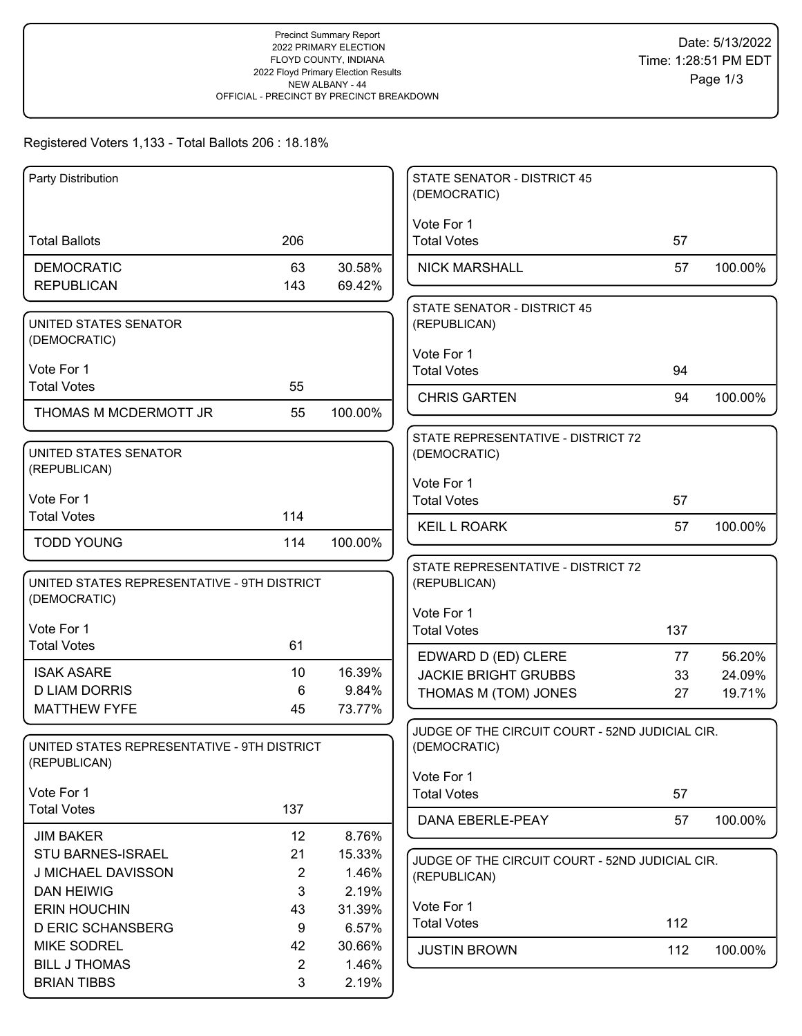Precinct Summary Report
2022 PRIMARY ELECTION
FLOYD COUNTY, INDIANA
2022 Floyd Primary Election Results
NEW ALBANY - 44
OFFICIAL - PRECINCT BY PRECINCT BREAKDOWN

Date: 5/13/2022
Time: 1:28:51 PM EDT

Registered Voters 1,133 - Total Ballots 206 : 18.18%

### Party Distribution

| | | |
|---|---|---|
| Total Ballots | 206 | |
| DEMOCRATIC | 63 | 30.58% |
| REPUBLICAN | 143 | 69.42% |

### UNITED STATES SENATOR (DEMOCRATIC)

Vote For 1

| | | |
|---|---|---|
| Total Votes | 55 | |
| THOMAS M MCDERMOTT JR | 55 | 100.00% |

### UNITED STATES SENATOR (REPUBLICAN)

Vote For 1

| | | |
|---|---|---|
| Total Votes | 114 | |
| TODD YOUNG | 114 | 100.00% |

### UNITED STATES REPRESENTATIVE - 9TH DISTRICT (DEMOCRATIC)

Vote For 1

| | | |
|---|---|---|
| Total Votes | 61 | |
| ISAK ASARE | 10 | 16.39% |
| D LIAM DORRIS | 6 | 9.84% |
| MATTHEW FYFE | 45 | 73.77% |

### UNITED STATES REPRESENTATIVE - 9TH DISTRICT (REPUBLICAN)

Vote For 1

| | | |
|---|---|---|
| Total Votes | 137 | |
| JIM BAKER | 12 | 8.76% |
| STU BARNES-ISRAEL | 21 | 15.33% |
| J MICHAEL DAVISSON | 2 | 1.46% |
| DAN HEIWIG | 3 | 2.19% |
| ERIN HOUCHIN | 43 | 31.39% |
| D ERIC SCHANSBERG | 9 | 6.57% |
| MIKE SODREL | 42 | 30.66% |
| BILL J THOMAS | 2 | 1.46% |
| BRIAN TIBBS | 3 | 2.19% |

### STATE SENATOR - DISTRICT 45 (DEMOCRATIC)

Vote For 1

| | | |
|---|---|---|
| Total Votes | 57 | |
| NICK MARSHALL | 57 | 100.00% |

### STATE SENATOR - DISTRICT 45 (REPUBLICAN)

Vote For 1

| | | |
|---|---|---|
| Total Votes | 94 | |
| CHRIS GARTEN | 94 | 100.00% |

### STATE REPRESENTATIVE - DISTRICT 72 (DEMOCRATIC)

Vote For 1

| | | |
|---|---|---|
| Total Votes | 57 | |
| KEIL L ROARK | 57 | 100.00% |

### STATE REPRESENTATIVE - DISTRICT 72 (REPUBLICAN)

Vote For 1

| | | |
|---|---|---|
| Total Votes | 137 | |
| EDWARD D (ED) CLERE | 77 | 56.20% |
| JACKIE BRIGHT GRUBBS | 33 | 24.09% |
| THOMAS M (TOM) JONES | 27 | 19.71% |

### JUDGE OF THE CIRCUIT COURT - 52ND JUDICIAL CIR. (DEMOCRATIC)

Vote For 1

| | | |
|---|---|---|
| Total Votes | 57 | |
| DANA EBERLE-PEAY | 57 | 100.00% |

### JUDGE OF THE CIRCUIT COURT - 52ND JUDICIAL CIR. (REPUBLICAN)

Vote For 1

| | | |
|---|---|---|
| Total Votes | 112 | |
| JUSTIN BROWN | 112 | 100.00% |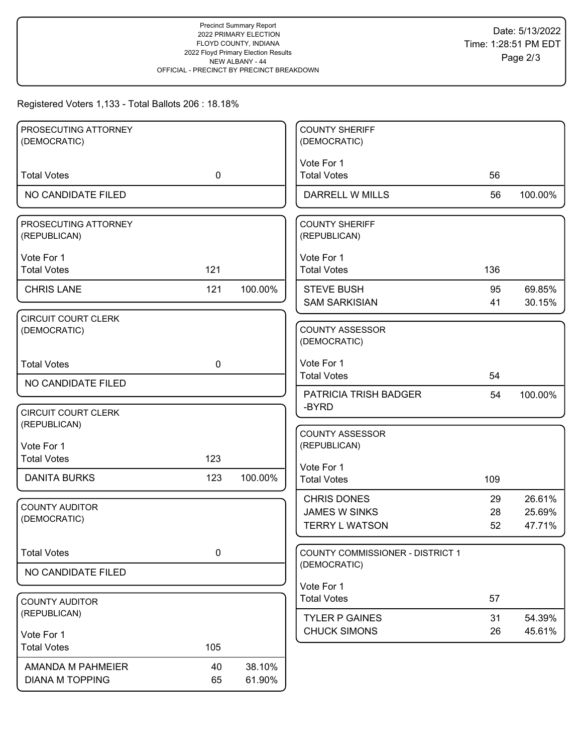Precinct Summary Report
2022 PRIMARY ELECTION
FLOYD COUNTY, INDIANA
2022 Floyd Primary Election Results
NEW ALBANY - 44
OFFICIAL - PRECINCT BY PRECINCT BREAKDOWN

Date: 5/13/2022
Time: 1:28:51 PM EDT

Registered Voters 1,133 - Total Ballots 206 : 18.18%

### PROSECUTING ATTORNEY (DEMOCRATIC)

| Total Votes | 0 | |
|---|---|---|
| NO CANDIDATE FILED | | |

### PROSECUTING ATTORNEY (REPUBLICAN)

Vote For 1

| Total Votes | 121 | |
|---|---|---|
| CHRIS LANE | 121 | 100.00% |

### CIRCUIT COURT CLERK (DEMOCRATIC)

| Total Votes | 0 | |
|---|---|---|
| NO CANDIDATE FILED | | |

### CIRCUIT COURT CLERK (REPUBLICAN)

Vote For 1

| Total Votes | 123 | |
|---|---|---|
| DANITA BURKS | 123 | 100.00% |

### COUNTY AUDITOR (DEMOCRATIC)

| Total Votes | 0 | |
|---|---|---|
| NO CANDIDATE FILED | | |

### COUNTY AUDITOR (REPUBLICAN)

Vote For 1

| Total Votes | 105 | |
|---|---|---|
| AMANDA M PAHMEIER | 40 | 38.10% |
| DIANA M TOPPING | 65 | 61.90% |

### COUNTY SHERIFF (DEMOCRATIC)

Vote For 1

| Total Votes | 56 | |
|---|---|---|
| DARRELL W MILLS | 56 | 100.00% |

### COUNTY SHERIFF (REPUBLICAN)

Vote For 1

| Total Votes | 136 | |
|---|---|---|
| STEVE BUSH | 95 | 69.85% |
| SAM SARKISIAN | 41 | 30.15% |

### COUNTY ASSESSOR (DEMOCRATIC)

Vote For 1

| Total Votes | 54 | |
|---|---|---|
| PATRICIA TRISH BADGER -BYRD | 54 | 100.00% |

### COUNTY ASSESSOR (REPUBLICAN)

Vote For 1

| Total Votes | 109 | |
|---|---|---|
| CHRIS DONES | 29 | 26.61% |
| JAMES W SINKS | 28 | 25.69% |
| TERRY L WATSON | 52 | 47.71% |

### COUNTY COMMISSIONER - DISTRICT 1 (DEMOCRATIC)

Vote For 1

| Total Votes | 57 | |
|---|---|---|
| TYLER P GAINES | 31 | 54.39% |
| CHUCK SIMONS | 26 | 45.61% |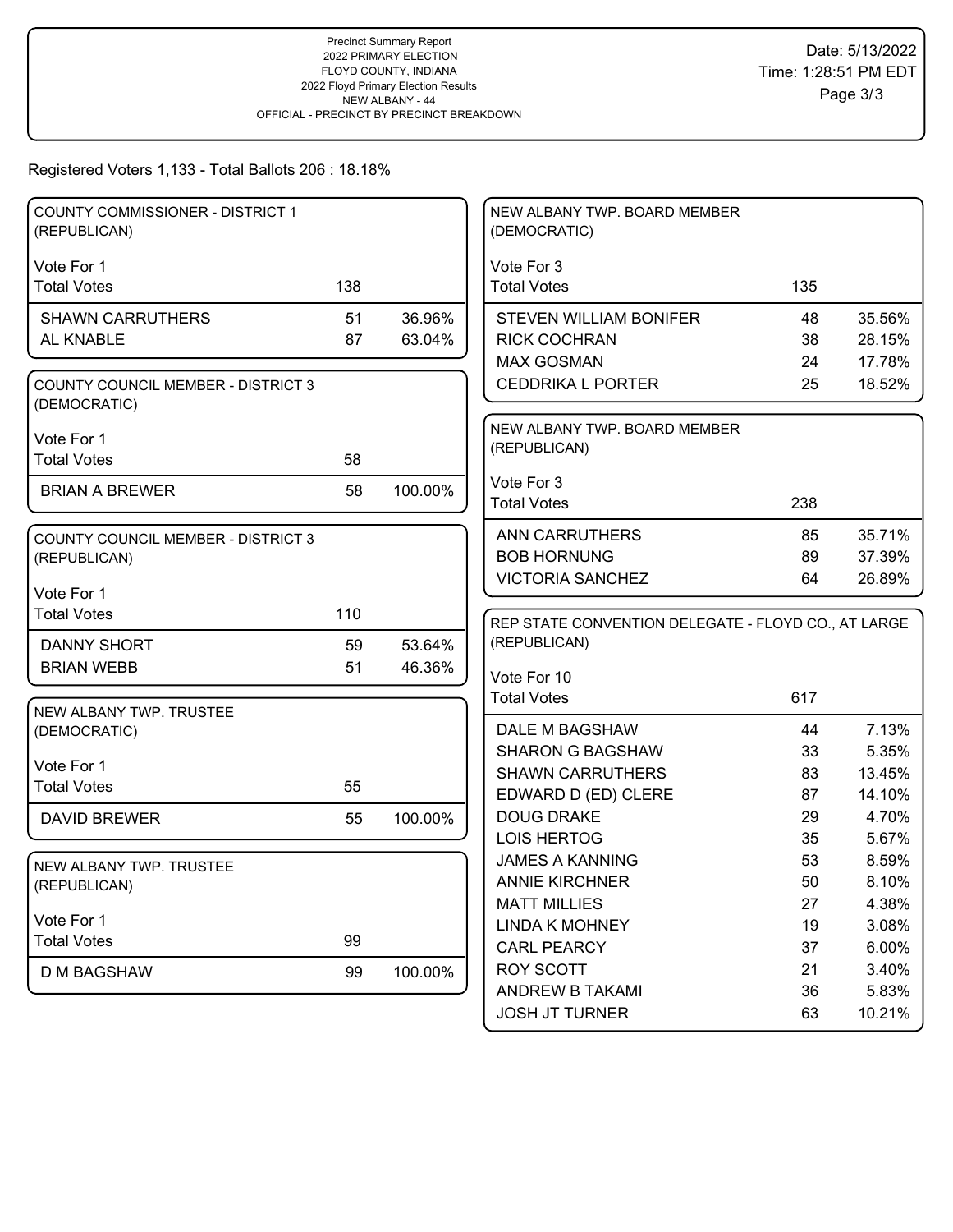Precinct Summary Report
2022 PRIMARY ELECTION
FLOYD COUNTY, INDIANA
2022 Floyd Primary Election Results
NEW ALBANY - 44
OFFICIAL - PRECINCT BY PRECINCT BREAKDOWN

Date: 5/13/2022
Time: 1:28:51 PM EDT

Registered Voters 1,133 - Total Ballots 206 : 18.18%

### COUNTY COMMISSIONER - DISTRICT 1 (REPUBLICAN)

Vote For 1

| | Votes | % |
|---|---|---|
| Total Votes | 138 | |
| SHAWN CARRUTHERS | 51 | 36.96% |
| AL KNABLE | 87 | 63.04% |

### COUNTY COUNCIL MEMBER - DISTRICT 3 (DEMOCRATIC)

Vote For 1

| | Votes | % |
|---|---|---|
| Total Votes | 58 | |
| BRIAN A BREWER | 58 | 100.00% |

### COUNTY COUNCIL MEMBER - DISTRICT 3 (REPUBLICAN)

Vote For 1

| | Votes | % |
|---|---|---|
| Total Votes | 110 | |
| DANNY SHORT | 59 | 53.64% |
| BRIAN WEBB | 51 | 46.36% |

### NEW ALBANY TWP. TRUSTEE (DEMOCRATIC)

Vote For 1

| | Votes | % |
|---|---|---|
| Total Votes | 55 | |
| DAVID BREWER | 55 | 100.00% |

### NEW ALBANY TWP. TRUSTEE (REPUBLICAN)

Vote For 1

| | Votes | % |
|---|---|---|
| Total Votes | 99 | |
| D M BAGSHAW | 99 | 100.00% |

### NEW ALBANY TWP. BOARD MEMBER (DEMOCRATIC)

Vote For 3

| | Votes | % |
|---|---|---|
| Total Votes | 135 | |
| STEVEN WILLIAM BONIFER | 48 | 35.56% |
| RICK COCHRAN | 38 | 28.15% |
| MAX GOSMAN | 24 | 17.78% |
| CEDDRIKA L PORTER | 25 | 18.52% |

### NEW ALBANY TWP. BOARD MEMBER (REPUBLICAN)

Vote For 3

| | Votes | % |
|---|---|---|
| Total Votes | 238 | |
| ANN CARRUTHERS | 85 | 35.71% |
| BOB HORNUNG | 89 | 37.39% |
| VICTORIA SANCHEZ | 64 | 26.89% |

### REP STATE CONVENTION DELEGATE - FLOYD CO., AT LARGE (REPUBLICAN)

Vote For 10

| | Votes | % |
|---|---|---|
| Total Votes | 617 | |
| DALE M BAGSHAW | 44 | 7.13% |
| SHARON G BAGSHAW | 33 | 5.35% |
| SHAWN CARRUTHERS | 83 | 13.45% |
| EDWARD D (ED) CLERE | 87 | 14.10% |
| DOUG DRAKE | 29 | 4.70% |
| LOIS HERTOG | 35 | 5.67% |
| JAMES A KANNING | 53 | 8.59% |
| ANNIE KIRCHNER | 50 | 8.10% |
| MATT MILLIES | 27 | 4.38% |
| LINDA K MOHNEY | 19 | 3.08% |
| CARL PEARCY | 37 | 6.00% |
| ROY SCOTT | 21 | 3.40% |
| ANDREW B TAKAMI | 36 | 5.83% |
| JOSH JT TURNER | 63 | 10.21% |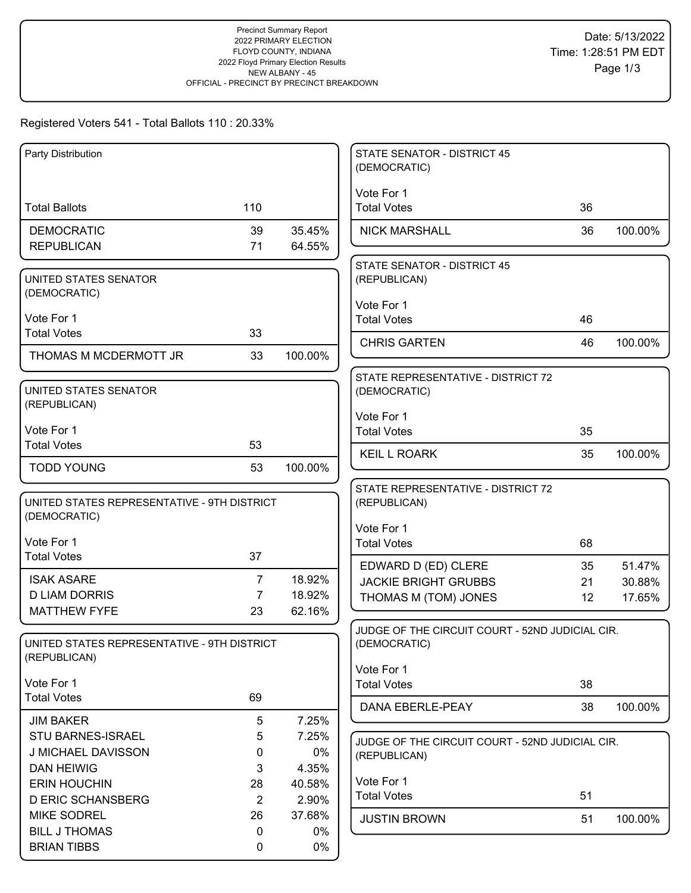Precinct Summary Report
2022 PRIMARY ELECTION
FLOYD COUNTY, INDIANA
2022 Floyd Primary Election Results
NEW ALBANY - 45
OFFICIAL - PRECINCT BY PRECINCT BREAKDOWN

Date: 5/13/2022
Time: 1:28:51 PM EDT

Registered Voters 541 - Total Ballots 110 : 20.33%

**Party Distribution**

| | | |
|---|---|---|
| Total Ballots | 110 | |
| DEMOCRATIC | 39 | 35.45% |
| REPUBLICAN | 71 | 64.55% |

**UNITED STATES SENATOR (DEMOCRATIC)**

Vote For 1

| | | |
|---|---|---|
| Total Votes | 33 | |
| THOMAS M MCDERMOTT JR | 33 | 100.00% |

**UNITED STATES SENATOR (REPUBLICAN)**

Vote For 1

| | | |
|---|---|---|
| Total Votes | 53 | |
| TODD YOUNG | 53 | 100.00% |

**UNITED STATES REPRESENTATIVE - 9TH DISTRICT (DEMOCRATIC)**

Vote For 1

| | | |
|---|---|---|
| Total Votes | 37 | |
| ISAK ASARE | 7 | 18.92% |
| D LIAM DORRIS | 7 | 18.92% |
| MATTHEW FYFE | 23 | 62.16% |

**UNITED STATES REPRESENTATIVE - 9TH DISTRICT (REPUBLICAN)**

Vote For 1

| | | |
|---|---|---|
| Total Votes | 69 | |
| JIM BAKER | 5 | 7.25% |
| STU BARNES-ISRAEL | 5 | 7.25% |
| J MICHAEL DAVISSON | 0 | 0% |
| DAN HEIWIG | 3 | 4.35% |
| ERIN HOUCHIN | 28 | 40.58% |
| D ERIC SCHANSBERG | 2 | 2.90% |
| MIKE SODREL | 26 | 37.68% |
| BILL J THOMAS | 0 | 0% |
| BRIAN TIBBS | 0 | 0% |

**STATE SENATOR - DISTRICT 45 (DEMOCRATIC)**

Vote For 1

| | | |
|---|---|---|
| Total Votes | 36 | |
| NICK MARSHALL | 36 | 100.00% |

**STATE SENATOR - DISTRICT 45 (REPUBLICAN)**

Vote For 1

| | | |
|---|---|---|
| Total Votes | 46 | |
| CHRIS GARTEN | 46 | 100.00% |

**STATE REPRESENTATIVE - DISTRICT 72 (DEMOCRATIC)**

Vote For 1

| | | |
|---|---|---|
| Total Votes | 35 | |
| KEIL L ROARK | 35 | 100.00% |

**STATE REPRESENTATIVE - DISTRICT 72 (REPUBLICAN)**

Vote For 1

| | | |
|---|---|---|
| Total Votes | 68 | |
| EDWARD D (ED) CLERE | 35 | 51.47% |
| JACKIE BRIGHT GRUBBS | 21 | 30.88% |
| THOMAS M (TOM) JONES | 12 | 17.65% |

**JUDGE OF THE CIRCUIT COURT - 52ND JUDICIAL CIR. (DEMOCRATIC)**

Vote For 1

| | | |
|---|---|---|
| Total Votes | 38 | |
| DANA EBERLE-PEAY | 38 | 100.00% |

**JUDGE OF THE CIRCUIT COURT - 52ND JUDICIAL CIR. (REPUBLICAN)**

Vote For 1

| | | |
|---|---|---|
| Total Votes | 51 | |
| JUSTIN BROWN | 51 | 100.00% |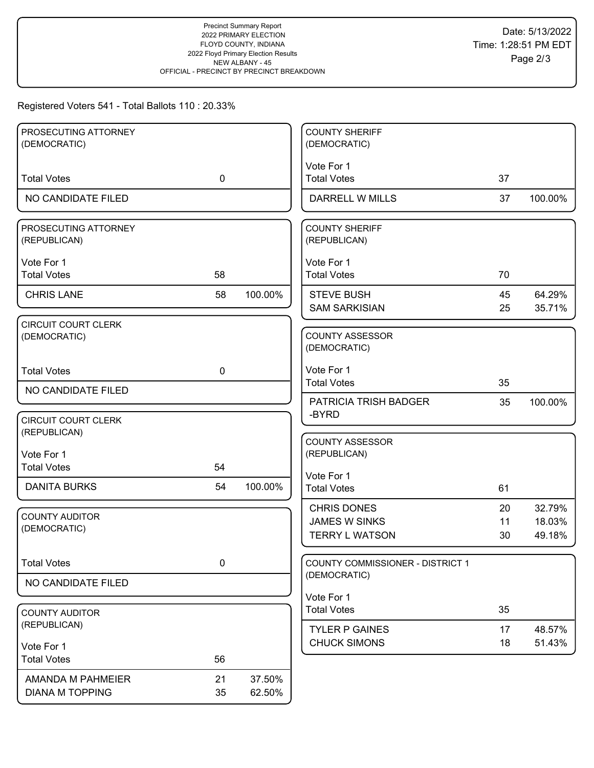Precinct Summary Report
2022 PRIMARY ELECTION
FLOYD COUNTY, INDIANA
2022 Floyd Primary Election Results
NEW ALBANY - 45
OFFICIAL - PRECINCT BY PRECINCT BREAKDOWN

Date: 5/13/2022
Time: 1:28:51 PM EDT

Registered Voters 541 - Total Ballots 110 : 20.33%

### PROSECUTING ATTORNEY (DEMOCRATIC)

| | | |
|---|---|---|
| Total Votes | 0 | |
| NO CANDIDATE FILED | | |

### PROSECUTING ATTORNEY (REPUBLICAN)

Vote For 1

| | | |
|---|---|---|
| Total Votes | 58 | |
| CHRIS LANE | 58 | 100.00% |

### CIRCUIT COURT CLERK (DEMOCRATIC)

| | | |
|---|---|---|
| Total Votes | 0 | |
| NO CANDIDATE FILED | | |

### CIRCUIT COURT CLERK (REPUBLICAN)

Vote For 1

| | | |
|---|---|---|
| Total Votes | 54 | |
| DANITA BURKS | 54 | 100.00% |

### COUNTY AUDITOR (DEMOCRATIC)

| | | |
|---|---|---|
| Total Votes | 0 | |
| NO CANDIDATE FILED | | |

### COUNTY AUDITOR (REPUBLICAN)

Vote For 1

| | | |
|---|---|---|
| Total Votes | 56 | |
| AMANDA M PAHMEIER | 21 | 37.50% |
| DIANA M TOPPING | 35 | 62.50% |

### COUNTY SHERIFF (DEMOCRATIC)

Vote For 1

| | | |
|---|---|---|
| Total Votes | 37 | |
| DARRELL W MILLS | 37 | 100.00% |

### COUNTY SHERIFF (REPUBLICAN)

Vote For 1

| | | |
|---|---|---|
| Total Votes | 70 | |
| STEVE BUSH | 45 | 64.29% |
| SAM SARKISIAN | 25 | 35.71% |

### COUNTY ASSESSOR (DEMOCRATIC)

Vote For 1

| | | |
|---|---|---|
| Total Votes | 35 | |
| PATRICIA TRISH BADGER -BYRD | 35 | 100.00% |

### COUNTY ASSESSOR (REPUBLICAN)

Vote For 1

| | | |
|---|---|---|
| Total Votes | 61 | |
| CHRIS DONES | 20 | 32.79% |
| JAMES W SINKS | 11 | 18.03% |
| TERRY L WATSON | 30 | 49.18% |

### COUNTY COMMISSIONER - DISTRICT 1 (DEMOCRATIC)

Vote For 1

| | | |
|---|---|---|
| Total Votes | 35 | |
| TYLER P GAINES | 17 | 48.57% |
| CHUCK SIMONS | 18 | 51.43% |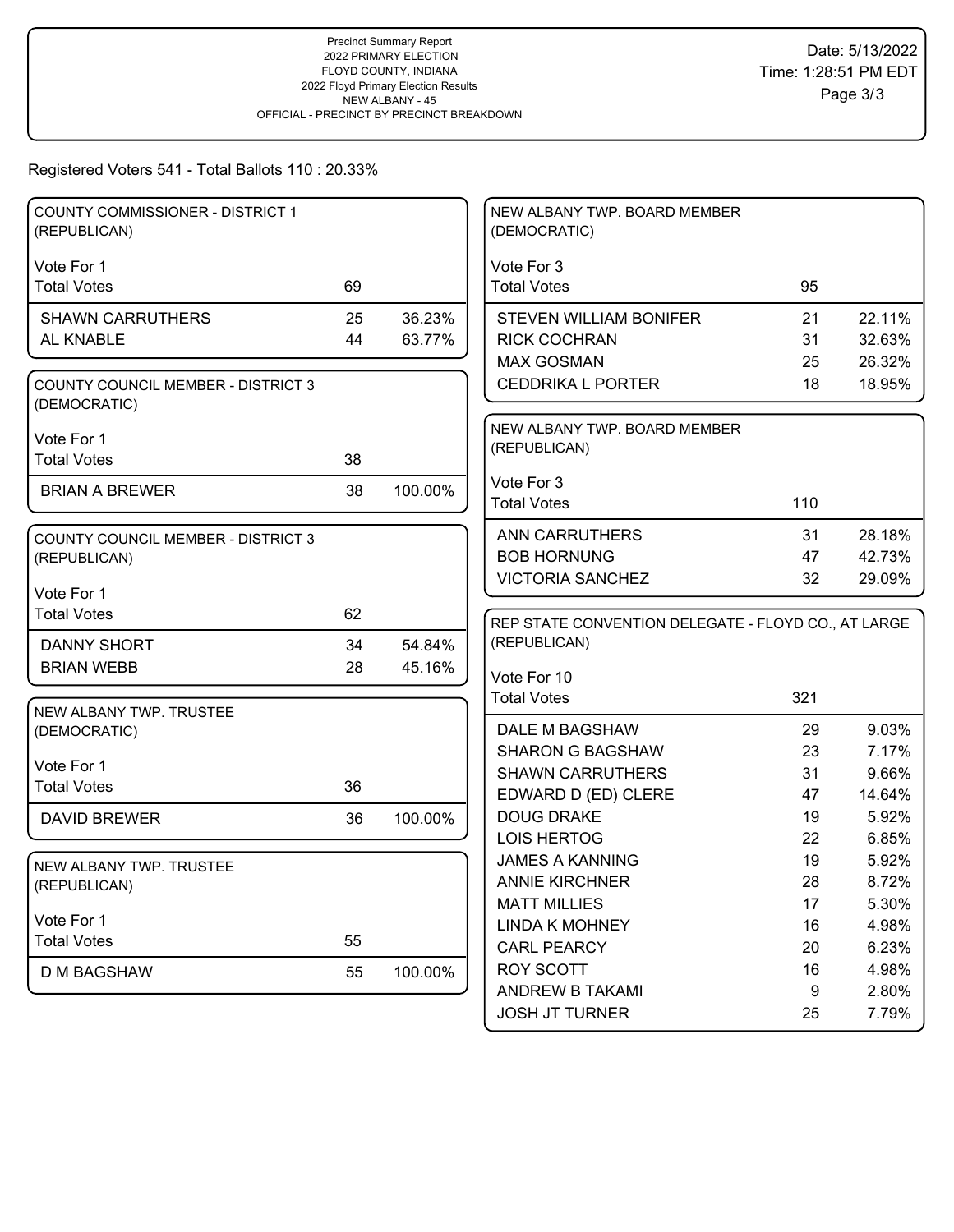Precinct Summary Report
2022 PRIMARY ELECTION
FLOYD COUNTY, INDIANA
2022 Floyd Primary Election Results
NEW ALBANY - 45
OFFICIAL - PRECINCT BY PRECINCT BREAKDOWN

Date: 5/13/2022
Time: 1:28:51 PM EDT

Registered Voters 541 - Total Ballots 110 : 20.33%

### COUNTY COMMISSIONER - DISTRICT 1 (REPUBLICAN)

Vote For 1

| | Votes | Percent |
|---|---|---|
| Total Votes | 69 | |
| SHAWN CARRUTHERS | 25 | 36.23% |
| AL KNABLE | 44 | 63.77% |

### COUNTY COUNCIL MEMBER - DISTRICT 3 (DEMOCRATIC)

Vote For 1

| | Votes | Percent |
|---|---|---|
| Total Votes | 38 | |
| BRIAN A BREWER | 38 | 100.00% |

### COUNTY COUNCIL MEMBER - DISTRICT 3 (REPUBLICAN)

Vote For 1

| | Votes | Percent |
|---|---|---|
| Total Votes | 62 | |
| DANNY SHORT | 34 | 54.84% |
| BRIAN WEBB | 28 | 45.16% |

### NEW ALBANY TWP. TRUSTEE (DEMOCRATIC)

Vote For 1

| | Votes | Percent |
|---|---|---|
| Total Votes | 36 | |
| DAVID BREWER | 36 | 100.00% |

### NEW ALBANY TWP. TRUSTEE (REPUBLICAN)

Vote For 1

| | Votes | Percent |
|---|---|---|
| Total Votes | 55 | |
| D M BAGSHAW | 55 | 100.00% |

### NEW ALBANY TWP. BOARD MEMBER (DEMOCRATIC)

Vote For 3

| | Votes | Percent |
|---|---|---|
| Total Votes | 95 | |
| STEVEN WILLIAM BONIFER | 21 | 22.11% |
| RICK COCHRAN | 31 | 32.63% |
| MAX GOSMAN | 25 | 26.32% |
| CEDDRIKA L PORTER | 18 | 18.95% |

### NEW ALBANY TWP. BOARD MEMBER (REPUBLICAN)

Vote For 3

| | Votes | Percent |
|---|---|---|
| Total Votes | 110 | |
| ANN CARRUTHERS | 31 | 28.18% |
| BOB HORNUNG | 47 | 42.73% |
| VICTORIA SANCHEZ | 32 | 29.09% |

### REP STATE CONVENTION DELEGATE - FLOYD CO., AT LARGE (REPUBLICAN)

Vote For 10

| | Votes | Percent |
|---|---|---|
| Total Votes | 321 | |
| DALE M BAGSHAW | 29 | 9.03% |
| SHARON G BAGSHAW | 23 | 7.17% |
| SHAWN CARRUTHERS | 31 | 9.66% |
| EDWARD D (ED) CLERE | 47 | 14.64% |
| DOUG DRAKE | 19 | 5.92% |
| LOIS HERTOG | 22 | 6.85% |
| JAMES A KANNING | 19 | 5.92% |
| ANNIE KIRCHNER | 28 | 8.72% |
| MATT MILLIES | 17 | 5.30% |
| LINDA K MOHNEY | 16 | 4.98% |
| CARL PEARCY | 20 | 6.23% |
| ROY SCOTT | 16 | 4.98% |
| ANDREW B TAKAMI | 9 | 2.80% |
| JOSH JT TURNER | 25 | 7.79% |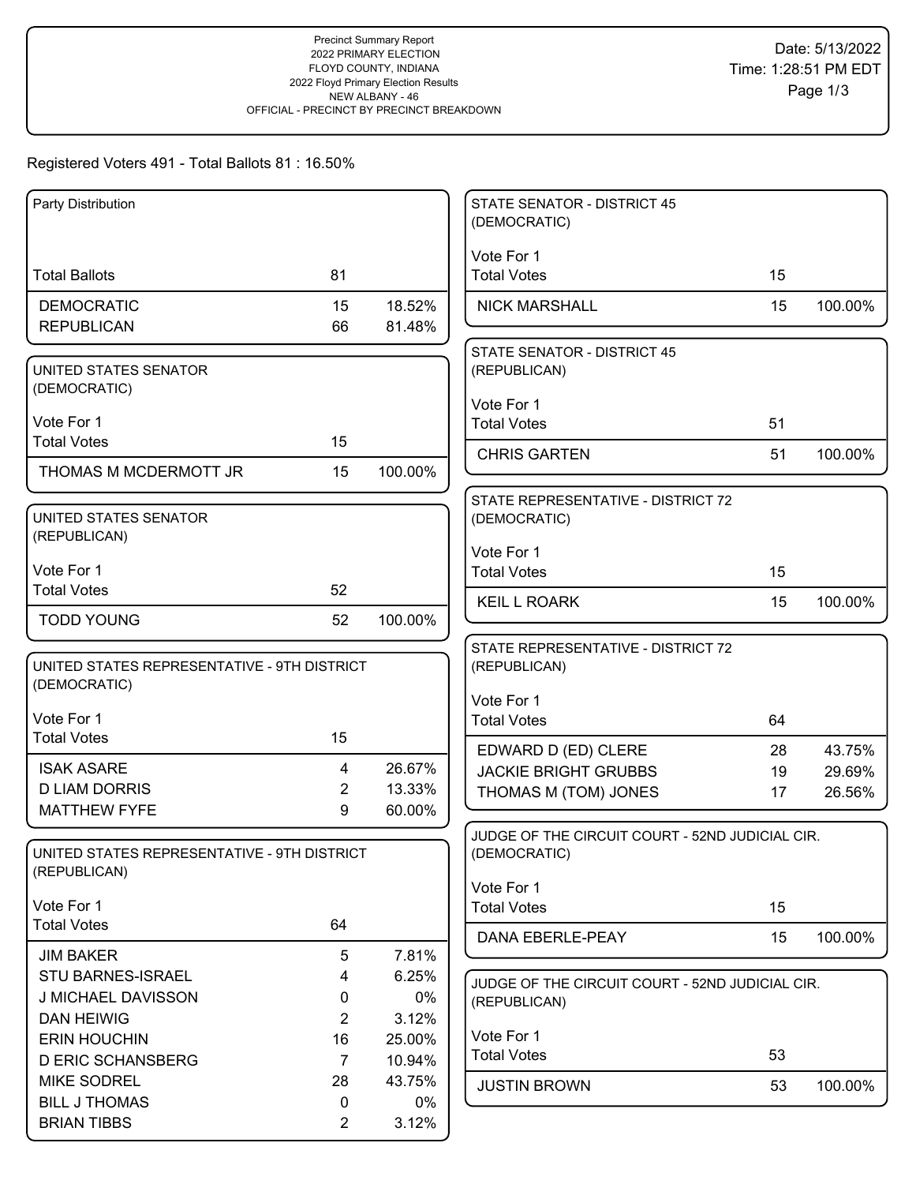Precinct Summary Report
2022 PRIMARY ELECTION
FLOYD COUNTY, INDIANA
2022 Floyd Primary Election Results
NEW ALBANY - 46
OFFICIAL - PRECINCT BY PRECINCT BREAKDOWN

Date: 5/13/2022
Time: 1:28:51 PM EDT

Registered Voters 491 - Total Ballots 81 : 16.50%

### Party Distribution

| | | |
|---|---|---|
| Total Ballots | 81 | |
| DEMOCRATIC | 15 | 18.52% |
| REPUBLICAN | 66 | 81.48% |

### UNITED STATES SENATOR (DEMOCRATIC)

Vote For 1

| | | |
|---|---|---|
| Total Votes | 15 | |
| THOMAS M MCDERMOTT JR | 15 | 100.00% |

### UNITED STATES SENATOR (REPUBLICAN)

Vote For 1

| | | |
|---|---|---|
| Total Votes | 52 | |
| TODD YOUNG | 52 | 100.00% |

### UNITED STATES REPRESENTATIVE - 9TH DISTRICT (DEMOCRATIC)

Vote For 1

| | | |
|---|---|---|
| Total Votes | 15 | |
| ISAK ASARE | 4 | 26.67% |
| D LIAM DORRIS | 2 | 13.33% |
| MATTHEW FYFE | 9 | 60.00% |

### UNITED STATES REPRESENTATIVE - 9TH DISTRICT (REPUBLICAN)

Vote For 1

| | | |
|---|---|---|
| Total Votes | 64 | |
| JIM BAKER | 5 | 7.81% |
| STU BARNES-ISRAEL | 4 | 6.25% |
| J MICHAEL DAVISSON | 0 | 0% |
| DAN HEIWIG | 2 | 3.12% |
| ERIN HOUCHIN | 16 | 25.00% |
| D ERIC SCHANSBERG | 7 | 10.94% |
| MIKE SODREL | 28 | 43.75% |
| BILL J THOMAS | 0 | 0% |
| BRIAN TIBBS | 2 | 3.12% |

### STATE SENATOR - DISTRICT 45 (DEMOCRATIC)

Vote For 1

| | | |
|---|---|---|
| Total Votes | 15 | |
| NICK MARSHALL | 15 | 100.00% |

### STATE SENATOR - DISTRICT 45 (REPUBLICAN)

Vote For 1

| | | |
|---|---|---|
| Total Votes | 51 | |
| CHRIS GARTEN | 51 | 100.00% |

### STATE REPRESENTATIVE - DISTRICT 72 (DEMOCRATIC)

Vote For 1

| | | |
|---|---|---|
| Total Votes | 15 | |
| KEIL L ROARK | 15 | 100.00% |

### STATE REPRESENTATIVE - DISTRICT 72 (REPUBLICAN)

Vote For 1

| | | |
|---|---|---|
| Total Votes | 64 | |
| EDWARD D (ED) CLERE | 28 | 43.75% |
| JACKIE BRIGHT GRUBBS | 19 | 29.69% |
| THOMAS M (TOM) JONES | 17 | 26.56% |

### JUDGE OF THE CIRCUIT COURT - 52ND JUDICIAL CIR. (DEMOCRATIC)

Vote For 1

| | | |
|---|---|---|
| Total Votes | 15 | |
| DANA EBERLE-PEAY | 15 | 100.00% |

### JUDGE OF THE CIRCUIT COURT - 52ND JUDICIAL CIR. (REPUBLICAN)

Vote For 1

| | | |
|---|---|---|
| Total Votes | 53 | |
| JUSTIN BROWN | 53 | 100.00% |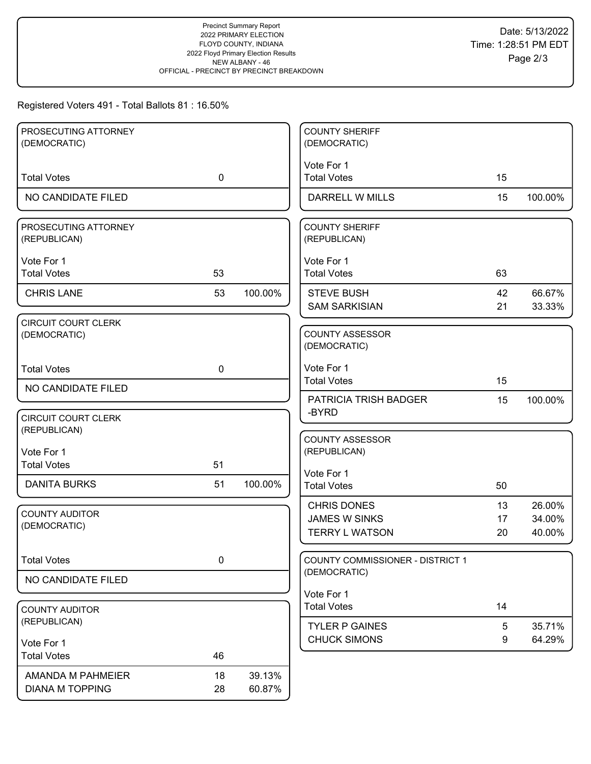Precinct Summary Report
2022 PRIMARY ELECTION
FLOYD COUNTY, INDIANA
2022 Floyd Primary Election Results
NEW ALBANY - 46
OFFICIAL - PRECINCT BY PRECINCT BREAKDOWN

Date: 5/13/2022
Time: 1:28:51 PM EDT

Registered Voters 491 - Total Ballots 81 : 16.50%

### PROSECUTING ATTORNEY (DEMOCRATIC)

| | | |
|---|---|---|
| Total Votes | 0 | |
| NO CANDIDATE FILED | | |

### PROSECUTING ATTORNEY (REPUBLICAN)

Vote For 1

| | | |
|---|---|---|
| Total Votes | 53 | |
| CHRIS LANE | 53 | 100.00% |

### CIRCUIT COURT CLERK (DEMOCRATIC)

| | | |
|---|---|---|
| Total Votes | 0 | |
| NO CANDIDATE FILED | | |

### CIRCUIT COURT CLERK (REPUBLICAN)

Vote For 1

| | | |
|---|---|---|
| Total Votes | 51 | |
| DANITA BURKS | 51 | 100.00% |

### COUNTY AUDITOR (DEMOCRATIC)

| | | |
|---|---|---|
| Total Votes | 0 | |
| NO CANDIDATE FILED | | |

### COUNTY AUDITOR (REPUBLICAN)

Vote For 1

| | | |
|---|---|---|
| Total Votes | 46 | |
| AMANDA M PAHMEIER | 18 | 39.13% |
| DIANA M TOPPING | 28 | 60.87% |

### COUNTY SHERIFF (DEMOCRATIC)

Vote For 1

| | | |
|---|---|---|
| Total Votes | 15 | |
| DARRELL W MILLS | 15 | 100.00% |

### COUNTY SHERIFF (REPUBLICAN)

Vote For 1

| | | |
|---|---|---|
| Total Votes | 63 | |
| STEVE BUSH | 42 | 66.67% |
| SAM SARKISIAN | 21 | 33.33% |

### COUNTY ASSESSOR (DEMOCRATIC)

Vote For 1

| | | |
|---|---|---|
| Total Votes | 15 | |
| PATRICIA TRISH BADGER -BYRD | 15 | 100.00% |

### COUNTY ASSESSOR (REPUBLICAN)

Vote For 1

| | | |
|---|---|---|
| Total Votes | 50 | |
| CHRIS DONES | 13 | 26.00% |
| JAMES W SINKS | 17 | 34.00% |
| TERRY L WATSON | 20 | 40.00% |

### COUNTY COMMISSIONER - DISTRICT 1 (DEMOCRATIC)

Vote For 1

| | | |
|---|---|---|
| Total Votes | 14 | |
| TYLER P GAINES | 5 | 35.71% |
| CHUCK SIMONS | 9 | 64.29% |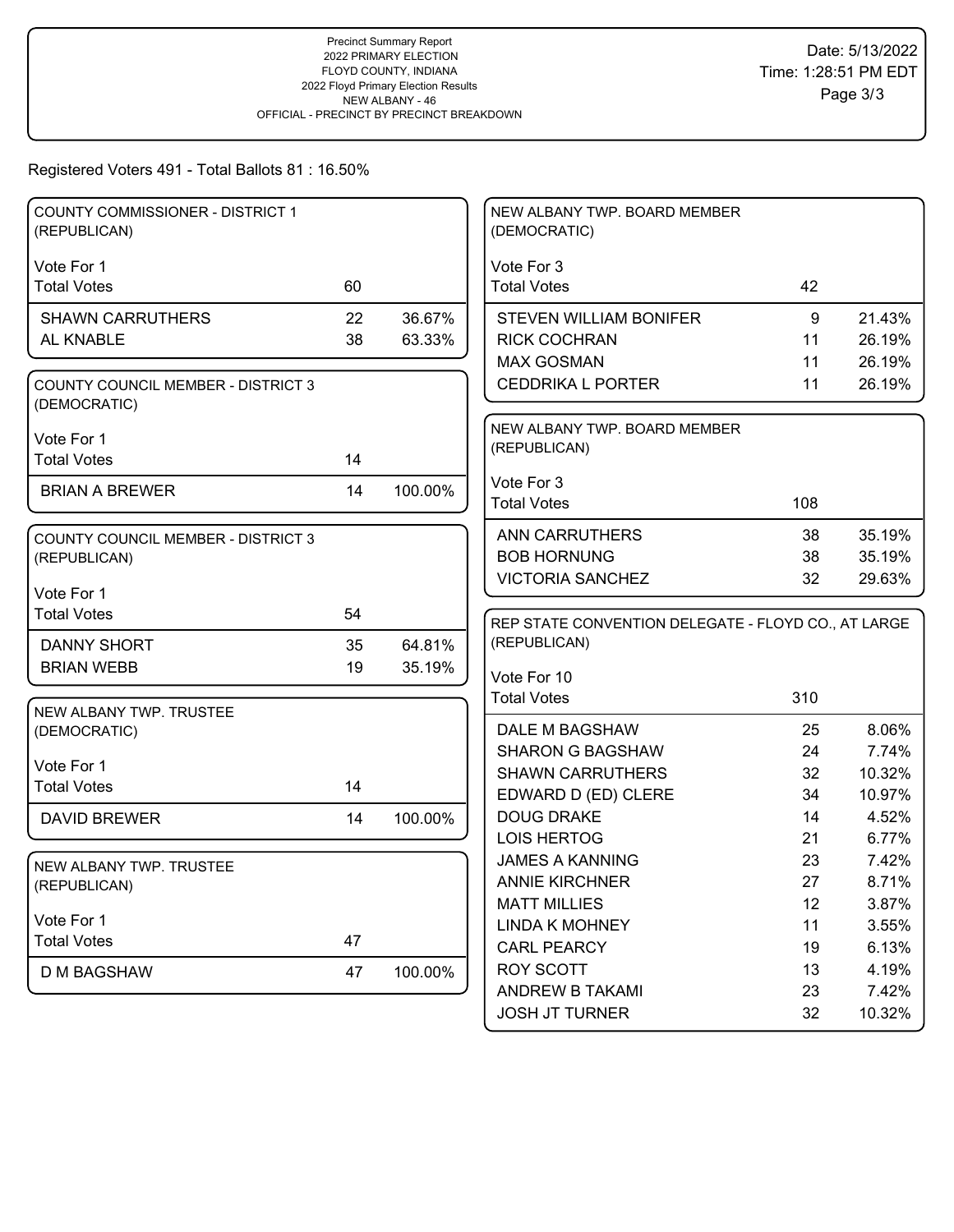Precinct Summary Report
2022 PRIMARY ELECTION
FLOYD COUNTY, INDIANA
2022 Floyd Primary Election Results
NEW ALBANY - 46
OFFICIAL - PRECINCT BY PRECINCT BREAKDOWN

Date: 5/13/2022
Time: 1:28:51 PM EDT

Registered Voters 491 - Total Ballots 81 : 16.50%

## COUNTY COMMISSIONER - DISTRICT 1 (REPUBLICAN)

Vote For 1

| | | |
|---|---|---|
| Total Votes | 60 | |
| SHAWN CARRUTHERS | 22 | 36.67% |
| AL KNABLE | 38 | 63.33% |

## COUNTY COUNCIL MEMBER - DISTRICT 3 (DEMOCRATIC)

Vote For 1

| | | |
|---|---|---|
| Total Votes | 14 | |
| BRIAN A BREWER | 14 | 100.00% |

## COUNTY COUNCIL MEMBER - DISTRICT 3 (REPUBLICAN)

Vote For 1

| | | |
|---|---|---|
| Total Votes | 54 | |
| DANNY SHORT | 35 | 64.81% |
| BRIAN WEBB | 19 | 35.19% |

## NEW ALBANY TWP. TRUSTEE (DEMOCRATIC)

Vote For 1

| | | |
|---|---|---|
| Total Votes | 14 | |
| DAVID BREWER | 14 | 100.00% |

## NEW ALBANY TWP. TRUSTEE (REPUBLICAN)

Vote For 1

| | | |
|---|---|---|
| Total Votes | 47 | |
| D M BAGSHAW | 47 | 100.00% |

## NEW ALBANY TWP. BOARD MEMBER (DEMOCRATIC)

Vote For 3

| | | |
|---|---|---|
| Total Votes | 42 | |
| STEVEN WILLIAM BONIFER | 9 | 21.43% |
| RICK COCHRAN | 11 | 26.19% |
| MAX GOSMAN | 11 | 26.19% |
| CEDDRIKA L PORTER | 11 | 26.19% |

## NEW ALBANY TWP. BOARD MEMBER (REPUBLICAN)

Vote For 3

| | | |
|---|---|---|
| Total Votes | 108 | |
| ANN CARRUTHERS | 38 | 35.19% |
| BOB HORNUNG | 38 | 35.19% |
| VICTORIA SANCHEZ | 32 | 29.63% |

## REP STATE CONVENTION DELEGATE - FLOYD CO., AT LARGE (REPUBLICAN)

Vote For 10

| | | |
|---|---|---|
| Total Votes | 310 | |
| DALE M BAGSHAW | 25 | 8.06% |
| SHARON G BAGSHAW | 24 | 7.74% |
| SHAWN CARRUTHERS | 32 | 10.32% |
| EDWARD D (ED) CLERE | 34 | 10.97% |
| DOUG DRAKE | 14 | 4.52% |
| LOIS HERTOG | 21 | 6.77% |
| JAMES A KANNING | 23 | 7.42% |
| ANNIE KIRCHNER | 27 | 8.71% |
| MATT MILLIES | 12 | 3.87% |
| LINDA K MOHNEY | 11 | 3.55% |
| CARL PEARCY | 19 | 6.13% |
| ROY SCOTT | 13 | 4.19% |
| ANDREW B TAKAMI | 23 | 7.42% |
| JOSH JT TURNER | 32 | 10.32% |